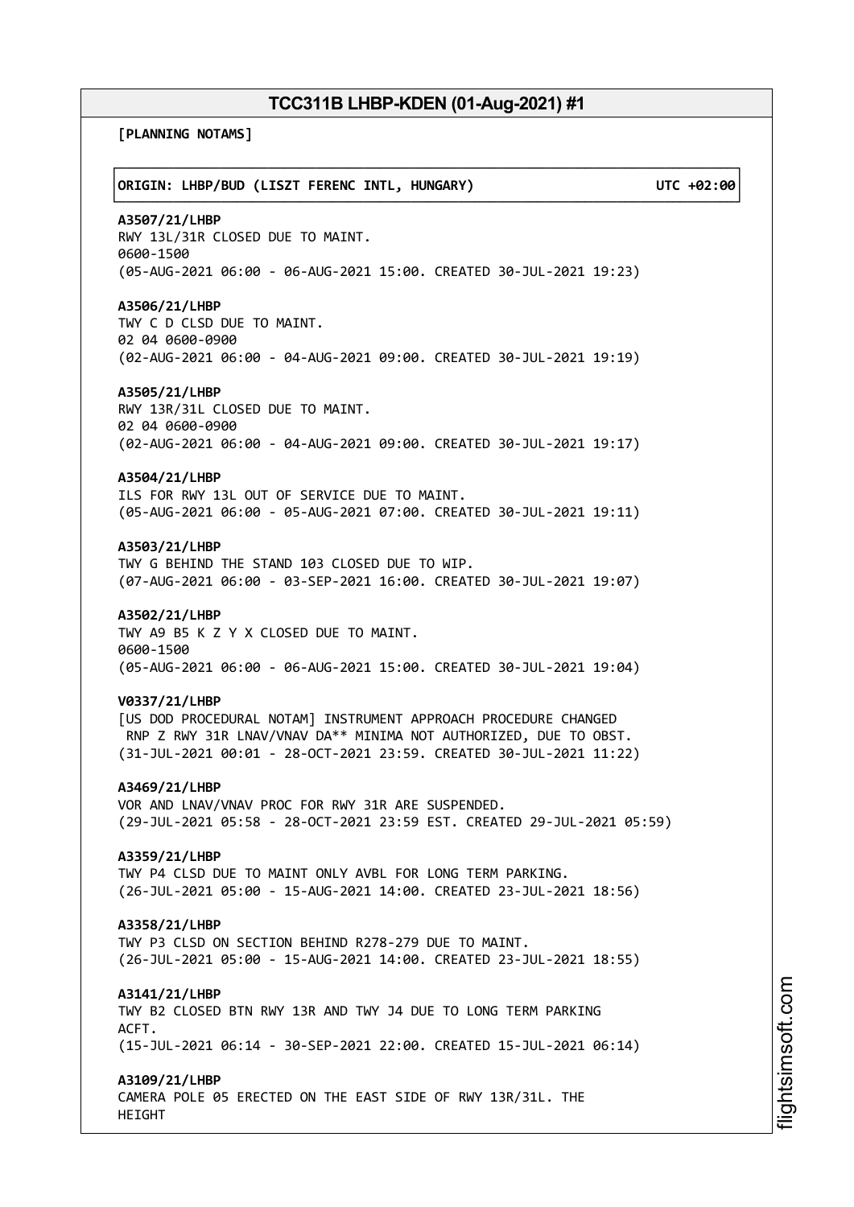# TCC311B LHBP-KDEN (01-Aug-2021) #1

**[PLANNING NOTAMS]**

**ORIGIN: LHBP/BUD (LISZT FERENC INTL, HUNGARY) UTC +02:00**

**A3507/21/LHBP**
RWY 13L/31R CLOSED DUE TO MAINT.
0600-1500
(05-AUG-2021 06:00 - 06-AUG-2021 15:00. CREATED 30-JUL-2021 19:23)

**A3506/21/LHBP**
TWY C D CLSD DUE TO MAINT.
02 04 0600-0900
(02-AUG-2021 06:00 - 04-AUG-2021 09:00. CREATED 30-JUL-2021 19:19)

**A3505/21/LHBP**
RWY 13R/31L CLOSED DUE TO MAINT.
02 04 0600-0900
(02-AUG-2021 06:00 - 04-AUG-2021 09:00. CREATED 30-JUL-2021 19:17)

**A3504/21/LHBP**
ILS FOR RWY 13L OUT OF SERVICE DUE TO MAINT.
(05-AUG-2021 06:00 - 05-AUG-2021 07:00. CREATED 30-JUL-2021 19:11)

**A3503/21/LHBP**
TWY G BEHIND THE STAND 103 CLOSED DUE TO WIP.
(07-AUG-2021 06:00 - 03-SEP-2021 16:00. CREATED 30-JUL-2021 19:07)

**A3502/21/LHBP**
TWY A9 B5 K Z Y X CLOSED DUE TO MAINT.
0600-1500
(05-AUG-2021 06:00 - 06-AUG-2021 15:00. CREATED 30-JUL-2021 19:04)

**V0337/21/LHBP**
[US DOD PROCEDURAL NOTAM] INSTRUMENT APPROACH PROCEDURE CHANGED
RNP Z RWY 31R LNAV/VNAV DA** MINIMA NOT AUTHORIZED, DUE TO OBST.
(31-JUL-2021 00:01 - 28-OCT-2021 23:59. CREATED 30-JUL-2021 11:22)

**A3469/21/LHBP**
VOR AND LNAV/VNAV PROC FOR RWY 31R ARE SUSPENDED.
(29-JUL-2021 05:58 - 28-OCT-2021 23:59 EST. CREATED 29-JUL-2021 05:59)

**A3359/21/LHBP**
TWY P4 CLSD DUE TO MAINT ONLY AVBL FOR LONG TERM PARKING.
(26-JUL-2021 05:00 - 15-AUG-2021 14:00. CREATED 23-JUL-2021 18:56)

**A3358/21/LHBP**
TWY P3 CLSD ON SECTION BEHIND R278-279 DUE TO MAINT.
(26-JUL-2021 05:00 - 15-AUG-2021 14:00. CREATED 23-JUL-2021 18:55)

**A3141/21/LHBP**
TWY B2 CLOSED BTN RWY 13R AND TWY J4 DUE TO LONG TERM PARKING
ACFT.
(15-JUL-2021 06:14 - 30-SEP-2021 22:00. CREATED 15-JUL-2021 06:14)

**A3109/21/LHBP**
CAMERA POLE 05 ERECTED ON THE EAST SIDE OF RWY 13R/31L. THE
HEIGHT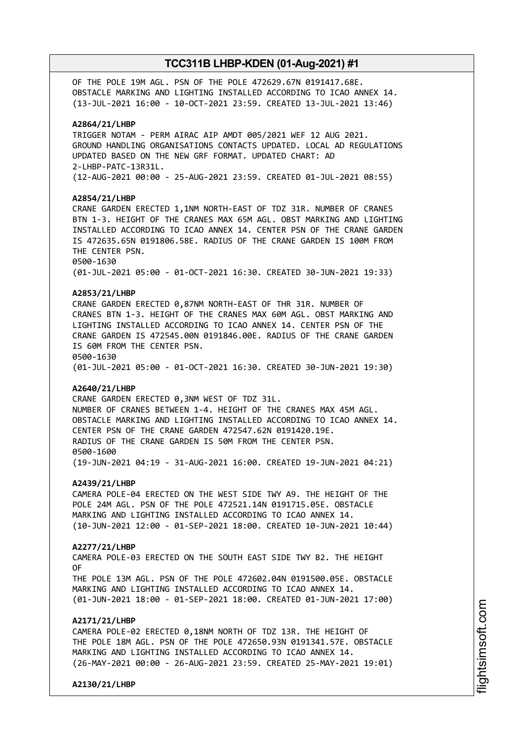OF THE POLE 19M AGL. PSN OF THE POLE 472629.67N 0191417.68E.
OBSTACLE MARKING AND LIGHTING INSTALLED ACCORDING TO ICAO ANNEX 14.
(13-JUL-2021 16:00 - 10-OCT-2021 23:59. CREATED 13-JUL-2021 13:46)

**A2864/21/LHBP**
TRIGGER NOTAM - PERM AIRAC AIP AMDT 005/2021 WEF 12 AUG 2021.
GROUND HANDLING ORGANISATIONS CONTACTS UPDATED. LOCAL AD REGULATIONS
UPDATED BASED ON THE NEW GRF FORMAT. UPDATED CHART: AD
2-LHBP-PATC-13R31L.
(12-AUG-2021 00:00 - 25-AUG-2021 23:59. CREATED 01-JUL-2021 08:55)

**A2854/21/LHBP**
CRANE GARDEN ERECTED 1,1NM NORTH-EAST OF TDZ 31R. NUMBER OF CRANES
BTN 1-3. HEIGHT OF THE CRANES MAX 65M AGL. OBST MARKING AND LIGHTING
INSTALLED ACCORDING TO ICAO ANNEX 14. CENTER PSN OF THE CRANE GARDEN
IS 472635.65N 0191806.58E. RADIUS OF THE CRANE GARDEN IS 100M FROM
THE CENTER PSN.
0500-1630
(01-JUL-2021 05:00 - 01-OCT-2021 16:30. CREATED 30-JUN-2021 19:33)

**A2853/21/LHBP**
CRANE GARDEN ERECTED 0,87NM NORTH-EAST OF THR 31R. NUMBER OF
CRANES BTN 1-3. HEIGHT OF THE CRANES MAX 60M AGL. OBST MARKING AND
LIGHTING INSTALLED ACCORDING TO ICAO ANNEX 14. CENTER PSN OF THE
CRANE GARDEN IS 472545.00N 0191846.00E. RADIUS OF THE CRANE GARDEN
IS 60M FROM THE CENTER PSN.
0500-1630
(01-JUL-2021 05:00 - 01-OCT-2021 16:30. CREATED 30-JUN-2021 19:30)

**A2640/21/LHBP**
CRANE GARDEN ERECTED 0,3NM WEST OF TDZ 31L.
NUMBER OF CRANES BETWEEN 1-4. HEIGHT OF THE CRANES MAX 45M AGL.
OBSTACLE MARKING AND LIGHTING INSTALLED ACCORDING TO ICAO ANNEX 14.
CENTER PSN OF THE CRANE GARDEN 472547.62N 0191420.19E.
RADIUS OF THE CRANE GARDEN IS 50M FROM THE CENTER PSN.
0500-1600
(19-JUN-2021 04:19 - 31-AUG-2021 16:00. CREATED 19-JUN-2021 04:21)

**A2439/21/LHBP**
CAMERA POLE-04 ERECTED ON THE WEST SIDE TWY A9. THE HEIGHT OF THE
POLE 24M AGL. PSN OF THE POLE 472521.14N 0191715.05E. OBSTACLE
MARKING AND LIGHTING INSTALLED ACCORDING TO ICAO ANNEX 14.
(10-JUN-2021 12:00 - 01-SEP-2021 18:00. CREATED 10-JUN-2021 10:44)

**A2277/21/LHBP**
CAMERA POLE-03 ERECTED ON THE SOUTH EAST SIDE TWY B2. THE HEIGHT
OF
THE POLE 13M AGL. PSN OF THE POLE 472602.04N 0191500.05E. OBSTACLE
MARKING AND LIGHTING INSTALLED ACCORDING TO ICAO ANNEX 14.
(01-JUN-2021 18:00 - 01-SEP-2021 18:00. CREATED 01-JUN-2021 17:00)

**A2171/21/LHBP**
CAMERA POLE-02 ERECTED 0,18NM NORTH OF TDZ 13R. THE HEIGHT OF
THE POLE 18M AGL. PSN OF THE POLE 472650.93N 0191341.57E. OBSTACLE
MARKING AND LIGHTING INSTALLED ACCORDING TO ICAO ANNEX 14.
(26-MAY-2021 00:00 - 26-AUG-2021 23:59. CREATED 25-MAY-2021 19:01)

**A2130/21/LHBP**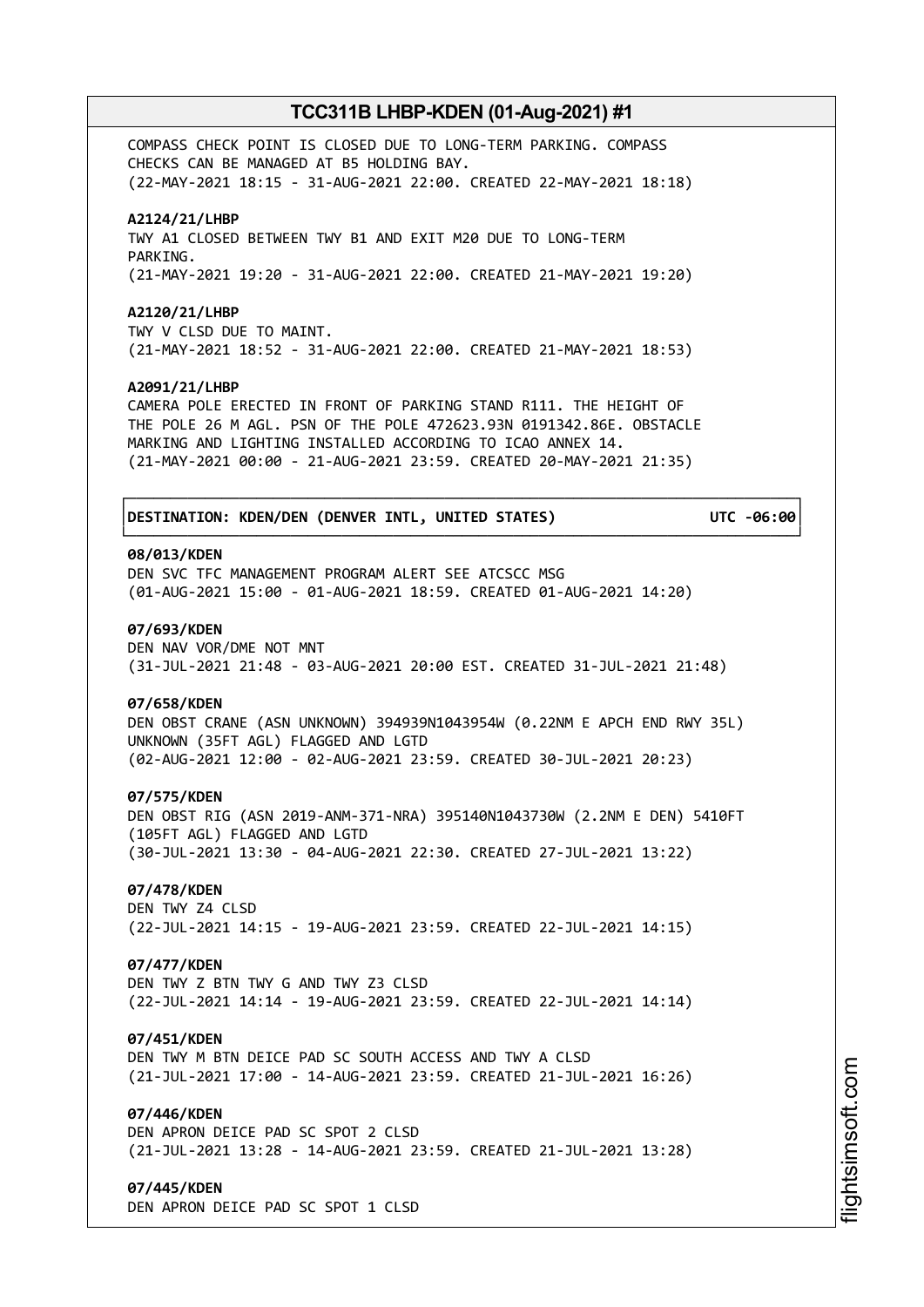COMPASS CHECK POINT IS CLOSED DUE TO LONG-TERM PARKING. COMPASS CHECKS CAN BE MANAGED AT B5 HOLDING BAY.
(22-MAY-2021 18:15 - 31-AUG-2021 22:00. CREATED 22-MAY-2021 18:18)

**A2124/21/LHBP**
TWY A1 CLOSED BETWEEN TWY B1 AND EXIT M20 DUE TO LONG-TERM PARKING.
(21-MAY-2021 19:20 - 31-AUG-2021 22:00. CREATED 21-MAY-2021 19:20)

**A2120/21/LHBP**
TWY V CLSD DUE TO MAINT.
(21-MAY-2021 18:52 - 31-AUG-2021 22:00. CREATED 21-MAY-2021 18:53)

**A2091/21/LHBP**
CAMERA POLE ERECTED IN FRONT OF PARKING STAND R111. THE HEIGHT OF THE POLE 26 M AGL. PSN OF THE POLE 472623.93N 0191342.86E. OBSTACLE MARKING AND LIGHTING INSTALLED ACCORDING TO ICAO ANNEX 14.
(21-MAY-2021 00:00 - 21-AUG-2021 23:59. CREATED 20-MAY-2021 21:35)

**DESTINATION: KDEN/DEN (DENVER INTL, UNITED STATES) UTC -06:00**

**08/013/KDEN**
DEN SVC TFC MANAGEMENT PROGRAM ALERT SEE ATCSCC MSG
(01-AUG-2021 15:00 - 01-AUG-2021 18:59. CREATED 01-AUG-2021 14:20)

**07/693/KDEN**
DEN NAV VOR/DME NOT MNT
(31-JUL-2021 21:48 - 03-AUG-2021 20:00 EST. CREATED 31-JUL-2021 21:48)

**07/658/KDEN**
DEN OBST CRANE (ASN UNKNOWN) 394939N1043954W (0.22NM E APCH END RWY 35L) UNKNOWN (35FT AGL) FLAGGED AND LGTD
(02-AUG-2021 12:00 - 02-AUG-2021 23:59. CREATED 30-JUL-2021 20:23)

**07/575/KDEN**
DEN OBST RIG (ASN 2019-ANM-371-NRA) 395140N1043730W (2.2NM E DEN) 5410FT (105FT AGL) FLAGGED AND LGTD
(30-JUL-2021 13:30 - 04-AUG-2021 22:30. CREATED 27-JUL-2021 13:22)

**07/478/KDEN**
DEN TWY Z4 CLSD
(22-JUL-2021 14:15 - 19-AUG-2021 23:59. CREATED 22-JUL-2021 14:15)

**07/477/KDEN**
DEN TWY Z BTN TWY G AND TWY Z3 CLSD
(22-JUL-2021 14:14 - 19-AUG-2021 23:59. CREATED 22-JUL-2021 14:14)

**07/451/KDEN**
DEN TWY M BTN DEICE PAD SC SOUTH ACCESS AND TWY A CLSD
(21-JUL-2021 17:00 - 14-AUG-2021 23:59. CREATED 21-JUL-2021 16:26)

**07/446/KDEN**
DEN APRON DEICE PAD SC SPOT 2 CLSD
(21-JUL-2021 13:28 - 14-AUG-2021 23:59. CREATED 21-JUL-2021 13:28)

**07/445/KDEN**
DEN APRON DEICE PAD SC SPOT 1 CLSD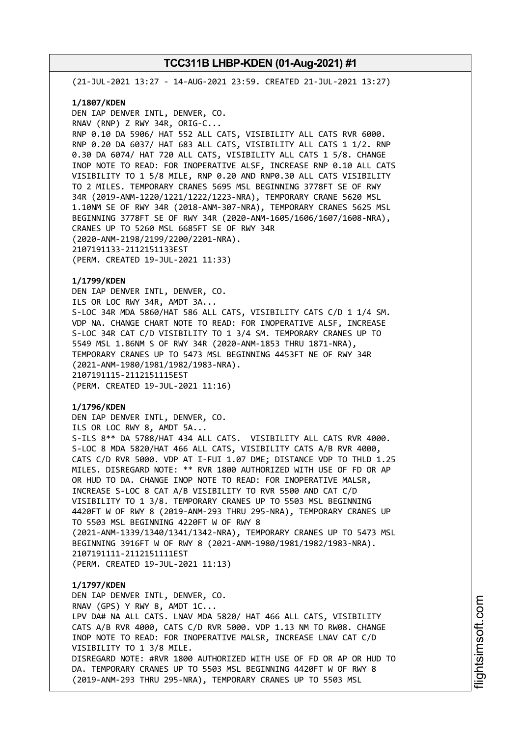(21-JUL-2021 13:27 - 14-AUG-2021 23:59. CREATED 21-JUL-2021 13:27)

**1/1807/KDEN**
DEN IAP DENVER INTL, DENVER, CO.
RNAV (RNP) Z RWY 34R, ORIG-C...
RNP 0.10 DA 5906/ HAT 552 ALL CATS, VISIBILITY ALL CATS RVR 6000.
RNP 0.20 DA 6037/ HAT 683 ALL CATS, VISIBILITY ALL CATS 1 1/2. RNP
0.30 DA 6074/ HAT 720 ALL CATS, VISIBILITY ALL CATS 1 5/8. CHANGE
INOP NOTE TO READ: FOR INOPERATIVE ALSF, INCREASE RNP 0.10 ALL CATS
VISIBILITY TO 1 5/8 MILE, RNP 0.20 AND RNP0.30 ALL CATS VISIBILITY
TO 2 MILES. TEMPORARY CRANES 5695 MSL BEGINNING 3778FT SE OF RWY
34R (2019-ANM-1220/1221/1222/1223-NRA), TEMPORARY CRANE 5620 MSL
1.10NM SE OF RWY 34R (2018-ANM-307-NRA), TEMPORARY CRANES 5625 MSL
BEGINNING 3778FT SE OF RWY 34R (2020-ANM-1605/1606/1607/1608-NRA),
CRANES UP TO 5260 MSL 6685FT SE OF RWY 34R
(2020-ANM-2198/2199/2200/2201-NRA).
2107191133-2112151133EST
(PERM. CREATED 19-JUL-2021 11:33)

**1/1799/KDEN**
DEN IAP DENVER INTL, DENVER, CO.
ILS OR LOC RWY 34R, AMDT 3A...
S-LOC 34R MDA 5860/HAT 586 ALL CATS, VISIBILITY CATS C/D 1 1/4 SM.
VDP NA. CHANGE CHART NOTE TO READ: FOR INOPERATIVE ALSF, INCREASE
S-LOC 34R CAT C/D VISIBILITY TO 1 3/4 SM. TEMPORARY CRANES UP TO
5549 MSL 1.86NM S OF RWY 34R (2020-ANM-1853 THRU 1871-NRA),
TEMPORARY CRANES UP TO 5473 MSL BEGINNING 4453FT NE OF RWY 34R
(2021-ANM-1980/1981/1982/1983-NRA).
2107191115-2112151115EST
(PERM. CREATED 19-JUL-2021 11:16)

**1/1796/KDEN**
DEN IAP DENVER INTL, DENVER, CO.
ILS OR LOC RWY 8, AMDT 5A...
S-ILS 8** DA 5788/HAT 434 ALL CATS. VISIBILITY ALL CATS RVR 4000.
S-LOC 8 MDA 5820/HAT 466 ALL CATS, VISIBILITY CATS A/B RVR 4000,
CATS C/D RVR 5000. VDP AT I-FUI 1.07 DME; DISTANCE VDP TO THLD 1.25
MILES. DISREGARD NOTE: ** RVR 1800 AUTHORIZED WITH USE OF FD OR AP
OR HUD TO DA. CHANGE INOP NOTE TO READ: FOR INOPERATIVE MALSR,
INCREASE S-LOC 8 CAT A/B VISIBILITY TO RVR 5500 AND CAT C/D
VISIBILITY TO 1 3/8. TEMPORARY CRANES UP TO 5503 MSL BEGINNING
4420FT W OF RWY 8 (2019-ANM-293 THRU 295-NRA), TEMPORARY CRANES UP
TO 5503 MSL BEGINNING 4220FT W OF RWY 8
(2021-ANM-1339/1340/1341/1342-NRA), TEMPORARY CRANES UP TO 5473 MSL
BEGINNING 3916FT W OF RWY 8 (2021-ANM-1980/1981/1982/1983-NRA).
2107191111-2112151111EST
(PERM. CREATED 19-JUL-2021 11:13)

**1/1797/KDEN**
DEN IAP DENVER INTL, DENVER, CO.
RNAV (GPS) Y RWY 8, AMDT 1C...
LPV DA# NA ALL CATS. LNAV MDA 5820/ HAT 466 ALL CATS, VISIBILITY
CATS A/B RVR 4000, CATS C/D RVR 5000. VDP 1.13 NM TO RW08. CHANGE
INOP NOTE TO READ: FOR INOPERATIVE MALSR, INCREASE LNAV CAT C/D
VISIBILITY TO 1 3/8 MILE.
DISREGARD NOTE: #RVR 1800 AUTHORIZED WITH USE OF FD OR AP OR HUD TO
DA. TEMPORARY CRANES UP TO 5503 MSL BEGINNING 4420FT W OF RWY 8
(2019-ANM-293 THRU 295-NRA), TEMPORARY CRANES UP TO 5503 MSL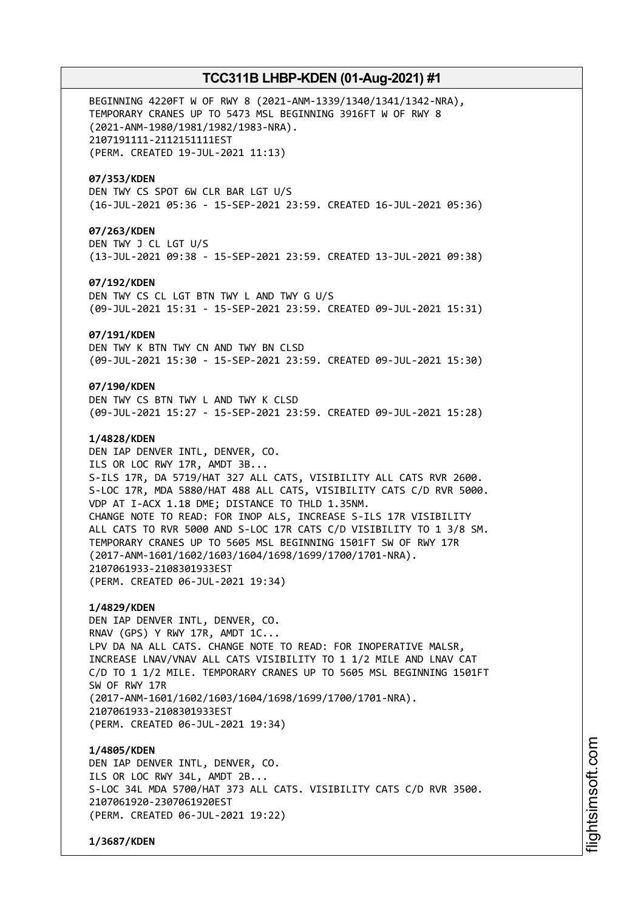BEGINNING 4220FT W OF RWY 8 (2021-ANM-1339/1340/1341/1342-NRA),
TEMPORARY CRANES UP TO 5473 MSL BEGINNING 3916FT W OF RWY 8
(2021-ANM-1980/1981/1982/1983-NRA).
2107191111-2112151111EST
(PERM. CREATED 19-JUL-2021 11:13)

**07/353/KDEN**
DEN TWY CS SPOT 6W CLR BAR LGT U/S
(16-JUL-2021 05:36 - 15-SEP-2021 23:59. CREATED 16-JUL-2021 05:36)

**07/263/KDEN**
DEN TWY J CL LGT U/S
(13-JUL-2021 09:38 - 15-SEP-2021 23:59. CREATED 13-JUL-2021 09:38)

**07/192/KDEN**
DEN TWY CS CL LGT BTN TWY L AND TWY G U/S
(09-JUL-2021 15:31 - 15-SEP-2021 23:59. CREATED 09-JUL-2021 15:31)

**07/191/KDEN**
DEN TWY K BTN TWY CN AND TWY BN CLSD
(09-JUL-2021 15:30 - 15-SEP-2021 23:59. CREATED 09-JUL-2021 15:30)

**07/190/KDEN**
DEN TWY CS BTN TWY L AND TWY K CLSD
(09-JUL-2021 15:27 - 15-SEP-2021 23:59. CREATED 09-JUL-2021 15:28)

**1/4828/KDEN**
DEN IAP DENVER INTL, DENVER, CO.
ILS OR LOC RWY 17R, AMDT 3B...
S-ILS 17R, DA 5719/HAT 327 ALL CATS, VISIBILITY ALL CATS RVR 2600.
S-LOC 17R, MDA 5880/HAT 488 ALL CATS, VISIBILITY CATS C/D RVR 5000.
VDP AT I-ACX 1.18 DME; DISTANCE TO THLD 1.35NM.
CHANGE NOTE TO READ: FOR INOP ALS, INCREASE S-ILS 17R VISIBILITY
ALL CATS TO RVR 5000 AND S-LOC 17R CATS C/D VISIBILITY TO 1 3/8 SM.
TEMPORARY CRANES UP TO 5605 MSL BEGINNING 1501FT SW OF RWY 17R
(2017-ANM-1601/1602/1603/1604/1698/1699/1700/1701-NRA).
2107061933-2108301933EST
(PERM. CREATED 06-JUL-2021 19:34)

**1/4829/KDEN**
DEN IAP DENVER INTL, DENVER, CO.
RNAV (GPS) Y RWY 17R, AMDT 1C...
LPV DA NA ALL CATS. CHANGE NOTE TO READ: FOR INOPERATIVE MALSR,
INCREASE LNAV/VNAV ALL CATS VISIBILITY TO 1 1/2 MILE AND LNAV CAT
C/D TO 1 1/2 MILE. TEMPORARY CRANES UP TO 5605 MSL BEGINNING 1501FT
SW OF RWY 17R
(2017-ANM-1601/1602/1603/1604/1698/1699/1700/1701-NRA).
2107061933-2108301933EST
(PERM. CREATED 06-JUL-2021 19:34)

**1/4805/KDEN**
DEN IAP DENVER INTL, DENVER, CO.
ILS OR LOC RWY 34L, AMDT 2B...
S-LOC 34L MDA 5700/HAT 373 ALL CATS. VISIBILITY CATS C/D RVR 3500.
2107061920-2307061920EST
(PERM. CREATED 06-JUL-2021 19:22)

**1/3687/KDEN**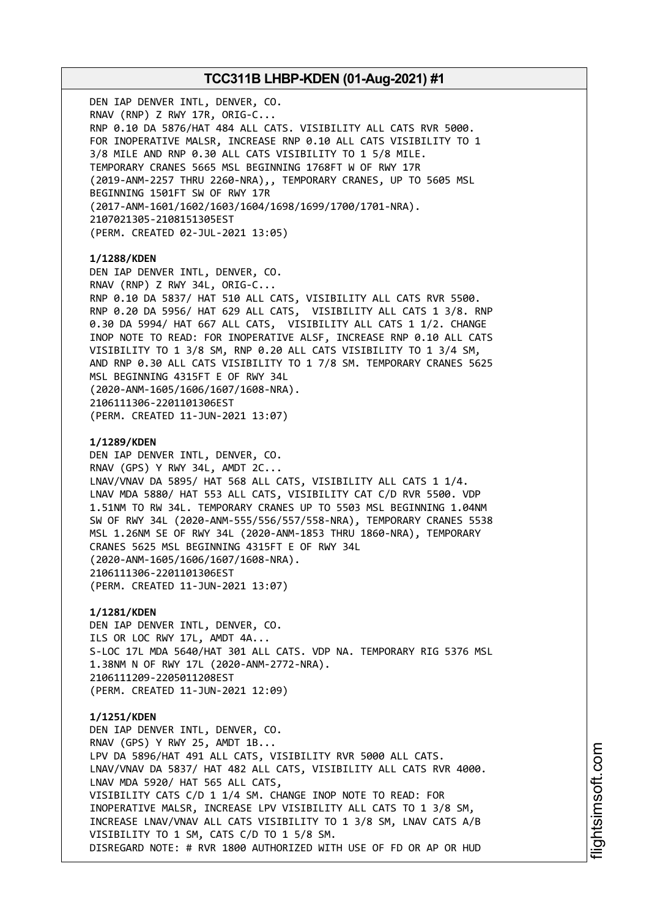DEN IAP DENVER INTL, DENVER, CO.
RNAV (RNP) Z RWY 17R, ORIG-C...
RNP 0.10 DA 5876/HAT 484 ALL CATS. VISIBILITY ALL CATS RVR 5000.
FOR INOPERATIVE MALSR, INCREASE RNP 0.10 ALL CATS VISIBILITY TO 1 3/8 MILE AND RNP 0.30 ALL CATS VISIBILITY TO 1 5/8 MILE.
TEMPORARY CRANES 5665 MSL BEGINNING 1768FT W OF RWY 17R (2019-ANM-2257 THRU 2260-NRA),, TEMPORARY CRANES, UP TO 5605 MSL BEGINNING 1501FT SW OF RWY 17R (2017-ANM-1601/1602/1603/1604/1698/1699/1700/1701-NRA).
2107021305-2108151305EST
(PERM. CREATED 02-JUL-2021 13:05)

**1/1288/KDEN**
DEN IAP DENVER INTL, DENVER, CO.
RNAV (RNP) Z RWY 34L, ORIG-C...
RNP 0.10 DA 5837/ HAT 510 ALL CATS, VISIBILITY ALL CATS RVR 5500.
RNP 0.20 DA 5956/ HAT 629 ALL CATS, VISIBILITY ALL CATS 1 3/8. RNP 0.30 DA 5994/ HAT 667 ALL CATS, VISIBILITY ALL CATS 1 1/2. CHANGE INOP NOTE TO READ: FOR INOPERATIVE ALSF, INCREASE RNP 0.10 ALL CATS VISIBILITY TO 1 3/8 SM, RNP 0.20 ALL CATS VISIBILITY TO 1 3/4 SM, AND RNP 0.30 ALL CATS VISIBILITY TO 1 7/8 SM. TEMPORARY CRANES 5625 MSL BEGINNING 4315FT E OF RWY 34L (2020-ANM-1605/1606/1607/1608-NRA).
2106111306-2201101306EST
(PERM. CREATED 11-JUN-2021 13:07)

**1/1289/KDEN**
DEN IAP DENVER INTL, DENVER, CO.
RNAV (GPS) Y RWY 34L, AMDT 2C...
LNAV/VNAV DA 5895/ HAT 568 ALL CATS, VISIBILITY ALL CATS 1 1/4.
LNAV MDA 5880/ HAT 553 ALL CATS, VISIBILITY CAT C/D RVR 5500. VDP 1.51NM TO RW 34L. TEMPORARY CRANES UP TO 5503 MSL BEGINNING 1.04NM SW OF RWY 34L (2020-ANM-555/556/557/558-NRA), TEMPORARY CRANES 5538 MSL 1.26NM SE OF RWY 34L (2020-ANM-1853 THRU 1860-NRA), TEMPORARY CRANES 5625 MSL BEGINNING 4315FT E OF RWY 34L (2020-ANM-1605/1606/1607/1608-NRA).
2106111306-2201101306EST
(PERM. CREATED 11-JUN-2021 13:07)

**1/1281/KDEN**
DEN IAP DENVER INTL, DENVER, CO.
ILS OR LOC RWY 17L, AMDT 4A...
S-LOC 17L MDA 5640/HAT 301 ALL CATS. VDP NA. TEMPORARY RIG 5376 MSL 1.38NM N OF RWY 17L (2020-ANM-2772-NRA).
2106111209-2205011208EST
(PERM. CREATED 11-JUN-2021 12:09)

**1/1251/KDEN**
DEN IAP DENVER INTL, DENVER, CO.
RNAV (GPS) Y RWY 25, AMDT 1B...
LPV DA 5896/HAT 491 ALL CATS, VISIBILITY RVR 5000 ALL CATS.
LNAV/VNAV DA 5837/ HAT 482 ALL CATS, VISIBILITY ALL CATS RVR 4000.
LNAV MDA 5920/ HAT 565 ALL CATS,
VISIBILITY CATS C/D 1 1/4 SM. CHANGE INOP NOTE TO READ: FOR INOPERATIVE MALSR, INCREASE LPV VISIBILITY ALL CATS TO 1 3/8 SM, INCREASE LNAV/VNAV ALL CATS VISIBILITY TO 1 3/8 SM, LNAV CATS A/B VISIBILITY TO 1 SM, CATS C/D TO 1 5/8 SM.
DISREGARD NOTE: # RVR 1800 AUTHORIZED WITH USE OF FD OR AP OR HUD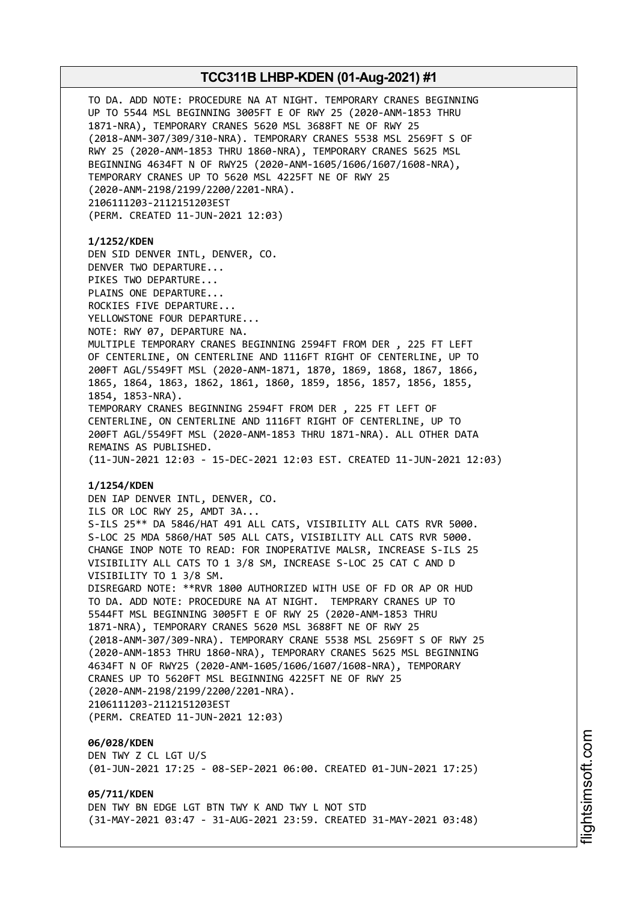TO DA. ADD NOTE: PROCEDURE NA AT NIGHT. TEMPORARY CRANES BEGINNING UP TO 5544 MSL BEGINNING 3005FT E OF RWY 25 (2020-ANM-1853 THRU 1871-NRA), TEMPORARY CRANES 5620 MSL 3688FT NE OF RWY 25 (2018-ANM-307/309/310-NRA). TEMPORARY CRANES 5538 MSL 2569FT S OF RWY 25 (2020-ANM-1853 THRU 1860-NRA), TEMPORARY CRANES 5625 MSL BEGINNING 4634FT N OF RWY25 (2020-ANM-1605/1606/1607/1608-NRA), TEMPORARY CRANES UP TO 5620 MSL 4225FT NE OF RWY 25 (2020-ANM-2198/2199/2200/2201-NRA).
2106111203-2112151203EST
(PERM. CREATED 11-JUN-2021 12:03)

**1/1252/KDEN**
DEN SID DENVER INTL, DENVER, CO.
DENVER TWO DEPARTURE...
PIKES TWO DEPARTURE...
PLAINS ONE DEPARTURE...
ROCKIES FIVE DEPARTURE...
YELLOWSTONE FOUR DEPARTURE...
NOTE: RWY 07, DEPARTURE NA.
MULTIPLE TEMPORARY CRANES BEGINNING 2594FT FROM DER , 225 FT LEFT OF CENTERLINE, ON CENTERLINE AND 1116FT RIGHT OF CENTERLINE, UP TO 200FT AGL/5549FT MSL (2020-ANM-1871, 1870, 1869, 1868, 1867, 1866, 1865, 1864, 1863, 1862, 1861, 1860, 1859, 1856, 1857, 1856, 1855, 1854, 1853-NRA).
TEMPORARY CRANES BEGINNING 2594FT FROM DER , 225 FT LEFT OF CENTERLINE, ON CENTERLINE AND 1116FT RIGHT OF CENTERLINE, UP TO 200FT AGL/5549FT MSL (2020-ANM-1853 THRU 1871-NRA). ALL OTHER DATA REMAINS AS PUBLISHED.
(11-JUN-2021 12:03 - 15-DEC-2021 12:03 EST. CREATED 11-JUN-2021 12:03)

**1/1254/KDEN**
DEN IAP DENVER INTL, DENVER, CO.
ILS OR LOC RWY 25, AMDT 3A...
S-ILS 25** DA 5846/HAT 491 ALL CATS, VISIBILITY ALL CATS RVR 5000.
S-LOC 25 MDA 5860/HAT 505 ALL CATS, VISIBILITY ALL CATS RVR 5000.
CHANGE INOP NOTE TO READ: FOR INOPERATIVE MALSR, INCREASE S-ILS 25 VISIBILITY ALL CATS TO 1 3/8 SM, INCREASE S-LOC 25 CAT C AND D VISIBILITY TO 1 3/8 SM.
DISREGARD NOTE: **RVR 1800 AUTHORIZED WITH USE OF FD OR AP OR HUD TO DA. ADD NOTE: PROCEDURE NA AT NIGHT. TEMPRARY CRANES UP TO 5544FT MSL BEGINNING 3005FT E OF RWY 25 (2020-ANM-1853 THRU 1871-NRA), TEMPORARY CRANES 5620 MSL 3688FT NE OF RWY 25 (2018-ANM-307/309-NRA). TEMPORARY CRANE 5538 MSL 2569FT S OF RWY 25 (2020-ANM-1853 THRU 1860-NRA), TEMPORARY CRANES 5625 MSL BEGINNING 4634FT N OF RWY25 (2020-ANM-1605/1606/1607/1608-NRA), TEMPORARY CRANES UP TO 5620FT MSL BEGINNING 4225FT NE OF RWY 25 (2020-ANM-2198/2199/2200/2201-NRA).
2106111203-2112151203EST
(PERM. CREATED 11-JUN-2021 12:03)

**06/028/KDEN**
DEN TWY Z CL LGT U/S
(01-JUN-2021 17:25 - 08-SEP-2021 06:00. CREATED 01-JUN-2021 17:25)

**05/711/KDEN**
DEN TWY BN EDGE LGT BTN TWY K AND TWY L NOT STD
(31-MAY-2021 03:47 - 31-AUG-2021 23:59. CREATED 31-MAY-2021 03:48)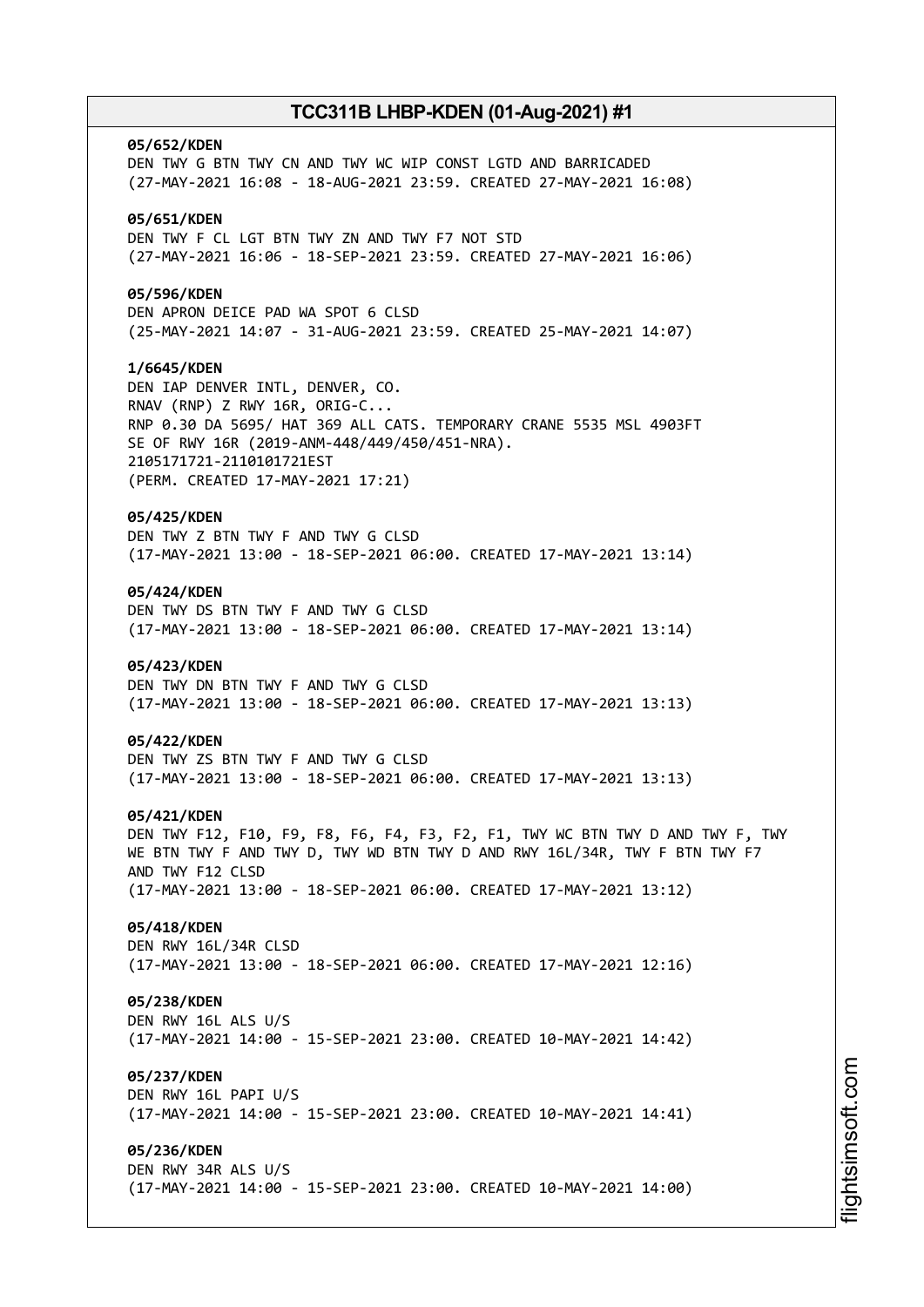**05/652/KDEN**
DEN TWY G BTN TWY CN AND TWY WC WIP CONST LGTD AND BARRICADED
(27-MAY-2021 16:08 - 18-AUG-2021 23:59. CREATED 27-MAY-2021 16:08)

**05/651/KDEN**
DEN TWY F CL LGT BTN TWY ZN AND TWY F7 NOT STD
(27-MAY-2021 16:06 - 18-SEP-2021 23:59. CREATED 27-MAY-2021 16:06)

**05/596/KDEN**
DEN APRON DEICE PAD WA SPOT 6 CLSD
(25-MAY-2021 14:07 - 31-AUG-2021 23:59. CREATED 25-MAY-2021 14:07)

**1/6645/KDEN**
DEN IAP DENVER INTL, DENVER, CO.
RNAV (RNP) Z RWY 16R, ORIG-C...
RNP 0.30 DA 5695/ HAT 369 ALL CATS. TEMPORARY CRANE 5535 MSL 4903FT
SE OF RWY 16R (2019-ANM-448/449/450/451-NRA).
2105171721-2110101721EST
(PERM. CREATED 17-MAY-2021 17:21)

**05/425/KDEN**
DEN TWY Z BTN TWY F AND TWY G CLSD
(17-MAY-2021 13:00 - 18-SEP-2021 06:00. CREATED 17-MAY-2021 13:14)

**05/424/KDEN**
DEN TWY DS BTN TWY F AND TWY G CLSD
(17-MAY-2021 13:00 - 18-SEP-2021 06:00. CREATED 17-MAY-2021 13:14)

**05/423/KDEN**
DEN TWY DN BTN TWY F AND TWY G CLSD
(17-MAY-2021 13:00 - 18-SEP-2021 06:00. CREATED 17-MAY-2021 13:13)

**05/422/KDEN**
DEN TWY ZS BTN TWY F AND TWY G CLSD
(17-MAY-2021 13:00 - 18-SEP-2021 06:00. CREATED 17-MAY-2021 13:13)

**05/421/KDEN**
DEN TWY F12, F10, F9, F8, F6, F4, F3, F2, F1, TWY WC BTN TWY D AND TWY F, TWY
WE BTN TWY F AND TWY D, TWY WD BTN TWY D AND RWY 16L/34R, TWY F BTN TWY F7
AND TWY F12 CLSD
(17-MAY-2021 13:00 - 18-SEP-2021 06:00. CREATED 17-MAY-2021 13:12)

**05/418/KDEN**
DEN RWY 16L/34R CLSD
(17-MAY-2021 13:00 - 18-SEP-2021 06:00. CREATED 17-MAY-2021 12:16)

**05/238/KDEN**
DEN RWY 16L ALS U/S
(17-MAY-2021 14:00 - 15-SEP-2021 23:00. CREATED 10-MAY-2021 14:42)

**05/237/KDEN**
DEN RWY 16L PAPI U/S
(17-MAY-2021 14:00 - 15-SEP-2021 23:00. CREATED 10-MAY-2021 14:41)

**05/236/KDEN**
DEN RWY 34R ALS U/S
(17-MAY-2021 14:00 - 15-SEP-2021 23:00. CREATED 10-MAY-2021 14:00)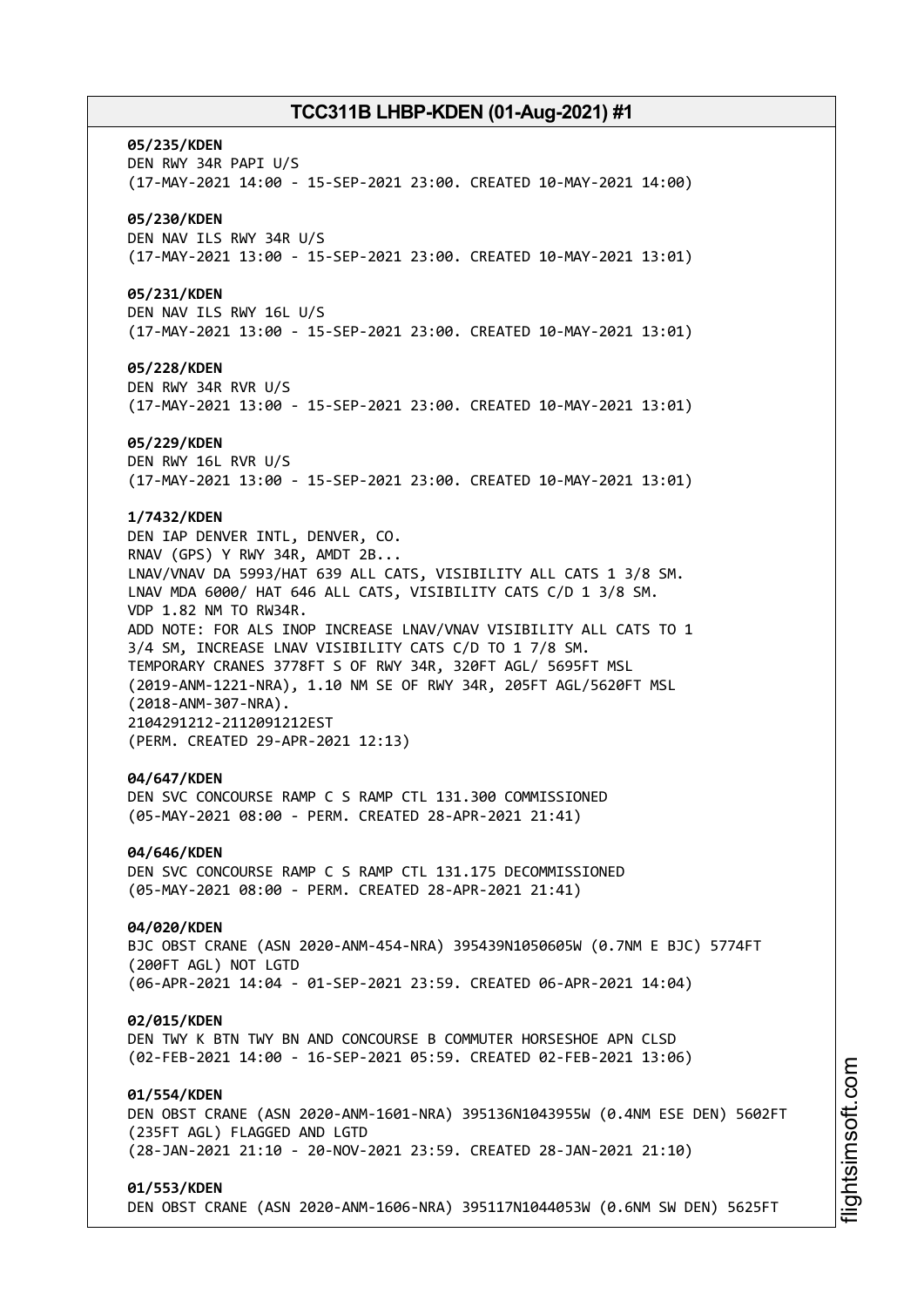**05/235/KDEN**
DEN RWY 34R PAPI U/S
(17-MAY-2021 14:00 - 15-SEP-2021 23:00. CREATED 10-MAY-2021 14:00)

**05/230/KDEN**
DEN NAV ILS RWY 34R U/S
(17-MAY-2021 13:00 - 15-SEP-2021 23:00. CREATED 10-MAY-2021 13:01)

**05/231/KDEN**
DEN NAV ILS RWY 16L U/S
(17-MAY-2021 13:00 - 15-SEP-2021 23:00. CREATED 10-MAY-2021 13:01)

**05/228/KDEN**
DEN RWY 34R RVR U/S
(17-MAY-2021 13:00 - 15-SEP-2021 23:00. CREATED 10-MAY-2021 13:01)

**05/229/KDEN**
DEN RWY 16L RVR U/S
(17-MAY-2021 13:00 - 15-SEP-2021 23:00. CREATED 10-MAY-2021 13:01)

**1/7432/KDEN**
DEN IAP DENVER INTL, DENVER, CO.
RNAV (GPS) Y RWY 34R, AMDT 2B...
LNAV/VNAV DA 5993/HAT 639 ALL CATS, VISIBILITY ALL CATS 1 3/8 SM.
LNAV MDA 6000/ HAT 646 ALL CATS, VISIBILITY CATS C/D 1 3/8 SM.
VDP 1.82 NM TO RW34R.
ADD NOTE: FOR ALS INOP INCREASE LNAV/VNAV VISIBILITY ALL CATS TO 1 3/4 SM, INCREASE LNAV VISIBILITY CATS C/D TO 1 7/8 SM.
TEMPORARY CRANES 3778FT S OF RWY 34R, 320FT AGL/ 5695FT MSL (2019-ANM-1221-NRA), 1.10 NM SE OF RWY 34R, 205FT AGL/5620FT MSL (2018-ANM-307-NRA).
2104291212-2112091212EST
(PERM. CREATED 29-APR-2021 12:13)

**04/647/KDEN**
DEN SVC CONCOURSE RAMP C S RAMP CTL 131.300 COMMISSIONED
(05-MAY-2021 08:00 - PERM. CREATED 28-APR-2021 21:41)

**04/646/KDEN**
DEN SVC CONCOURSE RAMP C S RAMP CTL 131.175 DECOMMISSIONED
(05-MAY-2021 08:00 - PERM. CREATED 28-APR-2021 21:41)

**04/020/KDEN**
BJC OBST CRANE (ASN 2020-ANM-454-NRA) 395439N1050605W (0.7NM E BJC) 5774FT (200FT AGL) NOT LGTD
(06-APR-2021 14:04 - 01-SEP-2021 23:59. CREATED 06-APR-2021 14:04)

**02/015/KDEN**
DEN TWY K BTN TWY BN AND CONCOURSE B COMMUTER HORSESHOE APN CLSD
(02-FEB-2021 14:00 - 16-SEP-2021 05:59. CREATED 02-FEB-2021 13:06)

**01/554/KDEN**
DEN OBST CRANE (ASN 2020-ANM-1601-NRA) 395136N1043955W (0.4NM ESE DEN) 5602FT (235FT AGL) FLAGGED AND LGTD
(28-JAN-2021 21:10 - 20-NOV-2021 23:59. CREATED 28-JAN-2021 21:10)

**01/553/KDEN**
DEN OBST CRANE (ASN 2020-ANM-1606-NRA) 395117N1044053W (0.6NM SW DEN) 5625FT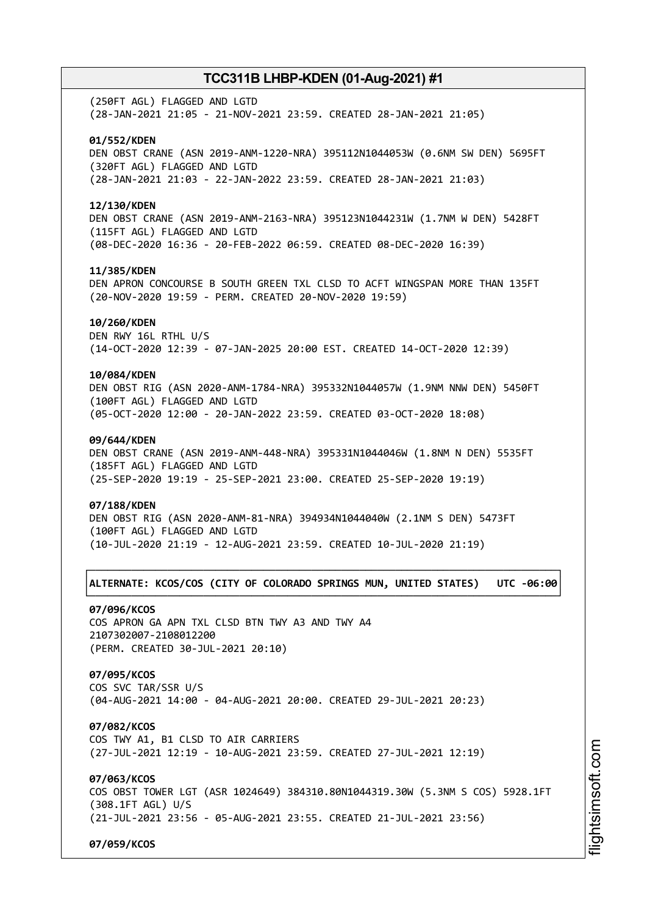(250FT AGL) FLAGGED AND LGTD
(28-JAN-2021 21:05 - 21-NOV-2021 23:59. CREATED 28-JAN-2021 21:05)

**01/552/KDEN**
DEN OBST CRANE (ASN 2019-ANM-1220-NRA) 395112N1044053W (0.6NM SW DEN) 5695FT
(320FT AGL) FLAGGED AND LGTD
(28-JAN-2021 21:03 - 22-JAN-2022 23:59. CREATED 28-JAN-2021 21:03)

**12/130/KDEN**
DEN OBST CRANE (ASN 2019-ANM-2163-NRA) 395123N1044231W (1.7NM W DEN) 5428FT
(115FT AGL) FLAGGED AND LGTD
(08-DEC-2020 16:36 - 20-FEB-2022 06:59. CREATED 08-DEC-2020 16:39)

**11/385/KDEN**
DEN APRON CONCOURSE B SOUTH GREEN TXL CLSD TO ACFT WINGSPAN MORE THAN 135FT
(20-NOV-2020 19:59 - PERM. CREATED 20-NOV-2020 19:59)

**10/260/KDEN**
DEN RWY 16L RTHL U/S
(14-OCT-2020 12:39 - 07-JAN-2025 20:00 EST. CREATED 14-OCT-2020 12:39)

**10/084/KDEN**
DEN OBST RIG (ASN 2020-ANM-1784-NRA) 395332N1044057W (1.9NM NNW DEN) 5450FT
(100FT AGL) FLAGGED AND LGTD
(05-OCT-2020 12:00 - 20-JAN-2022 23:59. CREATED 03-OCT-2020 18:08)

**09/644/KDEN**
DEN OBST CRANE (ASN 2019-ANM-448-NRA) 395331N1044046W (1.8NM N DEN) 5535FT
(185FT AGL) FLAGGED AND LGTD
(25-SEP-2020 19:19 - 25-SEP-2021 23:00. CREATED 25-SEP-2020 19:19)

**07/188/KDEN**
DEN OBST RIG (ASN 2020-ANM-81-NRA) 394934N1044040W (2.1NM S DEN) 5473FT
(100FT AGL) FLAGGED AND LGTD
(10-JUL-2020 21:19 - 12-AUG-2021 23:59. CREATED 10-JUL-2020 21:19)

**ALTERNATE: KCOS/COS (CITY OF COLORADO SPRINGS MUN, UNITED STATES) UTC -06:00**

**07/096/KCOS**
COS APRON GA APN TXL CLSD BTN TWY A3 AND TWY A4
2107302007-2108012200
(PERM. CREATED 30-JUL-2021 20:10)

**07/095/KCOS**
COS SVC TAR/SSR U/S
(04-AUG-2021 14:00 - 04-AUG-2021 20:00. CREATED 29-JUL-2021 20:23)

**07/082/KCOS**
COS TWY A1, B1 CLSD TO AIR CARRIERS
(27-JUL-2021 12:19 - 10-AUG-2021 23:59. CREATED 27-JUL-2021 12:19)

**07/063/KCOS**
COS OBST TOWER LGT (ASR 1024649) 384310.80N1044319.30W (5.3NM S COS) 5928.1FT
(308.1FT AGL) U/S
(21-JUL-2021 23:56 - 05-AUG-2021 23:55. CREATED 21-JUL-2021 23:56)

**07/059/KCOS**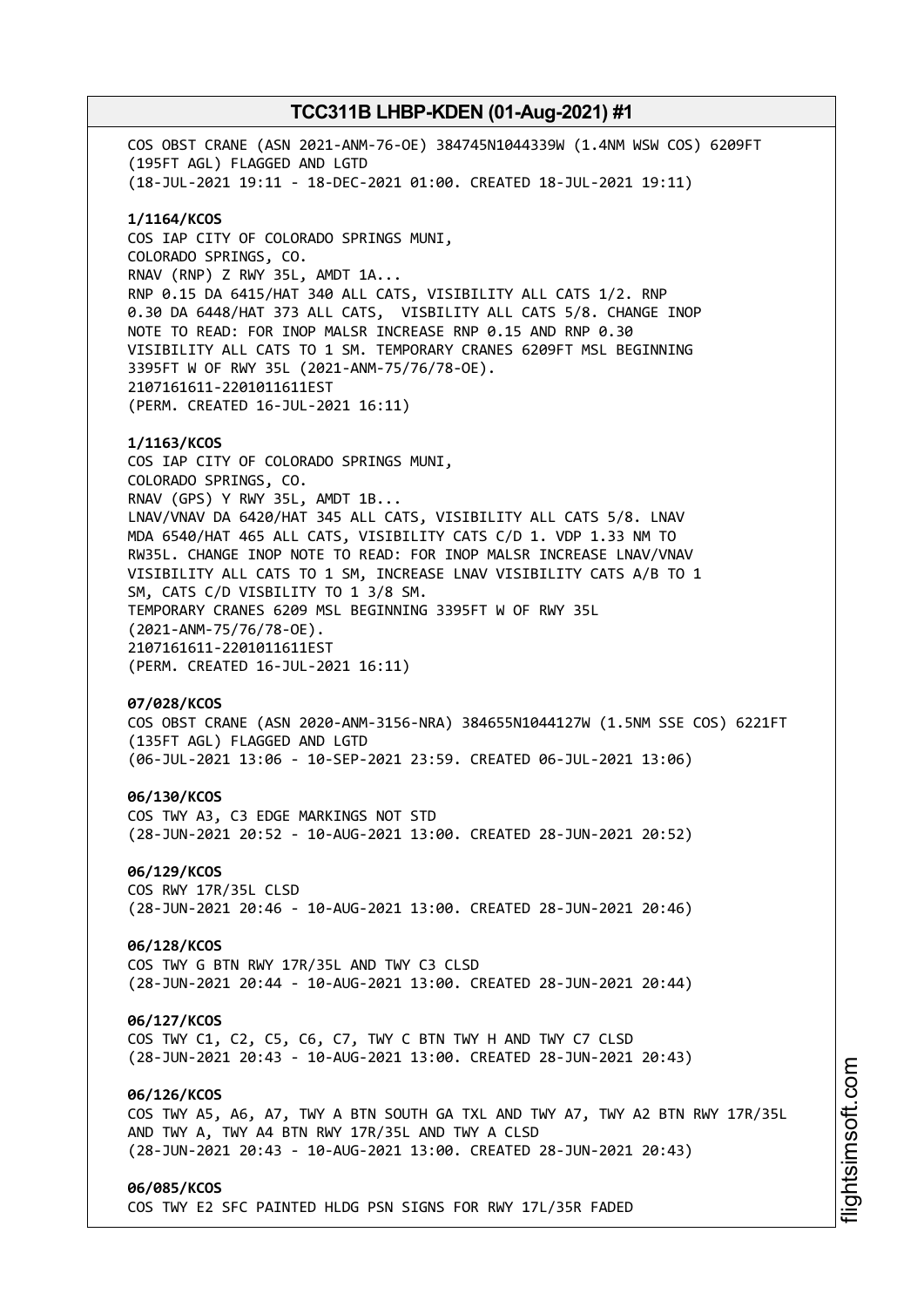COS OBST CRANE (ASN 2021-ANM-76-OE) 384745N1044339W (1.4NM WSW COS) 6209FT (195FT AGL) FLAGGED AND LGTD
(18-JUL-2021 19:11 - 18-DEC-2021 01:00. CREATED 18-JUL-2021 19:11)

**1/1164/KCOS**
COS IAP CITY OF COLORADO SPRINGS MUNI,
COLORADO SPRINGS, CO.
RNAV (RNP) Z RWY 35L, AMDT 1A...
RNP 0.15 DA 6415/HAT 340 ALL CATS, VISIBILITY ALL CATS 1/2. RNP 0.30 DA 6448/HAT 373 ALL CATS, VISBILITY ALL CATS 5/8. CHANGE INOP NOTE TO READ: FOR INOP MALSR INCREASE RNP 0.15 AND RNP 0.30 VISIBILITY ALL CATS TO 1 SM. TEMPORARY CRANES 6209FT MSL BEGINNING 3395FT W OF RWY 35L (2021-ANM-75/76/78-OE).
2107161611-2201011611EST
(PERM. CREATED 16-JUL-2021 16:11)

**1/1163/KCOS**
COS IAP CITY OF COLORADO SPRINGS MUNI,
COLORADO SPRINGS, CO.
RNAV (GPS) Y RWY 35L, AMDT 1B...
LNAV/VNAV DA 6420/HAT 345 ALL CATS, VISIBILITY ALL CATS 5/8. LNAV MDA 6540/HAT 465 ALL CATS, VISIBILITY CATS C/D 1. VDP 1.33 NM TO RW35L. CHANGE INOP NOTE TO READ: FOR INOP MALSR INCREASE LNAV/VNAV VISIBILITY ALL CATS TO 1 SM, INCREASE LNAV VISIBILITY CATS A/B TO 1 SM, CATS C/D VISIBILITY TO 1 3/8 SM.
TEMPORARY CRANES 6209 MSL BEGINNING 3395FT W OF RWY 35L (2021-ANM-75/76/78-OE).
2107161611-2201011611EST
(PERM. CREATED 16-JUL-2021 16:11)

**07/028/KCOS**
COS OBST CRANE (ASN 2020-ANM-3156-NRA) 384655N1044127W (1.5NM SSE COS) 6221FT (135FT AGL) FLAGGED AND LGTD
(06-JUL-2021 13:06 - 10-SEP-2021 23:59. CREATED 06-JUL-2021 13:06)

**06/130/KCOS**
COS TWY A3, C3 EDGE MARKINGS NOT STD
(28-JUN-2021 20:52 - 10-AUG-2021 13:00. CREATED 28-JUN-2021 20:52)

**06/129/KCOS**
COS RWY 17R/35L CLSD
(28-JUN-2021 20:46 - 10-AUG-2021 13:00. CREATED 28-JUN-2021 20:46)

**06/128/KCOS**
COS TWY G BTN RWY 17R/35L AND TWY C3 CLSD
(28-JUN-2021 20:44 - 10-AUG-2021 13:00. CREATED 28-JUN-2021 20:44)

**06/127/KCOS**
COS TWY C1, C2, C5, C6, C7, TWY C BTN TWY H AND TWY C7 CLSD
(28-JUN-2021 20:43 - 10-AUG-2021 13:00. CREATED 28-JUN-2021 20:43)

**06/126/KCOS**
COS TWY A5, A6, A7, TWY A BTN SOUTH GA TXL AND TWY A7, TWY A2 BTN RWY 17R/35L AND TWY A, TWY A4 BTN RWY 17R/35L AND TWY A CLSD
(28-JUN-2021 20:43 - 10-AUG-2021 13:00. CREATED 28-JUN-2021 20:43)

**06/085/KCOS**
COS TWY E2 SFC PAINTED HLDG PSN SIGNS FOR RWY 17L/35R FADED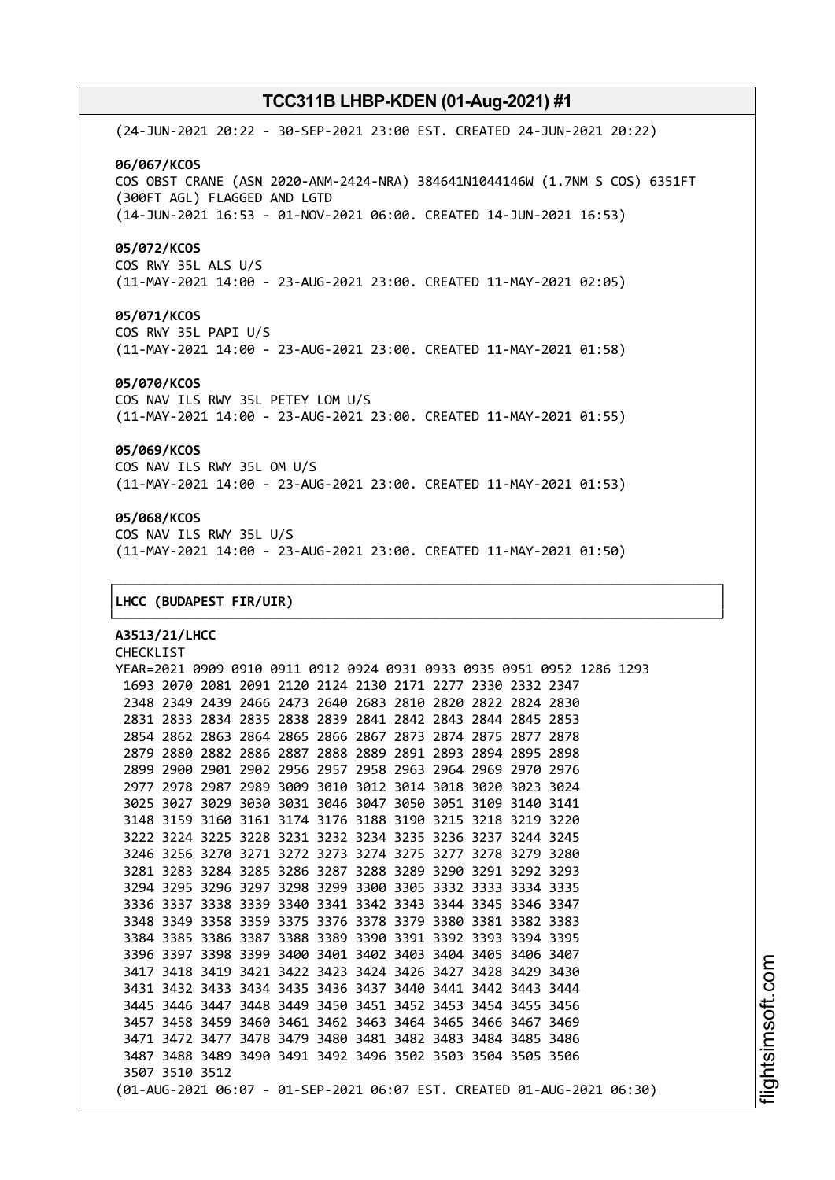(24-JUN-2021 20:22 - 30-SEP-2021 23:00 EST. CREATED 24-JUN-2021 20:22)

**06/067/KCOS**
COS OBST CRANE (ASN 2020-ANM-2424-NRA) 384641N1044146W (1.7NM S COS) 6351FT (300FT AGL) FLAGGED AND LGTD
(14-JUN-2021 16:53 - 01-NOV-2021 06:00. CREATED 14-JUN-2021 16:53)

**05/072/KCOS**
COS RWY 35L ALS U/S
(11-MAY-2021 14:00 - 23-AUG-2021 23:00. CREATED 11-MAY-2021 02:05)

**05/071/KCOS**
COS RWY 35L PAPI U/S
(11-MAY-2021 14:00 - 23-AUG-2021 23:00. CREATED 11-MAY-2021 01:58)

**05/070/KCOS**
COS NAV ILS RWY 35L PETEY LOM U/S
(11-MAY-2021 14:00 - 23-AUG-2021 23:00. CREATED 11-MAY-2021 01:55)

**05/069/KCOS**
COS NAV ILS RWY 35L OM U/S
(11-MAY-2021 14:00 - 23-AUG-2021 23:00. CREATED 11-MAY-2021 01:53)

**05/068/KCOS**
COS NAV ILS RWY 35L U/S
(11-MAY-2021 14:00 - 23-AUG-2021 23:00. CREATED 11-MAY-2021 01:50)

## LHCC (BUDAPEST FIR/UIR)

**A3513/21/LHCC**
CHECKLIST
YEAR=2021 0909 0910 0911 0912 0924 0931 0933 0935 0951 0952 1286 1293
1693 2070 2081 2091 2120 2124 2130 2171 2277 2330 2332 2347
2348 2349 2439 2466 2473 2640 2683 2810 2820 2822 2824 2830
2831 2833 2834 2835 2838 2839 2841 2842 2843 2844 2845 2853
2854 2862 2863 2864 2865 2866 2867 2873 2874 2875 2877 2878
2879 2880 2882 2886 2887 2888 2889 2891 2893 2894 2895 2898
2899 2900 2901 2902 2956 2957 2958 2963 2964 2969 2970 2976
2977 2978 2987 2989 3009 3010 3012 3014 3018 3020 3023 3024
3025 3027 3029 3030 3031 3046 3047 3050 3051 3109 3140 3141
3148 3159 3160 3161 3174 3176 3188 3190 3215 3218 3219 3220
3222 3224 3225 3228 3231 3232 3234 3235 3236 3237 3244 3245
3246 3256 3270 3271 3272 3273 3274 3275 3277 3278 3279 3280
3281 3283 3284 3285 3286 3287 3288 3289 3290 3291 3292 3293
3294 3295 3296 3297 3298 3299 3300 3305 3332 3333 3334 3335
3336 3337 3338 3339 3340 3341 3342 3343 3344 3345 3346 3347
3348 3349 3358 3359 3375 3376 3378 3379 3380 3381 3382 3383
3384 3385 3386 3387 3388 3389 3390 3391 3392 3393 3394 3395
3396 3397 3398 3399 3400 3401 3402 3403 3404 3405 3406 3407
3417 3418 3419 3421 3422 3423 3424 3426 3427 3428 3429 3430
3431 3432 3433 3434 3435 3436 3437 3440 3441 3442 3443 3444
3445 3446 3447 3448 3449 3450 3451 3452 3453 3454 3455 3456
3457 3458 3459 3460 3461 3462 3463 3464 3465 3466 3467 3469
3471 3472 3477 3478 3479 3480 3481 3482 3483 3484 3485 3486
3487 3488 3489 3490 3491 3492 3496 3502 3503 3504 3505 3506
3507 3510 3512
(01-AUG-2021 06:07 - 01-SEP-2021 06:07 EST. CREATED 01-AUG-2021 06:30)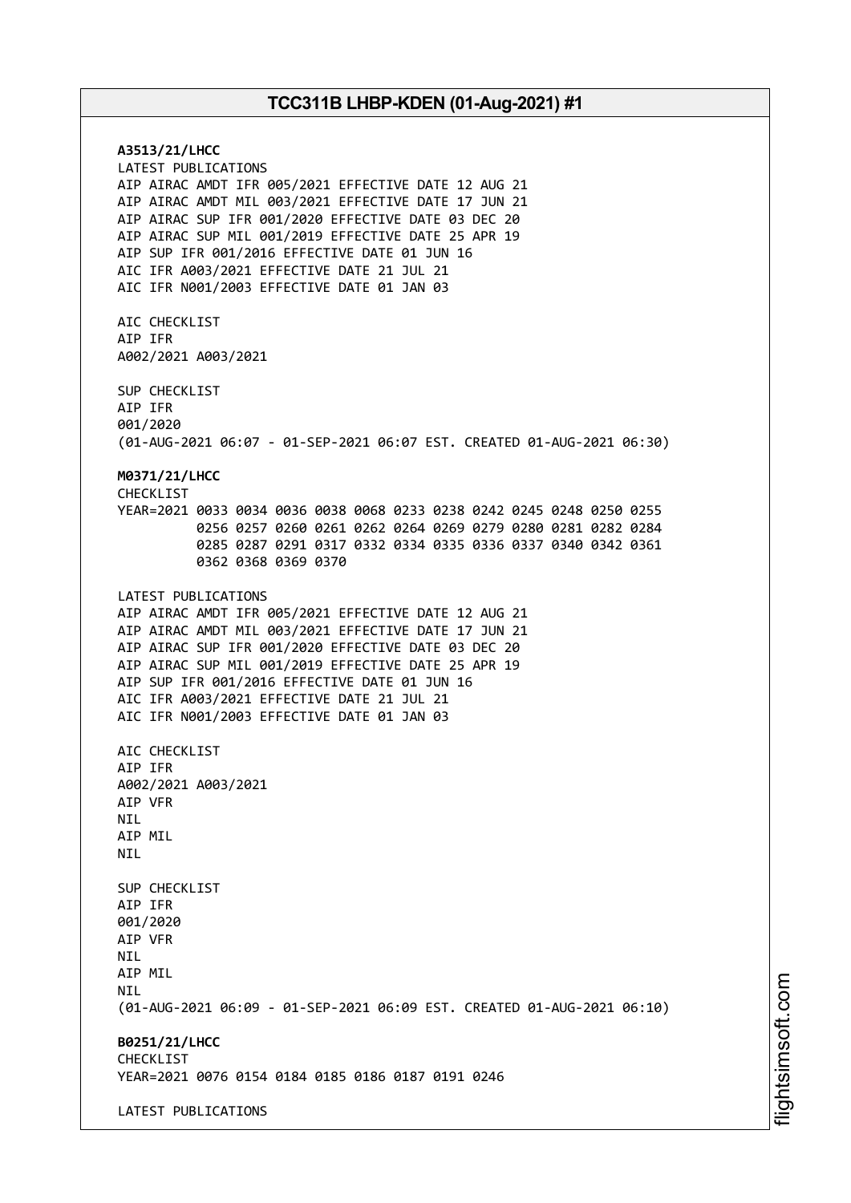**A3513/21/LHCC**
LATEST PUBLICATIONS
AIP AIRAC AMDT IFR 005/2021 EFFECTIVE DATE 12 AUG 21
AIP AIRAC AMDT MIL 003/2021 EFFECTIVE DATE 17 JUN 21
AIP AIRAC SUP IFR 001/2020 EFFECTIVE DATE 03 DEC 20
AIP AIRAC SUP MIL 001/2019 EFFECTIVE DATE 25 APR 19
AIP SUP IFR 001/2016 EFFECTIVE DATE 01 JUN 16
AIC IFR A003/2021 EFFECTIVE DATE 21 JUL 21
AIC IFR N001/2003 EFFECTIVE DATE 01 JAN 03

AIC CHECKLIST
AIP IFR
A002/2021 A003/2021

SUP CHECKLIST
AIP IFR
001/2020
(01-AUG-2021 06:07 - 01-SEP-2021 06:07 EST. CREATED 01-AUG-2021 06:30)

**M0371/21/LHCC**
CHECKLIST
YEAR=2021 0033 0034 0036 0038 0068 0233 0238 0242 0245 0248 0250 0255
0256 0257 0260 0261 0262 0264 0269 0279 0280 0281 0282 0284
0285 0287 0291 0317 0332 0334 0335 0336 0337 0340 0342 0361
0362 0368 0369 0370

LATEST PUBLICATIONS
AIP AIRAC AMDT IFR 005/2021 EFFECTIVE DATE 12 AUG 21
AIP AIRAC AMDT MIL 003/2021 EFFECTIVE DATE 17 JUN 21
AIP AIRAC SUP IFR 001/2020 EFFECTIVE DATE 03 DEC 20
AIP AIRAC SUP MIL 001/2019 EFFECTIVE DATE 25 APR 19
AIP SUP IFR 001/2016 EFFECTIVE DATE 01 JUN 16
AIC IFR A003/2021 EFFECTIVE DATE 21 JUL 21
AIC IFR N001/2003 EFFECTIVE DATE 01 JAN 03

AIC CHECKLIST
AIP IFR
A002/2021 A003/2021
AIP VFR
NIL
AIP MIL
NIL

SUP CHECKLIST
AIP IFR
001/2020
AIP VFR
NIL
AIP MIL
NIL
(01-AUG-2021 06:09 - 01-SEP-2021 06:09 EST. CREATED 01-AUG-2021 06:10)

**B0251/21/LHCC**
CHECKLIST
YEAR=2021 0076 0154 0184 0185 0186 0187 0191 0246

LATEST PUBLICATIONS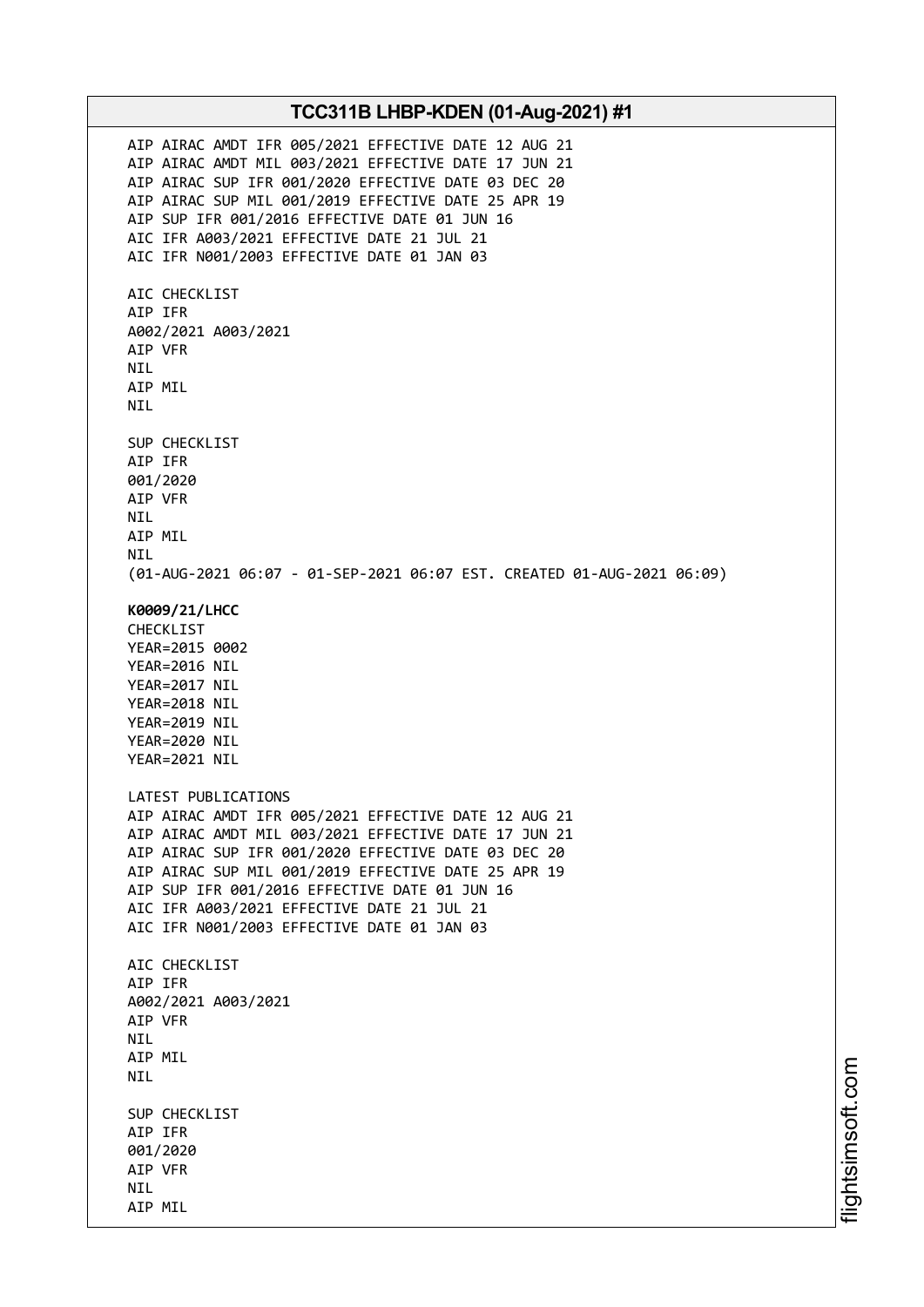AIP AIRAC AMDT IFR 005/2021 EFFECTIVE DATE 12 AUG 21
AIP AIRAC AMDT MIL 003/2021 EFFECTIVE DATE 17 JUN 21
AIP AIRAC SUP IFR 001/2020 EFFECTIVE DATE 03 DEC 20
AIP AIRAC SUP MIL 001/2019 EFFECTIVE DATE 25 APR 19
AIP SUP IFR 001/2016 EFFECTIVE DATE 01 JUN 16
AIC IFR A003/2021 EFFECTIVE DATE 21 JUL 21
AIC IFR N001/2003 EFFECTIVE DATE 01 JAN 03

AIC CHECKLIST
AIP IFR
A002/2021 A003/2021
AIP VFR
NIL
AIP MIL
NIL

SUP CHECKLIST
AIP IFR
001/2020
AIP VFR
NIL
AIP MIL
NIL
(01-AUG-2021 06:07 - 01-SEP-2021 06:07 EST. CREATED 01-AUG-2021 06:09)

**K0009/21/LHCC**
CHECKLIST
YEAR=2015 0002
YEAR=2016 NIL
YEAR=2017 NIL
YEAR=2018 NIL
YEAR=2019 NIL
YEAR=2020 NIL
YEAR=2021 NIL

LATEST PUBLICATIONS
AIP AIRAC AMDT IFR 005/2021 EFFECTIVE DATE 12 AUG 21
AIP AIRAC AMDT MIL 003/2021 EFFECTIVE DATE 17 JUN 21
AIP AIRAC SUP IFR 001/2020 EFFECTIVE DATE 03 DEC 20
AIP AIRAC SUP MIL 001/2019 EFFECTIVE DATE 25 APR 19
AIP SUP IFR 001/2016 EFFECTIVE DATE 01 JUN 16
AIC IFR A003/2021 EFFECTIVE DATE 21 JUL 21
AIC IFR N001/2003 EFFECTIVE DATE 01 JAN 03

AIC CHECKLIST
AIP IFR
A002/2021 A003/2021
AIP VFR
NIL
AIP MIL
NIL

SUP CHECKLIST
AIP IFR
001/2020
AIP VFR
NIL
AIP MIL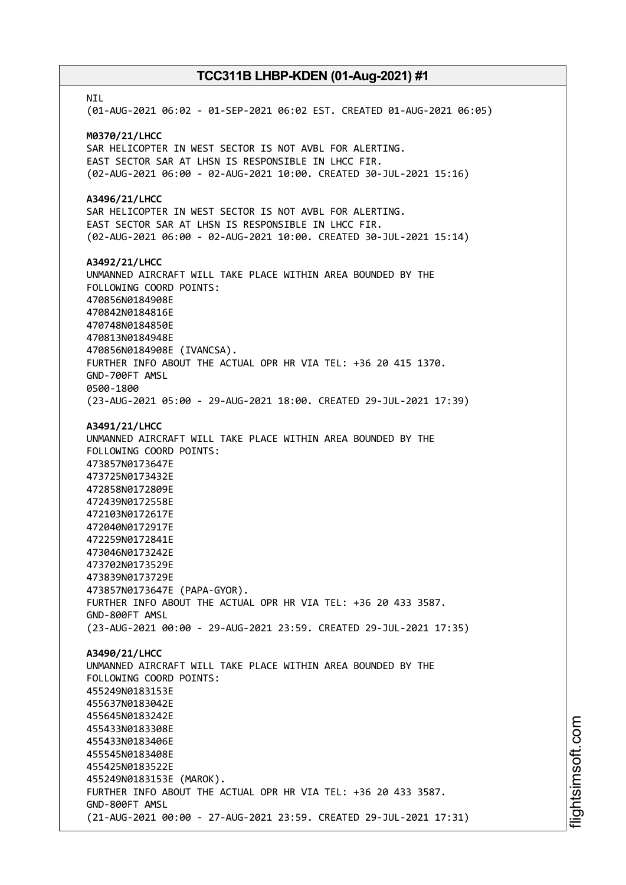NIL
(01-AUG-2021 06:02 - 01-SEP-2021 06:02 EST. CREATED 01-AUG-2021 06:05)

**M0370/21/LHCC**
SAR HELICOPTER IN WEST SECTOR IS NOT AVBL FOR ALERTING.
EAST SECTOR SAR AT LHSN IS RESPONSIBLE IN LHCC FIR.
(02-AUG-2021 06:00 - 02-AUG-2021 10:00. CREATED 30-JUL-2021 15:16)

**A3496/21/LHCC**
SAR HELICOPTER IN WEST SECTOR IS NOT AVBL FOR ALERTING.
EAST SECTOR SAR AT LHSN IS RESPONSIBLE IN LHCC FIR.
(02-AUG-2021 06:00 - 02-AUG-2021 10:00. CREATED 30-JUL-2021 15:14)

**A3492/21/LHCC**
UNMANNED AIRCRAFT WILL TAKE PLACE WITHIN AREA BOUNDED BY THE
FOLLOWING COORD POINTS:
470856N0184908E
470842N0184816E
470748N0184850E
470813N0184948E
470856N0184908E (IVANCSA).
FURTHER INFO ABOUT THE ACTUAL OPR HR VIA TEL: +36 20 415 1370.
GND-700FT AMSL
0500-1800
(23-AUG-2021 05:00 - 29-AUG-2021 18:00. CREATED 29-JUL-2021 17:39)

**A3491/21/LHCC**
UNMANNED AIRCRAFT WILL TAKE PLACE WITHIN AREA BOUNDED BY THE
FOLLOWING COORD POINTS:
473857N0173647E
473725N0173432E
472858N0172809E
472439N0172558E
472103N0172617E
472040N0172917E
472259N0172841E
473046N0173242E
473702N0173529E
473839N0173729E
473857N0173647E (PAPA-GYOR).
FURTHER INFO ABOUT THE ACTUAL OPR HR VIA TEL: +36 20 433 3587.
GND-800FT AMSL
(23-AUG-2021 00:00 - 29-AUG-2021 23:59. CREATED 29-JUL-2021 17:35)

**A3490/21/LHCC**
UNMANNED AIRCRAFT WILL TAKE PLACE WITHIN AREA BOUNDED BY THE
FOLLOWING COORD POINTS:
455249N0183153E
455637N0183042E
455645N0183242E
455433N0183308E
455433N0183406E
455545N0183408E
455425N0183522E
455249N0183153E (MAROK).
FURTHER INFO ABOUT THE ACTUAL OPR HR VIA TEL: +36 20 433 3587.
GND-800FT AMSL
(21-AUG-2021 00:00 - 27-AUG-2021 23:59. CREATED 29-JUL-2021 17:31)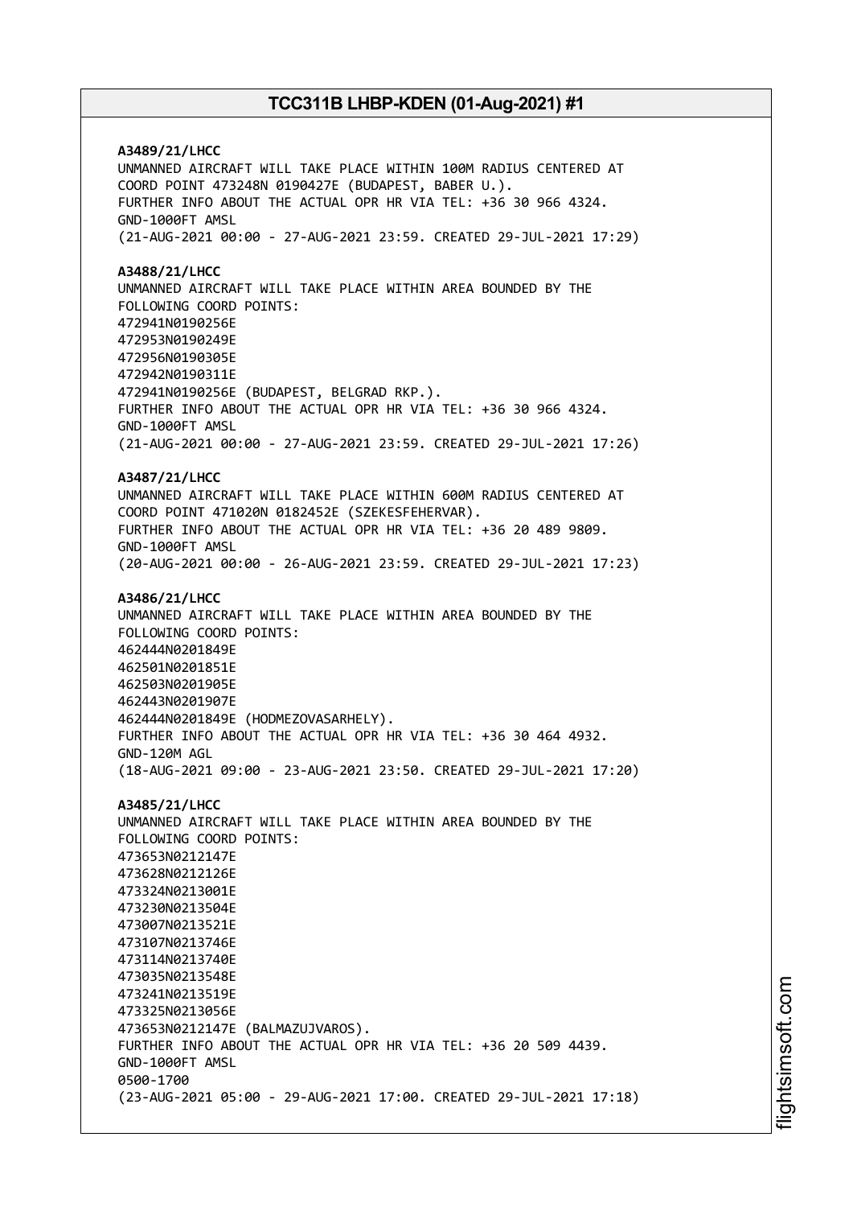**A3489/21/LHCC**
UNMANNED AIRCRAFT WILL TAKE PLACE WITHIN 100M RADIUS CENTERED AT
COORD POINT 473248N 0190427E (BUDAPEST, BABER U.).
FURTHER INFO ABOUT THE ACTUAL OPR HR VIA TEL: +36 30 966 4324.
GND-1000FT AMSL
(21-AUG-2021 00:00 - 27-AUG-2021 23:59. CREATED 29-JUL-2021 17:29)

**A3488/21/LHCC**
UNMANNED AIRCRAFT WILL TAKE PLACE WITHIN AREA BOUNDED BY THE
FOLLOWING COORD POINTS:
472941N0190256E
472953N0190249E
472956N0190305E
472942N0190311E
472941N0190256E (BUDAPEST, BELGRAD RKP.).
FURTHER INFO ABOUT THE ACTUAL OPR HR VIA TEL: +36 30 966 4324.
GND-1000FT AMSL
(21-AUG-2021 00:00 - 27-AUG-2021 23:59. CREATED 29-JUL-2021 17:26)

**A3487/21/LHCC**
UNMANNED AIRCRAFT WILL TAKE PLACE WITHIN 600M RADIUS CENTERED AT
COORD POINT 471020N 0182452E (SZEKESFEHERVAR).
FURTHER INFO ABOUT THE ACTUAL OPR HR VIA TEL: +36 20 489 9809.
GND-1000FT AMSL
(20-AUG-2021 00:00 - 26-AUG-2021 23:59. CREATED 29-JUL-2021 17:23)

**A3486/21/LHCC**
UNMANNED AIRCRAFT WILL TAKE PLACE WITHIN AREA BOUNDED BY THE
FOLLOWING COORD POINTS:
462444N0201849E
462501N0201851E
462503N0201905E
462443N0201907E
462444N0201849E (HODMEZOVASARHELY).
FURTHER INFO ABOUT THE ACTUAL OPR HR VIA TEL: +36 30 464 4932.
GND-120M AGL
(18-AUG-2021 09:00 - 23-AUG-2021 23:50. CREATED 29-JUL-2021 17:20)

**A3485/21/LHCC**
UNMANNED AIRCRAFT WILL TAKE PLACE WITHIN AREA BOUNDED BY THE
FOLLOWING COORD POINTS:
473653N0212147E
473628N0212126E
473324N0213001E
473230N0213504E
473007N0213521E
473107N0213746E
473114N0213740E
473035N0213548E
473241N0213519E
473325N0213056E
473653N0212147E (BALMAZUJVAROS).
FURTHER INFO ABOUT THE ACTUAL OPR HR VIA TEL: +36 20 509 4439.
GND-1000FT AMSL
0500-1700
(23-AUG-2021 05:00 - 29-AUG-2021 17:00. CREATED 29-JUL-2021 17:18)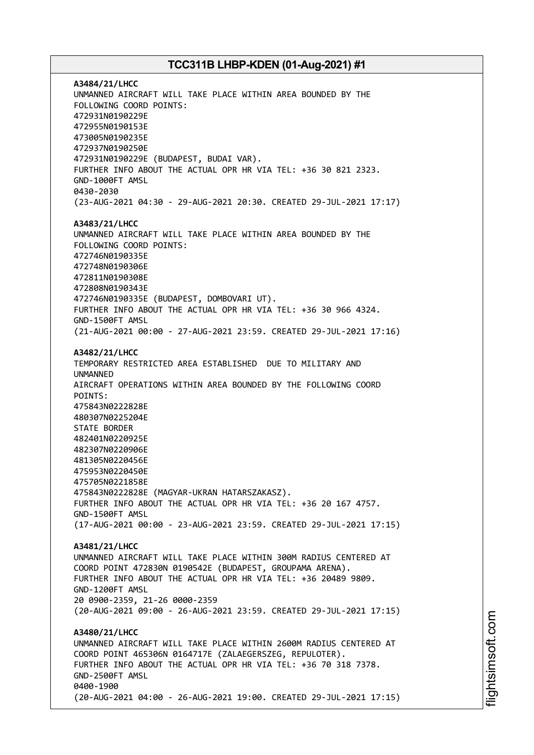**A3484/21/LHCC**
UNMANNED AIRCRAFT WILL TAKE PLACE WITHIN AREA BOUNDED BY THE
FOLLOWING COORD POINTS:
472931N0190229E
472955N0190153E
473005N0190235E
472937N0190250E
472931N0190229E (BUDAPEST, BUDAI VAR).
FURTHER INFO ABOUT THE ACTUAL OPR HR VIA TEL: +36 30 821 2323.
GND-1000FT AMSL
0430-2030
(23-AUG-2021 04:30 - 29-AUG-2021 20:30. CREATED 29-JUL-2021 17:17)

**A3483/21/LHCC**
UNMANNED AIRCRAFT WILL TAKE PLACE WITHIN AREA BOUNDED BY THE
FOLLOWING COORD POINTS:
472746N0190335E
472748N0190306E
472811N0190308E
472808N0190343E
472746N0190335E (BUDAPEST, DOMBOVARI UT).
FURTHER INFO ABOUT THE ACTUAL OPR HR VIA TEL: +36 30 966 4324.
GND-1500FT AMSL
(21-AUG-2021 00:00 - 27-AUG-2021 23:59. CREATED 29-JUL-2021 17:16)

**A3482/21/LHCC**
TEMPORARY RESTRICTED AREA ESTABLISHED DUE TO MILITARY AND
UNMANNED
AIRCRAFT OPERATIONS WITHIN AREA BOUNDED BY THE FOLLOWING COORD
POINTS:
475843N0222828E
480307N0225204E
STATE BORDER
482401N0220925E
482307N0220906E
481305N0220456E
475953N0220450E
475705N0221858E
475843N0222828E (MAGYAR-UKRAN HATARSZAKASZ).
FURTHER INFO ABOUT THE ACTUAL OPR HR VIA TEL: +36 20 167 4757.
GND-1500FT AMSL
(17-AUG-2021 00:00 - 23-AUG-2021 23:59. CREATED 29-JUL-2021 17:15)

**A3481/21/LHCC**
UNMANNED AIRCRAFT WILL TAKE PLACE WITHIN 300M RADIUS CENTERED AT
COORD POINT 472830N 0190542E (BUDAPEST, GROUPAMA ARENA).
FURTHER INFO ABOUT THE ACTUAL OPR HR VIA TEL: +36 20489 9809.
GND-1200FT AMSL
20 0900-2359, 21-26 0000-2359
(20-AUG-2021 09:00 - 26-AUG-2021 23:59. CREATED 29-JUL-2021 17:15)

**A3480/21/LHCC**
UNMANNED AIRCRAFT WILL TAKE PLACE WITHIN 2600M RADIUS CENTERED AT
COORD POINT 465306N 0164717E (ZALAEGERSZEG, REPULOTER).
FURTHER INFO ABOUT THE ACTUAL OPR HR VIA TEL: +36 70 318 7378.
GND-2500FT AMSL
0400-1900
(20-AUG-2021 04:00 - 26-AUG-2021 19:00. CREATED 29-JUL-2021 17:15)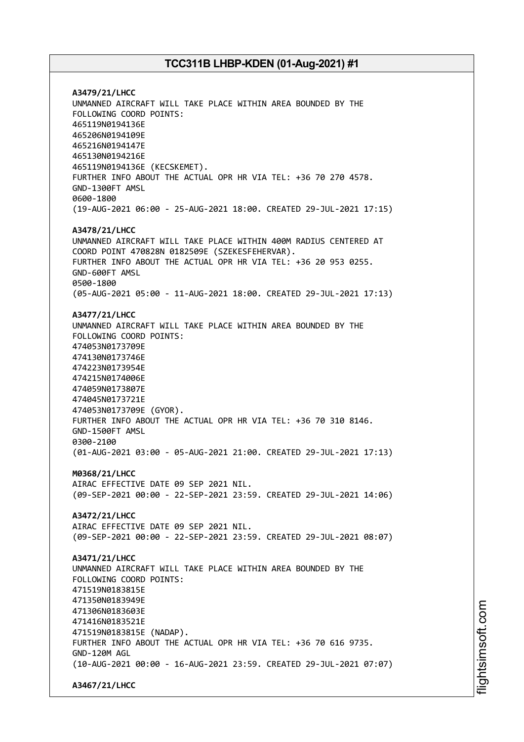**A3479/21/LHCC**
UNMANNED AIRCRAFT WILL TAKE PLACE WITHIN AREA BOUNDED BY THE
FOLLOWING COORD POINTS:
465119N0194136E
465206N0194109E
465216N0194147E
465130N0194216E
465119N0194136E (KECSKEMET).
FURTHER INFO ABOUT THE ACTUAL OPR HR VIA TEL: +36 70 270 4578.
GND-1300FT AMSL
0600-1800
(19-AUG-2021 06:00 - 25-AUG-2021 18:00. CREATED 29-JUL-2021 17:15)

**A3478/21/LHCC**
UNMANNED AIRCRAFT WILL TAKE PLACE WITHIN 400M RADIUS CENTERED AT
COORD POINT 470828N 0182509E (SZEKESFEHERVAR).
FURTHER INFO ABOUT THE ACTUAL OPR HR VIA TEL: +36 20 953 0255.
GND-600FT AMSL
0500-1800
(05-AUG-2021 05:00 - 11-AUG-2021 18:00. CREATED 29-JUL-2021 17:13)

**A3477/21/LHCC**
UNMANNED AIRCRAFT WILL TAKE PLACE WITHIN AREA BOUNDED BY THE
FOLLOWING COORD POINTS:
474053N0173709E
474130N0173746E
474223N0173954E
474215N0174006E
474059N0173807E
474045N0173721E
474053N0173709E (GYOR).
FURTHER INFO ABOUT THE ACTUAL OPR HR VIA TEL: +36 70 310 8146.
GND-1500FT AMSL
0300-2100
(01-AUG-2021 03:00 - 05-AUG-2021 21:00. CREATED 29-JUL-2021 17:13)

**M0368/21/LHCC**
AIRAC EFFECTIVE DATE 09 SEP 2021 NIL.
(09-SEP-2021 00:00 - 22-SEP-2021 23:59. CREATED 29-JUL-2021 14:06)

**A3472/21/LHCC**
AIRAC EFFECTIVE DATE 09 SEP 2021 NIL.
(09-SEP-2021 00:00 - 22-SEP-2021 23:59. CREATED 29-JUL-2021 08:07)

**A3471/21/LHCC**
UNMANNED AIRCRAFT WILL TAKE PLACE WITHIN AREA BOUNDED BY THE
FOLLOWING COORD POINTS:
471519N0183815E
471350N0183949E
471306N0183603E
471416N0183521E
471519N0183815E (NADAP).
FURTHER INFO ABOUT THE ACTUAL OPR HR VIA TEL: +36 70 616 9735.
GND-120M AGL
(10-AUG-2021 00:00 - 16-AUG-2021 23:59. CREATED 29-JUL-2021 07:07)

**A3467/21/LHCC**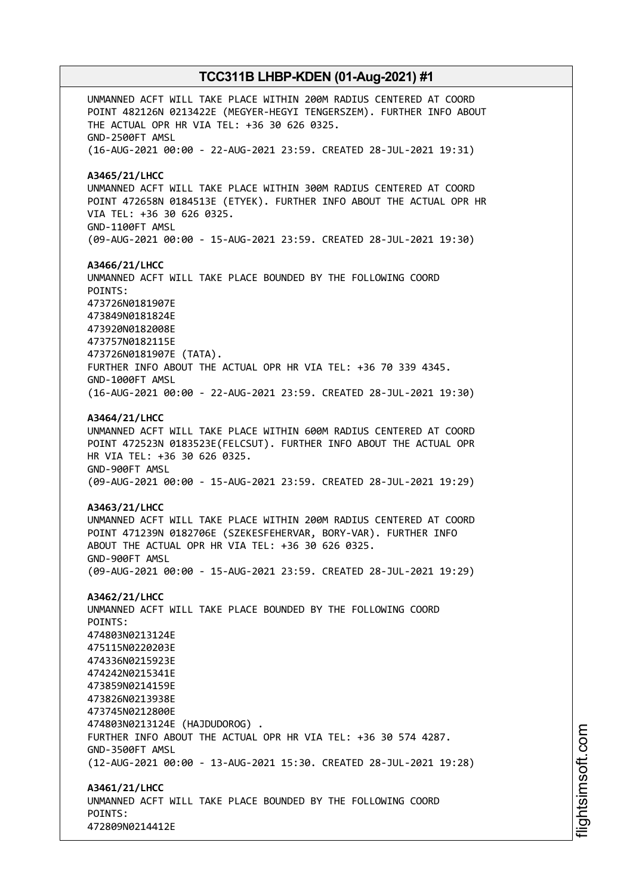UNMANNED ACFT WILL TAKE PLACE WITHIN 200M RADIUS CENTERED AT COORD POINT 482126N 0213422E (MEGYER-HEGYI TENGERSZEM). FURTHER INFO ABOUT THE ACTUAL OPR HR VIA TEL: +36 30 626 0325.
GND-2500FT AMSL
(16-AUG-2021 00:00 - 22-AUG-2021 23:59. CREATED 28-JUL-2021 19:31)

**A3465/21/LHCC**
UNMANNED ACFT WILL TAKE PLACE WITHIN 300M RADIUS CENTERED AT COORD POINT 472658N 0184513E (ETYEK). FURTHER INFO ABOUT THE ACTUAL OPR HR VIA TEL: +36 30 626 0325.
GND-1100FT AMSL
(09-AUG-2021 00:00 - 15-AUG-2021 23:59. CREATED 28-JUL-2021 19:30)

**A3466/21/LHCC**
UNMANNED ACFT WILL TAKE PLACE BOUNDED BY THE FOLLOWING COORD POINTS:
473726N0181907E
473849N0181824E
473920N0182008E
473757N0182115E
473726N0181907E (TATA).
FURTHER INFO ABOUT THE ACTUAL OPR HR VIA TEL: +36 70 339 4345.
GND-1000FT AMSL
(16-AUG-2021 00:00 - 22-AUG-2021 23:59. CREATED 28-JUL-2021 19:30)

**A3464/21/LHCC**
UNMANNED ACFT WILL TAKE PLACE WITHIN 600M RADIUS CENTERED AT COORD POINT 472523N 0183523E(FELCSUT). FURTHER INFO ABOUT THE ACTUAL OPR HR VIA TEL: +36 30 626 0325.
GND-900FT AMSL
(09-AUG-2021 00:00 - 15-AUG-2021 23:59. CREATED 28-JUL-2021 19:29)

**A3463/21/LHCC**
UNMANNED ACFT WILL TAKE PLACE WITHIN 200M RADIUS CENTERED AT COORD POINT 471239N 0182706E (SZEKESFEHERVAR, BORY-VAR). FURTHER INFO ABOUT THE ACTUAL OPR HR VIA TEL: +36 30 626 0325.
GND-900FT AMSL
(09-AUG-2021 00:00 - 15-AUG-2021 23:59. CREATED 28-JUL-2021 19:29)

**A3462/21/LHCC**
UNMANNED ACFT WILL TAKE PLACE BOUNDED BY THE FOLLOWING COORD POINTS:
474803N0213124E
475115N0220203E
474336N0215923E
474242N0215341E
473859N0214159E
473826N0213938E
473745N0212800E
474803N0213124E (HAJDUDOROG) .
FURTHER INFO ABOUT THE ACTUAL OPR HR VIA TEL: +36 30 574 4287.
GND-3500FT AMSL
(12-AUG-2021 00:00 - 13-AUG-2021 15:30. CREATED 28-JUL-2021 19:28)

**A3461/21/LHCC**
UNMANNED ACFT WILL TAKE PLACE BOUNDED BY THE FOLLOWING COORD POINTS:
472809N0214412E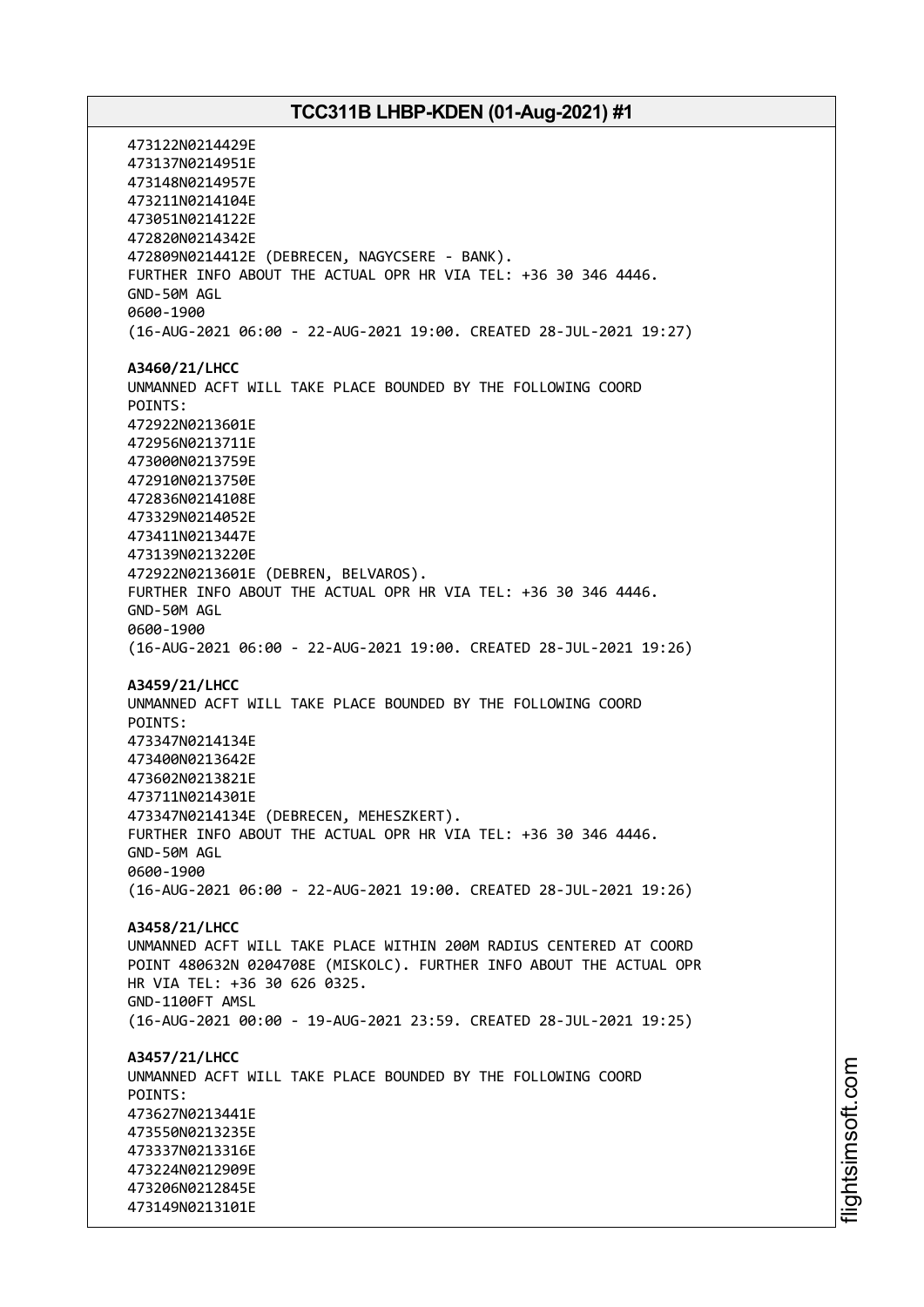473122N0214429E
473137N0214951E
473148N0214957E
473211N0214104E
473051N0214122E
472820N0214342E
472809N0214412E (DEBRECEN, NAGYCSERE - BANK).
FURTHER INFO ABOUT THE ACTUAL OPR HR VIA TEL: +36 30 346 4446.
GND-50M AGL
0600-1900
(16-AUG-2021 06:00 - 22-AUG-2021 19:00. CREATED 28-JUL-2021 19:27)

**A3460/21/LHCC**
UNMANNED ACFT WILL TAKE PLACE BOUNDED BY THE FOLLOWING COORD
POINTS:
472922N0213601E
472956N0213711E
473000N0213759E
472910N0213750E
472836N0214108E
473329N0214052E
473411N0213447E
473139N0213220E
472922N0213601E (DEBREN, BELVAROS).
FURTHER INFO ABOUT THE ACTUAL OPR HR VIA TEL: +36 30 346 4446.
GND-50M AGL
0600-1900
(16-AUG-2021 06:00 - 22-AUG-2021 19:00. CREATED 28-JUL-2021 19:26)

**A3459/21/LHCC**
UNMANNED ACFT WILL TAKE PLACE BOUNDED BY THE FOLLOWING COORD
POINTS:
473347N0214134E
473400N0213642E
473602N0213821E
473711N0214301E
473347N0214134E (DEBRECEN, MEHESZKERT).
FURTHER INFO ABOUT THE ACTUAL OPR HR VIA TEL: +36 30 346 4446.
GND-50M AGL
0600-1900
(16-AUG-2021 06:00 - 22-AUG-2021 19:00. CREATED 28-JUL-2021 19:26)

**A3458/21/LHCC**
UNMANNED ACFT WILL TAKE PLACE WITHIN 200M RADIUS CENTERED AT COORD
POINT 480632N 0204708E (MISKOLC). FURTHER INFO ABOUT THE ACTUAL OPR
HR VIA TEL: +36 30 626 0325.
GND-1100FT AMSL
(16-AUG-2021 00:00 - 19-AUG-2021 23:59. CREATED 28-JUL-2021 19:25)

**A3457/21/LHCC**
UNMANNED ACFT WILL TAKE PLACE BOUNDED BY THE FOLLOWING COORD
POINTS:
473627N0213441E
473550N0213235E
473337N0213316E
473224N0212909E
473206N0212845E
473149N0213101E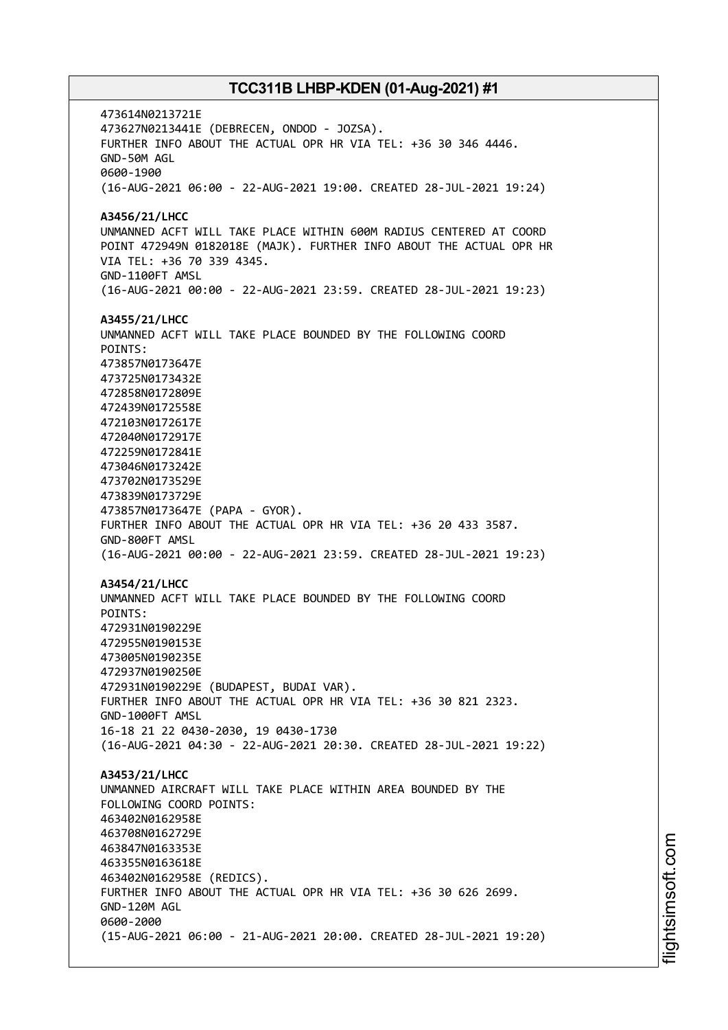473614N0213721E
473627N0213441E (DEBRECEN, ONDOD - JOZSA).
FURTHER INFO ABOUT THE ACTUAL OPR HR VIA TEL: +36 30 346 4446.
GND-50M AGL
0600-1900
(16-AUG-2021 06:00 - 22-AUG-2021 19:00. CREATED 28-JUL-2021 19:24)

**A3456/21/LHCC**
UNMANNED ACFT WILL TAKE PLACE WITHIN 600M RADIUS CENTERED AT COORD POINT 472949N 0182018E (MAJK). FURTHER INFO ABOUT THE ACTUAL OPR HR VIA TEL: +36 70 339 4345.
GND-1100FT AMSL
(16-AUG-2021 00:00 - 22-AUG-2021 23:59. CREATED 28-JUL-2021 19:23)

**A3455/21/LHCC**
UNMANNED ACFT WILL TAKE PLACE BOUNDED BY THE FOLLOWING COORD POINTS:
473857N0173647E
473725N0173432E
472858N0172809E
472439N0172558E
472103N0172617E
472040N0172917E
472259N0172841E
473046N0173242E
473702N0173529E
473839N0173729E
473857N0173647E (PAPA - GYOR).
FURTHER INFO ABOUT THE ACTUAL OPR HR VIA TEL: +36 20 433 3587.
GND-800FT AMSL
(16-AUG-2021 00:00 - 22-AUG-2021 23:59. CREATED 28-JUL-2021 19:23)

**A3454/21/LHCC**
UNMANNED ACFT WILL TAKE PLACE BOUNDED BY THE FOLLOWING COORD POINTS:
472931N0190229E
472955N0190153E
473005N0190235E
472937N0190250E
472931N0190229E (BUDAPEST, BUDAI VAR).
FURTHER INFO ABOUT THE ACTUAL OPR HR VIA TEL: +36 30 821 2323.
GND-1000FT AMSL
16-18 21 22 0430-2030, 19 0430-1730
(16-AUG-2021 04:30 - 22-AUG-2021 20:30. CREATED 28-JUL-2021 19:22)

**A3453/21/LHCC**
UNMANNED AIRCRAFT WILL TAKE PLACE WITHIN AREA BOUNDED BY THE FOLLOWING COORD POINTS:
463402N0162958E
463708N0162729E
463847N0163353E
463355N0163618E
463402N0162958E (REDICS).
FURTHER INFO ABOUT THE ACTUAL OPR HR VIA TEL: +36 30 626 2699.
GND-120M AGL
0600-2000
(15-AUG-2021 06:00 - 21-AUG-2021 20:00. CREATED 28-JUL-2021 19:20)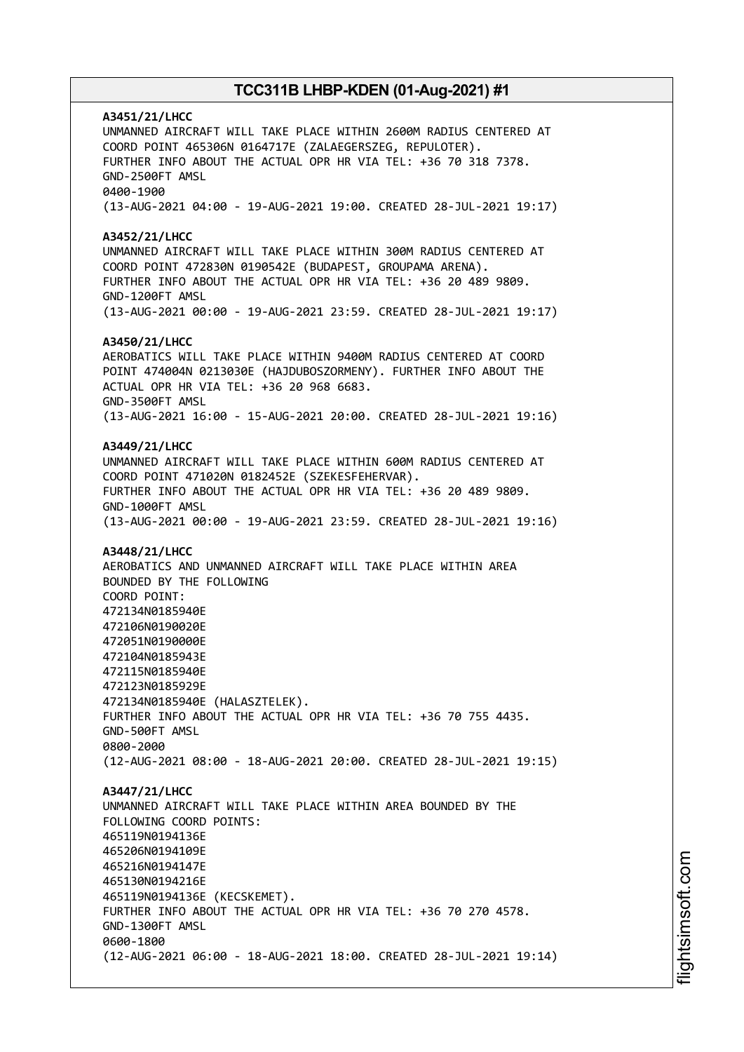**A3451/21/LHCC**
UNMANNED AIRCRAFT WILL TAKE PLACE WITHIN 2600M RADIUS CENTERED AT COORD POINT 465306N 0164717E (ZALAEGERSZEG, REPULOTER).
FURTHER INFO ABOUT THE ACTUAL OPR HR VIA TEL: +36 70 318 7378.
GND-2500FT AMSL
0400-1900
(13-AUG-2021 04:00 - 19-AUG-2021 19:00. CREATED 28-JUL-2021 19:17)

**A3452/21/LHCC**
UNMANNED AIRCRAFT WILL TAKE PLACE WITHIN 300M RADIUS CENTERED AT COORD POINT 472830N 0190542E (BUDAPEST, GROUPAMA ARENA).
FURTHER INFO ABOUT THE ACTUAL OPR HR VIA TEL: +36 20 489 9809.
GND-1200FT AMSL
(13-AUG-2021 00:00 - 19-AUG-2021 23:59. CREATED 28-JUL-2021 19:17)

**A3450/21/LHCC**
AEROBATICS WILL TAKE PLACE WITHIN 9400M RADIUS CENTERED AT COORD POINT 474004N 0213030E (HAJDUBOSZORMENY). FURTHER INFO ABOUT THE ACTUAL OPR HR VIA TEL: +36 20 968 6683.
GND-3500FT AMSL
(13-AUG-2021 16:00 - 15-AUG-2021 20:00. CREATED 28-JUL-2021 19:16)

**A3449/21/LHCC**
UNMANNED AIRCRAFT WILL TAKE PLACE WITHIN 600M RADIUS CENTERED AT COORD POINT 471020N 0182452E (SZEKESFEHERVAR).
FURTHER INFO ABOUT THE ACTUAL OPR HR VIA TEL: +36 20 489 9809.
GND-1000FT AMSL
(13-AUG-2021 00:00 - 19-AUG-2021 23:59. CREATED 28-JUL-2021 19:16)

**A3448/21/LHCC**
AEROBATICS AND UNMANNED AIRCRAFT WILL TAKE PLACE WITHIN AREA BOUNDED BY THE FOLLOWING
COORD POINT:
472134N0185940E
472106N0190020E
472051N0190000E
472104N0185943E
472115N0185940E
472123N0185929E
472134N0185940E (HALASZTELEK).
FURTHER INFO ABOUT THE ACTUAL OPR HR VIA TEL: +36 70 755 4435.
GND-500FT AMSL
0800-2000
(12-AUG-2021 08:00 - 18-AUG-2021 20:00. CREATED 28-JUL-2021 19:15)

**A3447/21/LHCC**
UNMANNED AIRCRAFT WILL TAKE PLACE WITHIN AREA BOUNDED BY THE FOLLOWING COORD POINTS:
465119N0194136E
465206N0194109E
465216N0194147E
465130N0194216E
465119N0194136E (KECSKEMET).
FURTHER INFO ABOUT THE ACTUAL OPR HR VIA TEL: +36 70 270 4578.
GND-1300FT AMSL
0600-1800
(12-AUG-2021 06:00 - 18-AUG-2021 18:00. CREATED 28-JUL-2021 19:14)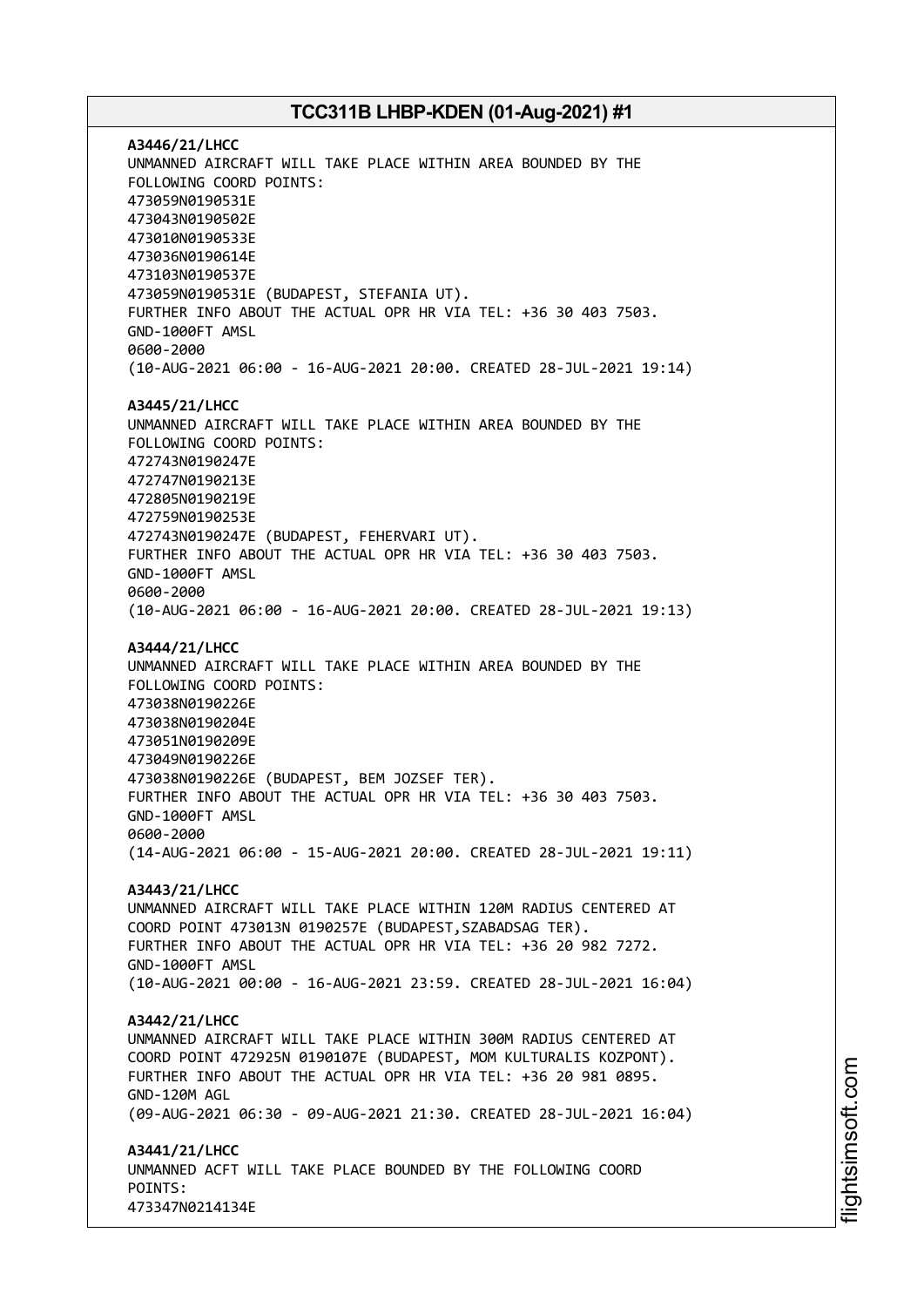**A3446/21/LHCC**
UNMANNED AIRCRAFT WILL TAKE PLACE WITHIN AREA BOUNDED BY THE
FOLLOWING COORD POINTS:
473059N0190531E
473043N0190502E
473010N0190533E
473036N0190614E
473103N0190537E
473059N0190531E (BUDAPEST, STEFANIA UT).
FURTHER INFO ABOUT THE ACTUAL OPR HR VIA TEL: +36 30 403 7503.
GND-1000FT AMSL
0600-2000
(10-AUG-2021 06:00 - 16-AUG-2021 20:00. CREATED 28-JUL-2021 19:14)

**A3445/21/LHCC**
UNMANNED AIRCRAFT WILL TAKE PLACE WITHIN AREA BOUNDED BY THE
FOLLOWING COORD POINTS:
472743N0190247E
472747N0190213E
472805N0190219E
472759N0190253E
472743N0190247E (BUDAPEST, FEHERVARI UT).
FURTHER INFO ABOUT THE ACTUAL OPR HR VIA TEL: +36 30 403 7503.
GND-1000FT AMSL
0600-2000
(10-AUG-2021 06:00 - 16-AUG-2021 20:00. CREATED 28-JUL-2021 19:13)

**A3444/21/LHCC**
UNMANNED AIRCRAFT WILL TAKE PLACE WITHIN AREA BOUNDED BY THE
FOLLOWING COORD POINTS:
473038N0190226E
473038N0190204E
473051N0190209E
473049N0190226E
473038N0190226E (BUDAPEST, BEM JOZSEF TER).
FURTHER INFO ABOUT THE ACTUAL OPR HR VIA TEL: +36 30 403 7503.
GND-1000FT AMSL
0600-2000
(14-AUG-2021 06:00 - 15-AUG-2021 20:00. CREATED 28-JUL-2021 19:11)

**A3443/21/LHCC**
UNMANNED AIRCRAFT WILL TAKE PLACE WITHIN 120M RADIUS CENTERED AT
COORD POINT 473013N 0190257E (BUDAPEST,SZABADSAG TER).
FURTHER INFO ABOUT THE ACTUAL OPR HR VIA TEL: +36 20 982 7272.
GND-1000FT AMSL
(10-AUG-2021 00:00 - 16-AUG-2021 23:59. CREATED 28-JUL-2021 16:04)

**A3442/21/LHCC**
UNMANNED AIRCRAFT WILL TAKE PLACE WITHIN 300M RADIUS CENTERED AT
COORD POINT 472925N 0190107E (BUDAPEST, MOM KULTURALIS KOZPONT).
FURTHER INFO ABOUT THE ACTUAL OPR HR VIA TEL: +36 20 981 0895.
GND-120M AGL
(09-AUG-2021 06:30 - 09-AUG-2021 21:30. CREATED 28-JUL-2021 16:04)

**A3441/21/LHCC**
UNMANNED ACFT WILL TAKE PLACE BOUNDED BY THE FOLLOWING COORD
POINTS:
473347N0214134E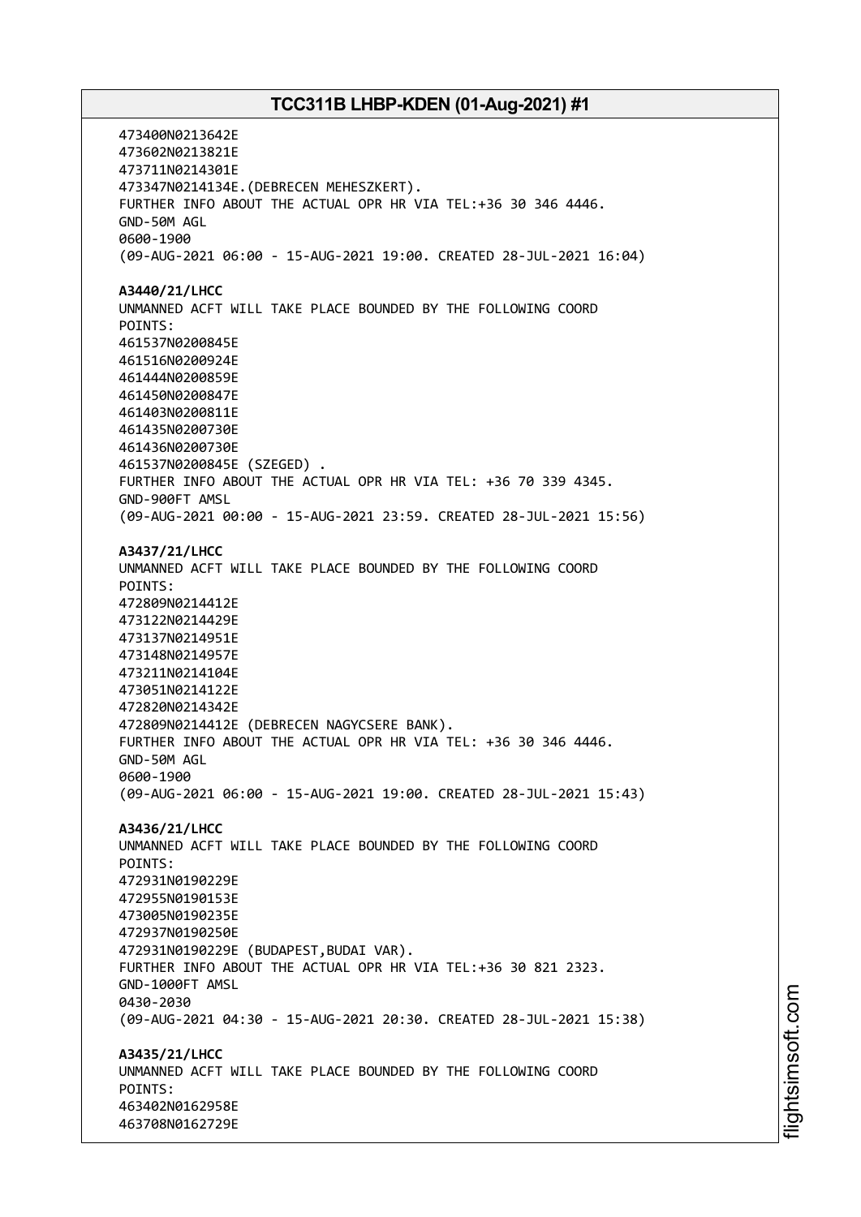473400N0213642E
473602N0213821E
473711N0214301E
473347N0214134E.(DEBRECEN MEHESZKERT).
FURTHER INFO ABOUT THE ACTUAL OPR HR VIA TEL:+36 30 346 4446.
GND-50M AGL
0600-1900
(09-AUG-2021 06:00 - 15-AUG-2021 19:00. CREATED 28-JUL-2021 16:04)

**A3440/21/LHCC**
UNMANNED ACFT WILL TAKE PLACE BOUNDED BY THE FOLLOWING COORD
POINTS:
461537N0200845E
461516N0200924E
461444N0200859E
461450N0200847E
461403N0200811E
461435N0200730E
461436N0200730E
461537N0200845E (SZEGED) .
FURTHER INFO ABOUT THE ACTUAL OPR HR VIA TEL: +36 70 339 4345.
GND-900FT AMSL
(09-AUG-2021 00:00 - 15-AUG-2021 23:59. CREATED 28-JUL-2021 15:56)

**A3437/21/LHCC**
UNMANNED ACFT WILL TAKE PLACE BOUNDED BY THE FOLLOWING COORD
POINTS:
472809N0214412E
473122N0214429E
473137N0214951E
473148N0214957E
473211N0214104E
473051N0214122E
472820N0214342E
472809N0214412E (DEBRECEN NAGYCSERE BANK).
FURTHER INFO ABOUT THE ACTUAL OPR HR VIA TEL: +36 30 346 4446.
GND-50M AGL
0600-1900
(09-AUG-2021 06:00 - 15-AUG-2021 19:00. CREATED 28-JUL-2021 15:43)

**A3436/21/LHCC**
UNMANNED ACFT WILL TAKE PLACE BOUNDED BY THE FOLLOWING COORD
POINTS:
472931N0190229E
472955N0190153E
473005N0190235E
472937N0190250E
472931N0190229E (BUDAPEST,BUDAI VAR).
FURTHER INFO ABOUT THE ACTUAL OPR HR VIA TEL:+36 30 821 2323.
GND-1000FT AMSL
0430-2030
(09-AUG-2021 04:30 - 15-AUG-2021 20:30. CREATED 28-JUL-2021 15:38)

**A3435/21/LHCC**
UNMANNED ACFT WILL TAKE PLACE BOUNDED BY THE FOLLOWING COORD
POINTS:
463402N0162958E
463708N0162729E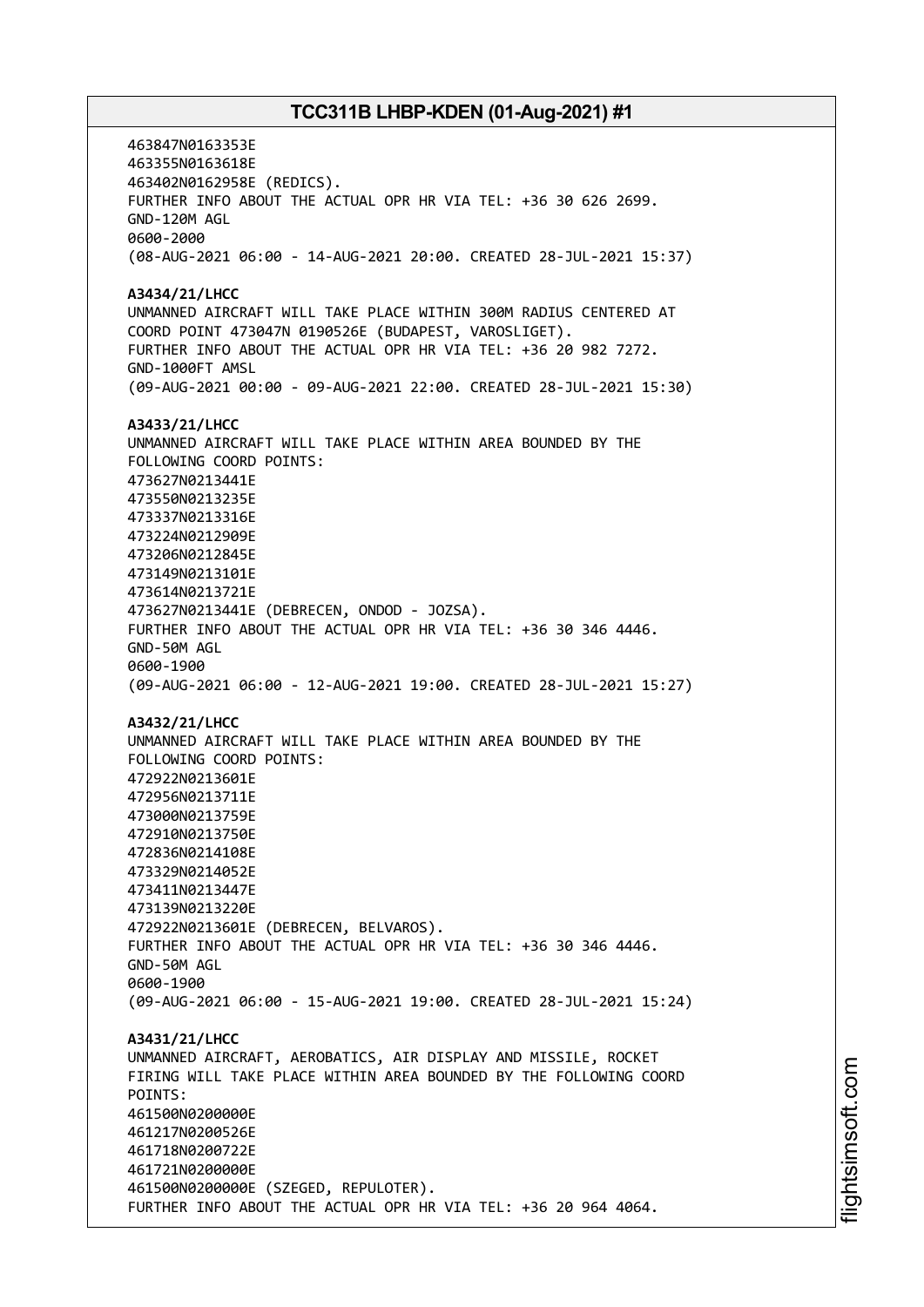463847N0163353E
463355N0163618E
463402N0162958E (REDICS).
FURTHER INFO ABOUT THE ACTUAL OPR HR VIA TEL: +36 30 626 2699.
GND-120M AGL
0600-2000
(08-AUG-2021 06:00 - 14-AUG-2021 20:00. CREATED 28-JUL-2021 15:37)

**A3434/21/LHCC**
UNMANNED AIRCRAFT WILL TAKE PLACE WITHIN 300M RADIUS CENTERED AT
COORD POINT 473047N 0190526E (BUDAPEST, VAROSLIGET).
FURTHER INFO ABOUT THE ACTUAL OPR HR VIA TEL: +36 20 982 7272.
GND-1000FT AMSL
(09-AUG-2021 00:00 - 09-AUG-2021 22:00. CREATED 28-JUL-2021 15:30)

**A3433/21/LHCC**
UNMANNED AIRCRAFT WILL TAKE PLACE WITHIN AREA BOUNDED BY THE
FOLLOWING COORD POINTS:
473627N0213441E
473550N0213235E
473337N0213316E
473224N0212909E
473206N0212845E
473149N0213101E
473614N0213721E
473627N0213441E (DEBRECEN, ONDOD - JOZSA).
FURTHER INFO ABOUT THE ACTUAL OPR HR VIA TEL: +36 30 346 4446.
GND-50M AGL
0600-1900
(09-AUG-2021 06:00 - 12-AUG-2021 19:00. CREATED 28-JUL-2021 15:27)

**A3432/21/LHCC**
UNMANNED AIRCRAFT WILL TAKE PLACE WITHIN AREA BOUNDED BY THE
FOLLOWING COORD POINTS:
472922N0213601E
472956N0213711E
473000N0213759E
472910N0213750E
472836N0214108E
473329N0214052E
473411N0213447E
473139N0213220E
472922N0213601E (DEBRECEN, BELVAROS).
FURTHER INFO ABOUT THE ACTUAL OPR HR VIA TEL: +36 30 346 4446.
GND-50M AGL
0600-1900
(09-AUG-2021 06:00 - 15-AUG-2021 19:00. CREATED 28-JUL-2021 15:24)

**A3431/21/LHCC**
UNMANNED AIRCRAFT, AEROBATICS, AIR DISPLAY AND MISSILE, ROCKET
FIRING WILL TAKE PLACE WITHIN AREA BOUNDED BY THE FOLLOWING COORD
POINTS:
461500N0200000E
461217N0200526E
461718N0200722E
461721N0200000E
461500N0200000E (SZEGED, REPULOTER).
FURTHER INFO ABOUT THE ACTUAL OPR HR VIA TEL: +36 20 964 4064.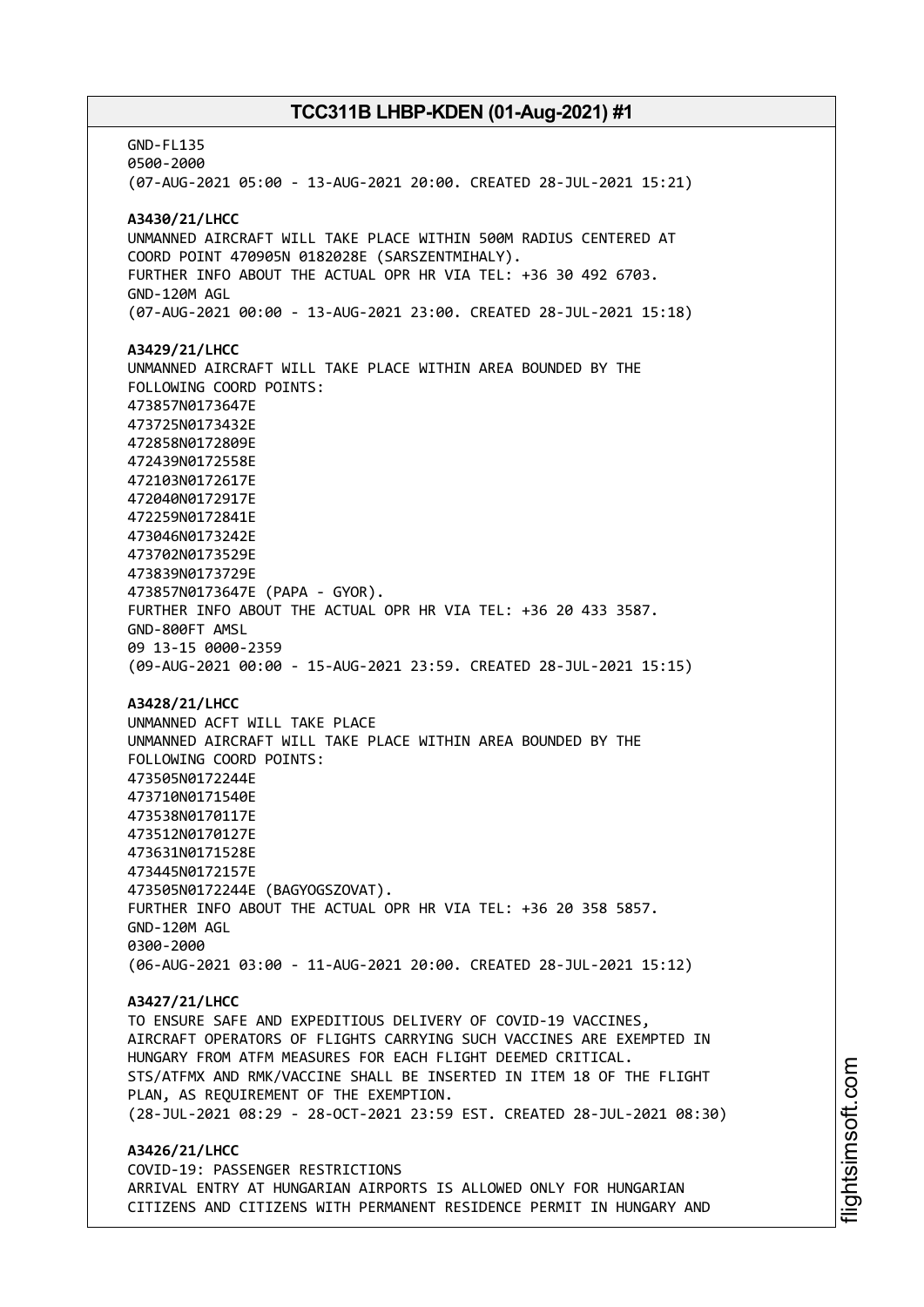GND-FL135
0500-2000
(07-AUG-2021 05:00 - 13-AUG-2021 20:00. CREATED 28-JUL-2021 15:21)

**A3430/21/LHCC**
UNMANNED AIRCRAFT WILL TAKE PLACE WITHIN 500M RADIUS CENTERED AT
COORD POINT 470905N 0182028E (SARSZENTMIHALY).
FURTHER INFO ABOUT THE ACTUAL OPR HR VIA TEL: +36 30 492 6703.
GND-120M AGL
(07-AUG-2021 00:00 - 13-AUG-2021 23:00. CREATED 28-JUL-2021 15:18)

**A3429/21/LHCC**
UNMANNED AIRCRAFT WILL TAKE PLACE WITHIN AREA BOUNDED BY THE
FOLLOWING COORD POINTS:
473857N0173647E
473725N0173432E
472858N0172809E
472439N0172558E
472103N0172617E
472040N0172917E
472259N0172841E
473046N0173242E
473702N0173529E
473839N0173729E
473857N0173647E (PAPA - GYOR).
FURTHER INFO ABOUT THE ACTUAL OPR HR VIA TEL: +36 20 433 3587.
GND-800FT AMSL
09 13-15 0000-2359
(09-AUG-2021 00:00 - 15-AUG-2021 23:59. CREATED 28-JUL-2021 15:15)

**A3428/21/LHCC**
UNMANNED ACFT WILL TAKE PLACE
UNMANNED AIRCRAFT WILL TAKE PLACE WITHIN AREA BOUNDED BY THE
FOLLOWING COORD POINTS:
473505N0172244E
473710N0171540E
473538N0170117E
473512N0170127E
473631N0171528E
473445N0172157E
473505N0172244E (BAGYOGSZOVAT).
FURTHER INFO ABOUT THE ACTUAL OPR HR VIA TEL: +36 20 358 5857.
GND-120M AGL
0300-2000
(06-AUG-2021 03:00 - 11-AUG-2021 20:00. CREATED 28-JUL-2021 15:12)

**A3427/21/LHCC**
TO ENSURE SAFE AND EXPEDITIOUS DELIVERY OF COVID-19 VACCINES,
AIRCRAFT OPERATORS OF FLIGHTS CARRYING SUCH VACCINES ARE EXEMPTED IN
HUNGARY FROM ATFM MEASURES FOR EACH FLIGHT DEEMED CRITICAL.
STS/ATFMX AND RMK/VACCINE SHALL BE INSERTED IN ITEM 18 OF THE FLIGHT
PLAN, AS REQUIREMENT OF THE EXEMPTION.
(28-JUL-2021 08:29 - 28-OCT-2021 23:59 EST. CREATED 28-JUL-2021 08:30)

**A3426/21/LHCC**
COVID-19: PASSENGER RESTRICTIONS
ARRIVAL ENTRY AT HUNGARIAN AIRPORTS IS ALLOWED ONLY FOR HUNGARIAN
CITIZENS AND CITIZENS WITH PERMANENT RESIDENCE PERMIT IN HUNGARY AND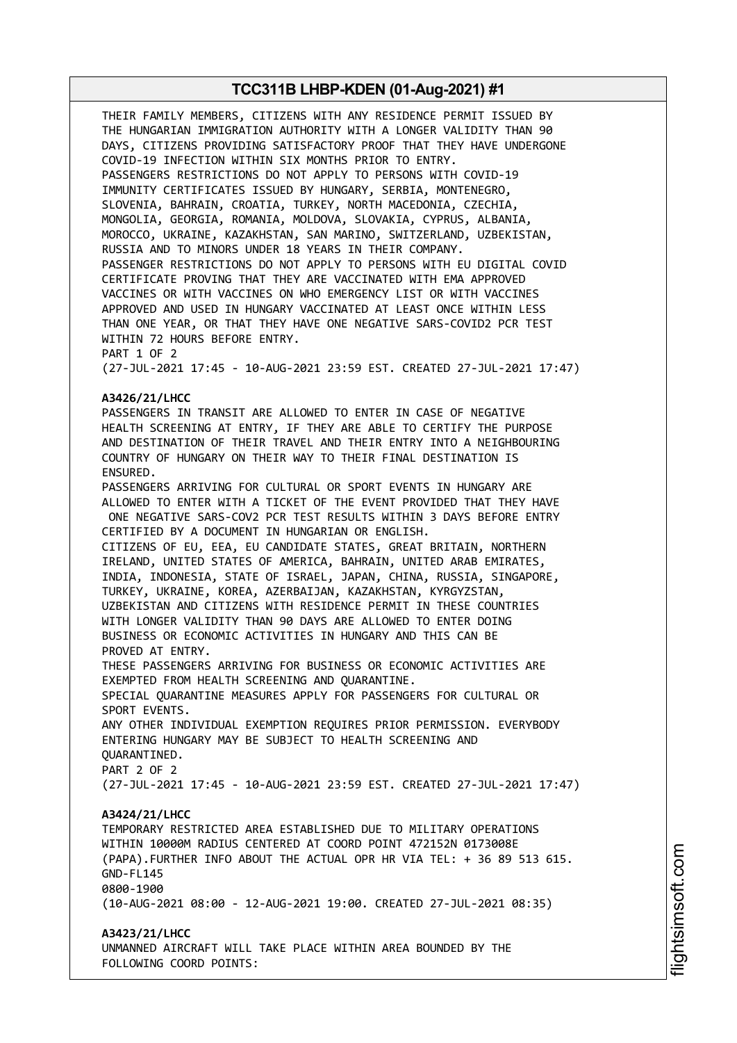THEIR FAMILY MEMBERS, CITIZENS WITH ANY RESIDENCE PERMIT ISSUED BY THE HUNGARIAN IMMIGRATION AUTHORITY WITH A LONGER VALIDITY THAN 90 DAYS, CITIZENS PROVIDING SATISFACTORY PROOF THAT THEY HAVE UNDERGONE COVID-19 INFECTION WITHIN SIX MONTHS PRIOR TO ENTRY.
PASSENGERS RESTRICTIONS DO NOT APPLY TO PERSONS WITH COVID-19 IMMUNITY CERTIFICATES ISSUED BY HUNGARY, SERBIA, MONTENEGRO, SLOVENIA, BAHRAIN, CROATIA, TURKEY, NORTH MACEDONIA, CZECHIA, MONGOLIA, GEORGIA, ROMANIA, MOLDOVA, SLOVAKIA, CYPRUS, ALBANIA, MOROCCO, UKRAINE, KAZAKHSTAN, SAN MARINO, SWITZERLAND, UZBEKISTAN, RUSSIA AND TO MINORS UNDER 18 YEARS IN THEIR COMPANY.
PASSENGER RESTRICTIONS DO NOT APPLY TO PERSONS WITH EU DIGITAL COVID CERTIFICATE PROVING THAT THEY ARE VACCINATED WITH EMA APPROVED VACCINES OR WITH VACCINES ON WHO EMERGENCY LIST OR WITH VACCINES APPROVED AND USED IN HUNGARY VACCINATED AT LEAST ONCE WITHIN LESS THAN ONE YEAR, OR THAT THEY HAVE ONE NEGATIVE SARS-COVID2 PCR TEST WITHIN 72 HOURS BEFORE ENTRY.
PART 1 OF 2
(27-JUL-2021 17:45 - 10-AUG-2021 23:59 EST. CREATED 27-JUL-2021 17:47)

**A3426/21/LHCC**
PASSENGERS IN TRANSIT ARE ALLOWED TO ENTER IN CASE OF NEGATIVE HEALTH SCREENING AT ENTRY, IF THEY ARE ABLE TO CERTIFY THE PURPOSE AND DESTINATION OF THEIR TRAVEL AND THEIR ENTRY INTO A NEIGHBOURING COUNTRY OF HUNGARY ON THEIR WAY TO THEIR FINAL DESTINATION IS ENSURED.
PASSENGERS ARRIVING FOR CULTURAL OR SPORT EVENTS IN HUNGARY ARE ALLOWED TO ENTER WITH A TICKET OF THE EVENT PROVIDED THAT THEY HAVE ONE NEGATIVE SARS-COV2 PCR TEST RESULTS WITHIN 3 DAYS BEFORE ENTRY CERTIFIED BY A DOCUMENT IN HUNGARIAN OR ENGLISH.
CITIZENS OF EU, EEA, EU CANDIDATE STATES, GREAT BRITAIN, NORTHERN IRELAND, UNITED STATES OF AMERICA, BAHRAIN, UNITED ARAB EMIRATES, INDIA, INDONESIA, STATE OF ISRAEL, JAPAN, CHINA, RUSSIA, SINGAPORE, TURKEY, UKRAINE, KOREA, AZERBAIJAN, KAZAKHSTAN, KYRGYZSTAN, UZBEKISTAN AND CITIZENS WITH RESIDENCE PERMIT IN THESE COUNTRIES WITH LONGER VALIDITY THAN 90 DAYS ARE ALLOWED TO ENTER DOING BUSINESS OR ECONOMIC ACTIVITIES IN HUNGARY AND THIS CAN BE PROVED AT ENTRY.
THESE PASSENGERS ARRIVING FOR BUSINESS OR ECONOMIC ACTIVITIES ARE EXEMPTED FROM HEALTH SCREENING AND QUARANTINE.
SPECIAL QUARANTINE MEASURES APPLY FOR PASSENGERS FOR CULTURAL OR SPORT EVENTS.
ANY OTHER INDIVIDUAL EXEMPTION REQUIRES PRIOR PERMISSION. EVERYBODY ENTERING HUNGARY MAY BE SUBJECT TO HEALTH SCREENING AND QUARANTINED.
PART 2 OF 2
(27-JUL-2021 17:45 - 10-AUG-2021 23:59 EST. CREATED 27-JUL-2021 17:47)

**A3424/21/LHCC**
TEMPORARY RESTRICTED AREA ESTABLISHED DUE TO MILITARY OPERATIONS WITHIN 10000M RADIUS CENTERED AT COORD POINT 472152N 0173008E (PAPA).FURTHER INFO ABOUT THE ACTUAL OPR HR VIA TEL: + 36 89 513 615.
GND-FL145
0800-1900
(10-AUG-2021 08:00 - 12-AUG-2021 19:00. CREATED 27-JUL-2021 08:35)

**A3423/21/LHCC**
UNMANNED AIRCRAFT WILL TAKE PLACE WITHIN AREA BOUNDED BY THE FOLLOWING COORD POINTS: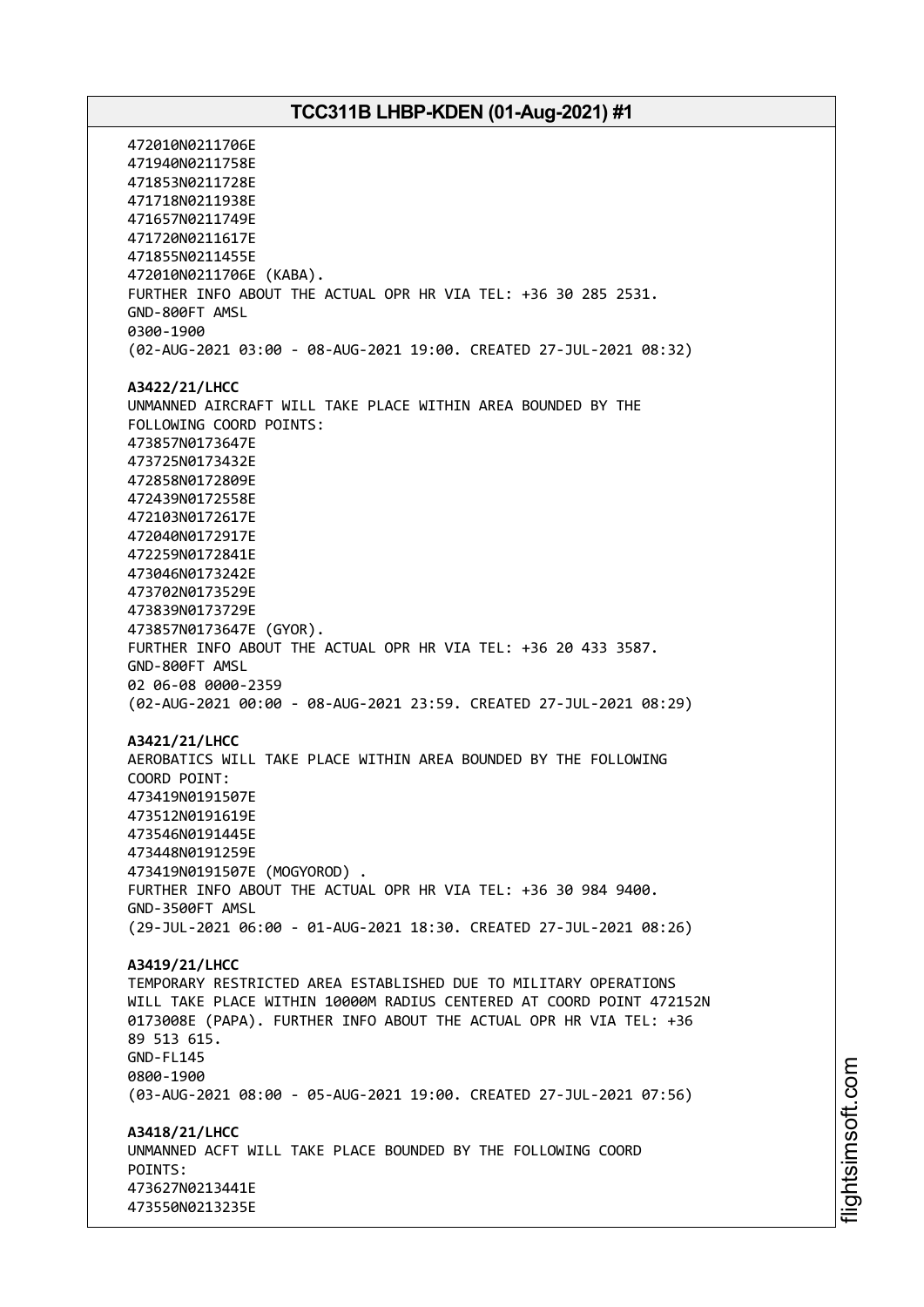472010N0211706E
471940N0211758E
471853N0211728E
471718N0211938E
471657N0211749E
471720N0211617E
471855N0211455E
472010N0211706E (KABA).
FURTHER INFO ABOUT THE ACTUAL OPR HR VIA TEL: +36 30 285 2531.
GND-800FT AMSL
0300-1900
(02-AUG-2021 03:00 - 08-AUG-2021 19:00. CREATED 27-JUL-2021 08:32)

**A3422/21/LHCC**
UNMANNED AIRCRAFT WILL TAKE PLACE WITHIN AREA BOUNDED BY THE FOLLOWING COORD POINTS:
473857N0173647E
473725N0173432E
472858N0172809E
472439N0172558E
472103N0172617E
472040N0172917E
472259N0172841E
473046N0173242E
473702N0173529E
473839N0173729E
473857N0173647E (GYOR).
FURTHER INFO ABOUT THE ACTUAL OPR HR VIA TEL: +36 20 433 3587.
GND-800FT AMSL
02 06-08 0000-2359
(02-AUG-2021 00:00 - 08-AUG-2021 23:59. CREATED 27-JUL-2021 08:29)

**A3421/21/LHCC**
AEROBATICS WILL TAKE PLACE WITHIN AREA BOUNDED BY THE FOLLOWING COORD POINT:
473419N0191507E
473512N0191619E
473546N0191445E
473448N0191259E
473419N0191507E (MOGYOROD) .
FURTHER INFO ABOUT THE ACTUAL OPR HR VIA TEL: +36 30 984 9400.
GND-3500FT AMSL
(29-JUL-2021 06:00 - 01-AUG-2021 18:30. CREATED 27-JUL-2021 08:26)

**A3419/21/LHCC**
TEMPORARY RESTRICTED AREA ESTABLISHED DUE TO MILITARY OPERATIONS WILL TAKE PLACE WITHIN 10000M RADIUS CENTERED AT COORD POINT 472152N 0173008E (PAPA). FURTHER INFO ABOUT THE ACTUAL OPR HR VIA TEL: +36 89 513 615.
GND-FL145
0800-1900
(03-AUG-2021 08:00 - 05-AUG-2021 19:00. CREATED 27-JUL-2021 07:56)

**A3418/21/LHCC**
UNMANNED ACFT WILL TAKE PLACE BOUNDED BY THE FOLLOWING COORD POINTS:
473627N0213441E
473550N0213235E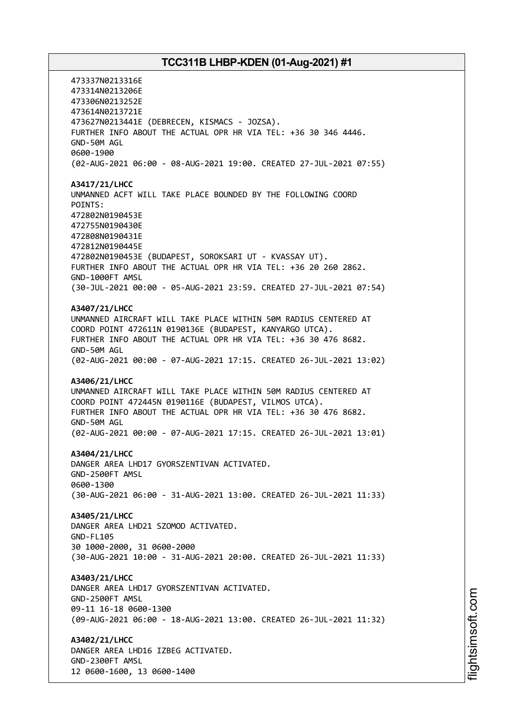473337N0213316E
473314N0213206E
473306N0213252E
473614N0213721E
473627N0213441E (DEBRECEN, KISMACS - JOZSA).
FURTHER INFO ABOUT THE ACTUAL OPR HR VIA TEL: +36 30 346 4446.
GND-50M AGL
0600-1900
(02-AUG-2021 06:00 - 08-AUG-2021 19:00. CREATED 27-JUL-2021 07:55)

**A3417/21/LHCC**
UNMANNED ACFT WILL TAKE PLACE BOUNDED BY THE FOLLOWING COORD POINTS:
472802N0190453E
472755N0190430E
472808N0190431E
472812N0190445E
472802N0190453E (BUDAPEST, SOROKSARI UT - KVASSAY UT).
FURTHER INFO ABOUT THE ACTUAL OPR HR VIA TEL: +36 20 260 2862.
GND-1000FT AMSL
(30-JUL-2021 00:00 - 05-AUG-2021 23:59. CREATED 27-JUL-2021 07:54)

**A3407/21/LHCC**
UNMANNED AIRCRAFT WILL TAKE PLACE WITHIN 50M RADIUS CENTERED AT COORD POINT 472611N 0190136E (BUDAPEST, KANYARGO UTCA).
FURTHER INFO ABOUT THE ACTUAL OPR HR VIA TEL: +36 30 476 8682.
GND-50M AGL
(02-AUG-2021 00:00 - 07-AUG-2021 17:15. CREATED 26-JUL-2021 13:02)

**A3406/21/LHCC**
UNMANNED AIRCRAFT WILL TAKE PLACE WITHIN 50M RADIUS CENTERED AT COORD POINT 472445N 0190116E (BUDAPEST, VILMOS UTCA).
FURTHER INFO ABOUT THE ACTUAL OPR HR VIA TEL: +36 30 476 8682.
GND-50M AGL
(02-AUG-2021 00:00 - 07-AUG-2021 17:15. CREATED 26-JUL-2021 13:01)

**A3404/21/LHCC**
DANGER AREA LHD17 GYORSZENTIVAN ACTIVATED.
GND-2500FT AMSL
0600-1300
(30-AUG-2021 06:00 - 31-AUG-2021 13:00. CREATED 26-JUL-2021 11:33)

**A3405/21/LHCC**
DANGER AREA LHD21 SZOMOD ACTIVATED.
GND-FL105
30 1000-2000, 31 0600-2000
(30-AUG-2021 10:00 - 31-AUG-2021 20:00. CREATED 26-JUL-2021 11:33)

**A3403/21/LHCC**
DANGER AREA LHD17 GYORSZENTIVAN ACTIVATED.
GND-2500FT AMSL
09-11 16-18 0600-1300
(09-AUG-2021 06:00 - 18-AUG-2021 13:00. CREATED 26-JUL-2021 11:32)

**A3402/21/LHCC**
DANGER AREA LHD16 IZBEG ACTIVATED.
GND-2300FT AMSL
12 0600-1600, 13 0600-1400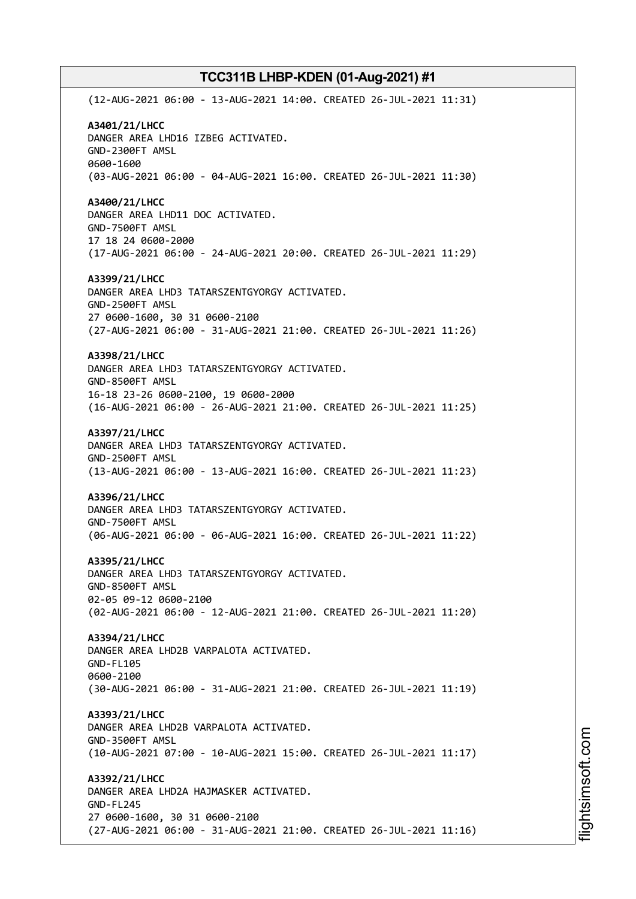(12-AUG-2021 06:00 - 13-AUG-2021 14:00. CREATED 26-JUL-2021 11:31)

**A3401/21/LHCC**
DANGER AREA LHD16 IZBEG ACTIVATED.
GND-2300FT AMSL
0600-1600
(03-AUG-2021 06:00 - 04-AUG-2021 16:00. CREATED 26-JUL-2021 11:30)

**A3400/21/LHCC**
DANGER AREA LHD11 DOC ACTIVATED.
GND-7500FT AMSL
17 18 24 0600-2000
(17-AUG-2021 06:00 - 24-AUG-2021 20:00. CREATED 26-JUL-2021 11:29)

**A3399/21/LHCC**
DANGER AREA LHD3 TATARSZENTGYORGY ACTIVATED.
GND-2500FT AMSL
27 0600-1600, 30 31 0600-2100
(27-AUG-2021 06:00 - 31-AUG-2021 21:00. CREATED 26-JUL-2021 11:26)

**A3398/21/LHCC**
DANGER AREA LHD3 TATARSZENTGYORGY ACTIVATED.
GND-8500FT AMSL
16-18 23-26 0600-2100, 19 0600-2000
(16-AUG-2021 06:00 - 26-AUG-2021 21:00. CREATED 26-JUL-2021 11:25)

**A3397/21/LHCC**
DANGER AREA LHD3 TATARSZENTGYORGY ACTIVATED.
GND-2500FT AMSL
(13-AUG-2021 06:00 - 13-AUG-2021 16:00. CREATED 26-JUL-2021 11:23)

**A3396/21/LHCC**
DANGER AREA LHD3 TATARSZENTGYORGY ACTIVATED.
GND-7500FT AMSL
(06-AUG-2021 06:00 - 06-AUG-2021 16:00. CREATED 26-JUL-2021 11:22)

**A3395/21/LHCC**
DANGER AREA LHD3 TATARSZENTGYORGY ACTIVATED.
GND-8500FT AMSL
02-05 09-12 0600-2100
(02-AUG-2021 06:00 - 12-AUG-2021 21:00. CREATED 26-JUL-2021 11:20)

**A3394/21/LHCC**
DANGER AREA LHD2B VARPALOTA ACTIVATED.
GND-FL105
0600-2100
(30-AUG-2021 06:00 - 31-AUG-2021 21:00. CREATED 26-JUL-2021 11:19)

**A3393/21/LHCC**
DANGER AREA LHD2B VARPALOTA ACTIVATED.
GND-3500FT AMSL
(10-AUG-2021 07:00 - 10-AUG-2021 15:00. CREATED 26-JUL-2021 11:17)

**A3392/21/LHCC**
DANGER AREA LHD2A HAJMASKER ACTIVATED.
GND-FL245
27 0600-1600, 30 31 0600-2100
(27-AUG-2021 06:00 - 31-AUG-2021 21:00. CREATED 26-JUL-2021 11:16)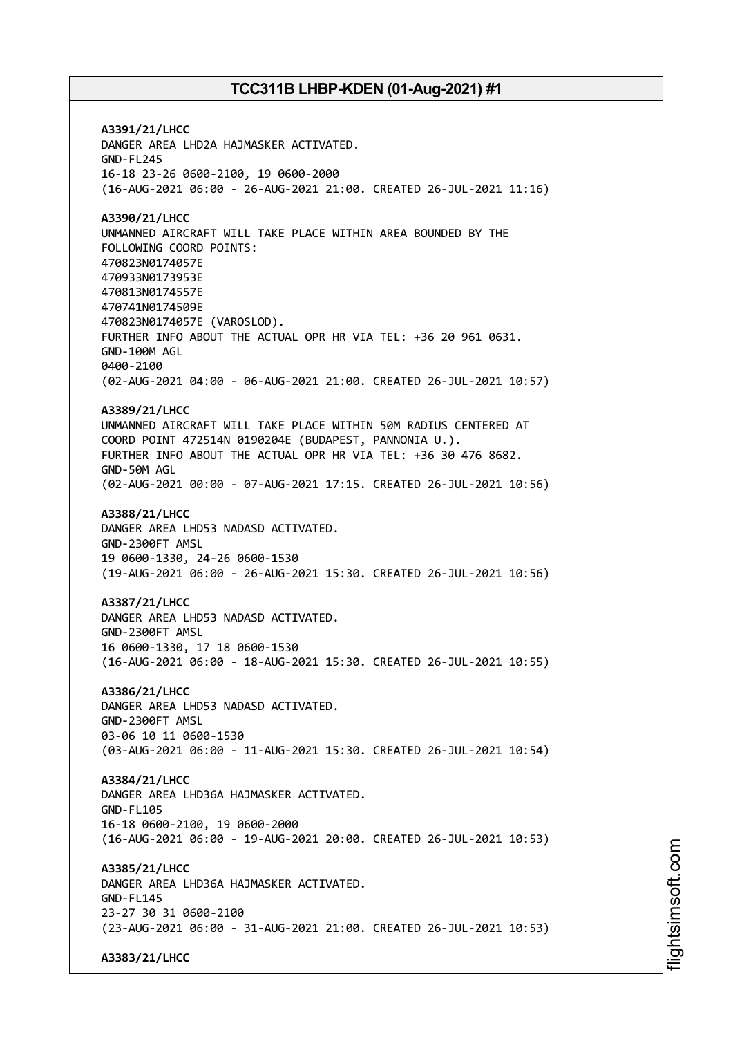**A3391/21/LHCC**
DANGER AREA LHD2A HAJMASKER ACTIVATED.
GND-FL245
16-18 23-26 0600-2100, 19 0600-2000
(16-AUG-2021 06:00 - 26-AUG-2021 21:00. CREATED 26-JUL-2021 11:16)

**A3390/21/LHCC**
UNMANNED AIRCRAFT WILL TAKE PLACE WITHIN AREA BOUNDED BY THE
FOLLOWING COORD POINTS:
470823N0174057E
470933N0173953E
470813N0174557E
470741N0174509E
470823N0174057E (VAROSLOD).
FURTHER INFO ABOUT THE ACTUAL OPR HR VIA TEL: +36 20 961 0631.
GND-100M AGL
0400-2100
(02-AUG-2021 04:00 - 06-AUG-2021 21:00. CREATED 26-JUL-2021 10:57)

**A3389/21/LHCC**
UNMANNED AIRCRAFT WILL TAKE PLACE WITHIN 50M RADIUS CENTERED AT
COORD POINT 472514N 0190204E (BUDAPEST, PANNONIA U.).
FURTHER INFO ABOUT THE ACTUAL OPR HR VIA TEL: +36 30 476 8682.
GND-50M AGL
(02-AUG-2021 00:00 - 07-AUG-2021 17:15. CREATED 26-JUL-2021 10:56)

**A3388/21/LHCC**
DANGER AREA LHD53 NADASD ACTIVATED.
GND-2300FT AMSL
19 0600-1330, 24-26 0600-1530
(19-AUG-2021 06:00 - 26-AUG-2021 15:30. CREATED 26-JUL-2021 10:56)

**A3387/21/LHCC**
DANGER AREA LHD53 NADASD ACTIVATED.
GND-2300FT AMSL
16 0600-1330, 17 18 0600-1530
(16-AUG-2021 06:00 - 18-AUG-2021 15:30. CREATED 26-JUL-2021 10:55)

**A3386/21/LHCC**
DANGER AREA LHD53 NADASD ACTIVATED.
GND-2300FT AMSL
03-06 10 11 0600-1530
(03-AUG-2021 06:00 - 11-AUG-2021 15:30. CREATED 26-JUL-2021 10:54)

**A3384/21/LHCC**
DANGER AREA LHD36A HAJMASKER ACTIVATED.
GND-FL105
16-18 0600-2100, 19 0600-2000
(16-AUG-2021 06:00 - 19-AUG-2021 20:00. CREATED 26-JUL-2021 10:53)

**A3385/21/LHCC**
DANGER AREA LHD36A HAJMASKER ACTIVATED.
GND-FL145
23-27 30 31 0600-2100
(23-AUG-2021 06:00 - 31-AUG-2021 21:00. CREATED 26-JUL-2021 10:53)

**A3383/21/LHCC**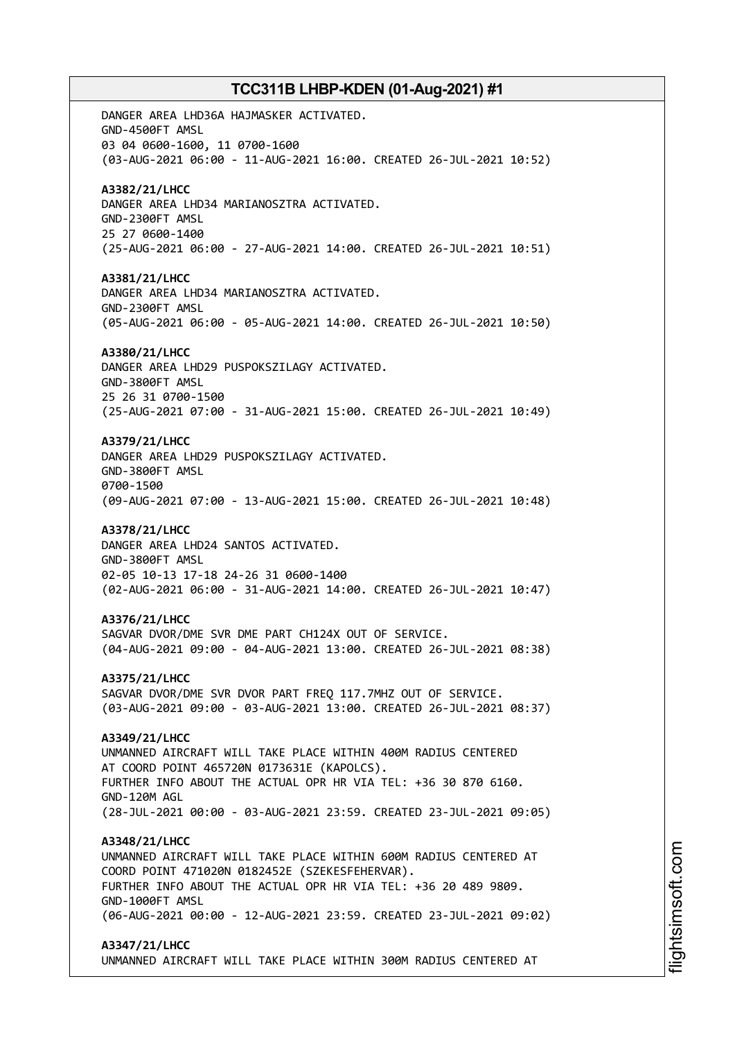DANGER AREA LHD36A HAJMASKER ACTIVATED.
GND-4500FT AMSL
03 04 0600-1600, 11 0700-1600
(03-AUG-2021 06:00 - 11-AUG-2021 16:00. CREATED 26-JUL-2021 10:52)

**A3382/21/LHCC**
DANGER AREA LHD34 MARIANOSZTRA ACTIVATED.
GND-2300FT AMSL
25 27 0600-1400
(25-AUG-2021 06:00 - 27-AUG-2021 14:00. CREATED 26-JUL-2021 10:51)

**A3381/21/LHCC**
DANGER AREA LHD34 MARIANOSZTRA ACTIVATED.
GND-2300FT AMSL
(05-AUG-2021 06:00 - 05-AUG-2021 14:00. CREATED 26-JUL-2021 10:50)

**A3380/21/LHCC**
DANGER AREA LHD29 PUSPOKSZILAGY ACTIVATED.
GND-3800FT AMSL
25 26 31 0700-1500
(25-AUG-2021 07:00 - 31-AUG-2021 15:00. CREATED 26-JUL-2021 10:49)

**A3379/21/LHCC**
DANGER AREA LHD29 PUSPOKSZILAGY ACTIVATED.
GND-3800FT AMSL
0700-1500
(09-AUG-2021 07:00 - 13-AUG-2021 15:00. CREATED 26-JUL-2021 10:48)

**A3378/21/LHCC**
DANGER AREA LHD24 SANTOS ACTIVATED.
GND-3800FT AMSL
02-05 10-13 17-18 24-26 31 0600-1400
(02-AUG-2021 06:00 - 31-AUG-2021 14:00. CREATED 26-JUL-2021 10:47)

**A3376/21/LHCC**
SAGVAR DVOR/DME SVR DME PART CH124X OUT OF SERVICE.
(04-AUG-2021 09:00 - 04-AUG-2021 13:00. CREATED 26-JUL-2021 08:38)

**A3375/21/LHCC**
SAGVAR DVOR/DME SVR DVOR PART FREQ 117.7MHZ OUT OF SERVICE.
(03-AUG-2021 09:00 - 03-AUG-2021 13:00. CREATED 26-JUL-2021 08:37)

**A3349/21/LHCC**
UNMANNED AIRCRAFT WILL TAKE PLACE WITHIN 400M RADIUS CENTERED
AT COORD POINT 465720N 0173631E (KAPOLCS).
FURTHER INFO ABOUT THE ACTUAL OPR HR VIA TEL: +36 30 870 6160.
GND-120M AGL
(28-JUL-2021 00:00 - 03-AUG-2021 23:59. CREATED 23-JUL-2021 09:05)

**A3348/21/LHCC**
UNMANNED AIRCRAFT WILL TAKE PLACE WITHIN 600M RADIUS CENTERED AT
COORD POINT 471020N 0182452E (SZEKESFEHERVAR).
FURTHER INFO ABOUT THE ACTUAL OPR HR VIA TEL: +36 20 489 9809.
GND-1000FT AMSL
(06-AUG-2021 00:00 - 12-AUG-2021 23:59. CREATED 23-JUL-2021 09:02)

**A3347/21/LHCC**
UNMANNED AIRCRAFT WILL TAKE PLACE WITHIN 300M RADIUS CENTERED AT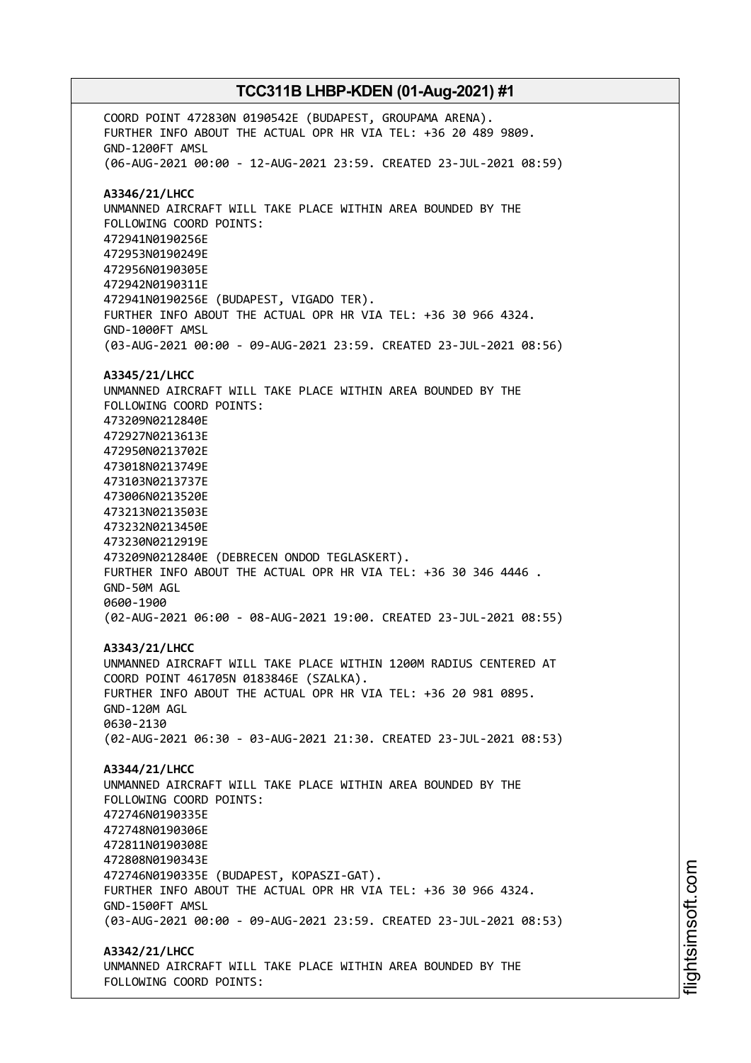COORD POINT 472830N 0190542E (BUDAPEST, GROUPAMA ARENA).
FURTHER INFO ABOUT THE ACTUAL OPR HR VIA TEL: +36 20 489 9809.
GND-1200FT AMSL
(06-AUG-2021 00:00 - 12-AUG-2021 23:59. CREATED 23-JUL-2021 08:59)

**A3346/21/LHCC**
UNMANNED AIRCRAFT WILL TAKE PLACE WITHIN AREA BOUNDED BY THE
FOLLOWING COORD POINTS:
472941N0190256E
472953N0190249E
472956N0190305E
472942N0190311E
472941N0190256E (BUDAPEST, VIGADO TER).
FURTHER INFO ABOUT THE ACTUAL OPR HR VIA TEL: +36 30 966 4324.
GND-1000FT AMSL
(03-AUG-2021 00:00 - 09-AUG-2021 23:59. CREATED 23-JUL-2021 08:56)

**A3345/21/LHCC**
UNMANNED AIRCRAFT WILL TAKE PLACE WITHIN AREA BOUNDED BY THE
FOLLOWING COORD POINTS:
473209N0212840E
472927N0213613E
472950N0213702E
473018N0213749E
473103N0213737E
473006N0213520E
473213N0213503E
473232N0213450E
473230N0212919E
473209N0212840E (DEBRECEN ONDOD TEGLASKERT).
FURTHER INFO ABOUT THE ACTUAL OPR HR VIA TEL: +36 30 346 4446 .
GND-50M AGL
0600-1900
(02-AUG-2021 06:00 - 08-AUG-2021 19:00. CREATED 23-JUL-2021 08:55)

**A3343/21/LHCC**
UNMANNED AIRCRAFT WILL TAKE PLACE WITHIN 1200M RADIUS CENTERED AT
COORD POINT 461705N 0183846E (SZALKA).
FURTHER INFO ABOUT THE ACTUAL OPR HR VIA TEL: +36 20 981 0895.
GND-120M AGL
0630-2130
(02-AUG-2021 06:30 - 03-AUG-2021 21:30. CREATED 23-JUL-2021 08:53)

**A3344/21/LHCC**
UNMANNED AIRCRAFT WILL TAKE PLACE WITHIN AREA BOUNDED BY THE
FOLLOWING COORD POINTS:
472746N0190335E
472748N0190306E
472811N0190308E
472808N0190343E
472746N0190335E (BUDAPEST, KOPASZI-GAT).
FURTHER INFO ABOUT THE ACTUAL OPR HR VIA TEL: +36 30 966 4324.
GND-1500FT AMSL
(03-AUG-2021 00:00 - 09-AUG-2021 23:59. CREATED 23-JUL-2021 08:53)

**A3342/21/LHCC**
UNMANNED AIRCRAFT WILL TAKE PLACE WITHIN AREA BOUNDED BY THE
FOLLOWING COORD POINTS: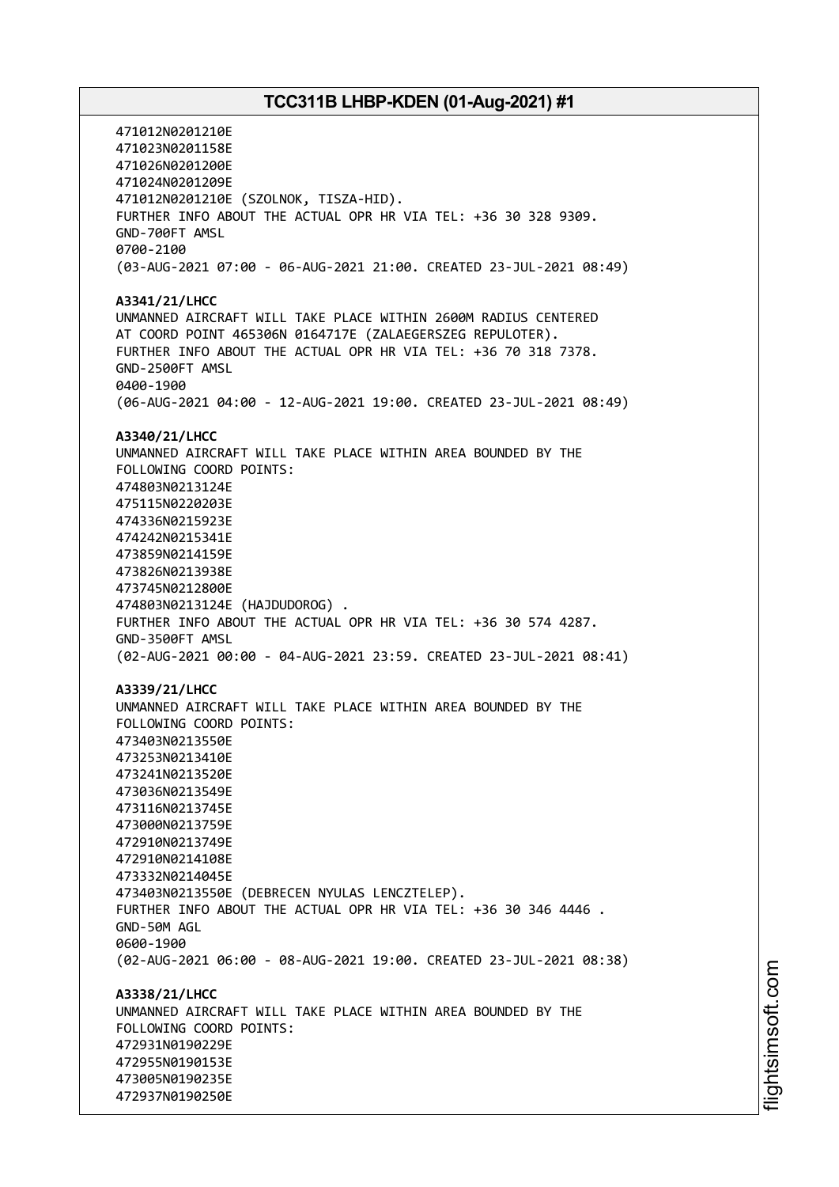471012N0201210E
471023N0201158E
471026N0201200E
471024N0201209E
471012N0201210E (SZOLNOK, TISZA-HID).
FURTHER INFO ABOUT THE ACTUAL OPR HR VIA TEL: +36 30 328 9309.
GND-700FT AMSL
0700-2100
(03-AUG-2021 07:00 - 06-AUG-2021 21:00. CREATED 23-JUL-2021 08:49)

**A3341/21/LHCC**
UNMANNED AIRCRAFT WILL TAKE PLACE WITHIN 2600M RADIUS CENTERED
AT COORD POINT 465306N 0164717E (ZALAEGERSZEG REPULOTER).
FURTHER INFO ABOUT THE ACTUAL OPR HR VIA TEL: +36 70 318 7378.
GND-2500FT AMSL
0400-1900
(06-AUG-2021 04:00 - 12-AUG-2021 19:00. CREATED 23-JUL-2021 08:49)

**A3340/21/LHCC**
UNMANNED AIRCRAFT WILL TAKE PLACE WITHIN AREA BOUNDED BY THE
FOLLOWING COORD POINTS:
474803N0213124E
475115N0220203E
474336N0215923E
474242N0215341E
473859N0214159E
473826N0213938E
473745N0212800E
474803N0213124E (HAJDUDOROG) .
FURTHER INFO ABOUT THE ACTUAL OPR HR VIA TEL: +36 30 574 4287.
GND-3500FT AMSL
(02-AUG-2021 00:00 - 04-AUG-2021 23:59. CREATED 23-JUL-2021 08:41)

**A3339/21/LHCC**
UNMANNED AIRCRAFT WILL TAKE PLACE WITHIN AREA BOUNDED BY THE
FOLLOWING COORD POINTS:
473403N0213550E
473253N0213410E
473241N0213520E
473036N0213549E
473116N0213745E
473000N0213759E
472910N0213749E
472910N0214108E
473332N0214045E
473403N0213550E (DEBRECEN NYULAS LENCZTELEP).
FURTHER INFO ABOUT THE ACTUAL OPR HR VIA TEL: +36 30 346 4446 .
GND-50M AGL
0600-1900
(02-AUG-2021 06:00 - 08-AUG-2021 19:00. CREATED 23-JUL-2021 08:38)

**A3338/21/LHCC**
UNMANNED AIRCRAFT WILL TAKE PLACE WITHIN AREA BOUNDED BY THE
FOLLOWING COORD POINTS:
472931N0190229E
472955N0190153E
473005N0190235E
472937N0190250E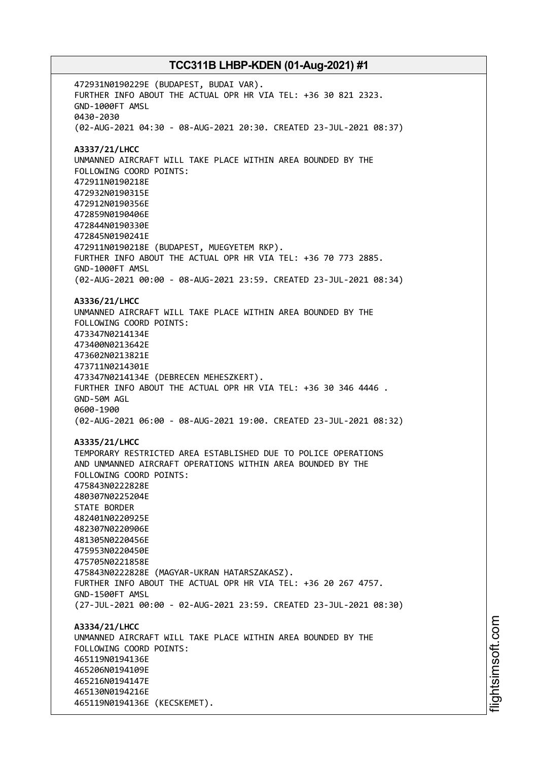472931N0190229E (BUDAPEST, BUDAI VAR).
FURTHER INFO ABOUT THE ACTUAL OPR HR VIA TEL: +36 30 821 2323.
GND-1000FT AMSL
0430-2030
(02-AUG-2021 04:30 - 08-AUG-2021 20:30. CREATED 23-JUL-2021 08:37)

**A3337/21/LHCC**
UNMANNED AIRCRAFT WILL TAKE PLACE WITHIN AREA BOUNDED BY THE
FOLLOWING COORD POINTS:
472911N0190218E
472932N0190315E
472912N0190356E
472859N0190406E
472844N0190330E
472845N0190241E
472911N0190218E (BUDAPEST, MUEGYETEM RKP).
FURTHER INFO ABOUT THE ACTUAL OPR HR VIA TEL: +36 70 773 2885.
GND-1000FT AMSL
(02-AUG-2021 00:00 - 08-AUG-2021 23:59. CREATED 23-JUL-2021 08:34)

**A3336/21/LHCC**
UNMANNED AIRCRAFT WILL TAKE PLACE WITHIN AREA BOUNDED BY THE
FOLLOWING COORD POINTS:
473347N0214134E
473400N0213642E
473602N0213821E
473711N0214301E
473347N0214134E (DEBRECEN MEHESZKERT).
FURTHER INFO ABOUT THE ACTUAL OPR HR VIA TEL: +36 30 346 4446 .
GND-50M AGL
0600-1900
(02-AUG-2021 06:00 - 08-AUG-2021 19:00. CREATED 23-JUL-2021 08:32)

**A3335/21/LHCC**
TEMPORARY RESTRICTED AREA ESTABLISHED DUE TO POLICE OPERATIONS
AND UNMANNED AIRCRAFT OPERATIONS WITHIN AREA BOUNDED BY THE
FOLLOWING COORD POINTS:
475843N0222828E
480307N0225204E
STATE BORDER
482401N0220925E
482307N0220906E
481305N0220456E
475953N0220450E
475705N0221858E
475843N0222828E (MAGYAR-UKRAN HATARSZAKASZ).
FURTHER INFO ABOUT THE ACTUAL OPR HR VIA TEL: +36 20 267 4757.
GND-1500FT AMSL
(27-JUL-2021 00:00 - 02-AUG-2021 23:59. CREATED 23-JUL-2021 08:30)

**A3334/21/LHCC**
UNMANNED AIRCRAFT WILL TAKE PLACE WITHIN AREA BOUNDED BY THE
FOLLOWING COORD POINTS:
465119N0194136E
465206N0194109E
465216N0194147E
465130N0194216E
465119N0194136E (KECSKEMET).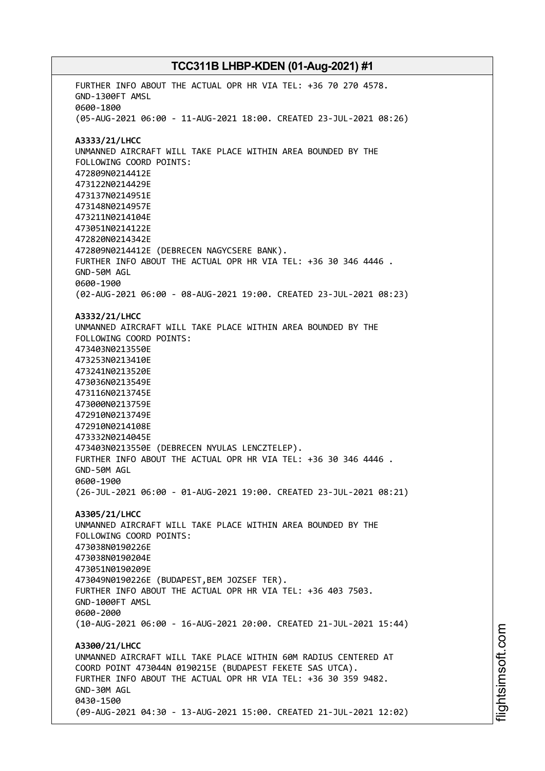FURTHER INFO ABOUT THE ACTUAL OPR HR VIA TEL: +36 70 270 4578.
GND-1300FT AMSL
0600-1800
(05-AUG-2021 06:00 - 11-AUG-2021 18:00. CREATED 23-JUL-2021 08:26)

**A3333/21/LHCC**
UNMANNED AIRCRAFT WILL TAKE PLACE WITHIN AREA BOUNDED BY THE
FOLLOWING COORD POINTS:
472809N0214412E
473122N0214429E
473137N0214951E
473148N0214957E
473211N0214104E
473051N0214122E
472820N0214342E
472809N0214412E (DEBRECEN NAGYCSERE BANK).
FURTHER INFO ABOUT THE ACTUAL OPR HR VIA TEL: +36 30 346 4446 .
GND-50M AGL
0600-1900
(02-AUG-2021 06:00 - 08-AUG-2021 19:00. CREATED 23-JUL-2021 08:23)

**A3332/21/LHCC**
UNMANNED AIRCRAFT WILL TAKE PLACE WITHIN AREA BOUNDED BY THE
FOLLOWING COORD POINTS:
473403N0213550E
473253N0213410E
473241N0213520E
473036N0213549E
473116N0213745E
473000N0213759E
472910N0213749E
472910N0214108E
473332N0214045E
473403N0213550E (DEBRECEN NYULAS LENCZTELEP).
FURTHER INFO ABOUT THE ACTUAL OPR HR VIA TEL: +36 30 346 4446 .
GND-50M AGL
0600-1900
(26-JUL-2021 06:00 - 01-AUG-2021 19:00. CREATED 23-JUL-2021 08:21)

**A3305/21/LHCC**
UNMANNED AIRCRAFT WILL TAKE PLACE WITHIN AREA BOUNDED BY THE
FOLLOWING COORD POINTS:
473038N0190226E
473038N0190204E
473051N0190209E
473049N0190226E (BUDAPEST,BEM JOZSEF TER).
FURTHER INFO ABOUT THE ACTUAL OPR HR VIA TEL: +36 403 7503.
GND-1000FT AMSL
0600-2000
(10-AUG-2021 06:00 - 16-AUG-2021 20:00. CREATED 21-JUL-2021 15:44)

**A3300/21/LHCC**
UNMANNED AIRCRAFT WILL TAKE PLACE WITHIN 60M RADIUS CENTERED AT
COORD POINT 473044N 0190215E (BUDAPEST FEKETE SAS UTCA).
FURTHER INFO ABOUT THE ACTUAL OPR HR VIA TEL: +36 30 359 9482.
GND-30M AGL
0430-1500
(09-AUG-2021 04:30 - 13-AUG-2021 15:00. CREATED 21-JUL-2021 12:02)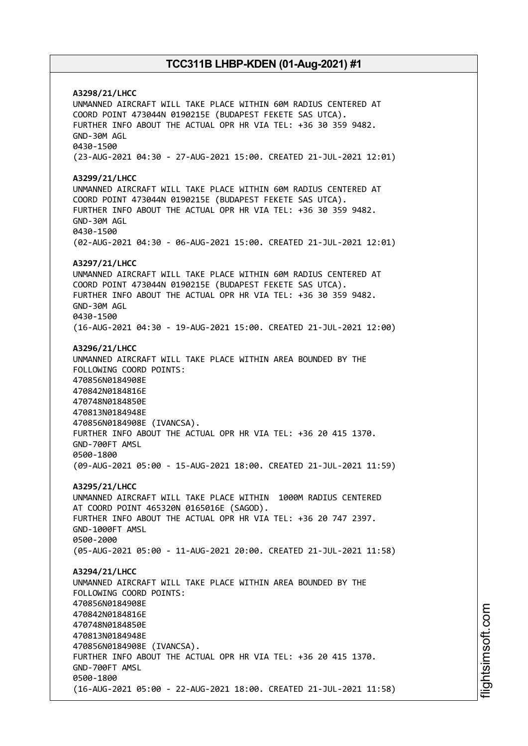**A3298/21/LHCC**
UNMANNED AIRCRAFT WILL TAKE PLACE WITHIN 60M RADIUS CENTERED AT
COORD POINT 473044N 0190215E (BUDAPEST FEKETE SAS UTCA).
FURTHER INFO ABOUT THE ACTUAL OPR HR VIA TEL: +36 30 359 9482.
GND-30M AGL
0430-1500
(23-AUG-2021 04:30 - 27-AUG-2021 15:00. CREATED 21-JUL-2021 12:01)

**A3299/21/LHCC**
UNMANNED AIRCRAFT WILL TAKE PLACE WITHIN 60M RADIUS CENTERED AT
COORD POINT 473044N 0190215E (BUDAPEST FEKETE SAS UTCA).
FURTHER INFO ABOUT THE ACTUAL OPR HR VIA TEL: +36 30 359 9482.
GND-30M AGL
0430-1500
(02-AUG-2021 04:30 - 06-AUG-2021 15:00. CREATED 21-JUL-2021 12:01)

**A3297/21/LHCC**
UNMANNED AIRCRAFT WILL TAKE PLACE WITHIN 60M RADIUS CENTERED AT
COORD POINT 473044N 0190215E (BUDAPEST FEKETE SAS UTCA).
FURTHER INFO ABOUT THE ACTUAL OPR HR VIA TEL: +36 30 359 9482.
GND-30M AGL
0430-1500
(16-AUG-2021 04:30 - 19-AUG-2021 15:00. CREATED 21-JUL-2021 12:00)

**A3296/21/LHCC**
UNMANNED AIRCRAFT WILL TAKE PLACE WITHIN AREA BOUNDED BY THE
FOLLOWING COORD POINTS:
470856N0184908E
470842N0184816E
470748N0184850E
470813N0184948E
470856N0184908E (IVANCSA).
FURTHER INFO ABOUT THE ACTUAL OPR HR VIA TEL: +36 20 415 1370.
GND-700FT AMSL
0500-1800
(09-AUG-2021 05:00 - 15-AUG-2021 18:00. CREATED 21-JUL-2021 11:59)

**A3295/21/LHCC**
UNMANNED AIRCRAFT WILL TAKE PLACE WITHIN 1000M RADIUS CENTERED
AT COORD POINT 465320N 0165016E (SAGOD).
FURTHER INFO ABOUT THE ACTUAL OPR HR VIA TEL: +36 20 747 2397.
GND-1000FT AMSL
0500-2000
(05-AUG-2021 05:00 - 11-AUG-2021 20:00. CREATED 21-JUL-2021 11:58)

**A3294/21/LHCC**
UNMANNED AIRCRAFT WILL TAKE PLACE WITHIN AREA BOUNDED BY THE
FOLLOWING COORD POINTS:
470856N0184908E
470842N0184816E
470748N0184850E
470813N0184948E
470856N0184908E (IVANCSA).
FURTHER INFO ABOUT THE ACTUAL OPR HR VIA TEL: +36 20 415 1370.
GND-700FT AMSL
0500-1800
(16-AUG-2021 05:00 - 22-AUG-2021 18:00. CREATED 21-JUL-2021 11:58)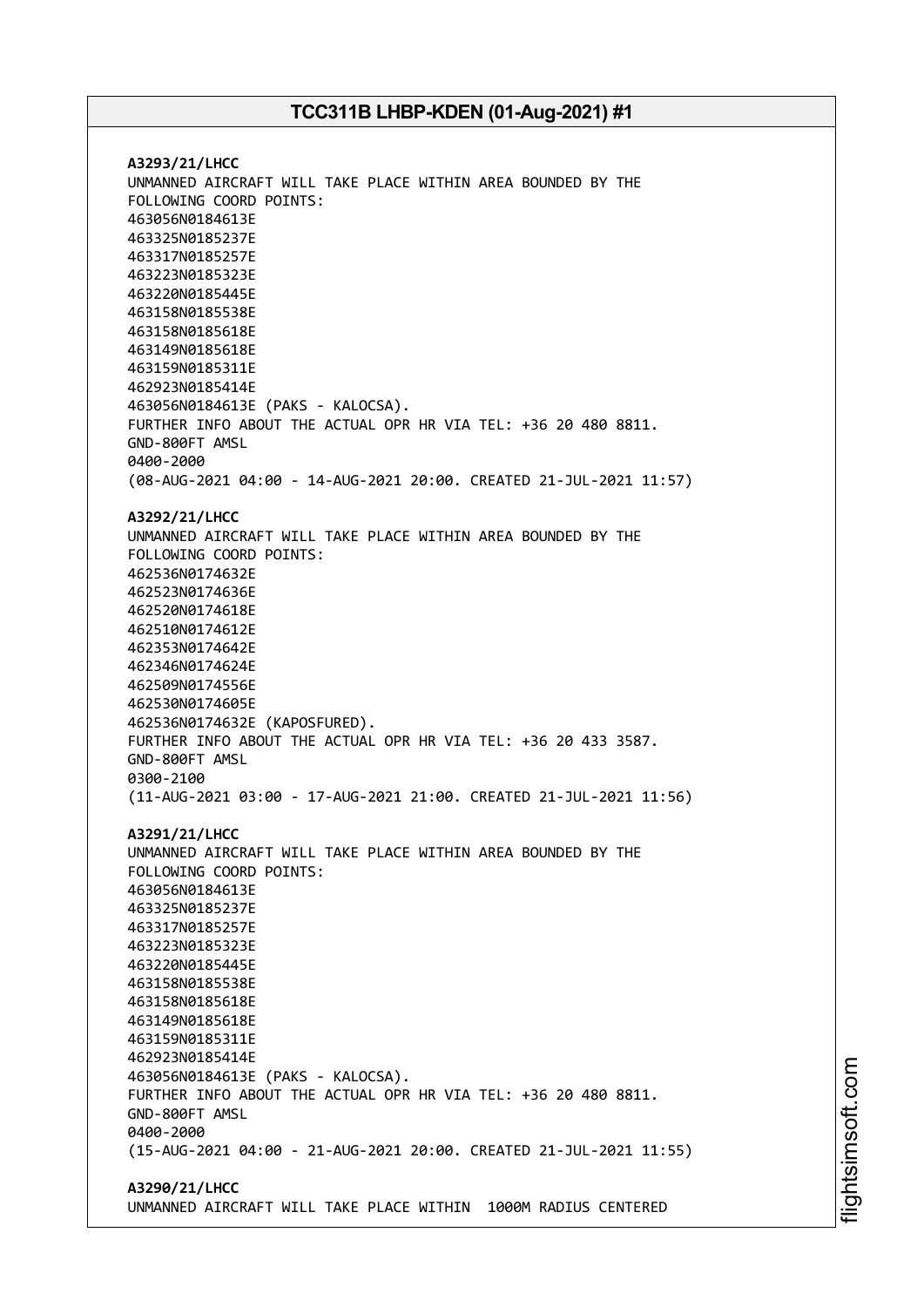**A3293/21/LHCC**
UNMANNED AIRCRAFT WILL TAKE PLACE WITHIN AREA BOUNDED BY THE FOLLOWING COORD POINTS:
463056N0184613E
463325N0185237E
463317N0185257E
463223N0185323E
463220N0185445E
463158N0185538E
463158N0185618E
463149N0185618E
463159N0185311E
462923N0185414E
463056N0184613E (PAKS - KALOCSA).
FURTHER INFO ABOUT THE ACTUAL OPR HR VIA TEL: +36 20 480 8811.
GND-800FT AMSL
0400-2000
(08-AUG-2021 04:00 - 14-AUG-2021 20:00. CREATED 21-JUL-2021 11:57)

**A3292/21/LHCC**
UNMANNED AIRCRAFT WILL TAKE PLACE WITHIN AREA BOUNDED BY THE FOLLOWING COORD POINTS:
462536N0174632E
462523N0174636E
462520N0174618E
462510N0174612E
462353N0174642E
462346N0174624E
462509N0174556E
462530N0174605E
462536N0174632E (KAPOSFURED).
FURTHER INFO ABOUT THE ACTUAL OPR HR VIA TEL: +36 20 433 3587.
GND-800FT AMSL
0300-2100
(11-AUG-2021 03:00 - 17-AUG-2021 21:00. CREATED 21-JUL-2021 11:56)

**A3291/21/LHCC**
UNMANNED AIRCRAFT WILL TAKE PLACE WITHIN AREA BOUNDED BY THE FOLLOWING COORD POINTS:
463056N0184613E
463325N0185237E
463317N0185257E
463223N0185323E
463220N0185445E
463158N0185538E
463158N0185618E
463149N0185618E
463159N0185311E
462923N0185414E
463056N0184613E (PAKS - KALOCSA).
FURTHER INFO ABOUT THE ACTUAL OPR HR VIA TEL: +36 20 480 8811.
GND-800FT AMSL
0400-2000
(15-AUG-2021 04:00 - 21-AUG-2021 20:00. CREATED 21-JUL-2021 11:55)

**A3290/21/LHCC**
UNMANNED AIRCRAFT WILL TAKE PLACE WITHIN 1000M RADIUS CENTERED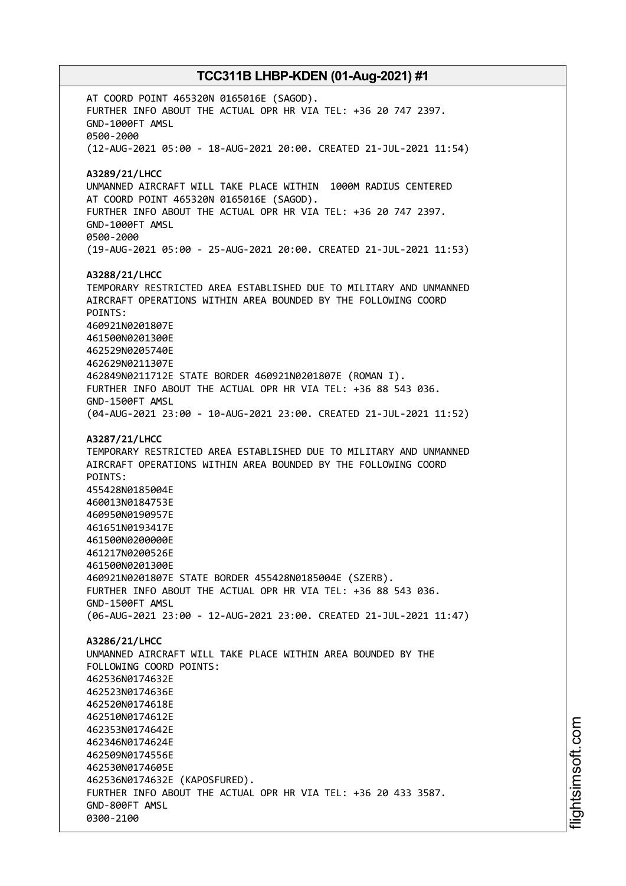AT COORD POINT 465320N 0165016E (SAGOD).
FURTHER INFO ABOUT THE ACTUAL OPR HR VIA TEL: +36 20 747 2397.
GND-1000FT AMSL
0500-2000
(12-AUG-2021 05:00 - 18-AUG-2021 20:00. CREATED 21-JUL-2021 11:54)

**A3289/21/LHCC**
UNMANNED AIRCRAFT WILL TAKE PLACE WITHIN 1000M RADIUS CENTERED
AT COORD POINT 465320N 0165016E (SAGOD).
FURTHER INFO ABOUT THE ACTUAL OPR HR VIA TEL: +36 20 747 2397.
GND-1000FT AMSL
0500-2000
(19-AUG-2021 05:00 - 25-AUG-2021 20:00. CREATED 21-JUL-2021 11:53)

**A3288/21/LHCC**
TEMPORARY RESTRICTED AREA ESTABLISHED DUE TO MILITARY AND UNMANNED
AIRCRAFT OPERATIONS WITHIN AREA BOUNDED BY THE FOLLOWING COORD
POINTS:
460921N0201807E
461500N0201300E
462529N0205740E
462629N0211307E
462849N0211712E STATE BORDER 460921N0201807E (ROMAN I).
FURTHER INFO ABOUT THE ACTUAL OPR HR VIA TEL: +36 88 543 036.
GND-1500FT AMSL
(04-AUG-2021 23:00 - 10-AUG-2021 23:00. CREATED 21-JUL-2021 11:52)

**A3287/21/LHCC**
TEMPORARY RESTRICTED AREA ESTABLISHED DUE TO MILITARY AND UNMANNED
AIRCRAFT OPERATIONS WITHIN AREA BOUNDED BY THE FOLLOWING COORD
POINTS:
455428N0185004E
460013N0184753E
460950N0190957E
461651N0193417E
461500N0200000E
461217N0200526E
461500N0201300E
460921N0201807E STATE BORDER 455428N0185004E (SZERB).
FURTHER INFO ABOUT THE ACTUAL OPR HR VIA TEL: +36 88 543 036.
GND-1500FT AMSL
(06-AUG-2021 23:00 - 12-AUG-2021 23:00. CREATED 21-JUL-2021 11:47)

**A3286/21/LHCC**
UNMANNED AIRCRAFT WILL TAKE PLACE WITHIN AREA BOUNDED BY THE
FOLLOWING COORD POINTS:
462536N0174632E
462523N0174636E
462520N0174618E
462510N0174612E
462353N0174642E
462346N0174624E
462509N0174556E
462530N0174605E
462536N0174632E (KAPOSFURED).
FURTHER INFO ABOUT THE ACTUAL OPR HR VIA TEL: +36 20 433 3587.
GND-800FT AMSL
0300-2100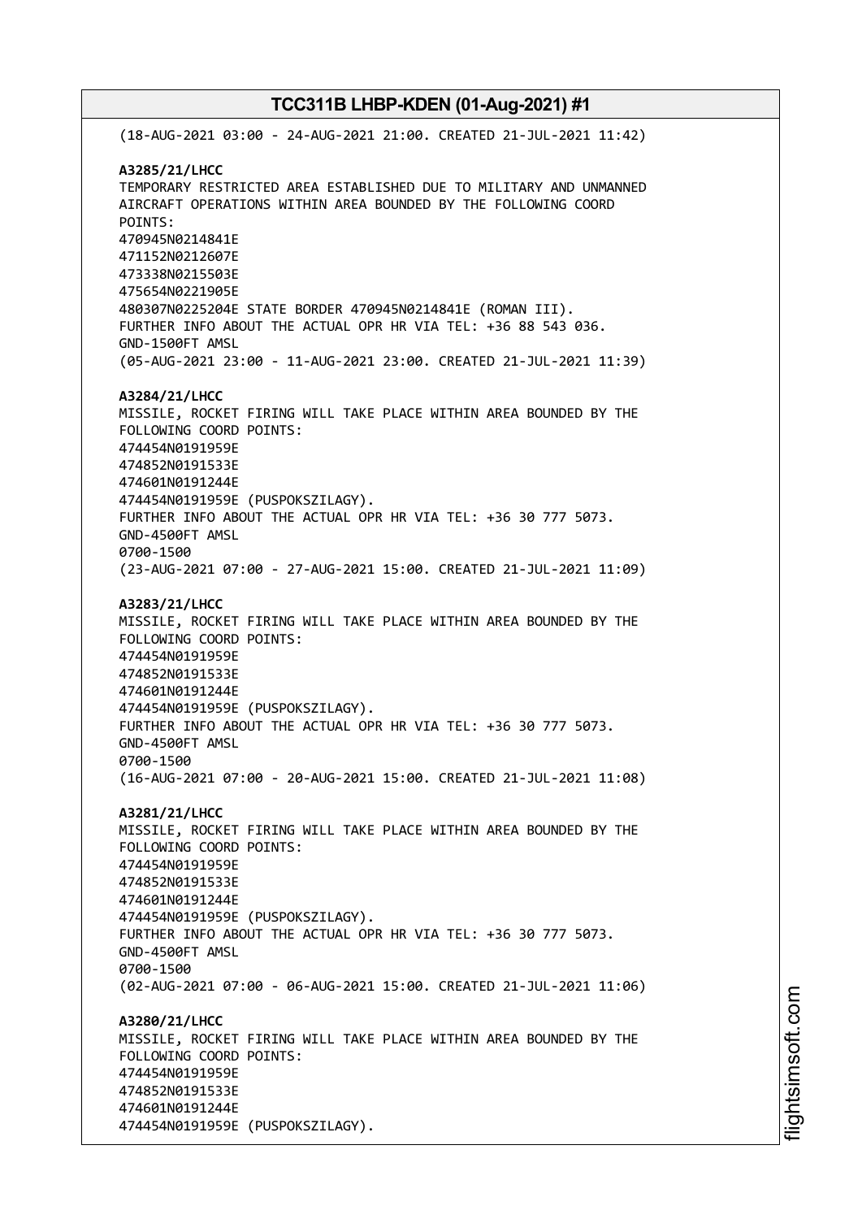(18-AUG-2021 03:00 - 24-AUG-2021 21:00. CREATED 21-JUL-2021 11:42)

**A3285/21/LHCC**
TEMPORARY RESTRICTED AREA ESTABLISHED DUE TO MILITARY AND UNMANNED AIRCRAFT OPERATIONS WITHIN AREA BOUNDED BY THE FOLLOWING COORD POINTS:
470945N0214841E
471152N0212607E
473338N0215503E
475654N0221905E
480307N0225204E STATE BORDER 470945N0214841E (ROMAN III).
FURTHER INFO ABOUT THE ACTUAL OPR HR VIA TEL: +36 88 543 036.
GND-1500FT AMSL
(05-AUG-2021 23:00 - 11-AUG-2021 23:00. CREATED 21-JUL-2021 11:39)

**A3284/21/LHCC**
MISSILE, ROCKET FIRING WILL TAKE PLACE WITHIN AREA BOUNDED BY THE FOLLOWING COORD POINTS:
474454N0191959E
474852N0191533E
474601N0191244E
474454N0191959E (PUSPOKSZILAGY).
FURTHER INFO ABOUT THE ACTUAL OPR HR VIA TEL: +36 30 777 5073.
GND-4500FT AMSL
0700-1500
(23-AUG-2021 07:00 - 27-AUG-2021 15:00. CREATED 21-JUL-2021 11:09)

**A3283/21/LHCC**
MISSILE, ROCKET FIRING WILL TAKE PLACE WITHIN AREA BOUNDED BY THE FOLLOWING COORD POINTS:
474454N0191959E
474852N0191533E
474601N0191244E
474454N0191959E (PUSPOKSZILAGY).
FURTHER INFO ABOUT THE ACTUAL OPR HR VIA TEL: +36 30 777 5073.
GND-4500FT AMSL
0700-1500
(16-AUG-2021 07:00 - 20-AUG-2021 15:00. CREATED 21-JUL-2021 11:08)

**A3281/21/LHCC**
MISSILE, ROCKET FIRING WILL TAKE PLACE WITHIN AREA BOUNDED BY THE FOLLOWING COORD POINTS:
474454N0191959E
474852N0191533E
474601N0191244E
474454N0191959E (PUSPOKSZILAGY).
FURTHER INFO ABOUT THE ACTUAL OPR HR VIA TEL: +36 30 777 5073.
GND-4500FT AMSL
0700-1500
(02-AUG-2021 07:00 - 06-AUG-2021 15:00. CREATED 21-JUL-2021 11:06)

**A3280/21/LHCC**
MISSILE, ROCKET FIRING WILL TAKE PLACE WITHIN AREA BOUNDED BY THE FOLLOWING COORD POINTS:
474454N0191959E
474852N0191533E
474601N0191244E
474454N0191959E (PUSPOKSZILAGY).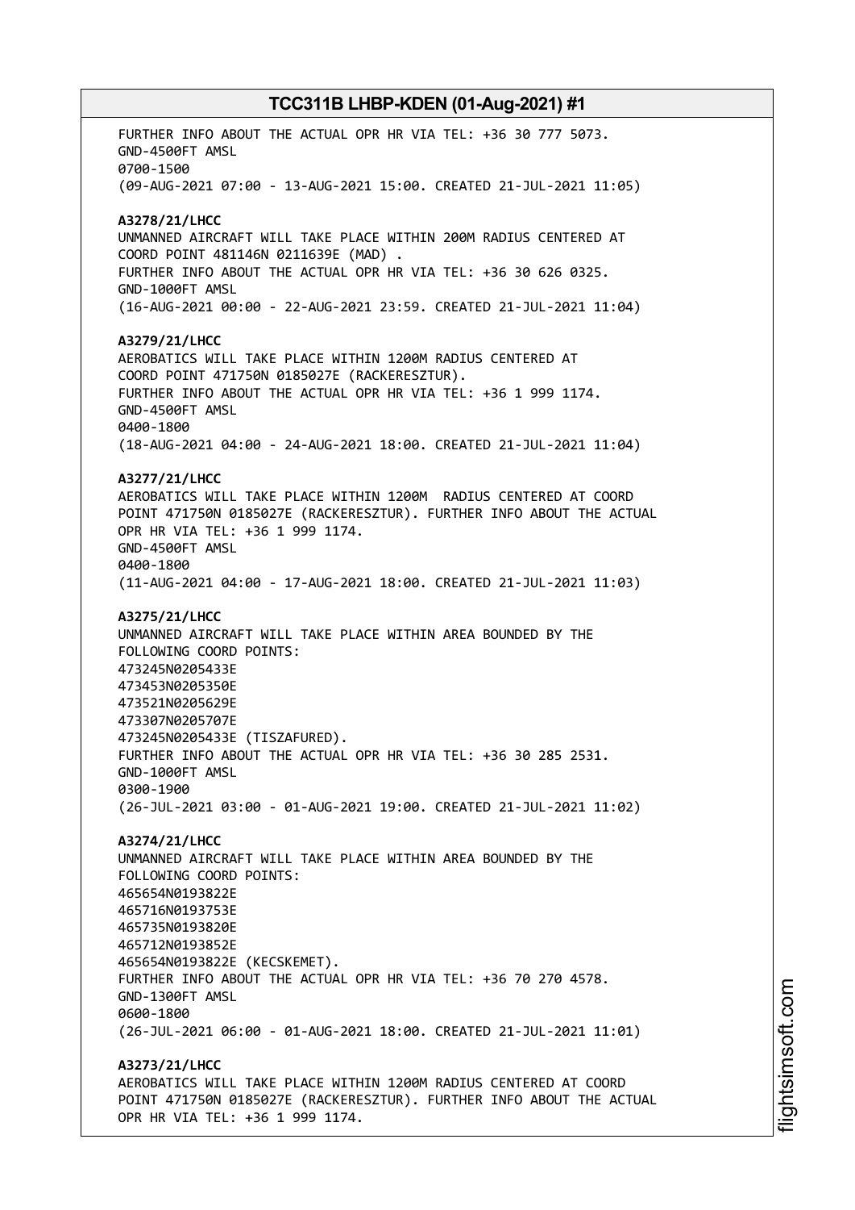FURTHER INFO ABOUT THE ACTUAL OPR HR VIA TEL: +36 30 777 5073.
GND-4500FT AMSL
0700-1500
(09-AUG-2021 07:00 - 13-AUG-2021 15:00. CREATED 21-JUL-2021 11:05)

**A3278/21/LHCC**
UNMANNED AIRCRAFT WILL TAKE PLACE WITHIN 200M RADIUS CENTERED AT
COORD POINT 481146N 0211639E (MAD) .
FURTHER INFO ABOUT THE ACTUAL OPR HR VIA TEL: +36 30 626 0325.
GND-1000FT AMSL
(16-AUG-2021 00:00 - 22-AUG-2021 23:59. CREATED 21-JUL-2021 11:04)

**A3279/21/LHCC**
AEROBATICS WILL TAKE PLACE WITHIN 1200M RADIUS CENTERED AT
COORD POINT 471750N 0185027E (RACKERESZTUR).
FURTHER INFO ABOUT THE ACTUAL OPR HR VIA TEL: +36 1 999 1174.
GND-4500FT AMSL
0400-1800
(18-AUG-2021 04:00 - 24-AUG-2021 18:00. CREATED 21-JUL-2021 11:04)

**A3277/21/LHCC**
AEROBATICS WILL TAKE PLACE WITHIN 1200M RADIUS CENTERED AT COORD
POINT 471750N 0185027E (RACKERESZTUR). FURTHER INFO ABOUT THE ACTUAL
OPR HR VIA TEL: +36 1 999 1174.
GND-4500FT AMSL
0400-1800
(11-AUG-2021 04:00 - 17-AUG-2021 18:00. CREATED 21-JUL-2021 11:03)

**A3275/21/LHCC**
UNMANNED AIRCRAFT WILL TAKE PLACE WITHIN AREA BOUNDED BY THE
FOLLOWING COORD POINTS:
473245N0205433E
473453N0205350E
473521N0205629E
473307N0205707E
473245N0205433E (TISZAFURED).
FURTHER INFO ABOUT THE ACTUAL OPR HR VIA TEL: +36 30 285 2531.
GND-1000FT AMSL
0300-1900
(26-JUL-2021 03:00 - 01-AUG-2021 19:00. CREATED 21-JUL-2021 11:02)

**A3274/21/LHCC**
UNMANNED AIRCRAFT WILL TAKE PLACE WITHIN AREA BOUNDED BY THE
FOLLOWING COORD POINTS:
465654N0193822E
465716N0193753E
465735N0193820E
465712N0193852E
465654N0193822E (KECSKEMET).
FURTHER INFO ABOUT THE ACTUAL OPR HR VIA TEL: +36 70 270 4578.
GND-1300FT AMSL
0600-1800
(26-JUL-2021 06:00 - 01-AUG-2021 18:00. CREATED 21-JUL-2021 11:01)

**A3273/21/LHCC**
AEROBATICS WILL TAKE PLACE WITHIN 1200M RADIUS CENTERED AT COORD
POINT 471750N 0185027E (RACKERESZTUR). FURTHER INFO ABOUT THE ACTUAL
OPR HR VIA TEL: +36 1 999 1174.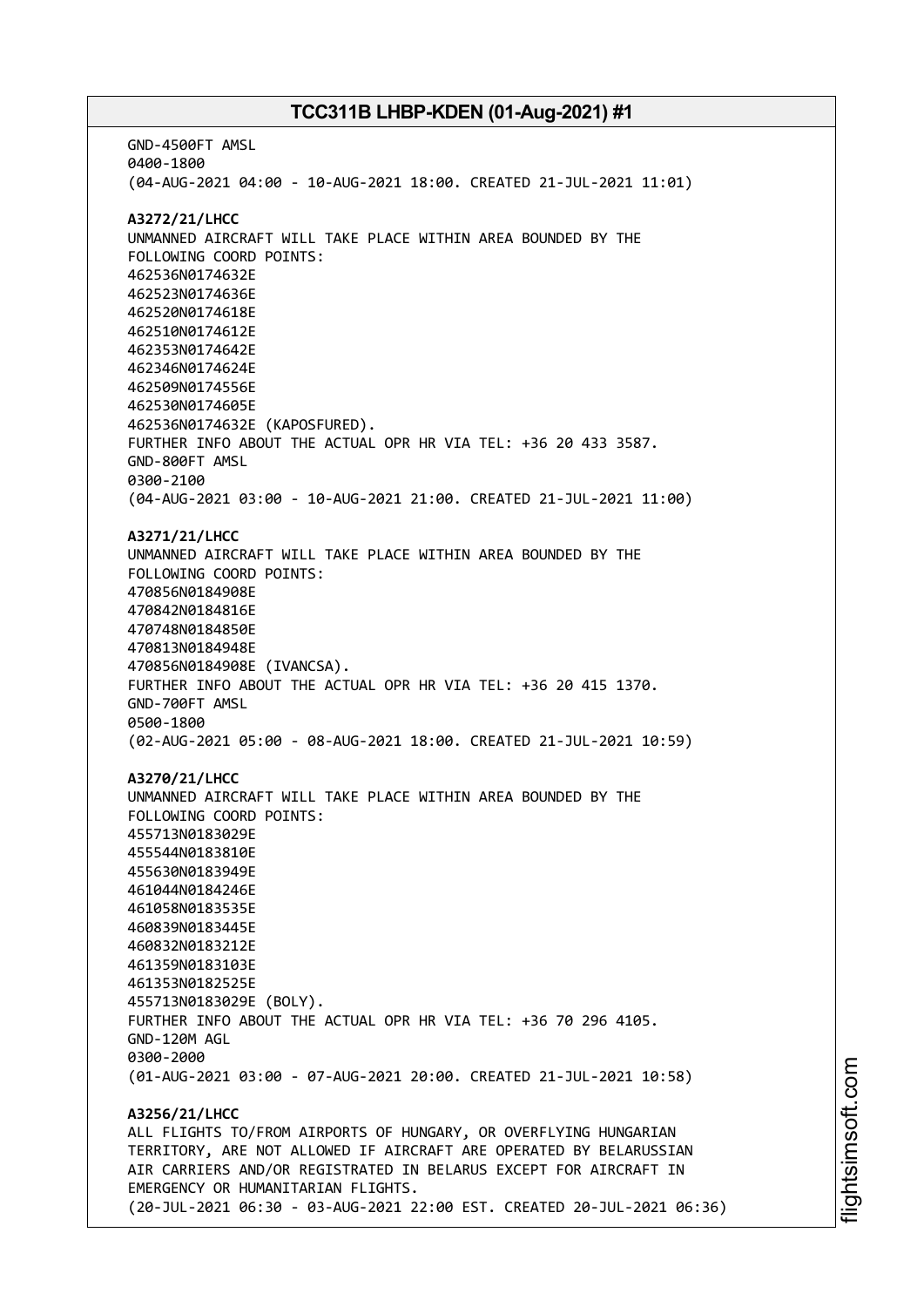GND-4500FT AMSL
0400-1800
(04-AUG-2021 04:00 - 10-AUG-2021 18:00. CREATED 21-JUL-2021 11:01)

**A3272/21/LHCC**
UNMANNED AIRCRAFT WILL TAKE PLACE WITHIN AREA BOUNDED BY THE
FOLLOWING COORD POINTS:
462536N0174632E
462523N0174636E
462520N0174618E
462510N0174612E
462353N0174642E
462346N0174624E
462509N0174556E
462530N0174605E
462536N0174632E (KAPOSFURED).
FURTHER INFO ABOUT THE ACTUAL OPR HR VIA TEL: +36 20 433 3587.
GND-800FT AMSL
0300-2100
(04-AUG-2021 03:00 - 10-AUG-2021 21:00. CREATED 21-JUL-2021 11:00)

**A3271/21/LHCC**
UNMANNED AIRCRAFT WILL TAKE PLACE WITHIN AREA BOUNDED BY THE
FOLLOWING COORD POINTS:
470856N0184908E
470842N0184816E
470748N0184850E
470813N0184948E
470856N0184908E (IVANCSA).
FURTHER INFO ABOUT THE ACTUAL OPR HR VIA TEL: +36 20 415 1370.
GND-700FT AMSL
0500-1800
(02-AUG-2021 05:00 - 08-AUG-2021 18:00. CREATED 21-JUL-2021 10:59)

**A3270/21/LHCC**
UNMANNED AIRCRAFT WILL TAKE PLACE WITHIN AREA BOUNDED BY THE
FOLLOWING COORD POINTS:
455713N0183029E
455544N0183810E
455630N0183949E
461044N0184246E
461058N0183535E
460839N0183445E
460832N0183212E
461359N0183103E
461353N0182525E
455713N0183029E (BOLY).
FURTHER INFO ABOUT THE ACTUAL OPR HR VIA TEL: +36 70 296 4105.
GND-120M AGL
0300-2000
(01-AUG-2021 03:00 - 07-AUG-2021 20:00. CREATED 21-JUL-2021 10:58)

**A3256/21/LHCC**
ALL FLIGHTS TO/FROM AIRPORTS OF HUNGARY, OR OVERFLYING HUNGARIAN
TERRITORY, ARE NOT ALLOWED IF AIRCRAFT ARE OPERATED BY BELARUSSIAN
AIR CARRIERS AND/OR REGISTRATED IN BELARUS EXCEPT FOR AIRCRAFT IN
EMERGENCY OR HUMANITARIAN FLIGHTS.
(20-JUL-2021 06:30 - 03-AUG-2021 22:00 EST. CREATED 20-JUL-2021 06:36)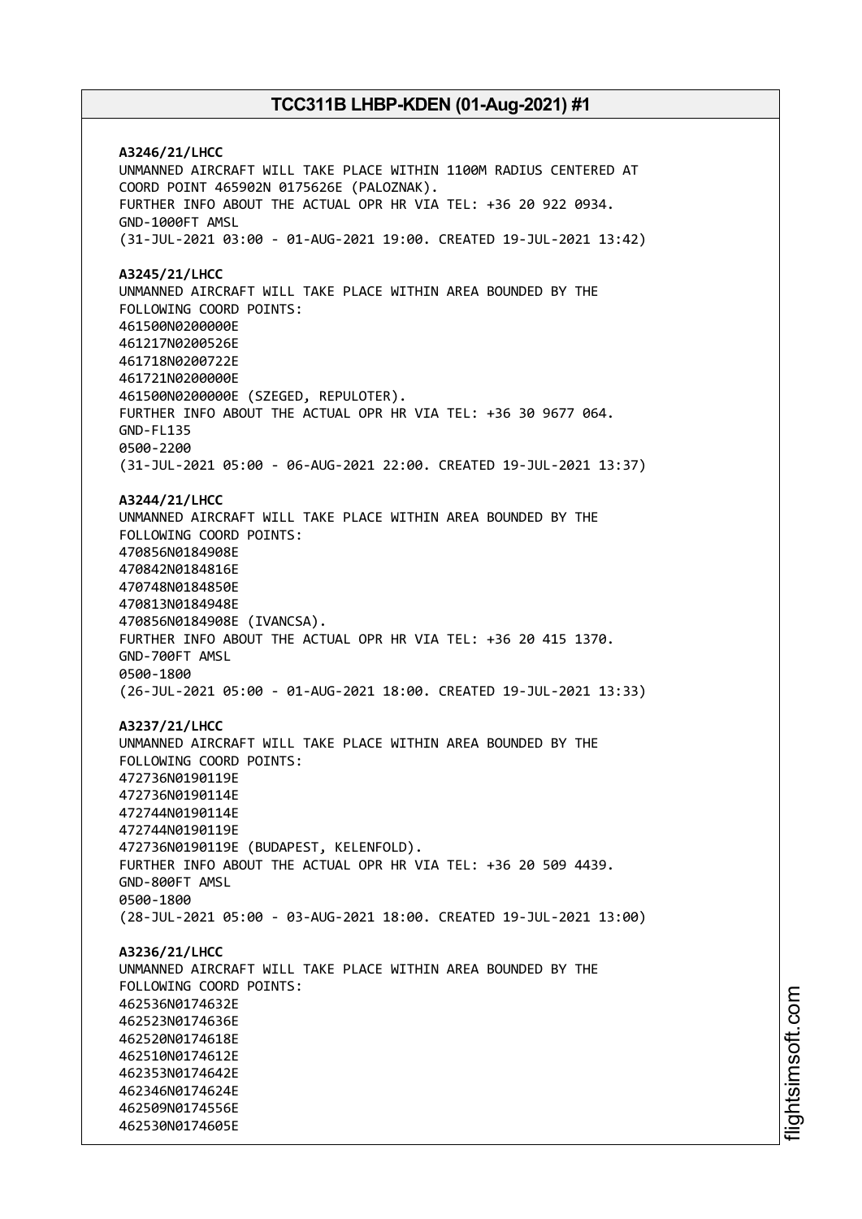**A3246/21/LHCC**
UNMANNED AIRCRAFT WILL TAKE PLACE WITHIN 1100M RADIUS CENTERED AT COORD POINT 465902N 0175626E (PALOZNAK).
FURTHER INFO ABOUT THE ACTUAL OPR HR VIA TEL: +36 20 922 0934.
GND-1000FT AMSL
(31-JUL-2021 03:00 - 01-AUG-2021 19:00. CREATED 19-JUL-2021 13:42)

**A3245/21/LHCC**
UNMANNED AIRCRAFT WILL TAKE PLACE WITHIN AREA BOUNDED BY THE FOLLOWING COORD POINTS:
461500N0200000E
461217N0200526E
461718N0200722E
461721N0200000E
461500N0200000E (SZEGED, REPULOTER).
FURTHER INFO ABOUT THE ACTUAL OPR HR VIA TEL: +36 30 9677 064.
GND-FL135
0500-2200
(31-JUL-2021 05:00 - 06-AUG-2021 22:00. CREATED 19-JUL-2021 13:37)

**A3244/21/LHCC**
UNMANNED AIRCRAFT WILL TAKE PLACE WITHIN AREA BOUNDED BY THE FOLLOWING COORD POINTS:
470856N0184908E
470842N0184816E
470748N0184850E
470813N0184948E
470856N0184908E (IVANCSA).
FURTHER INFO ABOUT THE ACTUAL OPR HR VIA TEL: +36 20 415 1370.
GND-700FT AMSL
0500-1800
(26-JUL-2021 05:00 - 01-AUG-2021 18:00. CREATED 19-JUL-2021 13:33)

**A3237/21/LHCC**
UNMANNED AIRCRAFT WILL TAKE PLACE WITHIN AREA BOUNDED BY THE FOLLOWING COORD POINTS:
472736N0190119E
472736N0190114E
472744N0190114E
472744N0190119E
472736N0190119E (BUDAPEST, KELENFOLD).
FURTHER INFO ABOUT THE ACTUAL OPR HR VIA TEL: +36 20 509 4439.
GND-800FT AMSL
0500-1800
(28-JUL-2021 05:00 - 03-AUG-2021 18:00. CREATED 19-JUL-2021 13:00)

**A3236/21/LHCC**
UNMANNED AIRCRAFT WILL TAKE PLACE WITHIN AREA BOUNDED BY THE FOLLOWING COORD POINTS:
462536N0174632E
462523N0174636E
462520N0174618E
462510N0174612E
462353N0174642E
462346N0174624E
462509N0174556E
462530N0174605E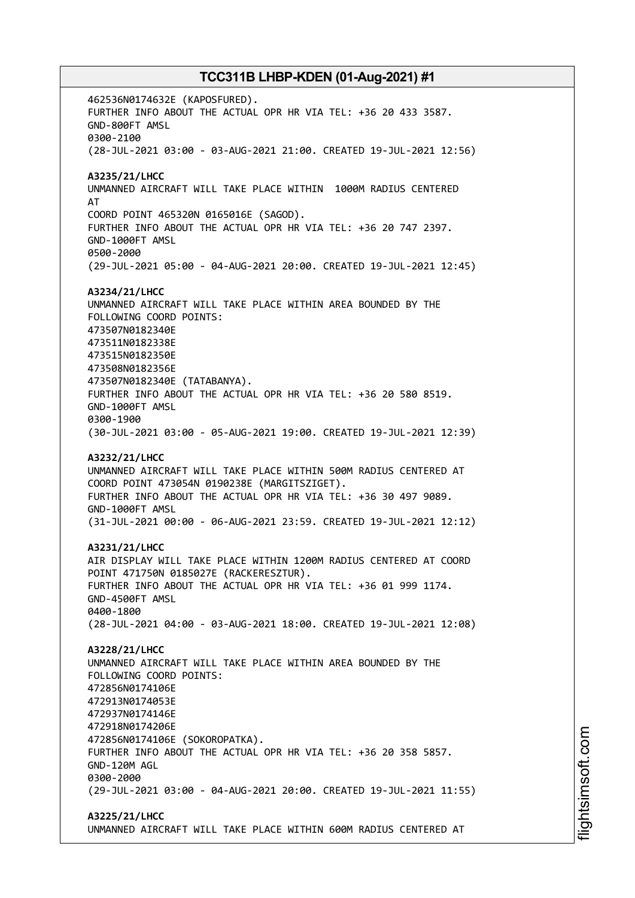462536N0174632E (KAPOSFURED).
FURTHER INFO ABOUT THE ACTUAL OPR HR VIA TEL: +36 20 433 3587.
GND-800FT AMSL
0300-2100
(28-JUL-2021 03:00 - 03-AUG-2021 21:00. CREATED 19-JUL-2021 12:56)

**A3235/21/LHCC**
UNMANNED AIRCRAFT WILL TAKE PLACE WITHIN 1000M RADIUS CENTERED AT
COORD POINT 465320N 0165016E (SAGOD).
FURTHER INFO ABOUT THE ACTUAL OPR HR VIA TEL: +36 20 747 2397.
GND-1000FT AMSL
0500-2000
(29-JUL-2021 05:00 - 04-AUG-2021 20:00. CREATED 19-JUL-2021 12:45)

**A3234/21/LHCC**
UNMANNED AIRCRAFT WILL TAKE PLACE WITHIN AREA BOUNDED BY THE FOLLOWING COORD POINTS:
473507N0182340E
473511N0182338E
473515N0182350E
473508N0182356E
473507N0182340E (TATABANYA).
FURTHER INFO ABOUT THE ACTUAL OPR HR VIA TEL: +36 20 580 8519.
GND-1000FT AMSL
0300-1900
(30-JUL-2021 03:00 - 05-AUG-2021 19:00. CREATED 19-JUL-2021 12:39)

**A3232/21/LHCC**
UNMANNED AIRCRAFT WILL TAKE PLACE WITHIN 500M RADIUS CENTERED AT COORD POINT 473054N 0190238E (MARGITSZIGET).
FURTHER INFO ABOUT THE ACTUAL OPR HR VIA TEL: +36 30 497 9089.
GND-1000FT AMSL
(31-JUL-2021 00:00 - 06-AUG-2021 23:59. CREATED 19-JUL-2021 12:12)

**A3231/21/LHCC**
AIR DISPLAY WILL TAKE PLACE WITHIN 1200M RADIUS CENTERED AT COORD POINT 471750N 0185027E (RACKERESZTUR).
FURTHER INFO ABOUT THE ACTUAL OPR HR VIA TEL: +36 01 999 1174.
GND-4500FT AMSL
0400-1800
(28-JUL-2021 04:00 - 03-AUG-2021 18:00. CREATED 19-JUL-2021 12:08)

**A3228/21/LHCC**
UNMANNED AIRCRAFT WILL TAKE PLACE WITHIN AREA BOUNDED BY THE FOLLOWING COORD POINTS:
472856N0174106E
472913N0174053E
472937N0174146E
472918N0174206E
472856N0174106E (SOKOROPATKA).
FURTHER INFO ABOUT THE ACTUAL OPR HR VIA TEL: +36 20 358 5857.
GND-120M AGL
0300-2000
(29-JUL-2021 03:00 - 04-AUG-2021 20:00. CREATED 19-JUL-2021 11:55)

**A3225/21/LHCC**
UNMANNED AIRCRAFT WILL TAKE PLACE WITHIN 600M RADIUS CENTERED AT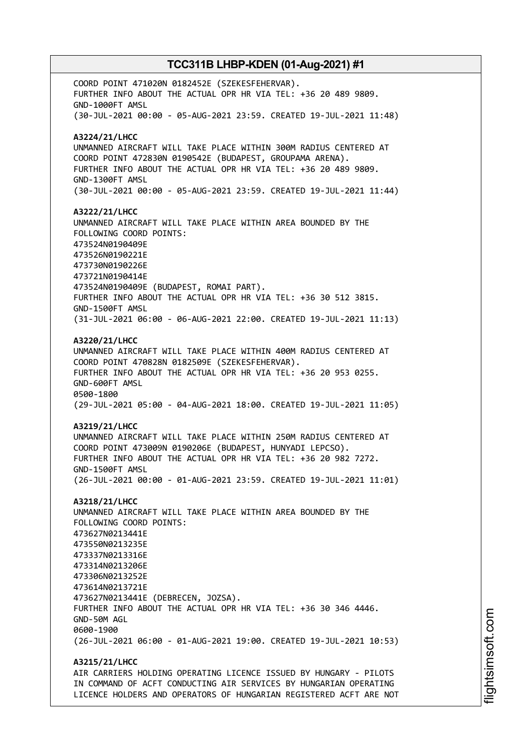COORD POINT 471020N 0182452E (SZEKESFEHERVAR).
FURTHER INFO ABOUT THE ACTUAL OPR HR VIA TEL: +36 20 489 9809.
GND-1000FT AMSL
(30-JUL-2021 00:00 - 05-AUG-2021 23:59. CREATED 19-JUL-2021 11:48)

**A3224/21/LHCC**
UNMANNED AIRCRAFT WILL TAKE PLACE WITHIN 300M RADIUS CENTERED AT
COORD POINT 472830N 0190542E (BUDAPEST, GROUPAMA ARENA).
FURTHER INFO ABOUT THE ACTUAL OPR HR VIA TEL: +36 20 489 9809.
GND-1300FT AMSL
(30-JUL-2021 00:00 - 05-AUG-2021 23:59. CREATED 19-JUL-2021 11:44)

**A3222/21/LHCC**
UNMANNED AIRCRAFT WILL TAKE PLACE WITHIN AREA BOUNDED BY THE
FOLLOWING COORD POINTS:
473524N0190409E
473526N0190221E
473730N0190226E
473721N0190414E
473524N0190409E (BUDAPEST, ROMAI PART).
FURTHER INFO ABOUT THE ACTUAL OPR HR VIA TEL: +36 30 512 3815.
GND-1500FT AMSL
(31-JUL-2021 06:00 - 06-AUG-2021 22:00. CREATED 19-JUL-2021 11:13)

**A3220/21/LHCC**
UNMANNED AIRCRAFT WILL TAKE PLACE WITHIN 400M RADIUS CENTERED AT
COORD POINT 470828N 0182509E (SZEKESFEHERVAR).
FURTHER INFO ABOUT THE ACTUAL OPR HR VIA TEL: +36 20 953 0255.
GND-600FT AMSL
0500-1800
(29-JUL-2021 05:00 - 04-AUG-2021 18:00. CREATED 19-JUL-2021 11:05)

**A3219/21/LHCC**
UNMANNED AIRCRAFT WILL TAKE PLACE WITHIN 250M RADIUS CENTERED AT
COORD POINT 473009N 0190206E (BUDAPEST, HUNYADI LEPCSO).
FURTHER INFO ABOUT THE ACTUAL OPR HR VIA TEL: +36 20 982 7272.
GND-1500FT AMSL
(26-JUL-2021 00:00 - 01-AUG-2021 23:59. CREATED 19-JUL-2021 11:01)

**A3218/21/LHCC**
UNMANNED AIRCRAFT WILL TAKE PLACE WITHIN AREA BOUNDED BY THE
FOLLOWING COORD POINTS:
473627N0213441E
473550N0213235E
473337N0213316E
473314N0213206E
473306N0213252E
473614N0213721E
473627N0213441E (DEBRECEN, JOZSA).
FURTHER INFO ABOUT THE ACTUAL OPR HR VIA TEL: +36 30 346 4446.
GND-50M AGL
0600-1900
(26-JUL-2021 06:00 - 01-AUG-2021 19:00. CREATED 19-JUL-2021 10:53)

**A3215/21/LHCC**
AIR CARRIERS HOLDING OPERATING LICENCE ISSUED BY HUNGARY - PILOTS
IN COMMAND OF ACFT CONDUCTING AIR SERVICES BY HUNGARIAN OPERATING
LICENCE HOLDERS AND OPERATORS OF HUNGARIAN REGISTERED ACFT ARE NOT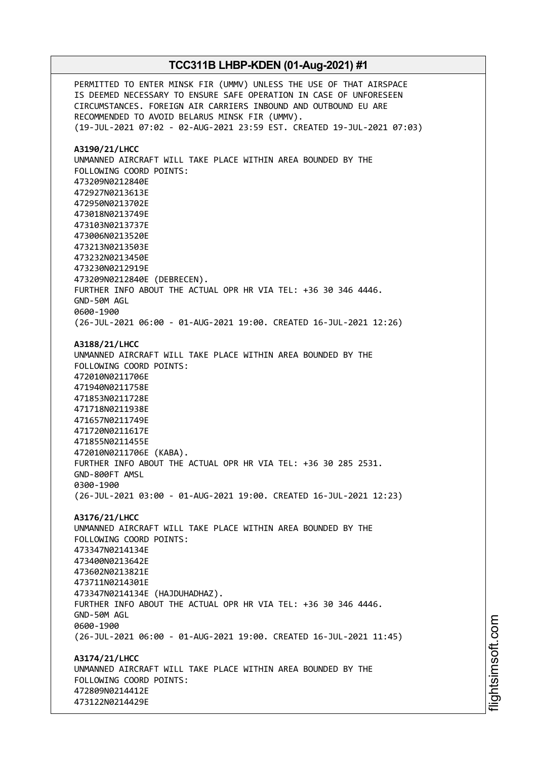PERMITTED TO ENTER MINSK FIR (UMMV) UNLESS THE USE OF THAT AIRSPACE IS DEEMED NECESSARY TO ENSURE SAFE OPERATION IN CASE OF UNFORESEEN CIRCUMSTANCES. FOREIGN AIR CARRIERS INBOUND AND OUTBOUND EU ARE RECOMMENDED TO AVOID BELARUS MINSK FIR (UMMV).
(19-JUL-2021 07:02 - 02-AUG-2021 23:59 EST. CREATED 19-JUL-2021 07:03)

**A3190/21/LHCC**
UNMANNED AIRCRAFT WILL TAKE PLACE WITHIN AREA BOUNDED BY THE FOLLOWING COORD POINTS:
473209N0212840E
472927N0213613E
472950N0213702E
473018N0213749E
473103N0213737E
473006N0213520E
473213N0213503E
473232N0213450E
473230N0212919E
473209N0212840E (DEBRECEN).
FURTHER INFO ABOUT THE ACTUAL OPR HR VIA TEL: +36 30 346 4446.
GND-50M AGL
0600-1900
(26-JUL-2021 06:00 - 01-AUG-2021 19:00. CREATED 16-JUL-2021 12:26)

**A3188/21/LHCC**
UNMANNED AIRCRAFT WILL TAKE PLACE WITHIN AREA BOUNDED BY THE FOLLOWING COORD POINTS:
472010N0211706E
471940N0211758E
471853N0211728E
471718N0211938E
471657N0211749E
471720N0211617E
471855N0211455E
472010N0211706E (KABA).
FURTHER INFO ABOUT THE ACTUAL OPR HR VIA TEL: +36 30 285 2531.
GND-800FT AMSL
0300-1900
(26-JUL-2021 03:00 - 01-AUG-2021 19:00. CREATED 16-JUL-2021 12:23)

**A3176/21/LHCC**
UNMANNED AIRCRAFT WILL TAKE PLACE WITHIN AREA BOUNDED BY THE FOLLOWING COORD POINTS:
473347N0214134E
473400N0213642E
473602N0213821E
473711N0214301E
473347N0214134E (HAJDUHADHAZ).
FURTHER INFO ABOUT THE ACTUAL OPR HR VIA TEL: +36 30 346 4446.
GND-50M AGL
0600-1900
(26-JUL-2021 06:00 - 01-AUG-2021 19:00. CREATED 16-JUL-2021 11:45)

**A3174/21/LHCC**
UNMANNED AIRCRAFT WILL TAKE PLACE WITHIN AREA BOUNDED BY THE FOLLOWING COORD POINTS:
472809N0214412E
473122N0214429E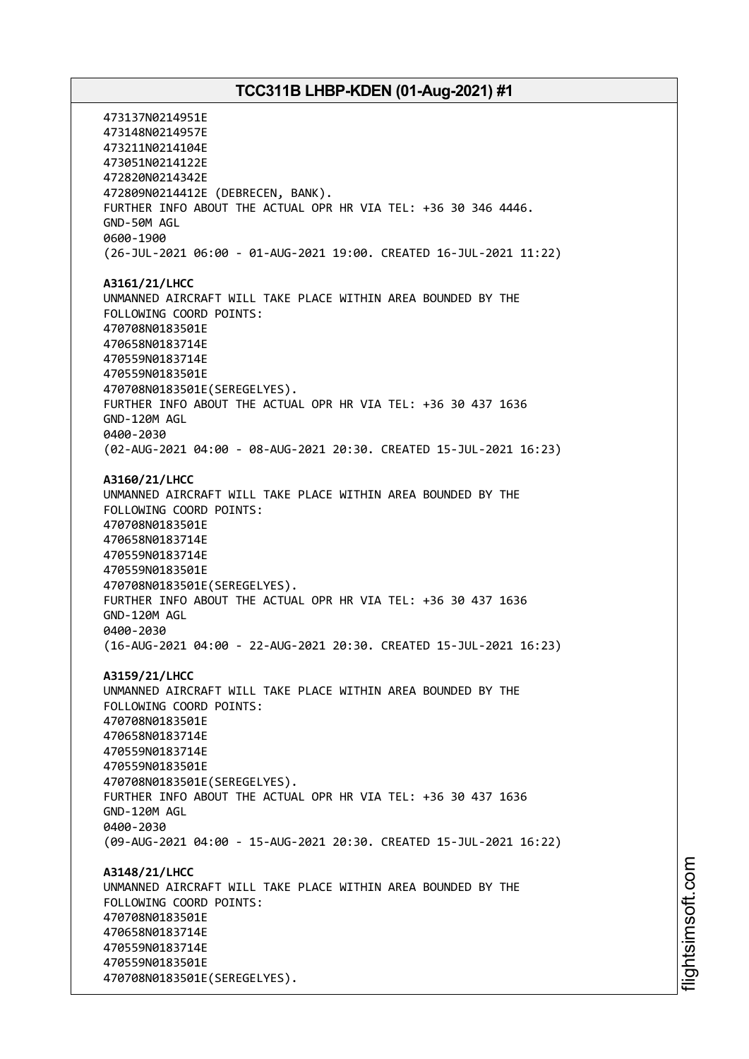473137N0214951E
473148N0214957E
473211N0214104E
473051N0214122E
472820N0214342E
472809N0214412E (DEBRECEN, BANK).
FURTHER INFO ABOUT THE ACTUAL OPR HR VIA TEL: +36 30 346 4446.
GND-50M AGL
0600-1900
(26-JUL-2021 06:00 - 01-AUG-2021 19:00. CREATED 16-JUL-2021 11:22)

**A3161/21/LHCC**
UNMANNED AIRCRAFT WILL TAKE PLACE WITHIN AREA BOUNDED BY THE
FOLLOWING COORD POINTS:
470708N0183501E
470658N0183714E
470559N0183714E
470559N0183501E
470708N0183501E(SEREGELYES).
FURTHER INFO ABOUT THE ACTUAL OPR HR VIA TEL: +36 30 437 1636
GND-120M AGL
0400-2030
(02-AUG-2021 04:00 - 08-AUG-2021 20:30. CREATED 15-JUL-2021 16:23)

**A3160/21/LHCC**
UNMANNED AIRCRAFT WILL TAKE PLACE WITHIN AREA BOUNDED BY THE
FOLLOWING COORD POINTS:
470708N0183501E
470658N0183714E
470559N0183714E
470559N0183501E
470708N0183501E(SEREGELYES).
FURTHER INFO ABOUT THE ACTUAL OPR HR VIA TEL: +36 30 437 1636
GND-120M AGL
0400-2030
(16-AUG-2021 04:00 - 22-AUG-2021 20:30. CREATED 15-JUL-2021 16:23)

**A3159/21/LHCC**
UNMANNED AIRCRAFT WILL TAKE PLACE WITHIN AREA BOUNDED BY THE
FOLLOWING COORD POINTS:
470708N0183501E
470658N0183714E
470559N0183714E
470559N0183501E
470708N0183501E(SEREGELYES).
FURTHER INFO ABOUT THE ACTUAL OPR HR VIA TEL: +36 30 437 1636
GND-120M AGL
0400-2030
(09-AUG-2021 04:00 - 15-AUG-2021 20:30. CREATED 15-JUL-2021 16:22)

**A3148/21/LHCC**
UNMANNED AIRCRAFT WILL TAKE PLACE WITHIN AREA BOUNDED BY THE
FOLLOWING COORD POINTS:
470708N0183501E
470658N0183714E
470559N0183714E
470559N0183501E
470708N0183501E(SEREGELYES).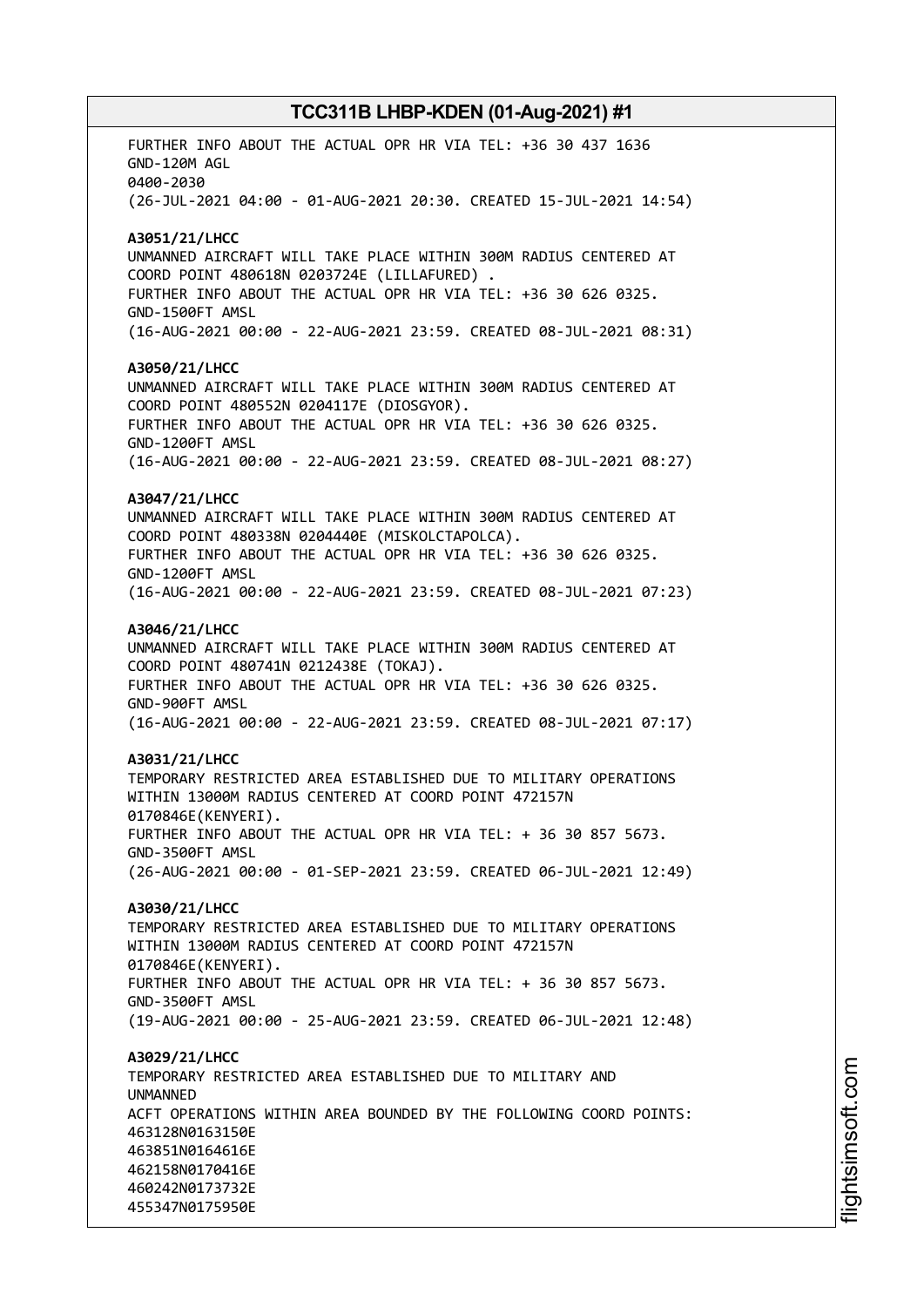FURTHER INFO ABOUT THE ACTUAL OPR HR VIA TEL: +36 30 437 1636
GND-120M AGL
0400-2030
(26-JUL-2021 04:00 - 01-AUG-2021 20:30. CREATED 15-JUL-2021 14:54)

**A3051/21/LHCC**
UNMANNED AIRCRAFT WILL TAKE PLACE WITHIN 300M RADIUS CENTERED AT COORD POINT 480618N 0203724E (LILLAFURED) .
FURTHER INFO ABOUT THE ACTUAL OPR HR VIA TEL: +36 30 626 0325.
GND-1500FT AMSL
(16-AUG-2021 00:00 - 22-AUG-2021 23:59. CREATED 08-JUL-2021 08:31)

**A3050/21/LHCC**
UNMANNED AIRCRAFT WILL TAKE PLACE WITHIN 300M RADIUS CENTERED AT COORD POINT 480552N 0204117E (DIOSGYOR).
FURTHER INFO ABOUT THE ACTUAL OPR HR VIA TEL: +36 30 626 0325.
GND-1200FT AMSL
(16-AUG-2021 00:00 - 22-AUG-2021 23:59. CREATED 08-JUL-2021 08:27)

**A3047/21/LHCC**
UNMANNED AIRCRAFT WILL TAKE PLACE WITHIN 300M RADIUS CENTERED AT COORD POINT 480338N 0204440E (MISKOLCTAPOLCA).
FURTHER INFO ABOUT THE ACTUAL OPR HR VIA TEL: +36 30 626 0325.
GND-1200FT AMSL
(16-AUG-2021 00:00 - 22-AUG-2021 23:59. CREATED 08-JUL-2021 07:23)

**A3046/21/LHCC**
UNMANNED AIRCRAFT WILL TAKE PLACE WITHIN 300M RADIUS CENTERED AT COORD POINT 480741N 0212438E (TOKAJ).
FURTHER INFO ABOUT THE ACTUAL OPR HR VIA TEL: +36 30 626 0325.
GND-900FT AMSL
(16-AUG-2021 00:00 - 22-AUG-2021 23:59. CREATED 08-JUL-2021 07:17)

**A3031/21/LHCC**
TEMPORARY RESTRICTED AREA ESTABLISHED DUE TO MILITARY OPERATIONS WITHIN 13000M RADIUS CENTERED AT COORD POINT 472157N 0170846E(KENYERI).
FURTHER INFO ABOUT THE ACTUAL OPR HR VIA TEL: + 36 30 857 5673.
GND-3500FT AMSL
(26-AUG-2021 00:00 - 01-SEP-2021 23:59. CREATED 06-JUL-2021 12:49)

**A3030/21/LHCC**
TEMPORARY RESTRICTED AREA ESTABLISHED DUE TO MILITARY OPERATIONS WITHIN 13000M RADIUS CENTERED AT COORD POINT 472157N 0170846E(KENYERI).
FURTHER INFO ABOUT THE ACTUAL OPR HR VIA TEL: + 36 30 857 5673.
GND-3500FT AMSL
(19-AUG-2021 00:00 - 25-AUG-2021 23:59. CREATED 06-JUL-2021 12:48)

**A3029/21/LHCC**
TEMPORARY RESTRICTED AREA ESTABLISHED DUE TO MILITARY AND UNMANNED
ACFT OPERATIONS WITHIN AREA BOUNDED BY THE FOLLOWING COORD POINTS:
463128N0163150E
463851N0164616E
462158N0170416E
460242N0173732E
455347N0175950E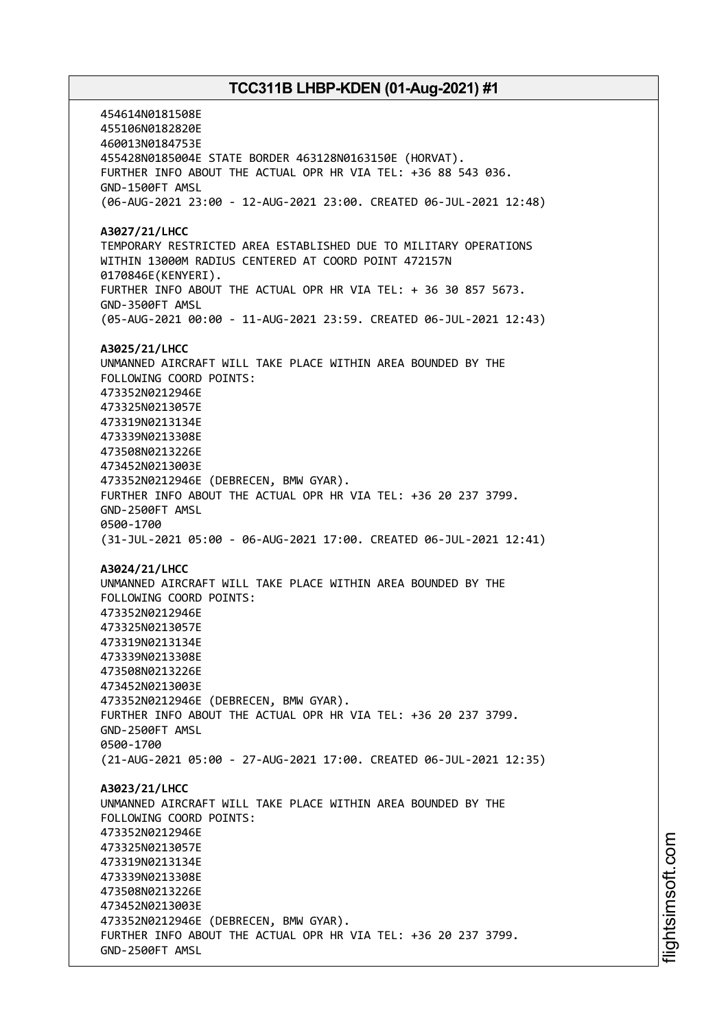454614N0181508E
455106N0182820E
460013N0184753E
455428N0185004E STATE BORDER 463128N0163150E (HORVAT).
FURTHER INFO ABOUT THE ACTUAL OPR HR VIA TEL: +36 88 543 036.
GND-1500FT AMSL
(06-AUG-2021 23:00 - 12-AUG-2021 23:00. CREATED 06-JUL-2021 12:48)

**A3027/21/LHCC**
TEMPORARY RESTRICTED AREA ESTABLISHED DUE TO MILITARY OPERATIONS
WITHIN 13000M RADIUS CENTERED AT COORD POINT 472157N
0170846E(KENYERI).
FURTHER INFO ABOUT THE ACTUAL OPR HR VIA TEL: + 36 30 857 5673.
GND-3500FT AMSL
(05-AUG-2021 00:00 - 11-AUG-2021 23:59. CREATED 06-JUL-2021 12:43)

**A3025/21/LHCC**
UNMANNED AIRCRAFT WILL TAKE PLACE WITHIN AREA BOUNDED BY THE
FOLLOWING COORD POINTS:
473352N0212946E
473325N0213057E
473319N0213134E
473339N0213308E
473508N0213226E
473452N0213003E
473352N0212946E (DEBRECEN, BMW GYAR).
FURTHER INFO ABOUT THE ACTUAL OPR HR VIA TEL: +36 20 237 3799.
GND-2500FT AMSL
0500-1700
(31-JUL-2021 05:00 - 06-AUG-2021 17:00. CREATED 06-JUL-2021 12:41)

**A3024/21/LHCC**
UNMANNED AIRCRAFT WILL TAKE PLACE WITHIN AREA BOUNDED BY THE
FOLLOWING COORD POINTS:
473352N0212946E
473325N0213057E
473319N0213134E
473339N0213308E
473508N0213226E
473452N0213003E
473352N0212946E (DEBRECEN, BMW GYAR).
FURTHER INFO ABOUT THE ACTUAL OPR HR VIA TEL: +36 20 237 3799.
GND-2500FT AMSL
0500-1700
(21-AUG-2021 05:00 - 27-AUG-2021 17:00. CREATED 06-JUL-2021 12:35)

**A3023/21/LHCC**
UNMANNED AIRCRAFT WILL TAKE PLACE WITHIN AREA BOUNDED BY THE
FOLLOWING COORD POINTS:
473352N0212946E
473325N0213057E
473319N0213134E
473339N0213308E
473508N0213226E
473452N0213003E
473352N0212946E (DEBRECEN, BMW GYAR).
FURTHER INFO ABOUT THE ACTUAL OPR HR VIA TEL: +36 20 237 3799.
GND-2500FT AMSL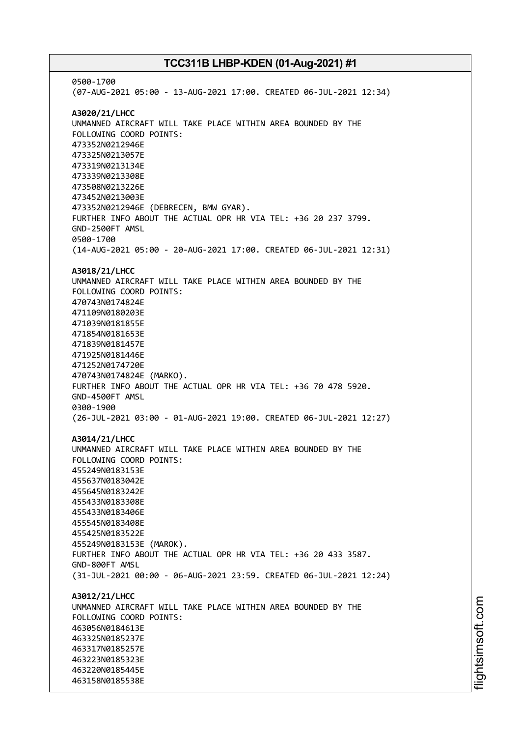0500-1700
(07-AUG-2021 05:00 - 13-AUG-2021 17:00. CREATED 06-JUL-2021 12:34)

**A3020/21/LHCC**
UNMANNED AIRCRAFT WILL TAKE PLACE WITHIN AREA BOUNDED BY THE
FOLLOWING COORD POINTS:
473352N0212946E
473325N0213057E
473319N0213134E
473339N0213308E
473508N0213226E
473452N0213003E
473352N0212946E (DEBRECEN, BMW GYAR).
FURTHER INFO ABOUT THE ACTUAL OPR HR VIA TEL: +36 20 237 3799.
GND-2500FT AMSL
0500-1700
(14-AUG-2021 05:00 - 20-AUG-2021 17:00. CREATED 06-JUL-2021 12:31)

**A3018/21/LHCC**
UNMANNED AIRCRAFT WILL TAKE PLACE WITHIN AREA BOUNDED BY THE
FOLLOWING COORD POINTS:
470743N0174824E
471109N0180203E
471039N0181855E
471854N0181653E
471839N0181457E
471925N0181446E
471252N0174720E
470743N0174824E (MARKO).
FURTHER INFO ABOUT THE ACTUAL OPR HR VIA TEL: +36 70 478 5920.
GND-4500FT AMSL
0300-1900
(26-JUL-2021 03:00 - 01-AUG-2021 19:00. CREATED 06-JUL-2021 12:27)

**A3014/21/LHCC**
UNMANNED AIRCRAFT WILL TAKE PLACE WITHIN AREA BOUNDED BY THE
FOLLOWING COORD POINTS:
455249N0183153E
455637N0183042E
455645N0183242E
455433N0183308E
455433N0183406E
455545N0183408E
455425N0183522E
455249N0183153E (MAROK).
FURTHER INFO ABOUT THE ACTUAL OPR HR VIA TEL: +36 20 433 3587.
GND-800FT AMSL
(31-JUL-2021 00:00 - 06-AUG-2021 23:59. CREATED 06-JUL-2021 12:24)

**A3012/21/LHCC**
UNMANNED AIRCRAFT WILL TAKE PLACE WITHIN AREA BOUNDED BY THE
FOLLOWING COORD POINTS:
463056N0184613E
463325N0185237E
463317N0185257E
463223N0185323E
463220N0185445E
463158N0185538E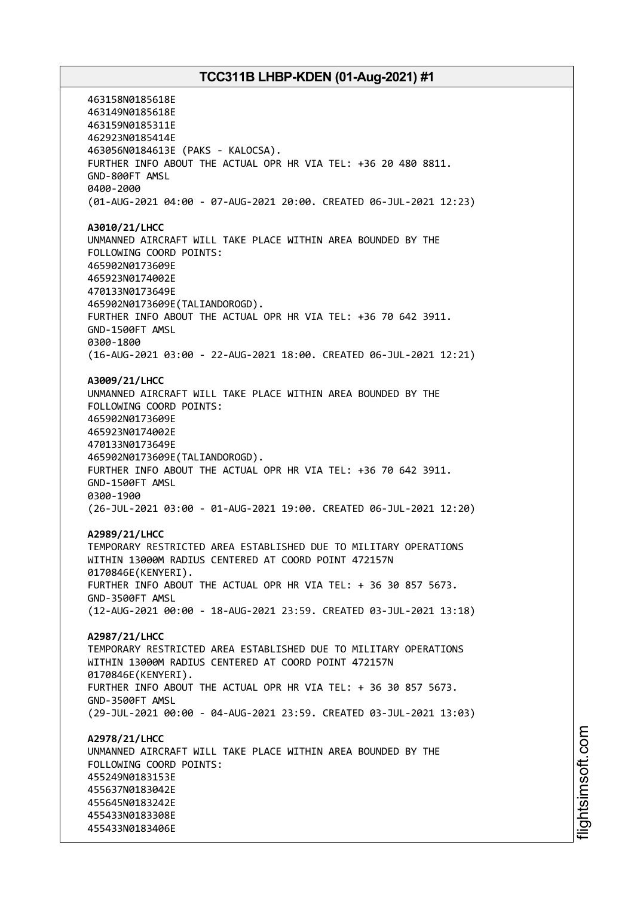463158N0185618E
463149N0185618E
463159N0185311E
462923N0185414E
463056N0184613E (PAKS - KALOCSA).
FURTHER INFO ABOUT THE ACTUAL OPR HR VIA TEL: +36 20 480 8811.
GND-800FT AMSL
0400-2000
(01-AUG-2021 04:00 - 07-AUG-2021 20:00. CREATED 06-JUL-2021 12:23)

**A3010/21/LHCC**
UNMANNED AIRCRAFT WILL TAKE PLACE WITHIN AREA BOUNDED BY THE
FOLLOWING COORD POINTS:
465902N0173609E
465923N0174002E
470133N0173649E
465902N0173609E(TALIANDOROGD).
FURTHER INFO ABOUT THE ACTUAL OPR HR VIA TEL: +36 70 642 3911.
GND-1500FT AMSL
0300-1800
(16-AUG-2021 03:00 - 22-AUG-2021 18:00. CREATED 06-JUL-2021 12:21)

**A3009/21/LHCC**
UNMANNED AIRCRAFT WILL TAKE PLACE WITHIN AREA BOUNDED BY THE
FOLLOWING COORD POINTS:
465902N0173609E
465923N0174002E
470133N0173649E
465902N0173609E(TALIANDOROGD).
FURTHER INFO ABOUT THE ACTUAL OPR HR VIA TEL: +36 70 642 3911.
GND-1500FT AMSL
0300-1900
(26-JUL-2021 03:00 - 01-AUG-2021 19:00. CREATED 06-JUL-2021 12:20)

**A2989/21/LHCC**
TEMPORARY RESTRICTED AREA ESTABLISHED DUE TO MILITARY OPERATIONS
WITHIN 13000M RADIUS CENTERED AT COORD POINT 472157N
0170846E(KENYERI).
FURTHER INFO ABOUT THE ACTUAL OPR HR VIA TEL: + 36 30 857 5673.
GND-3500FT AMSL
(12-AUG-2021 00:00 - 18-AUG-2021 23:59. CREATED 03-JUL-2021 13:18)

**A2987/21/LHCC**
TEMPORARY RESTRICTED AREA ESTABLISHED DUE TO MILITARY OPERATIONS
WITHIN 13000M RADIUS CENTERED AT COORD POINT 472157N
0170846E(KENYERI).
FURTHER INFO ABOUT THE ACTUAL OPR HR VIA TEL: + 36 30 857 5673.
GND-3500FT AMSL
(29-JUL-2021 00:00 - 04-AUG-2021 23:59. CREATED 03-JUL-2021 13:03)

**A2978/21/LHCC**
UNMANNED AIRCRAFT WILL TAKE PLACE WITHIN AREA BOUNDED BY THE
FOLLOWING COORD POINTS:
455249N0183153E
455637N0183042E
455645N0183242E
455433N0183308E
455433N0183406E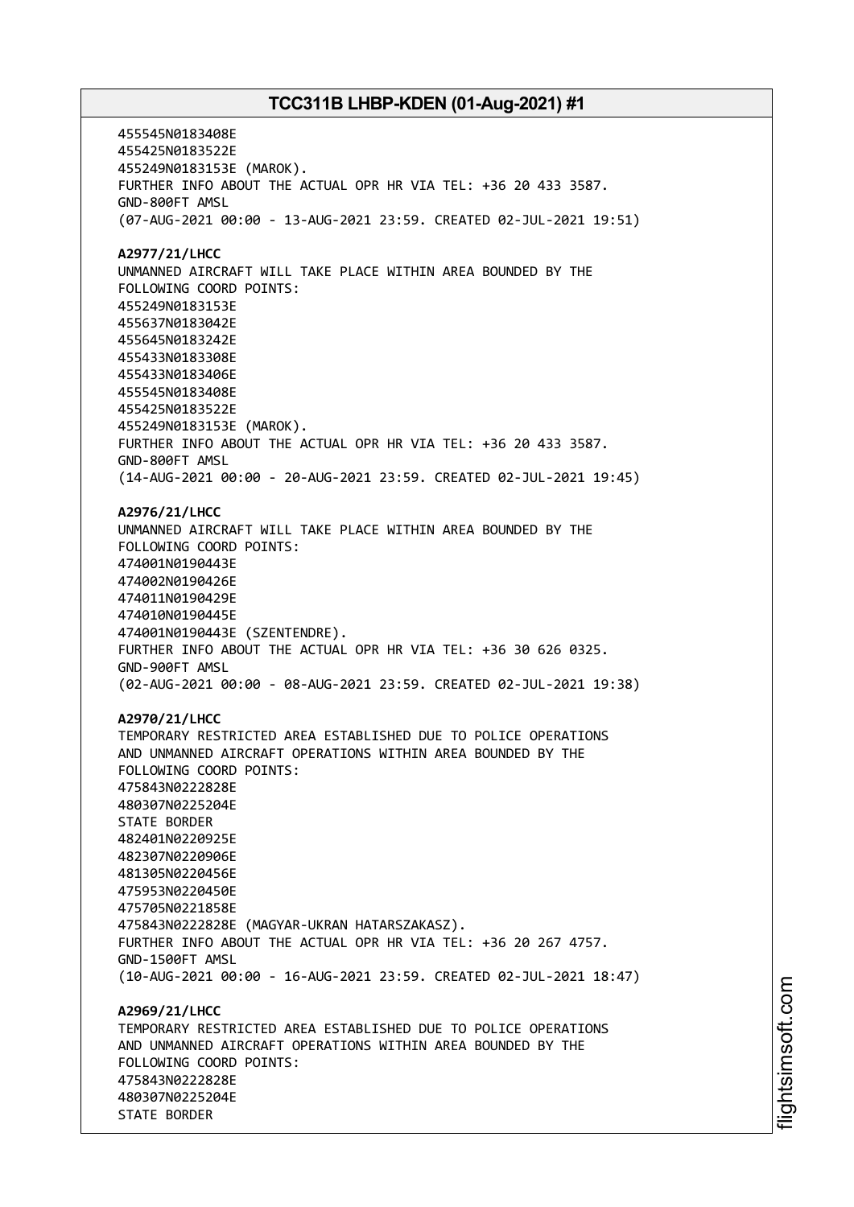455545N0183408E
455425N0183522E
455249N0183153E (MAROK).
FURTHER INFO ABOUT THE ACTUAL OPR HR VIA TEL: +36 20 433 3587.
GND-800FT AMSL
(07-AUG-2021 00:00 - 13-AUG-2021 23:59. CREATED 02-JUL-2021 19:51)

**A2977/21/LHCC**
UNMANNED AIRCRAFT WILL TAKE PLACE WITHIN AREA BOUNDED BY THE
FOLLOWING COORD POINTS:
455249N0183153E
455637N0183042E
455645N0183242E
455433N0183308E
455433N0183406E
455545N0183408E
455425N0183522E
455249N0183153E (MAROK).
FURTHER INFO ABOUT THE ACTUAL OPR HR VIA TEL: +36 20 433 3587.
GND-800FT AMSL
(14-AUG-2021 00:00 - 20-AUG-2021 23:59. CREATED 02-JUL-2021 19:45)

**A2976/21/LHCC**
UNMANNED AIRCRAFT WILL TAKE PLACE WITHIN AREA BOUNDED BY THE
FOLLOWING COORD POINTS:
474001N0190443E
474002N0190426E
474011N0190429E
474010N0190445E
474001N0190443E (SZENTENDRE).
FURTHER INFO ABOUT THE ACTUAL OPR HR VIA TEL: +36 30 626 0325.
GND-900FT AMSL
(02-AUG-2021 00:00 - 08-AUG-2021 23:59. CREATED 02-JUL-2021 19:38)

**A2970/21/LHCC**
TEMPORARY RESTRICTED AREA ESTABLISHED DUE TO POLICE OPERATIONS
AND UNMANNED AIRCRAFT OPERATIONS WITHIN AREA BOUNDED BY THE
FOLLOWING COORD POINTS:
475843N0222828E
480307N0225204E
STATE BORDER
482401N0220925E
482307N0220906E
481305N0220456E
475953N0220450E
475705N0221858E
475843N0222828E (MAGYAR-UKRAN HATARSZAKASZ).
FURTHER INFO ABOUT THE ACTUAL OPR HR VIA TEL: +36 20 267 4757.
GND-1500FT AMSL
(10-AUG-2021 00:00 - 16-AUG-2021 23:59. CREATED 02-JUL-2021 18:47)

**A2969/21/LHCC**
TEMPORARY RESTRICTED AREA ESTABLISHED DUE TO POLICE OPERATIONS
AND UNMANNED AIRCRAFT OPERATIONS WITHIN AREA BOUNDED BY THE
FOLLOWING COORD POINTS:
475843N0222828E
480307N0225204E
STATE BORDER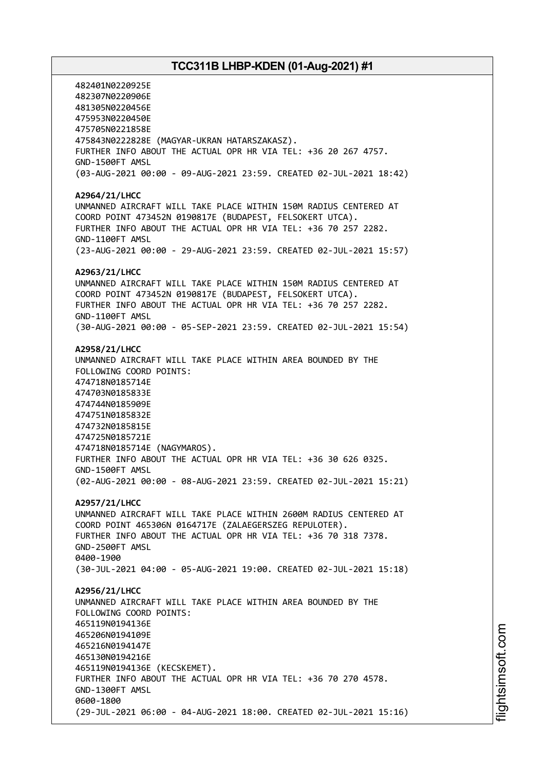482401N0220925E
482307N0220906E
481305N0220456E
475953N0220450E
475705N0221858E
475843N0222828E (MAGYAR-UKRAN HATARSZAKASZ).
FURTHER INFO ABOUT THE ACTUAL OPR HR VIA TEL: +36 20 267 4757.
GND-1500FT AMSL
(03-AUG-2021 00:00 - 09-AUG-2021 23:59. CREATED 02-JUL-2021 18:42)

**A2964/21/LHCC**
UNMANNED AIRCRAFT WILL TAKE PLACE WITHIN 150M RADIUS CENTERED AT COORD POINT 473452N 0190817E (BUDAPEST, FELSOKERT UTCA).
FURTHER INFO ABOUT THE ACTUAL OPR HR VIA TEL: +36 70 257 2282.
GND-1100FT AMSL
(23-AUG-2021 00:00 - 29-AUG-2021 23:59. CREATED 02-JUL-2021 15:57)

**A2963/21/LHCC**
UNMANNED AIRCRAFT WILL TAKE PLACE WITHIN 150M RADIUS CENTERED AT COORD POINT 473452N 0190817E (BUDAPEST, FELSOKERT UTCA).
FURTHER INFO ABOUT THE ACTUAL OPR HR VIA TEL: +36 70 257 2282.
GND-1100FT AMSL
(30-AUG-2021 00:00 - 05-SEP-2021 23:59. CREATED 02-JUL-2021 15:54)

**A2958/21/LHCC**
UNMANNED AIRCRAFT WILL TAKE PLACE WITHIN AREA BOUNDED BY THE FOLLOWING COORD POINTS:
474718N0185714E
474703N0185833E
474744N0185909E
474751N0185832E
474732N0185815E
474725N0185721E
474718N0185714E (NAGYMAROS).
FURTHER INFO ABOUT THE ACTUAL OPR HR VIA TEL: +36 30 626 0325.
GND-1500FT AMSL
(02-AUG-2021 00:00 - 08-AUG-2021 23:59. CREATED 02-JUL-2021 15:21)

**A2957/21/LHCC**
UNMANNED AIRCRAFT WILL TAKE PLACE WITHIN 2600M RADIUS CENTERED AT COORD POINT 465306N 0164717E (ZALAEGERSZEG REPULOTER).
FURTHER INFO ABOUT THE ACTUAL OPR HR VIA TEL: +36 70 318 7378.
GND-2500FT AMSL
0400-1900
(30-JUL-2021 04:00 - 05-AUG-2021 19:00. CREATED 02-JUL-2021 15:18)

**A2956/21/LHCC**
UNMANNED AIRCRAFT WILL TAKE PLACE WITHIN AREA BOUNDED BY THE FOLLOWING COORD POINTS:
465119N0194136E
465206N0194109E
465216N0194147E
465130N0194216E
465119N0194136E (KECSKEMET).
FURTHER INFO ABOUT THE ACTUAL OPR HR VIA TEL: +36 70 270 4578.
GND-1300FT AMSL
0600-1800
(29-JUL-2021 06:00 - 04-AUG-2021 18:00. CREATED 02-JUL-2021 15:16)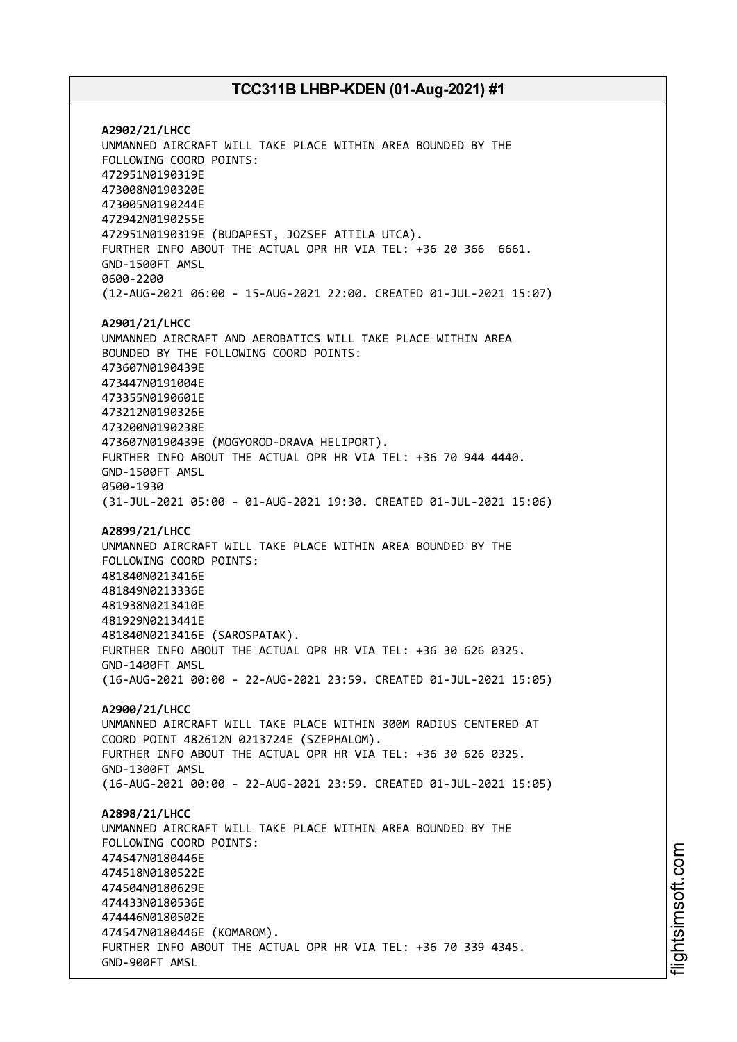**A2902/21/LHCC**
UNMANNED AIRCRAFT WILL TAKE PLACE WITHIN AREA BOUNDED BY THE
FOLLOWING COORD POINTS:
472951N0190319E
473008N0190320E
473005N0190244E
472942N0190255E
472951N0190319E (BUDAPEST, JOZSEF ATTILA UTCA).
FURTHER INFO ABOUT THE ACTUAL OPR HR VIA TEL: +36 20 366 6661.
GND-1500FT AMSL
0600-2200
(12-AUG-2021 06:00 - 15-AUG-2021 22:00. CREATED 01-JUL-2021 15:07)

**A2901/21/LHCC**
UNMANNED AIRCRAFT AND AEROBATICS WILL TAKE PLACE WITHIN AREA
BOUNDED BY THE FOLLOWING COORD POINTS:
473607N0190439E
473447N0191004E
473355N0190601E
473212N0190326E
473200N0190238E
473607N0190439E (MOGYOROD-DRAVA HELIPORT).
FURTHER INFO ABOUT THE ACTUAL OPR HR VIA TEL: +36 70 944 4440.
GND-1500FT AMSL
0500-1930
(31-JUL-2021 05:00 - 01-AUG-2021 19:30. CREATED 01-JUL-2021 15:06)

**A2899/21/LHCC**
UNMANNED AIRCRAFT WILL TAKE PLACE WITHIN AREA BOUNDED BY THE
FOLLOWING COORD POINTS:
481840N0213416E
481849N0213336E
481938N0213410E
481929N0213441E
481840N0213416E (SAROSPATAK).
FURTHER INFO ABOUT THE ACTUAL OPR HR VIA TEL: +36 30 626 0325.
GND-1400FT AMSL
(16-AUG-2021 00:00 - 22-AUG-2021 23:59. CREATED 01-JUL-2021 15:05)

**A2900/21/LHCC**
UNMANNED AIRCRAFT WILL TAKE PLACE WITHIN 300M RADIUS CENTERED AT
COORD POINT 482612N 0213724E (SZEPHALOM).
FURTHER INFO ABOUT THE ACTUAL OPR HR VIA TEL: +36 30 626 0325.
GND-1300FT AMSL
(16-AUG-2021 00:00 - 22-AUG-2021 23:59. CREATED 01-JUL-2021 15:05)

**A2898/21/LHCC**
UNMANNED AIRCRAFT WILL TAKE PLACE WITHIN AREA BOUNDED BY THE
FOLLOWING COORD POINTS:
474547N0180446E
474518N0180522E
474504N0180629E
474433N0180536E
474446N0180502E
474547N0180446E (KOMAROM).
FURTHER INFO ABOUT THE ACTUAL OPR HR VIA TEL: +36 70 339 4345.
GND-900FT AMSL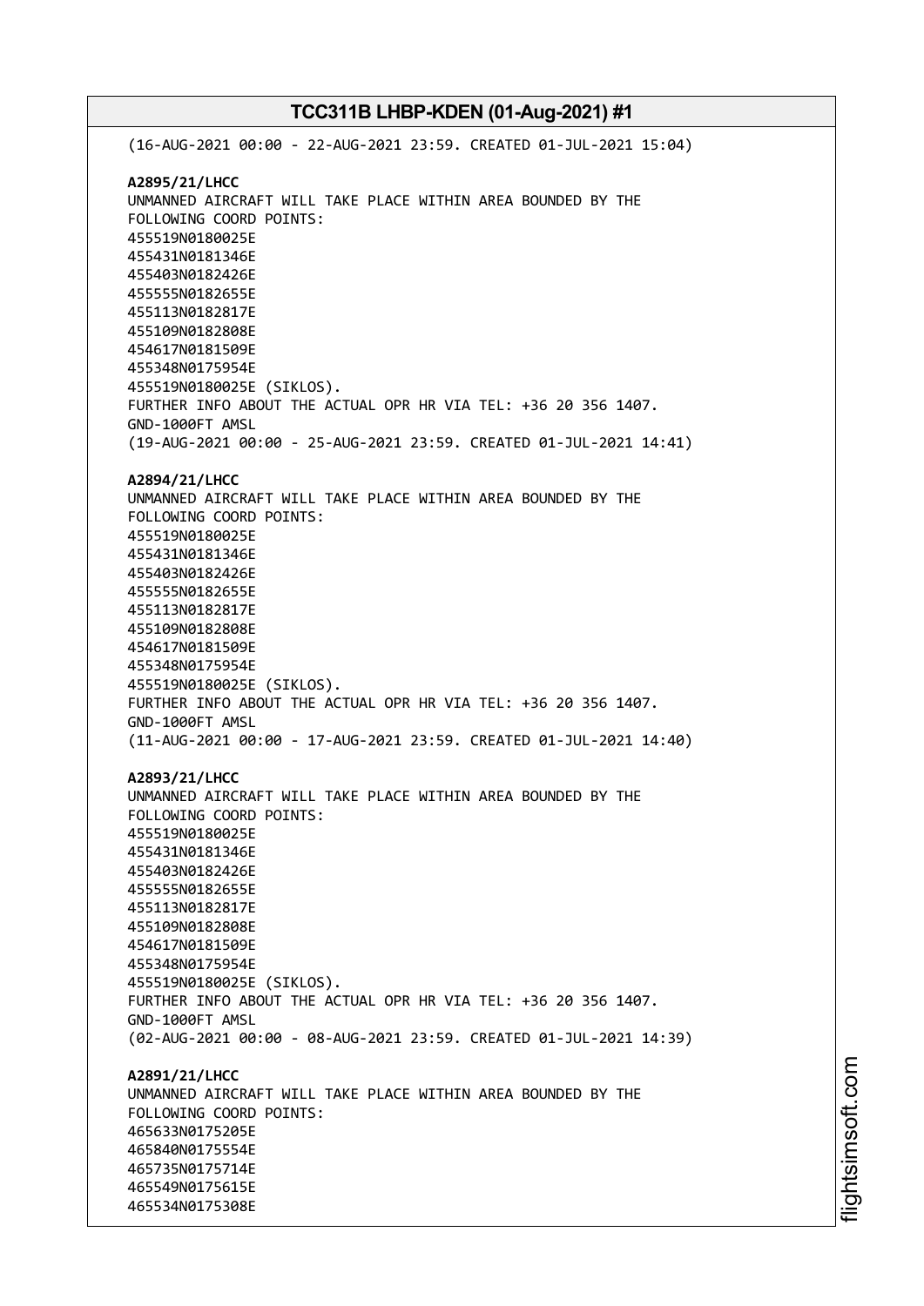(16-AUG-2021 00:00 - 22-AUG-2021 23:59. CREATED 01-JUL-2021 15:04)

**A2895/21/LHCC**
UNMANNED AIRCRAFT WILL TAKE PLACE WITHIN AREA BOUNDED BY THE FOLLOWING COORD POINTS:
455519N0180025E
455431N0181346E
455403N0182426E
455555N0182655E
455113N0182817E
455109N0182808E
454617N0181509E
455348N0175954E
455519N0180025E (SIKLOS).
FURTHER INFO ABOUT THE ACTUAL OPR HR VIA TEL: +36 20 356 1407.
GND-1000FT AMSL
(19-AUG-2021 00:00 - 25-AUG-2021 23:59. CREATED 01-JUL-2021 14:41)

**A2894/21/LHCC**
UNMANNED AIRCRAFT WILL TAKE PLACE WITHIN AREA BOUNDED BY THE FOLLOWING COORD POINTS:
455519N0180025E
455431N0181346E
455403N0182426E
455555N0182655E
455113N0182817E
455109N0182808E
454617N0181509E
455348N0175954E
455519N0180025E (SIKLOS).
FURTHER INFO ABOUT THE ACTUAL OPR HR VIA TEL: +36 20 356 1407.
GND-1000FT AMSL
(11-AUG-2021 00:00 - 17-AUG-2021 23:59. CREATED 01-JUL-2021 14:40)

**A2893/21/LHCC**
UNMANNED AIRCRAFT WILL TAKE PLACE WITHIN AREA BOUNDED BY THE FOLLOWING COORD POINTS:
455519N0180025E
455431N0181346E
455403N0182426E
455555N0182655E
455113N0182817E
455109N0182808E
454617N0181509E
455348N0175954E
455519N0180025E (SIKLOS).
FURTHER INFO ABOUT THE ACTUAL OPR HR VIA TEL: +36 20 356 1407.
GND-1000FT AMSL
(02-AUG-2021 00:00 - 08-AUG-2021 23:59. CREATED 01-JUL-2021 14:39)

**A2891/21/LHCC**
UNMANNED AIRCRAFT WILL TAKE PLACE WITHIN AREA BOUNDED BY THE FOLLOWING COORD POINTS:
465633N0175205E
465840N0175554E
465735N0175714E
465549N0175615E
465534N0175308E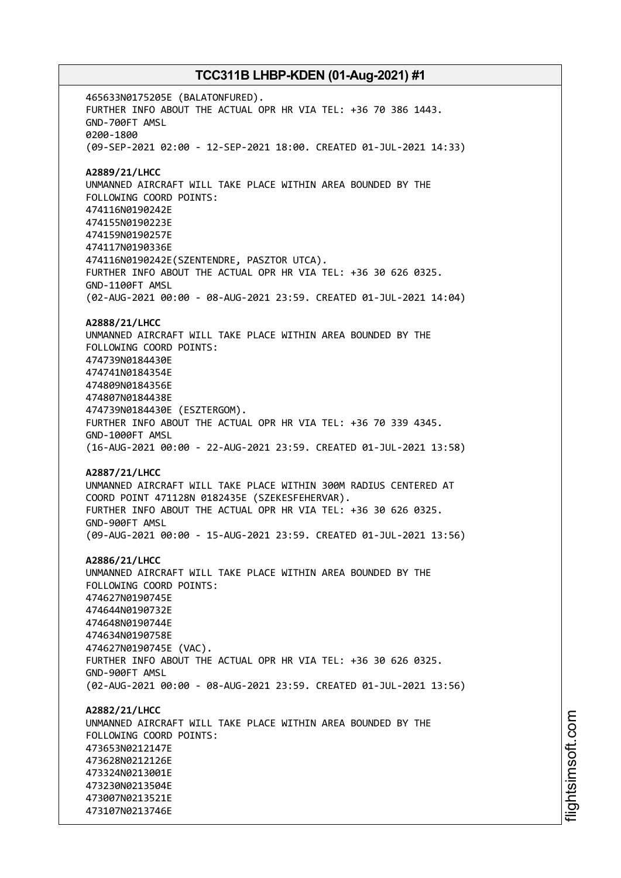465633N0175205E (BALATONFURED).
FURTHER INFO ABOUT THE ACTUAL OPR HR VIA TEL: +36 70 386 1443.
GND-700FT AMSL
0200-1800
(09-SEP-2021 02:00 - 12-SEP-2021 18:00. CREATED 01-JUL-2021 14:33)

**A2889/21/LHCC**
UNMANNED AIRCRAFT WILL TAKE PLACE WITHIN AREA BOUNDED BY THE
FOLLOWING COORD POINTS:
474116N0190242E
474155N0190223E
474159N0190257E
474117N0190336E
474116N0190242E(SZENTENDRE, PASZTOR UTCA).
FURTHER INFO ABOUT THE ACTUAL OPR HR VIA TEL: +36 30 626 0325.
GND-1100FT AMSL
(02-AUG-2021 00:00 - 08-AUG-2021 23:59. CREATED 01-JUL-2021 14:04)

**A2888/21/LHCC**
UNMANNED AIRCRAFT WILL TAKE PLACE WITHIN AREA BOUNDED BY THE
FOLLOWING COORD POINTS:
474739N0184430E
474741N0184354E
474809N0184356E
474807N0184438E
474739N0184430E (ESZTERGOM).
FURTHER INFO ABOUT THE ACTUAL OPR HR VIA TEL: +36 70 339 4345.
GND-1000FT AMSL
(16-AUG-2021 00:00 - 22-AUG-2021 23:59. CREATED 01-JUL-2021 13:58)

**A2887/21/LHCC**
UNMANNED AIRCRAFT WILL TAKE PLACE WITHIN 300M RADIUS CENTERED AT
COORD POINT 471128N 0182435E (SZEKESFEHERVAR).
FURTHER INFO ABOUT THE ACTUAL OPR HR VIA TEL: +36 30 626 0325.
GND-900FT AMSL
(09-AUG-2021 00:00 - 15-AUG-2021 23:59. CREATED 01-JUL-2021 13:56)

**A2886/21/LHCC**
UNMANNED AIRCRAFT WILL TAKE PLACE WITHIN AREA BOUNDED BY THE
FOLLOWING COORD POINTS:
474627N0190745E
474644N0190732E
474648N0190744E
474634N0190758E
474627N0190745E (VAC).
FURTHER INFO ABOUT THE ACTUAL OPR HR VIA TEL: +36 30 626 0325.
GND-900FT AMSL
(02-AUG-2021 00:00 - 08-AUG-2021 23:59. CREATED 01-JUL-2021 13:56)

**A2882/21/LHCC**
UNMANNED AIRCRAFT WILL TAKE PLACE WITHIN AREA BOUNDED BY THE
FOLLOWING COORD POINTS:
473653N0212147E
473628N0212126E
473324N0213001E
473230N0213504E
473007N0213521E
473107N0213746E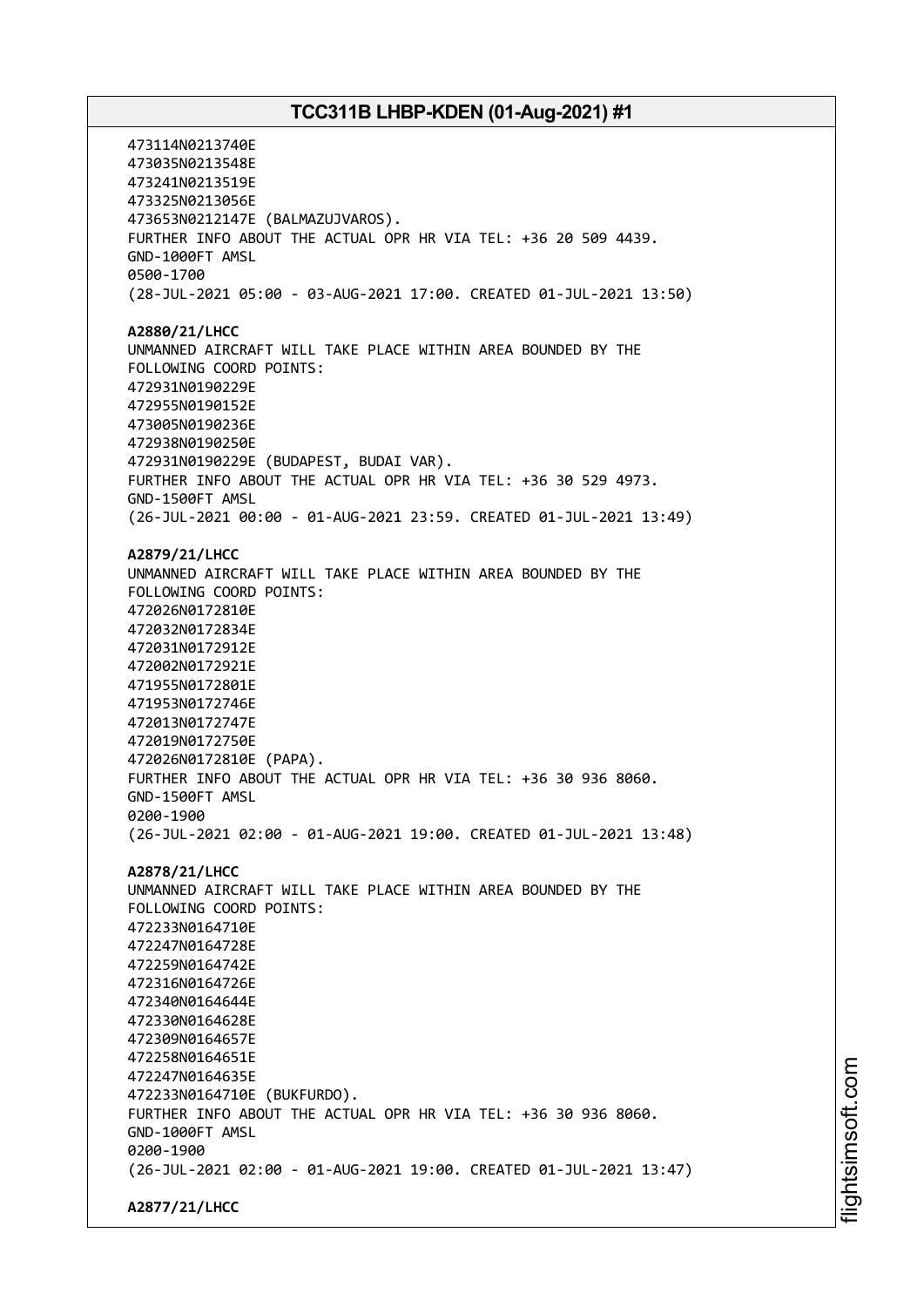473114N0213740E
473035N0213548E
473241N0213519E
473325N0213056E
473653N0212147E (BALMAZUJVAROS).
FURTHER INFO ABOUT THE ACTUAL OPR HR VIA TEL: +36 20 509 4439.
GND-1000FT AMSL
0500-1700
(28-JUL-2021 05:00 - 03-AUG-2021 17:00. CREATED 01-JUL-2021 13:50)

**A2880/21/LHCC**
UNMANNED AIRCRAFT WILL TAKE PLACE WITHIN AREA BOUNDED BY THE
FOLLOWING COORD POINTS:
472931N0190229E
472955N0190152E
473005N0190236E
472938N0190250E
472931N0190229E (BUDAPEST, BUDAI VAR).
FURTHER INFO ABOUT THE ACTUAL OPR HR VIA TEL: +36 30 529 4973.
GND-1500FT AMSL
(26-JUL-2021 00:00 - 01-AUG-2021 23:59. CREATED 01-JUL-2021 13:49)

**A2879/21/LHCC**
UNMANNED AIRCRAFT WILL TAKE PLACE WITHIN AREA BOUNDED BY THE
FOLLOWING COORD POINTS:
472026N0172810E
472032N0172834E
472031N0172912E
472002N0172921E
471955N0172801E
471953N0172746E
472013N0172747E
472019N0172750E
472026N0172810E (PAPA).
FURTHER INFO ABOUT THE ACTUAL OPR HR VIA TEL: +36 30 936 8060.
GND-1500FT AMSL
0200-1900
(26-JUL-2021 02:00 - 01-AUG-2021 19:00. CREATED 01-JUL-2021 13:48)

**A2878/21/LHCC**
UNMANNED AIRCRAFT WILL TAKE PLACE WITHIN AREA BOUNDED BY THE
FOLLOWING COORD POINTS:
472233N0164710E
472247N0164728E
472259N0164742E
472316N0164726E
472340N0164644E
472330N0164628E
472309N0164657E
472258N0164651E
472247N0164635E
472233N0164710E (BUKFURDO).
FURTHER INFO ABOUT THE ACTUAL OPR HR VIA TEL: +36 30 936 8060.
GND-1000FT AMSL
0200-1900
(26-JUL-2021 02:00 - 01-AUG-2021 19:00. CREATED 01-JUL-2021 13:47)

**A2877/21/LHCC**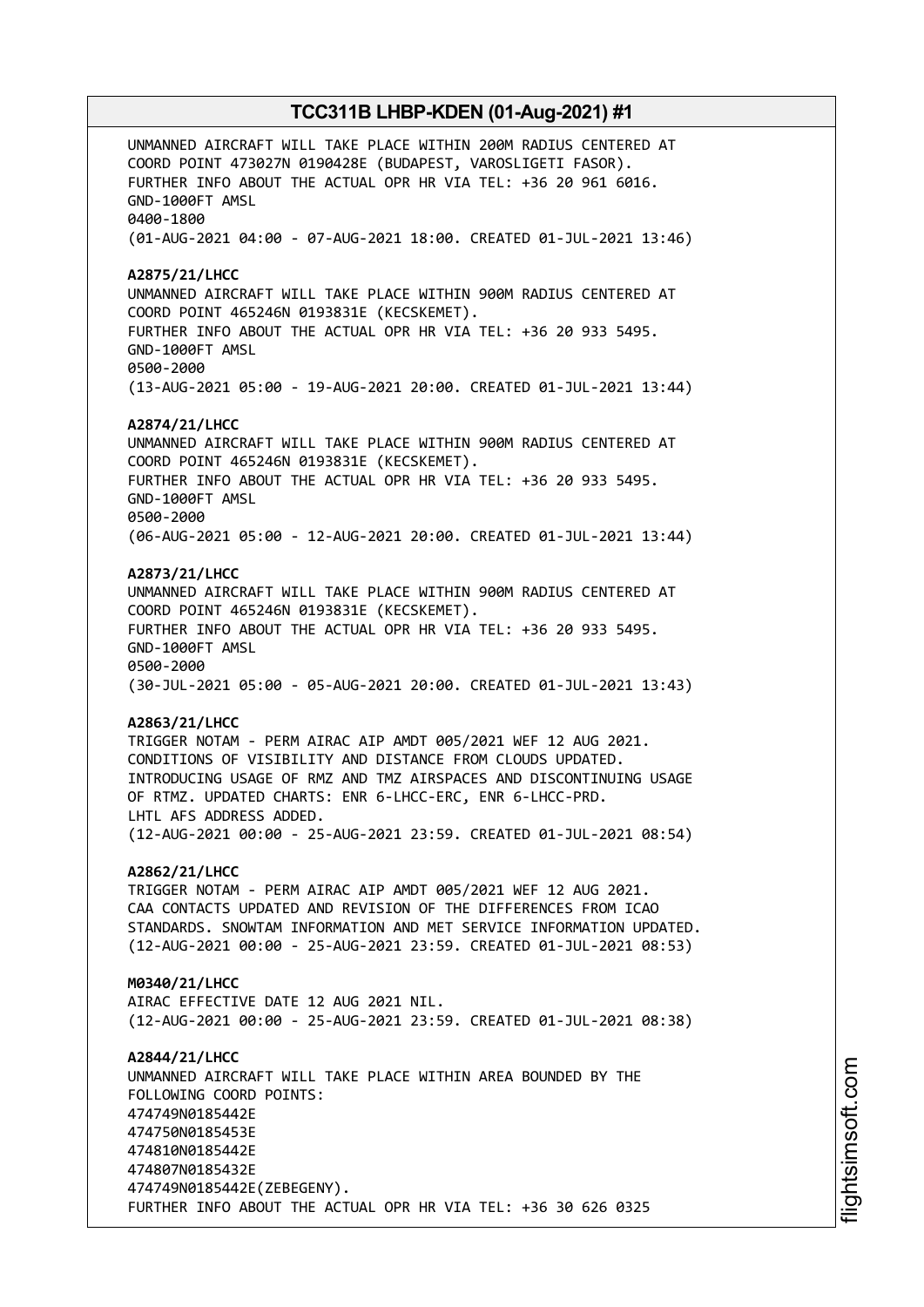UNMANNED AIRCRAFT WILL TAKE PLACE WITHIN 200M RADIUS CENTERED AT
COORD POINT 473027N 0190428E (BUDAPEST, VAROSLIGETI FASOR).
FURTHER INFO ABOUT THE ACTUAL OPR HR VIA TEL: +36 20 961 6016.
GND-1000FT AMSL
0400-1800
(01-AUG-2021 04:00 - 07-AUG-2021 18:00. CREATED 01-JUL-2021 13:46)

**A2875/21/LHCC**
UNMANNED AIRCRAFT WILL TAKE PLACE WITHIN 900M RADIUS CENTERED AT
COORD POINT 465246N 0193831E (KECSKEMET).
FURTHER INFO ABOUT THE ACTUAL OPR HR VIA TEL: +36 20 933 5495.
GND-1000FT AMSL
0500-2000
(13-AUG-2021 05:00 - 19-AUG-2021 20:00. CREATED 01-JUL-2021 13:44)

**A2874/21/LHCC**
UNMANNED AIRCRAFT WILL TAKE PLACE WITHIN 900M RADIUS CENTERED AT
COORD POINT 465246N 0193831E (KECSKEMET).
FURTHER INFO ABOUT THE ACTUAL OPR HR VIA TEL: +36 20 933 5495.
GND-1000FT AMSL
0500-2000
(06-AUG-2021 05:00 - 12-AUG-2021 20:00. CREATED 01-JUL-2021 13:44)

**A2873/21/LHCC**
UNMANNED AIRCRAFT WILL TAKE PLACE WITHIN 900M RADIUS CENTERED AT
COORD POINT 465246N 0193831E (KECSKEMET).
FURTHER INFO ABOUT THE ACTUAL OPR HR VIA TEL: +36 20 933 5495.
GND-1000FT AMSL
0500-2000
(30-JUL-2021 05:00 - 05-AUG-2021 20:00. CREATED 01-JUL-2021 13:43)

**A2863/21/LHCC**
TRIGGER NOTAM - PERM AIRAC AIP AMDT 005/2021 WEF 12 AUG 2021.
CONDITIONS OF VISIBILITY AND DISTANCE FROM CLOUDS UPDATED.
INTRODUCING USAGE OF RMZ AND TMZ AIRSPACES AND DISCONTINUING USAGE
OF RTMZ. UPDATED CHARTS: ENR 6-LHCC-ERC, ENR 6-LHCC-PRD.
LHTL AFS ADDRESS ADDED.
(12-AUG-2021 00:00 - 25-AUG-2021 23:59. CREATED 01-JUL-2021 08:54)

**A2862/21/LHCC**
TRIGGER NOTAM - PERM AIRAC AIP AMDT 005/2021 WEF 12 AUG 2021.
CAA CONTACTS UPDATED AND REVISION OF THE DIFFERENCES FROM ICAO
STANDARDS. SNOWTAM INFORMATION AND MET SERVICE INFORMATION UPDATED.
(12-AUG-2021 00:00 - 25-AUG-2021 23:59. CREATED 01-JUL-2021 08:53)

**M0340/21/LHCC**
AIRAC EFFECTIVE DATE 12 AUG 2021 NIL.
(12-AUG-2021 00:00 - 25-AUG-2021 23:59. CREATED 01-JUL-2021 08:38)

**A2844/21/LHCC**
UNMANNED AIRCRAFT WILL TAKE PLACE WITHIN AREA BOUNDED BY THE
FOLLOWING COORD POINTS:
474749N0185442E
474750N0185453E
474810N0185442E
474807N0185432E
474749N0185442E(ZEBEGENY).
FURTHER INFO ABOUT THE ACTUAL OPR HR VIA TEL: +36 30 626 0325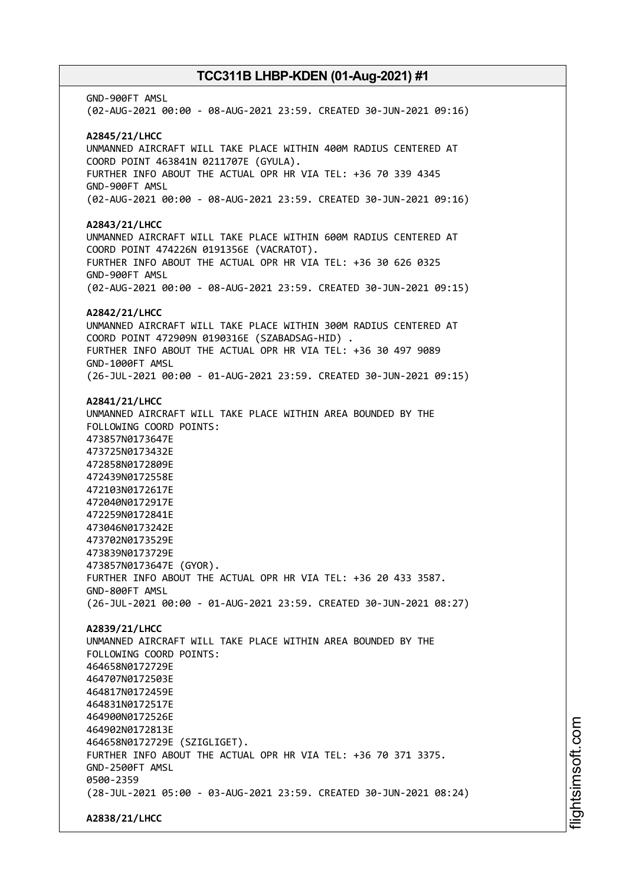GND-900FT AMSL
(02-AUG-2021 00:00 - 08-AUG-2021 23:59. CREATED 30-JUN-2021 09:16)

**A2845/21/LHCC**
UNMANNED AIRCRAFT WILL TAKE PLACE WITHIN 400M RADIUS CENTERED AT COORD POINT 463841N 0211707E (GYULA).
FURTHER INFO ABOUT THE ACTUAL OPR HR VIA TEL: +36 70 339 4345
GND-900FT AMSL
(02-AUG-2021 00:00 - 08-AUG-2021 23:59. CREATED 30-JUN-2021 09:16)

**A2843/21/LHCC**
UNMANNED AIRCRAFT WILL TAKE PLACE WITHIN 600M RADIUS CENTERED AT COORD POINT 474226N 0191356E (VACRATOT).
FURTHER INFO ABOUT THE ACTUAL OPR HR VIA TEL: +36 30 626 0325
GND-900FT AMSL
(02-AUG-2021 00:00 - 08-AUG-2021 23:59. CREATED 30-JUN-2021 09:15)

**A2842/21/LHCC**
UNMANNED AIRCRAFT WILL TAKE PLACE WITHIN 300M RADIUS CENTERED AT COORD POINT 472909N 0190316E (SZABADSAG-HID) .
FURTHER INFO ABOUT THE ACTUAL OPR HR VIA TEL: +36 30 497 9089
GND-1000FT AMSL
(26-JUL-2021 00:00 - 01-AUG-2021 23:59. CREATED 30-JUN-2021 09:15)

**A2841/21/LHCC**
UNMANNED AIRCRAFT WILL TAKE PLACE WITHIN AREA BOUNDED BY THE FOLLOWING COORD POINTS:
473857N0173647E
473725N0173432E
472858N0172809E
472439N0172558E
472103N0172617E
472040N0172917E
472259N0172841E
473046N0173242E
473702N0173529E
473839N0173729E
473857N0173647E (GYOR).
FURTHER INFO ABOUT THE ACTUAL OPR HR VIA TEL: +36 20 433 3587.
GND-800FT AMSL
(26-JUL-2021 00:00 - 01-AUG-2021 23:59. CREATED 30-JUN-2021 08:27)

**A2839/21/LHCC**
UNMANNED AIRCRAFT WILL TAKE PLACE WITHIN AREA BOUNDED BY THE FOLLOWING COORD POINTS:
464658N0172729E
464707N0172503E
464817N0172459E
464831N0172517E
464900N0172526E
464902N0172813E
464658N0172729E (SZIGLIGET).
FURTHER INFO ABOUT THE ACTUAL OPR HR VIA TEL: +36 70 371 3375.
GND-2500FT AMSL
0500-2359
(28-JUL-2021 05:00 - 03-AUG-2021 23:59. CREATED 30-JUN-2021 08:24)

**A2838/21/LHCC**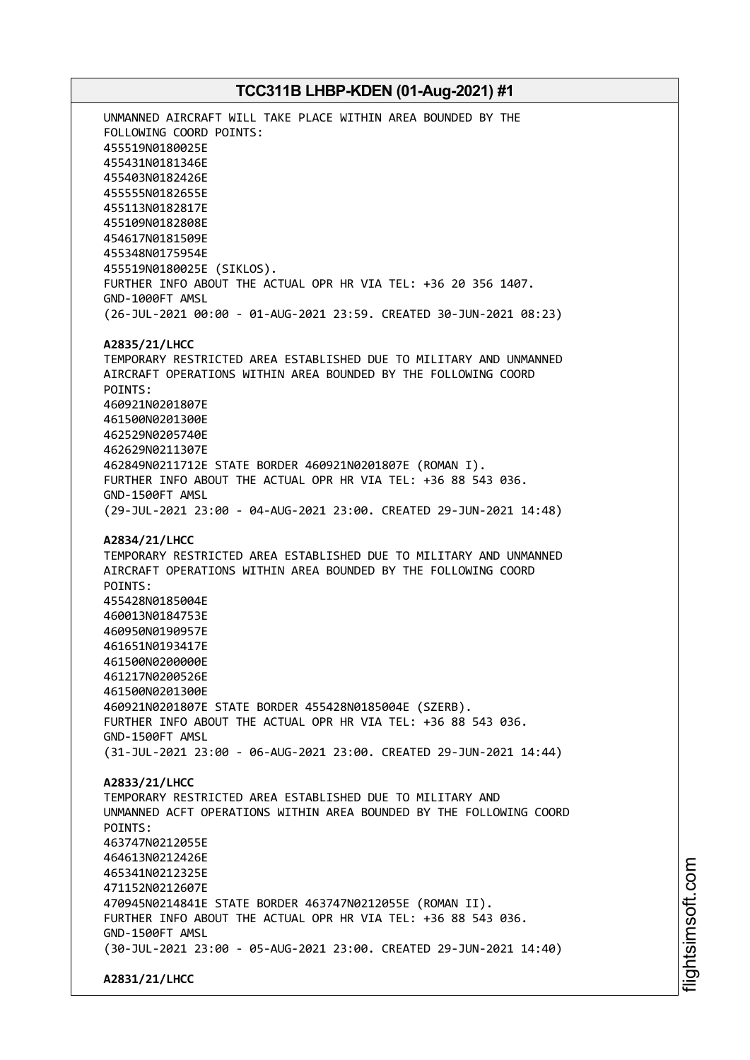UNMANNED AIRCRAFT WILL TAKE PLACE WITHIN AREA BOUNDED BY THE FOLLOWING COORD POINTS:
455519N0180025E
455431N0181346E
455403N0182426E
455555N0182655E
455113N0182817E
455109N0182808E
454617N0181509E
455348N0175954E
455519N0180025E (SIKLOS).
FURTHER INFO ABOUT THE ACTUAL OPR HR VIA TEL: +36 20 356 1407.
GND-1000FT AMSL
(26-JUL-2021 00:00 - 01-AUG-2021 23:59. CREATED 30-JUN-2021 08:23)

**A2835/21/LHCC**
TEMPORARY RESTRICTED AREA ESTABLISHED DUE TO MILITARY AND UNMANNED AIRCRAFT OPERATIONS WITHIN AREA BOUNDED BY THE FOLLOWING COORD POINTS:
460921N0201807E
461500N0201300E
462529N0205740E
462629N0211307E
462849N0211712E STATE BORDER 460921N0201807E (ROMAN I).
FURTHER INFO ABOUT THE ACTUAL OPR HR VIA TEL: +36 88 543 036.
GND-1500FT AMSL
(29-JUL-2021 23:00 - 04-AUG-2021 23:00. CREATED 29-JUN-2021 14:48)

**A2834/21/LHCC**
TEMPORARY RESTRICTED AREA ESTABLISHED DUE TO MILITARY AND UNMANNED AIRCRAFT OPERATIONS WITHIN AREA BOUNDED BY THE FOLLOWING COORD POINTS:
455428N0185004E
460013N0184753E
460950N0190957E
461651N0193417E
461500N0200000E
461217N0200526E
461500N0201300E
460921N0201807E STATE BORDER 455428N0185004E (SZERB).
FURTHER INFO ABOUT THE ACTUAL OPR HR VIA TEL: +36 88 543 036.
GND-1500FT AMSL
(31-JUL-2021 23:00 - 06-AUG-2021 23:00. CREATED 29-JUN-2021 14:44)

**A2833/21/LHCC**
TEMPORARY RESTRICTED AREA ESTABLISHED DUE TO MILITARY AND UNMANNED ACFT OPERATIONS WITHIN AREA BOUNDED BY THE FOLLOWING COORD POINTS:
463747N0212055E
464613N0212426E
465341N0212325E
471152N0212607E
470945N0214841E STATE BORDER 463747N0212055E (ROMAN II).
FURTHER INFO ABOUT THE ACTUAL OPR HR VIA TEL: +36 88 543 036.
GND-1500FT AMSL
(30-JUL-2021 23:00 - 05-AUG-2021 23:00. CREATED 29-JUN-2021 14:40)

**A2831/21/LHCC**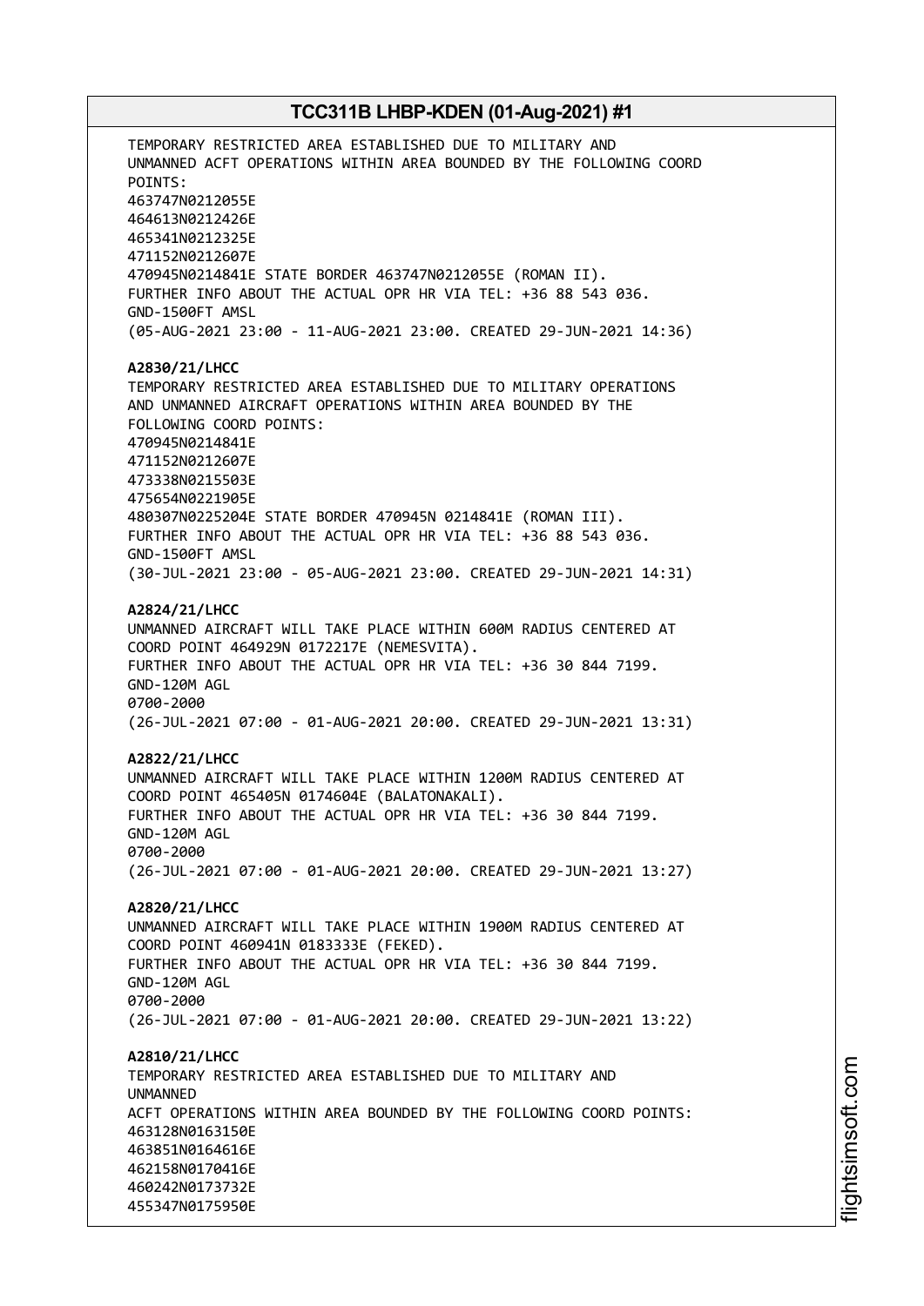TEMPORARY RESTRICTED AREA ESTABLISHED DUE TO MILITARY AND UNMANNED ACFT OPERATIONS WITHIN AREA BOUNDED BY THE FOLLOWING COORD POINTS:
463747N0212055E
464613N0212426E
465341N0212325E
471152N0212607E
470945N0214841E STATE BORDER 463747N0212055E (ROMAN II).
FURTHER INFO ABOUT THE ACTUAL OPR HR VIA TEL: +36 88 543 036.
GND-1500FT AMSL
(05-AUG-2021 23:00 - 11-AUG-2021 23:00. CREATED 29-JUN-2021 14:36)

**A2830/21/LHCC**
TEMPORARY RESTRICTED AREA ESTABLISHED DUE TO MILITARY OPERATIONS AND UNMANNED AIRCRAFT OPERATIONS WITHIN AREA BOUNDED BY THE FOLLOWING COORD POINTS:
470945N0214841E
471152N0212607E
473338N0215503E
475654N0221905E
480307N0225204E STATE BORDER 470945N 0214841E (ROMAN III).
FURTHER INFO ABOUT THE ACTUAL OPR HR VIA TEL: +36 88 543 036.
GND-1500FT AMSL
(30-JUL-2021 23:00 - 05-AUG-2021 23:00. CREATED 29-JUN-2021 14:31)

**A2824/21/LHCC**
UNMANNED AIRCRAFT WILL TAKE PLACE WITHIN 600M RADIUS CENTERED AT COORD POINT 464929N 0172217E (NEMESVITA).
FURTHER INFO ABOUT THE ACTUAL OPR HR VIA TEL: +36 30 844 7199.
GND-120M AGL
0700-2000
(26-JUL-2021 07:00 - 01-AUG-2021 20:00. CREATED 29-JUN-2021 13:31)

**A2822/21/LHCC**
UNMANNED AIRCRAFT WILL TAKE PLACE WITHIN 1200M RADIUS CENTERED AT COORD POINT 465405N 0174604E (BALATONAKALI).
FURTHER INFO ABOUT THE ACTUAL OPR HR VIA TEL: +36 30 844 7199.
GND-120M AGL
0700-2000
(26-JUL-2021 07:00 - 01-AUG-2021 20:00. CREATED 29-JUN-2021 13:27)

**A2820/21/LHCC**
UNMANNED AIRCRAFT WILL TAKE PLACE WITHIN 1900M RADIUS CENTERED AT COORD POINT 460941N 0183333E (FEKED).
FURTHER INFO ABOUT THE ACTUAL OPR HR VIA TEL: +36 30 844 7199.
GND-120M AGL
0700-2000
(26-JUL-2021 07:00 - 01-AUG-2021 20:00. CREATED 29-JUN-2021 13:22)

**A2810/21/LHCC**
TEMPORARY RESTRICTED AREA ESTABLISHED DUE TO MILITARY AND
UNMANNED
ACFT OPERATIONS WITHIN AREA BOUNDED BY THE FOLLOWING COORD POINTS:
463128N0163150E
463851N0164616E
462158N0170416E
460242N0173732E
455347N0175950E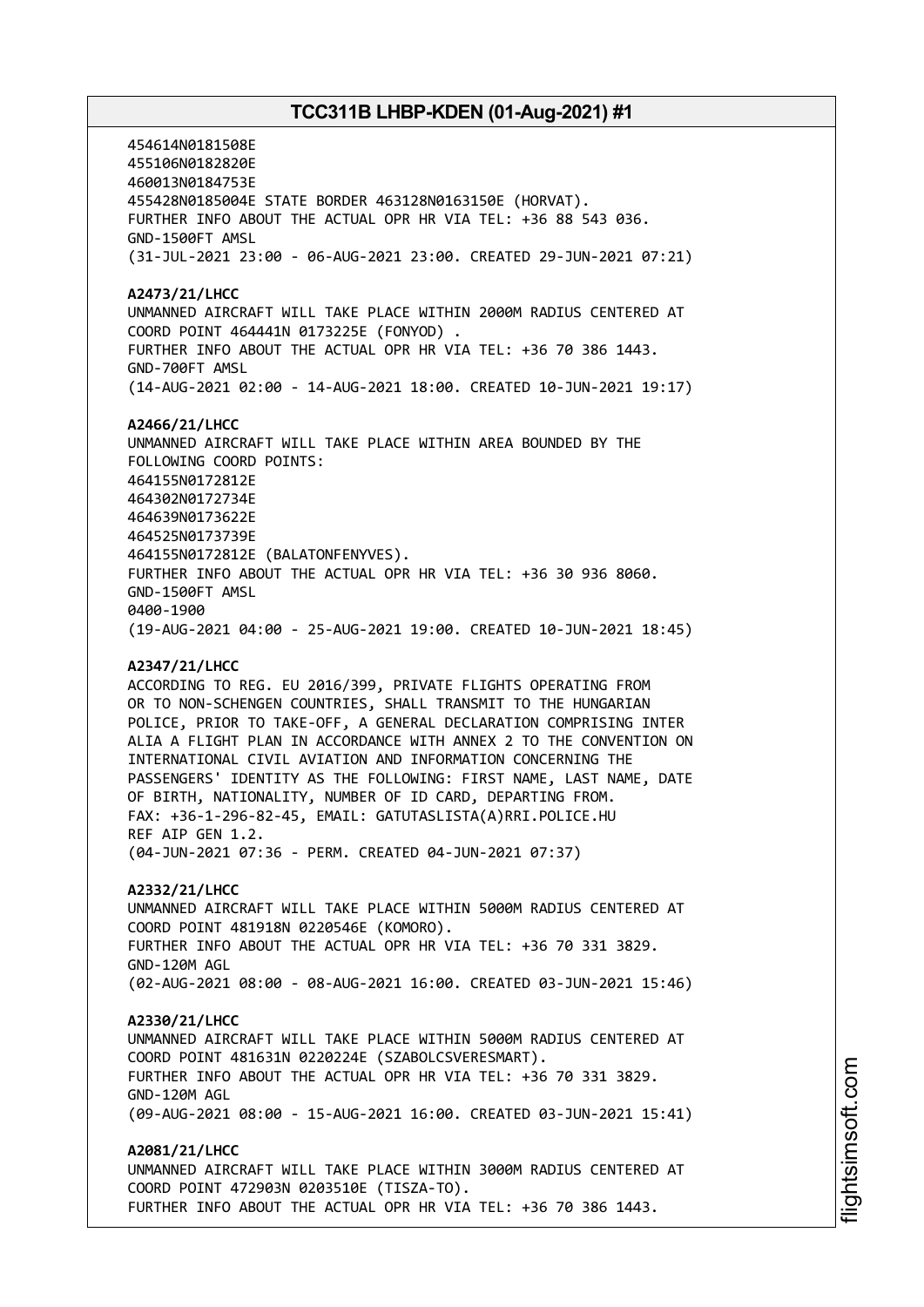454614N0181508E
455106N0182820E
460013N0184753E
455428N0185004E STATE BORDER 463128N0163150E (HORVAT).
FURTHER INFO ABOUT THE ACTUAL OPR HR VIA TEL: +36 88 543 036.
GND-1500FT AMSL
(31-JUL-2021 23:00 - 06-AUG-2021 23:00. CREATED 29-JUN-2021 07:21)

**A2473/21/LHCC**
UNMANNED AIRCRAFT WILL TAKE PLACE WITHIN 2000M RADIUS CENTERED AT
COORD POINT 464441N 0173225E (FONYOD) .
FURTHER INFO ABOUT THE ACTUAL OPR HR VIA TEL: +36 70 386 1443.
GND-700FT AMSL
(14-AUG-2021 02:00 - 14-AUG-2021 18:00. CREATED 10-JUN-2021 19:17)

**A2466/21/LHCC**
UNMANNED AIRCRAFT WILL TAKE PLACE WITHIN AREA BOUNDED BY THE
FOLLOWING COORD POINTS:
464155N0172812E
464302N0172734E
464639N0173622E
464525N0173739E
464155N0172812E (BALATONFENYVES).
FURTHER INFO ABOUT THE ACTUAL OPR HR VIA TEL: +36 30 936 8060.
GND-1500FT AMSL
0400-1900
(19-AUG-2021 04:00 - 25-AUG-2021 19:00. CREATED 10-JUN-2021 18:45)

**A2347/21/LHCC**
ACCORDING TO REG. EU 2016/399, PRIVATE FLIGHTS OPERATING FROM
OR TO NON-SCHENGEN COUNTRIES, SHALL TRANSMIT TO THE HUNGARIAN
POLICE, PRIOR TO TAKE-OFF, A GENERAL DECLARATION COMPRISING INTER
ALIA A FLIGHT PLAN IN ACCORDANCE WITH ANNEX 2 TO THE CONVENTION ON
INTERNATIONAL CIVIL AVIATION AND INFORMATION CONCERNING THE
PASSENGERS' IDENTITY AS THE FOLLOWING: FIRST NAME, LAST NAME, DATE
OF BIRTH, NATIONALITY, NUMBER OF ID CARD, DEPARTING FROM.
FAX: +36-1-296-82-45, EMAIL: GATUTASLISTA(A)RRI.POLICE.HU
REF AIP GEN 1.2.
(04-JUN-2021 07:36 - PERM. CREATED 04-JUN-2021 07:37)

**A2332/21/LHCC**
UNMANNED AIRCRAFT WILL TAKE PLACE WITHIN 5000M RADIUS CENTERED AT
COORD POINT 481918N 0220546E (KOMORO).
FURTHER INFO ABOUT THE ACTUAL OPR HR VIA TEL: +36 70 331 3829.
GND-120M AGL
(02-AUG-2021 08:00 - 08-AUG-2021 16:00. CREATED 03-JUN-2021 15:46)

**A2330/21/LHCC**
UNMANNED AIRCRAFT WILL TAKE PLACE WITHIN 5000M RADIUS CENTERED AT
COORD POINT 481631N 0220224E (SZABOLCSVERESMART).
FURTHER INFO ABOUT THE ACTUAL OPR HR VIA TEL: +36 70 331 3829.
GND-120M AGL
(09-AUG-2021 08:00 - 15-AUG-2021 16:00. CREATED 03-JUN-2021 15:41)

**A2081/21/LHCC**
UNMANNED AIRCRAFT WILL TAKE PLACE WITHIN 3000M RADIUS CENTERED AT
COORD POINT 472903N 0203510E (TISZA-TO).
FURTHER INFO ABOUT THE ACTUAL OPR HR VIA TEL: +36 70 386 1443.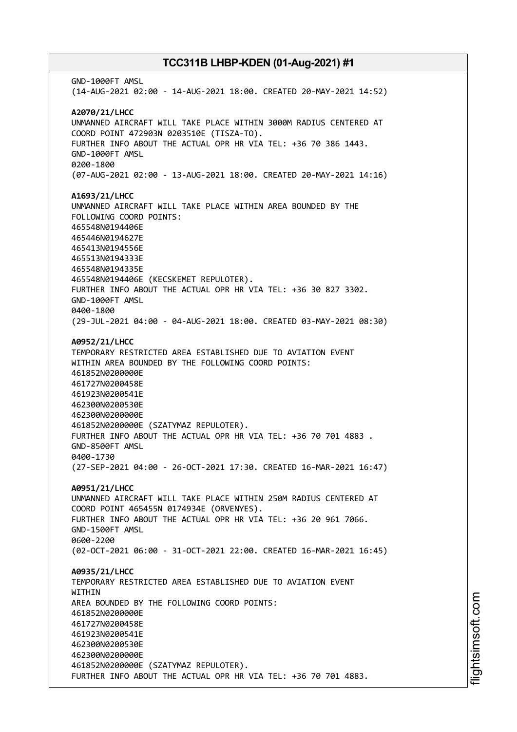GND-1000FT AMSL
(14-AUG-2021 02:00 - 14-AUG-2021 18:00. CREATED 20-MAY-2021 14:52)

**A2070/21/LHCC**
UNMANNED AIRCRAFT WILL TAKE PLACE WITHIN 3000M RADIUS CENTERED AT COORD POINT 472903N 0203510E (TISZA-TO).
FURTHER INFO ABOUT THE ACTUAL OPR HR VIA TEL: +36 70 386 1443.
GND-1000FT AMSL
0200-1800
(07-AUG-2021 02:00 - 13-AUG-2021 18:00. CREATED 20-MAY-2021 14:16)

**A1693/21/LHCC**
UNMANNED AIRCRAFT WILL TAKE PLACE WITHIN AREA BOUNDED BY THE FOLLOWING COORD POINTS:
465548N0194406E
465446N0194627E
465413N0194556E
465513N0194333E
465548N0194335E
465548N0194406E (KECSKEMET REPULOTER).
FURTHER INFO ABOUT THE ACTUAL OPR HR VIA TEL: +36 30 827 3302.
GND-1000FT AMSL
0400-1800
(29-JUL-2021 04:00 - 04-AUG-2021 18:00. CREATED 03-MAY-2021 08:30)

**A0952/21/LHCC**
TEMPORARY RESTRICTED AREA ESTABLISHED DUE TO AVIATION EVENT WITHIN AREA BOUNDED BY THE FOLLOWING COORD POINTS:
461852N0200000E
461727N0200458E
461923N0200541E
462300N0200530E
462300N0200000E
461852N0200000E (SZATYMAZ REPULOTER).
FURTHER INFO ABOUT THE ACTUAL OPR HR VIA TEL: +36 70 701 4883 .
GND-8500FT AMSL
0400-1730
(27-SEP-2021 04:00 - 26-OCT-2021 17:30. CREATED 16-MAR-2021 16:47)

**A0951/21/LHCC**
UNMANNED AIRCRAFT WILL TAKE PLACE WITHIN 250M RADIUS CENTERED AT COORD POINT 465455N 0174934E (ORVENYES).
FURTHER INFO ABOUT THE ACTUAL OPR HR VIA TEL: +36 20 961 7066.
GND-1500FT AMSL
0600-2200
(02-OCT-2021 06:00 - 31-OCT-2021 22:00. CREATED 16-MAR-2021 16:45)

**A0935/21/LHCC**
TEMPORARY RESTRICTED AREA ESTABLISHED DUE TO AVIATION EVENT
WITHIN
AREA BOUNDED BY THE FOLLOWING COORD POINTS:
461852N0200000E
461727N0200458E
461923N0200541E
462300N0200530E
462300N0200000E
461852N0200000E (SZATYMAZ REPULOTER).
FURTHER INFO ABOUT THE ACTUAL OPR HR VIA TEL: +36 70 701 4883.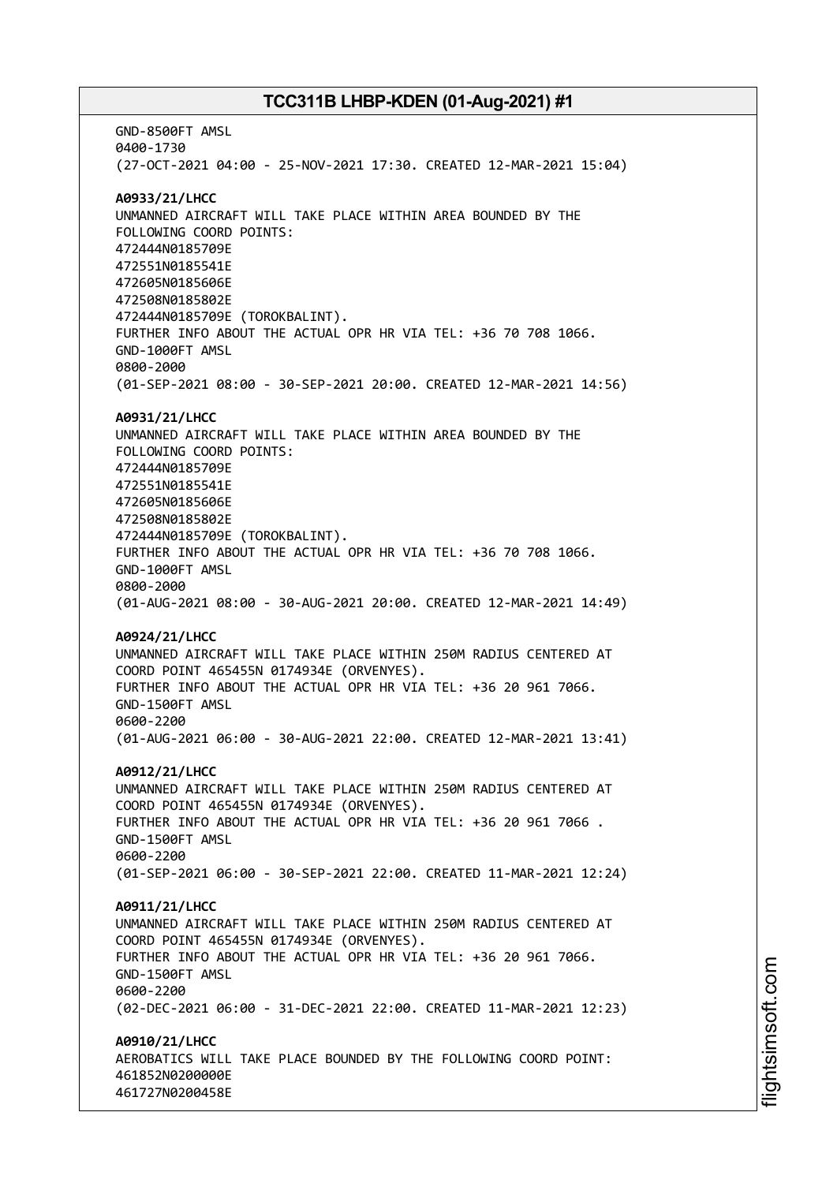GND-8500FT AMSL
0400-1730
(27-OCT-2021 04:00 - 25-NOV-2021 17:30. CREATED 12-MAR-2021 15:04)

**A0933/21/LHCC**
UNMANNED AIRCRAFT WILL TAKE PLACE WITHIN AREA BOUNDED BY THE FOLLOWING COORD POINTS:
472444N0185709E
472551N0185541E
472605N0185606E
472508N0185802E
472444N0185709E (TOROKBALINT).
FURTHER INFO ABOUT THE ACTUAL OPR HR VIA TEL: +36 70 708 1066.
GND-1000FT AMSL
0800-2000
(01-SEP-2021 08:00 - 30-SEP-2021 20:00. CREATED 12-MAR-2021 14:56)

**A0931/21/LHCC**
UNMANNED AIRCRAFT WILL TAKE PLACE WITHIN AREA BOUNDED BY THE FOLLOWING COORD POINTS:
472444N0185709E
472551N0185541E
472605N0185606E
472508N0185802E
472444N0185709E (TOROKBALINT).
FURTHER INFO ABOUT THE ACTUAL OPR HR VIA TEL: +36 70 708 1066.
GND-1000FT AMSL
0800-2000
(01-AUG-2021 08:00 - 30-AUG-2021 20:00. CREATED 12-MAR-2021 14:49)

**A0924/21/LHCC**
UNMANNED AIRCRAFT WILL TAKE PLACE WITHIN 250M RADIUS CENTERED AT COORD POINT 465455N 0174934E (ORVENYES).
FURTHER INFO ABOUT THE ACTUAL OPR HR VIA TEL: +36 20 961 7066.
GND-1500FT AMSL
0600-2200
(01-AUG-2021 06:00 - 30-AUG-2021 22:00. CREATED 12-MAR-2021 13:41)

**A0912/21/LHCC**
UNMANNED AIRCRAFT WILL TAKE PLACE WITHIN 250M RADIUS CENTERED AT COORD POINT 465455N 0174934E (ORVENYES).
FURTHER INFO ABOUT THE ACTUAL OPR HR VIA TEL: +36 20 961 7066 .
GND-1500FT AMSL
0600-2200
(01-SEP-2021 06:00 - 30-SEP-2021 22:00. CREATED 11-MAR-2021 12:24)

**A0911/21/LHCC**
UNMANNED AIRCRAFT WILL TAKE PLACE WITHIN 250M RADIUS CENTERED AT COORD POINT 465455N 0174934E (ORVENYES).
FURTHER INFO ABOUT THE ACTUAL OPR HR VIA TEL: +36 20 961 7066.
GND-1500FT AMSL
0600-2200
(02-DEC-2021 06:00 - 31-DEC-2021 22:00. CREATED 11-MAR-2021 12:23)

**A0910/21/LHCC**
AEROBATICS WILL TAKE PLACE BOUNDED BY THE FOLLOWING COORD POINT:
461852N0200000E
461727N0200458E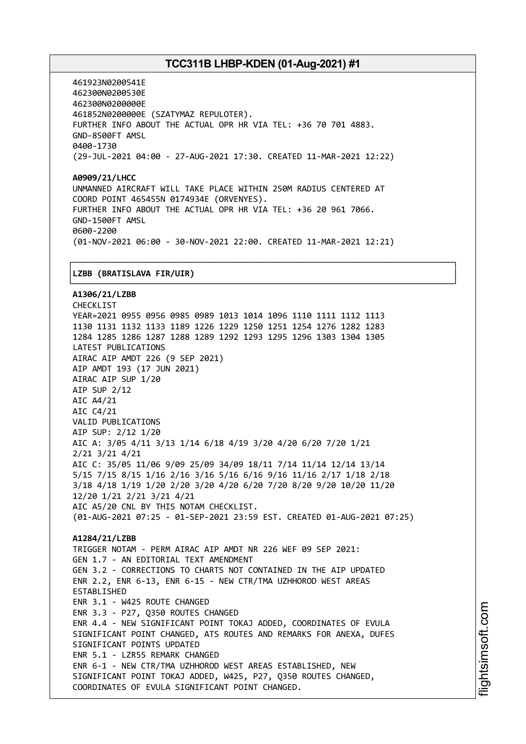461923N0200541E
462300N0200530E
462300N0200000E
461852N0200000E (SZATYMAZ REPULOTER).
FURTHER INFO ABOUT THE ACTUAL OPR HR VIA TEL: +36 70 701 4883.
GND-8500FT AMSL
0400-1730
(29-JUL-2021 04:00 - 27-AUG-2021 17:30. CREATED 11-MAR-2021 12:22)

**A0909/21/LHCC**
UNMANNED AIRCRAFT WILL TAKE PLACE WITHIN 250M RADIUS CENTERED AT
COORD POINT 465455N 0174934E (ORVENYES).
FURTHER INFO ABOUT THE ACTUAL OPR HR VIA TEL: +36 20 961 7066.
GND-1500FT AMSL
0600-2200
(01-NOV-2021 06:00 - 30-NOV-2021 22:00. CREATED 11-MAR-2021 12:21)

**LZBB (BRATISLAVA FIR/UIR)**

**A1306/21/LZBB**
CHECKLIST
YEAR=2021 0955 0956 0985 0989 1013 1014 1096 1110 1111 1112 1113
1130 1131 1132 1133 1189 1226 1229 1250 1251 1254 1276 1282 1283
1284 1285 1286 1287 1288 1289 1292 1293 1295 1296 1303 1304 1305
LATEST PUBLICATIONS
AIRAC AIP AMDT 226 (9 SEP 2021)
AIP AMDT 193 (17 JUN 2021)
AIRAC AIP SUP 1/20
AIP SUP 2/12
AIC A4/21
AIC C4/21
VALID PUBLICATIONS
AIP SUP: 2/12 1/20
AIC A: 3/05 4/11 3/13 1/14 6/18 4/19 3/20 4/20 6/20 7/20 1/21
2/21 3/21 4/21
AIC C: 35/05 11/06 9/09 25/09 34/09 18/11 7/14 11/14 12/14 13/14
5/15 7/15 8/15 1/16 2/16 3/16 5/16 6/16 9/16 11/16 2/17 1/18 2/18
3/18 4/18 1/19 1/20 2/20 3/20 4/20 6/20 7/20 8/20 9/20 10/20 11/20
12/20 1/21 2/21 3/21 4/21
AIC A5/20 CNL BY THIS NOTAM CHECKLIST.
(01-AUG-2021 07:25 - 01-SEP-2021 23:59 EST. CREATED 01-AUG-2021 07:25)

**A1284/21/LZBB**
TRIGGER NOTAM - PERM AIRAC AIP AMDT NR 226 WEF 09 SEP 2021:
GEN 1.7 - AN EDITORIAL TEXT AMENDMENT
GEN 3.2 - CORRECTIONS TO CHARTS NOT CONTAINED IN THE AIP UPDATED
ENR 2.2, ENR 6-13, ENR 6-15 - NEW CTR/TMA UZHHOROD WEST AREAS
ESTABLISHED
ENR 3.1 - W425 ROUTE CHANGED
ENR 3.3 - P27, Q350 ROUTES CHANGED
ENR 4.4 - NEW SIGNIFICANT POINT TOKAJ ADDED, COORDINATES OF EVULA
SIGNIFICANT POINT CHANGED, ATS ROUTES AND REMARKS FOR ANEXA, DUFES
SIGNIFICANT POINTS UPDATED
ENR 5.1 - LZR55 REMARK CHANGED
ENR 6-1 - NEW CTR/TMA UZHHOROD WEST AREAS ESTABLISHED, NEW
SIGNIFICANT POINT TOKAJ ADDED, W425, P27, Q350 ROUTES CHANGED,
COORDINATES OF EVULA SIGNIFICANT POINT CHANGED.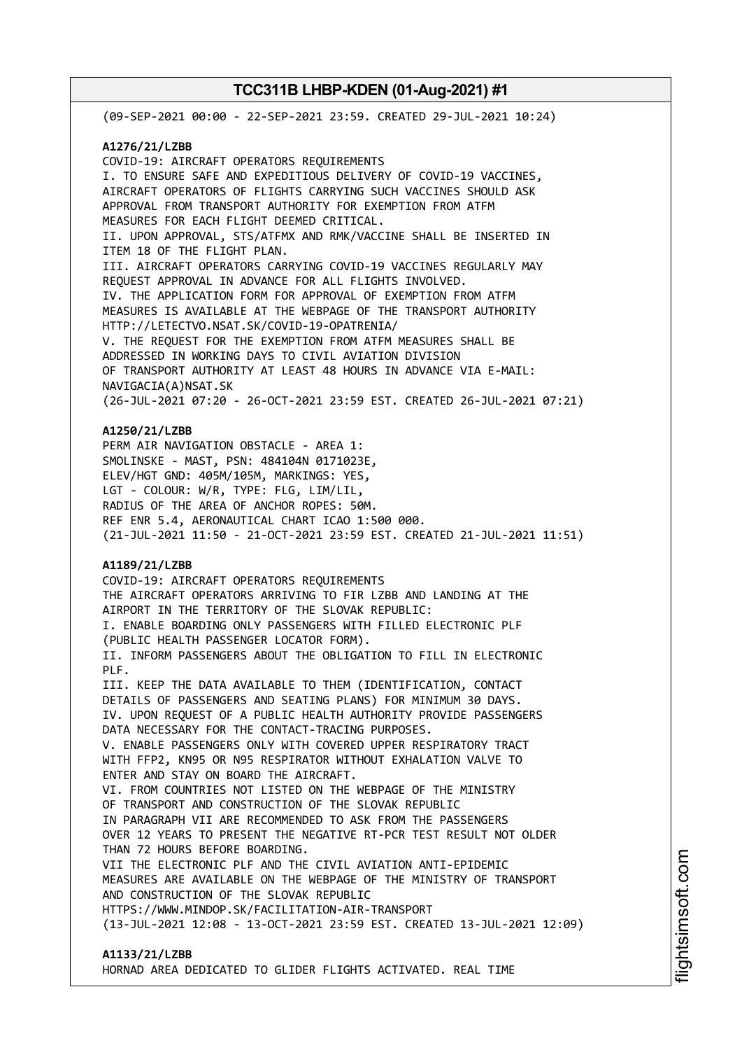(09-SEP-2021 00:00 - 22-SEP-2021 23:59. CREATED 29-JUL-2021 10:24)

**A1276/21/LZBB**
COVID-19: AIRCRAFT OPERATORS REQUIREMENTS
I. TO ENSURE SAFE AND EXPEDITIOUS DELIVERY OF COVID-19 VACCINES, AIRCRAFT OPERATORS OF FLIGHTS CARRYING SUCH VACCINES SHOULD ASK APPROVAL FROM TRANSPORT AUTHORITY FOR EXEMPTION FROM ATFM MEASURES FOR EACH FLIGHT DEEMED CRITICAL.
II. UPON APPROVAL, STS/ATFMX AND RMK/VACCINE SHALL BE INSERTED IN ITEM 18 OF THE FLIGHT PLAN.
III. AIRCRAFT OPERATORS CARRYING COVID-19 VACCINES REGULARLY MAY REQUEST APPROVAL IN ADVANCE FOR ALL FLIGHTS INVOLVED.
IV. THE APPLICATION FORM FOR APPROVAL OF EXEMPTION FROM ATFM MEASURES IS AVAILABLE AT THE WEBPAGE OF THE TRANSPORT AUTHORITY HTTP://LETECTVO.NSAT.SK/COVID-19-OPATRENIA/
V. THE REQUEST FOR THE EXEMPTION FROM ATFM MEASURES SHALL BE ADDRESSED IN WORKING DAYS TO CIVIL AVIATION DIVISION OF TRANSPORT AUTHORITY AT LEAST 48 HOURS IN ADVANCE VIA E-MAIL: NAVIGACIA(A)NSAT.SK
(26-JUL-2021 07:20 - 26-OCT-2021 23:59 EST. CREATED 26-JUL-2021 07:21)

**A1250/21/LZBB**
PERM AIR NAVIGATION OBSTACLE - AREA 1:
SMOLINSKE - MAST, PSN: 484104N 0171023E,
ELEV/HGT GND: 405M/105M, MARKINGS: YES,
LGT - COLOUR: W/R, TYPE: FLG, LIM/LIL,
RADIUS OF THE AREA OF ANCHOR ROPES: 50M.
REF ENR 5.4, AERONAUTICAL CHART ICAO 1:500 000.
(21-JUL-2021 11:50 - 21-OCT-2021 23:59 EST. CREATED 21-JUL-2021 11:51)

**A1189/21/LZBB**
COVID-19: AIRCRAFT OPERATORS REQUIREMENTS
THE AIRCRAFT OPERATORS ARRIVING TO FIR LZBB AND LANDING AT THE AIRPORT IN THE TERRITORY OF THE SLOVAK REPUBLIC:
I. ENABLE BOARDING ONLY PASSENGERS WITH FILLED ELECTRONIC PLF (PUBLIC HEALTH PASSENGER LOCATOR FORM).
II. INFORM PASSENGERS ABOUT THE OBLIGATION TO FILL IN ELECTRONIC PLF.
III. KEEP THE DATA AVAILABLE TO THEM (IDENTIFICATION, CONTACT DETAILS OF PASSENGERS AND SEATING PLANS) FOR MINIMUM 30 DAYS.
IV. UPON REQUEST OF A PUBLIC HEALTH AUTHORITY PROVIDE PASSENGERS DATA NECESSARY FOR THE CONTACT-TRACING PURPOSES.
V. ENABLE PASSENGERS ONLY WITH COVERED UPPER RESPIRATORY TRACT WITH FFP2, KN95 OR N95 RESPIRATOR WITHOUT EXHALATION VALVE TO ENTER AND STAY ON BOARD THE AIRCRAFT.
VI. FROM COUNTRIES NOT LISTED ON THE WEBPAGE OF THE MINISTRY OF TRANSPORT AND CONSTRUCTION OF THE SLOVAK REPUBLIC IN PARAGRAPH VII ARE RECOMMENDED TO ASK FROM THE PASSENGERS OVER 12 YEARS TO PRESENT THE NEGATIVE RT-PCR TEST RESULT NOT OLDER THAN 72 HOURS BEFORE BOARDING.
VII THE ELECTRONIC PLF AND THE CIVIL AVIATION ANTI-EPIDEMIC MEASURES ARE AVAILABLE ON THE WEBPAGE OF THE MINISTRY OF TRANSPORT AND CONSTRUCTION OF THE SLOVAK REPUBLIC HTTPS://WWW.MINDOP.SK/FACILITATION-AIR-TRANSPORT
(13-JUL-2021 12:08 - 13-OCT-2021 23:59 EST. CREATED 13-JUL-2021 12:09)

**A1133/21/LZBB**
HORNAD AREA DEDICATED TO GLIDER FLIGHTS ACTIVATED. REAL TIME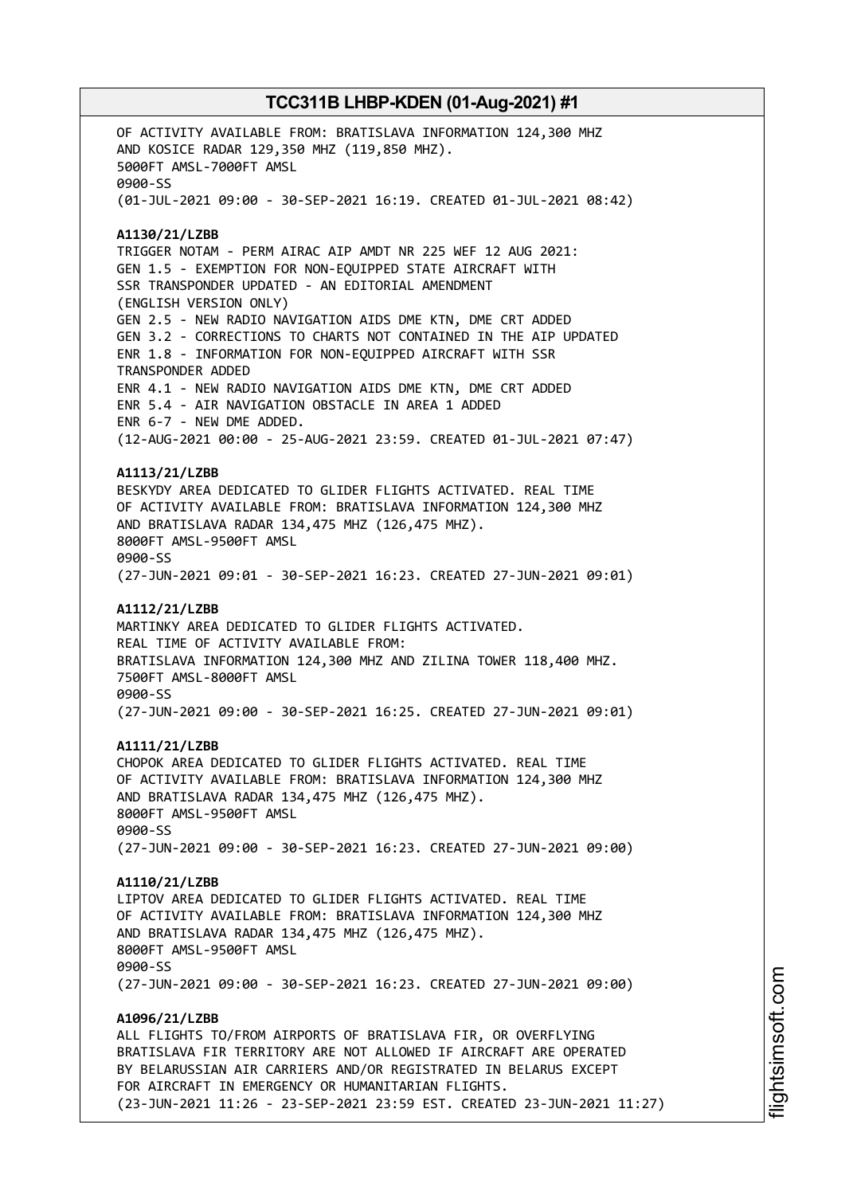OF ACTIVITY AVAILABLE FROM: BRATISLAVA INFORMATION 124,300 MHZ
AND KOSICE RADAR 129,350 MHZ (119,850 MHZ).
5000FT AMSL-7000FT AMSL
0900-SS
(01-JUL-2021 09:00 - 30-SEP-2021 16:19. CREATED 01-JUL-2021 08:42)

**A1130/21/LZBB**
TRIGGER NOTAM - PERM AIRAC AIP AMDT NR 225 WEF 12 AUG 2021:
GEN 1.5 - EXEMPTION FOR NON-EQUIPPED STATE AIRCRAFT WITH
SSR TRANSPONDER UPDATED - AN EDITORIAL AMENDMENT
(ENGLISH VERSION ONLY)
GEN 2.5 - NEW RADIO NAVIGATION AIDS DME KTN, DME CRT ADDED
GEN 3.2 - CORRECTIONS TO CHARTS NOT CONTAINED IN THE AIP UPDATED
ENR 1.8 - INFORMATION FOR NON-EQUIPPED AIRCRAFT WITH SSR
TRANSPONDER ADDED
ENR 4.1 - NEW RADIO NAVIGATION AIDS DME KTN, DME CRT ADDED
ENR 5.4 - AIR NAVIGATION OBSTACLE IN AREA 1 ADDED
ENR 6-7 - NEW DME ADDED.
(12-AUG-2021 00:00 - 25-AUG-2021 23:59. CREATED 01-JUL-2021 07:47)

**A1113/21/LZBB**
BESKYDY AREA DEDICATED TO GLIDER FLIGHTS ACTIVATED. REAL TIME
OF ACTIVITY AVAILABLE FROM: BRATISLAVA INFORMATION 124,300 MHZ
AND BRATISLAVA RADAR 134,475 MHZ (126,475 MHZ).
8000FT AMSL-9500FT AMSL
0900-SS
(27-JUN-2021 09:01 - 30-SEP-2021 16:23. CREATED 27-JUN-2021 09:01)

**A1112/21/LZBB**
MARTINKY AREA DEDICATED TO GLIDER FLIGHTS ACTIVATED.
REAL TIME OF ACTIVITY AVAILABLE FROM:
BRATISLAVA INFORMATION 124,300 MHZ AND ZILINA TOWER 118,400 MHZ.
7500FT AMSL-8000FT AMSL
0900-SS
(27-JUN-2021 09:00 - 30-SEP-2021 16:25. CREATED 27-JUN-2021 09:01)

**A1111/21/LZBB**
CHOPOK AREA DEDICATED TO GLIDER FLIGHTS ACTIVATED. REAL TIME
OF ACTIVITY AVAILABLE FROM: BRATISLAVA INFORMATION 124,300 MHZ
AND BRATISLAVA RADAR 134,475 MHZ (126,475 MHZ).
8000FT AMSL-9500FT AMSL
0900-SS
(27-JUN-2021 09:00 - 30-SEP-2021 16:23. CREATED 27-JUN-2021 09:00)

**A1110/21/LZBB**
LIPTOV AREA DEDICATED TO GLIDER FLIGHTS ACTIVATED. REAL TIME
OF ACTIVITY AVAILABLE FROM: BRATISLAVA INFORMATION 124,300 MHZ
AND BRATISLAVA RADAR 134,475 MHZ (126,475 MHZ).
8000FT AMSL-9500FT AMSL
0900-SS
(27-JUN-2021 09:00 - 30-SEP-2021 16:23. CREATED 27-JUN-2021 09:00)

**A1096/21/LZBB**
ALL FLIGHTS TO/FROM AIRPORTS OF BRATISLAVA FIR, OR OVERFLYING
BRATISLAVA FIR TERRITORY ARE NOT ALLOWED IF AIRCRAFT ARE OPERATED
BY BELARUSSIAN AIR CARRIERS AND/OR REGISTRATED IN BELARUS EXCEPT
FOR AIRCRAFT IN EMERGENCY OR HUMANITARIAN FLIGHTS.
(23-JUN-2021 11:26 - 23-SEP-2021 23:59 EST. CREATED 23-JUN-2021 11:27)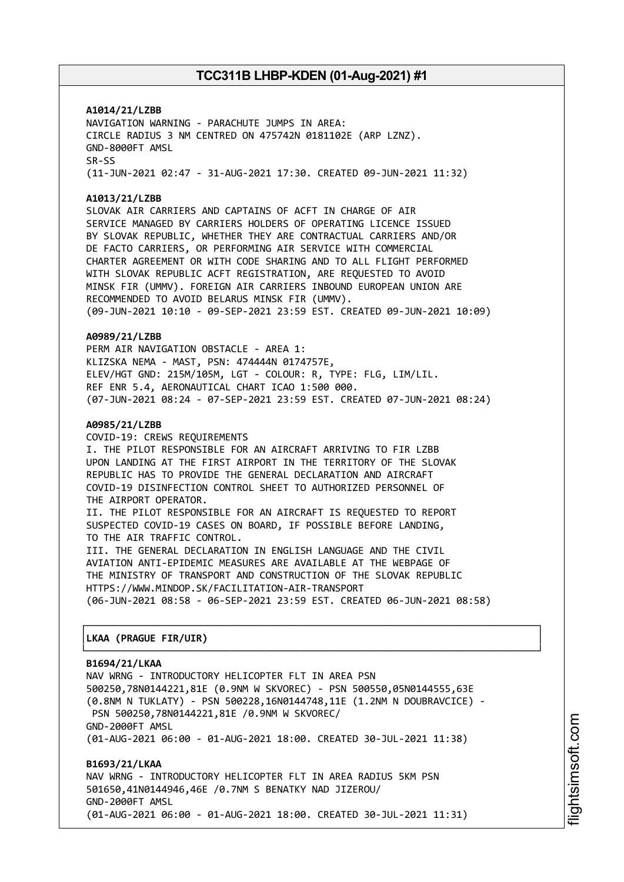**A1014/21/LZBB**
NAVIGATION WARNING - PARACHUTE JUMPS IN AREA:
CIRCLE RADIUS 3 NM CENTRED ON 475742N 0181102E (ARP LZNZ).
GND-8000FT AMSL
SR-SS
(11-JUN-2021 02:47 - 31-AUG-2021 17:30. CREATED 09-JUN-2021 11:32)

**A1013/21/LZBB**
SLOVAK AIR CARRIERS AND CAPTAINS OF ACFT IN CHARGE OF AIR
SERVICE MANAGED BY CARRIERS HOLDERS OF OPERATING LICENCE ISSUED
BY SLOVAK REPUBLIC, WHETHER THEY ARE CONTRACTUAL CARRIERS AND/OR
DE FACTO CARRIERS, OR PERFORMING AIR SERVICE WITH COMMERCIAL
CHARTER AGREEMENT OR WITH CODE SHARING AND TO ALL FLIGHT PERFORMED
WITH SLOVAK REPUBLIC ACFT REGISTRATION, ARE REQUESTED TO AVOID
MINSK FIR (UMMV). FOREIGN AIR CARRIERS INBOUND EUROPEAN UNION ARE
RECOMMENDED TO AVOID BELARUS MINSK FIR (UMMV).
(09-JUN-2021 10:10 - 09-SEP-2021 23:59 EST. CREATED 09-JUN-2021 10:09)

**A0989/21/LZBB**
PERM AIR NAVIGATION OBSTACLE - AREA 1:
KLIZSKA NEMA - MAST, PSN: 474444N 0174757E,
ELEV/HGT GND: 215M/105M, LGT - COLOUR: R, TYPE: FLG, LIM/LIL.
REF ENR 5.4, AERONAUTICAL CHART ICAO 1:500 000.
(07-JUN-2021 08:24 - 07-SEP-2021 23:59 EST. CREATED 07-JUN-2021 08:24)

**A0985/21/LZBB**
COVID-19: CREWS REQUIREMENTS
I. THE PILOT RESPONSIBLE FOR AN AIRCRAFT ARRIVING TO FIR LZBB
UPON LANDING AT THE FIRST AIRPORT IN THE TERRITORY OF THE SLOVAK
REPUBLIC HAS TO PROVIDE THE GENERAL DECLARATION AND AIRCRAFT
COVID-19 DISINFECTION CONTROL SHEET TO AUTHORIZED PERSONNEL OF
THE AIRPORT OPERATOR.
II. THE PILOT RESPONSIBLE FOR AN AIRCRAFT IS REQUESTED TO REPORT
SUSPECTED COVID-19 CASES ON BOARD, IF POSSIBLE BEFORE LANDING,
TO THE AIR TRAFFIC CONTROL.
III. THE GENERAL DECLARATION IN ENGLISH LANGUAGE AND THE CIVIL
AVIATION ANTI-EPIDEMIC MEASURES ARE AVAILABLE AT THE WEBPAGE OF
THE MINISTRY OF TRANSPORT AND CONSTRUCTION OF THE SLOVAK REPUBLIC
HTTPS://WWW.MINDOP.SK/FACILITATION-AIR-TRANSPORT
(06-JUN-2021 08:58 - 06-SEP-2021 23:59 EST. CREATED 06-JUN-2021 08:58)

## LKAA (PRAGUE FIR/UIR)

**B1694/21/LKAA**
NAV WRNG - INTRODUCTORY HELICOPTER FLT IN AREA PSN
500250,78N0144221,81E (0.9NM W SKVOREC) - PSN 500550,05N0144555,63E
(0.8NM N TUKLATY) - PSN 500228,16N0144748,11E (1.2NM N DOUBRAVCICE) -
PSN 500250,78N0144221,81E /0.9NM W SKVOREC/
GND-2000FT AMSL
(01-AUG-2021 06:00 - 01-AUG-2021 18:00. CREATED 30-JUL-2021 11:38)

**B1693/21/LKAA**
NAV WRNG - INTRODUCTORY HELICOPTER FLT IN AREA RADIUS 5KM PSN
501650,41N0144946,46E /0.7NM S BENATKY NAD JIZEROU/
GND-2000FT AMSL
(01-AUG-2021 06:00 - 01-AUG-2021 18:00. CREATED 30-JUL-2021 11:31)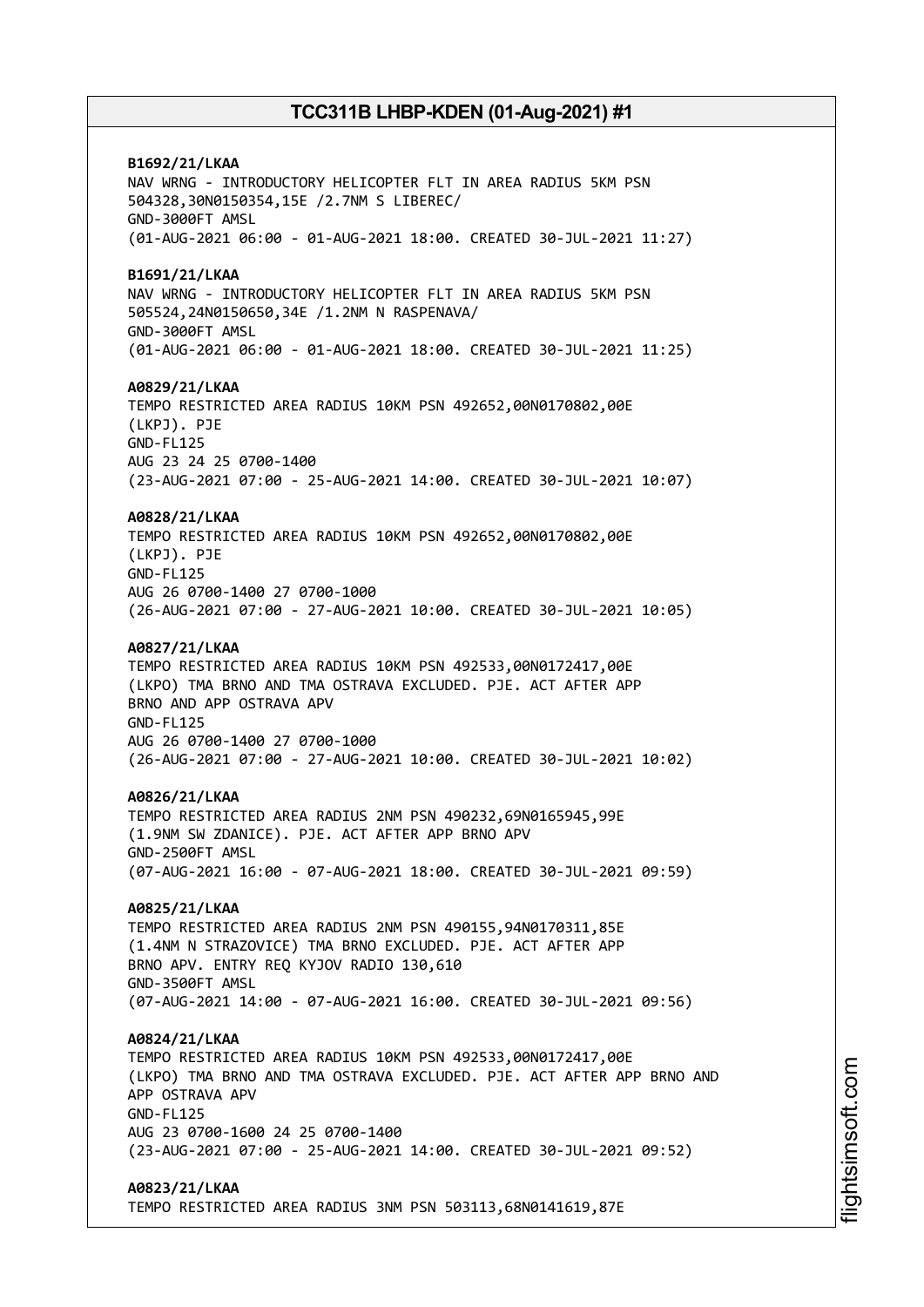**B1692/21/LKAA**
NAV WRNG - INTRODUCTORY HELICOPTER FLT IN AREA RADIUS 5KM PSN 504328,30N0150354,15E /2.7NM S LIBEREC/
GND-3000FT AMSL
(01-AUG-2021 06:00 - 01-AUG-2021 18:00. CREATED 30-JUL-2021 11:27)

**B1691/21/LKAA**
NAV WRNG - INTRODUCTORY HELICOPTER FLT IN AREA RADIUS 5KM PSN 505524,24N0150650,34E /1.2NM N RASPENAVA/
GND-3000FT AMSL
(01-AUG-2021 06:00 - 01-AUG-2021 18:00. CREATED 30-JUL-2021 11:25)

**A0829/21/LKAA**
TEMPO RESTRICTED AREA RADIUS 10KM PSN 492652,00N0170802,00E (LKPJ). PJE
GND-FL125
AUG 23 24 25 0700-1400
(23-AUG-2021 07:00 - 25-AUG-2021 14:00. CREATED 30-JUL-2021 10:07)

**A0828/21/LKAA**
TEMPO RESTRICTED AREA RADIUS 10KM PSN 492652,00N0170802,00E (LKPJ). PJE
GND-FL125
AUG 26 0700-1400 27 0700-1000
(26-AUG-2021 07:00 - 27-AUG-2021 10:00. CREATED 30-JUL-2021 10:05)

**A0827/21/LKAA**
TEMPO RESTRICTED AREA RADIUS 10KM PSN 492533,00N0172417,00E (LKPO) TMA BRNO AND TMA OSTRAVA EXCLUDED. PJE. ACT AFTER APP BRNO AND APP OSTRAVA APV
GND-FL125
AUG 26 0700-1400 27 0700-1000
(26-AUG-2021 07:00 - 27-AUG-2021 10:00. CREATED 30-JUL-2021 10:02)

**A0826/21/LKAA**
TEMPO RESTRICTED AREA RADIUS 2NM PSN 490232,69N0165945,99E (1.9NM SW ZDANICE). PJE. ACT AFTER APP BRNO APV
GND-2500FT AMSL
(07-AUG-2021 16:00 - 07-AUG-2021 18:00. CREATED 30-JUL-2021 09:59)

**A0825/21/LKAA**
TEMPO RESTRICTED AREA RADIUS 2NM PSN 490155,94N0170311,85E (1.4NM N STRAZOVICE) TMA BRNO EXCLUDED. PJE. ACT AFTER APP BRNO APV. ENTRY REQ KYJOV RADIO 130,610
GND-3500FT AMSL
(07-AUG-2021 14:00 - 07-AUG-2021 16:00. CREATED 30-JUL-2021 09:56)

**A0824/21/LKAA**
TEMPO RESTRICTED AREA RADIUS 10KM PSN 492533,00N0172417,00E (LKPO) TMA BRNO AND TMA OSTRAVA EXCLUDED. PJE. ACT AFTER APP BRNO AND APP OSTRAVA APV
GND-FL125
AUG 23 0700-1600 24 25 0700-1400
(23-AUG-2021 07:00 - 25-AUG-2021 14:00. CREATED 30-JUL-2021 09:52)

**A0823/21/LKAA**
TEMPO RESTRICTED AREA RADIUS 3NM PSN 503113,68N0141619,87E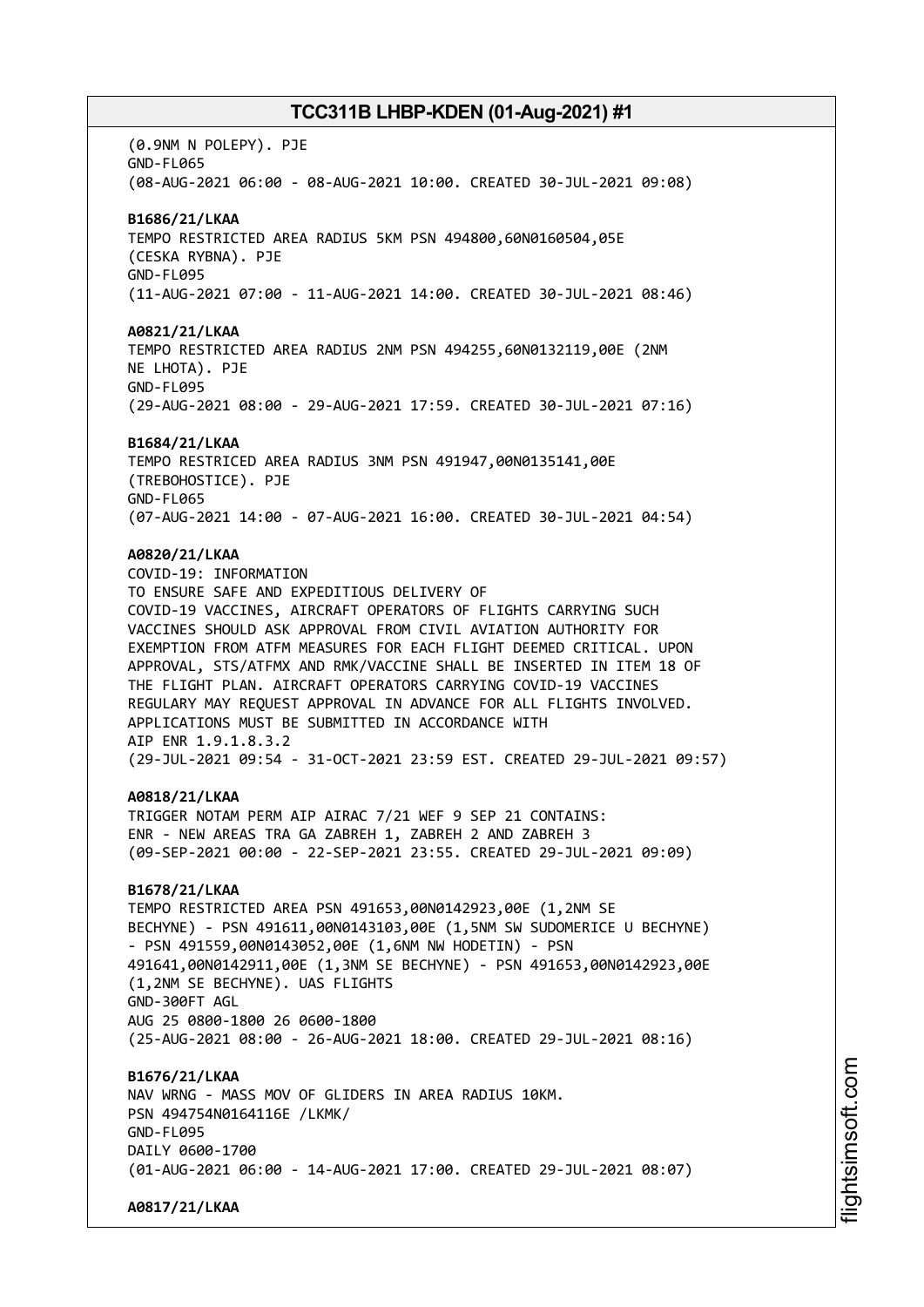(0.9NM N POLEPY). PJE
GND-FL065
(08-AUG-2021 06:00 - 08-AUG-2021 10:00. CREATED 30-JUL-2021 09:08)

**B1686/21/LKAA**
TEMPO RESTRICTED AREA RADIUS 5KM PSN 494800,60N0160504,05E
(CESKA RYBNA). PJE
GND-FL095
(11-AUG-2021 07:00 - 11-AUG-2021 14:00. CREATED 30-JUL-2021 08:46)

**A0821/21/LKAA**
TEMPO RESTRICTED AREA RADIUS 2NM PSN 494255,60N0132119,00E (2NM
NE LHOTA). PJE
GND-FL095
(29-AUG-2021 08:00 - 29-AUG-2021 17:59. CREATED 30-JUL-2021 07:16)

**B1684/21/LKAA**
TEMPO RESTRICED AREA RADIUS 3NM PSN 491947,00N0135141,00E
(TREBOHOSTICE). PJE
GND-FL065
(07-AUG-2021 14:00 - 07-AUG-2021 16:00. CREATED 30-JUL-2021 04:54)

**A0820/21/LKAA**
COVID-19: INFORMATION
TO ENSURE SAFE AND EXPEDITIOUS DELIVERY OF
COVID-19 VACCINES, AIRCRAFT OPERATORS OF FLIGHTS CARRYING SUCH
VACCINES SHOULD ASK APPROVAL FROM CIVIL AVIATION AUTHORITY FOR
EXEMPTION FROM ATFM MEASURES FOR EACH FLIGHT DEEMED CRITICAL. UPON
APPROVAL, STS/ATFMX AND RMK/VACCINE SHALL BE INSERTED IN ITEM 18 OF
THE FLIGHT PLAN. AIRCRAFT OPERATORS CARRYING COVID-19 VACCINES
REGULARY MAY REQUEST APPROVAL IN ADVANCE FOR ALL FLIGHTS INVOLVED.
APPLICATIONS MUST BE SUBMITTED IN ACCORDANCE WITH
AIP ENR 1.9.1.8.3.2
(29-JUL-2021 09:54 - 31-OCT-2021 23:59 EST. CREATED 29-JUL-2021 09:57)

**A0818/21/LKAA**
TRIGGER NOTAM PERM AIP AIRAC 7/21 WEF 9 SEP 21 CONTAINS:
ENR - NEW AREAS TRA GA ZABREH 1, ZABREH 2 AND ZABREH 3
(09-SEP-2021 00:00 - 22-SEP-2021 23:55. CREATED 29-JUL-2021 09:09)

**B1678/21/LKAA**
TEMPO RESTRICTED AREA PSN 491653,00N0142923,00E (1,2NM SE
BECHYNE) - PSN 491611,00N0143103,00E (1,5NM SW SUDOMERICE U BECHYNE)
- PSN 491559,00N0143052,00E (1,6NM NW HODETIN) - PSN
491641,00N0142911,00E (1,3NM SE BECHYNE) - PSN 491653,00N0142923,00E
(1,2NM SE BECHYNE). UAS FLIGHTS
GND-300FT AGL
AUG 25 0800-1800 26 0600-1800
(25-AUG-2021 08:00 - 26-AUG-2021 18:00. CREATED 29-JUL-2021 08:16)

**B1676/21/LKAA**
NAV WRNG - MASS MOV OF GLIDERS IN AREA RADIUS 10KM.
PSN 494754N0164116E /LKMK/
GND-FL095
DAILY 0600-1700
(01-AUG-2021 06:00 - 14-AUG-2021 17:00. CREATED 29-JUL-2021 08:07)

**A0817/21/LKAA**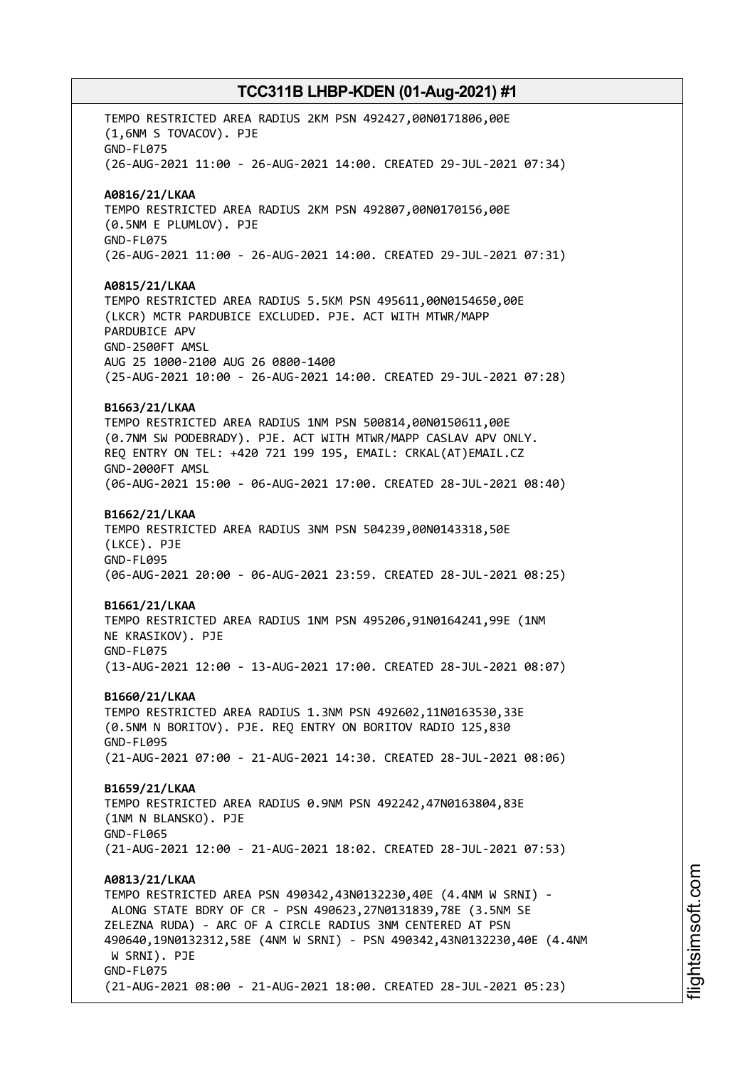TEMPO RESTRICTED AREA RADIUS 2KM PSN 492427,00N0171806,00E
(1,6NM S TOVACOV). PJE
GND-FL075
(26-AUG-2021 11:00 - 26-AUG-2021 14:00. CREATED 29-JUL-2021 07:34)

**A0816/21/LKAA**
TEMPO RESTRICTED AREA RADIUS 2KM PSN 492807,00N0170156,00E
(0.5NM E PLUMLOV). PJE
GND-FL075
(26-AUG-2021 11:00 - 26-AUG-2021 14:00. CREATED 29-JUL-2021 07:31)

**A0815/21/LKAA**
TEMPO RESTRICTED AREA RADIUS 5.5KM PSN 495611,00N0154650,00E
(LKCR) MCTR PARDUBICE EXCLUDED. PJE. ACT WITH MTWR/MAPP
PARDUBICE APV
GND-2500FT AMSL
AUG 25 1000-2100 AUG 26 0800-1400
(25-AUG-2021 10:00 - 26-AUG-2021 14:00. CREATED 29-JUL-2021 07:28)

**B1663/21/LKAA**
TEMPO RESTRICTED AREA RADIUS 1NM PSN 500814,00N0150611,00E
(0.7NM SW PODEBRADY). PJE. ACT WITH MTWR/MAPP CASLAV APV ONLY.
REQ ENTRY ON TEL: +420 721 199 195, EMAIL: CRKAL(AT)EMAIL.CZ
GND-2000FT AMSL
(06-AUG-2021 15:00 - 06-AUG-2021 17:00. CREATED 28-JUL-2021 08:40)

**B1662/21/LKAA**
TEMPO RESTRICTED AREA RADIUS 3NM PSN 504239,00N0143318,50E
(LKCE). PJE
GND-FL095
(06-AUG-2021 20:00 - 06-AUG-2021 23:59. CREATED 28-JUL-2021 08:25)

**B1661/21/LKAA**
TEMPO RESTRICTED AREA RADIUS 1NM PSN 495206,91N0164241,99E (1NM
NE KRASIKOV). PJE
GND-FL075
(13-AUG-2021 12:00 - 13-AUG-2021 17:00. CREATED 28-JUL-2021 08:07)

**B1660/21/LKAA**
TEMPO RESTRICTED AREA RADIUS 1.3NM PSN 492602,11N0163530,33E
(0.5NM N BORITOV). PJE. REQ ENTRY ON BORITOV RADIO 125,830
GND-FL095
(21-AUG-2021 07:00 - 21-AUG-2021 14:30. CREATED 28-JUL-2021 08:06)

**B1659/21/LKAA**
TEMPO RESTRICTED AREA RADIUS 0.9NM PSN 492242,47N0163804,83E
(1NM N BLANSKO). PJE
GND-FL065
(21-AUG-2021 12:00 - 21-AUG-2021 18:02. CREATED 28-JUL-2021 07:53)

**A0813/21/LKAA**
TEMPO RESTRICTED AREA PSN 490342,43N0132230,40E (4.4NM W SRNI) -
ALONG STATE BDRY OF CR - PSN 490623,27N0131839,78E (3.5NM SE
ZELEZNA RUDA) - ARC OF A CIRCLE RADIUS 3NM CENTERED AT PSN
490640,19N0132312,58E (4NM W SRNI) - PSN 490342,43N0132230,40E (4.4NM
W SRNI). PJE
GND-FL075
(21-AUG-2021 08:00 - 21-AUG-2021 18:00. CREATED 28-JUL-2021 05:23)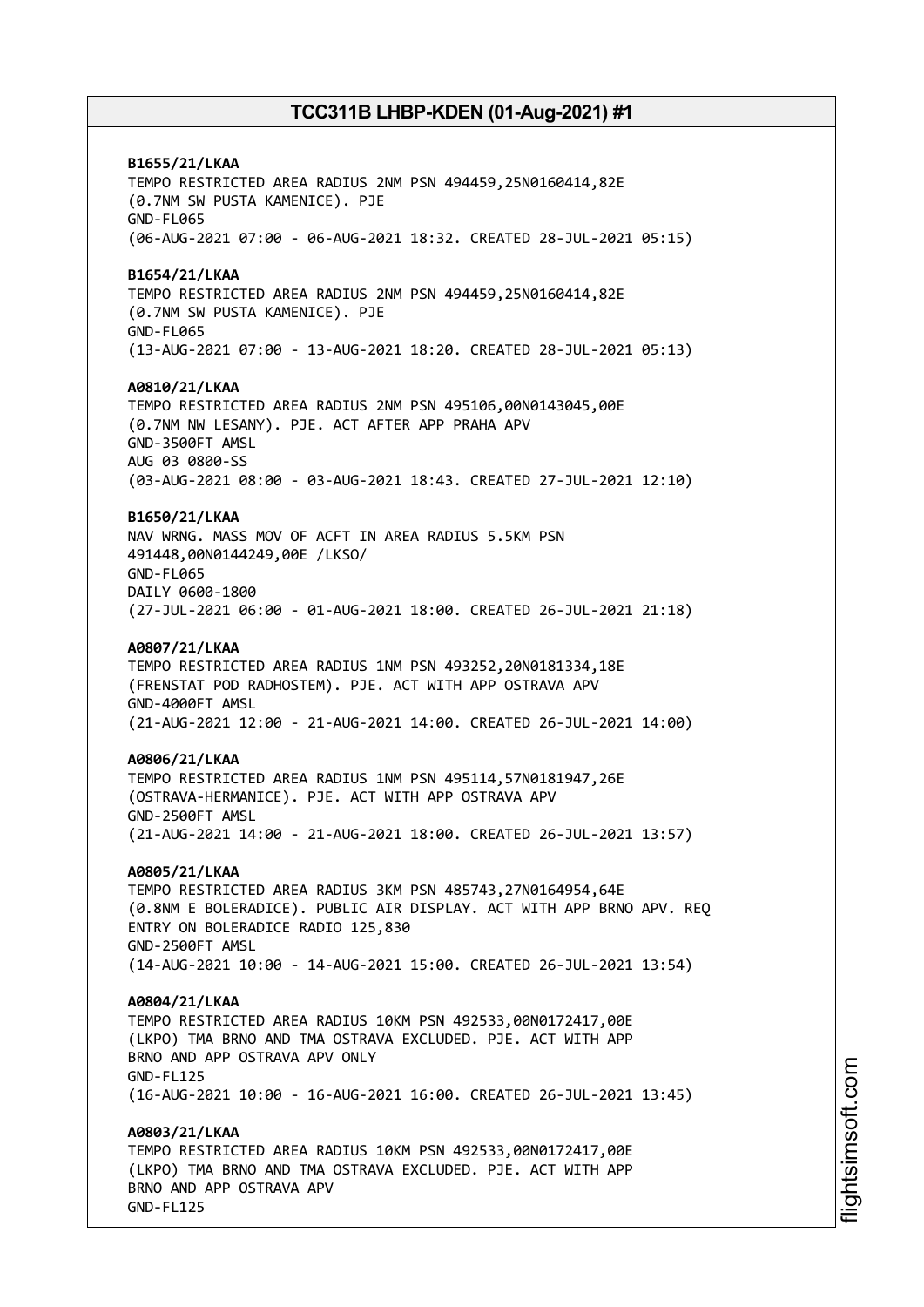**B1655/21/LKAA**
TEMPO RESTRICTED AREA RADIUS 2NM PSN 494459,25N0160414,82E
(0.7NM SW PUSTA KAMENICE). PJE
GND-FL065
(06-AUG-2021 07:00 - 06-AUG-2021 18:32. CREATED 28-JUL-2021 05:15)

**B1654/21/LKAA**
TEMPO RESTRICTED AREA RADIUS 2NM PSN 494459,25N0160414,82E
(0.7NM SW PUSTA KAMENICE). PJE
GND-FL065
(13-AUG-2021 07:00 - 13-AUG-2021 18:20. CREATED 28-JUL-2021 05:13)

**A0810/21/LKAA**
TEMPO RESTRICTED AREA RADIUS 2NM PSN 495106,00N0143045,00E
(0.7NM NW LESANY). PJE. ACT AFTER APP PRAHA APV
GND-3500FT AMSL
AUG 03 0800-SS
(03-AUG-2021 08:00 - 03-AUG-2021 18:43. CREATED 27-JUL-2021 12:10)

**B1650/21/LKAA**
NAV WRNG. MASS MOV OF ACFT IN AREA RADIUS 5.5KM PSN
491448,00N0144249,00E /LKSO/
GND-FL065
DAILY 0600-1800
(27-JUL-2021 06:00 - 01-AUG-2021 18:00. CREATED 26-JUL-2021 21:18)

**A0807/21/LKAA**
TEMPO RESTRICTED AREA RADIUS 1NM PSN 493252,20N0181334,18E
(FRENSTAT POD RADHOSTEM). PJE. ACT WITH APP OSTRAVA APV
GND-4000FT AMSL
(21-AUG-2021 12:00 - 21-AUG-2021 14:00. CREATED 26-JUL-2021 14:00)

**A0806/21/LKAA**
TEMPO RESTRICTED AREA RADIUS 1NM PSN 495114,57N0181947,26E
(OSTRAVA-HERMANICE). PJE. ACT WITH APP OSTRAVA APV
GND-2500FT AMSL
(21-AUG-2021 14:00 - 21-AUG-2021 18:00. CREATED 26-JUL-2021 13:57)

**A0805/21/LKAA**
TEMPO RESTRICTED AREA RADIUS 3KM PSN 485743,27N0164954,64E
(0.8NM E BOLERADICE). PUBLIC AIR DISPLAY. ACT WITH APP BRNO APV. REQ
ENTRY ON BOLERADICE RADIO 125,830
GND-2500FT AMSL
(14-AUG-2021 10:00 - 14-AUG-2021 15:00. CREATED 26-JUL-2021 13:54)

**A0804/21/LKAA**
TEMPO RESTRICTED AREA RADIUS 10KM PSN 492533,00N0172417,00E
(LKPO) TMA BRNO AND TMA OSTRAVA EXCLUDED. PJE. ACT WITH APP
BRNO AND APP OSTRAVA APV ONLY
GND-FL125
(16-AUG-2021 10:00 - 16-AUG-2021 16:00. CREATED 26-JUL-2021 13:45)

**A0803/21/LKAA**
TEMPO RESTRICTED AREA RADIUS 10KM PSN 492533,00N0172417,00E
(LKPO) TMA BRNO AND TMA OSTRAVA EXCLUDED. PJE. ACT WITH APP
BRNO AND APP OSTRAVA APV
GND-FL125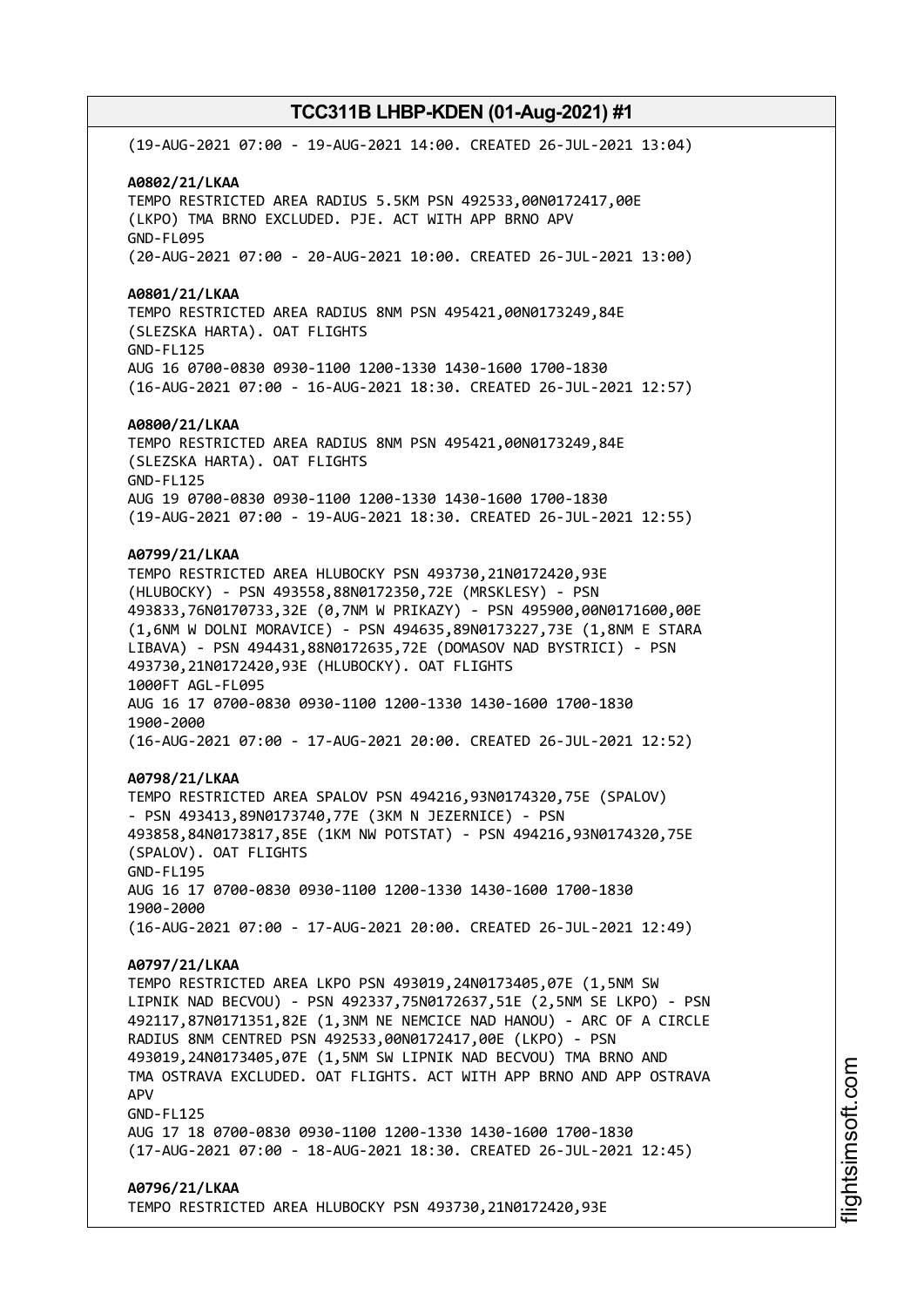(19-AUG-2021 07:00 - 19-AUG-2021 14:00. CREATED 26-JUL-2021 13:04)

**A0802/21/LKAA**
TEMPO RESTRICTED AREA RADIUS 5.5KM PSN 492533,00N0172417,00E
(LKPO) TMA BRNO EXCLUDED. PJE. ACT WITH APP BRNO APV
GND-FL095
(20-AUG-2021 07:00 - 20-AUG-2021 10:00. CREATED 26-JUL-2021 13:00)

**A0801/21/LKAA**
TEMPO RESTRICTED AREA RADIUS 8NM PSN 495421,00N0173249,84E
(SLEZSKA HARTA). OAT FLIGHTS
GND-FL125
AUG 16 0700-0830 0930-1100 1200-1330 1430-1600 1700-1830
(16-AUG-2021 07:00 - 16-AUG-2021 18:30. CREATED 26-JUL-2021 12:57)

**A0800/21/LKAA**
TEMPO RESTRICTED AREA RADIUS 8NM PSN 495421,00N0173249,84E
(SLEZSKA HARTA). OAT FLIGHTS
GND-FL125
AUG 19 0700-0830 0930-1100 1200-1330 1430-1600 1700-1830
(19-AUG-2021 07:00 - 19-AUG-2021 18:30. CREATED 26-JUL-2021 12:55)

**A0799/21/LKAA**
TEMPO RESTRICTED AREA HLUBOCKY PSN 493730,21N0172420,93E
(HLUBOCKY) - PSN 493558,88N0172350,72E (MRSKLESY) - PSN
493833,76N0170733,32E (0,7NM W PRIKAZY) - PSN 495900,00N0171600,00E
(1,6NM W DOLNI MORAVICE) - PSN 494635,89N0173227,73E (1,8NM E STARA
LIBAVA) - PSN 494431,88N0172635,72E (DOMASOV NAD BYSTRICI) - PSN
493730,21N0172420,93E (HLUBOCKY). OAT FLIGHTS
1000FT AGL-FL095
AUG 16 17 0700-0830 0930-1100 1200-1330 1430-1600 1700-1830
1900-2000
(16-AUG-2021 07:00 - 17-AUG-2021 20:00. CREATED 26-JUL-2021 12:52)

**A0798/21/LKAA**
TEMPO RESTRICTED AREA SPALOV PSN 494216,93N0174320,75E (SPALOV)
- PSN 493413,89N0173740,77E (3KM N JEZERNICE) - PSN
493858,84N0173817,85E (1KM NW POTSTAT) - PSN 494216,93N0174320,75E
(SPALOV). OAT FLIGHTS
GND-FL195
AUG 16 17 0700-0830 0930-1100 1200-1330 1430-1600 1700-1830
1900-2000
(16-AUG-2021 07:00 - 17-AUG-2021 20:00. CREATED 26-JUL-2021 12:49)

**A0797/21/LKAA**
TEMPO RESTRICTED AREA LKPO PSN 493019,24N0173405,07E (1,5NM SW
LIPNIK NAD BECVOU) - PSN 492337,75N0172637,51E (2,5NM SE LKPO) - PSN
492117,87N0171351,82E (1,3NM NE NEMCICE NAD HANOU) - ARC OF A CIRCLE
RADIUS 8NM CENTRED PSN 492533,00N0172417,00E (LKPO) - PSN
493019,24N0173405,07E (1,5NM SW LIPNIK NAD BECVOU) TMA BRNO AND
TMA OSTRAVA EXCLUDED. OAT FLIGHTS. ACT WITH APP BRNO AND APP OSTRAVA
APV
GND-FL125
AUG 17 18 0700-0830 0930-1100 1200-1330 1430-1600 1700-1830
(17-AUG-2021 07:00 - 18-AUG-2021 18:30. CREATED 26-JUL-2021 12:45)

**A0796/21/LKAA**
TEMPO RESTRICTED AREA HLUBOCKY PSN 493730,21N0172420,93E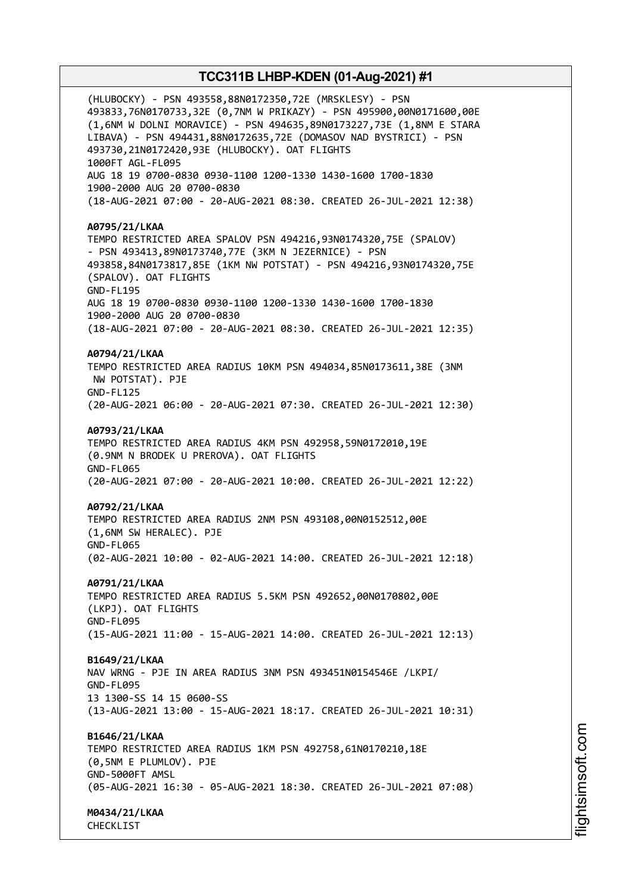(HLUBOCKY) - PSN 493558,88N0172350,72E (MRSKLESY) - PSN 493833,76N0170733,32E (0,7NM W PRIKAZY) - PSN 495900,00N0171600,00E (1,6NM W DOLNI MORAVICE) - PSN 494635,89N0173227,73E (1,8NM E STARA LIBAVA) - PSN 494431,88N0172635,72E (DOMASOV NAD BYSTRICI) - PSN 493730,21N0172420,93E (HLUBOCKY). OAT FLIGHTS
1000FT AGL-FL095
AUG 18 19 0700-0830 0930-1100 1200-1330 1430-1600 1700-1830 1900-2000 AUG 20 0700-0830
(18-AUG-2021 07:00 - 20-AUG-2021 08:30. CREATED 26-JUL-2021 12:38)

**A0795/21/LKAA**
TEMPO RESTRICTED AREA SPALOV PSN 494216,93N0174320,75E (SPALOV) - PSN 493413,89N0173740,77E (3KM N JEZERNICE) - PSN 493858,84N0173817,85E (1KM NW POTSTAT) - PSN 494216,93N0174320,75E (SPALOV). OAT FLIGHTS
GND-FL195
AUG 18 19 0700-0830 0930-1100 1200-1330 1430-1600 1700-1830 1900-2000 AUG 20 0700-0830
(18-AUG-2021 07:00 - 20-AUG-2021 08:30. CREATED 26-JUL-2021 12:35)

**A0794/21/LKAA**
TEMPO RESTRICTED AREA RADIUS 10KM PSN 494034,85N0173611,38E (3NM NW POTSTAT). PJE
GND-FL125
(20-AUG-2021 06:00 - 20-AUG-2021 07:30. CREATED 26-JUL-2021 12:30)

**A0793/21/LKAA**
TEMPO RESTRICTED AREA RADIUS 4KM PSN 492958,59N0172010,19E (0.9NM N BRODEK U PREROVA). OAT FLIGHTS
GND-FL065
(20-AUG-2021 07:00 - 20-AUG-2021 10:00. CREATED 26-JUL-2021 12:22)

**A0792/21/LKAA**
TEMPO RESTRICTED AREA RADIUS 2NM PSN 493108,00N0152512,00E (1,6NM SW HERALEC). PJE
GND-FL065
(02-AUG-2021 10:00 - 02-AUG-2021 14:00. CREATED 26-JUL-2021 12:18)

**A0791/21/LKAA**
TEMPO RESTRICTED AREA RADIUS 5.5KM PSN 492652,00N0170802,00E (LKPJ). OAT FLIGHTS
GND-FL095
(15-AUG-2021 11:00 - 15-AUG-2021 14:00. CREATED 26-JUL-2021 12:13)

**B1649/21/LKAA**
NAV WRNG - PJE IN AREA RADIUS 3NM PSN 493451N0154546E /LKPI/
GND-FL095
13 1300-SS 14 15 0600-SS
(13-AUG-2021 13:00 - 15-AUG-2021 18:17. CREATED 26-JUL-2021 10:31)

**B1646/21/LKAA**
TEMPO RESTRICTED AREA RADIUS 1KM PSN 492758,61N0170210,18E (0,5NM E PLUMLOV). PJE
GND-5000FT AMSL
(05-AUG-2021 16:30 - 05-AUG-2021 18:30. CREATED 26-JUL-2021 07:08)

**M0434/21/LKAA**
CHECKLIST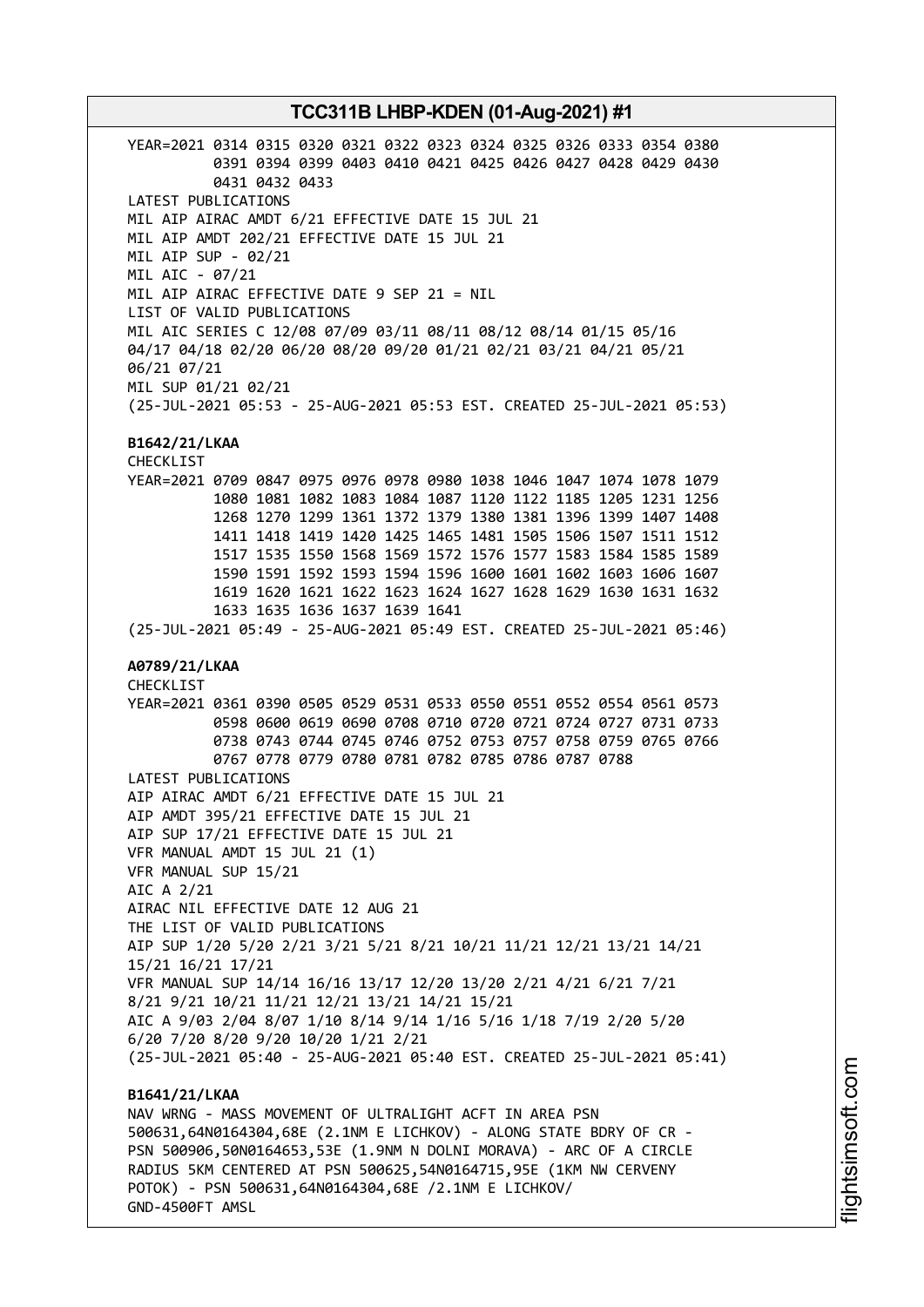YEAR=2021 0314 0315 0320 0321 0322 0323 0324 0325 0326 0333 0354 0380
0391 0394 0399 0403 0410 0421 0425 0426 0427 0428 0429 0430
0431 0432 0433
LATEST PUBLICATIONS
MIL AIP AIRAC AMDT 6/21 EFFECTIVE DATE 15 JUL 21
MIL AIP AMDT 202/21 EFFECTIVE DATE 15 JUL 21
MIL AIP SUP - 02/21
MIL AIC - 07/21
MIL AIP AIRAC EFFECTIVE DATE 9 SEP 21 = NIL
LIST OF VALID PUBLICATIONS
MIL AIC SERIES C 12/08 07/09 03/11 08/11 08/12 08/14 01/15 05/16
04/17 04/18 02/20 06/20 08/20 09/20 01/21 02/21 03/21 04/21 05/21
06/21 07/21
MIL SUP 01/21 02/21
(25-JUL-2021 05:53 - 25-AUG-2021 05:53 EST. CREATED 25-JUL-2021 05:53)

**B1642/21/LKAA**
CHECKLIST
YEAR=2021 0709 0847 0975 0976 0978 0980 1038 1046 1047 1074 1078 1079
1080 1081 1082 1083 1084 1087 1120 1122 1185 1205 1231 1256
1268 1270 1299 1361 1372 1379 1380 1381 1396 1399 1407 1408
1411 1418 1419 1420 1425 1465 1481 1505 1506 1507 1511 1512
1517 1535 1550 1568 1569 1572 1576 1577 1583 1584 1585 1589
1590 1591 1592 1593 1594 1596 1600 1601 1602 1603 1606 1607
1619 1620 1621 1622 1623 1624 1627 1628 1629 1630 1631 1632
1633 1635 1636 1637 1639 1641
(25-JUL-2021 05:49 - 25-AUG-2021 05:49 EST. CREATED 25-JUL-2021 05:46)

**A0789/21/LKAA**
CHECKLIST
YEAR=2021 0361 0390 0505 0529 0531 0533 0550 0551 0552 0554 0561 0573
0598 0600 0619 0690 0708 0710 0720 0721 0724 0727 0731 0733
0738 0743 0744 0745 0746 0752 0753 0757 0758 0759 0765 0766
0767 0778 0779 0780 0781 0782 0785 0786 0787 0788
LATEST PUBLICATIONS
AIP AIRAC AMDT 6/21 EFFECTIVE DATE 15 JUL 21
AIP AMDT 395/21 EFFECTIVE DATE 15 JUL 21
AIP SUP 17/21 EFFECTIVE DATE 15 JUL 21
VFR MANUAL AMDT 15 JUL 21 (1)
VFR MANUAL SUP 15/21
AIC A 2/21
AIRAC NIL EFFECTIVE DATE 12 AUG 21
THE LIST OF VALID PUBLICATIONS
AIP SUP 1/20 5/20 2/21 3/21 5/21 8/21 10/21 11/21 12/21 13/21 14/21
15/21 16/21 17/21
VFR MANUAL SUP 14/14 16/16 13/17 12/20 13/20 2/21 4/21 6/21 7/21
8/21 9/21 10/21 11/21 12/21 13/21 14/21 15/21
AIC A 9/03 2/04 8/07 1/10 8/14 9/14 1/16 5/16 1/18 7/19 2/20 5/20
6/20 7/20 8/20 9/20 10/20 1/21 2/21
(25-JUL-2021 05:40 - 25-AUG-2021 05:40 EST. CREATED 25-JUL-2021 05:41)

**B1641/21/LKAA**
NAV WRNG - MASS MOVEMENT OF ULTRALIGHT ACFT IN AREA PSN
500631,64N0164304,68E (2.1NM E LICHKOV) - ALONG STATE BDRY OF CR -
PSN 500906,50N0164653,53E (1.9NM N DOLNI MORAVA) - ARC OF A CIRCLE
RADIUS 5KM CENTERED AT PSN 500625,54N0164715,95E (1KM NW CERVENY
POTOK) - PSN 500631,64N0164304,68E /2.1NM E LICHKOV/
GND-4500FT AMSL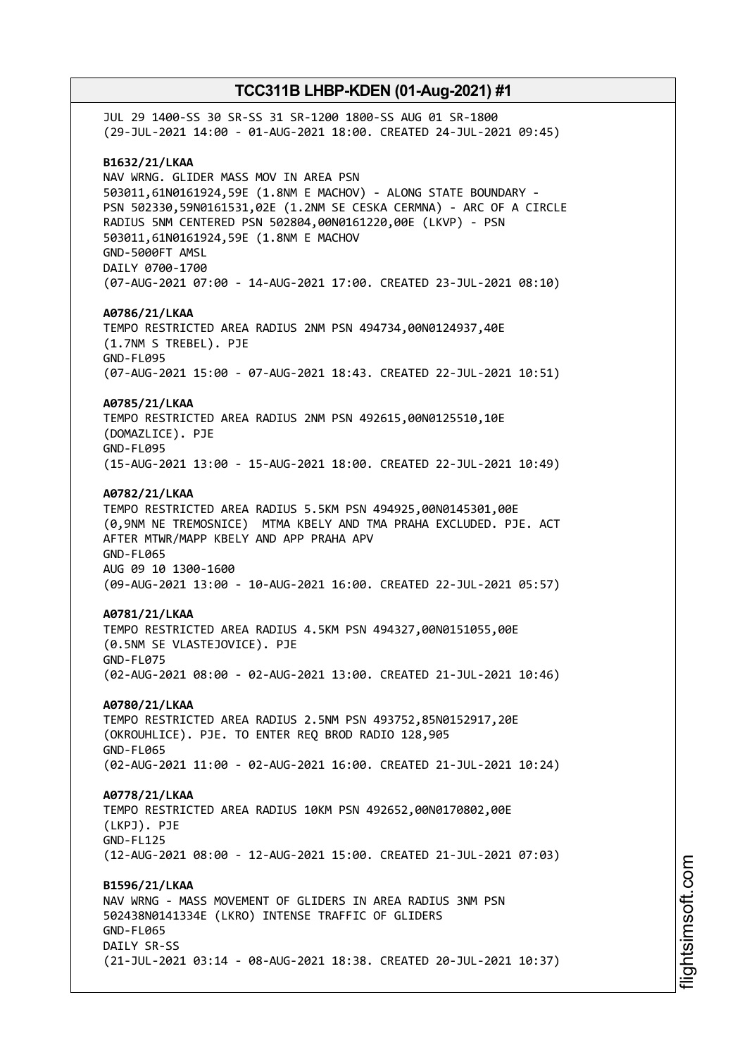JUL 29 1400-SS 30 SR-SS 31 SR-1200 1800-SS AUG 01 SR-1800
(29-JUL-2021 14:00 - 01-AUG-2021 18:00. CREATED 24-JUL-2021 09:45)

**B1632/21/LKAA**
NAV WRNG. GLIDER MASS MOV IN AREA PSN
503011,61N0161924,59E (1.8NM E MACHOV) - ALONG STATE BOUNDARY -
PSN 502330,59N0161531,02E (1.2NM SE CESKA CERMNA) - ARC OF A CIRCLE
RADIUS 5NM CENTERED PSN 502804,00N0161220,00E (LKVP) - PSN
503011,61N0161924,59E (1.8NM E MACHOV
GND-5000FT AMSL
DAILY 0700-1700
(07-AUG-2021 07:00 - 14-AUG-2021 17:00. CREATED 23-JUL-2021 08:10)

**A0786/21/LKAA**
TEMPO RESTRICTED AREA RADIUS 2NM PSN 494734,00N0124937,40E
(1.7NM S TREBEL). PJE
GND-FL095
(07-AUG-2021 15:00 - 07-AUG-2021 18:43. CREATED 22-JUL-2021 10:51)

**A0785/21/LKAA**
TEMPO RESTRICTED AREA RADIUS 2NM PSN 492615,00N0125510,10E
(DOMAZLICE). PJE
GND-FL095
(15-AUG-2021 13:00 - 15-AUG-2021 18:00. CREATED 22-JUL-2021 10:49)

**A0782/21/LKAA**
TEMPO RESTRICTED AREA RADIUS 5.5KM PSN 494925,00N0145301,00E
(0,9NM NE TREMOSNICE) MTMA KBELY AND TMA PRAHA EXCLUDED. PJE. ACT
AFTER MTWR/MAPP KBELY AND APP PRAHA APV
GND-FL065
AUG 09 10 1300-1600
(09-AUG-2021 13:00 - 10-AUG-2021 16:00. CREATED 22-JUL-2021 05:57)

**A0781/21/LKAA**
TEMPO RESTRICTED AREA RADIUS 4.5KM PSN 494327,00N0151055,00E
(0.5NM SE VLASTEJOVICE). PJE
GND-FL075
(02-AUG-2021 08:00 - 02-AUG-2021 13:00. CREATED 21-JUL-2021 10:46)

**A0780/21/LKAA**
TEMPO RESTRICTED AREA RADIUS 2.5NM PSN 493752,85N0152917,20E
(OKROUHLICE). PJE. TO ENTER REQ BROD RADIO 128,905
GND-FL065
(02-AUG-2021 11:00 - 02-AUG-2021 16:00. CREATED 21-JUL-2021 10:24)

**A0778/21/LKAA**
TEMPO RESTRICTED AREA RADIUS 10KM PSN 492652,00N0170802,00E
(LKPJ). PJE
GND-FL125
(12-AUG-2021 08:00 - 12-AUG-2021 15:00. CREATED 21-JUL-2021 07:03)

**B1596/21/LKAA**
NAV WRNG - MASS MOVEMENT OF GLIDERS IN AREA RADIUS 3NM PSN
502438N0141334E (LKRO) INTENSE TRAFFIC OF GLIDERS
GND-FL065
DAILY SR-SS
(21-JUL-2021 03:14 - 08-AUG-2021 18:38. CREATED 20-JUL-2021 10:37)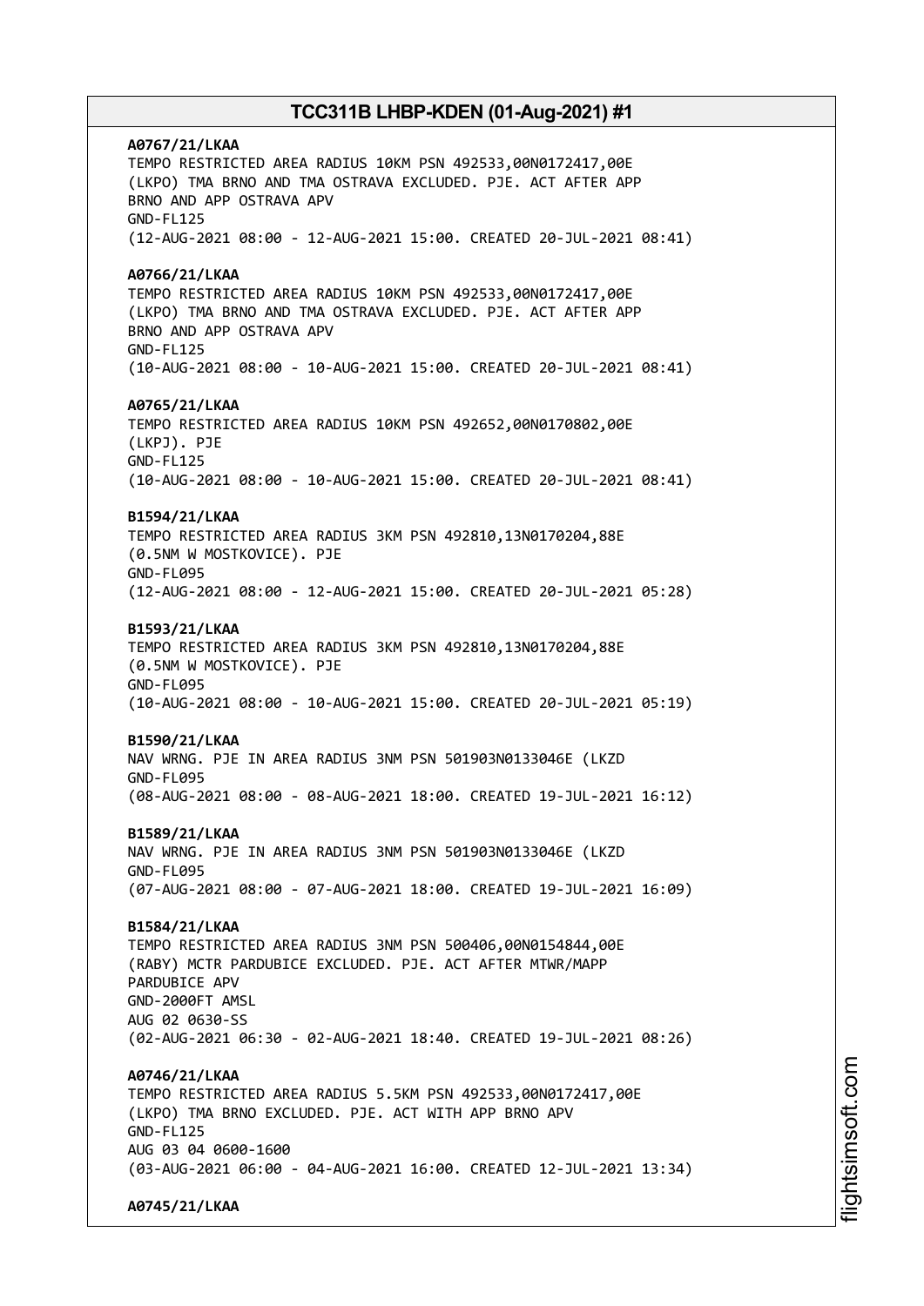**A0767/21/LKAA**
TEMPO RESTRICTED AREA RADIUS 10KM PSN 492533,00N0172417,00E
(LKPO) TMA BRNO AND TMA OSTRAVA EXCLUDED. PJE. ACT AFTER APP
BRNO AND APP OSTRAVA APV
GND-FL125
(12-AUG-2021 08:00 - 12-AUG-2021 15:00. CREATED 20-JUL-2021 08:41)

**A0766/21/LKAA**
TEMPO RESTRICTED AREA RADIUS 10KM PSN 492533,00N0172417,00E
(LKPO) TMA BRNO AND TMA OSTRAVA EXCLUDED. PJE. ACT AFTER APP
BRNO AND APP OSTRAVA APV
GND-FL125
(10-AUG-2021 08:00 - 10-AUG-2021 15:00. CREATED 20-JUL-2021 08:41)

**A0765/21/LKAA**
TEMPO RESTRICTED AREA RADIUS 10KM PSN 492652,00N0170802,00E
(LKPJ). PJE
GND-FL125
(10-AUG-2021 08:00 - 10-AUG-2021 15:00. CREATED 20-JUL-2021 08:41)

**B1594/21/LKAA**
TEMPO RESTRICTED AREA RADIUS 3KM PSN 492810,13N0170204,88E
(0.5NM W MOSTKOVICE). PJE
GND-FL095
(12-AUG-2021 08:00 - 12-AUG-2021 15:00. CREATED 20-JUL-2021 05:28)

**B1593/21/LKAA**
TEMPO RESTRICTED AREA RADIUS 3KM PSN 492810,13N0170204,88E
(0.5NM W MOSTKOVICE). PJE
GND-FL095
(10-AUG-2021 08:00 - 10-AUG-2021 15:00. CREATED 20-JUL-2021 05:19)

**B1590/21/LKAA**
NAV WRNG. PJE IN AREA RADIUS 3NM PSN 501903N0133046E (LKZD
GND-FL095
(08-AUG-2021 08:00 - 08-AUG-2021 18:00. CREATED 19-JUL-2021 16:12)

**B1589/21/LKAA**
NAV WRNG. PJE IN AREA RADIUS 3NM PSN 501903N0133046E (LKZD
GND-FL095
(07-AUG-2021 08:00 - 07-AUG-2021 18:00. CREATED 19-JUL-2021 16:09)

**B1584/21/LKAA**
TEMPO RESTRICTED AREA RADIUS 3NM PSN 500406,00N0154844,00E
(RABY) MCTR PARDUBICE EXCLUDED. PJE. ACT AFTER MTWR/MAPP
PARDUBICE APV
GND-2000FT AMSL
AUG 02 0630-SS
(02-AUG-2021 06:30 - 02-AUG-2021 18:40. CREATED 19-JUL-2021 08:26)

**A0746/21/LKAA**
TEMPO RESTRICTED AREA RADIUS 5.5KM PSN 492533,00N0172417,00E
(LKPO) TMA BRNO EXCLUDED. PJE. ACT WITH APP BRNO APV
GND-FL125
AUG 03 04 0600-1600
(03-AUG-2021 06:00 - 04-AUG-2021 16:00. CREATED 12-JUL-2021 13:34)

**A0745/21/LKAA**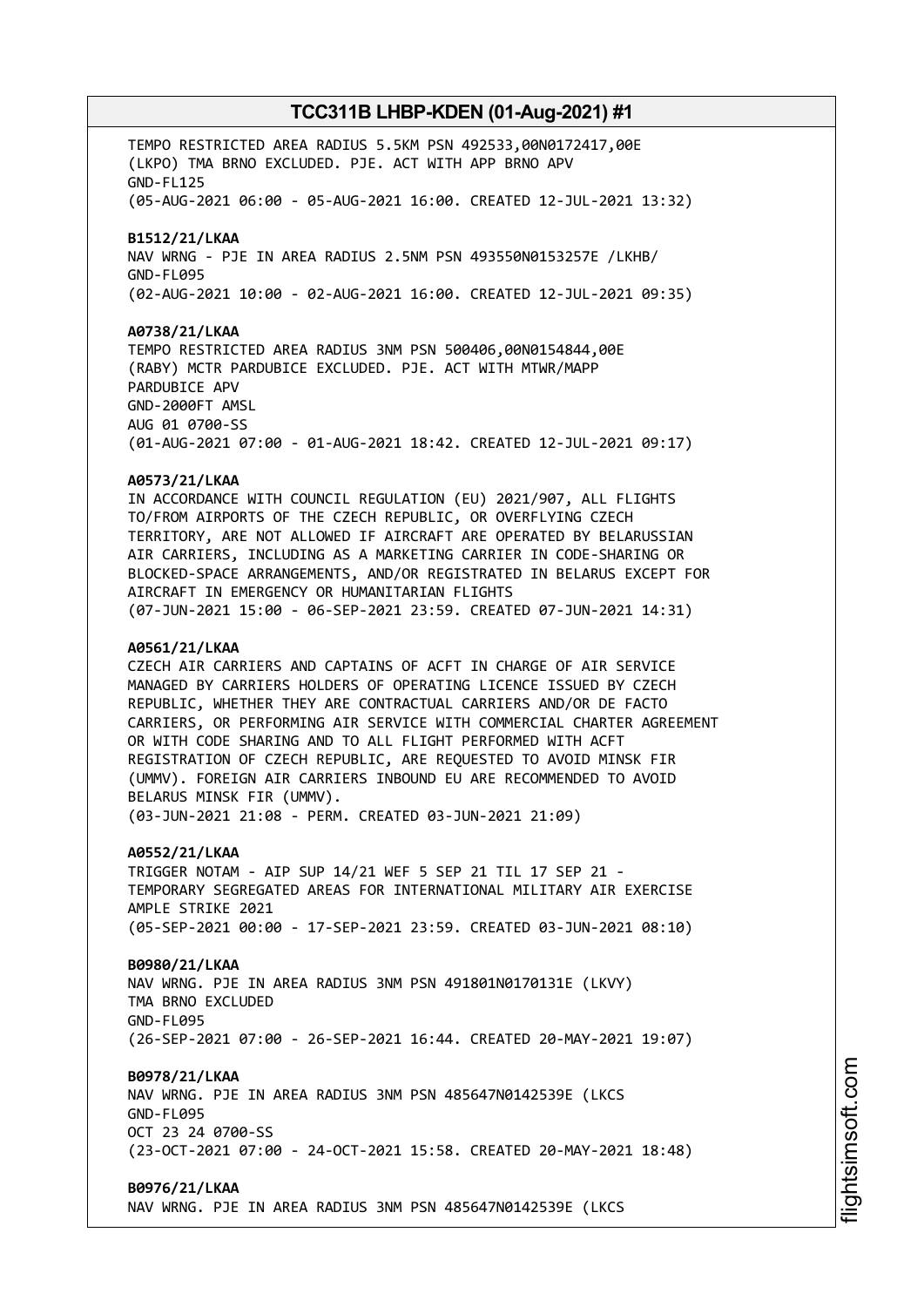TEMPO RESTRICTED AREA RADIUS 5.5KM PSN 492533,00N0172417,00E
(LKPO) TMA BRNO EXCLUDED. PJE. ACT WITH APP BRNO APV
GND-FL125
(05-AUG-2021 06:00 - 05-AUG-2021 16:00. CREATED 12-JUL-2021 13:32)

**B1512/21/LKAA**
NAV WRNG - PJE IN AREA RADIUS 2.5NM PSN 493550N0153257E /LKHB/
GND-FL095
(02-AUG-2021 10:00 - 02-AUG-2021 16:00. CREATED 12-JUL-2021 09:35)

**A0738/21/LKAA**
TEMPO RESTRICTED AREA RADIUS 3NM PSN 500406,00N0154844,00E
(RABY) MCTR PARDUBICE EXCLUDED. PJE. ACT WITH MTWR/MAPP
PARDUBICE APV
GND-2000FT AMSL
AUG 01 0700-SS
(01-AUG-2021 07:00 - 01-AUG-2021 18:42. CREATED 12-JUL-2021 09:17)

**A0573/21/LKAA**
IN ACCORDANCE WITH COUNCIL REGULATION (EU) 2021/907, ALL FLIGHTS
TO/FROM AIRPORTS OF THE CZECH REPUBLIC, OR OVERFLYING CZECH
TERRITORY, ARE NOT ALLOWED IF AIRCRAFT ARE OPERATED BY BELARUSSIAN
AIR CARRIERS, INCLUDING AS A MARKETING CARRIER IN CODE-SHARING OR
BLOCKED-SPACE ARRANGEMENTS, AND/OR REGISTRATED IN BELARUS EXCEPT FOR
AIRCRAFT IN EMERGENCY OR HUMANITARIAN FLIGHTS
(07-JUN-2021 15:00 - 06-SEP-2021 23:59. CREATED 07-JUN-2021 14:31)

**A0561/21/LKAA**
CZECH AIR CARRIERS AND CAPTAINS OF ACFT IN CHARGE OF AIR SERVICE
MANAGED BY CARRIERS HOLDERS OF OPERATING LICENCE ISSUED BY CZECH
REPUBLIC, WHETHER THEY ARE CONTRACTUAL CARRIERS AND/OR DE FACTO
CARRIERS, OR PERFORMING AIR SERVICE WITH COMMERCIAL CHARTER AGREEMENT
OR WITH CODE SHARING AND TO ALL FLIGHT PERFORMED WITH ACFT
REGISTRATION OF CZECH REPUBLIC, ARE REQUESTED TO AVOID MINSK FIR
(UMMV). FOREIGN AIR CARRIERS INBOUND EU ARE RECOMMENDED TO AVOID
BELARUS MINSK FIR (UMMV).
(03-JUN-2021 21:08 - PERM. CREATED 03-JUN-2021 21:09)

**A0552/21/LKAA**
TRIGGER NOTAM - AIP SUP 14/21 WEF 5 SEP 21 TIL 17 SEP 21 -
TEMPORARY SEGREGATED AREAS FOR INTERNATIONAL MILITARY AIR EXERCISE
AMPLE STRIKE 2021
(05-SEP-2021 00:00 - 17-SEP-2021 23:59. CREATED 03-JUN-2021 08:10)

**B0980/21/LKAA**
NAV WRNG. PJE IN AREA RADIUS 3NM PSN 491801N0170131E (LKVY)
TMA BRNO EXCLUDED
GND-FL095
(26-SEP-2021 07:00 - 26-SEP-2021 16:44. CREATED 20-MAY-2021 19:07)

**B0978/21/LKAA**
NAV WRNG. PJE IN AREA RADIUS 3NM PSN 485647N0142539E (LKCS
GND-FL095
OCT 23 24 0700-SS
(23-OCT-2021 07:00 - 24-OCT-2021 15:58. CREATED 20-MAY-2021 18:48)

**B0976/21/LKAA**
NAV WRNG. PJE IN AREA RADIUS 3NM PSN 485647N0142539E (LKCS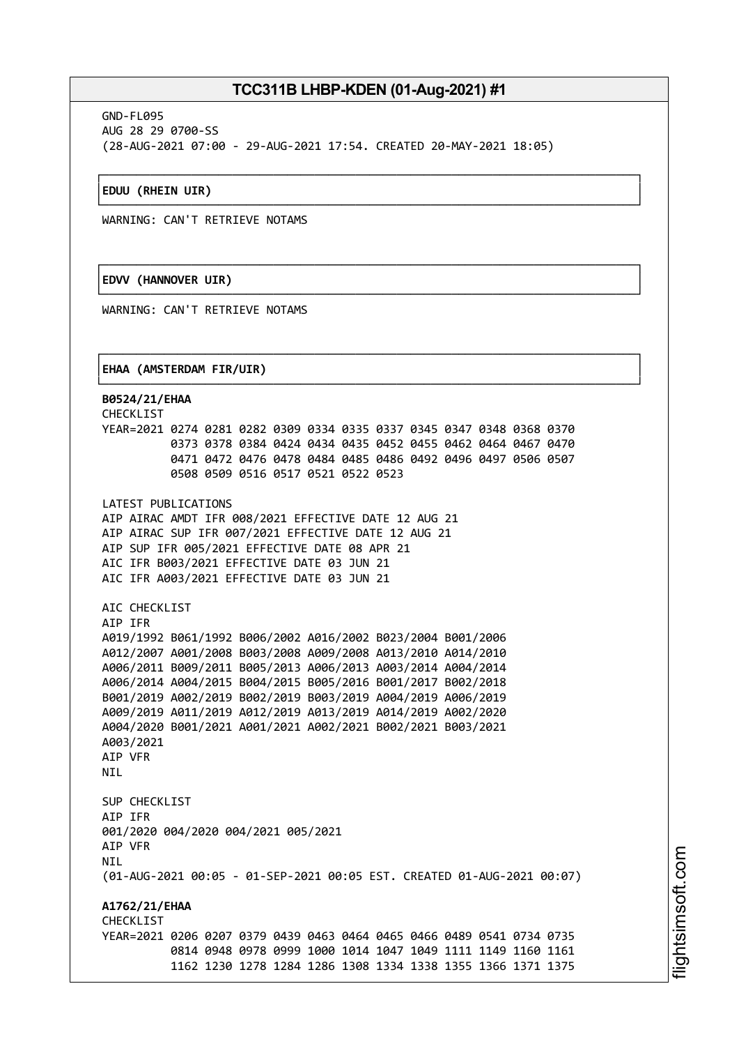GND-FL095
AUG 28 29 0700-SS
(28-AUG-2021 07:00 - 29-AUG-2021 17:54. CREATED 20-MAY-2021 18:05)

**EDUU (RHEIN UIR)**

WARNING: CAN'T RETRIEVE NOTAMS

**EDVV (HANNOVER UIR)**

WARNING: CAN'T RETRIEVE NOTAMS

**EHAA (AMSTERDAM FIR/UIR)**

**B0524/21/EHAA**
CHECKLIST
YEAR=2021 0274 0281 0282 0309 0334 0335 0337 0345 0347 0348 0368 0370
0373 0378 0384 0424 0434 0435 0452 0455 0462 0464 0467 0470
0471 0472 0476 0478 0484 0485 0486 0492 0496 0497 0506 0507
0508 0509 0516 0517 0521 0522 0523

LATEST PUBLICATIONS
AIP AIRAC AMDT IFR 008/2021 EFFECTIVE DATE 12 AUG 21
AIP AIRAC SUP IFR 007/2021 EFFECTIVE DATE 12 AUG 21
AIP SUP IFR 005/2021 EFFECTIVE DATE 08 APR 21
AIC IFR B003/2021 EFFECTIVE DATE 03 JUN 21
AIC IFR A003/2021 EFFECTIVE DATE 03 JUN 21

AIC CHECKLIST
AIP IFR
A019/1992 B061/1992 B006/2002 A016/2002 B023/2004 B001/2006
A012/2007 A001/2008 B003/2008 A009/2008 A013/2010 A014/2010
A006/2011 B009/2011 B005/2013 A006/2013 A003/2014 A004/2014
A006/2014 A004/2015 B004/2015 B005/2016 B001/2017 B002/2018
B001/2019 A002/2019 B002/2019 B003/2019 A004/2019 A006/2019
A009/2019 A011/2019 A012/2019 A013/2019 A014/2019 A002/2020
A004/2020 B001/2021 A001/2021 A002/2021 B002/2021 B003/2021
A003/2021
AIP VFR
NIL

SUP CHECKLIST
AIP IFR
001/2020 004/2020 004/2021 005/2021
AIP VFR
NIL
(01-AUG-2021 00:05 - 01-SEP-2021 00:05 EST. CREATED 01-AUG-2021 00:07)

**A1762/21/EHAA**
CHECKLIST
YEAR=2021 0206 0207 0379 0439 0463 0464 0465 0466 0489 0541 0734 0735
0814 0948 0978 0999 1000 1014 1047 1049 1111 1149 1160 1161
1162 1230 1278 1284 1286 1308 1334 1338 1355 1366 1371 1375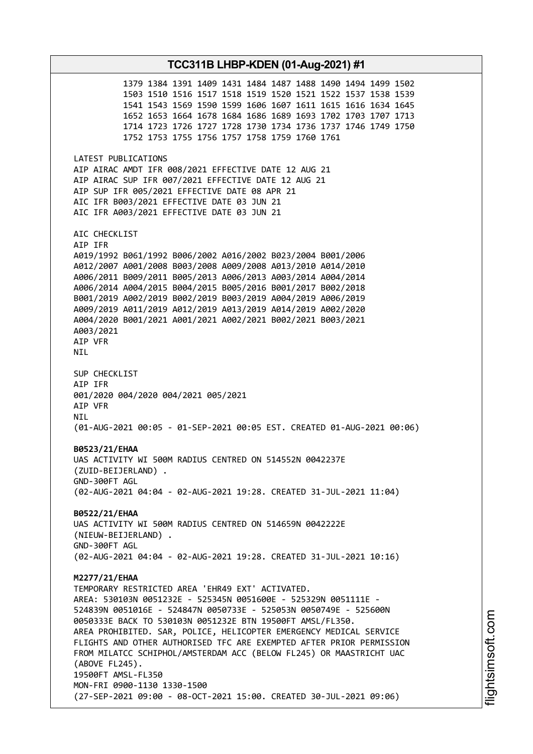1379 1384 1391 1409 1431 1484 1487 1488 1490 1494 1499 1502
1503 1510 1516 1517 1518 1519 1520 1521 1522 1537 1538 1539
1541 1543 1569 1590 1599 1606 1607 1611 1615 1616 1634 1645
1652 1653 1664 1678 1684 1686 1689 1693 1702 1703 1707 1713
1714 1723 1726 1727 1728 1730 1734 1736 1737 1746 1749 1750
1752 1753 1755 1756 1757 1758 1759 1760 1761

LATEST PUBLICATIONS
AIP AIRAC AMDT IFR 008/2021 EFFECTIVE DATE 12 AUG 21
AIP AIRAC SUP IFR 007/2021 EFFECTIVE DATE 12 AUG 21
AIP SUP IFR 005/2021 EFFECTIVE DATE 08 APR 21
AIC IFR B003/2021 EFFECTIVE DATE 03 JUN 21
AIC IFR A003/2021 EFFECTIVE DATE 03 JUN 21

AIC CHECKLIST
AIP IFR
A019/1992 B061/1992 B006/2002 A016/2002 B023/2004 B001/2006
A012/2007 A001/2008 B003/2008 A009/2008 A013/2010 A014/2010
A006/2011 B009/2011 B005/2013 A006/2013 A003/2014 A004/2014
A006/2014 A004/2015 B004/2015 B005/2016 B001/2017 B002/2018
B001/2019 A002/2019 B002/2019 B003/2019 A004/2019 A006/2019
A009/2019 A011/2019 A012/2019 A013/2019 A014/2019 A002/2020
A004/2020 B001/2021 A001/2021 A002/2021 B002/2021 B003/2021
A003/2021
AIP VFR
NIL

SUP CHECKLIST
AIP IFR
001/2020 004/2020 004/2021 005/2021
AIP VFR
NIL
(01-AUG-2021 00:05 - 01-SEP-2021 00:05 EST. CREATED 01-AUG-2021 00:06)

**B0523/21/EHAA**
UAS ACTIVITY WI 500M RADIUS CENTRED ON 514552N 0042237E
(ZUID-BEIJERLAND) .
GND-300FT AGL
(02-AUG-2021 04:04 - 02-AUG-2021 19:28. CREATED 31-JUL-2021 11:04)

**B0522/21/EHAA**
UAS ACTIVITY WI 500M RADIUS CENTRED ON 514659N 0042222E
(NIEUW-BEIJERLAND) .
GND-300FT AGL
(02-AUG-2021 04:04 - 02-AUG-2021 19:28. CREATED 31-JUL-2021 10:16)

**M2277/21/EHAA**
TEMPORARY RESTRICTED AREA 'EHR49 EXT' ACTIVATED.
AREA: 530103N 0051232E - 525345N 0051600E - 525329N 0051111E -
524839N 0051016E - 524847N 0050733E - 525053N 0050749E - 525600N
0050333E BACK TO 530103N 0051232E BTN 19500FT AMSL/FL350.
AREA PROHIBITED. SAR, POLICE, HELICOPTER EMERGENCY MEDICAL SERVICE
FLIGHTS AND OTHER AUTHORISED TFC ARE EXEMPTED AFTER PRIOR PERMISSION
FROM MILATCC SCHIPHOL/AMSTERDAM ACC (BELOW FL245) OR MAASTRICHT UAC
(ABOVE FL245).
19500FT AMSL-FL350
MON-FRI 0900-1130 1330-1500
(27-SEP-2021 09:00 - 08-OCT-2021 15:00. CREATED 30-JUL-2021 09:06)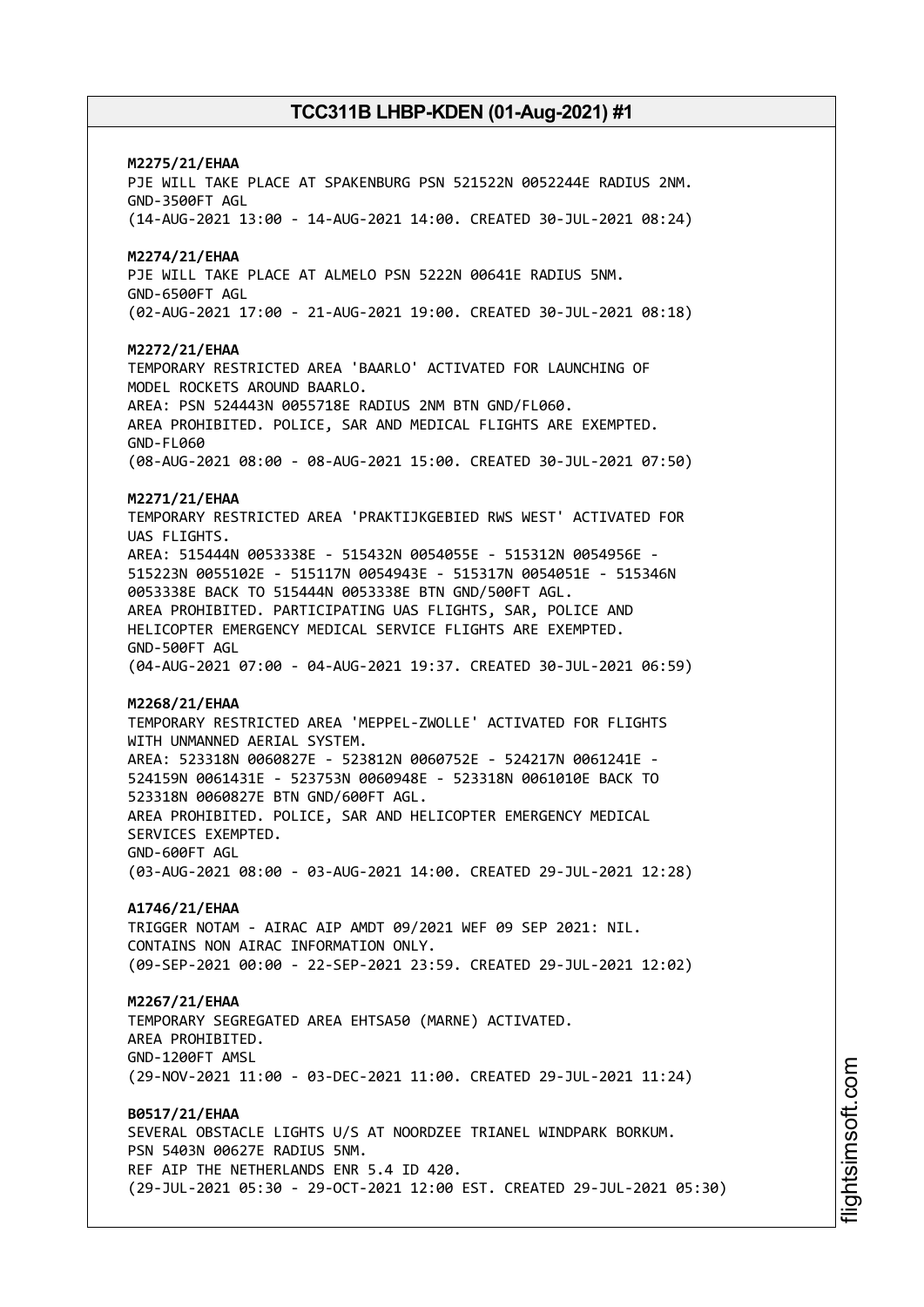**M2275/21/EHAA**
PJE WILL TAKE PLACE AT SPAKENBURG PSN 521522N 0052244E RADIUS 2NM.
GND-3500FT AGL
(14-AUG-2021 13:00 - 14-AUG-2021 14:00. CREATED 30-JUL-2021 08:24)

**M2274/21/EHAA**
PJE WILL TAKE PLACE AT ALMELO PSN 5222N 00641E RADIUS 5NM.
GND-6500FT AGL
(02-AUG-2021 17:00 - 21-AUG-2021 19:00. CREATED 30-JUL-2021 08:18)

**M2272/21/EHAA**
TEMPORARY RESTRICTED AREA 'BAARLO' ACTIVATED FOR LAUNCHING OF MODEL ROCKETS AROUND BAARLO.
AREA: PSN 524443N 0055718E RADIUS 2NM BTN GND/FL060.
AREA PROHIBITED. POLICE, SAR AND MEDICAL FLIGHTS ARE EXEMPTED.
GND-FL060
(08-AUG-2021 08:00 - 08-AUG-2021 15:00. CREATED 30-JUL-2021 07:50)

**M2271/21/EHAA**
TEMPORARY RESTRICTED AREA 'PRAKTIJKGEBIED RWS WEST' ACTIVATED FOR UAS FLIGHTS.
AREA: 515444N 0053338E - 515432N 0054055E - 515312N 0054956E - 515223N 0055102E - 515117N 0054943E - 515317N 0054051E - 515346N 0053338E BACK TO 515444N 0053338E BTN GND/500FT AGL.
AREA PROHIBITED. PARTICIPATING UAS FLIGHTS, SAR, POLICE AND HELICOPTER EMERGENCY MEDICAL SERVICE FLIGHTS ARE EXEMPTED.
GND-500FT AGL
(04-AUG-2021 07:00 - 04-AUG-2021 19:37. CREATED 30-JUL-2021 06:59)

**M2268/21/EHAA**
TEMPORARY RESTRICTED AREA 'MEPPEL-ZWOLLE' ACTIVATED FOR FLIGHTS WITH UNMANNED AERIAL SYSTEM.
AREA: 523318N 0060827E - 523812N 0060752E - 524217N 0061241E - 524159N 0061431E - 523753N 0060948E - 523318N 0061010E BACK TO 523318N 0060827E BTN GND/600FT AGL.
AREA PROHIBITED. POLICE, SAR AND HELICOPTER EMERGENCY MEDICAL SERVICES EXEMPTED.
GND-600FT AGL
(03-AUG-2021 08:00 - 03-AUG-2021 14:00. CREATED 29-JUL-2021 12:28)

**A1746/21/EHAA**
TRIGGER NOTAM - AIRAC AIP AMDT 09/2021 WEF 09 SEP 2021: NIL.
CONTAINS NON AIRAC INFORMATION ONLY.
(09-SEP-2021 00:00 - 22-SEP-2021 23:59. CREATED 29-JUL-2021 12:02)

**M2267/21/EHAA**
TEMPORARY SEGREGATED AREA EHTSA50 (MARNE) ACTIVATED.
AREA PROHIBITED.
GND-1200FT AMSL
(29-NOV-2021 11:00 - 03-DEC-2021 11:00. CREATED 29-JUL-2021 11:24)

**B0517/21/EHAA**
SEVERAL OBSTACLE LIGHTS U/S AT NOORDZEE TRIANEL WINDPARK BORKUM.
PSN 5403N 00627E RADIUS 5NM.
REF AIP THE NETHERLANDS ENR 5.4 ID 420.
(29-JUL-2021 05:30 - 29-OCT-2021 12:00 EST. CREATED 29-JUL-2021 05:30)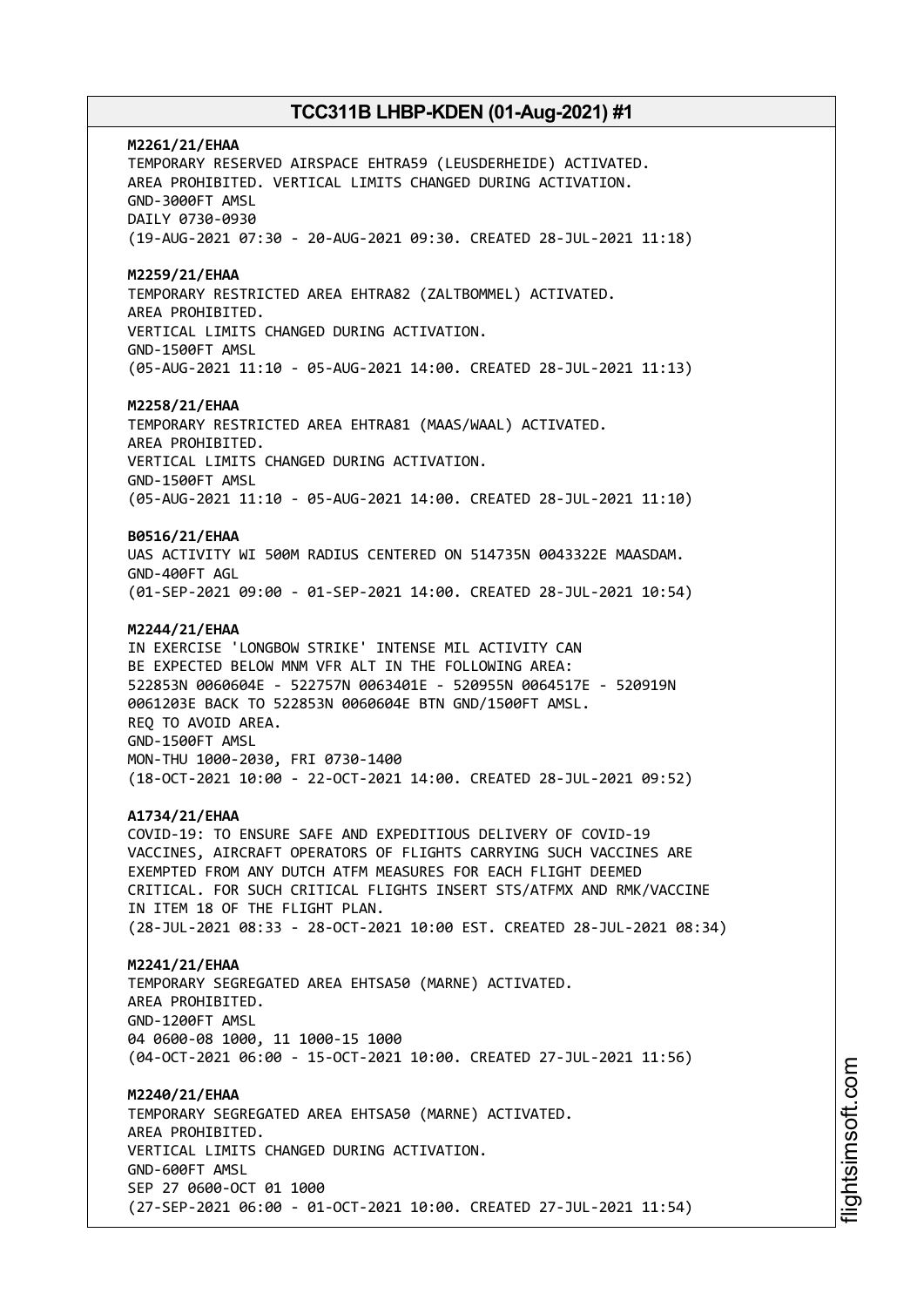**M2261/21/EHAA**
TEMPORARY RESERVED AIRSPACE EHTRA59 (LEUSDERHEIDE) ACTIVATED.
AREA PROHIBITED. VERTICAL LIMITS CHANGED DURING ACTIVATION.
GND-3000FT AMSL
DAILY 0730-0930
(19-AUG-2021 07:30 - 20-AUG-2021 09:30. CREATED 28-JUL-2021 11:18)

**M2259/21/EHAA**
TEMPORARY RESTRICTED AREA EHTRA82 (ZALTBOMMEL) ACTIVATED.
AREA PROHIBITED.
VERTICAL LIMITS CHANGED DURING ACTIVATION.
GND-1500FT AMSL
(05-AUG-2021 11:10 - 05-AUG-2021 14:00. CREATED 28-JUL-2021 11:13)

**M2258/21/EHAA**
TEMPORARY RESTRICTED AREA EHTRA81 (MAAS/WAAL) ACTIVATED.
AREA PROHIBITED.
VERTICAL LIMITS CHANGED DURING ACTIVATION.
GND-1500FT AMSL
(05-AUG-2021 11:10 - 05-AUG-2021 14:00. CREATED 28-JUL-2021 11:10)

**B0516/21/EHAA**
UAS ACTIVITY WI 500M RADIUS CENTERED ON 514735N 0043322E MAASDAM.
GND-400FT AGL
(01-SEP-2021 09:00 - 01-SEP-2021 14:00. CREATED 28-JUL-2021 10:54)

**M2244/21/EHAA**
IN EXERCISE 'LONGBOW STRIKE' INTENSE MIL ACTIVITY CAN
BE EXPECTED BELOW MNM VFR ALT IN THE FOLLOWING AREA:
522853N 0060604E - 522757N 0063401E - 520955N 0064517E - 520919N
0061203E BACK TO 522853N 0060604E BTN GND/1500FT AMSL.
REQ TO AVOID AREA.
GND-1500FT AMSL
MON-THU 1000-2030, FRI 0730-1400
(18-OCT-2021 10:00 - 22-OCT-2021 14:00. CREATED 28-JUL-2021 09:52)

**A1734/21/EHAA**
COVID-19: TO ENSURE SAFE AND EXPEDITIOUS DELIVERY OF COVID-19
VACCINES, AIRCRAFT OPERATORS OF FLIGHTS CARRYING SUCH VACCINES ARE
EXEMPTED FROM ANY DUTCH ATFM MEASURES FOR EACH FLIGHT DEEMED
CRITICAL. FOR SUCH CRITICAL FLIGHTS INSERT STS/ATFMX AND RMK/VACCINE
IN ITEM 18 OF THE FLIGHT PLAN.
(28-JUL-2021 08:33 - 28-OCT-2021 10:00 EST. CREATED 28-JUL-2021 08:34)

**M2241/21/EHAA**
TEMPORARY SEGREGATED AREA EHTSA50 (MARNE) ACTIVATED.
AREA PROHIBITED.
GND-1200FT AMSL
04 0600-08 1000, 11 1000-15 1000
(04-OCT-2021 06:00 - 15-OCT-2021 10:00. CREATED 27-JUL-2021 11:56)

**M2240/21/EHAA**
TEMPORARY SEGREGATED AREA EHTSA50 (MARNE) ACTIVATED.
AREA PROHIBITED.
VERTICAL LIMITS CHANGED DURING ACTIVATION.
GND-600FT AMSL
SEP 27 0600-OCT 01 1000
(27-SEP-2021 06:00 - 01-OCT-2021 10:00. CREATED 27-JUL-2021 11:54)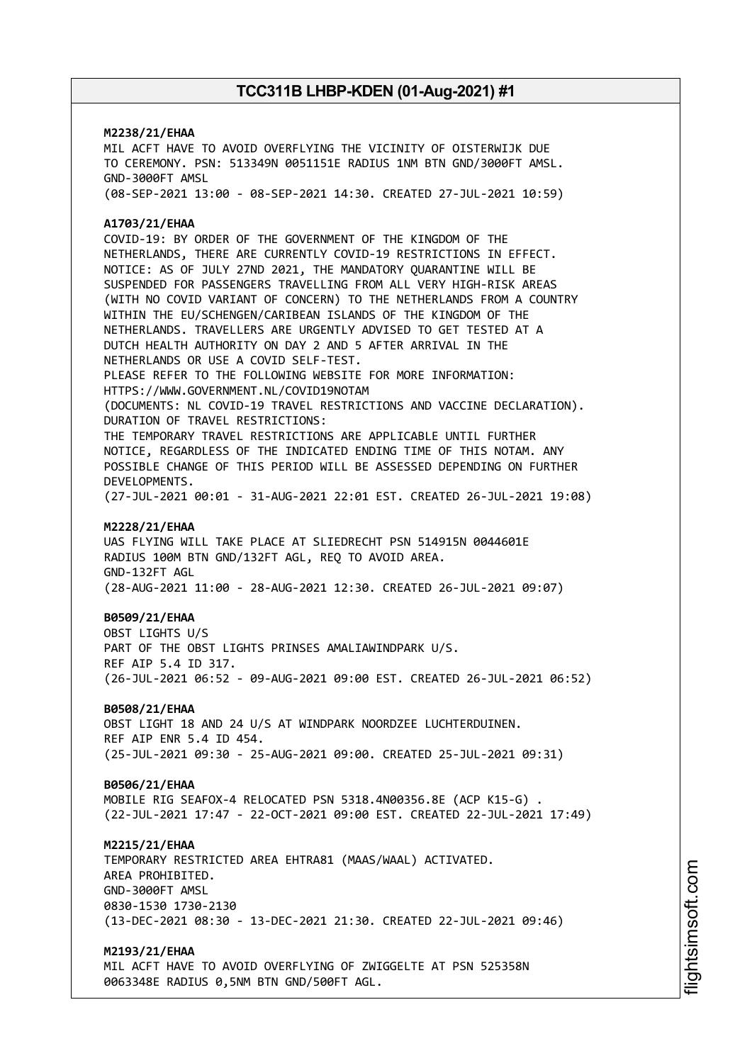**M2238/21/EHAA**
MIL ACFT HAVE TO AVOID OVERFLYING THE VICINITY OF OISTERWIJK DUE TO CEREMONY. PSN: 513349N 0051151E RADIUS 1NM BTN GND/3000FT AMSL.
GND-3000FT AMSL
(08-SEP-2021 13:00 - 08-SEP-2021 14:30. CREATED 27-JUL-2021 10:59)

**A1703/21/EHAA**
COVID-19: BY ORDER OF THE GOVERNMENT OF THE KINGDOM OF THE NETHERLANDS, THERE ARE CURRENTLY COVID-19 RESTRICTIONS IN EFFECT.
NOTICE: AS OF JULY 27ND 2021, THE MANDATORY QUARANTINE WILL BE SUSPENDED FOR PASSENGERS TRAVELLING FROM ALL VERY HIGH-RISK AREAS (WITH NO COVID VARIANT OF CONCERN) TO THE NETHERLANDS FROM A COUNTRY WITHIN THE EU/SCHENGEN/CARIBEAN ISLANDS OF THE KINGDOM OF THE NETHERLANDS. TRAVELLERS ARE URGENTLY ADVISED TO GET TESTED AT A DUTCH HEALTH AUTHORITY ON DAY 2 AND 5 AFTER ARRIVAL IN THE NETHERLANDS OR USE A COVID SELF-TEST.
PLEASE REFER TO THE FOLLOWING WEBSITE FOR MORE INFORMATION:
HTTPS://WWW.GOVERNMENT.NL/COVID19NOTAM
(DOCUMENTS: NL COVID-19 TRAVEL RESTRICTIONS AND VACCINE DECLARATION).
DURATION OF TRAVEL RESTRICTIONS:
THE TEMPORARY TRAVEL RESTRICTIONS ARE APPLICABLE UNTIL FURTHER NOTICE, REGARDLESS OF THE INDICATED ENDING TIME OF THIS NOTAM. ANY POSSIBLE CHANGE OF THIS PERIOD WILL BE ASSESSED DEPENDING ON FURTHER DEVELOPMENTS.
(27-JUL-2021 00:01 - 31-AUG-2021 22:01 EST. CREATED 26-JUL-2021 19:08)

**M2228/21/EHAA**
UAS FLYING WILL TAKE PLACE AT SLIEDRECHT PSN 514915N 0044601E RADIUS 100M BTN GND/132FT AGL, REQ TO AVOID AREA.
GND-132FT AGL
(28-AUG-2021 11:00 - 28-AUG-2021 12:30. CREATED 26-JUL-2021 09:07)

**B0509/21/EHAA**
OBST LIGHTS U/S
PART OF THE OBST LIGHTS PRINSES AMALIAWINDPARK U/S.
REF AIP 5.4 ID 317.
(26-JUL-2021 06:52 - 09-AUG-2021 09:00 EST. CREATED 26-JUL-2021 06:52)

**B0508/21/EHAA**
OBST LIGHT 18 AND 24 U/S AT WINDPARK NOORDZEE LUCHTERDUINEN.
REF AIP ENR 5.4 ID 454.
(25-JUL-2021 09:30 - 25-AUG-2021 09:00. CREATED 25-JUL-2021 09:31)

**B0506/21/EHAA**
MOBILE RIG SEAFOX-4 RELOCATED PSN 5318.4N00356.8E (ACP K15-G) .
(22-JUL-2021 17:47 - 22-OCT-2021 09:00 EST. CREATED 22-JUL-2021 17:49)

**M2215/21/EHAA**
TEMPORARY RESTRICTED AREA EHTRA81 (MAAS/WAAL) ACTIVATED.
AREA PROHIBITED.
GND-3000FT AMSL
0830-1530 1730-2130
(13-DEC-2021 08:30 - 13-DEC-2021 21:30. CREATED 22-JUL-2021 09:46)

**M2193/21/EHAA**
MIL ACFT HAVE TO AVOID OVERFLYING OF ZWIGGELTE AT PSN 525358N 0063348E RADIUS 0,5NM BTN GND/500FT AGL.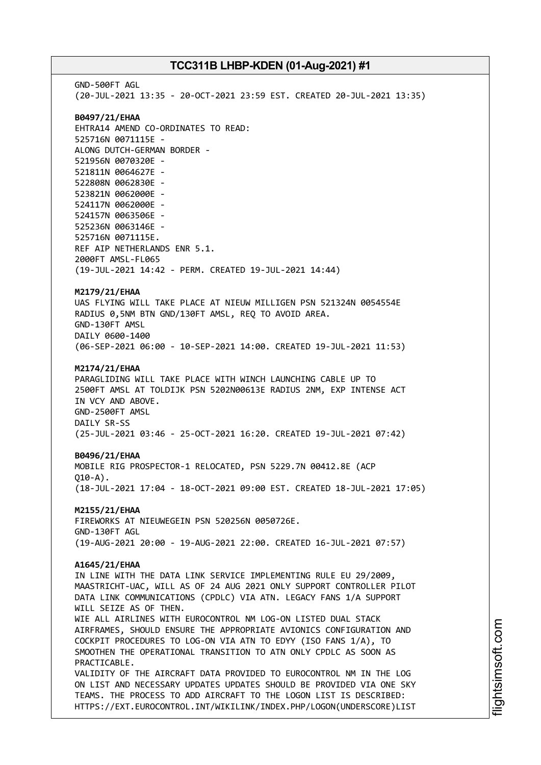GND-500FT AGL
(20-JUL-2021 13:35 - 20-OCT-2021 23:59 EST. CREATED 20-JUL-2021 13:35)

**B0497/21/EHAA**
EHTRA14 AMEND CO-ORDINATES TO READ:
525716N 0071115E -
ALONG DUTCH-GERMAN BORDER -
521956N 0070320E -
521811N 0064627E -
522808N 0062830E -
523821N 0062000E -
524117N 0062000E -
524157N 0063506E -
525236N 0063146E -
525716N 0071115E.
REF AIP NETHERLANDS ENR 5.1.
2000FT AMSL-FL065
(19-JUL-2021 14:42 - PERM. CREATED 19-JUL-2021 14:44)

**M2179/21/EHAA**
UAS FLYING WILL TAKE PLACE AT NIEUW MILLIGEN PSN 521324N 0054554E
RADIUS 0,5NM BTN GND/130FT AMSL, REQ TO AVOID AREA.
GND-130FT AMSL
DAILY 0600-1400
(06-SEP-2021 06:00 - 10-SEP-2021 14:00. CREATED 19-JUL-2021 11:53)

**M2174/21/EHAA**
PARAGLIDING WILL TAKE PLACE WITH WINCH LAUNCHING CABLE UP TO
2500FT AMSL AT TOLDIJK PSN 5202N00613E RADIUS 2NM, EXP INTENSE ACT
IN VCY AND ABOVE.
GND-2500FT AMSL
DAILY SR-SS
(25-JUL-2021 03:46 - 25-OCT-2021 16:20. CREATED 19-JUL-2021 07:42)

**B0496/21/EHAA**
MOBILE RIG PROSPECTOR-1 RELOCATED, PSN 5229.7N 00412.8E (ACP
Q10-A).
(18-JUL-2021 17:04 - 18-OCT-2021 09:00 EST. CREATED 18-JUL-2021 17:05)

**M2155/21/EHAA**
FIREWORKS AT NIEUWEGEIN PSN 520256N 0050726E.
GND-130FT AGL
(19-AUG-2021 20:00 - 19-AUG-2021 22:00. CREATED 16-JUL-2021 07:57)

**A1645/21/EHAA**
IN LINE WITH THE DATA LINK SERVICE IMPLEMENTING RULE EU 29/2009,
MAASTRICHT-UAC, WILL AS OF 24 AUG 2021 ONLY SUPPORT CONTROLLER PILOT
DATA LINK COMMUNICATIONS (CPDLC) VIA ATN. LEGACY FANS 1/A SUPPORT
WILL SEIZE AS OF THEN.
WIE ALL AIRLINES WITH EUROCONTROL NM LOG-ON LISTED DUAL STACK
AIRFRAMES, SHOULD ENSURE THE APPROPRIATE AVIONICS CONFIGURATION AND
COCKPIT PROCEDURES TO LOG-ON VIA ATN TO EDYY (ISO FANS 1/A), TO
SMOOTHEN THE OPERATIONAL TRANSITION TO ATN ONLY CPDLC AS SOON AS
PRACTICABLE.
VALIDITY OF THE AIRCRAFT DATA PROVIDED TO EUROCONTROL NM IN THE LOG
ON LIST AND NECESSARY UPDATES UPDATES SHOULD BE PROVIDED VIA ONE SKY
TEAMS. THE PROCESS TO ADD AIRCRAFT TO THE LOGON LIST IS DESCRIBED:
HTTPS://EXT.EUROCONTROL.INT/WIKILINK/INDEX.PHP/LOGON(UNDERSCORE)LIST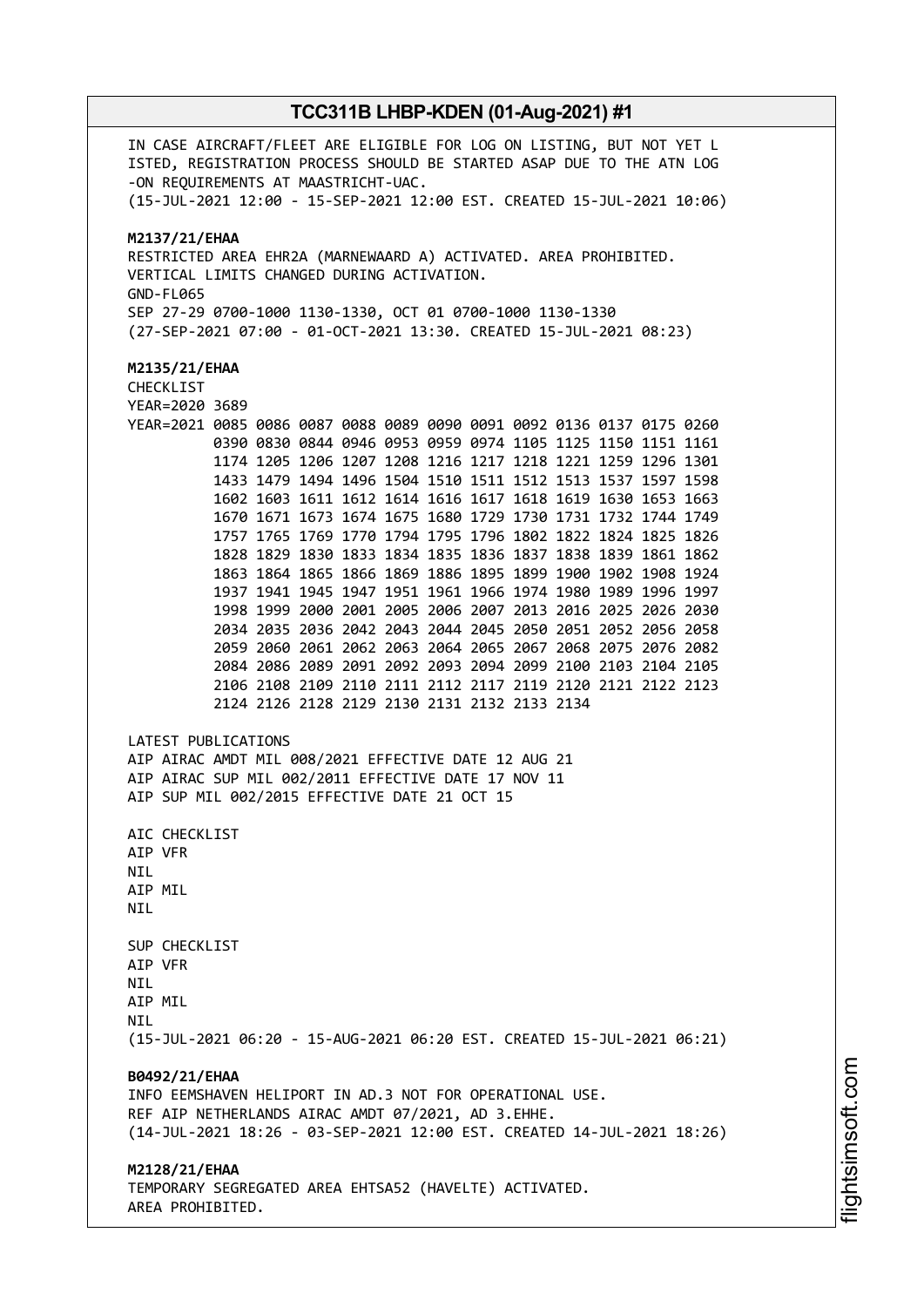IN CASE AIRCRAFT/FLEET ARE ELIGIBLE FOR LOG ON LISTING, BUT NOT YET L
ISTED, REGISTRATION PROCESS SHOULD BE STARTED ASAP DUE TO THE ATN LOG
-ON REQUIREMENTS AT MAASTRICHT-UAC.
(15-JUL-2021 12:00 - 15-SEP-2021 12:00 EST. CREATED 15-JUL-2021 10:06)

**M2137/21/EHAA**
RESTRICTED AREA EHR2A (MARNEWAARD A) ACTIVATED. AREA PROHIBITED.
VERTICAL LIMITS CHANGED DURING ACTIVATION.
GND-FL065
SEP 27-29 0700-1000 1130-1330, OCT 01 0700-1000 1130-1330
(27-SEP-2021 07:00 - 01-OCT-2021 13:30. CREATED 15-JUL-2021 08:23)

**M2135/21/EHAA**
CHECKLIST
YEAR=2020 3689
YEAR=2021 0085 0086 0087 0088 0089 0090 0091 0092 0136 0137 0175 0260
0390 0830 0844 0946 0953 0959 0974 1105 1125 1150 1151 1161
1174 1205 1206 1207 1208 1216 1217 1218 1221 1259 1296 1301
1433 1479 1494 1496 1504 1510 1511 1512 1513 1537 1597 1598
1602 1603 1611 1612 1614 1616 1617 1618 1619 1630 1653 1663
1670 1671 1673 1674 1675 1680 1729 1730 1731 1732 1744 1749
1757 1765 1769 1770 1794 1795 1796 1802 1822 1824 1825 1826
1828 1829 1830 1833 1834 1835 1836 1837 1838 1839 1861 1862
1863 1864 1865 1866 1869 1886 1895 1899 1900 1902 1908 1924
1937 1941 1945 1947 1951 1961 1966 1974 1980 1989 1996 1997
1998 1999 2000 2001 2005 2006 2007 2013 2016 2025 2026 2030
2034 2035 2036 2042 2043 2044 2045 2050 2051 2052 2056 2058
2059 2060 2061 2062 2063 2064 2065 2067 2068 2075 2076 2082
2084 2086 2089 2091 2092 2093 2094 2099 2100 2103 2104 2105
2106 2108 2109 2110 2111 2112 2117 2119 2120 2121 2122 2123
2124 2126 2128 2129 2130 2131 2132 2133 2134

LATEST PUBLICATIONS
AIP AIRAC AMDT MIL 008/2021 EFFECTIVE DATE 12 AUG 21
AIP AIRAC SUP MIL 002/2011 EFFECTIVE DATE 17 NOV 11
AIP SUP MIL 002/2015 EFFECTIVE DATE 21 OCT 15

AIC CHECKLIST
AIP VFR
NIL
AIP MIL
NIL

SUP CHECKLIST
AIP VFR
NIL
AIP MIL
NIL
(15-JUL-2021 06:20 - 15-AUG-2021 06:20 EST. CREATED 15-JUL-2021 06:21)

**B0492/21/EHAA**
INFO EEMSHAVEN HELIPORT IN AD.3 NOT FOR OPERATIONAL USE.
REF AIP NETHERLANDS AIRAC AMDT 07/2021, AD 3.EHHE.
(14-JUL-2021 18:26 - 03-SEP-2021 12:00 EST. CREATED 14-JUL-2021 18:26)

**M2128/21/EHAA**
TEMPORARY SEGREGATED AREA EHTSA52 (HAVELTE) ACTIVATED.
AREA PROHIBITED.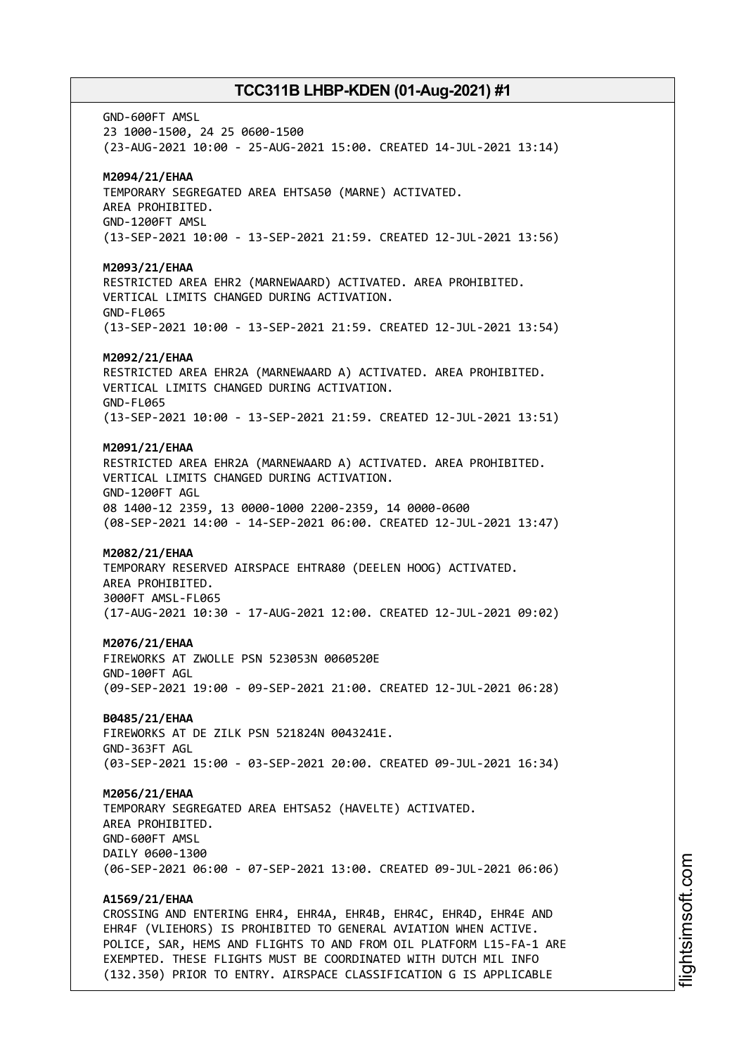GND-600FT AMSL
23 1000-1500, 24 25 0600-1500
(23-AUG-2021 10:00 - 25-AUG-2021 15:00. CREATED 14-JUL-2021 13:14)

**M2094/21/EHAA**
TEMPORARY SEGREGATED AREA EHTSA50 (MARNE) ACTIVATED.
AREA PROHIBITED.
GND-1200FT AMSL
(13-SEP-2021 10:00 - 13-SEP-2021 21:59. CREATED 12-JUL-2021 13:56)

**M2093/21/EHAA**
RESTRICTED AREA EHR2 (MARNEWAARD) ACTIVATED. AREA PROHIBITED.
VERTICAL LIMITS CHANGED DURING ACTIVATION.
GND-FL065
(13-SEP-2021 10:00 - 13-SEP-2021 21:59. CREATED 12-JUL-2021 13:54)

**M2092/21/EHAA**
RESTRICTED AREA EHR2A (MARNEWAARD A) ACTIVATED. AREA PROHIBITED.
VERTICAL LIMITS CHANGED DURING ACTIVATION.
GND-FL065
(13-SEP-2021 10:00 - 13-SEP-2021 21:59. CREATED 12-JUL-2021 13:51)

**M2091/21/EHAA**
RESTRICTED AREA EHR2A (MARNEWAARD A) ACTIVATED. AREA PROHIBITED.
VERTICAL LIMITS CHANGED DURING ACTIVATION.
GND-1200FT AGL
08 1400-12 2359, 13 0000-1000 2200-2359, 14 0000-0600
(08-SEP-2021 14:00 - 14-SEP-2021 06:00. CREATED 12-JUL-2021 13:47)

**M2082/21/EHAA**
TEMPORARY RESERVED AIRSPACE EHTRA80 (DEELEN HOOG) ACTIVATED.
AREA PROHIBITED.
3000FT AMSL-FL065
(17-AUG-2021 10:30 - 17-AUG-2021 12:00. CREATED 12-JUL-2021 09:02)

**M2076/21/EHAA**
FIREWORKS AT ZWOLLE PSN 523053N 0060520E
GND-100FT AGL
(09-SEP-2021 19:00 - 09-SEP-2021 21:00. CREATED 12-JUL-2021 06:28)

**B0485/21/EHAA**
FIREWORKS AT DE ZILK PSN 521824N 0043241E.
GND-363FT AGL
(03-SEP-2021 15:00 - 03-SEP-2021 20:00. CREATED 09-JUL-2021 16:34)

**M2056/21/EHAA**
TEMPORARY SEGREGATED AREA EHTSA52 (HAVELTE) ACTIVATED.
AREA PROHIBITED.
GND-600FT AMSL
DAILY 0600-1300
(06-SEP-2021 06:00 - 07-SEP-2021 13:00. CREATED 09-JUL-2021 06:06)

**A1569/21/EHAA**
CROSSING AND ENTERING EHR4, EHR4A, EHR4B, EHR4C, EHR4D, EHR4E AND
EHR4F (VLIEHORS) IS PROHIBITED TO GENERAL AVIATION WHEN ACTIVE.
POLICE, SAR, HEMS AND FLIGHTS TO AND FROM OIL PLATFORM L15-FA-1 ARE
EXEMPTED. THESE FLIGHTS MUST BE COORDINATED WITH DUTCH MIL INFO
(132.350) PRIOR TO ENTRY. AIRSPACE CLASSIFICATION G IS APPLICABLE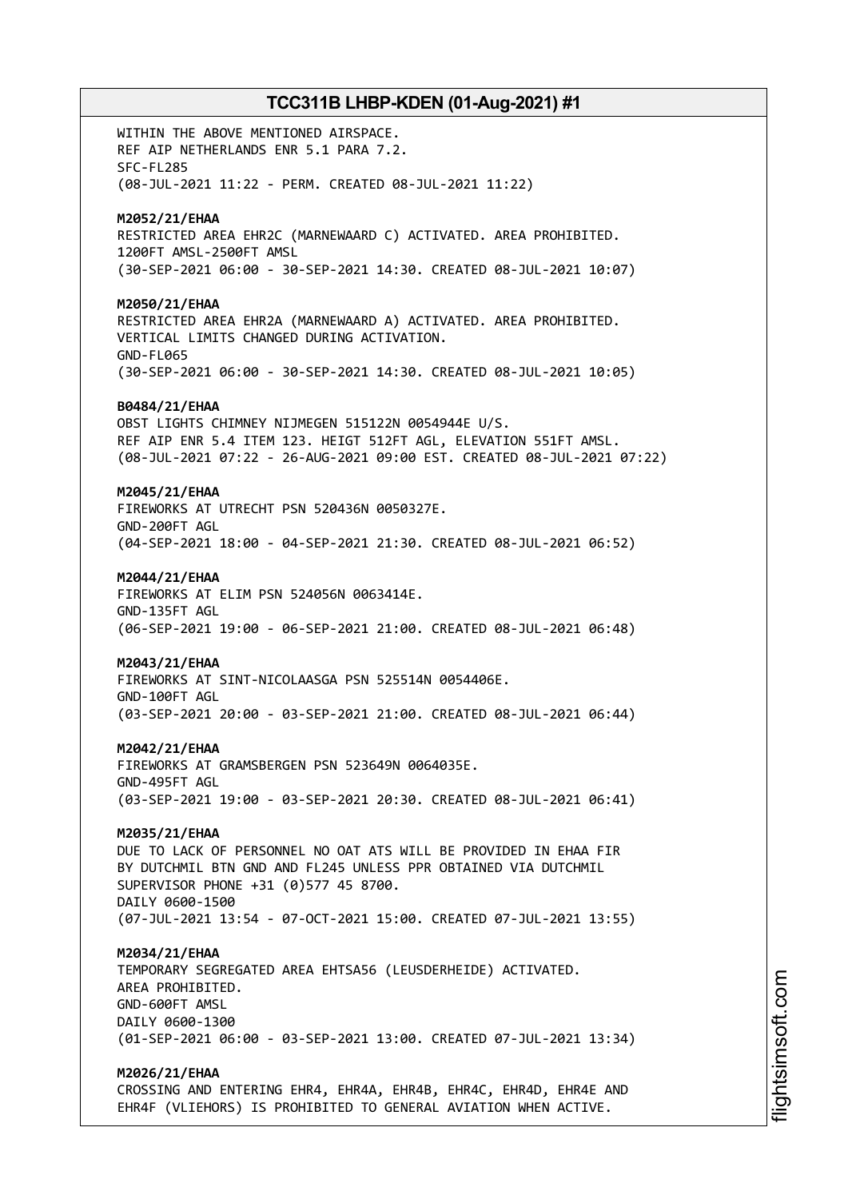WITHIN THE ABOVE MENTIONED AIRSPACE.
REF AIP NETHERLANDS ENR 5.1 PARA 7.2.
SFC-FL285
(08-JUL-2021 11:22 - PERM. CREATED 08-JUL-2021 11:22)

**M2052/21/EHAA**
RESTRICTED AREA EHR2C (MARNEWAARD C) ACTIVATED. AREA PROHIBITED.
1200FT AMSL-2500FT AMSL
(30-SEP-2021 06:00 - 30-SEP-2021 14:30. CREATED 08-JUL-2021 10:07)

**M2050/21/EHAA**
RESTRICTED AREA EHR2A (MARNEWAARD A) ACTIVATED. AREA PROHIBITED.
VERTICAL LIMITS CHANGED DURING ACTIVATION.
GND-FL065
(30-SEP-2021 06:00 - 30-SEP-2021 14:30. CREATED 08-JUL-2021 10:05)

**B0484/21/EHAA**
OBST LIGHTS CHIMNEY NIJMEGEN 515122N 0054944E U/S.
REF AIP ENR 5.4 ITEM 123. HEIGT 512FT AGL, ELEVATION 551FT AMSL.
(08-JUL-2021 07:22 - 26-AUG-2021 09:00 EST. CREATED 08-JUL-2021 07:22)

**M2045/21/EHAA**
FIREWORKS AT UTRECHT PSN 520436N 0050327E.
GND-200FT AGL
(04-SEP-2021 18:00 - 04-SEP-2021 21:30. CREATED 08-JUL-2021 06:52)

**M2044/21/EHAA**
FIREWORKS AT ELIM PSN 524056N 0063414E.
GND-135FT AGL
(06-SEP-2021 19:00 - 06-SEP-2021 21:00. CREATED 08-JUL-2021 06:48)

**M2043/21/EHAA**
FIREWORKS AT SINT-NICOLAASGA PSN 525514N 0054406E.
GND-100FT AGL
(03-SEP-2021 20:00 - 03-SEP-2021 21:00. CREATED 08-JUL-2021 06:44)

**M2042/21/EHAA**
FIREWORKS AT GRAMSBERGEN PSN 523649N 0064035E.
GND-495FT AGL
(03-SEP-2021 19:00 - 03-SEP-2021 20:30. CREATED 08-JUL-2021 06:41)

**M2035/21/EHAA**
DUE TO LACK OF PERSONNEL NO OAT ATS WILL BE PROVIDED IN EHAA FIR
BY DUTCHMIL BTN GND AND FL245 UNLESS PPR OBTAINED VIA DUTCHMIL
SUPERVISOR PHONE +31 (0)577 45 8700.
DAILY 0600-1500
(07-JUL-2021 13:54 - 07-OCT-2021 15:00. CREATED 07-JUL-2021 13:55)

**M2034/21/EHAA**
TEMPORARY SEGREGATED AREA EHTSA56 (LEUSDERHEIDE) ACTIVATED.
AREA PROHIBITED.
GND-600FT AMSL
DAILY 0600-1300
(01-SEP-2021 06:00 - 03-SEP-2021 13:00. CREATED 07-JUL-2021 13:34)

**M2026/21/EHAA**
CROSSING AND ENTERING EHR4, EHR4A, EHR4B, EHR4C, EHR4D, EHR4E AND
EHR4F (VLIEHORS) IS PROHIBITED TO GENERAL AVIATION WHEN ACTIVE.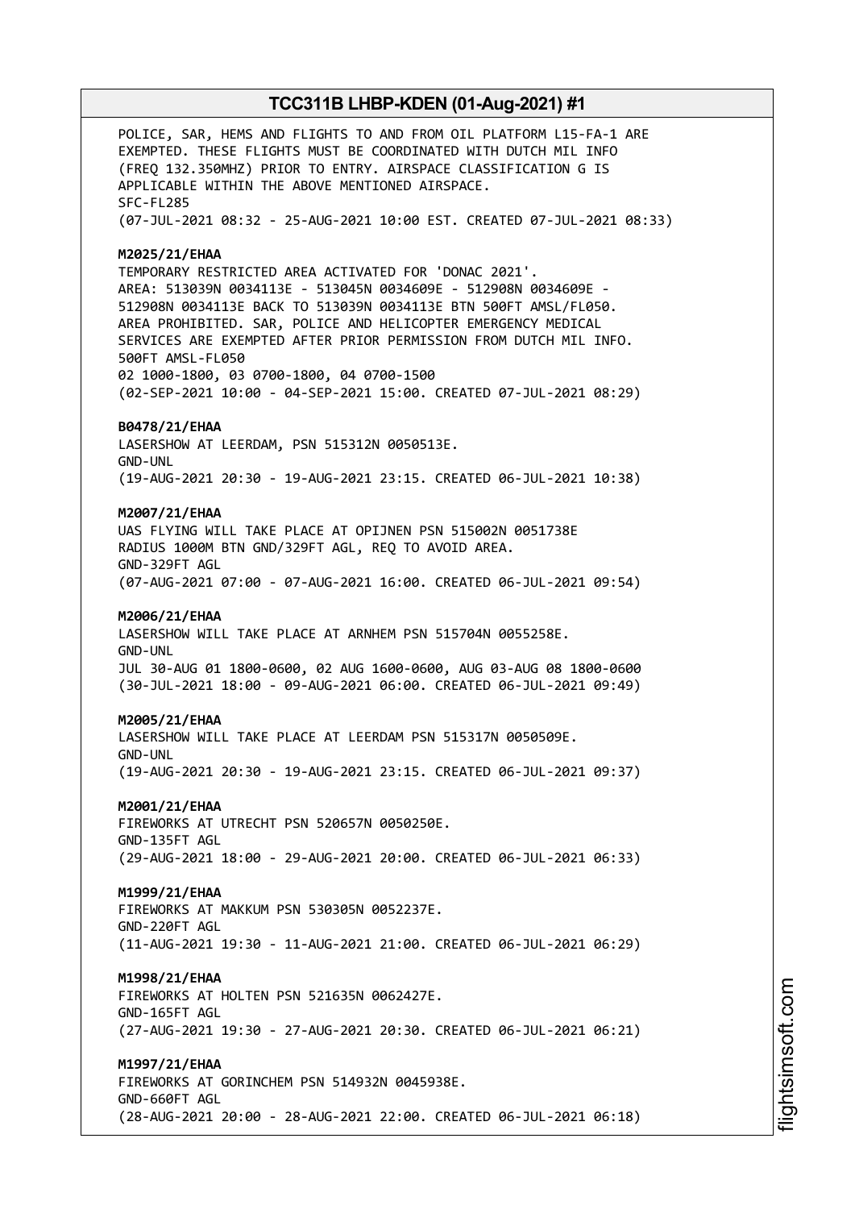POLICE, SAR, HEMS AND FLIGHTS TO AND FROM OIL PLATFORM L15-FA-1 ARE EXEMPTED. THESE FLIGHTS MUST BE COORDINATED WITH DUTCH MIL INFO (FREQ 132.350MHZ) PRIOR TO ENTRY. AIRSPACE CLASSIFICATION G IS APPLICABLE WITHIN THE ABOVE MENTIONED AIRSPACE.
SFC-FL285
(07-JUL-2021 08:32 - 25-AUG-2021 10:00 EST. CREATED 07-JUL-2021 08:33)

**M2025/21/EHAA**
TEMPORARY RESTRICTED AREA ACTIVATED FOR 'DONAC 2021'.
AREA: 513039N 0034113E - 513045N 0034609E - 512908N 0034609E - 512908N 0034113E BACK TO 513039N 0034113E BTN 500FT AMSL/FL050.
AREA PROHIBITED. SAR, POLICE AND HELICOPTER EMERGENCY MEDICAL SERVICES ARE EXEMPTED AFTER PRIOR PERMISSION FROM DUTCH MIL INFO.
500FT AMSL-FL050
02 1000-1800, 03 0700-1800, 04 0700-1500
(02-SEP-2021 10:00 - 04-SEP-2021 15:00. CREATED 07-JUL-2021 08:29)

**B0478/21/EHAA**
LASERSHOW AT LEERDAM, PSN 515312N 0050513E.
GND-UNL
(19-AUG-2021 20:30 - 19-AUG-2021 23:15. CREATED 06-JUL-2021 10:38)

**M2007/21/EHAA**
UAS FLYING WILL TAKE PLACE AT OPIJNEN PSN 515002N 0051738E RADIUS 1000M BTN GND/329FT AGL, REQ TO AVOID AREA.
GND-329FT AGL
(07-AUG-2021 07:00 - 07-AUG-2021 16:00. CREATED 06-JUL-2021 09:54)

**M2006/21/EHAA**
LASERSHOW WILL TAKE PLACE AT ARNHEM PSN 515704N 0055258E.
GND-UNL
JUL 30-AUG 01 1800-0600, 02 AUG 1600-0600, AUG 03-AUG 08 1800-0600
(30-JUL-2021 18:00 - 09-AUG-2021 06:00. CREATED 06-JUL-2021 09:49)

**M2005/21/EHAA**
LASERSHOW WILL TAKE PLACE AT LEERDAM PSN 515317N 0050509E.
GND-UNL
(19-AUG-2021 20:30 - 19-AUG-2021 23:15. CREATED 06-JUL-2021 09:37)

**M2001/21/EHAA**
FIREWORKS AT UTRECHT PSN 520657N 0050250E.
GND-135FT AGL
(29-AUG-2021 18:00 - 29-AUG-2021 20:00. CREATED 06-JUL-2021 06:33)

**M1999/21/EHAA**
FIREWORKS AT MAKKUM PSN 530305N 0052237E.
GND-220FT AGL
(11-AUG-2021 19:30 - 11-AUG-2021 21:00. CREATED 06-JUL-2021 06:29)

**M1998/21/EHAA**
FIREWORKS AT HOLTEN PSN 521635N 0062427E.
GND-165FT AGL
(27-AUG-2021 19:30 - 27-AUG-2021 20:30. CREATED 06-JUL-2021 06:21)

**M1997/21/EHAA**
FIREWORKS AT GORINCHEM PSN 514932N 0045938E.
GND-660FT AGL
(28-AUG-2021 20:00 - 28-AUG-2021 22:00. CREATED 06-JUL-2021 06:18)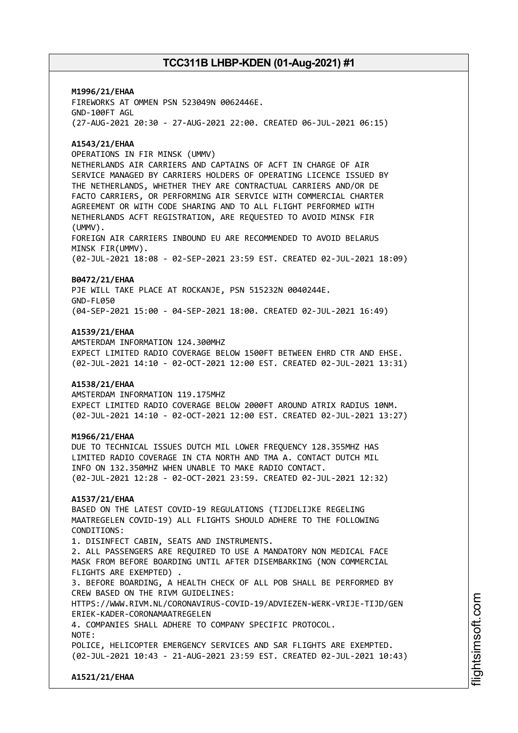**M1996/21/EHAA**
FIREWORKS AT OMMEN PSN 523049N 0062446E.
GND-100FT AGL
(27-AUG-2021 20:30 - 27-AUG-2021 22:00. CREATED 06-JUL-2021 06:15)

**A1543/21/EHAA**
OPERATIONS IN FIR MINSK (UMMV)
NETHERLANDS AIR CARRIERS AND CAPTAINS OF ACFT IN CHARGE OF AIR SERVICE MANAGED BY CARRIERS HOLDERS OF OPERATING LICENCE ISSUED BY THE NETHERLANDS, WHETHER THEY ARE CONTRACTUAL CARRIERS AND/OR DE FACTO CARRIERS, OR PERFORMING AIR SERVICE WITH COMMERCIAL CHARTER AGREEMENT OR WITH CODE SHARING AND TO ALL FLIGHT PERFORMED WITH NETHERLANDS ACFT REGISTRATION, ARE REQUESTED TO AVOID MINSK FIR (UMMV).
FOREIGN AIR CARRIERS INBOUND EU ARE RECOMMENDED TO AVOID BELARUS MINSK FIR(UMMV).
(02-JUL-2021 18:08 - 02-SEP-2021 23:59 EST. CREATED 02-JUL-2021 18:09)

**B0472/21/EHAA**
PJE WILL TAKE PLACE AT ROCKANJE, PSN 515232N 0040244E.
GND-FL050
(04-SEP-2021 15:00 - 04-SEP-2021 18:00. CREATED 02-JUL-2021 16:49)

**A1539/21/EHAA**
AMSTERDAM INFORMATION 124.300MHZ
EXPECT LIMITED RADIO COVERAGE BELOW 1500FT BETWEEN EHRD CTR AND EHSE.
(02-JUL-2021 14:10 - 02-OCT-2021 12:00 EST. CREATED 02-JUL-2021 13:31)

**A1538/21/EHAA**
AMSTERDAM INFORMATION 119.175MHZ
EXPECT LIMITED RADIO COVERAGE BELOW 2000FT AROUND ATRIX RADIUS 10NM.
(02-JUL-2021 14:10 - 02-OCT-2021 12:00 EST. CREATED 02-JUL-2021 13:27)

**M1966/21/EHAA**
DUE TO TECHNICAL ISSUES DUTCH MIL LOWER FREQUENCY 128.355MHZ HAS LIMITED RADIO COVERAGE IN CTA NORTH AND TMA A. CONTACT DUTCH MIL INFO ON 132.350MHZ WHEN UNABLE TO MAKE RADIO CONTACT.
(02-JUL-2021 12:28 - 02-OCT-2021 23:59. CREATED 02-JUL-2021 12:32)

**A1537/21/EHAA**
BASED ON THE LATEST COVID-19 REGULATIONS (TIJDELIJKE REGELING MAATREGELEN COVID-19) ALL FLIGHTS SHOULD ADHERE TO THE FOLLOWING CONDITIONS:
1. DISINFECT CABIN, SEATS AND INSTRUMENTS.
2. ALL PASSENGERS ARE REQUIRED TO USE A MANDATORY NON MEDICAL FACE MASK FROM BEFORE BOARDING UNTIL AFTER DISEMBARKING (NON COMMERCIAL FLIGHTS ARE EXEMPTED) .
3. BEFORE BOARDING, A HEALTH CHECK OF ALL POB SHALL BE PERFORMED BY CREW BASED ON THE RIVM GUIDELINES:
HTTPS://WWW.RIVM.NL/CORONAVIRUS-COVID-19/ADVIEZEN-WERK-VRIJE-TIJD/GENERIEK-KADER-CORONAMAATREGELEN
4. COMPANIES SHALL ADHERE TO COMPANY SPECIFIC PROTOCOL.
NOTE:
POLICE, HELICOPTER EMERGENCY SERVICES AND SAR FLIGHTS ARE EXEMPTED.
(02-JUL-2021 10:43 - 21-AUG-2021 23:59 EST. CREATED 02-JUL-2021 10:43)

**A1521/21/EHAA**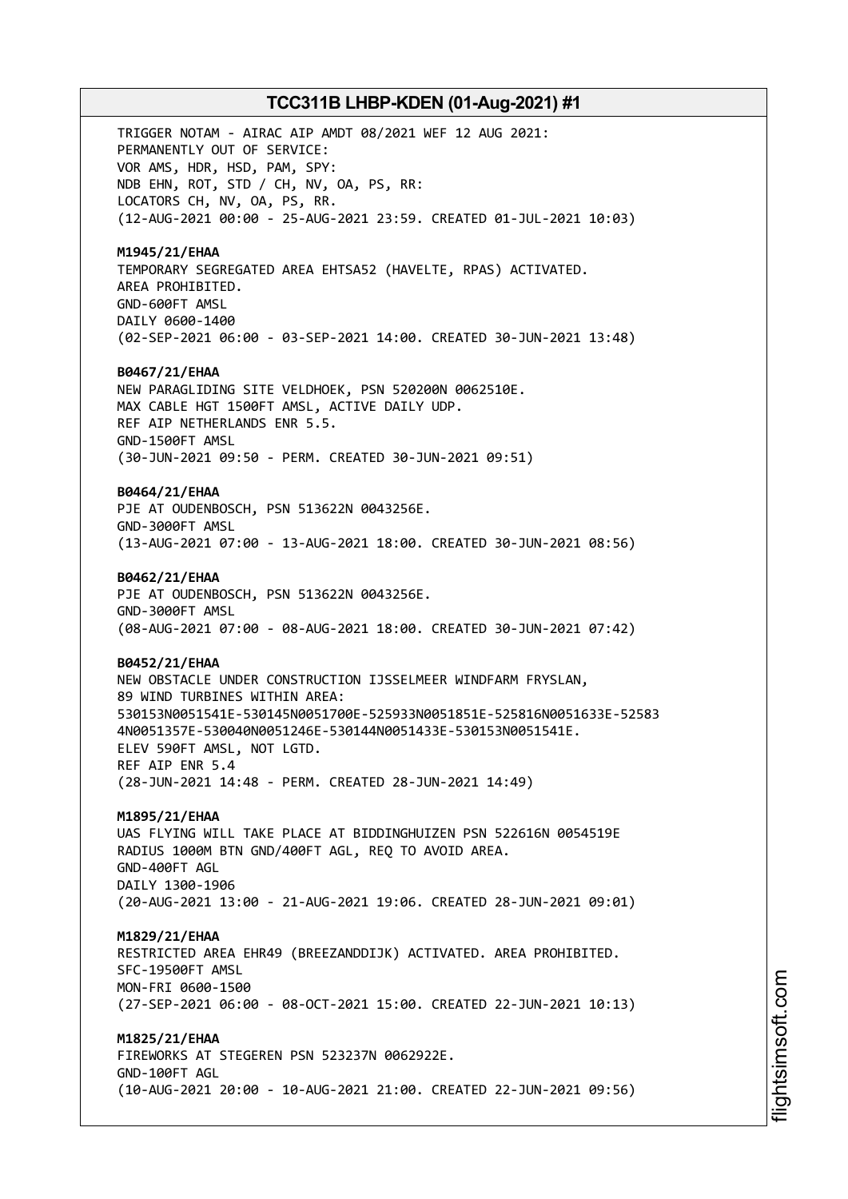TRIGGER NOTAM - AIRAC AIP AMDT 08/2021 WEF 12 AUG 2021:
PERMANENTLY OUT OF SERVICE:
VOR AMS, HDR, HSD, PAM, SPY:
NDB EHN, ROT, STD / CH, NV, OA, PS, RR:
LOCATORS CH, NV, OA, PS, RR.
(12-AUG-2021 00:00 - 25-AUG-2021 23:59. CREATED 01-JUL-2021 10:03)

**M1945/21/EHAA**
TEMPORARY SEGREGATED AREA EHTSA52 (HAVELTE, RPAS) ACTIVATED.
AREA PROHIBITED.
GND-600FT AMSL
DAILY 0600-1400
(02-SEP-2021 06:00 - 03-SEP-2021 14:00. CREATED 30-JUN-2021 13:48)

**B0467/21/EHAA**
NEW PARAGLIDING SITE VELDHOEK, PSN 520200N 0062510E.
MAX CABLE HGT 1500FT AMSL, ACTIVE DAILY UDP.
REF AIP NETHERLANDS ENR 5.5.
GND-1500FT AMSL
(30-JUN-2021 09:50 - PERM. CREATED 30-JUN-2021 09:51)

**B0464/21/EHAA**
PJE AT OUDENBOSCH, PSN 513622N 0043256E.
GND-3000FT AMSL
(13-AUG-2021 07:00 - 13-AUG-2021 18:00. CREATED 30-JUN-2021 08:56)

**B0462/21/EHAA**
PJE AT OUDENBOSCH, PSN 513622N 0043256E.
GND-3000FT AMSL
(08-AUG-2021 07:00 - 08-AUG-2021 18:00. CREATED 30-JUN-2021 07:42)

**B0452/21/EHAA**
NEW OBSTACLE UNDER CONSTRUCTION IJSSELMEER WINDFARM FRYSLAN,
89 WIND TURBINES WITHIN AREA:
530153N0051541E-530145N0051700E-525933N0051851E-525816N0051633E-52583
4N0051357E-530040N0051246E-530144N0051433E-530153N0051541E.
ELEV 590FT AMSL, NOT LGTD.
REF AIP ENR 5.4
(28-JUN-2021 14:48 - PERM. CREATED 28-JUN-2021 14:49)

**M1895/21/EHAA**
UAS FLYING WILL TAKE PLACE AT BIDDINGHUIZEN PSN 522616N 0054519E
RADIUS 1000M BTN GND/400FT AGL, REQ TO AVOID AREA.
GND-400FT AGL
DAILY 1300-1906
(20-AUG-2021 13:00 - 21-AUG-2021 19:06. CREATED 28-JUN-2021 09:01)

**M1829/21/EHAA**
RESTRICTED AREA EHR49 (BREEZANDDIJK) ACTIVATED. AREA PROHIBITED.
SFC-19500FT AMSL
MON-FRI 0600-1500
(27-SEP-2021 06:00 - 08-OCT-2021 15:00. CREATED 22-JUN-2021 10:13)

**M1825/21/EHAA**
FIREWORKS AT STEGEREN PSN 523237N 0062922E.
GND-100FT AGL
(10-AUG-2021 20:00 - 10-AUG-2021 21:00. CREATED 22-JUN-2021 09:56)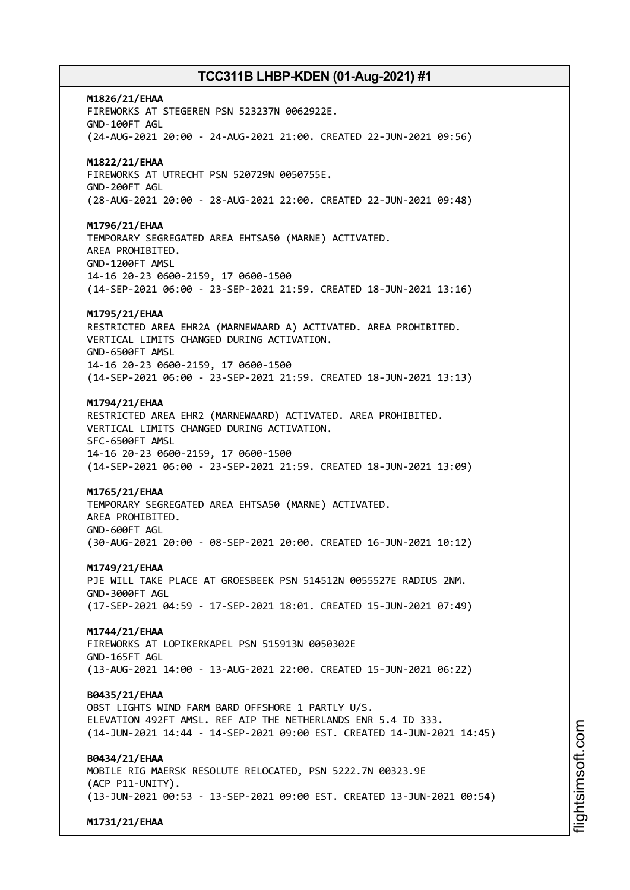**M1826/21/EHAA**
FIREWORKS AT STEGEREN PSN 523237N 0062922E.
GND-100FT AGL
(24-AUG-2021 20:00 - 24-AUG-2021 21:00. CREATED 22-JUN-2021 09:56)

**M1822/21/EHAA**
FIREWORKS AT UTRECHT PSN 520729N 0050755E.
GND-200FT AGL
(28-AUG-2021 20:00 - 28-AUG-2021 22:00. CREATED 22-JUN-2021 09:48)

**M1796/21/EHAA**
TEMPORARY SEGREGATED AREA EHTSA50 (MARNE) ACTIVATED.
AREA PROHIBITED.
GND-1200FT AMSL
14-16 20-23 0600-2159, 17 0600-1500
(14-SEP-2021 06:00 - 23-SEP-2021 21:59. CREATED 18-JUN-2021 13:16)

**M1795/21/EHAA**
RESTRICTED AREA EHR2A (MARNEWAARD A) ACTIVATED. AREA PROHIBITED.
VERTICAL LIMITS CHANGED DURING ACTIVATION.
GND-6500FT AMSL
14-16 20-23 0600-2159, 17 0600-1500
(14-SEP-2021 06:00 - 23-SEP-2021 21:59. CREATED 18-JUN-2021 13:13)

**M1794/21/EHAA**
RESTRICTED AREA EHR2 (MARNEWAARD) ACTIVATED. AREA PROHIBITED.
VERTICAL LIMITS CHANGED DURING ACTIVATION.
SFC-6500FT AMSL
14-16 20-23 0600-2159, 17 0600-1500
(14-SEP-2021 06:00 - 23-SEP-2021 21:59. CREATED 18-JUN-2021 13:09)

**M1765/21/EHAA**
TEMPORARY SEGREGATED AREA EHTSA50 (MARNE) ACTIVATED.
AREA PROHIBITED.
GND-600FT AGL
(30-AUG-2021 20:00 - 08-SEP-2021 20:00. CREATED 16-JUN-2021 10:12)

**M1749/21/EHAA**
PJE WILL TAKE PLACE AT GROESBEEK PSN 514512N 0055527E RADIUS 2NM.
GND-3000FT AGL
(17-SEP-2021 04:59 - 17-SEP-2021 18:01. CREATED 15-JUN-2021 07:49)

**M1744/21/EHAA**
FIREWORKS AT LOPIKERKAPEL PSN 515913N 0050302E
GND-165FT AGL
(13-AUG-2021 14:00 - 13-AUG-2021 22:00. CREATED 15-JUN-2021 06:22)

**B0435/21/EHAA**
OBST LIGHTS WIND FARM BARD OFFSHORE 1 PARTLY U/S.
ELEVATION 492FT AMSL. REF AIP THE NETHERLANDS ENR 5.4 ID 333.
(14-JUN-2021 14:44 - 14-SEP-2021 09:00 EST. CREATED 14-JUN-2021 14:45)

**B0434/21/EHAA**
MOBILE RIG MAERSK RESOLUTE RELOCATED, PSN 5222.7N 00323.9E
(ACP P11-UNITY).
(13-JUN-2021 00:53 - 13-SEP-2021 09:00 EST. CREATED 13-JUN-2021 00:54)

**M1731/21/EHAA**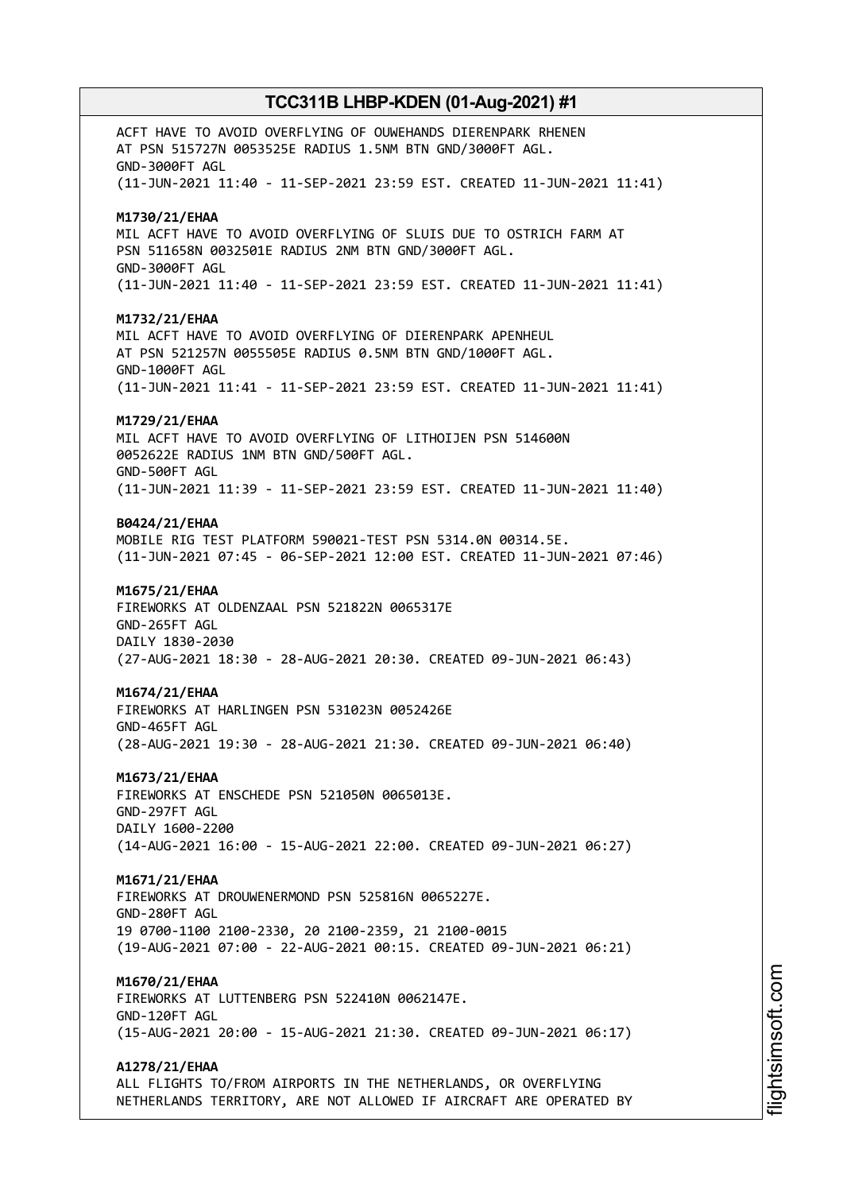ACFT HAVE TO AVOID OVERFLYING OF OUWEHANDS DIERENPARK RHENEN
AT PSN 515727N 0053525E RADIUS 1.5NM BTN GND/3000FT AGL.
GND-3000FT AGL
(11-JUN-2021 11:40 - 11-SEP-2021 23:59 EST. CREATED 11-JUN-2021 11:41)

**M1730/21/EHAA**
MIL ACFT HAVE TO AVOID OVERFLYING OF SLUIS DUE TO OSTRICH FARM AT
PSN 511658N 0032501E RADIUS 2NM BTN GND/3000FT AGL.
GND-3000FT AGL
(11-JUN-2021 11:40 - 11-SEP-2021 23:59 EST. CREATED 11-JUN-2021 11:41)

**M1732/21/EHAA**
MIL ACFT HAVE TO AVOID OVERFLYING OF DIERENPARK APENHEUL
AT PSN 521257N 0055505E RADIUS 0.5NM BTN GND/1000FT AGL.
GND-1000FT AGL
(11-JUN-2021 11:41 - 11-SEP-2021 23:59 EST. CREATED 11-JUN-2021 11:41)

**M1729/21/EHAA**
MIL ACFT HAVE TO AVOID OVERFLYING OF LITHOIJEN PSN 514600N
0052622E RADIUS 1NM BTN GND/500FT AGL.
GND-500FT AGL
(11-JUN-2021 11:39 - 11-SEP-2021 23:59 EST. CREATED 11-JUN-2021 11:40)

**B0424/21/EHAA**
MOBILE RIG TEST PLATFORM 590021-TEST PSN 5314.0N 00314.5E.
(11-JUN-2021 07:45 - 06-SEP-2021 12:00 EST. CREATED 11-JUN-2021 07:46)

**M1675/21/EHAA**
FIREWORKS AT OLDENZAAL PSN 521822N 0065317E
GND-265FT AGL
DAILY 1830-2030
(27-AUG-2021 18:30 - 28-AUG-2021 20:30. CREATED 09-JUN-2021 06:43)

**M1674/21/EHAA**
FIREWORKS AT HARLINGEN PSN 531023N 0052426E
GND-465FT AGL
(28-AUG-2021 19:30 - 28-AUG-2021 21:30. CREATED 09-JUN-2021 06:40)

**M1673/21/EHAA**
FIREWORKS AT ENSCHEDE PSN 521050N 0065013E.
GND-297FT AGL
DAILY 1600-2200
(14-AUG-2021 16:00 - 15-AUG-2021 22:00. CREATED 09-JUN-2021 06:27)

**M1671/21/EHAA**
FIREWORKS AT DROUWENERMOND PSN 525816N 0065227E.
GND-280FT AGL
19 0700-1100 2100-2330, 20 2100-2359, 21 2100-0015
(19-AUG-2021 07:00 - 22-AUG-2021 00:15. CREATED 09-JUN-2021 06:21)

**M1670/21/EHAA**
FIREWORKS AT LUTTENBERG PSN 522410N 0062147E.
GND-120FT AGL
(15-AUG-2021 20:00 - 15-AUG-2021 21:30. CREATED 09-JUN-2021 06:17)

**A1278/21/EHAA**
ALL FLIGHTS TO/FROM AIRPORTS IN THE NETHERLANDS, OR OVERFLYING
NETHERLANDS TERRITORY, ARE NOT ALLOWED IF AIRCRAFT ARE OPERATED BY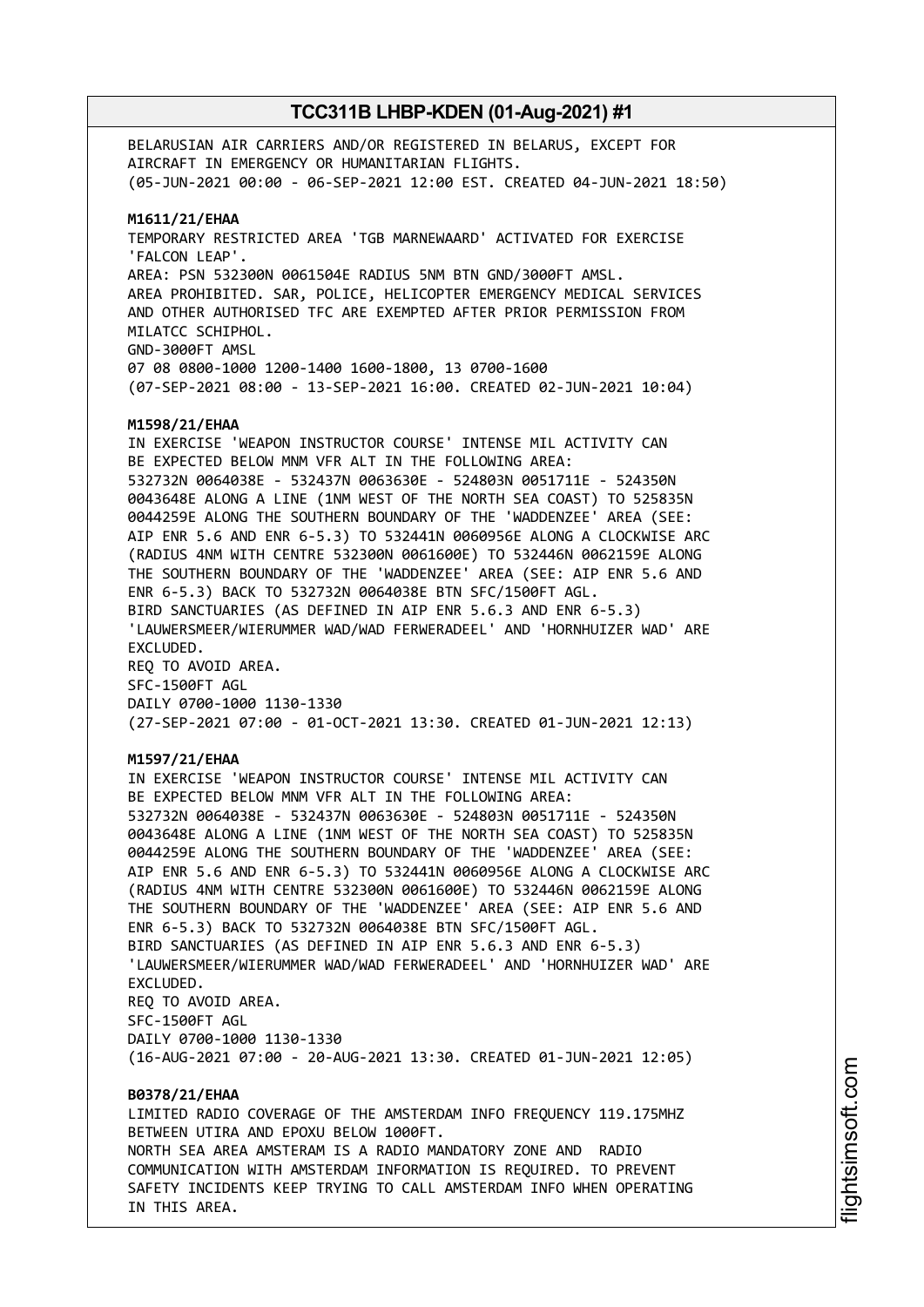BELARUSIAN AIR CARRIERS AND/OR REGISTERED IN BELARUS, EXCEPT FOR AIRCRAFT IN EMERGENCY OR HUMANITARIAN FLIGHTS.
(05-JUN-2021 00:00 - 06-SEP-2021 12:00 EST. CREATED 04-JUN-2021 18:50)

**M1611/21/EHAA**
TEMPORARY RESTRICTED AREA 'TGB MARNEWAARD' ACTIVATED FOR EXERCISE 'FALCON LEAP'.
AREA: PSN 532300N 0061504E RADIUS 5NM BTN GND/3000FT AMSL.
AREA PROHIBITED. SAR, POLICE, HELICOPTER EMERGENCY MEDICAL SERVICES AND OTHER AUTHORISED TFC ARE EXEMPTED AFTER PRIOR PERMISSION FROM MILATCC SCHIPHOL.
GND-3000FT AMSL
07 08 0800-1000 1200-1400 1600-1800, 13 0700-1600
(07-SEP-2021 08:00 - 13-SEP-2021 16:00. CREATED 02-JUN-2021 10:04)

**M1598/21/EHAA**
IN EXERCISE 'WEAPON INSTRUCTOR COURSE' INTENSE MIL ACTIVITY CAN BE EXPECTED BELOW MNM VFR ALT IN THE FOLLOWING AREA:
532732N 0064038E - 532437N 0063630E - 524803N 0051711E - 524350N 0043648E ALONG A LINE (1NM WEST OF THE NORTH SEA COAST) TO 525835N 0044259E ALONG THE SOUTHERN BOUNDARY OF THE 'WADDENZEE' AREA (SEE: AIP ENR 5.6 AND ENR 6-5.3) TO 532441N 0060956E ALONG A CLOCKWISE ARC (RADIUS 4NM WITH CENTRE 532300N 0061600E) TO 532446N 0062159E ALONG THE SOUTHERN BOUNDARY OF THE 'WADDENZEE' AREA (SEE: AIP ENR 5.6 AND ENR 6-5.3) BACK TO 532732N 0064038E BTN SFC/1500FT AGL.
BIRD SANCTUARIES (AS DEFINED IN AIP ENR 5.6.3 AND ENR 6-5.3) 'LAUWERSMEER/WIERUMMER WAD/WAD FERWERADEEL' AND 'HORNHUIZER WAD' ARE EXCLUDED.
REQ TO AVOID AREA.
SFC-1500FT AGL
DAILY 0700-1000 1130-1330
(27-SEP-2021 07:00 - 01-OCT-2021 13:30. CREATED 01-JUN-2021 12:13)

**M1597/21/EHAA**
IN EXERCISE 'WEAPON INSTRUCTOR COURSE' INTENSE MIL ACTIVITY CAN BE EXPECTED BELOW MNM VFR ALT IN THE FOLLOWING AREA:
532732N 0064038E - 532437N 0063630E - 524803N 0051711E - 524350N 0043648E ALONG A LINE (1NM WEST OF THE NORTH SEA COAST) TO 525835N 0044259E ALONG THE SOUTHERN BOUNDARY OF THE 'WADDENZEE' AREA (SEE: AIP ENR 5.6 AND ENR 6-5.3) TO 532441N 0060956E ALONG A CLOCKWISE ARC (RADIUS 4NM WITH CENTRE 532300N 0061600E) TO 532446N 0062159E ALONG THE SOUTHERN BOUNDARY OF THE 'WADDENZEE' AREA (SEE: AIP ENR 5.6 AND ENR 6-5.3) BACK TO 532732N 0064038E BTN SFC/1500FT AGL.
BIRD SANCTUARIES (AS DEFINED IN AIP ENR 5.6.3 AND ENR 6-5.3) 'LAUWERSMEER/WIERUMMER WAD/WAD FERWERADEEL' AND 'HORNHUIZER WAD' ARE EXCLUDED.
REQ TO AVOID AREA.
SFC-1500FT AGL
DAILY 0700-1000 1130-1330
(16-AUG-2021 07:00 - 20-AUG-2021 13:30. CREATED 01-JUN-2021 12:05)

**B0378/21/EHAA**
LIMITED RADIO COVERAGE OF THE AMSTERDAM INFO FREQUENCY 119.175MHZ BETWEEN UTIRA AND EPOXU BELOW 1000FT.
NORTH SEA AREA AMSTERAM IS A RADIO MANDATORY ZONE AND RADIO COMMUNICATION WITH AMSTERDAM INFORMATION IS REQUIRED. TO PREVENT SAFETY INCIDENTS KEEP TRYING TO CALL AMSTERDAM INFO WHEN OPERATING IN THIS AREA.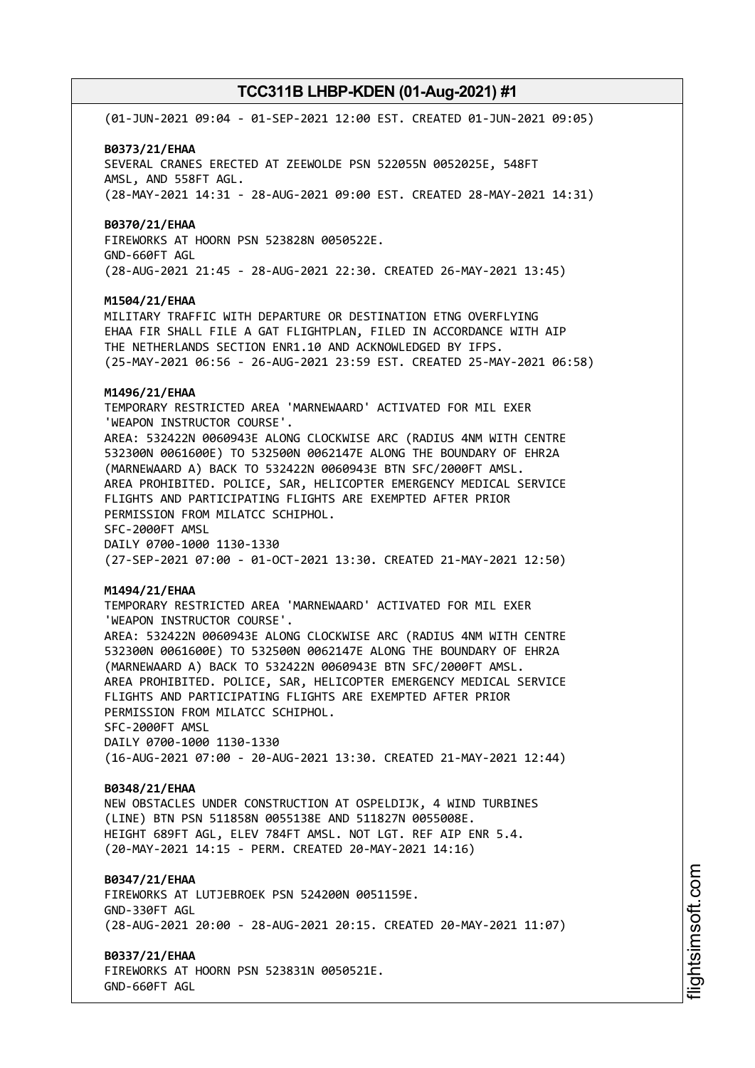(01-JUN-2021 09:04 - 01-SEP-2021 12:00 EST. CREATED 01-JUN-2021 09:05)

**B0373/21/EHAA**
SEVERAL CRANES ERECTED AT ZEEWOLDE PSN 522055N 0052025E, 548FT AMSL, AND 558FT AGL.
(28-MAY-2021 14:31 - 28-AUG-2021 09:00 EST. CREATED 28-MAY-2021 14:31)

**B0370/21/EHAA**
FIREWORKS AT HOORN PSN 523828N 0050522E.
GND-660FT AGL
(28-AUG-2021 21:45 - 28-AUG-2021 22:30. CREATED 26-MAY-2021 13:45)

**M1504/21/EHAA**
MILITARY TRAFFIC WITH DEPARTURE OR DESTINATION ETNG OVERFLYING EHAA FIR SHALL FILE A GAT FLIGHTPLAN, FILED IN ACCORDANCE WITH AIP THE NETHERLANDS SECTION ENR1.10 AND ACKNOWLEDGED BY IFPS.
(25-MAY-2021 06:56 - 26-AUG-2021 23:59 EST. CREATED 25-MAY-2021 06:58)

**M1496/21/EHAA**
TEMPORARY RESTRICTED AREA 'MARNEWAARD' ACTIVATED FOR MIL EXER 'WEAPON INSTRUCTOR COURSE'.
AREA: 532422N 0060943E ALONG CLOCKWISE ARC (RADIUS 4NM WITH CENTRE 532300N 0061600E) TO 532500N 0062147E ALONG THE BOUNDARY OF EHR2A (MARNEWAARD A) BACK TO 532422N 0060943E BTN SFC/2000FT AMSL.
AREA PROHIBITED. POLICE, SAR, HELICOPTER EMERGENCY MEDICAL SERVICE FLIGHTS AND PARTICIPATING FLIGHTS ARE EXEMPTED AFTER PRIOR PERMISSION FROM MILATCC SCHIPHOL.
SFC-2000FT AMSL
DAILY 0700-1000 1130-1330
(27-SEP-2021 07:00 - 01-OCT-2021 13:30. CREATED 21-MAY-2021 12:50)

**M1494/21/EHAA**
TEMPORARY RESTRICTED AREA 'MARNEWAARD' ACTIVATED FOR MIL EXER 'WEAPON INSTRUCTOR COURSE'.
AREA: 532422N 0060943E ALONG CLOCKWISE ARC (RADIUS 4NM WITH CENTRE 532300N 0061600E) TO 532500N 0062147E ALONG THE BOUNDARY OF EHR2A (MARNEWAARD A) BACK TO 532422N 0060943E BTN SFC/2000FT AMSL.
AREA PROHIBITED. POLICE, SAR, HELICOPTER EMERGENCY MEDICAL SERVICE FLIGHTS AND PARTICIPATING FLIGHTS ARE EXEMPTED AFTER PRIOR PERMISSION FROM MILATCC SCHIPHOL.
SFC-2000FT AMSL
DAILY 0700-1000 1130-1330
(16-AUG-2021 07:00 - 20-AUG-2021 13:30. CREATED 21-MAY-2021 12:44)

**B0348/21/EHAA**
NEW OBSTACLES UNDER CONSTRUCTION AT OSPELDIJK, 4 WIND TURBINES (LINE) BTN PSN 511858N 0055138E AND 511827N 0055008E.
HEIGHT 689FT AGL, ELEV 784FT AMSL. NOT LGT. REF AIP ENR 5.4.
(20-MAY-2021 14:15 - PERM. CREATED 20-MAY-2021 14:16)

**B0347/21/EHAA**
FIREWORKS AT LUTJEBROEK PSN 524200N 0051159E.
GND-330FT AGL
(28-AUG-2021 20:00 - 28-AUG-2021 20:15. CREATED 20-MAY-2021 11:07)

**B0337/21/EHAA**
FIREWORKS AT HOORN PSN 523831N 0050521E.
GND-660FT AGL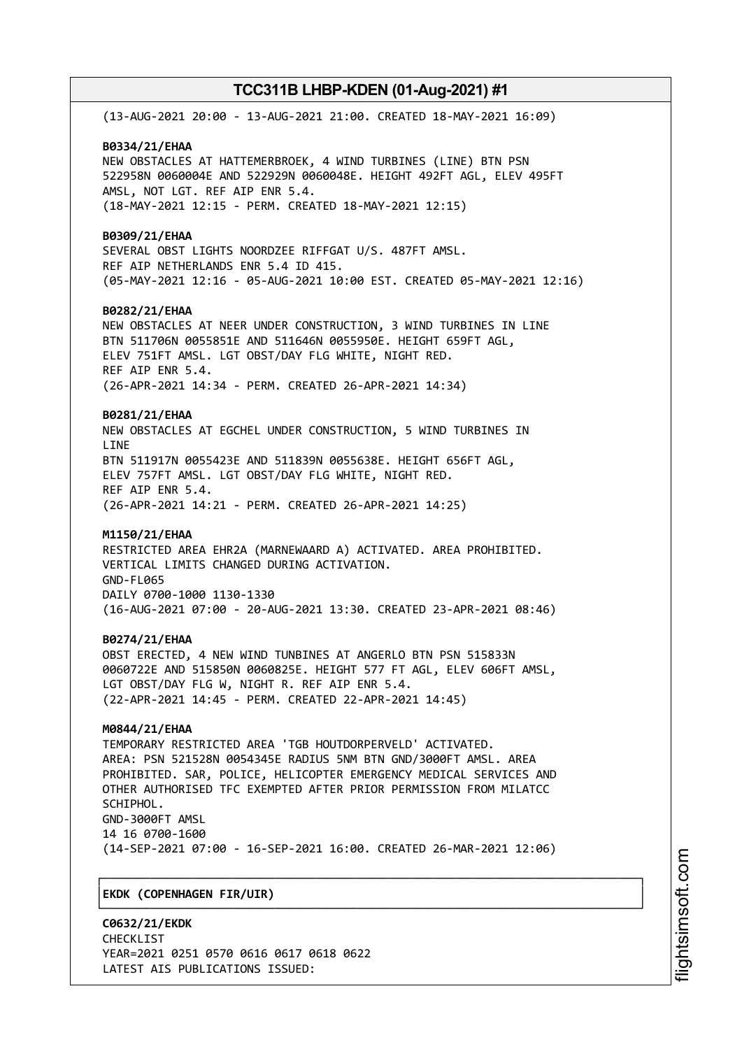(13-AUG-2021 20:00 - 13-AUG-2021 21:00. CREATED 18-MAY-2021 16:09)

**B0334/21/EHAA**
NEW OBSTACLES AT HATTEMERBROEK, 4 WIND TURBINES (LINE) BTN PSN 522958N 0060004E AND 522929N 0060048E. HEIGHT 492FT AGL, ELEV 495FT AMSL, NOT LGT. REF AIP ENR 5.4.
(18-MAY-2021 12:15 - PERM. CREATED 18-MAY-2021 12:15)

**B0309/21/EHAA**
SEVERAL OBST LIGHTS NOORDZEE RIFFGAT U/S. 487FT AMSL.
REF AIP NETHERLANDS ENR 5.4 ID 415.
(05-MAY-2021 12:16 - 05-AUG-2021 10:00 EST. CREATED 05-MAY-2021 12:16)

**B0282/21/EHAA**
NEW OBSTACLES AT NEER UNDER CONSTRUCTION, 3 WIND TURBINES IN LINE BTN 511706N 0055851E AND 511646N 0055950E. HEIGHT 659FT AGL, ELEV 751FT AMSL. LGT OBST/DAY FLG WHITE, NIGHT RED.
REF AIP ENR 5.4.
(26-APR-2021 14:34 - PERM. CREATED 26-APR-2021 14:34)

**B0281/21/EHAA**
NEW OBSTACLES AT EGCHEL UNDER CONSTRUCTION, 5 WIND TURBINES IN LINE
BTN 511917N 0055423E AND 511839N 0055638E. HEIGHT 656FT AGL, ELEV 757FT AMSL. LGT OBST/DAY FLG WHITE, NIGHT RED.
REF AIP ENR 5.4.
(26-APR-2021 14:21 - PERM. CREATED 26-APR-2021 14:25)

**M1150/21/EHAA**
RESTRICTED AREA EHR2A (MARNEWAARD A) ACTIVATED. AREA PROHIBITED.
VERTICAL LIMITS CHANGED DURING ACTIVATION.
GND-FL065
DAILY 0700-1000 1130-1330
(16-AUG-2021 07:00 - 20-AUG-2021 13:30. CREATED 23-APR-2021 08:46)

**B0274/21/EHAA**
OBST ERECTED, 4 NEW WIND TUNBINES AT ANGERLO BTN PSN 515833N 0060722E AND 515850N 0060825E. HEIGHT 577 FT AGL, ELEV 606FT AMSL, LGT OBST/DAY FLG W, NIGHT R. REF AIP ENR 5.4.
(22-APR-2021 14:45 - PERM. CREATED 22-APR-2021 14:45)

**M0844/21/EHAA**
TEMPORARY RESTRICTED AREA 'TGB HOUTDORPERVELD' ACTIVATED.
AREA: PSN 521528N 0054345E RADIUS 5NM BTN GND/3000FT AMSL. AREA PROHIBITED. SAR, POLICE, HELICOPTER EMERGENCY MEDICAL SERVICES AND OTHER AUTHORISED TFC EXEMPTED AFTER PRIOR PERMISSION FROM MILATCC SCHIPHOL.
GND-3000FT AMSL
14 16 0700-1600
(14-SEP-2021 07:00 - 16-SEP-2021 16:00. CREATED 26-MAR-2021 12:06)

## EKDK (COPENHAGEN FIR/UIR)

**C0632/21/EKDK**
CHECKLIST
YEAR=2021 0251 0570 0616 0617 0618 0622
LATEST AIS PUBLICATIONS ISSUED: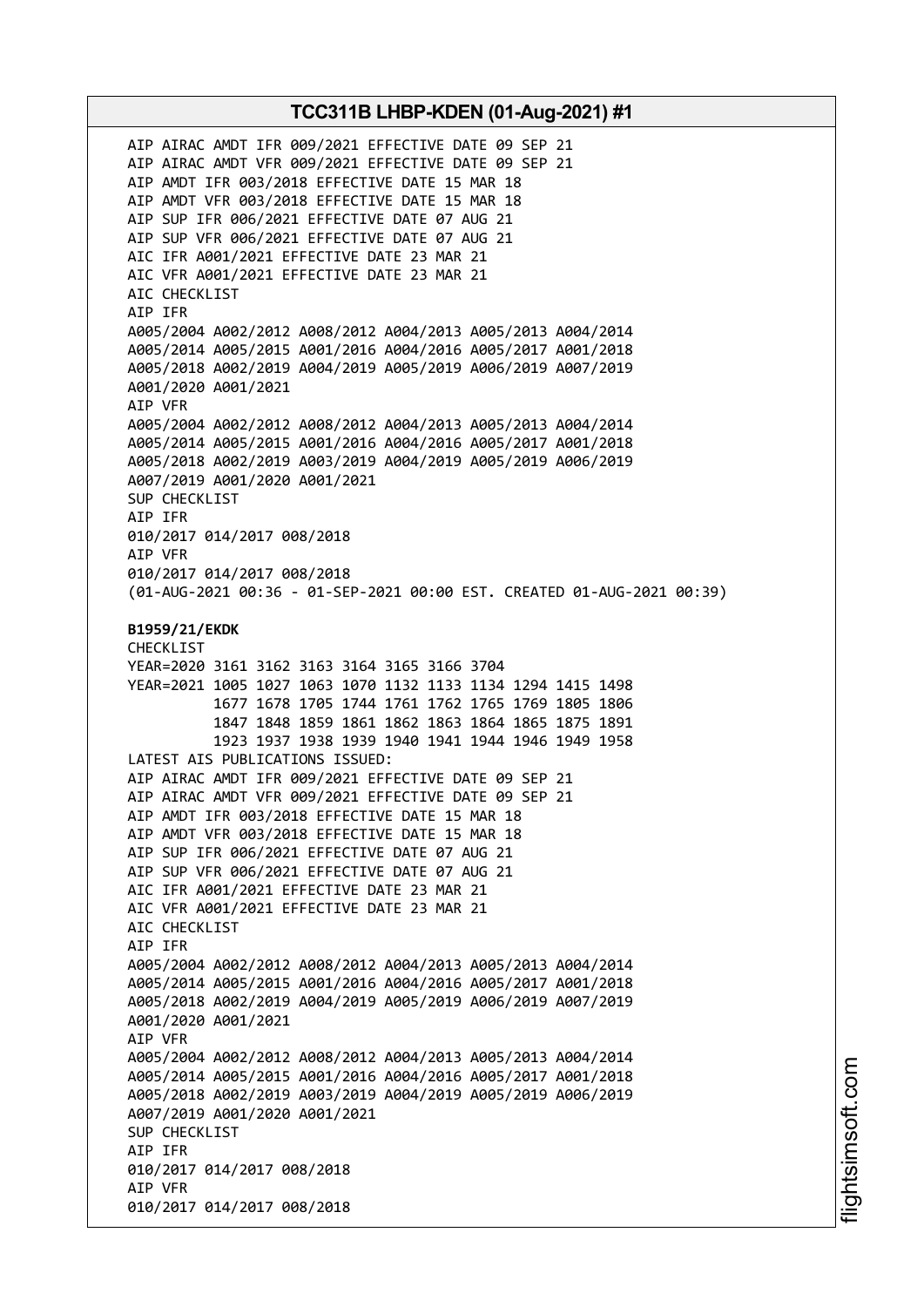AIP AIRAC AMDT IFR 009/2021 EFFECTIVE DATE 09 SEP 21
AIP AIRAC AMDT VFR 009/2021 EFFECTIVE DATE 09 SEP 21
AIP AMDT IFR 003/2018 EFFECTIVE DATE 15 MAR 18
AIP AMDT VFR 003/2018 EFFECTIVE DATE 15 MAR 18
AIP SUP IFR 006/2021 EFFECTIVE DATE 07 AUG 21
AIP SUP VFR 006/2021 EFFECTIVE DATE 07 AUG 21
AIC IFR A001/2021 EFFECTIVE DATE 23 MAR 21
AIC VFR A001/2021 EFFECTIVE DATE 23 MAR 21
AIC CHECKLIST
AIP IFR
A005/2004 A002/2012 A008/2012 A004/2013 A005/2013 A004/2014
A005/2014 A005/2015 A001/2016 A004/2016 A005/2017 A001/2018
A005/2018 A002/2019 A004/2019 A005/2019 A006/2019 A007/2019
A001/2020 A001/2021
AIP VFR
A005/2004 A002/2012 A008/2012 A004/2013 A005/2013 A004/2014
A005/2014 A005/2015 A001/2016 A004/2016 A005/2017 A001/2018
A005/2018 A002/2019 A003/2019 A004/2019 A005/2019 A006/2019
A007/2019 A001/2020 A001/2021
SUP CHECKLIST
AIP IFR
010/2017 014/2017 008/2018
AIP VFR
010/2017 014/2017 008/2018
(01-AUG-2021 00:36 - 01-SEP-2021 00:00 EST. CREATED 01-AUG-2021 00:39)

**B1959/21/EKDK**
CHECKLIST
YEAR=2020 3161 3162 3163 3164 3165 3166 3704
YEAR=2021 1005 1027 1063 1070 1132 1133 1134 1294 1415 1498
1677 1678 1705 1744 1761 1762 1765 1769 1805 1806
1847 1848 1859 1861 1862 1863 1864 1865 1875 1891
1923 1937 1938 1939 1940 1941 1944 1946 1949 1958
LATEST AIS PUBLICATIONS ISSUED:
AIP AIRAC AMDT IFR 009/2021 EFFECTIVE DATE 09 SEP 21
AIP AIRAC AMDT VFR 009/2021 EFFECTIVE DATE 09 SEP 21
AIP AMDT IFR 003/2018 EFFECTIVE DATE 15 MAR 18
AIP AMDT VFR 003/2018 EFFECTIVE DATE 15 MAR 18
AIP SUP IFR 006/2021 EFFECTIVE DATE 07 AUG 21
AIP SUP VFR 006/2021 EFFECTIVE DATE 07 AUG 21
AIC IFR A001/2021 EFFECTIVE DATE 23 MAR 21
AIC VFR A001/2021 EFFECTIVE DATE 23 MAR 21
AIC CHECKLIST
AIP IFR
A005/2004 A002/2012 A008/2012 A004/2013 A005/2013 A004/2014
A005/2014 A005/2015 A001/2016 A004/2016 A005/2017 A001/2018
A005/2018 A002/2019 A004/2019 A005/2019 A006/2019 A007/2019
A001/2020 A001/2021
AIP VFR
A005/2004 A002/2012 A008/2012 A004/2013 A005/2013 A004/2014
A005/2014 A005/2015 A001/2016 A004/2016 A005/2017 A001/2018
A005/2018 A002/2019 A003/2019 A004/2019 A005/2019 A006/2019
A007/2019 A001/2020 A001/2021
SUP CHECKLIST
AIP IFR
010/2017 014/2017 008/2018
AIP VFR
010/2017 014/2017 008/2018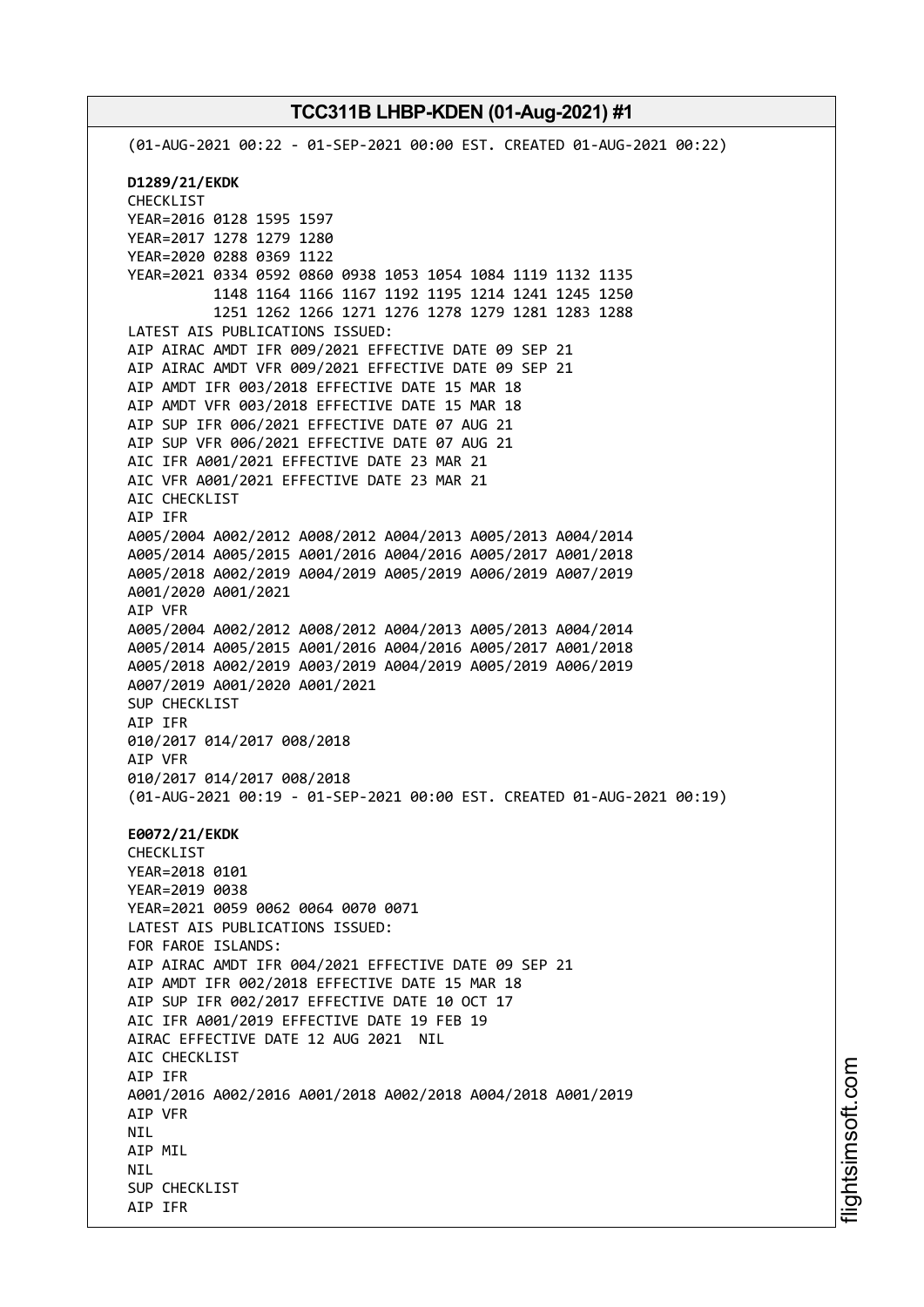(01-AUG-2021 00:22 - 01-SEP-2021 00:00 EST. CREATED 01-AUG-2021 00:22)

**D1289/21/EKDK**
CHECKLIST
YEAR=2016 0128 1595 1597
YEAR=2017 1278 1279 1280
YEAR=2020 0288 0369 1122
YEAR=2021 0334 0592 0860 0938 1053 1054 1084 1119 1132 1135
1148 1164 1166 1167 1192 1195 1214 1241 1245 1250
1251 1262 1266 1271 1276 1278 1279 1281 1283 1288
LATEST AIS PUBLICATIONS ISSUED:
AIP AIRAC AMDT IFR 009/2021 EFFECTIVE DATE 09 SEP 21
AIP AIRAC AMDT VFR 009/2021 EFFECTIVE DATE 09 SEP 21
AIP AMDT IFR 003/2018 EFFECTIVE DATE 15 MAR 18
AIP AMDT VFR 003/2018 EFFECTIVE DATE 15 MAR 18
AIP SUP IFR 006/2021 EFFECTIVE DATE 07 AUG 21
AIP SUP VFR 006/2021 EFFECTIVE DATE 07 AUG 21
AIC IFR A001/2021 EFFECTIVE DATE 23 MAR 21
AIC VFR A001/2021 EFFECTIVE DATE 23 MAR 21
AIC CHECKLIST
AIP IFR
A005/2004 A002/2012 A008/2012 A004/2013 A005/2013 A004/2014
A005/2014 A005/2015 A001/2016 A004/2016 A005/2017 A001/2018
A005/2018 A002/2019 A004/2019 A005/2019 A006/2019 A007/2019
A001/2020 A001/2021
AIP VFR
A005/2004 A002/2012 A008/2012 A004/2013 A005/2013 A004/2014
A005/2014 A005/2015 A001/2016 A004/2016 A005/2017 A001/2018
A005/2018 A002/2019 A003/2019 A004/2019 A005/2019 A006/2019
A007/2019 A001/2020 A001/2021
SUP CHECKLIST
AIP IFR
010/2017 014/2017 008/2018
AIP VFR
010/2017 014/2017 008/2018
(01-AUG-2021 00:19 - 01-SEP-2021 00:00 EST. CREATED 01-AUG-2021 00:19)

**E0072/21/EKDK**
CHECKLIST
YEAR=2018 0101
YEAR=2019 0038
YEAR=2021 0059 0062 0064 0070 0071
LATEST AIS PUBLICATIONS ISSUED:
FOR FAROE ISLANDS:
AIP AIRAC AMDT IFR 004/2021 EFFECTIVE DATE 09 SEP 21
AIP AMDT IFR 002/2018 EFFECTIVE DATE 15 MAR 18
AIP SUP IFR 002/2017 EFFECTIVE DATE 10 OCT 17
AIC IFR A001/2019 EFFECTIVE DATE 19 FEB 19
AIRAC EFFECTIVE DATE 12 AUG 2021 NIL
AIC CHECKLIST
AIP IFR
A001/2016 A002/2016 A001/2018 A002/2018 A004/2018 A001/2019
AIP VFR
NIL
AIP MIL
NIL
SUP CHECKLIST
AIP IFR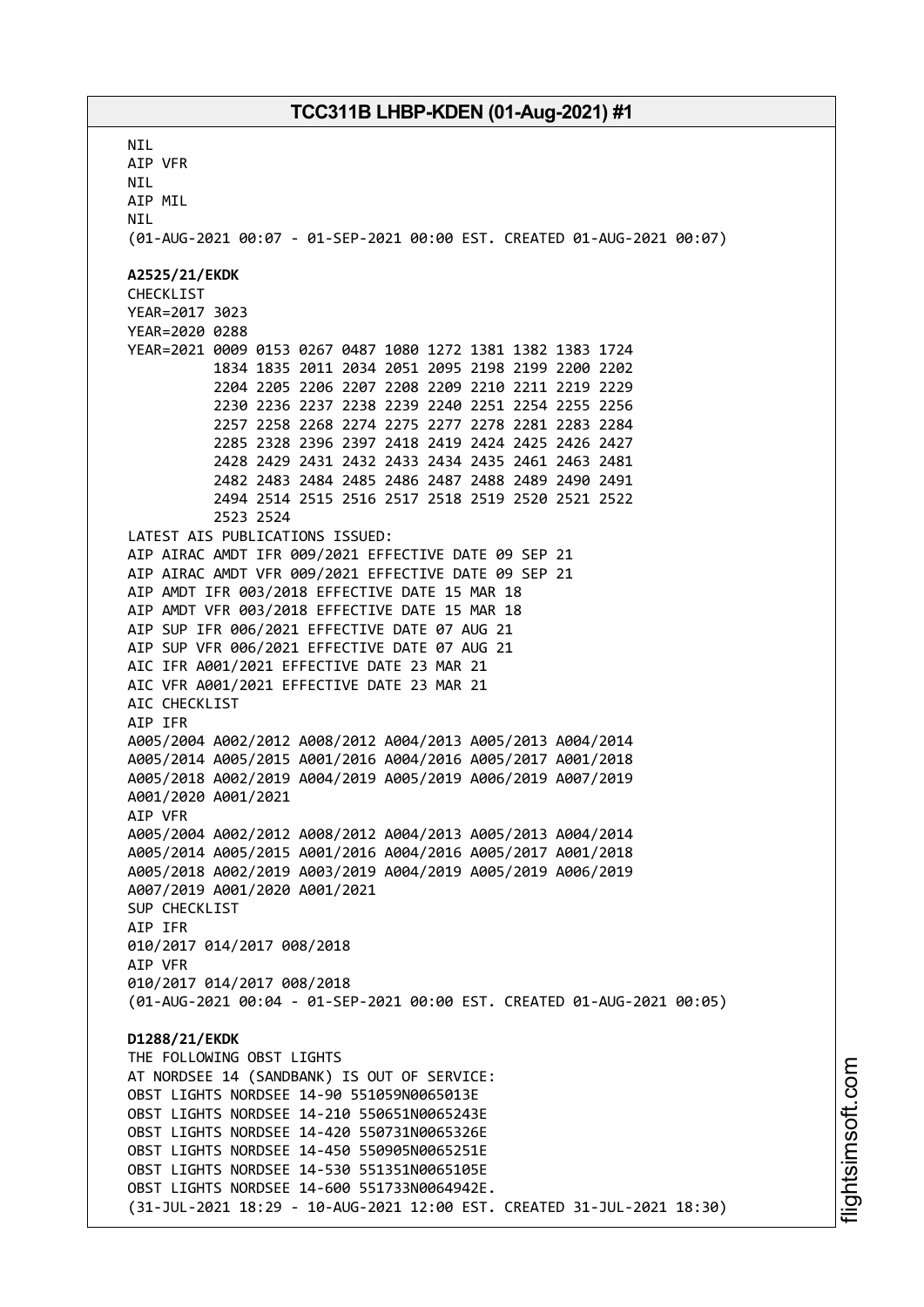NIL
AIP VFR
NIL
AIP MIL
NIL
(01-AUG-2021 00:07 - 01-SEP-2021 00:00 EST. CREATED 01-AUG-2021 00:07)

**A2525/21/EKDK**
CHECKLIST
YEAR=2017 3023
YEAR=2020 0288
YEAR=2021 0009 0153 0267 0487 1080 1272 1381 1382 1383 1724
1834 1835 2011 2034 2051 2095 2198 2199 2200 2202
2204 2205 2206 2207 2208 2209 2210 2211 2219 2229
2230 2236 2237 2238 2239 2240 2251 2254 2255 2256
2257 2258 2268 2274 2275 2277 2278 2281 2283 2284
2285 2328 2396 2397 2418 2419 2424 2425 2426 2427
2428 2429 2431 2432 2433 2434 2435 2461 2463 2481
2482 2483 2484 2485 2486 2487 2488 2489 2490 2491
2494 2514 2515 2516 2517 2518 2519 2520 2521 2522
2523 2524
LATEST AIS PUBLICATIONS ISSUED:
AIP AIRAC AMDT IFR 009/2021 EFFECTIVE DATE 09 SEP 21
AIP AIRAC AMDT VFR 009/2021 EFFECTIVE DATE 09 SEP 21
AIP AMDT IFR 003/2018 EFFECTIVE DATE 15 MAR 18
AIP AMDT VFR 003/2018 EFFECTIVE DATE 15 MAR 18
AIP SUP IFR 006/2021 EFFECTIVE DATE 07 AUG 21
AIP SUP VFR 006/2021 EFFECTIVE DATE 07 AUG 21
AIC IFR A001/2021 EFFECTIVE DATE 23 MAR 21
AIC VFR A001/2021 EFFECTIVE DATE 23 MAR 21
AIC CHECKLIST
AIP IFR
A005/2004 A002/2012 A008/2012 A004/2013 A005/2013 A004/2014
A005/2014 A005/2015 A001/2016 A004/2016 A005/2017 A001/2018
A005/2018 A002/2019 A004/2019 A005/2019 A006/2019 A007/2019
A001/2020 A001/2021
AIP VFR
A005/2004 A002/2012 A008/2012 A004/2013 A005/2013 A004/2014
A005/2014 A005/2015 A001/2016 A004/2016 A005/2017 A001/2018
A005/2018 A002/2019 A003/2019 A004/2019 A005/2019 A006/2019
A007/2019 A001/2020 A001/2021
SUP CHECKLIST
AIP IFR
010/2017 014/2017 008/2018
AIP VFR
010/2017 014/2017 008/2018
(01-AUG-2021 00:04 - 01-SEP-2021 00:00 EST. CREATED 01-AUG-2021 00:05)

**D1288/21/EKDK**
THE FOLLOWING OBST LIGHTS
AT NORDSEE 14 (SANDBANK) IS OUT OF SERVICE:
OBST LIGHTS NORDSEE 14-90 551059N0065013E
OBST LIGHTS NORDSEE 14-210 550651N0065243E
OBST LIGHTS NORDSEE 14-420 550731N0065326E
OBST LIGHTS NORDSEE 14-450 550905N0065251E
OBST LIGHTS NORDSEE 14-530 551351N0065105E
OBST LIGHTS NORDSEE 14-600 551733N0064942E.
(31-JUL-2021 18:29 - 10-AUG-2021 12:00 EST. CREATED 31-JUL-2021 18:30)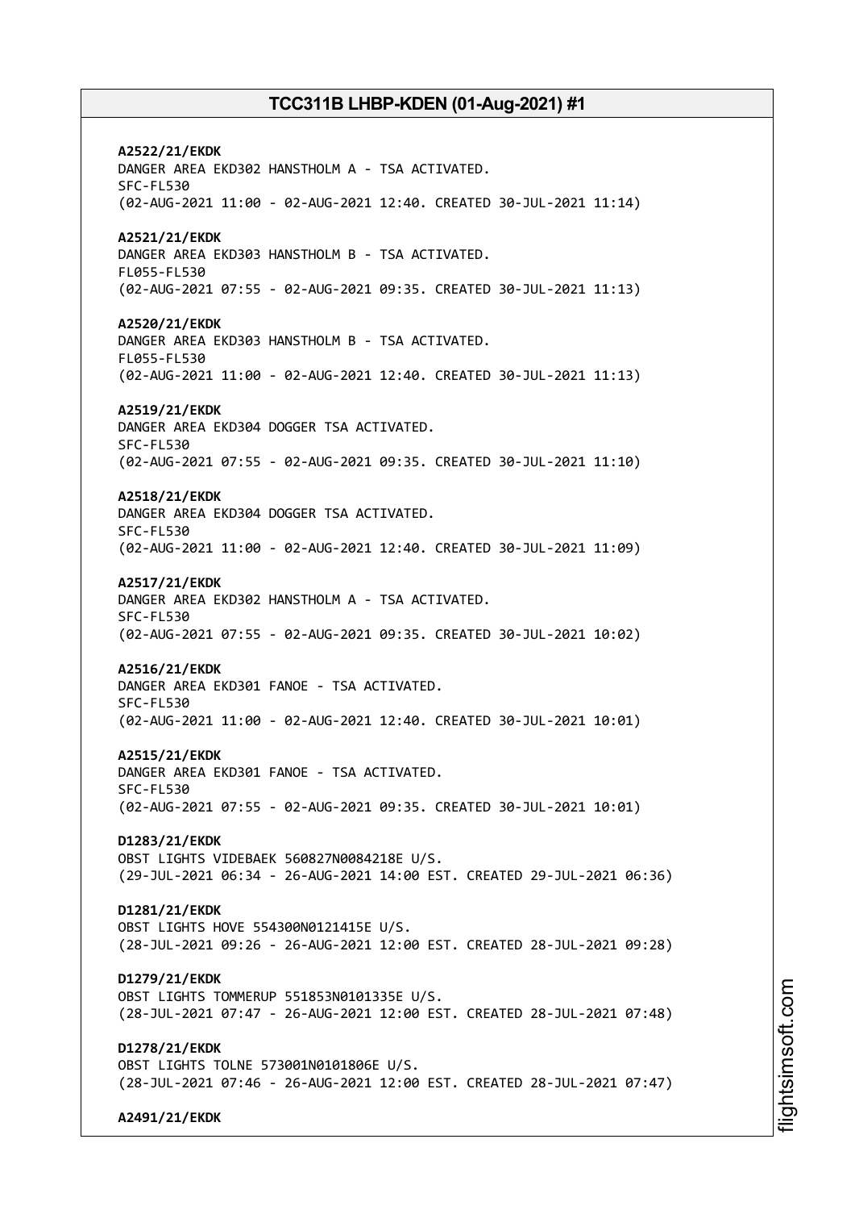**A2522/21/EKDK**
DANGER AREA EKD302 HANSTHOLM A - TSA ACTIVATED.
SFC-FL530
(02-AUG-2021 11:00 - 02-AUG-2021 12:40. CREATED 30-JUL-2021 11:14)

**A2521/21/EKDK**
DANGER AREA EKD303 HANSTHOLM B - TSA ACTIVATED.
FL055-FL530
(02-AUG-2021 07:55 - 02-AUG-2021 09:35. CREATED 30-JUL-2021 11:13)

**A2520/21/EKDK**
DANGER AREA EKD303 HANSTHOLM B - TSA ACTIVATED.
FL055-FL530
(02-AUG-2021 11:00 - 02-AUG-2021 12:40. CREATED 30-JUL-2021 11:13)

**A2519/21/EKDK**
DANGER AREA EKD304 DOGGER TSA ACTIVATED.
SFC-FL530
(02-AUG-2021 07:55 - 02-AUG-2021 09:35. CREATED 30-JUL-2021 11:10)

**A2518/21/EKDK**
DANGER AREA EKD304 DOGGER TSA ACTIVATED.
SFC-FL530
(02-AUG-2021 11:00 - 02-AUG-2021 12:40. CREATED 30-JUL-2021 11:09)

**A2517/21/EKDK**
DANGER AREA EKD302 HANSTHOLM A - TSA ACTIVATED.
SFC-FL530
(02-AUG-2021 07:55 - 02-AUG-2021 09:35. CREATED 30-JUL-2021 10:02)

**A2516/21/EKDK**
DANGER AREA EKD301 FANOE - TSA ACTIVATED.
SFC-FL530
(02-AUG-2021 11:00 - 02-AUG-2021 12:40. CREATED 30-JUL-2021 10:01)

**A2515/21/EKDK**
DANGER AREA EKD301 FANOE - TSA ACTIVATED.
SFC-FL530
(02-AUG-2021 07:55 - 02-AUG-2021 09:35. CREATED 30-JUL-2021 10:01)

**D1283/21/EKDK**
OBST LIGHTS VIDEBAEK 560827N0084218E U/S.
(29-JUL-2021 06:34 - 26-AUG-2021 14:00 EST. CREATED 29-JUL-2021 06:36)

**D1281/21/EKDK**
OBST LIGHTS HOVE 554300N0121415E U/S.
(28-JUL-2021 09:26 - 26-AUG-2021 12:00 EST. CREATED 28-JUL-2021 09:28)

**D1279/21/EKDK**
OBST LIGHTS TOMMERUP 551853N0101335E U/S.
(28-JUL-2021 07:47 - 26-AUG-2021 12:00 EST. CREATED 28-JUL-2021 07:48)

**D1278/21/EKDK**
OBST LIGHTS TOLNE 573001N0101806E U/S.
(28-JUL-2021 07:46 - 26-AUG-2021 12:00 EST. CREATED 28-JUL-2021 07:47)

**A2491/21/EKDK**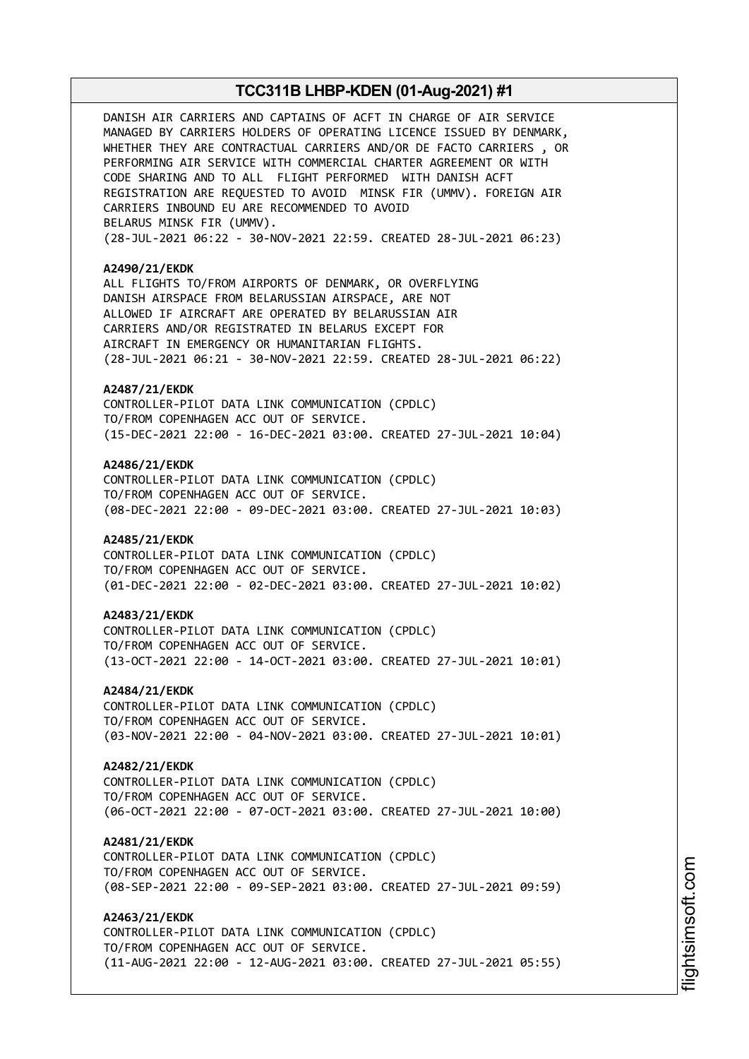DANISH AIR CARRIERS AND CAPTAINS OF ACFT IN CHARGE OF AIR SERVICE MANAGED BY CARRIERS HOLDERS OF OPERATING LICENCE ISSUED BY DENMARK, WHETHER THEY ARE CONTRACTUAL CARRIERS AND/OR DE FACTO CARRIERS , OR PERFORMING AIR SERVICE WITH COMMERCIAL CHARTER AGREEMENT OR WITH CODE SHARING AND TO ALL FLIGHT PERFORMED WITH DANISH ACFT REGISTRATION ARE REQUESTED TO AVOID MINSK FIR (UMMV). FOREIGN AIR CARRIERS INBOUND EU ARE RECOMMENDED TO AVOID BELARUS MINSK FIR (UMMV).
(28-JUL-2021 06:22 - 30-NOV-2021 22:59. CREATED 28-JUL-2021 06:23)

**A2490/21/EKDK**
ALL FLIGHTS TO/FROM AIRPORTS OF DENMARK, OR OVERFLYING DANISH AIRSPACE FROM BELARUSSIAN AIRSPACE, ARE NOT ALLOWED IF AIRCRAFT ARE OPERATED BY BELARUSSIAN AIR CARRIERS AND/OR REGISTRATED IN BELARUS EXCEPT FOR AIRCRAFT IN EMERGENCY OR HUMANITARIAN FLIGHTS.
(28-JUL-2021 06:21 - 30-NOV-2021 22:59. CREATED 28-JUL-2021 06:22)

**A2487/21/EKDK**
CONTROLLER-PILOT DATA LINK COMMUNICATION (CPDLC) TO/FROM COPENHAGEN ACC OUT OF SERVICE.
(15-DEC-2021 22:00 - 16-DEC-2021 03:00. CREATED 27-JUL-2021 10:04)

**A2486/21/EKDK**
CONTROLLER-PILOT DATA LINK COMMUNICATION (CPDLC) TO/FROM COPENHAGEN ACC OUT OF SERVICE.
(08-DEC-2021 22:00 - 09-DEC-2021 03:00. CREATED 27-JUL-2021 10:03)

**A2485/21/EKDK**
CONTROLLER-PILOT DATA LINK COMMUNICATION (CPDLC) TO/FROM COPENHAGEN ACC OUT OF SERVICE.
(01-DEC-2021 22:00 - 02-DEC-2021 03:00. CREATED 27-JUL-2021 10:02)

**A2483/21/EKDK**
CONTROLLER-PILOT DATA LINK COMMUNICATION (CPDLC) TO/FROM COPENHAGEN ACC OUT OF SERVICE.
(13-OCT-2021 22:00 - 14-OCT-2021 03:00. CREATED 27-JUL-2021 10:01)

**A2484/21/EKDK**
CONTROLLER-PILOT DATA LINK COMMUNICATION (CPDLC) TO/FROM COPENHAGEN ACC OUT OF SERVICE.
(03-NOV-2021 22:00 - 04-NOV-2021 03:00. CREATED 27-JUL-2021 10:01)

**A2482/21/EKDK**
CONTROLLER-PILOT DATA LINK COMMUNICATION (CPDLC) TO/FROM COPENHAGEN ACC OUT OF SERVICE.
(06-OCT-2021 22:00 - 07-OCT-2021 03:00. CREATED 27-JUL-2021 10:00)

**A2481/21/EKDK**
CONTROLLER-PILOT DATA LINK COMMUNICATION (CPDLC) TO/FROM COPENHAGEN ACC OUT OF SERVICE.
(08-SEP-2021 22:00 - 09-SEP-2021 03:00. CREATED 27-JUL-2021 09:59)

**A2463/21/EKDK**
CONTROLLER-PILOT DATA LINK COMMUNICATION (CPDLC) TO/FROM COPENHAGEN ACC OUT OF SERVICE.
(11-AUG-2021 22:00 - 12-AUG-2021 03:00. CREATED 27-JUL-2021 05:55)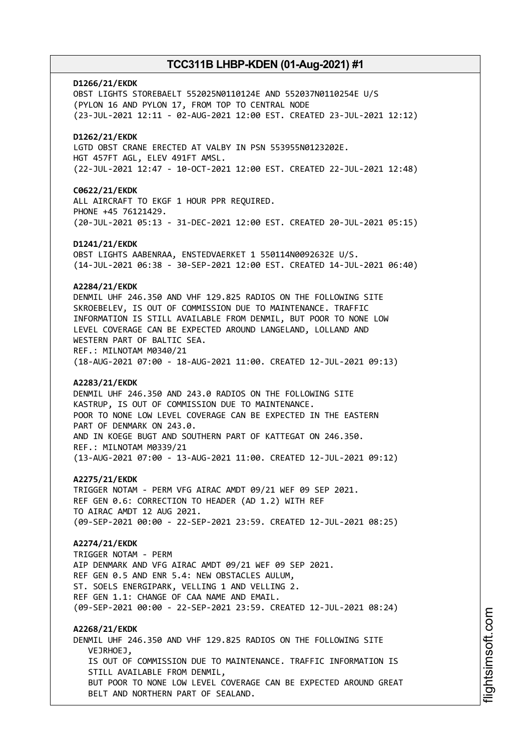**D1266/21/EKDK**
OBST LIGHTS STOREBAELT 552025N0110124E AND 552037N0110254E U/S
(PYLON 16 AND PYLON 17, FROM TOP TO CENTRAL NODE
(23-JUL-2021 12:11 - 02-AUG-2021 12:00 EST. CREATED 23-JUL-2021 12:12)

**D1262/21/EKDK**
LGTD OBST CRANE ERECTED AT VALBY IN PSN 553955N0123202E.
HGT 457FT AGL, ELEV 491FT AMSL.
(22-JUL-2021 12:47 - 10-OCT-2021 12:00 EST. CREATED 22-JUL-2021 12:48)

**C0622/21/EKDK**
ALL AIRCRAFT TO EKGF 1 HOUR PPR REQUIRED.
PHONE +45 76121429.
(20-JUL-2021 05:13 - 31-DEC-2021 12:00 EST. CREATED 20-JUL-2021 05:15)

**D1241/21/EKDK**
OBST LIGHTS AABENRAA, ENSTEDVAERKET 1 550114N0092632E U/S.
(14-JUL-2021 06:38 - 30-SEP-2021 12:00 EST. CREATED 14-JUL-2021 06:40)

**A2284/21/EKDK**
DENMIL UHF 246.350 AND VHF 129.825 RADIOS ON THE FOLLOWING SITE
SKROEBELEV, IS OUT OF COMMISSION DUE TO MAINTENANCE. TRAFFIC
INFORMATION IS STILL AVAILABLE FROM DENMIL, BUT POOR TO NONE LOW
LEVEL COVERAGE CAN BE EXPECTED AROUND LANGELAND, LOLLAND AND
WESTERN PART OF BALTIC SEA.
REF.: MILNOTAM M0340/21
(18-AUG-2021 07:00 - 18-AUG-2021 11:00. CREATED 12-JUL-2021 09:13)

**A2283/21/EKDK**
DENMIL UHF 246.350 AND 243.0 RADIOS ON THE FOLLOWING SITE
KASTRUP, IS OUT OF COMMISSION DUE TO MAINTENANCE.
POOR TO NONE LOW LEVEL COVERAGE CAN BE EXPECTED IN THE EASTERN
PART OF DENMARK ON 243.0.
AND IN KOEGE BUGT AND SOUTHERN PART OF KATTEGAT ON 246.350.
REF.: MILNOTAM M0339/21
(13-AUG-2021 07:00 - 13-AUG-2021 11:00. CREATED 12-JUL-2021 09:12)

**A2275/21/EKDK**
TRIGGER NOTAM - PERM VFG AIRAC AMDT 09/21 WEF 09 SEP 2021.
REF GEN 0.6: CORRECTION TO HEADER (AD 1.2) WITH REF
TO AIRAC AMDT 12 AUG 2021.
(09-SEP-2021 00:00 - 22-SEP-2021 23:59. CREATED 12-JUL-2021 08:25)

**A2274/21/EKDK**
TRIGGER NOTAM - PERM
AIP DENMARK AND VFG AIRAC AMDT 09/21 WEF 09 SEP 2021.
REF GEN 0.5 AND ENR 5.4: NEW OBSTACLES AULUM,
ST. SOELS ENERGIPARK, VELLING 1 AND VELLING 2.
REF GEN 1.1: CHANGE OF CAA NAME AND EMAIL.
(09-SEP-2021 00:00 - 22-SEP-2021 23:59. CREATED 12-JUL-2021 08:24)

**A2268/21/EKDK**
DENMIL UHF 246.350 AND VHF 129.825 RADIOS ON THE FOLLOWING SITE
VEJRHOEJ,
IS OUT OF COMMISSION DUE TO MAINTENANCE. TRAFFIC INFORMATION IS
STILL AVAILABLE FROM DENMIL,
BUT POOR TO NONE LOW LEVEL COVERAGE CAN BE EXPECTED AROUND GREAT
BELT AND NORTHERN PART OF SEALAND.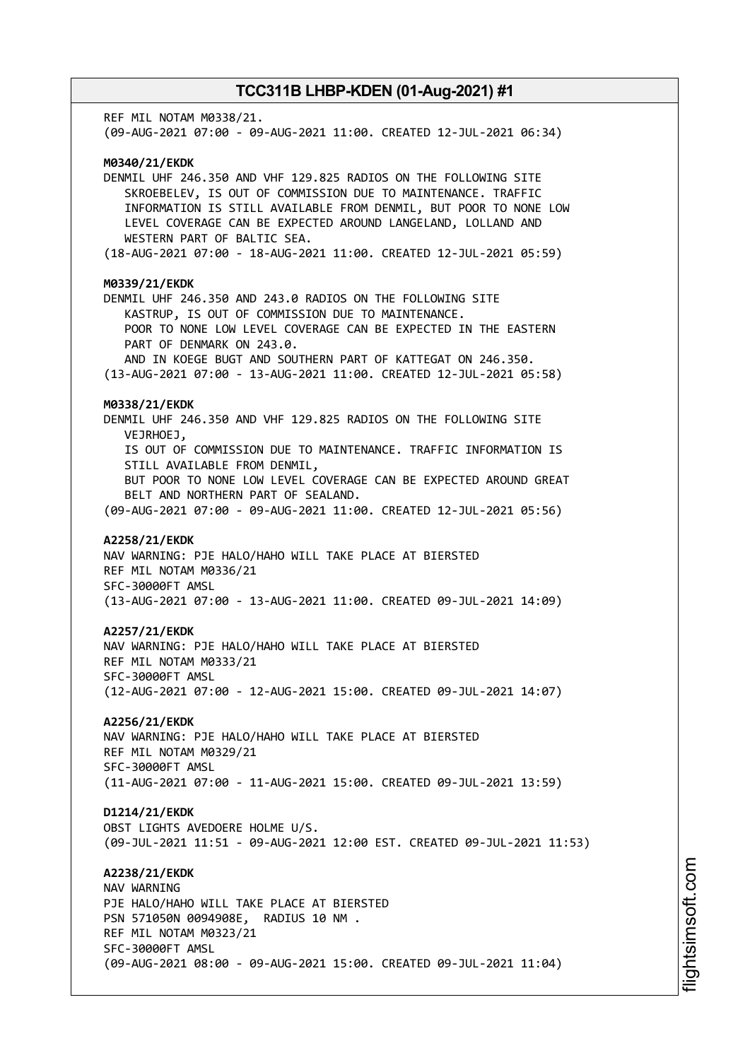REF MIL NOTAM M0338/21.
(09-AUG-2021 07:00 - 09-AUG-2021 11:00. CREATED 12-JUL-2021 06:34)

**M0340/21/EKDK**
DENMIL UHF 246.350 AND VHF 129.825 RADIOS ON THE FOLLOWING SITE SKROEBELEV, IS OUT OF COMMISSION DUE TO MAINTENANCE. TRAFFIC INFORMATION IS STILL AVAILABLE FROM DENMIL, BUT POOR TO NONE LOW LEVEL COVERAGE CAN BE EXPECTED AROUND LANGELAND, LOLLAND AND WESTERN PART OF BALTIC SEA.
(18-AUG-2021 07:00 - 18-AUG-2021 11:00. CREATED 12-JUL-2021 05:59)

**M0339/21/EKDK**
DENMIL UHF 246.350 AND 243.0 RADIOS ON THE FOLLOWING SITE KASTRUP, IS OUT OF COMMISSION DUE TO MAINTENANCE.
POOR TO NONE LOW LEVEL COVERAGE CAN BE EXPECTED IN THE EASTERN PART OF DENMARK ON 243.0.
AND IN KOEGE BUGT AND SOUTHERN PART OF KATTEGAT ON 246.350.
(13-AUG-2021 07:00 - 13-AUG-2021 11:00. CREATED 12-JUL-2021 05:58)

**M0338/21/EKDK**
DENMIL UHF 246.350 AND VHF 129.825 RADIOS ON THE FOLLOWING SITE VEJRHOEJ,
IS OUT OF COMMISSION DUE TO MAINTENANCE. TRAFFIC INFORMATION IS STILL AVAILABLE FROM DENMIL,
BUT POOR TO NONE LOW LEVEL COVERAGE CAN BE EXPECTED AROUND GREAT BELT AND NORTHERN PART OF SEALAND.
(09-AUG-2021 07:00 - 09-AUG-2021 11:00. CREATED 12-JUL-2021 05:56)

**A2258/21/EKDK**
NAV WARNING: PJE HALO/HAHO WILL TAKE PLACE AT BIERSTED
REF MIL NOTAM M0336/21
SFC-30000FT AMSL
(13-AUG-2021 07:00 - 13-AUG-2021 11:00. CREATED 09-JUL-2021 14:09)

**A2257/21/EKDK**
NAV WARNING: PJE HALO/HAHO WILL TAKE PLACE AT BIERSTED
REF MIL NOTAM M0333/21
SFC-30000FT AMSL
(12-AUG-2021 07:00 - 12-AUG-2021 15:00. CREATED 09-JUL-2021 14:07)

**A2256/21/EKDK**
NAV WARNING: PJE HALO/HAHO WILL TAKE PLACE AT BIERSTED
REF MIL NOTAM M0329/21
SFC-30000FT AMSL
(11-AUG-2021 07:00 - 11-AUG-2021 15:00. CREATED 09-JUL-2021 13:59)

**D1214/21/EKDK**
OBST LIGHTS AVEDOERE HOLME U/S.
(09-JUL-2021 11:51 - 09-AUG-2021 12:00 EST. CREATED 09-JUL-2021 11:53)

**A2238/21/EKDK**
NAV WARNING
PJE HALO/HAHO WILL TAKE PLACE AT BIERSTED
PSN 571050N 0094908E, RADIUS 10 NM .
REF MIL NOTAM M0323/21
SFC-30000FT AMSL
(09-AUG-2021 08:00 - 09-AUG-2021 15:00. CREATED 09-JUL-2021 11:04)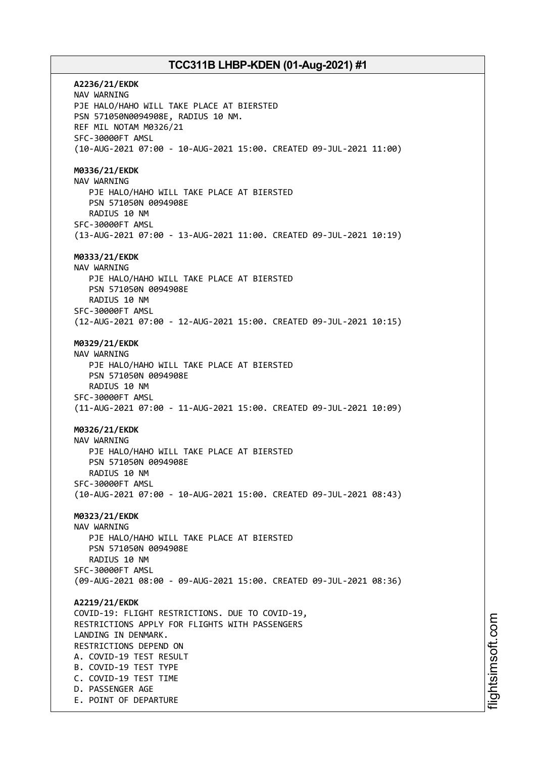**A2236/21/EKDK**
NAV WARNING
PJE HALO/HAHO WILL TAKE PLACE AT BIERSTED
PSN 571050N0094908E, RADIUS 10 NM.
REF MIL NOTAM M0326/21
SFC-30000FT AMSL
(10-AUG-2021 07:00 - 10-AUG-2021 15:00. CREATED 09-JUL-2021 11:00)

**M0336/21/EKDK**
NAV WARNING
PJE HALO/HAHO WILL TAKE PLACE AT BIERSTED
PSN 571050N 0094908E
RADIUS 10 NM
SFC-30000FT AMSL
(13-AUG-2021 07:00 - 13-AUG-2021 11:00. CREATED 09-JUL-2021 10:19)

**M0333/21/EKDK**
NAV WARNING
PJE HALO/HAHO WILL TAKE PLACE AT BIERSTED
PSN 571050N 0094908E
RADIUS 10 NM
SFC-30000FT AMSL
(12-AUG-2021 07:00 - 12-AUG-2021 15:00. CREATED 09-JUL-2021 10:15)

**M0329/21/EKDK**
NAV WARNING
PJE HALO/HAHO WILL TAKE PLACE AT BIERSTED
PSN 571050N 0094908E
RADIUS 10 NM
SFC-30000FT AMSL
(11-AUG-2021 07:00 - 11-AUG-2021 15:00. CREATED 09-JUL-2021 10:09)

**M0326/21/EKDK**
NAV WARNING
PJE HALO/HAHO WILL TAKE PLACE AT BIERSTED
PSN 571050N 0094908E
RADIUS 10 NM
SFC-30000FT AMSL
(10-AUG-2021 07:00 - 10-AUG-2021 15:00. CREATED 09-JUL-2021 08:43)

**M0323/21/EKDK**
NAV WARNING
PJE HALO/HAHO WILL TAKE PLACE AT BIERSTED
PSN 571050N 0094908E
RADIUS 10 NM
SFC-30000FT AMSL
(09-AUG-2021 08:00 - 09-AUG-2021 15:00. CREATED 09-JUL-2021 08:36)

**A2219/21/EKDK**
COVID-19: FLIGHT RESTRICTIONS. DUE TO COVID-19,
RESTRICTIONS APPLY FOR FLIGHTS WITH PASSENGERS
LANDING IN DENMARK.
RESTRICTIONS DEPEND ON
A. COVID-19 TEST RESULT
B. COVID-19 TEST TYPE
C. COVID-19 TEST TIME
D. PASSENGER AGE
E. POINT OF DEPARTURE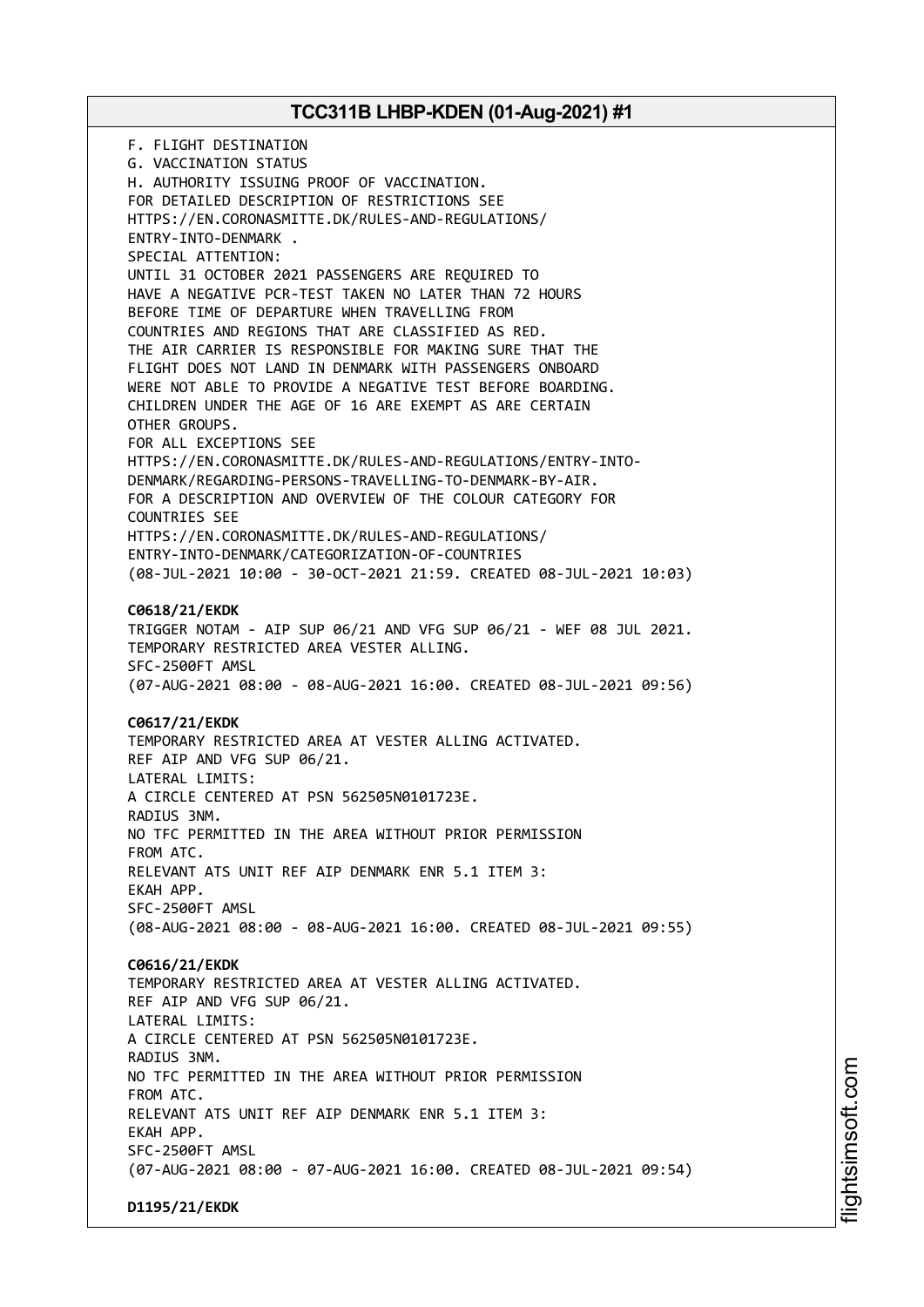F. FLIGHT DESTINATION
G. VACCINATION STATUS
H. AUTHORITY ISSUING PROOF OF VACCINATION.
FOR DETAILED DESCRIPTION OF RESTRICTIONS SEE
HTTPS://EN.CORONASMITTE.DK/RULES-AND-REGULATIONS/
ENTRY-INTO-DENMARK .
SPECIAL ATTENTION:
UNTIL 31 OCTOBER 2021 PASSENGERS ARE REQUIRED TO
HAVE A NEGATIVE PCR-TEST TAKEN NO LATER THAN 72 HOURS
BEFORE TIME OF DEPARTURE WHEN TRAVELLING FROM
COUNTRIES AND REGIONS THAT ARE CLASSIFIED AS RED.
THE AIR CARRIER IS RESPONSIBLE FOR MAKING SURE THAT THE
FLIGHT DOES NOT LAND IN DENMARK WITH PASSENGERS ONBOARD
WERE NOT ABLE TO PROVIDE A NEGATIVE TEST BEFORE BOARDING.
CHILDREN UNDER THE AGE OF 16 ARE EXEMPT AS ARE CERTAIN
OTHER GROUPS.
FOR ALL EXCEPTIONS SEE
HTTPS://EN.CORONASMITTE.DK/RULES-AND-REGULATIONS/ENTRY-INTO-
DENMARK/REGARDING-PERSONS-TRAVELLING-TO-DENMARK-BY-AIR.
FOR A DESCRIPTION AND OVERVIEW OF THE COLOUR CATEGORY FOR
COUNTRIES SEE
HTTPS://EN.CORONASMITTE.DK/RULES-AND-REGULATIONS/
ENTRY-INTO-DENMARK/CATEGORIZATION-OF-COUNTRIES
(08-JUL-2021 10:00 - 30-OCT-2021 21:59. CREATED 08-JUL-2021 10:03)

**C0618/21/EKDK**
TRIGGER NOTAM - AIP SUP 06/21 AND VFG SUP 06/21 - WEF 08 JUL 2021.
TEMPORARY RESTRICTED AREA VESTER ALLING.
SFC-2500FT AMSL
(07-AUG-2021 08:00 - 08-AUG-2021 16:00. CREATED 08-JUL-2021 09:56)

**C0617/21/EKDK**
TEMPORARY RESTRICTED AREA AT VESTER ALLING ACTIVATED.
REF AIP AND VFG SUP 06/21.
LATERAL LIMITS:
A CIRCLE CENTERED AT PSN 562505N0101723E.
RADIUS 3NM.
NO TFC PERMITTED IN THE AREA WITHOUT PRIOR PERMISSION
FROM ATC.
RELEVANT ATS UNIT REF AIP DENMARK ENR 5.1 ITEM 3:
EKAH APP.
SFC-2500FT AMSL
(08-AUG-2021 08:00 - 08-AUG-2021 16:00. CREATED 08-JUL-2021 09:55)

**C0616/21/EKDK**
TEMPORARY RESTRICTED AREA AT VESTER ALLING ACTIVATED.
REF AIP AND VFG SUP 06/21.
LATERAL LIMITS:
A CIRCLE CENTERED AT PSN 562505N0101723E.
RADIUS 3NM.
NO TFC PERMITTED IN THE AREA WITHOUT PRIOR PERMISSION
FROM ATC.
RELEVANT ATS UNIT REF AIP DENMARK ENR 5.1 ITEM 3:
EKAH APP.
SFC-2500FT AMSL
(07-AUG-2021 08:00 - 07-AUG-2021 16:00. CREATED 08-JUL-2021 09:54)

**D1195/21/EKDK**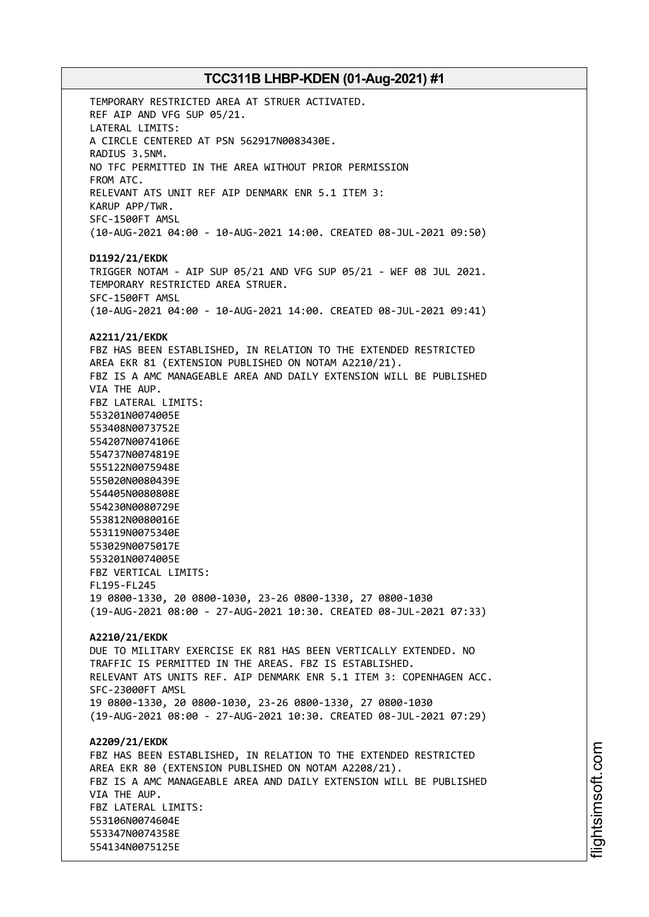TEMPORARY RESTRICTED AREA AT STRUER ACTIVATED.
REF AIP AND VFG SUP 05/21.
LATERAL LIMITS:
A CIRCLE CENTERED AT PSN 562917N0083430E.
RADIUS 3.5NM.
NO TFC PERMITTED IN THE AREA WITHOUT PRIOR PERMISSION
FROM ATC.
RELEVANT ATS UNIT REF AIP DENMARK ENR 5.1 ITEM 3:
KARUP APP/TWR.
SFC-1500FT AMSL
(10-AUG-2021 04:00 - 10-AUG-2021 14:00. CREATED 08-JUL-2021 09:50)

**D1192/21/EKDK**
TRIGGER NOTAM - AIP SUP 05/21 AND VFG SUP 05/21 - WEF 08 JUL 2021.
TEMPORARY RESTRICTED AREA STRUER.
SFC-1500FT AMSL
(10-AUG-2021 04:00 - 10-AUG-2021 14:00. CREATED 08-JUL-2021 09:41)

**A2211/21/EKDK**
FBZ HAS BEEN ESTABLISHED, IN RELATION TO THE EXTENDED RESTRICTED
AREA EKR 81 (EXTENSION PUBLISHED ON NOTAM A2210/21).
FBZ IS A AMC MANAGEABLE AREA AND DAILY EXTENSION WILL BE PUBLISHED
VIA THE AUP.
FBZ LATERAL LIMITS:
553201N0074005E
553408N0073752E
554207N0074106E
554737N0074819E
555122N0075948E
555020N0080439E
554405N0080808E
554230N0080729E
553812N0080016E
553119N0075340E
553029N0075017E
553201N0074005E
FBZ VERTICAL LIMITS:
FL195-FL245
19 0800-1330, 20 0800-1030, 23-26 0800-1330, 27 0800-1030
(19-AUG-2021 08:00 - 27-AUG-2021 10:30. CREATED 08-JUL-2021 07:33)

**A2210/21/EKDK**
DUE TO MILITARY EXERCISE EK R81 HAS BEEN VERTICALLY EXTENDED. NO
TRAFFIC IS PERMITTED IN THE AREAS. FBZ IS ESTABLISHED.
RELEVANT ATS UNITS REF. AIP DENMARK ENR 5.1 ITEM 3: COPENHAGEN ACC.
SFC-23000FT AMSL
19 0800-1330, 20 0800-1030, 23-26 0800-1330, 27 0800-1030
(19-AUG-2021 08:00 - 27-AUG-2021 10:30. CREATED 08-JUL-2021 07:29)

**A2209/21/EKDK**
FBZ HAS BEEN ESTABLISHED, IN RELATION TO THE EXTENDED RESTRICTED
AREA EKR 80 (EXTENSION PUBLISHED ON NOTAM A2208/21).
FBZ IS A AMC MANAGEABLE AREA AND DAILY EXTENSION WILL BE PUBLISHED
VIA THE AUP.
FBZ LATERAL LIMITS:
553106N0074604E
553347N0074358E
554134N0075125E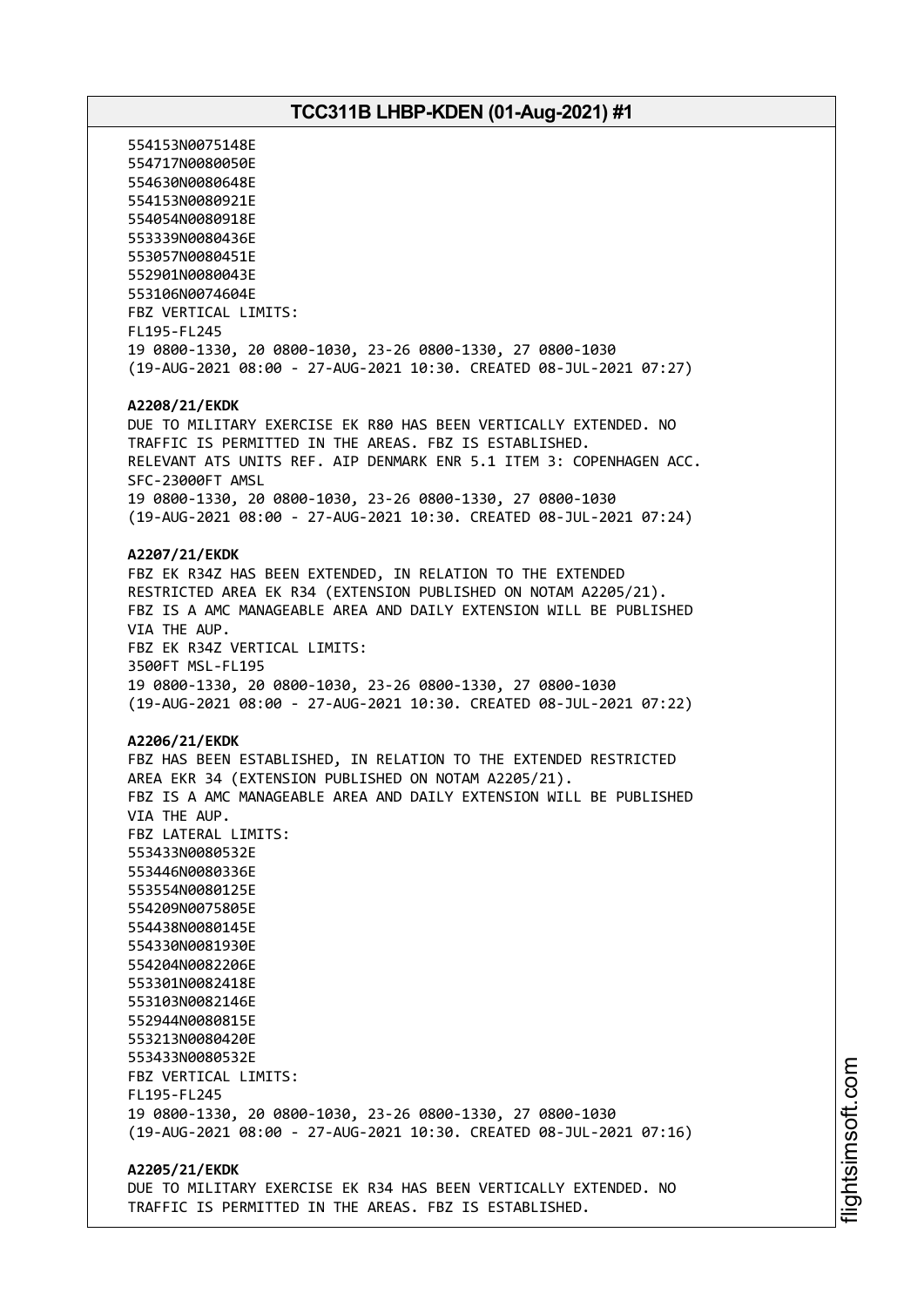554153N0075148E
554717N0080050E
554630N0080648E
554153N0080921E
554054N0080918E
553339N0080436E
553057N0080451E
552901N0080043E
553106N0074604E
FBZ VERTICAL LIMITS:
FL195-FL245
19 0800-1330, 20 0800-1030, 23-26 0800-1330, 27 0800-1030
(19-AUG-2021 08:00 - 27-AUG-2021 10:30. CREATED 08-JUL-2021 07:27)

**A2208/21/EKDK**
DUE TO MILITARY EXERCISE EK R80 HAS BEEN VERTICALLY EXTENDED. NO TRAFFIC IS PERMITTED IN THE AREAS. FBZ IS ESTABLISHED.
RELEVANT ATS UNITS REF. AIP DENMARK ENR 5.1 ITEM 3: COPENHAGEN ACC.
SFC-23000FT AMSL
19 0800-1330, 20 0800-1030, 23-26 0800-1330, 27 0800-1030
(19-AUG-2021 08:00 - 27-AUG-2021 10:30. CREATED 08-JUL-2021 07:24)

**A2207/21/EKDK**
FBZ EK R34Z HAS BEEN EXTENDED, IN RELATION TO THE EXTENDED RESTRICTED AREA EK R34 (EXTENSION PUBLISHED ON NOTAM A2205/21).
FBZ IS A AMC MANAGEABLE AREA AND DAILY EXTENSION WILL BE PUBLISHED VIA THE AUP.
FBZ EK R34Z VERTICAL LIMITS:
3500FT MSL-FL195
19 0800-1330, 20 0800-1030, 23-26 0800-1330, 27 0800-1030
(19-AUG-2021 08:00 - 27-AUG-2021 10:30. CREATED 08-JUL-2021 07:22)

**A2206/21/EKDK**
FBZ HAS BEEN ESTABLISHED, IN RELATION TO THE EXTENDED RESTRICTED AREA EKR 34 (EXTENSION PUBLISHED ON NOTAM A2205/21).
FBZ IS A AMC MANAGEABLE AREA AND DAILY EXTENSION WILL BE PUBLISHED VIA THE AUP.
FBZ LATERAL LIMITS:
553433N0080532E
553446N0080336E
553554N0080125E
554209N0075805E
554438N0080145E
554330N0081930E
554204N0082206E
553301N0082418E
553103N0082146E
552944N0080815E
553213N0080420E
553433N0080532E
FBZ VERTICAL LIMITS:
FL195-FL245
19 0800-1330, 20 0800-1030, 23-26 0800-1330, 27 0800-1030
(19-AUG-2021 08:00 - 27-AUG-2021 10:30. CREATED 08-JUL-2021 07:16)

**A2205/21/EKDK**
DUE TO MILITARY EXERCISE EK R34 HAS BEEN VERTICALLY EXTENDED. NO TRAFFIC IS PERMITTED IN THE AREAS. FBZ IS ESTABLISHED.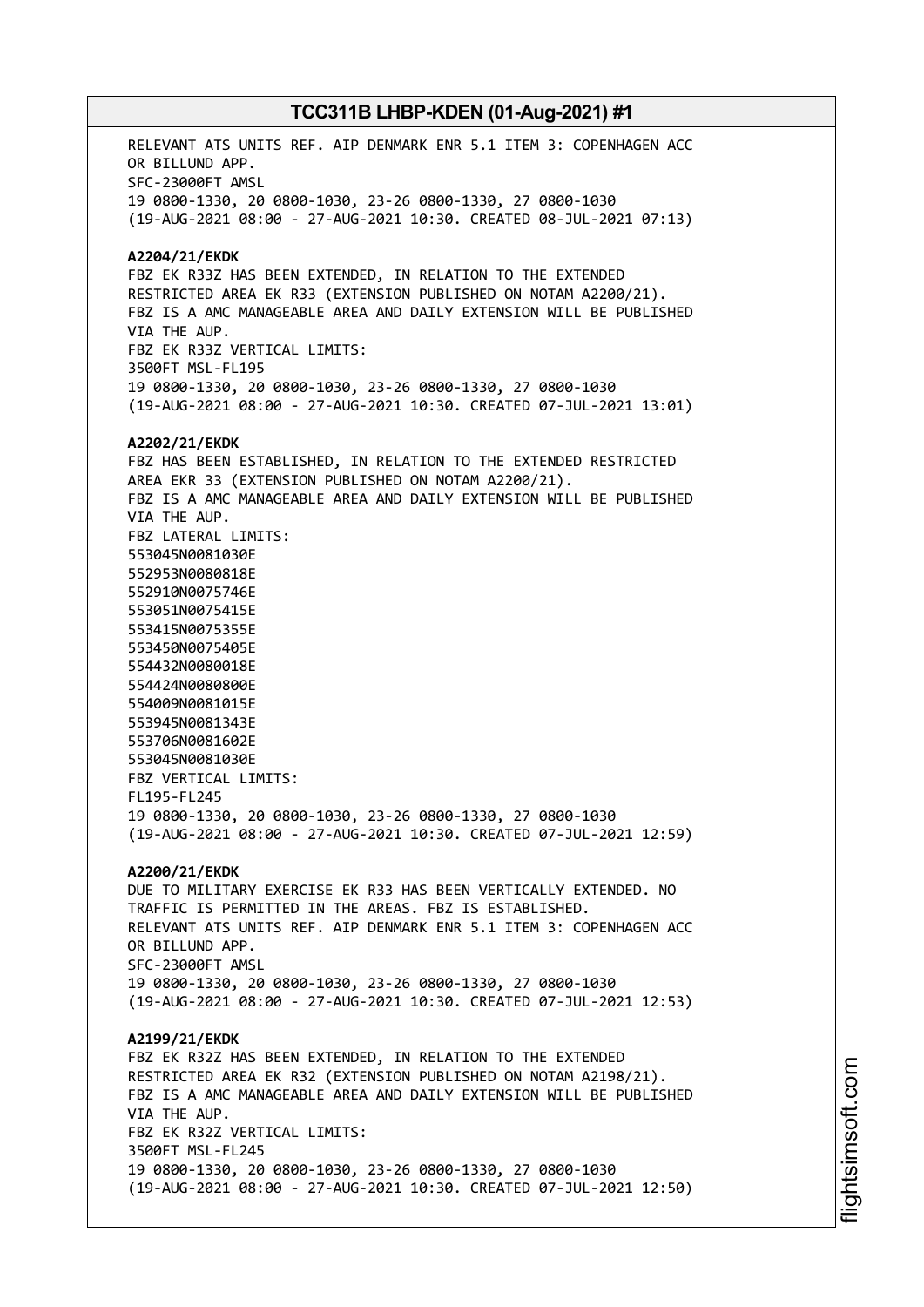RELEVANT ATS UNITS REF. AIP DENMARK ENR 5.1 ITEM 3: COPENHAGEN ACC OR BILLUND APP.
SFC-23000FT AMSL
19 0800-1330, 20 0800-1030, 23-26 0800-1330, 27 0800-1030
(19-AUG-2021 08:00 - 27-AUG-2021 10:30. CREATED 08-JUL-2021 07:13)

**A2204/21/EKDK**
FBZ EK R33Z HAS BEEN EXTENDED, IN RELATION TO THE EXTENDED RESTRICTED AREA EK R33 (EXTENSION PUBLISHED ON NOTAM A2200/21).
FBZ IS A AMC MANAGEABLE AREA AND DAILY EXTENSION WILL BE PUBLISHED VIA THE AUP.
FBZ EK R33Z VERTICAL LIMITS:
3500FT MSL-FL195
19 0800-1330, 20 0800-1030, 23-26 0800-1330, 27 0800-1030
(19-AUG-2021 08:00 - 27-AUG-2021 10:30. CREATED 07-JUL-2021 13:01)

**A2202/21/EKDK**
FBZ HAS BEEN ESTABLISHED, IN RELATION TO THE EXTENDED RESTRICTED AREA EKR 33 (EXTENSION PUBLISHED ON NOTAM A2200/21).
FBZ IS A AMC MANAGEABLE AREA AND DAILY EXTENSION WILL BE PUBLISHED VIA THE AUP.
FBZ LATERAL LIMITS:
553045N0081030E
552953N0080818E
552910N0075746E
553051N0075415E
553415N0075355E
553450N0075405E
554432N0080018E
554424N0080800E
554009N0081015E
553945N0081343E
553706N0081602E
553045N0081030E
FBZ VERTICAL LIMITS:
FL195-FL245
19 0800-1330, 20 0800-1030, 23-26 0800-1330, 27 0800-1030
(19-AUG-2021 08:00 - 27-AUG-2021 10:30. CREATED 07-JUL-2021 12:59)

**A2200/21/EKDK**
DUE TO MILITARY EXERCISE EK R33 HAS BEEN VERTICALLY EXTENDED. NO TRAFFIC IS PERMITTED IN THE AREAS. FBZ IS ESTABLISHED.
RELEVANT ATS UNITS REF. AIP DENMARK ENR 5.1 ITEM 3: COPENHAGEN ACC OR BILLUND APP.
SFC-23000FT AMSL
19 0800-1330, 20 0800-1030, 23-26 0800-1330, 27 0800-1030
(19-AUG-2021 08:00 - 27-AUG-2021 10:30. CREATED 07-JUL-2021 12:53)

**A2199/21/EKDK**
FBZ EK R32Z HAS BEEN EXTENDED, IN RELATION TO THE EXTENDED RESTRICTED AREA EK R32 (EXTENSION PUBLISHED ON NOTAM A2198/21).
FBZ IS A AMC MANAGEABLE AREA AND DAILY EXTENSION WILL BE PUBLISHED VIA THE AUP.
FBZ EK R32Z VERTICAL LIMITS:
3500FT MSL-FL245
19 0800-1330, 20 0800-1030, 23-26 0800-1330, 27 0800-1030
(19-AUG-2021 08:00 - 27-AUG-2021 10:30. CREATED 07-JUL-2021 12:50)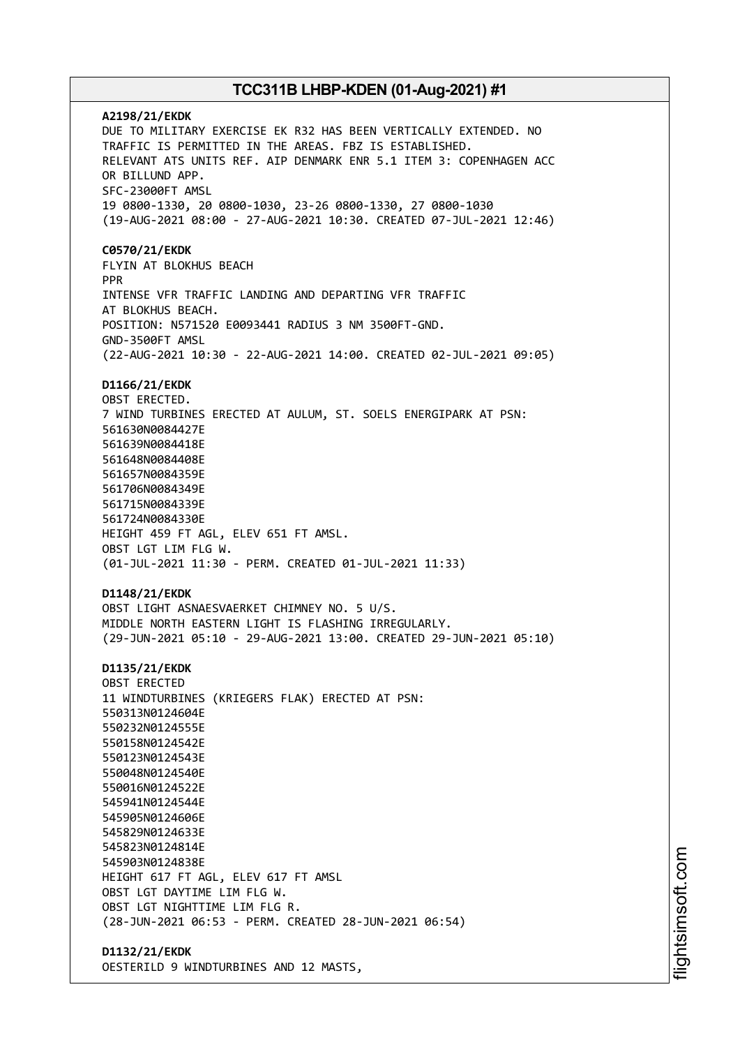**A2198/21/EKDK**
DUE TO MILITARY EXERCISE EK R32 HAS BEEN VERTICALLY EXTENDED. NO TRAFFIC IS PERMITTED IN THE AREAS. FBZ IS ESTABLISHED.
RELEVANT ATS UNITS REF. AIP DENMARK ENR 5.1 ITEM 3: COPENHAGEN ACC OR BILLUND APP.
SFC-23000FT AMSL
19 0800-1330, 20 0800-1030, 23-26 0800-1330, 27 0800-1030
(19-AUG-2021 08:00 - 27-AUG-2021 10:30. CREATED 07-JUL-2021 12:46)

**C0570/21/EKDK**
FLYIN AT BLOKHUS BEACH
PPR
INTENSE VFR TRAFFIC LANDING AND DEPARTING VFR TRAFFIC AT BLOKHUS BEACH.
POSITION: N571520 E0093441 RADIUS 3 NM 3500FT-GND.
GND-3500FT AMSL
(22-AUG-2021 10:30 - 22-AUG-2021 14:00. CREATED 02-JUL-2021 09:05)

**D1166/21/EKDK**
OBST ERECTED.
7 WIND TURBINES ERECTED AT AULUM, ST. SOELS ENERGIPARK AT PSN:
561630N0084427E
561639N0084418E
561648N0084408E
561657N0084359E
561706N0084349E
561715N0084339E
561724N0084330E
HEIGHT 459 FT AGL, ELEV 651 FT AMSL.
OBST LGT LIM FLG W.
(01-JUL-2021 11:30 - PERM. CREATED 01-JUL-2021 11:33)

**D1148/21/EKDK**
OBST LIGHT ASNAESVAERKET CHIMNEY NO. 5 U/S.
MIDDLE NORTH EASTERN LIGHT IS FLASHING IRREGULARLY.
(29-JUN-2021 05:10 - 29-AUG-2021 13:00. CREATED 29-JUN-2021 05:10)

**D1135/21/EKDK**
OBST ERECTED
11 WINDTURBINES (KRIEGERS FLAK) ERECTED AT PSN:
550313N0124604E
550232N0124555E
550158N0124542E
550123N0124543E
550048N0124540E
550016N0124522E
545941N0124544E
545905N0124606E
545829N0124633E
545823N0124814E
545903N0124838E
HEIGHT 617 FT AGL, ELEV 617 FT AMSL
OBST LGT DAYTIME LIM FLG W.
OBST LGT NIGHTTIME LIM FLG R.
(28-JUN-2021 06:53 - PERM. CREATED 28-JUN-2021 06:54)

**D1132/21/EKDK**
OESTERILD 9 WINDTURBINES AND 12 MASTS,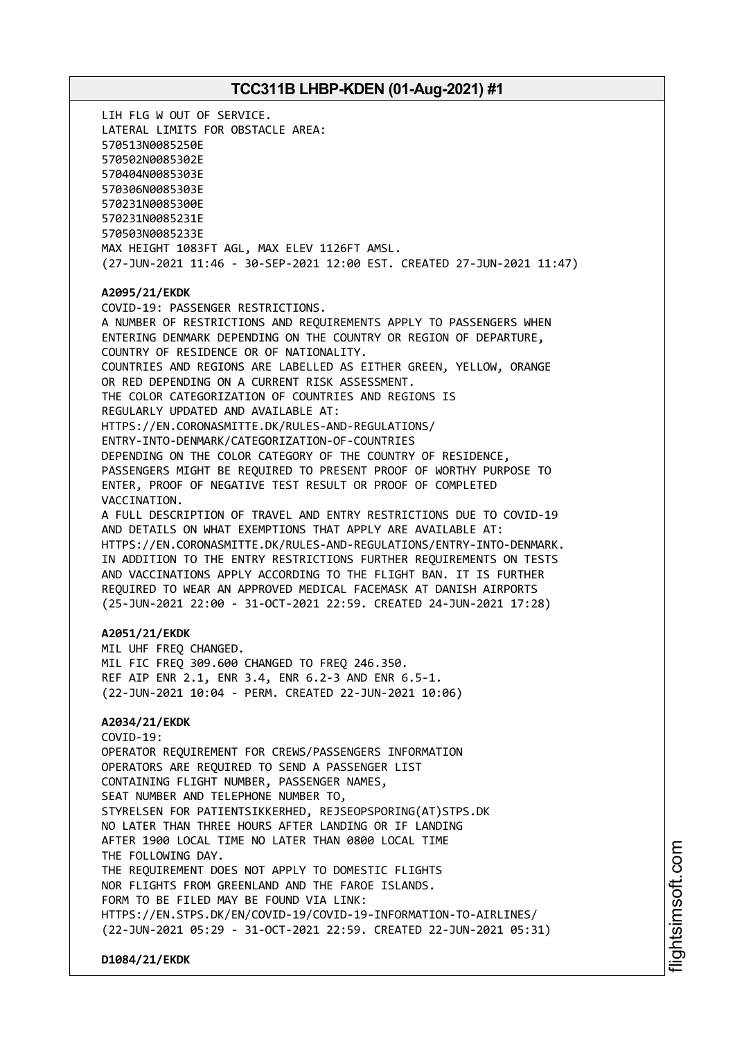LIH FLG W OUT OF SERVICE.
LATERAL LIMITS FOR OBSTACLE AREA:
570513N0085250E
570502N0085302E
570404N0085303E
570306N0085303E
570231N0085300E
570231N0085231E
570503N0085233E
MAX HEIGHT 1083FT AGL, MAX ELEV 1126FT AMSL.
(27-JUN-2021 11:46 - 30-SEP-2021 12:00 EST. CREATED 27-JUN-2021 11:47)

**A2095/21/EKDK**
COVID-19: PASSENGER RESTRICTIONS.
A NUMBER OF RESTRICTIONS AND REQUIREMENTS APPLY TO PASSENGERS WHEN ENTERING DENMARK DEPENDING ON THE COUNTRY OR REGION OF DEPARTURE, COUNTRY OF RESIDENCE OR OF NATIONALITY.
COUNTRIES AND REGIONS ARE LABELLED AS EITHER GREEN, YELLOW, ORANGE OR RED DEPENDING ON A CURRENT RISK ASSESSMENT.
THE COLOR CATEGORIZATION OF COUNTRIES AND REGIONS IS REGULARLY UPDATED AND AVAILABLE AT:
HTTPS://EN.CORONASMITTE.DK/RULES-AND-REGULATIONS/ENTRY-INTO-DENMARK/CATEGORIZATION-OF-COUNTRIES
DEPENDING ON THE COLOR CATEGORY OF THE COUNTRY OF RESIDENCE, PASSENGERS MIGHT BE REQUIRED TO PRESENT PROOF OF WORTHY PURPOSE TO ENTER, PROOF OF NEGATIVE TEST RESULT OR PROOF OF COMPLETED VACCINATION.
A FULL DESCRIPTION OF TRAVEL AND ENTRY RESTRICTIONS DUE TO COVID-19 AND DETAILS ON WHAT EXEMPTIONS THAT APPLY ARE AVAILABLE AT:
HTTPS://EN.CORONASMITTE.DK/RULES-AND-REGULATIONS/ENTRY-INTO-DENMARK.
IN ADDITION TO THE ENTRY RESTRICTIONS FURTHER REQUIREMENTS ON TESTS AND VACCINATIONS APPLY ACCORDING TO THE FLIGHT BAN. IT IS FURTHER REQUIRED TO WEAR AN APPROVED MEDICAL FACEMASK AT DANISH AIRPORTS
(25-JUN-2021 22:00 - 31-OCT-2021 22:59. CREATED 24-JUN-2021 17:28)

**A2051/21/EKDK**
MIL UHF FREQ CHANGED.
MIL FIC FREQ 309.600 CHANGED TO FREQ 246.350.
REF AIP ENR 2.1, ENR 3.4, ENR 6.2-3 AND ENR 6.5-1.
(22-JUN-2021 10:04 - PERM. CREATED 22-JUN-2021 10:06)

**A2034/21/EKDK**
COVID-19:
OPERATOR REQUIREMENT FOR CREWS/PASSENGERS INFORMATION
OPERATORS ARE REQUIRED TO SEND A PASSENGER LIST CONTAINING FLIGHT NUMBER, PASSENGER NAMES, SEAT NUMBER AND TELEPHONE NUMBER TO,
STYRELSEN FOR PATIENTSIKKERHED, REJSEOPSPORING(AT)STPS.DK
NO LATER THAN THREE HOURS AFTER LANDING OR IF LANDING AFTER 1900 LOCAL TIME NO LATER THAN 0800 LOCAL TIME THE FOLLOWING DAY.
THE REQUIREMENT DOES NOT APPLY TO DOMESTIC FLIGHTS NOR FLIGHTS FROM GREENLAND AND THE FAROE ISLANDS.
FORM TO BE FILED MAY BE FOUND VIA LINK:
HTTPS://EN.STPS.DK/EN/COVID-19/COVID-19-INFORMATION-TO-AIRLINES/
(22-JUN-2021 05:29 - 31-OCT-2021 22:59. CREATED 22-JUN-2021 05:31)

**D1084/21/EKDK**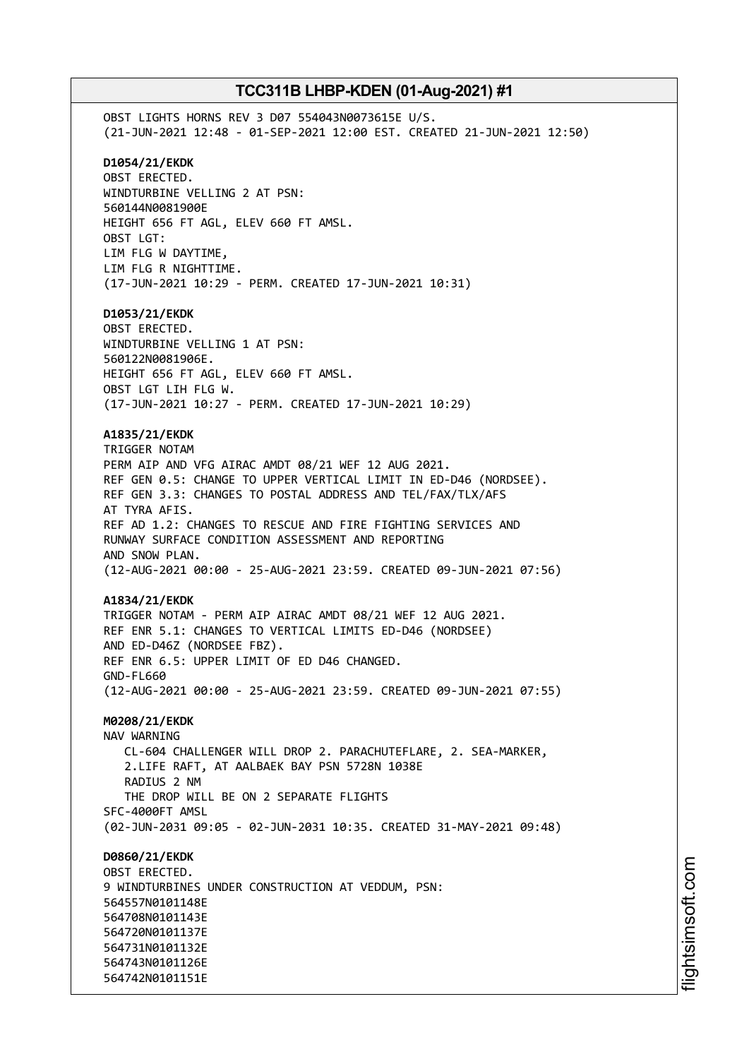OBST LIGHTS HORNS REV 3 D07 554043N0073615E U/S.
(21-JUN-2021 12:48 - 01-SEP-2021 12:00 EST. CREATED 21-JUN-2021 12:50)

**D1054/21/EKDK**
OBST ERECTED.
WINDTURBINE VELLING 2 AT PSN:
560144N0081900E
HEIGHT 656 FT AGL, ELEV 660 FT AMSL.
OBST LGT:
LIM FLG W DAYTIME,
LIM FLG R NIGHTTIME.
(17-JUN-2021 10:29 - PERM. CREATED 17-JUN-2021 10:31)

**D1053/21/EKDK**
OBST ERECTED.
WINDTURBINE VELLING 1 AT PSN:
560122N0081906E.
HEIGHT 656 FT AGL, ELEV 660 FT AMSL.
OBST LGT LIH FLG W.
(17-JUN-2021 10:27 - PERM. CREATED 17-JUN-2021 10:29)

**A1835/21/EKDK**
TRIGGER NOTAM
PERM AIP AND VFG AIRAC AMDT 08/21 WEF 12 AUG 2021.
REF GEN 0.5: CHANGE TO UPPER VERTICAL LIMIT IN ED-D46 (NORDSEE).
REF GEN 3.3: CHANGES TO POSTAL ADDRESS AND TEL/FAX/TLX/AFS
AT TYRA AFIS.
REF AD 1.2: CHANGES TO RESCUE AND FIRE FIGHTING SERVICES AND
RUNWAY SURFACE CONDITION ASSESSMENT AND REPORTING
AND SNOW PLAN.
(12-AUG-2021 00:00 - 25-AUG-2021 23:59. CREATED 09-JUN-2021 07:56)

**A1834/21/EKDK**
TRIGGER NOTAM - PERM AIP AIRAC AMDT 08/21 WEF 12 AUG 2021.
REF ENR 5.1: CHANGES TO VERTICAL LIMITS ED-D46 (NORDSEE)
AND ED-D46Z (NORDSEE FBZ).
REF ENR 6.5: UPPER LIMIT OF ED D46 CHANGED.
GND-FL660
(12-AUG-2021 00:00 - 25-AUG-2021 23:59. CREATED 09-JUN-2021 07:55)

**M0208/21/EKDK**
NAV WARNING
CL-604 CHALLENGER WILL DROP 2. PARACHUTEFLARE, 2. SEA-MARKER,
2.LIFE RAFT, AT AALBAEK BAY PSN 5728N 1038E
RADIUS 2 NM
THE DROP WILL BE ON 2 SEPARATE FLIGHTS
SFC-4000FT AMSL
(02-JUN-2031 09:05 - 02-JUN-2031 10:35. CREATED 31-MAY-2021 09:48)

**D0860/21/EKDK**
OBST ERECTED.
9 WINDTURBINES UNDER CONSTRUCTION AT VEDDUM, PSN:
564557N0101148E
564708N0101143E
564720N0101137E
564731N0101132E
564743N0101126E
564742N0101151E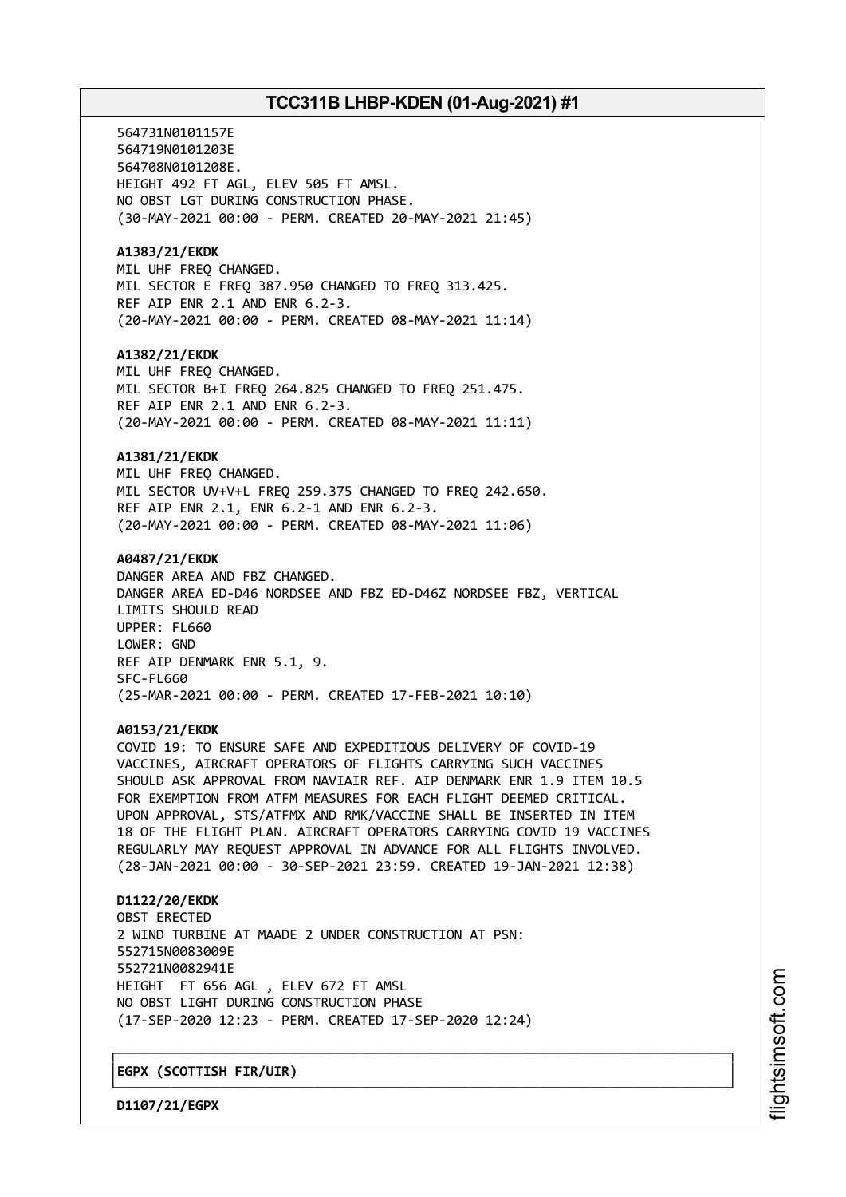564731N0101157E
564719N0101203E
564708N0101208E.
HEIGHT 492 FT AGL, ELEV 505 FT AMSL.
NO OBST LGT DURING CONSTRUCTION PHASE.
(30-MAY-2021 00:00 - PERM. CREATED 20-MAY-2021 21:45)

**A1383/21/EKDK**
MIL UHF FREQ CHANGED.
MIL SECTOR E FREQ 387.950 CHANGED TO FREQ 313.425.
REF AIP ENR 2.1 AND ENR 6.2-3.
(20-MAY-2021 00:00 - PERM. CREATED 08-MAY-2021 11:14)

**A1382/21/EKDK**
MIL UHF FREQ CHANGED.
MIL SECTOR B+I FREQ 264.825 CHANGED TO FREQ 251.475.
REF AIP ENR 2.1 AND ENR 6.2-3.
(20-MAY-2021 00:00 - PERM. CREATED 08-MAY-2021 11:11)

**A1381/21/EKDK**
MIL UHF FREQ CHANGED.
MIL SECTOR UV+V+L FREQ 259.375 CHANGED TO FREQ 242.650.
REF AIP ENR 2.1, ENR 6.2-1 AND ENR 6.2-3.
(20-MAY-2021 00:00 - PERM. CREATED 08-MAY-2021 11:06)

**A0487/21/EKDK**
DANGER AREA AND FBZ CHANGED.
DANGER AREA ED-D46 NORDSEE AND FBZ ED-D46Z NORDSEE FBZ, VERTICAL
LIMITS SHOULD READ
UPPER: FL660
LOWER: GND
REF AIP DENMARK ENR 5.1, 9.
SFC-FL660
(25-MAR-2021 00:00 - PERM. CREATED 17-FEB-2021 10:10)

**A0153/21/EKDK**
COVID 19: TO ENSURE SAFE AND EXPEDITIOUS DELIVERY OF COVID-19
VACCINES, AIRCRAFT OPERATORS OF FLIGHTS CARRYING SUCH VACCINES
SHOULD ASK APPROVAL FROM NAVIAIR REF. AIP DENMARK ENR 1.9 ITEM 10.5
FOR EXEMPTION FROM ATFM MEASURES FOR EACH FLIGHT DEEMED CRITICAL.
UPON APPROVAL, STS/ATFMX AND RMK/VACCINE SHALL BE INSERTED IN ITEM
18 OF THE FLIGHT PLAN. AIRCRAFT OPERATORS CARRYING COVID 19 VACCINES
REGULARLY MAY REQUEST APPROVAL IN ADVANCE FOR ALL FLIGHTS INVOLVED.
(28-JAN-2021 00:00 - 30-SEP-2021 23:59. CREATED 19-JAN-2021 12:38)

**D1122/20/EKDK**
OBST ERECTED
2 WIND TURBINE AT MAADE 2 UNDER CONSTRUCTION AT PSN:
552715N0083009E
552721N0082941E
HEIGHT FT 656 AGL , ELEV 672 FT AMSL
NO OBST LIGHT DURING CONSTRUCTION PHASE
(17-SEP-2020 12:23 - PERM. CREATED 17-SEP-2020 12:24)

**EGPX (SCOTTISH FIR/UIR)**

**D1107/21/EGPX**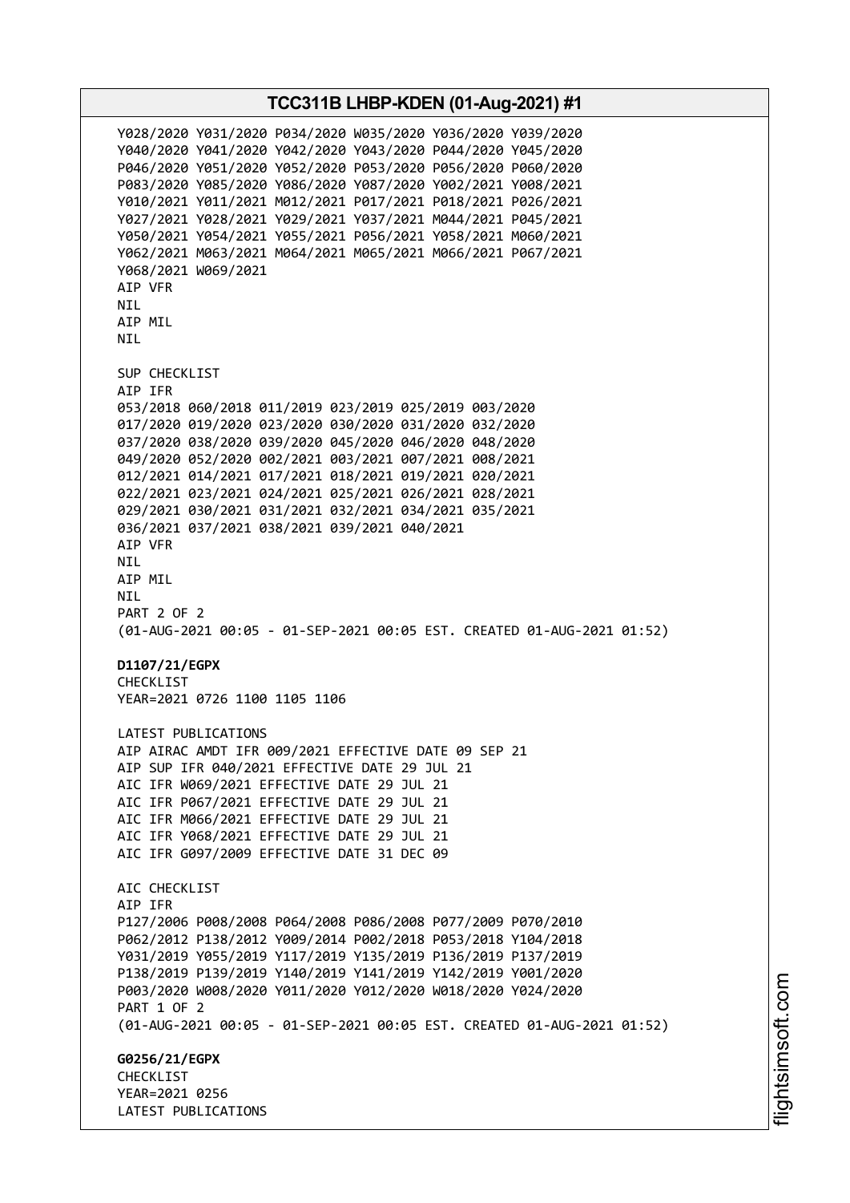Y028/2020 Y031/2020 P034/2020 W035/2020 Y036/2020 Y039/2020
Y040/2020 Y041/2020 Y042/2020 Y043/2020 P044/2020 Y045/2020
P046/2020 Y051/2020 Y052/2020 P053/2020 P056/2020 P060/2020
P083/2020 Y085/2020 Y086/2020 Y087/2020 Y002/2021 Y008/2021
Y010/2021 Y011/2021 M012/2021 P017/2021 P018/2021 P026/2021
Y027/2021 Y028/2021 Y029/2021 Y037/2021 M044/2021 P045/2021
Y050/2021 Y054/2021 Y055/2021 P056/2021 Y058/2021 M060/2021
Y062/2021 M063/2021 M064/2021 M065/2021 M066/2021 P067/2021
Y068/2021 W069/2021
AIP VFR
NIL
AIP MIL
NIL

SUP CHECKLIST
AIP IFR
053/2018 060/2018 011/2019 023/2019 025/2019 003/2020
017/2020 019/2020 023/2020 030/2020 031/2020 032/2020
037/2020 038/2020 039/2020 045/2020 046/2020 048/2020
049/2020 052/2020 002/2021 003/2021 007/2021 008/2021
012/2021 014/2021 017/2021 018/2021 019/2021 020/2021
022/2021 023/2021 024/2021 025/2021 026/2021 028/2021
029/2021 030/2021 031/2021 032/2021 034/2021 035/2021
036/2021 037/2021 038/2021 039/2021 040/2021
AIP VFR
NIL
AIP MIL
NIL
PART 2 OF 2
(01-AUG-2021 00:05 - 01-SEP-2021 00:05 EST. CREATED 01-AUG-2021 01:52)

**D1107/21/EGPX**
CHECKLIST
YEAR=2021 0726 1100 1105 1106

LATEST PUBLICATIONS
AIP AIRAC AMDT IFR 009/2021 EFFECTIVE DATE 09 SEP 21
AIP SUP IFR 040/2021 EFFECTIVE DATE 29 JUL 21
AIC IFR W069/2021 EFFECTIVE DATE 29 JUL 21
AIC IFR P067/2021 EFFECTIVE DATE 29 JUL 21
AIC IFR M066/2021 EFFECTIVE DATE 29 JUL 21
AIC IFR Y068/2021 EFFECTIVE DATE 29 JUL 21
AIC IFR G097/2009 EFFECTIVE DATE 31 DEC 09

AIC CHECKLIST
AIP IFR
P127/2006 P008/2008 P064/2008 P086/2008 P077/2009 P070/2010
P062/2012 P138/2012 Y009/2014 P002/2018 P053/2018 Y104/2018
Y031/2019 Y055/2019 Y117/2019 Y135/2019 P136/2019 P137/2019
P138/2019 P139/2019 Y140/2019 Y141/2019 Y142/2019 Y001/2020
P003/2020 W008/2020 Y011/2020 Y012/2020 W018/2020 Y024/2020
PART 1 OF 2
(01-AUG-2021 00:05 - 01-SEP-2021 00:05 EST. CREATED 01-AUG-2021 01:52)

**G0256/21/EGPX**
CHECKLIST
YEAR=2021 0256
LATEST PUBLICATIONS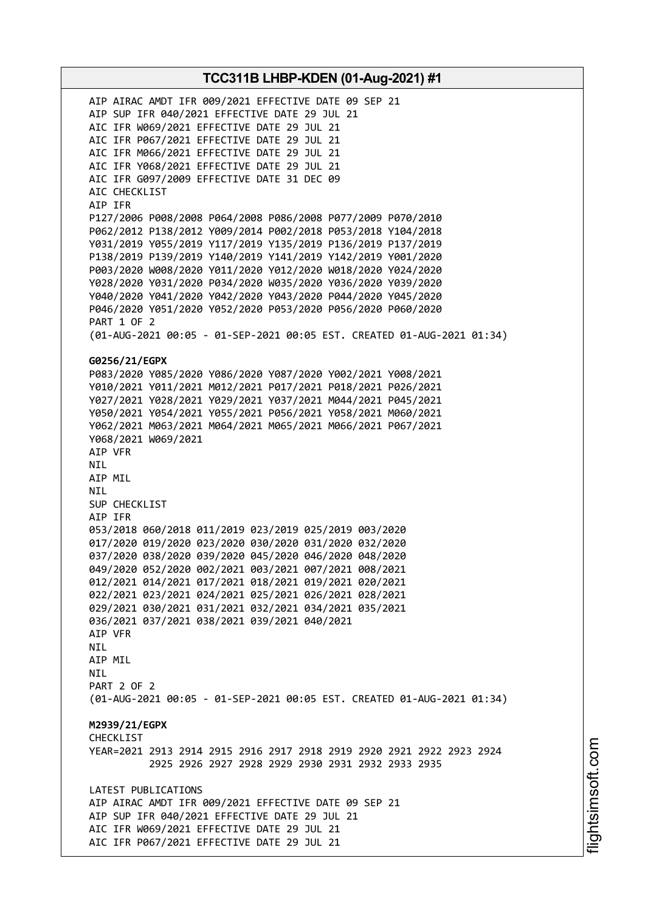AIP AIRAC AMDT IFR 009/2021 EFFECTIVE DATE 09 SEP 21
AIP SUP IFR 040/2021 EFFECTIVE DATE 29 JUL 21
AIC IFR W069/2021 EFFECTIVE DATE 29 JUL 21
AIC IFR P067/2021 EFFECTIVE DATE 29 JUL 21
AIC IFR M066/2021 EFFECTIVE DATE 29 JUL 21
AIC IFR Y068/2021 EFFECTIVE DATE 29 JUL 21
AIC IFR G097/2009 EFFECTIVE DATE 31 DEC 09
AIC CHECKLIST
AIP IFR
P127/2006 P008/2008 P064/2008 P086/2008 P077/2009 P070/2010
P062/2012 P138/2012 Y009/2014 P002/2018 P053/2018 Y104/2018
Y031/2019 Y055/2019 Y117/2019 Y135/2019 P136/2019 P137/2019
P138/2019 P139/2019 Y140/2019 Y141/2019 Y142/2019 Y001/2020
P003/2020 W008/2020 Y011/2020 Y012/2020 W018/2020 Y024/2020
Y028/2020 Y031/2020 P034/2020 W035/2020 Y036/2020 Y039/2020
Y040/2020 Y041/2020 Y042/2020 Y043/2020 P044/2020 Y045/2020
P046/2020 Y051/2020 Y052/2020 P053/2020 P056/2020 P060/2020
PART 1 OF 2
(01-AUG-2021 00:05 - 01-SEP-2021 00:05 EST. CREATED 01-AUG-2021 01:34)

**G0256/21/EGPX**
P083/2020 Y085/2020 Y086/2020 Y087/2020 Y002/2021 Y008/2021
Y010/2021 Y011/2021 M012/2021 P017/2021 P018/2021 P026/2021
Y027/2021 Y028/2021 Y029/2021 Y037/2021 M044/2021 P045/2021
Y050/2021 Y054/2021 Y055/2021 P056/2021 Y058/2021 M060/2021
Y062/2021 M063/2021 M064/2021 M065/2021 M066/2021 P067/2021
Y068/2021 W069/2021
AIP VFR
NIL
AIP MIL
NIL
SUP CHECKLIST
AIP IFR
053/2018 060/2018 011/2019 023/2019 025/2019 003/2020
017/2020 019/2020 023/2020 030/2020 031/2020 032/2020
037/2020 038/2020 039/2020 045/2020 046/2020 048/2020
049/2020 052/2020 002/2021 003/2021 007/2021 008/2021
012/2021 014/2021 017/2021 018/2021 019/2021 020/2021
022/2021 023/2021 024/2021 025/2021 026/2021 028/2021
029/2021 030/2021 031/2021 032/2021 034/2021 035/2021
036/2021 037/2021 038/2021 039/2021 040/2021
AIP VFR
NIL
AIP MIL
NIL
PART 2 OF 2
(01-AUG-2021 00:05 - 01-SEP-2021 00:05 EST. CREATED 01-AUG-2021 01:34)

**M2939/21/EGPX**
CHECKLIST
YEAR=2021 2913 2914 2915 2916 2917 2918 2919 2920 2921 2922 2923 2924
2925 2926 2927 2928 2929 2930 2931 2932 2933 2935

LATEST PUBLICATIONS
AIP AIRAC AMDT IFR 009/2021 EFFECTIVE DATE 09 SEP 21
AIP SUP IFR 040/2021 EFFECTIVE DATE 29 JUL 21
AIC IFR W069/2021 EFFECTIVE DATE 29 JUL 21
AIC IFR P067/2021 EFFECTIVE DATE 29 JUL 21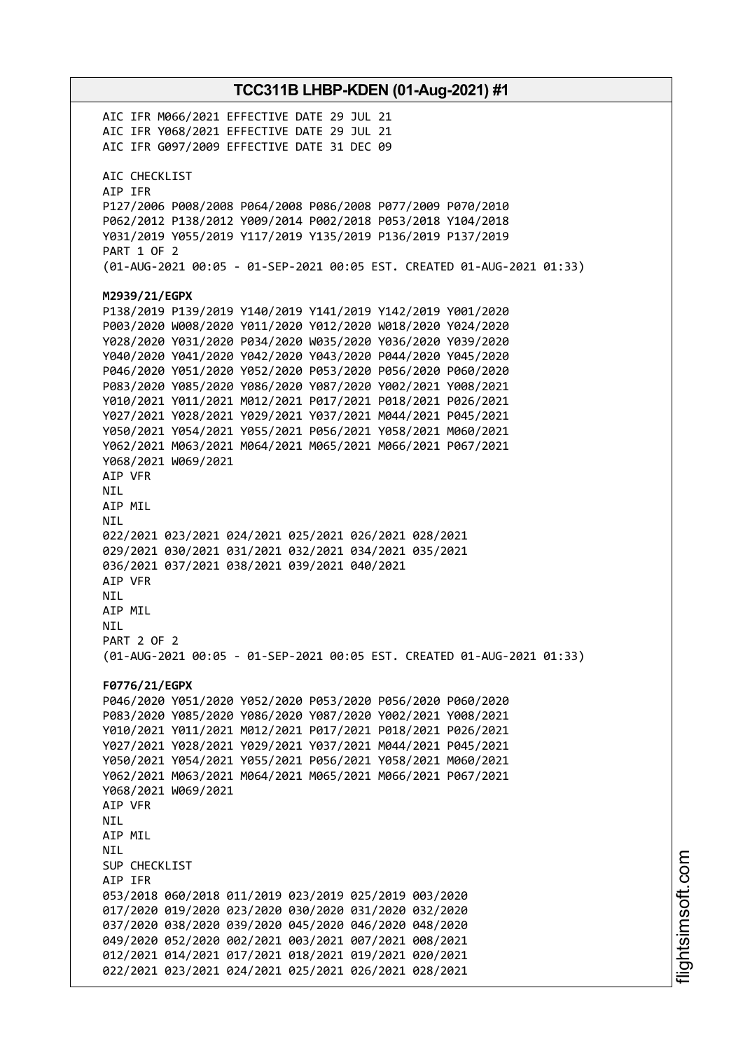AIC IFR M066/2021 EFFECTIVE DATE 29 JUL 21
AIC IFR Y068/2021 EFFECTIVE DATE 29 JUL 21
AIC IFR G097/2009 EFFECTIVE DATE 31 DEC 09

AIC CHECKLIST
AIP IFR
P127/2006 P008/2008 P064/2008 P086/2008 P077/2009 P070/2010
P062/2012 P138/2012 Y009/2014 P002/2018 P053/2018 Y104/2018
Y031/2019 Y055/2019 Y117/2019 Y135/2019 P136/2019 P137/2019
PART 1 OF 2
(01-AUG-2021 00:05 - 01-SEP-2021 00:05 EST. CREATED 01-AUG-2021 01:33)

**M2939/21/EGPX**
P138/2019 P139/2019 Y140/2019 Y141/2019 Y142/2019 Y001/2020
P003/2020 W008/2020 Y011/2020 Y012/2020 W018/2020 Y024/2020
Y028/2020 Y031/2020 P034/2020 W035/2020 Y036/2020 Y039/2020
Y040/2020 Y041/2020 Y042/2020 Y043/2020 P044/2020 Y045/2020
P046/2020 Y051/2020 Y052/2020 P053/2020 P056/2020 P060/2020
P083/2020 Y085/2020 Y086/2020 Y087/2020 Y002/2021 Y008/2021
Y010/2021 Y011/2021 M012/2021 P017/2021 P018/2021 P026/2021
Y027/2021 Y028/2021 Y029/2021 Y037/2021 M044/2021 P045/2021
Y050/2021 Y054/2021 Y055/2021 P056/2021 Y058/2021 M060/2021
Y062/2021 M063/2021 M064/2021 M065/2021 M066/2021 P067/2021
Y068/2021 W069/2021
AIP VFR
NIL
AIP MIL
NIL
022/2021 023/2021 024/2021 025/2021 026/2021 028/2021
029/2021 030/2021 031/2021 032/2021 034/2021 035/2021
036/2021 037/2021 038/2021 039/2021 040/2021
AIP VFR
NIL
AIP MIL
NIL
PART 2 OF 2
(01-AUG-2021 00:05 - 01-SEP-2021 00:05 EST. CREATED 01-AUG-2021 01:33)

**F0776/21/EGPX**
P046/2020 Y051/2020 Y052/2020 P053/2020 P056/2020 P060/2020
P083/2020 Y085/2020 Y086/2020 Y087/2020 Y002/2021 Y008/2021
Y010/2021 Y011/2021 M012/2021 P017/2021 P018/2021 P026/2021
Y027/2021 Y028/2021 Y029/2021 Y037/2021 M044/2021 P045/2021
Y050/2021 Y054/2021 Y055/2021 P056/2021 Y058/2021 M060/2021
Y062/2021 M063/2021 M064/2021 M065/2021 M066/2021 P067/2021
Y068/2021 W069/2021
AIP VFR
NIL
AIP MIL
NIL
SUP CHECKLIST
AIP IFR
053/2018 060/2018 011/2019 023/2019 025/2019 003/2020
017/2020 019/2020 023/2020 030/2020 031/2020 032/2020
037/2020 038/2020 039/2020 045/2020 046/2020 048/2020
049/2020 052/2020 002/2021 003/2021 007/2021 008/2021
012/2021 014/2021 017/2021 018/2021 019/2021 020/2021
022/2021 023/2021 024/2021 025/2021 026/2021 028/2021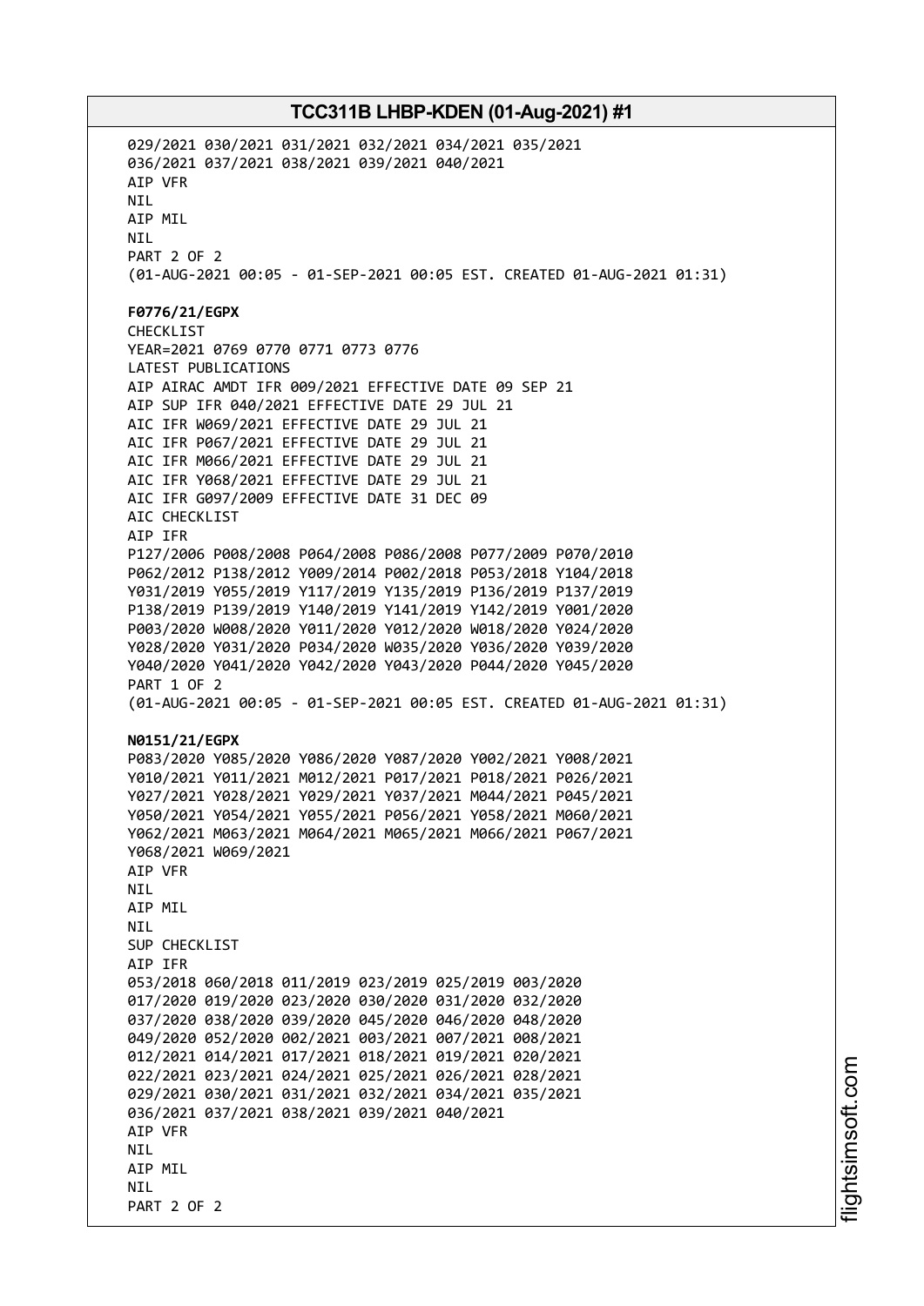029/2021 030/2021 031/2021 032/2021 034/2021 035/2021
036/2021 037/2021 038/2021 039/2021 040/2021
AIP VFR
NIL
AIP MIL
NIL
PART 2 OF 2
(01-AUG-2021 00:05 - 01-SEP-2021 00:05 EST. CREATED 01-AUG-2021 01:31)

**F0776/21/EGPX**
CHECKLIST
YEAR=2021 0769 0770 0771 0773 0776
LATEST PUBLICATIONS
AIP AIRAC AMDT IFR 009/2021 EFFECTIVE DATE 09 SEP 21
AIP SUP IFR 040/2021 EFFECTIVE DATE 29 JUL 21
AIC IFR W069/2021 EFFECTIVE DATE 29 JUL 21
AIC IFR P067/2021 EFFECTIVE DATE 29 JUL 21
AIC IFR M066/2021 EFFECTIVE DATE 29 JUL 21
AIC IFR Y068/2021 EFFECTIVE DATE 29 JUL 21
AIC IFR G097/2009 EFFECTIVE DATE 31 DEC 09
AIC CHECKLIST
AIP IFR
P127/2006 P008/2008 P064/2008 P086/2008 P077/2009 P070/2010
P062/2012 P138/2012 Y009/2014 P002/2018 P053/2018 Y104/2018
Y031/2019 Y055/2019 Y117/2019 Y135/2019 P136/2019 P137/2019
P138/2019 P139/2019 Y140/2019 Y141/2019 Y142/2019 Y001/2020
P003/2020 W008/2020 Y011/2020 Y012/2020 W018/2020 Y024/2020
Y028/2020 Y031/2020 P034/2020 W035/2020 Y036/2020 Y039/2020
Y040/2020 Y041/2020 Y042/2020 Y043/2020 P044/2020 Y045/2020
PART 1 OF 2
(01-AUG-2021 00:05 - 01-SEP-2021 00:05 EST. CREATED 01-AUG-2021 01:31)

**N0151/21/EGPX**
P083/2020 Y085/2020 Y086/2020 Y087/2020 Y002/2021 Y008/2021
Y010/2021 Y011/2021 M012/2021 P017/2021 P018/2021 P026/2021
Y027/2021 Y028/2021 Y029/2021 Y037/2021 M044/2021 P045/2021
Y050/2021 Y054/2021 Y055/2021 P056/2021 Y058/2021 M060/2021
Y062/2021 M063/2021 M064/2021 M065/2021 M066/2021 P067/2021
Y068/2021 W069/2021
AIP VFR
NIL
AIP MIL
NIL
SUP CHECKLIST
AIP IFR
053/2018 060/2018 011/2019 023/2019 025/2019 003/2020
017/2020 019/2020 023/2020 030/2020 031/2020 032/2020
037/2020 038/2020 039/2020 045/2020 046/2020 048/2020
049/2020 052/2020 002/2021 003/2021 007/2021 008/2021
012/2021 014/2021 017/2021 018/2021 019/2021 020/2021
022/2021 023/2021 024/2021 025/2021 026/2021 028/2021
029/2021 030/2021 031/2021 032/2021 034/2021 035/2021
036/2021 037/2021 038/2021 039/2021 040/2021
AIP VFR
NIL
AIP MIL
NIL
PART 2 OF 2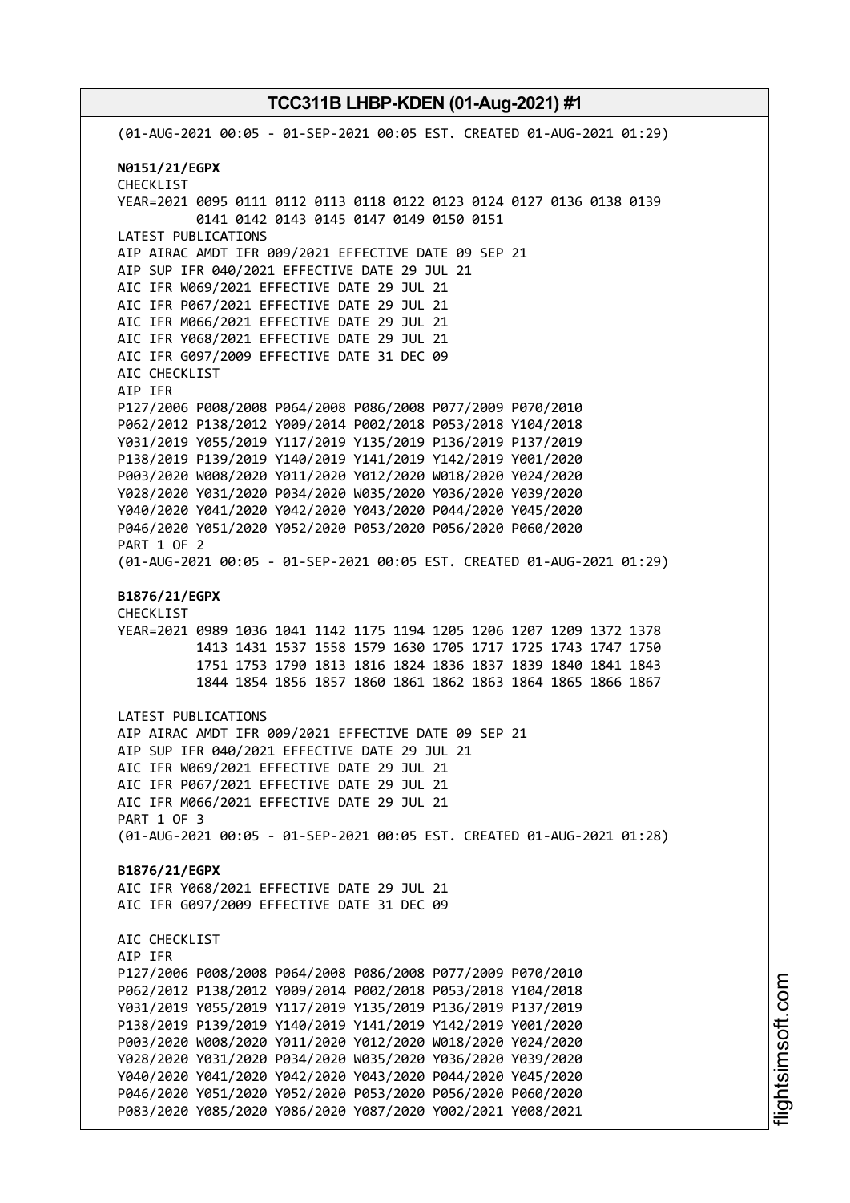(01-AUG-2021 00:05 - 01-SEP-2021 00:05 EST. CREATED 01-AUG-2021 01:29)

**N0151/21/EGPX**
CHECKLIST
YEAR=2021 0095 0111 0112 0113 0118 0122 0123 0124 0127 0136 0138 0139
0141 0142 0143 0145 0147 0149 0150 0151
LATEST PUBLICATIONS
AIP AIRAC AMDT IFR 009/2021 EFFECTIVE DATE 09 SEP 21
AIP SUP IFR 040/2021 EFFECTIVE DATE 29 JUL 21
AIC IFR W069/2021 EFFECTIVE DATE 29 JUL 21
AIC IFR P067/2021 EFFECTIVE DATE 29 JUL 21
AIC IFR M066/2021 EFFECTIVE DATE 29 JUL 21
AIC IFR Y068/2021 EFFECTIVE DATE 29 JUL 21
AIC IFR G097/2009 EFFECTIVE DATE 31 DEC 09
AIC CHECKLIST
AIP IFR
P127/2006 P008/2008 P064/2008 P086/2008 P077/2009 P070/2010
P062/2012 P138/2012 Y009/2014 P002/2018 P053/2018 Y104/2018
Y031/2019 Y055/2019 Y117/2019 Y135/2019 P136/2019 P137/2019
P138/2019 P139/2019 Y140/2019 Y141/2019 Y142/2019 Y001/2020
P003/2020 W008/2020 Y011/2020 Y012/2020 W018/2020 Y024/2020
Y028/2020 Y031/2020 P034/2020 W035/2020 Y036/2020 Y039/2020
Y040/2020 Y041/2020 Y042/2020 Y043/2020 P044/2020 Y045/2020
P046/2020 Y051/2020 Y052/2020 P053/2020 P056/2020 P060/2020
PART 1 OF 2
(01-AUG-2021 00:05 - 01-SEP-2021 00:05 EST. CREATED 01-AUG-2021 01:29)

**B1876/21/EGPX**
CHECKLIST
YEAR=2021 0989 1036 1041 1142 1175 1194 1205 1206 1207 1209 1372 1378
1413 1431 1537 1558 1579 1630 1705 1717 1725 1743 1747 1750
1751 1753 1790 1813 1816 1824 1836 1837 1839 1840 1841 1843
1844 1854 1856 1857 1860 1861 1862 1863 1864 1865 1866 1867

LATEST PUBLICATIONS
AIP AIRAC AMDT IFR 009/2021 EFFECTIVE DATE 09 SEP 21
AIP SUP IFR 040/2021 EFFECTIVE DATE 29 JUL 21
AIC IFR W069/2021 EFFECTIVE DATE 29 JUL 21
AIC IFR P067/2021 EFFECTIVE DATE 29 JUL 21
AIC IFR M066/2021 EFFECTIVE DATE 29 JUL 21
PART 1 OF 3
(01-AUG-2021 00:05 - 01-SEP-2021 00:05 EST. CREATED 01-AUG-2021 01:28)

**B1876/21/EGPX**
AIC IFR Y068/2021 EFFECTIVE DATE 29 JUL 21
AIC IFR G097/2009 EFFECTIVE DATE 31 DEC 09

AIC CHECKLIST
AIP IFR
P127/2006 P008/2008 P064/2008 P086/2008 P077/2009 P070/2010
P062/2012 P138/2012 Y009/2014 P002/2018 P053/2018 Y104/2018
Y031/2019 Y055/2019 Y117/2019 Y135/2019 P136/2019 P137/2019
P138/2019 P139/2019 Y140/2019 Y141/2019 Y142/2019 Y001/2020
P003/2020 W008/2020 Y011/2020 Y012/2020 W018/2020 Y024/2020
Y028/2020 Y031/2020 P034/2020 W035/2020 Y036/2020 Y039/2020
Y040/2020 Y041/2020 Y042/2020 Y043/2020 P044/2020 Y045/2020
P046/2020 Y051/2020 Y052/2020 P053/2020 P056/2020 P060/2020
P083/2020 Y085/2020 Y086/2020 Y087/2020 Y002/2021 Y008/2021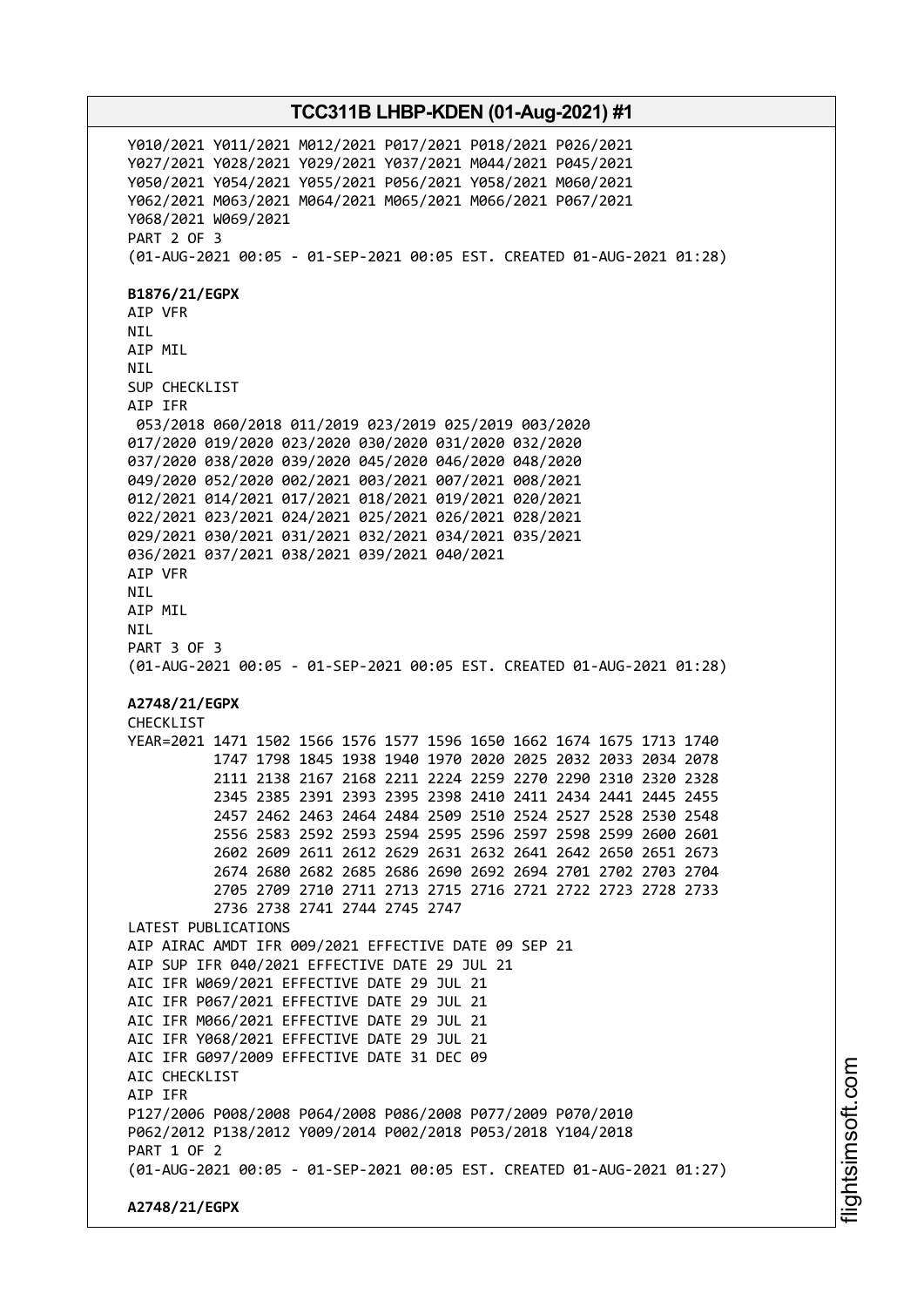Y010/2021 Y011/2021 M012/2021 P017/2021 P018/2021 P026/2021
Y027/2021 Y028/2021 Y029/2021 Y037/2021 M044/2021 P045/2021
Y050/2021 Y054/2021 Y055/2021 P056/2021 Y058/2021 M060/2021
Y062/2021 M063/2021 M064/2021 M065/2021 M066/2021 P067/2021
Y068/2021 W069/2021
PART 2 OF 3
(01-AUG-2021 00:05 - 01-SEP-2021 00:05 EST. CREATED 01-AUG-2021 01:28)

**B1876/21/EGPX**
AIP VFR
NIL
AIP MIL
NIL
SUP CHECKLIST
AIP IFR
053/2018 060/2018 011/2019 023/2019 025/2019 003/2020
017/2020 019/2020 023/2020 030/2020 031/2020 032/2020
037/2020 038/2020 039/2020 045/2020 046/2020 048/2020
049/2020 052/2020 002/2021 003/2021 007/2021 008/2021
012/2021 014/2021 017/2021 018/2021 019/2021 020/2021
022/2021 023/2021 024/2021 025/2021 026/2021 028/2021
029/2021 030/2021 031/2021 032/2021 034/2021 035/2021
036/2021 037/2021 038/2021 039/2021 040/2021
AIP VFR
NIL
AIP MIL
NIL
PART 3 OF 3
(01-AUG-2021 00:05 - 01-SEP-2021 00:05 EST. CREATED 01-AUG-2021 01:28)

**A2748/21/EGPX**
CHECKLIST
YEAR=2021 1471 1502 1566 1576 1577 1596 1650 1662 1674 1675 1713 1740
1747 1798 1845 1938 1940 1970 2020 2025 2032 2033 2034 2078
2111 2138 2167 2168 2211 2224 2259 2270 2290 2310 2320 2328
2345 2385 2391 2393 2395 2398 2410 2411 2434 2441 2445 2455
2457 2462 2463 2464 2484 2509 2510 2524 2527 2528 2530 2548
2556 2583 2592 2593 2594 2595 2596 2597 2598 2599 2600 2601
2602 2609 2611 2612 2629 2631 2632 2641 2642 2650 2651 2673
2674 2680 2682 2685 2686 2690 2692 2694 2701 2702 2703 2704
2705 2709 2710 2711 2713 2715 2716 2721 2722 2723 2728 2733
2736 2738 2741 2744 2745 2747
LATEST PUBLICATIONS
AIP AIRAC AMDT IFR 009/2021 EFFECTIVE DATE 09 SEP 21
AIP SUP IFR 040/2021 EFFECTIVE DATE 29 JUL 21
AIC IFR W069/2021 EFFECTIVE DATE 29 JUL 21
AIC IFR P067/2021 EFFECTIVE DATE 29 JUL 21
AIC IFR M066/2021 EFFECTIVE DATE 29 JUL 21
AIC IFR Y068/2021 EFFECTIVE DATE 29 JUL 21
AIC IFR G097/2009 EFFECTIVE DATE 31 DEC 09
AIC CHECKLIST
AIP IFR
P127/2006 P008/2008 P064/2008 P086/2008 P077/2009 P070/2010
P062/2012 P138/2012 Y009/2014 P002/2018 P053/2018 Y104/2018
PART 1 OF 2
(01-AUG-2021 00:05 - 01-SEP-2021 00:05 EST. CREATED 01-AUG-2021 01:27)

**A2748/21/EGPX**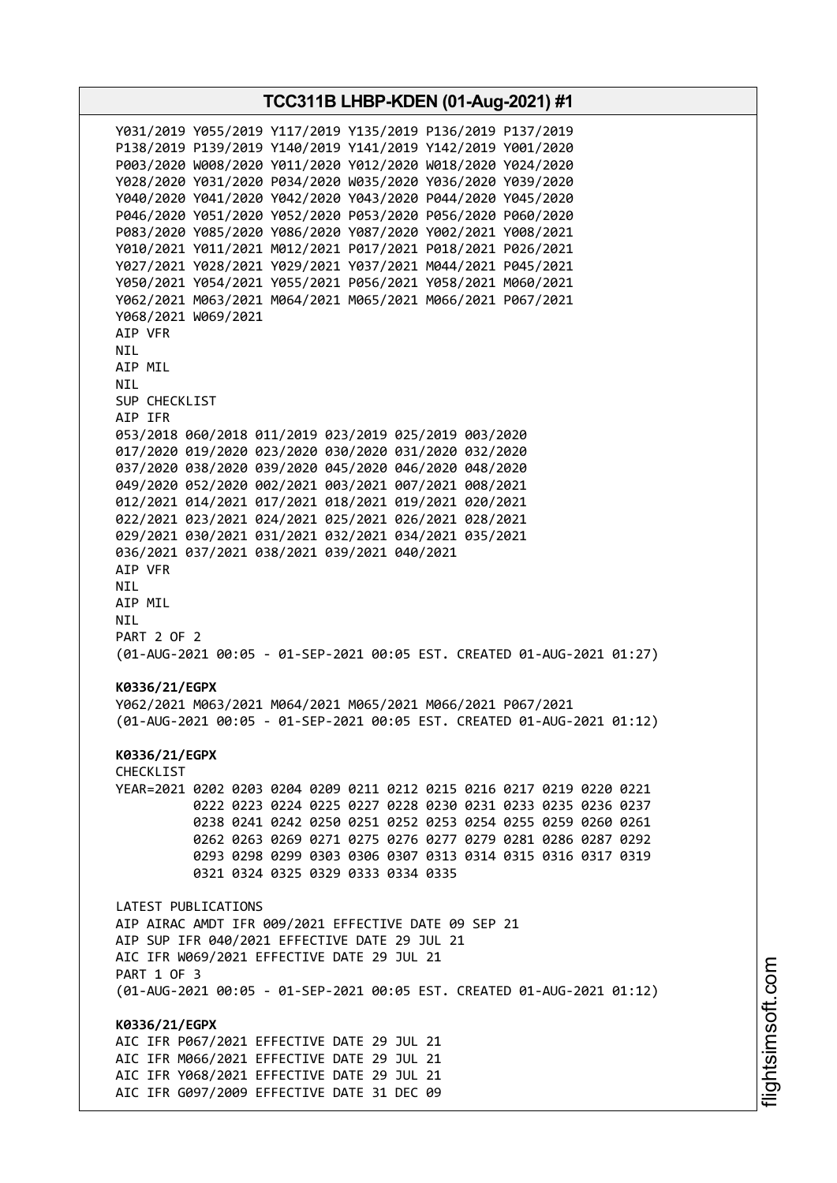Y031/2019 Y055/2019 Y117/2019 Y135/2019 P136/2019 P137/2019
P138/2019 P139/2019 Y140/2019 Y141/2019 Y142/2019 Y001/2020
P003/2020 W008/2020 Y011/2020 Y012/2020 W018/2020 Y024/2020
Y028/2020 Y031/2020 P034/2020 W035/2020 Y036/2020 Y039/2020
Y040/2020 Y041/2020 Y042/2020 Y043/2020 P044/2020 Y045/2020
P046/2020 Y051/2020 Y052/2020 P053/2020 P056/2020 P060/2020
P083/2020 Y085/2020 Y086/2020 Y087/2020 Y002/2021 Y008/2021
Y010/2021 Y011/2021 M012/2021 P017/2021 P018/2021 P026/2021
Y027/2021 Y028/2021 Y029/2021 Y037/2021 M044/2021 P045/2021
Y050/2021 Y054/2021 Y055/2021 P056/2021 Y058/2021 M060/2021
Y062/2021 M063/2021 M064/2021 M065/2021 M066/2021 P067/2021
Y068/2021 W069/2021
AIP VFR
NIL
AIP MIL
NIL
SUP CHECKLIST
AIP IFR
053/2018 060/2018 011/2019 023/2019 025/2019 003/2020
017/2020 019/2020 023/2020 030/2020 031/2020 032/2020
037/2020 038/2020 039/2020 045/2020 046/2020 048/2020
049/2020 052/2020 002/2021 003/2021 007/2021 008/2021
012/2021 014/2021 017/2021 018/2021 019/2021 020/2021
022/2021 023/2021 024/2021 025/2021 026/2021 028/2021
029/2021 030/2021 031/2021 032/2021 034/2021 035/2021
036/2021 037/2021 038/2021 039/2021 040/2021
AIP VFR
NIL
AIP MIL
NIL
PART 2 OF 2
(01-AUG-2021 00:05 - 01-SEP-2021 00:05 EST. CREATED 01-AUG-2021 01:27)

**K0336/21/EGPX**
Y062/2021 M063/2021 M064/2021 M065/2021 M066/2021 P067/2021
(01-AUG-2021 00:05 - 01-SEP-2021 00:05 EST. CREATED 01-AUG-2021 01:12)

**K0336/21/EGPX**
CHECKLIST
YEAR=2021 0202 0203 0204 0209 0211 0212 0215 0216 0217 0219 0220 0221
0222 0223 0224 0225 0227 0228 0230 0231 0233 0235 0236 0237
0238 0241 0242 0250 0251 0252 0253 0254 0255 0259 0260 0261
0262 0263 0269 0271 0275 0276 0277 0279 0281 0286 0287 0292
0293 0298 0299 0303 0306 0307 0313 0314 0315 0316 0317 0319
0321 0324 0325 0329 0333 0334 0335

LATEST PUBLICATIONS
AIP AIRAC AMDT IFR 009/2021 EFFECTIVE DATE 09 SEP 21
AIP SUP IFR 040/2021 EFFECTIVE DATE 29 JUL 21
AIC IFR W069/2021 EFFECTIVE DATE 29 JUL 21
PART 1 OF 3
(01-AUG-2021 00:05 - 01-SEP-2021 00:05 EST. CREATED 01-AUG-2021 01:12)

**K0336/21/EGPX**
AIC IFR P067/2021 EFFECTIVE DATE 29 JUL 21
AIC IFR M066/2021 EFFECTIVE DATE 29 JUL 21
AIC IFR Y068/2021 EFFECTIVE DATE 29 JUL 21
AIC IFR G097/2009 EFFECTIVE DATE 31 DEC 09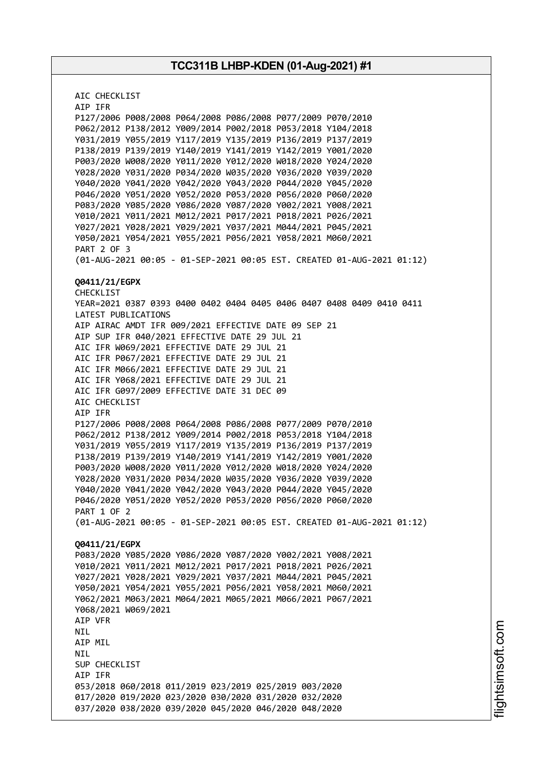AIC CHECKLIST
AIP IFR
P127/2006 P008/2008 P064/2008 P086/2008 P077/2009 P070/2010
P062/2012 P138/2012 Y009/2014 P002/2018 P053/2018 Y104/2018
Y031/2019 Y055/2019 Y117/2019 Y135/2019 P136/2019 P137/2019
P138/2019 P139/2019 Y140/2019 Y141/2019 Y142/2019 Y001/2020
P003/2020 W008/2020 Y011/2020 Y012/2020 W018/2020 Y024/2020
Y028/2020 Y031/2020 P034/2020 W035/2020 Y036/2020 Y039/2020
Y040/2020 Y041/2020 Y042/2020 Y043/2020 P044/2020 Y045/2020
P046/2020 Y051/2020 Y052/2020 P053/2020 P056/2020 P060/2020
P083/2020 Y085/2020 Y086/2020 Y087/2020 Y002/2021 Y008/2021
Y010/2021 Y011/2021 M012/2021 P017/2021 P018/2021 P026/2021
Y027/2021 Y028/2021 Y029/2021 Y037/2021 M044/2021 P045/2021
Y050/2021 Y054/2021 Y055/2021 P056/2021 Y058/2021 M060/2021
PART 2 OF 3
(01-AUG-2021 00:05 - 01-SEP-2021 00:05 EST. CREATED 01-AUG-2021 01:12)

**Q0411/21/EGPX**
CHECKLIST
YEAR=2021 0387 0393 0400 0402 0404 0405 0406 0407 0408 0409 0410 0411
LATEST PUBLICATIONS
AIP AIRAC AMDT IFR 009/2021 EFFECTIVE DATE 09 SEP 21
AIP SUP IFR 040/2021 EFFECTIVE DATE 29 JUL 21
AIC IFR W069/2021 EFFECTIVE DATE 29 JUL 21
AIC IFR P067/2021 EFFECTIVE DATE 29 JUL 21
AIC IFR M066/2021 EFFECTIVE DATE 29 JUL 21
AIC IFR Y068/2021 EFFECTIVE DATE 29 JUL 21
AIC IFR G097/2009 EFFECTIVE DATE 31 DEC 09
AIC CHECKLIST
AIP IFR
P127/2006 P008/2008 P064/2008 P086/2008 P077/2009 P070/2010
P062/2012 P138/2012 Y009/2014 P002/2018 P053/2018 Y104/2018
Y031/2019 Y055/2019 Y117/2019 Y135/2019 P136/2019 P137/2019
P138/2019 P139/2019 Y140/2019 Y141/2019 Y142/2019 Y001/2020
P003/2020 W008/2020 Y011/2020 Y012/2020 W018/2020 Y024/2020
Y028/2020 Y031/2020 P034/2020 W035/2020 Y036/2020 Y039/2020
Y040/2020 Y041/2020 Y042/2020 Y043/2020 P044/2020 Y045/2020
P046/2020 Y051/2020 Y052/2020 P053/2020 P056/2020 P060/2020
PART 1 OF 2
(01-AUG-2021 00:05 - 01-SEP-2021 00:05 EST. CREATED 01-AUG-2021 01:12)

**Q0411/21/EGPX**
P083/2020 Y085/2020 Y086/2020 Y087/2020 Y002/2021 Y008/2021
Y010/2021 Y011/2021 M012/2021 P017/2021 P018/2021 P026/2021
Y027/2021 Y028/2021 Y029/2021 Y037/2021 M044/2021 P045/2021
Y050/2021 Y054/2021 Y055/2021 P056/2021 Y058/2021 M060/2021
Y062/2021 M063/2021 M064/2021 M065/2021 M066/2021 P067/2021
Y068/2021 W069/2021
AIP VFR
NIL
AIP MIL
NIL
SUP CHECKLIST
AIP IFR
053/2018 060/2018 011/2019 023/2019 025/2019 003/2020
017/2020 019/2020 023/2020 030/2020 031/2020 032/2020
037/2020 038/2020 039/2020 045/2020 046/2020 048/2020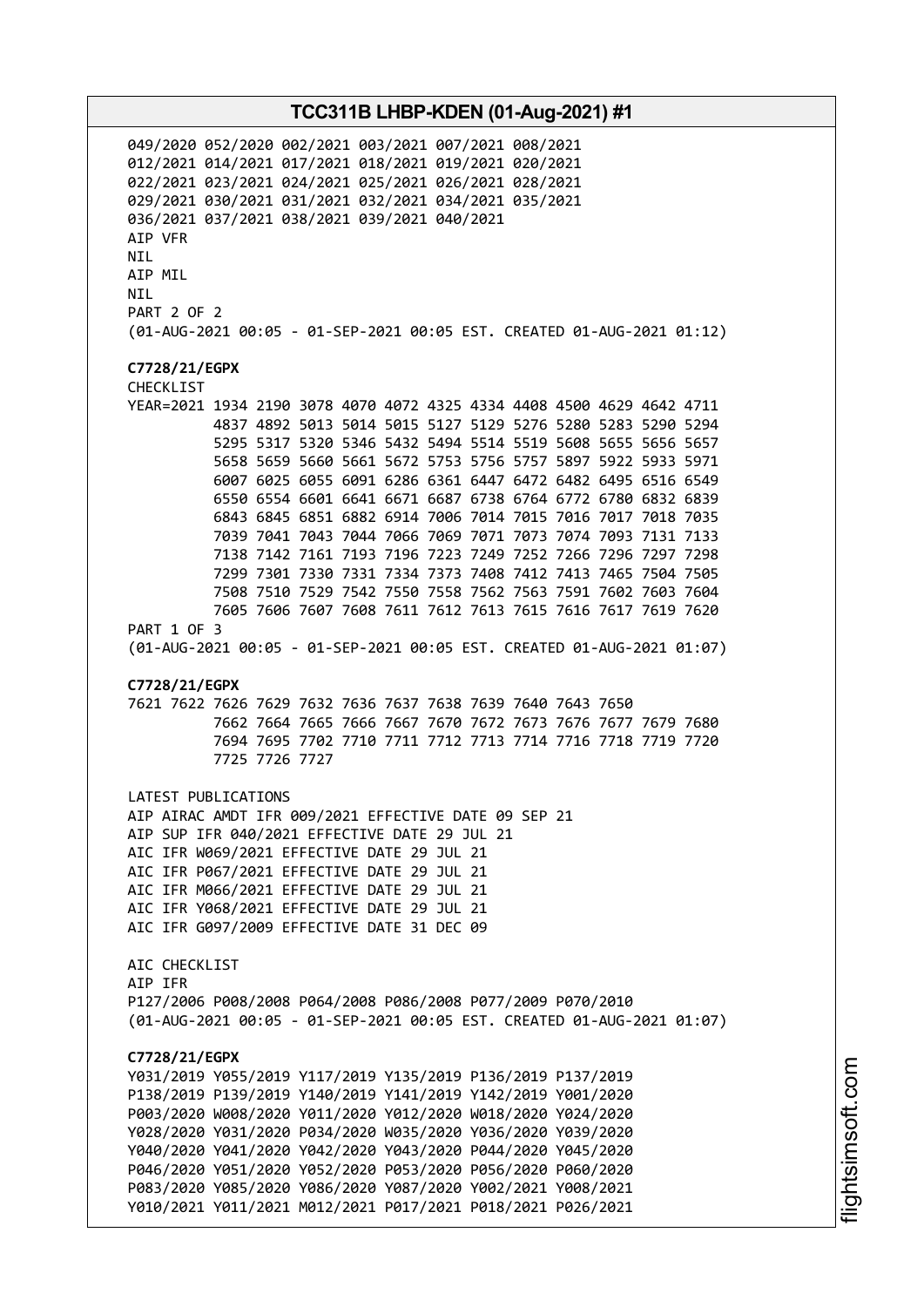049/2020 052/2020 002/2021 003/2021 007/2021 008/2021
012/2021 014/2021 017/2021 018/2021 019/2021 020/2021
022/2021 023/2021 024/2021 025/2021 026/2021 028/2021
029/2021 030/2021 031/2021 032/2021 034/2021 035/2021
036/2021 037/2021 038/2021 039/2021 040/2021
AIP VFR
NIL
AIP MIL
NIL
PART 2 OF 2
(01-AUG-2021 00:05 - 01-SEP-2021 00:05 EST. CREATED 01-AUG-2021 01:12)

**C7728/21/EGPX**
CHECKLIST
YEAR=2021 1934 2190 3078 4070 4072 4325 4334 4408 4500 4629 4642 4711
4837 4892 5013 5014 5015 5127 5129 5276 5280 5283 5290 5294
5295 5317 5320 5346 5432 5494 5514 5519 5608 5655 5656 5657
5658 5659 5660 5661 5672 5753 5756 5757 5897 5922 5933 5971
6007 6025 6055 6091 6286 6361 6447 6472 6482 6495 6516 6549
6550 6554 6601 6641 6671 6687 6738 6764 6772 6780 6832 6839
6843 6845 6851 6882 6914 7006 7014 7015 7016 7017 7018 7035
7039 7041 7043 7044 7066 7069 7071 7073 7074 7093 7131 7133
7138 7142 7161 7193 7196 7223 7249 7252 7266 7296 7297 7298
7299 7301 7330 7331 7334 7373 7408 7412 7413 7465 7504 7505
7508 7510 7529 7542 7550 7558 7562 7563 7591 7602 7603 7604
7605 7606 7607 7608 7611 7612 7613 7615 7616 7617 7619 7620
PART 1 OF 3
(01-AUG-2021 00:05 - 01-SEP-2021 00:05 EST. CREATED 01-AUG-2021 01:07)

**C7728/21/EGPX**
7621 7622 7626 7629 7632 7636 7637 7638 7639 7640 7643 7650
7662 7664 7665 7666 7667 7670 7672 7673 7676 7677 7679 7680
7694 7695 7702 7710 7711 7712 7713 7714 7716 7718 7719 7720
7725 7726 7727

LATEST PUBLICATIONS
AIP AIRAC AMDT IFR 009/2021 EFFECTIVE DATE 09 SEP 21
AIP SUP IFR 040/2021 EFFECTIVE DATE 29 JUL 21
AIC IFR W069/2021 EFFECTIVE DATE 29 JUL 21
AIC IFR P067/2021 EFFECTIVE DATE 29 JUL 21
AIC IFR M066/2021 EFFECTIVE DATE 29 JUL 21
AIC IFR Y068/2021 EFFECTIVE DATE 29 JUL 21
AIC IFR G097/2009 EFFECTIVE DATE 31 DEC 09

AIC CHECKLIST
AIP IFR
P127/2006 P008/2008 P064/2008 P086/2008 P077/2009 P070/2010
(01-AUG-2021 00:05 - 01-SEP-2021 00:05 EST. CREATED 01-AUG-2021 01:07)

**C7728/21/EGPX**
Y031/2019 Y055/2019 Y117/2019 Y135/2019 P136/2019 P137/2019
P138/2019 P139/2019 Y140/2019 Y141/2019 Y142/2019 Y001/2020
P003/2020 W008/2020 Y011/2020 Y012/2020 W018/2020 Y024/2020
Y028/2020 Y031/2020 P034/2020 W035/2020 Y036/2020 Y039/2020
Y040/2020 Y041/2020 Y042/2020 Y043/2020 P044/2020 Y045/2020
P046/2020 Y051/2020 Y052/2020 P053/2020 P056/2020 P060/2020
P083/2020 Y085/2020 Y086/2020 Y087/2020 Y002/2021 Y008/2021
Y010/2021 Y011/2021 M012/2021 P017/2021 P018/2021 P026/2021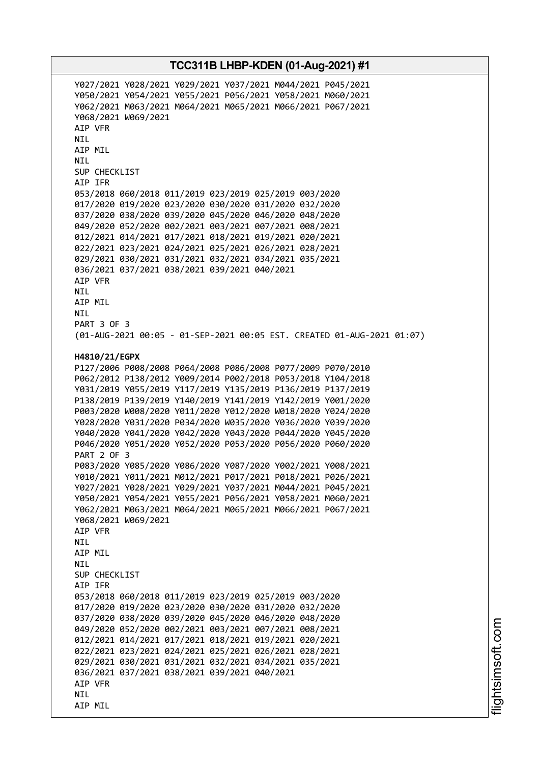Y027/2021 Y028/2021 Y029/2021 Y037/2021 M044/2021 P045/2021
Y050/2021 Y054/2021 Y055/2021 P056/2021 Y058/2021 M060/2021
Y062/2021 M063/2021 M064/2021 M065/2021 M066/2021 P067/2021
Y068/2021 W069/2021
AIP VFR
NIL
AIP MIL
NIL
SUP CHECKLIST
AIP IFR
053/2018 060/2018 011/2019 023/2019 025/2019 003/2020
017/2020 019/2020 023/2020 030/2020 031/2020 032/2020
037/2020 038/2020 039/2020 045/2020 046/2020 048/2020
049/2020 052/2020 002/2021 003/2021 007/2021 008/2021
012/2021 014/2021 017/2021 018/2021 019/2021 020/2021
022/2021 023/2021 024/2021 025/2021 026/2021 028/2021
029/2021 030/2021 031/2021 032/2021 034/2021 035/2021
036/2021 037/2021 038/2021 039/2021 040/2021
AIP VFR
NIL
AIP MIL
NIL
PART 3 OF 3
(01-AUG-2021 00:05 - 01-SEP-2021 00:05 EST. CREATED 01-AUG-2021 01:07)

**H4810/21/EGPX**
P127/2006 P008/2008 P064/2008 P086/2008 P077/2009 P070/2010
P062/2012 P138/2012 Y009/2014 P002/2018 P053/2018 Y104/2018
Y031/2019 Y055/2019 Y117/2019 Y135/2019 P136/2019 P137/2019
P138/2019 P139/2019 Y140/2019 Y141/2019 Y142/2019 Y001/2020
P003/2020 W008/2020 Y011/2020 Y012/2020 W018/2020 Y024/2020
Y028/2020 Y031/2020 P034/2020 W035/2020 Y036/2020 Y039/2020
Y040/2020 Y041/2020 Y042/2020 Y043/2020 P044/2020 Y045/2020
P046/2020 Y051/2020 Y052/2020 P053/2020 P056/2020 P060/2020
PART 2 OF 3
P083/2020 Y085/2020 Y086/2020 Y087/2020 Y002/2021 Y008/2021
Y010/2021 Y011/2021 M012/2021 P017/2021 P018/2021 P026/2021
Y027/2021 Y028/2021 Y029/2021 Y037/2021 M044/2021 P045/2021
Y050/2021 Y054/2021 Y055/2021 P056/2021 Y058/2021 M060/2021
Y062/2021 M063/2021 M064/2021 M065/2021 M066/2021 P067/2021
Y068/2021 W069/2021
AIP VFR
NIL
AIP MIL
NIL
SUP CHECKLIST
AIP IFR
053/2018 060/2018 011/2019 023/2019 025/2019 003/2020
017/2020 019/2020 023/2020 030/2020 031/2020 032/2020
037/2020 038/2020 039/2020 045/2020 046/2020 048/2020
049/2020 052/2020 002/2021 003/2021 007/2021 008/2021
012/2021 014/2021 017/2021 018/2021 019/2021 020/2021
022/2021 023/2021 024/2021 025/2021 026/2021 028/2021
029/2021 030/2021 031/2021 032/2021 034/2021 035/2021
036/2021 037/2021 038/2021 039/2021 040/2021
AIP VFR
NIL
AIP MIL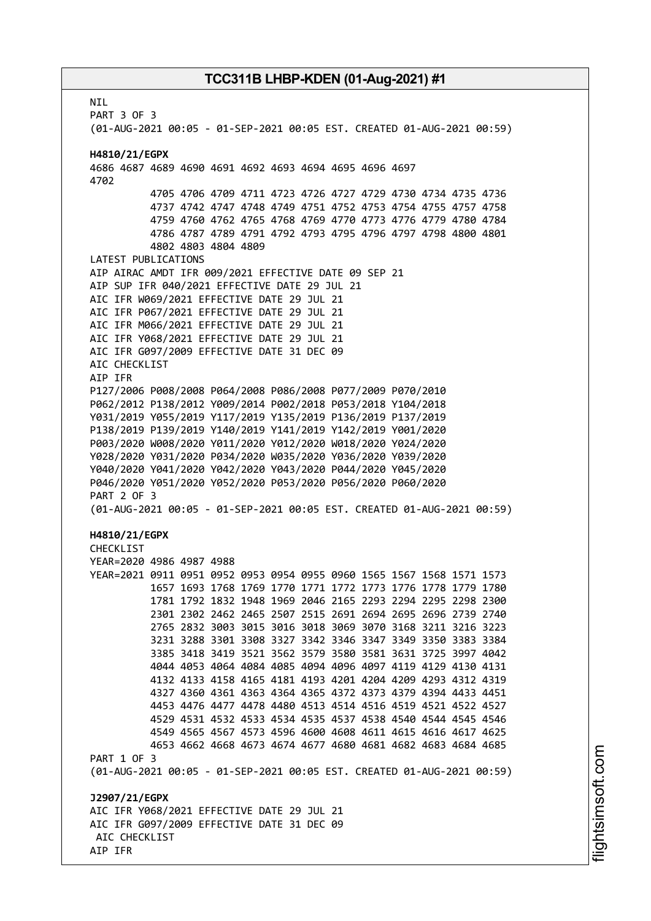NIL
PART 3 OF 3
(01-AUG-2021 00:05 - 01-SEP-2021 00:05 EST. CREATED 01-AUG-2021 00:59)

**H4810/21/EGPX**
4686 4687 4689 4690 4691 4692 4693 4694 4695 4696 4697
4702
4705 4706 4709 4711 4723 4726 4727 4729 4730 4734 4735 4736
4737 4742 4747 4748 4749 4751 4752 4753 4754 4755 4757 4758
4759 4760 4762 4765 4768 4769 4770 4773 4776 4779 4780 4784
4786 4787 4789 4791 4792 4793 4795 4796 4797 4798 4800 4801
4802 4803 4804 4809
LATEST PUBLICATIONS
AIP AIRAC AMDT IFR 009/2021 EFFECTIVE DATE 09 SEP 21
AIP SUP IFR 040/2021 EFFECTIVE DATE 29 JUL 21
AIC IFR W069/2021 EFFECTIVE DATE 29 JUL 21
AIC IFR P067/2021 EFFECTIVE DATE 29 JUL 21
AIC IFR M066/2021 EFFECTIVE DATE 29 JUL 21
AIC IFR Y068/2021 EFFECTIVE DATE 29 JUL 21
AIC IFR G097/2009 EFFECTIVE DATE 31 DEC 09
AIC CHECKLIST
AIP IFR
P127/2006 P008/2008 P064/2008 P086/2008 P077/2009 P070/2010
P062/2012 P138/2012 Y009/2014 P002/2018 P053/2018 Y104/2018
Y031/2019 Y055/2019 Y117/2019 Y135/2019 P136/2019 P137/2019
P138/2019 P139/2019 Y140/2019 Y141/2019 Y142/2019 Y001/2020
P003/2020 W008/2020 Y011/2020 Y012/2020 W018/2020 Y024/2020
Y028/2020 Y031/2020 P034/2020 W035/2020 Y036/2020 Y039/2020
Y040/2020 Y041/2020 Y042/2020 Y043/2020 P044/2020 Y045/2020
P046/2020 Y051/2020 Y052/2020 P053/2020 P056/2020 P060/2020
PART 2 OF 3
(01-AUG-2021 00:05 - 01-SEP-2021 00:05 EST. CREATED 01-AUG-2021 00:59)

**H4810/21/EGPX**
CHECKLIST
YEAR=2020 4986 4987 4988
YEAR=2021 0911 0951 0952 0953 0954 0955 0960 1565 1567 1568 1571 1573
1657 1693 1768 1769 1770 1771 1772 1773 1776 1778 1779 1780
1781 1792 1832 1948 1969 2046 2165 2293 2294 2295 2298 2300
2301 2302 2462 2465 2507 2515 2691 2694 2695 2696 2739 2740
2765 2832 3003 3015 3016 3018 3069 3070 3168 3211 3216 3223
3231 3288 3301 3308 3327 3342 3346 3347 3349 3350 3383 3384
3385 3418 3419 3521 3562 3579 3580 3581 3631 3725 3997 4042
4044 4053 4064 4084 4085 4094 4096 4097 4119 4129 4130 4131
4132 4133 4158 4165 4181 4193 4201 4204 4209 4293 4312 4319
4327 4360 4361 4363 4364 4365 4372 4373 4379 4394 4433 4451
4453 4476 4477 4478 4480 4513 4514 4516 4519 4521 4522 4527
4529 4531 4532 4533 4534 4535 4537 4538 4540 4544 4545 4546
4549 4565 4567 4573 4596 4600 4608 4611 4615 4616 4617 4625
4653 4662 4668 4673 4674 4677 4680 4681 4682 4683 4684 4685
PART 1 OF 3
(01-AUG-2021 00:05 - 01-SEP-2021 00:05 EST. CREATED 01-AUG-2021 00:59)

**J2907/21/EGPX**
AIC IFR Y068/2021 EFFECTIVE DATE 29 JUL 21
AIC IFR G097/2009 EFFECTIVE DATE 31 DEC 09
AIC CHECKLIST
AIP IFR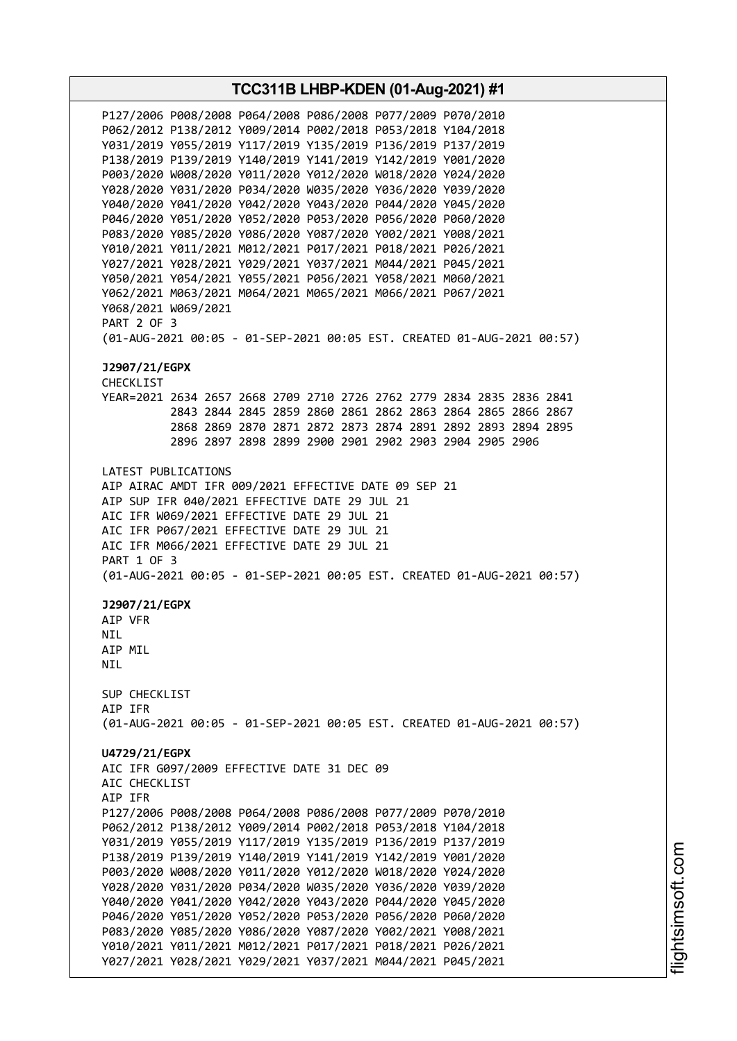P127/2006 P008/2008 P064/2008 P086/2008 P077/2009 P070/2010
P062/2012 P138/2012 Y009/2014 P002/2018 P053/2018 Y104/2018
Y031/2019 Y055/2019 Y117/2019 Y135/2019 P136/2019 P137/2019
P138/2019 P139/2019 Y140/2019 Y141/2019 Y142/2019 Y001/2020
P003/2020 W008/2020 Y011/2020 Y012/2020 W018/2020 Y024/2020
Y028/2020 Y031/2020 P034/2020 W035/2020 Y036/2020 Y039/2020
Y040/2020 Y041/2020 Y042/2020 Y043/2020 P044/2020 Y045/2020
P046/2020 Y051/2020 Y052/2020 P053/2020 P056/2020 P060/2020
P083/2020 Y085/2020 Y086/2020 Y087/2020 Y002/2021 Y008/2021
Y010/2021 Y011/2021 M012/2021 P017/2021 P018/2021 P026/2021
Y027/2021 Y028/2021 Y029/2021 Y037/2021 M044/2021 P045/2021
Y050/2021 Y054/2021 Y055/2021 P056/2021 Y058/2021 M060/2021
Y062/2021 M063/2021 M064/2021 M065/2021 M066/2021 P067/2021
Y068/2021 W069/2021
PART 2 OF 3
(01-AUG-2021 00:05 - 01-SEP-2021 00:05 EST. CREATED 01-AUG-2021 00:57)

**J2907/21/EGPX**
CHECKLIST
YEAR=2021 2634 2657 2668 2709 2710 2726 2762 2779 2834 2835 2836 2841
2843 2844 2845 2859 2860 2861 2862 2863 2864 2865 2866 2867
2868 2869 2870 2871 2872 2873 2874 2891 2892 2893 2894 2895
2896 2897 2898 2899 2900 2901 2902 2903 2904 2905 2906

LATEST PUBLICATIONS
AIP AIRAC AMDT IFR 009/2021 EFFECTIVE DATE 09 SEP 21
AIP SUP IFR 040/2021 EFFECTIVE DATE 29 JUL 21
AIC IFR W069/2021 EFFECTIVE DATE 29 JUL 21
AIC IFR P067/2021 EFFECTIVE DATE 29 JUL 21
AIC IFR M066/2021 EFFECTIVE DATE 29 JUL 21
PART 1 OF 3
(01-AUG-2021 00:05 - 01-SEP-2021 00:05 EST. CREATED 01-AUG-2021 00:57)

**J2907/21/EGPX**
AIP VFR
NIL
AIP MIL
NIL

SUP CHECKLIST
AIP IFR
(01-AUG-2021 00:05 - 01-SEP-2021 00:05 EST. CREATED 01-AUG-2021 00:57)

**U4729/21/EGPX**
AIC IFR G097/2009 EFFECTIVE DATE 31 DEC 09
AIC CHECKLIST
AIP IFR
P127/2006 P008/2008 P064/2008 P086/2008 P077/2009 P070/2010
P062/2012 P138/2012 Y009/2014 P002/2018 P053/2018 Y104/2018
Y031/2019 Y055/2019 Y117/2019 Y135/2019 P136/2019 P137/2019
P138/2019 P139/2019 Y140/2019 Y141/2019 Y142/2019 Y001/2020
P003/2020 W008/2020 Y011/2020 Y012/2020 W018/2020 Y024/2020
Y028/2020 Y031/2020 P034/2020 W035/2020 Y036/2020 Y039/2020
Y040/2020 Y041/2020 Y042/2020 Y043/2020 P044/2020 Y045/2020
P046/2020 Y051/2020 Y052/2020 P053/2020 P056/2020 P060/2020
P083/2020 Y085/2020 Y086/2020 Y087/2020 Y002/2021 Y008/2021
Y010/2021 Y011/2021 M012/2021 P017/2021 P018/2021 P026/2021
Y027/2021 Y028/2021 Y029/2021 Y037/2021 M044/2021 P045/2021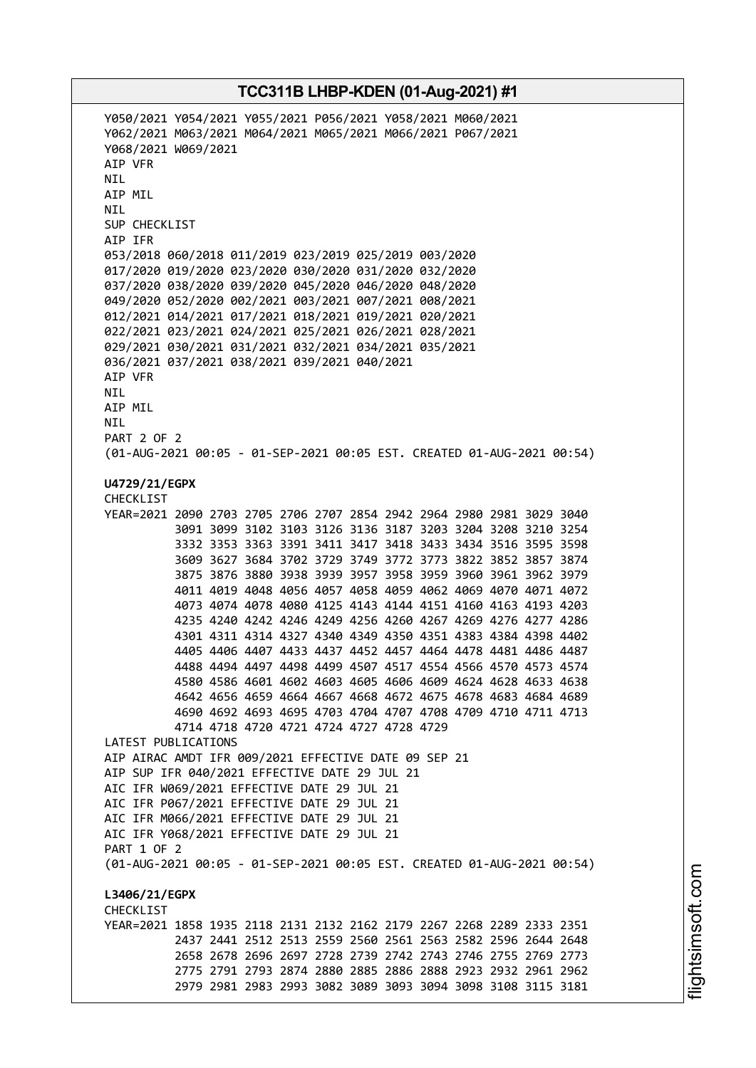Y050/2021 Y054/2021 Y055/2021 P056/2021 Y058/2021 M060/2021
Y062/2021 M063/2021 M064/2021 M065/2021 M066/2021 P067/2021
Y068/2021 W069/2021
AIP VFR
NIL
AIP MIL
NIL
SUP CHECKLIST
AIP IFR
053/2018 060/2018 011/2019 023/2019 025/2019 003/2020
017/2020 019/2020 023/2020 030/2020 031/2020 032/2020
037/2020 038/2020 039/2020 045/2020 046/2020 048/2020
049/2020 052/2020 002/2021 003/2021 007/2021 008/2021
012/2021 014/2021 017/2021 018/2021 019/2021 020/2021
022/2021 023/2021 024/2021 025/2021 026/2021 028/2021
029/2021 030/2021 031/2021 032/2021 034/2021 035/2021
036/2021 037/2021 038/2021 039/2021 040/2021
AIP VFR
NIL
AIP MIL
NIL
PART 2 OF 2
(01-AUG-2021 00:05 - 01-SEP-2021 00:05 EST. CREATED 01-AUG-2021 00:54)

**U4729/21/EGPX**
CHECKLIST
YEAR=2021 2090 2703 2705 2706 2707 2854 2942 2964 2980 2981 3029 3040
3091 3099 3102 3103 3126 3136 3187 3203 3204 3208 3210 3254
3332 3353 3363 3391 3411 3417 3418 3433 3434 3516 3595 3598
3609 3627 3684 3702 3729 3749 3772 3773 3822 3852 3857 3874
3875 3876 3880 3938 3939 3957 3958 3959 3960 3961 3962 3979
4011 4019 4048 4056 4057 4058 4059 4062 4069 4070 4071 4072
4073 4074 4078 4080 4125 4143 4144 4151 4160 4163 4193 4203
4235 4240 4242 4246 4249 4256 4260 4267 4269 4276 4277 4286
4301 4311 4314 4327 4340 4349 4350 4351 4383 4384 4398 4402
4405 4406 4407 4433 4437 4452 4457 4464 4478 4481 4486 4487
4488 4494 4497 4498 4499 4507 4517 4554 4566 4570 4573 4574
4580 4586 4601 4602 4603 4605 4606 4609 4624 4628 4633 4638
4642 4656 4659 4664 4667 4668 4672 4675 4678 4683 4684 4689
4690 4692 4693 4695 4703 4704 4707 4708 4709 4710 4711 4713
4714 4718 4720 4721 4724 4727 4728 4729
LATEST PUBLICATIONS
AIP AIRAC AMDT IFR 009/2021 EFFECTIVE DATE 09 SEP 21
AIP SUP IFR 040/2021 EFFECTIVE DATE 29 JUL 21
AIC IFR W069/2021 EFFECTIVE DATE 29 JUL 21
AIC IFR P067/2021 EFFECTIVE DATE 29 JUL 21
AIC IFR M066/2021 EFFECTIVE DATE 29 JUL 21
AIC IFR Y068/2021 EFFECTIVE DATE 29 JUL 21
PART 1 OF 2
(01-AUG-2021 00:05 - 01-SEP-2021 00:05 EST. CREATED 01-AUG-2021 00:54)

**L3406/21/EGPX**
CHECKLIST
YEAR=2021 1858 1935 2118 2131 2132 2162 2179 2267 2268 2289 2333 2351
2437 2441 2512 2513 2559 2560 2561 2563 2582 2596 2644 2648
2658 2678 2696 2697 2728 2739 2742 2743 2746 2755 2769 2773
2775 2791 2793 2874 2880 2885 2886 2888 2923 2932 2961 2962
2979 2981 2983 2993 3082 3089 3093 3094 3098 3108 3115 3181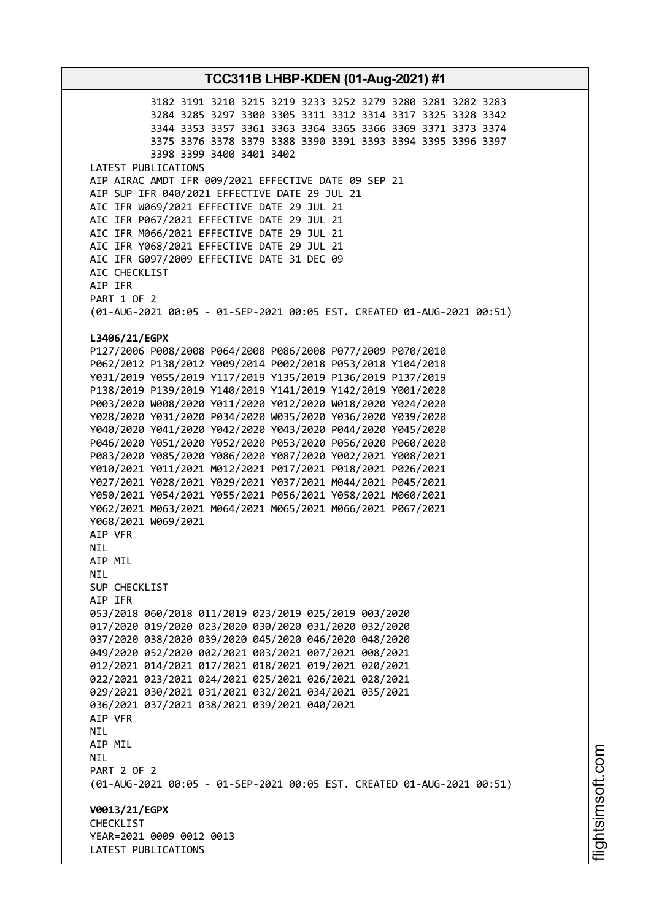3182 3191 3210 3215 3219 3233 3252 3279 3280 3281 3282 3283
3284 3285 3297 3300 3305 3311 3312 3314 3317 3325 3328 3342
3344 3353 3357 3361 3363 3364 3365 3366 3369 3371 3373 3374
3375 3376 3378 3379 3388 3390 3391 3393 3394 3395 3396 3397
3398 3399 3400 3401 3402

LATEST PUBLICATIONS
AIP AIRAC AMDT IFR 009/2021 EFFECTIVE DATE 09 SEP 21
AIP SUP IFR 040/2021 EFFECTIVE DATE 29 JUL 21
AIC IFR W069/2021 EFFECTIVE DATE 29 JUL 21
AIC IFR P067/2021 EFFECTIVE DATE 29 JUL 21
AIC IFR M066/2021 EFFECTIVE DATE 29 JUL 21
AIC IFR Y068/2021 EFFECTIVE DATE 29 JUL 21
AIC IFR G097/2009 EFFECTIVE DATE 31 DEC 09
AIC CHECKLIST
AIP IFR
PART 1 OF 2
(01-AUG-2021 00:05 - 01-SEP-2021 00:05 EST. CREATED 01-AUG-2021 00:51)

**L3406/21/EGPX**
P127/2006 P008/2008 P064/2008 P086/2008 P077/2009 P070/2010
P062/2012 P138/2012 Y009/2014 P002/2018 P053/2018 Y104/2018
Y031/2019 Y055/2019 Y117/2019 Y135/2019 P136/2019 P137/2019
P138/2019 P139/2019 Y140/2019 Y141/2019 Y142/2019 Y001/2020
P003/2020 W008/2020 Y011/2020 Y012/2020 W018/2020 Y024/2020
Y028/2020 Y031/2020 P034/2020 W035/2020 Y036/2020 Y039/2020
Y040/2020 Y041/2020 Y042/2020 Y043/2020 P044/2020 Y045/2020
P046/2020 Y051/2020 Y052/2020 P053/2020 P056/2020 P060/2020
P083/2020 Y085/2020 Y086/2020 Y087/2020 Y002/2021 Y008/2021
Y010/2021 Y011/2021 M012/2021 P017/2021 P018/2021 P026/2021
Y027/2021 Y028/2021 Y029/2021 Y037/2021 M044/2021 P045/2021
Y050/2021 Y054/2021 Y055/2021 P056/2021 Y058/2021 M060/2021
Y062/2021 M063/2021 M064/2021 M065/2021 M066/2021 P067/2021
Y068/2021 W069/2021
AIP VFR
NIL
AIP MIL
NIL
SUP CHECKLIST
AIP IFR
053/2018 060/2018 011/2019 023/2019 025/2019 003/2020
017/2020 019/2020 023/2020 030/2020 031/2020 032/2020
037/2020 038/2020 039/2020 045/2020 046/2020 048/2020
049/2020 052/2020 002/2021 003/2021 007/2021 008/2021
012/2021 014/2021 017/2021 018/2021 019/2021 020/2021
022/2021 023/2021 024/2021 025/2021 026/2021 028/2021
029/2021 030/2021 031/2021 032/2021 034/2021 035/2021
036/2021 037/2021 038/2021 039/2021 040/2021
AIP VFR
NIL
AIP MIL
NIL
PART 2 OF 2
(01-AUG-2021 00:05 - 01-SEP-2021 00:05 EST. CREATED 01-AUG-2021 00:51)

**V0013/21/EGPX**
CHECKLIST
YEAR=2021 0009 0012 0013
LATEST PUBLICATIONS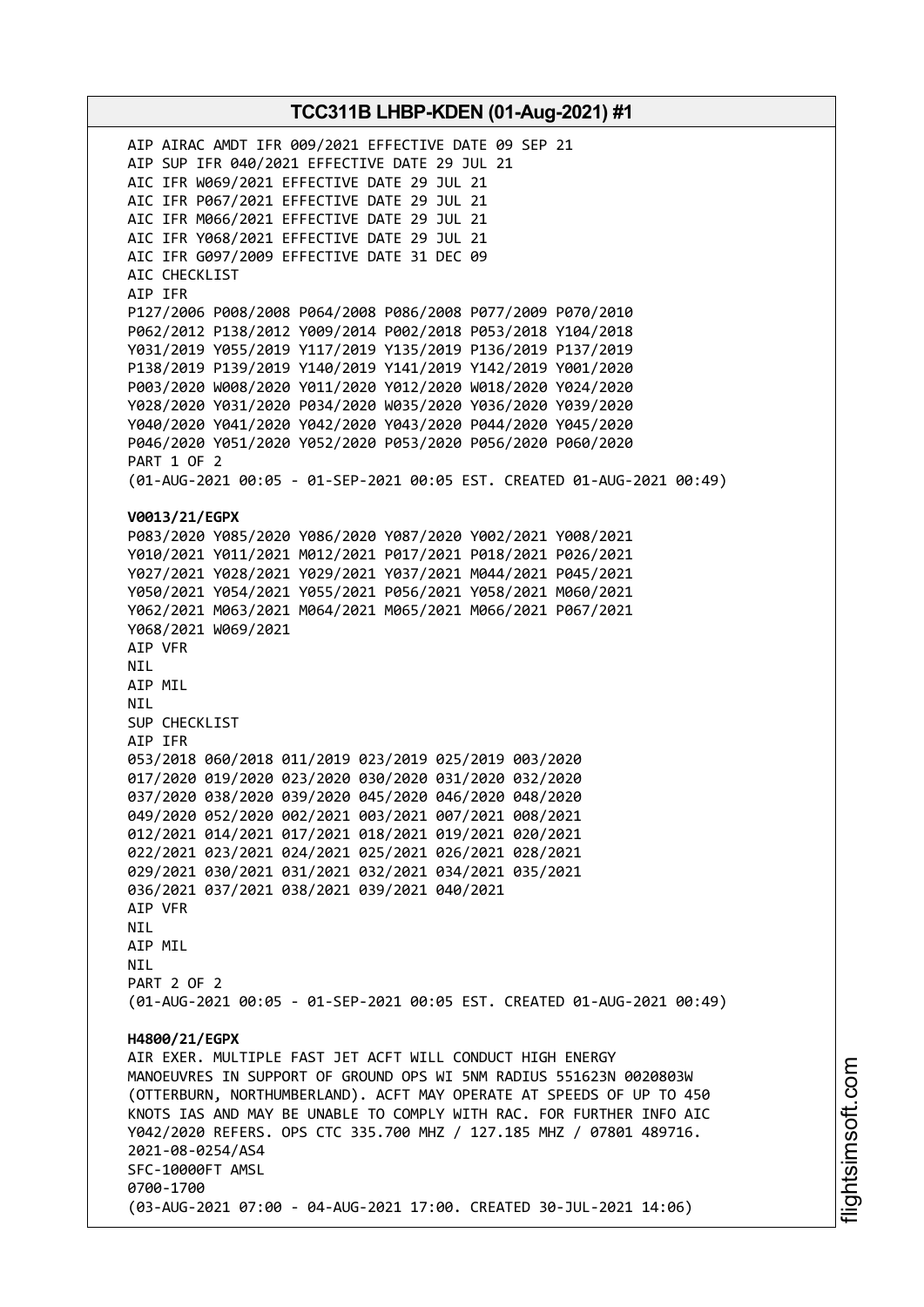AIP AIRAC AMDT IFR 009/2021 EFFECTIVE DATE 09 SEP 21
AIP SUP IFR 040/2021 EFFECTIVE DATE 29 JUL 21
AIC IFR W069/2021 EFFECTIVE DATE 29 JUL 21
AIC IFR P067/2021 EFFECTIVE DATE 29 JUL 21
AIC IFR M066/2021 EFFECTIVE DATE 29 JUL 21
AIC IFR Y068/2021 EFFECTIVE DATE 29 JUL 21
AIC IFR G097/2009 EFFECTIVE DATE 31 DEC 09
AIC CHECKLIST
AIP IFR
P127/2006 P008/2008 P064/2008 P086/2008 P077/2009 P070/2010
P062/2012 P138/2012 Y009/2014 P002/2018 P053/2018 Y104/2018
Y031/2019 Y055/2019 Y117/2019 Y135/2019 P136/2019 P137/2019
P138/2019 P139/2019 Y140/2019 Y141/2019 Y142/2019 Y001/2020
P003/2020 W008/2020 Y011/2020 Y012/2020 W018/2020 Y024/2020
Y028/2020 Y031/2020 P034/2020 W035/2020 Y036/2020 Y039/2020
Y040/2020 Y041/2020 Y042/2020 Y043/2020 P044/2020 Y045/2020
P046/2020 Y051/2020 Y052/2020 P053/2020 P056/2020 P060/2020
PART 1 OF 2
(01-AUG-2021 00:05 - 01-SEP-2021 00:05 EST. CREATED 01-AUG-2021 00:49)

**V0013/21/EGPX**
P083/2020 Y085/2020 Y086/2020 Y087/2020 Y002/2021 Y008/2021
Y010/2021 Y011/2021 M012/2021 P017/2021 P018/2021 P026/2021
Y027/2021 Y028/2021 Y029/2021 Y037/2021 M044/2021 P045/2021
Y050/2021 Y054/2021 Y055/2021 P056/2021 Y058/2021 M060/2021
Y062/2021 M063/2021 M064/2021 M065/2021 M066/2021 P067/2021
Y068/2021 W069/2021
AIP VFR
NIL
AIP MIL
NIL
SUP CHECKLIST
AIP IFR
053/2018 060/2018 011/2019 023/2019 025/2019 003/2020
017/2020 019/2020 023/2020 030/2020 031/2020 032/2020
037/2020 038/2020 039/2020 045/2020 046/2020 048/2020
049/2020 052/2020 002/2021 003/2021 007/2021 008/2021
012/2021 014/2021 017/2021 018/2021 019/2021 020/2021
022/2021 023/2021 024/2021 025/2021 026/2021 028/2021
029/2021 030/2021 031/2021 032/2021 034/2021 035/2021
036/2021 037/2021 038/2021 039/2021 040/2021
AIP VFR
NIL
AIP MIL
NIL
PART 2 OF 2
(01-AUG-2021 00:05 - 01-SEP-2021 00:05 EST. CREATED 01-AUG-2021 00:49)

**H4800/21/EGPX**
AIR EXER. MULTIPLE FAST JET ACFT WILL CONDUCT HIGH ENERGY
MANOEUVRES IN SUPPORT OF GROUND OPS WI 5NM RADIUS 551623N 0020803W
(OTTERBURN, NORTHUMBERLAND). ACFT MAY OPERATE AT SPEEDS OF UP TO 450
KNOTS IAS AND MAY BE UNABLE TO COMPLY WITH RAC. FOR FURTHER INFO AIC
Y042/2020 REFERS. OPS CTC 335.700 MHZ / 127.185 MHZ / 07801 489716.
2021-08-0254/AS4
SFC-10000FT AMSL
0700-1700
(03-AUG-2021 07:00 - 04-AUG-2021 17:00. CREATED 30-JUL-2021 14:06)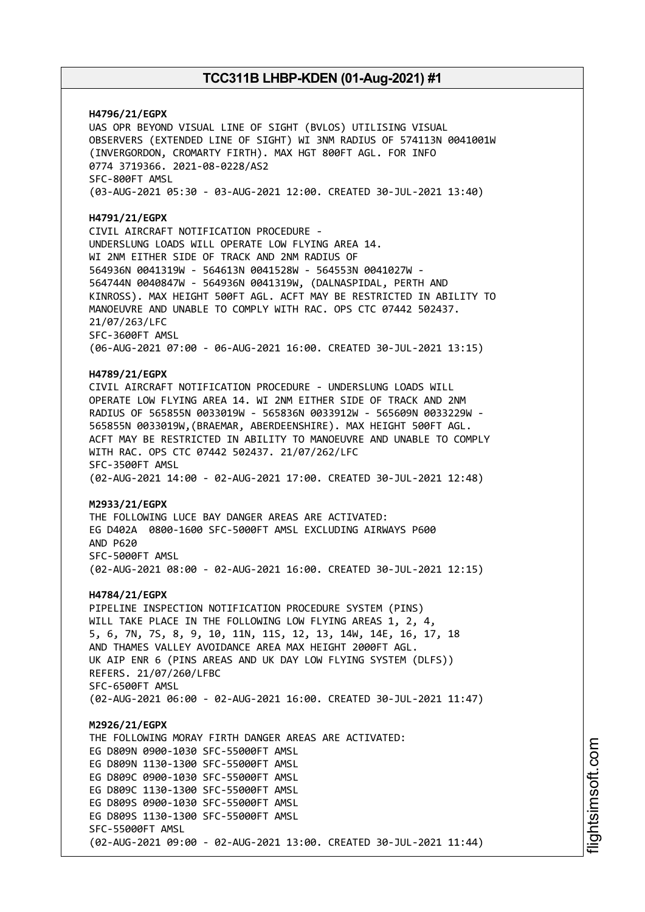**H4796/21/EGPX**
UAS OPR BEYOND VISUAL LINE OF SIGHT (BVLOS) UTILISING VISUAL OBSERVERS (EXTENDED LINE OF SIGHT) WI 3NM RADIUS OF 574113N 0041001W (INVERGORDON, CROMARTY FIRTH). MAX HGT 800FT AGL. FOR INFO 0774 3719366. 2021-08-0228/AS2
SFC-800FT AMSL
(03-AUG-2021 05:30 - 03-AUG-2021 12:00. CREATED 30-JUL-2021 13:40)

**H4791/21/EGPX**
CIVIL AIRCRAFT NOTIFICATION PROCEDURE - UNDERSLUNG LOADS WILL OPERATE LOW FLYING AREA 14. WI 2NM EITHER SIDE OF TRACK AND 2NM RADIUS OF 564936N 0041319W - 564613N 0041528W - 564553N 0041027W - 564744N 0040847W - 564936N 0041319W, (DALNASPIDAL, PERTH AND KINROSS). MAX HEIGHT 500FT AGL. ACFT MAY BE RESTRICTED IN ABILITY TO MANOEUVRE AND UNABLE TO COMPLY WITH RAC. OPS CTC 07442 502437. 21/07/263/LFC
SFC-3600FT AMSL
(06-AUG-2021 07:00 - 06-AUG-2021 16:00. CREATED 30-JUL-2021 13:15)

**H4789/21/EGPX**
CIVIL AIRCRAFT NOTIFICATION PROCEDURE - UNDERSLUNG LOADS WILL OPERATE LOW FLYING AREA 14. WI 2NM EITHER SIDE OF TRACK AND 2NM RADIUS OF 565855N 0033019W - 565836N 0033912W - 565609N 0033229W - 565855N 0033019W,(BRAEMAR, ABERDEENSHIRE). MAX HEIGHT 500FT AGL. ACFT MAY BE RESTRICTED IN ABILITY TO MANOEUVRE AND UNABLE TO COMPLY WITH RAC. OPS CTC 07442 502437. 21/07/262/LFC
SFC-3500FT AMSL
(02-AUG-2021 14:00 - 02-AUG-2021 17:00. CREATED 30-JUL-2021 12:48)

**M2933/21/EGPX**
THE FOLLOWING LUCE BAY DANGER AREAS ARE ACTIVATED:
EG D402A 0800-1600 SFC-5000FT AMSL EXCLUDING AIRWAYS P600 AND P620
SFC-5000FT AMSL
(02-AUG-2021 08:00 - 02-AUG-2021 16:00. CREATED 30-JUL-2021 12:15)

**H4784/21/EGPX**
PIPELINE INSPECTION NOTIFICATION PROCEDURE SYSTEM (PINS) WILL TAKE PLACE IN THE FOLLOWING LOW FLYING AREAS 1, 2, 4, 5, 6, 7N, 7S, 8, 9, 10, 11N, 11S, 12, 13, 14W, 14E, 16, 17, 18 AND THAMES VALLEY AVOIDANCE AREA MAX HEIGHT 2000FT AGL. UK AIP ENR 6 (PINS AREAS AND UK DAY LOW FLYING SYSTEM (DLFS)) REFERS. 21/07/260/LFBC
SFC-6500FT AMSL
(02-AUG-2021 06:00 - 02-AUG-2021 16:00. CREATED 30-JUL-2021 11:47)

**M2926/21/EGPX**
THE FOLLOWING MORAY FIRTH DANGER AREAS ARE ACTIVATED:
EG D809N 0900-1030 SFC-55000FT AMSL
EG D809N 1130-1300 SFC-55000FT AMSL
EG D809C 0900-1030 SFC-55000FT AMSL
EG D809C 1130-1300 SFC-55000FT AMSL
EG D809S 0900-1030 SFC-55000FT AMSL
EG D809S 1130-1300 SFC-55000FT AMSL
SFC-55000FT AMSL
(02-AUG-2021 09:00 - 02-AUG-2021 13:00. CREATED 30-JUL-2021 11:44)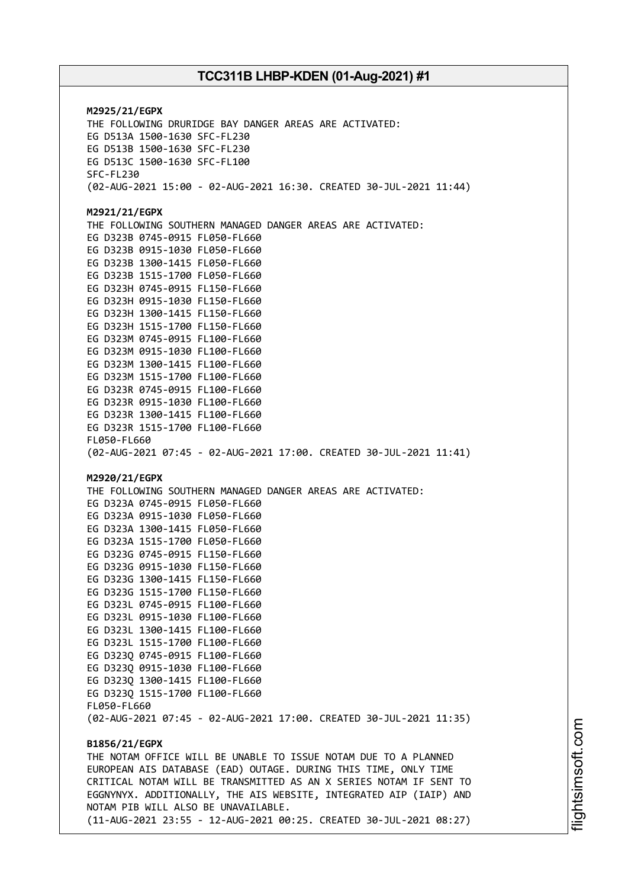**M2925/21/EGPX**
THE FOLLOWING DRURIDGE BAY DANGER AREAS ARE ACTIVATED:
EG D513A 1500-1630 SFC-FL230
EG D513B 1500-1630 SFC-FL230
EG D513C 1500-1630 SFC-FL100
SFC-FL230
(02-AUG-2021 15:00 - 02-AUG-2021 16:30. CREATED 30-JUL-2021 11:44)

**M2921/21/EGPX**
THE FOLLOWING SOUTHERN MANAGED DANGER AREAS ARE ACTIVATED:
EG D323B 0745-0915 FL050-FL660
EG D323B 0915-1030 FL050-FL660
EG D323B 1300-1415 FL050-FL660
EG D323B 1515-1700 FL050-FL660
EG D323H 0745-0915 FL150-FL660
EG D323H 0915-1030 FL150-FL660
EG D323H 1300-1415 FL150-FL660
EG D323H 1515-1700 FL150-FL660
EG D323M 0745-0915 FL100-FL660
EG D323M 0915-1030 FL100-FL660
EG D323M 1300-1415 FL100-FL660
EG D323M 1515-1700 FL100-FL660
EG D323R 0745-0915 FL100-FL660
EG D323R 0915-1030 FL100-FL660
EG D323R 1300-1415 FL100-FL660
EG D323R 1515-1700 FL100-FL660
FL050-FL660
(02-AUG-2021 07:45 - 02-AUG-2021 17:00. CREATED 30-JUL-2021 11:41)

**M2920/21/EGPX**
THE FOLLOWING SOUTHERN MANAGED DANGER AREAS ARE ACTIVATED:
EG D323A 0745-0915 FL050-FL660
EG D323A 0915-1030 FL050-FL660
EG D323A 1300-1415 FL050-FL660
EG D323A 1515-1700 FL050-FL660
EG D323G 0745-0915 FL150-FL660
EG D323G 0915-1030 FL150-FL660
EG D323G 1300-1415 FL150-FL660
EG D323G 1515-1700 FL150-FL660
EG D323L 0745-0915 FL100-FL660
EG D323L 0915-1030 FL100-FL660
EG D323L 1300-1415 FL100-FL660
EG D323L 1515-1700 FL100-FL660
EG D323Q 0745-0915 FL100-FL660
EG D323Q 0915-1030 FL100-FL660
EG D323Q 1300-1415 FL100-FL660
EG D323Q 1515-1700 FL100-FL660
FL050-FL660
(02-AUG-2021 07:45 - 02-AUG-2021 17:00. CREATED 30-JUL-2021 11:35)

**B1856/21/EGPX**
THE NOTAM OFFICE WILL BE UNABLE TO ISSUE NOTAM DUE TO A PLANNED EUROPEAN AIS DATABASE (EAD) OUTAGE. DURING THIS TIME, ONLY TIME CRITICAL NOTAM WILL BE TRANSMITTED AS AN X SERIES NOTAM IF SENT TO EGGNYNYX. ADDITIONALLY, THE AIS WEBSITE, INTEGRATED AIP (IAIP) AND NOTAM PIB WILL ALSO BE UNAVAILABLE.
(11-AUG-2021 23:55 - 12-AUG-2021 00:25. CREATED 30-JUL-2021 08:27)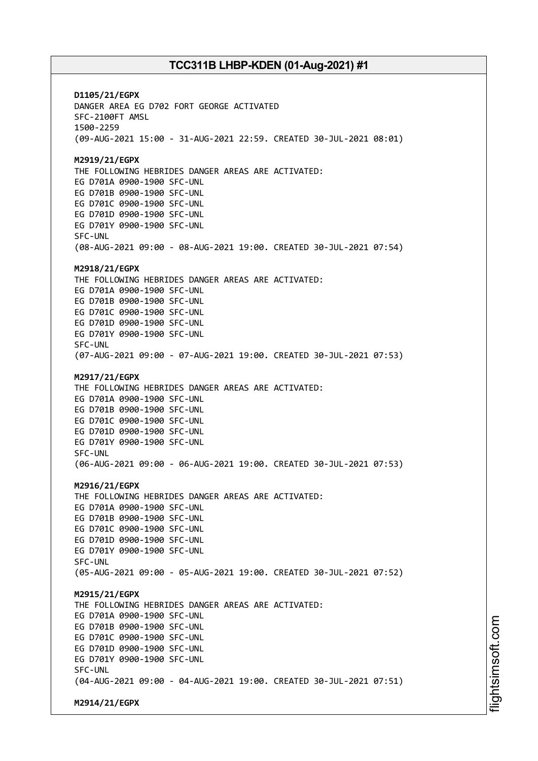**D1105/21/EGPX**
DANGER AREA EG D702 FORT GEORGE ACTIVATED
SFC-2100FT AMSL
1500-2259
(09-AUG-2021 15:00 - 31-AUG-2021 22:59. CREATED 30-JUL-2021 08:01)

**M2919/21/EGPX**
THE FOLLOWING HEBRIDES DANGER AREAS ARE ACTIVATED:
EG D701A 0900-1900 SFC-UNL
EG D701B 0900-1900 SFC-UNL
EG D701C 0900-1900 SFC-UNL
EG D701D 0900-1900 SFC-UNL
EG D701Y 0900-1900 SFC-UNL
SFC-UNL
(08-AUG-2021 09:00 - 08-AUG-2021 19:00. CREATED 30-JUL-2021 07:54)

**M2918/21/EGPX**
THE FOLLOWING HEBRIDES DANGER AREAS ARE ACTIVATED:
EG D701A 0900-1900 SFC-UNL
EG D701B 0900-1900 SFC-UNL
EG D701C 0900-1900 SFC-UNL
EG D701D 0900-1900 SFC-UNL
EG D701Y 0900-1900 SFC-UNL
SFC-UNL
(07-AUG-2021 09:00 - 07-AUG-2021 19:00. CREATED 30-JUL-2021 07:53)

**M2917/21/EGPX**
THE FOLLOWING HEBRIDES DANGER AREAS ARE ACTIVATED:
EG D701A 0900-1900 SFC-UNL
EG D701B 0900-1900 SFC-UNL
EG D701C 0900-1900 SFC-UNL
EG D701D 0900-1900 SFC-UNL
EG D701Y 0900-1900 SFC-UNL
SFC-UNL
(06-AUG-2021 09:00 - 06-AUG-2021 19:00. CREATED 30-JUL-2021 07:53)

**M2916/21/EGPX**
THE FOLLOWING HEBRIDES DANGER AREAS ARE ACTIVATED:
EG D701A 0900-1900 SFC-UNL
EG D701B 0900-1900 SFC-UNL
EG D701C 0900-1900 SFC-UNL
EG D701D 0900-1900 SFC-UNL
EG D701Y 0900-1900 SFC-UNL
SFC-UNL
(05-AUG-2021 09:00 - 05-AUG-2021 19:00. CREATED 30-JUL-2021 07:52)

**M2915/21/EGPX**
THE FOLLOWING HEBRIDES DANGER AREAS ARE ACTIVATED:
EG D701A 0900-1900 SFC-UNL
EG D701B 0900-1900 SFC-UNL
EG D701C 0900-1900 SFC-UNL
EG D701D 0900-1900 SFC-UNL
EG D701Y 0900-1900 SFC-UNL
SFC-UNL
(04-AUG-2021 09:00 - 04-AUG-2021 19:00. CREATED 30-JUL-2021 07:51)

**M2914/21/EGPX**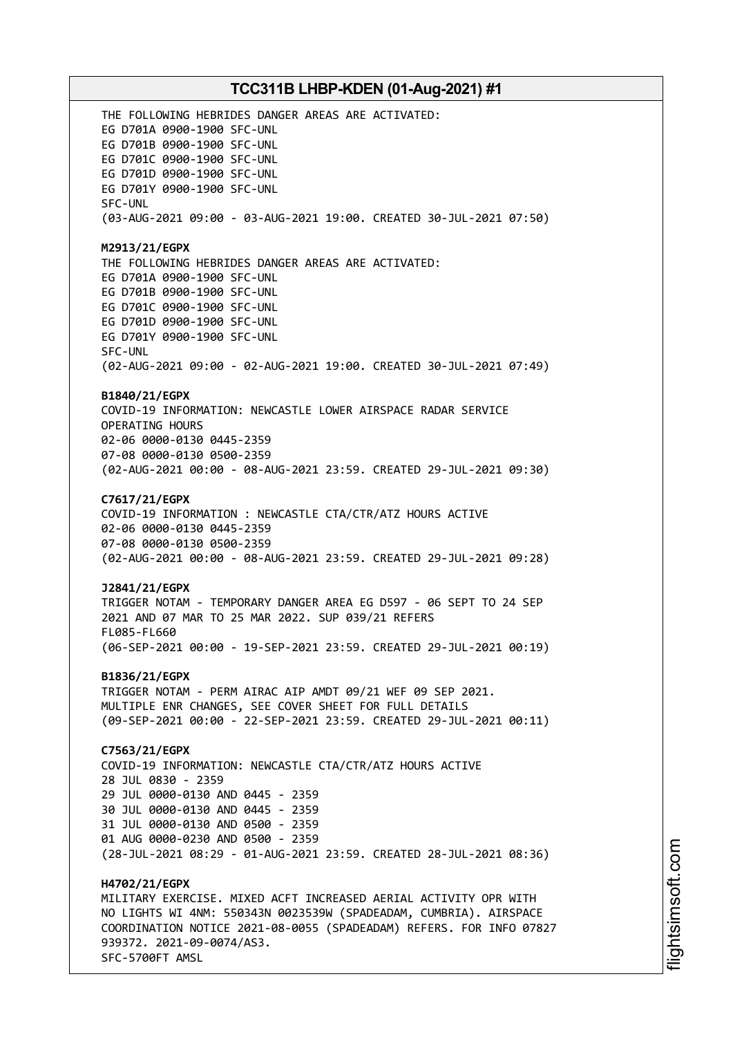THE FOLLOWING HEBRIDES DANGER AREAS ARE ACTIVATED:
EG D701A 0900-1900 SFC-UNL
EG D701B 0900-1900 SFC-UNL
EG D701C 0900-1900 SFC-UNL
EG D701D 0900-1900 SFC-UNL
EG D701Y 0900-1900 SFC-UNL
SFC-UNL
(03-AUG-2021 09:00 - 03-AUG-2021 19:00. CREATED 30-JUL-2021 07:50)

**M2913/21/EGPX**
THE FOLLOWING HEBRIDES DANGER AREAS ARE ACTIVATED:
EG D701A 0900-1900 SFC-UNL
EG D701B 0900-1900 SFC-UNL
EG D701C 0900-1900 SFC-UNL
EG D701D 0900-1900 SFC-UNL
EG D701Y 0900-1900 SFC-UNL
SFC-UNL
(02-AUG-2021 09:00 - 02-AUG-2021 19:00. CREATED 30-JUL-2021 07:49)

**B1840/21/EGPX**
COVID-19 INFORMATION: NEWCASTLE LOWER AIRSPACE RADAR SERVICE
OPERATING HOURS
02-06 0000-0130 0445-2359
07-08 0000-0130 0500-2359
(02-AUG-2021 00:00 - 08-AUG-2021 23:59. CREATED 29-JUL-2021 09:30)

**C7617/21/EGPX**
COVID-19 INFORMATION : NEWCASTLE CTA/CTR/ATZ HOURS ACTIVE
02-06 0000-0130 0445-2359
07-08 0000-0130 0500-2359
(02-AUG-2021 00:00 - 08-AUG-2021 23:59. CREATED 29-JUL-2021 09:28)

**J2841/21/EGPX**
TRIGGER NOTAM - TEMPORARY DANGER AREA EG D597 - 06 SEPT TO 24 SEP
2021 AND 07 MAR TO 25 MAR 2022. SUP 039/21 REFERS
FL085-FL660
(06-SEP-2021 00:00 - 19-SEP-2021 23:59. CREATED 29-JUL-2021 00:19)

**B1836/21/EGPX**
TRIGGER NOTAM - PERM AIRAC AIP AMDT 09/21 WEF 09 SEP 2021.
MULTIPLE ENR CHANGES, SEE COVER SHEET FOR FULL DETAILS
(09-SEP-2021 00:00 - 22-SEP-2021 23:59. CREATED 29-JUL-2021 00:11)

**C7563/21/EGPX**
COVID-19 INFORMATION: NEWCASTLE CTA/CTR/ATZ HOURS ACTIVE
28 JUL 0830 - 2359
29 JUL 0000-0130 AND 0445 - 2359
30 JUL 0000-0130 AND 0445 - 2359
31 JUL 0000-0130 AND 0500 - 2359
01 AUG 0000-0230 AND 0500 - 2359
(28-JUL-2021 08:29 - 01-AUG-2021 23:59. CREATED 28-JUL-2021 08:36)

**H4702/21/EGPX**
MILITARY EXERCISE. MIXED ACFT INCREASED AERIAL ACTIVITY OPR WITH
NO LIGHTS WI 4NM: 550343N 0023539W (SPADEADAM, CUMBRIA). AIRSPACE
COORDINATION NOTICE 2021-08-0055 (SPADEADAM) REFERS. FOR INFO 07827
939372. 2021-09-0074/AS3.
SFC-5700FT AMSL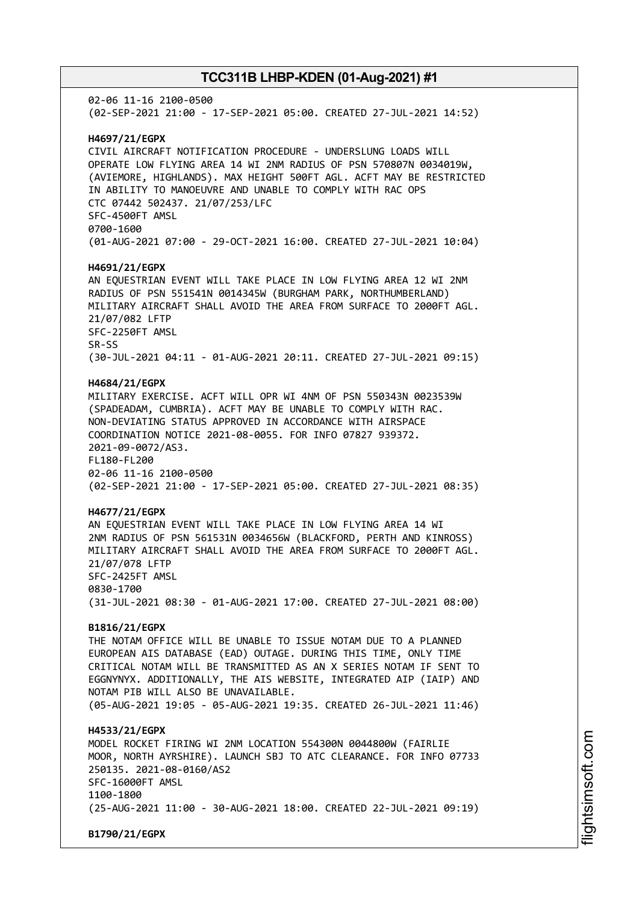02-06 11-16 2100-0500
(02-SEP-2021 21:00 - 17-SEP-2021 05:00. CREATED 27-JUL-2021 14:52)

**H4697/21/EGPX**
CIVIL AIRCRAFT NOTIFICATION PROCEDURE - UNDERSLUNG LOADS WILL OPERATE LOW FLYING AREA 14 WI 2NM RADIUS OF PSN 570807N 0034019W, (AVIEMORE, HIGHLANDS). MAX HEIGHT 500FT AGL. ACFT MAY BE RESTRICTED IN ABILITY TO MANOEUVRE AND UNABLE TO COMPLY WITH RAC OPS CTC 07442 502437. 21/07/253/LFC
SFC-4500FT AMSL
0700-1600
(01-AUG-2021 07:00 - 29-OCT-2021 16:00. CREATED 27-JUL-2021 10:04)

**H4691/21/EGPX**
AN EQUESTRIAN EVENT WILL TAKE PLACE IN LOW FLYING AREA 12 WI 2NM RADIUS OF PSN 551541N 0014345W (BURGHAM PARK, NORTHUMBERLAND) MILITARY AIRCRAFT SHALL AVOID THE AREA FROM SURFACE TO 2000FT AGL. 21/07/082 LFTP
SFC-2250FT AMSL
SR-SS
(30-JUL-2021 04:11 - 01-AUG-2021 20:11. CREATED 27-JUL-2021 09:15)

**H4684/21/EGPX**
MILITARY EXERCISE. ACFT WILL OPR WI 4NM OF PSN 550343N 0023539W (SPADEADAM, CUMBRIA). ACFT MAY BE UNABLE TO COMPLY WITH RAC. NON-DEVIATING STATUS APPROVED IN ACCORDANCE WITH AIRSPACE COORDINATION NOTICE 2021-08-0055. FOR INFO 07827 939372. 2021-09-0072/AS3.
FL180-FL200
02-06 11-16 2100-0500
(02-SEP-2021 21:00 - 17-SEP-2021 05:00. CREATED 27-JUL-2021 08:35)

**H4677/21/EGPX**
AN EQUESTRIAN EVENT WILL TAKE PLACE IN LOW FLYING AREA 14 WI 2NM RADIUS OF PSN 561531N 0034656W (BLACKFORD, PERTH AND KINROSS) MILITARY AIRCRAFT SHALL AVOID THE AREA FROM SURFACE TO 2000FT AGL. 21/07/078 LFTP
SFC-2425FT AMSL
0830-1700
(31-JUL-2021 08:30 - 01-AUG-2021 17:00. CREATED 27-JUL-2021 08:00)

**B1816/21/EGPX**
THE NOTAM OFFICE WILL BE UNABLE TO ISSUE NOTAM DUE TO A PLANNED EUROPEAN AIS DATABASE (EAD) OUTAGE. DURING THIS TIME, ONLY TIME CRITICAL NOTAM WILL BE TRANSMITTED AS AN X SERIES NOTAM IF SENT TO EGGNYNYX. ADDITIONALLY, THE AIS WEBSITE, INTEGRATED AIP (IAIP) AND NOTAM PIB WILL ALSO BE UNAVAILABLE.
(05-AUG-2021 19:05 - 05-AUG-2021 19:35. CREATED 26-JUL-2021 11:46)

**H4533/21/EGPX**
MODEL ROCKET FIRING WI 2NM LOCATION 554300N 0044800W (FAIRLIE MOOR, NORTH AYRSHIRE). LAUNCH SBJ TO ATC CLEARANCE. FOR INFO 07733 250135. 2021-08-0160/AS2
SFC-16000FT AMSL
1100-1800
(25-AUG-2021 11:00 - 30-AUG-2021 18:00. CREATED 22-JUL-2021 09:19)

**B1790/21/EGPX**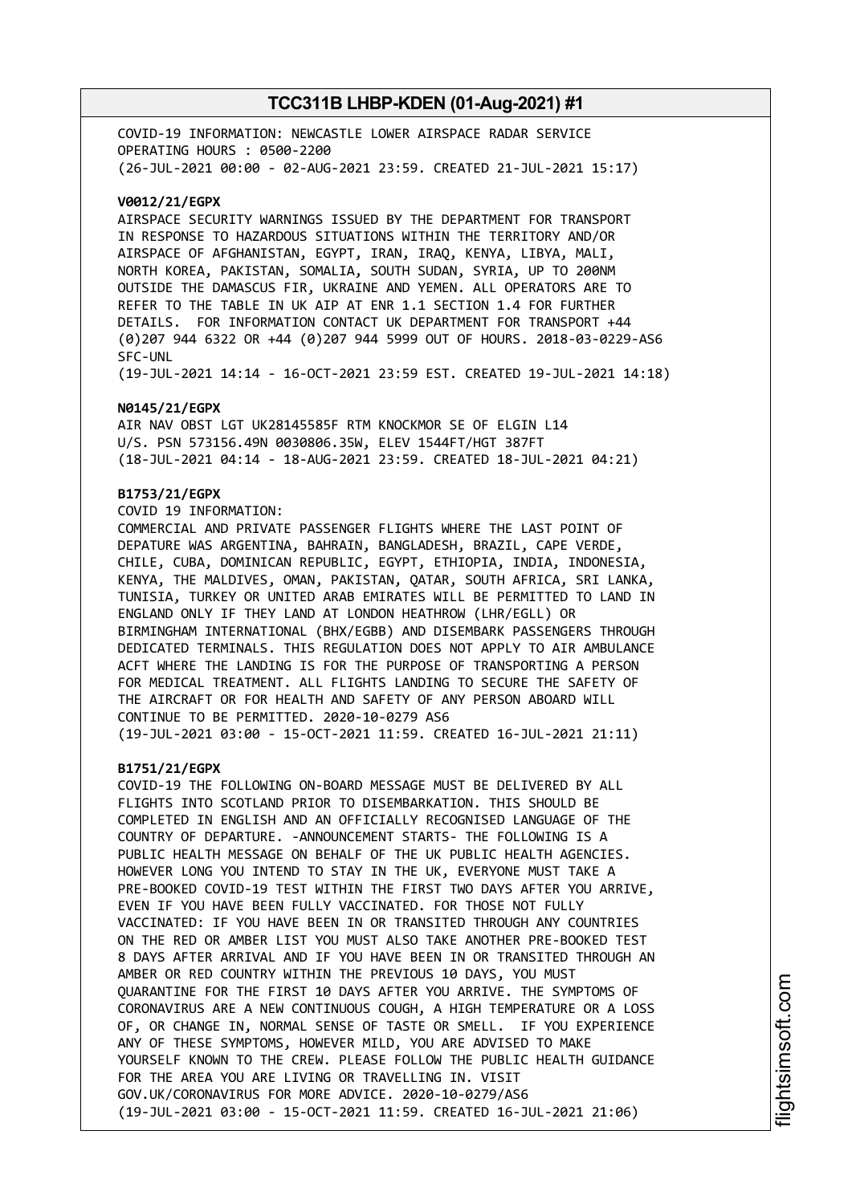COVID-19 INFORMATION: NEWCASTLE LOWER AIRSPACE RADAR SERVICE
OPERATING HOURS : 0500-2200
(26-JUL-2021 00:00 - 02-AUG-2021 23:59. CREATED 21-JUL-2021 15:17)

**V0012/21/EGPX**
AIRSPACE SECURITY WARNINGS ISSUED BY THE DEPARTMENT FOR TRANSPORT
IN RESPONSE TO HAZARDOUS SITUATIONS WITHIN THE TERRITORY AND/OR
AIRSPACE OF AFGHANISTAN, EGYPT, IRAN, IRAQ, KENYA, LIBYA, MALI,
NORTH KOREA, PAKISTAN, SOMALIA, SOUTH SUDAN, SYRIA, UP TO 200NM
OUTSIDE THE DAMASCUS FIR, UKRAINE AND YEMEN. ALL OPERATORS ARE TO
REFER TO THE TABLE IN UK AIP AT ENR 1.1 SECTION 1.4 FOR FURTHER
DETAILS. FOR INFORMATION CONTACT UK DEPARTMENT FOR TRANSPORT +44
(0)207 944 6322 OR +44 (0)207 944 5999 OUT OF HOURS. 2018-03-0229-AS6
SFC-UNL
(19-JUL-2021 14:14 - 16-OCT-2021 23:59 EST. CREATED 19-JUL-2021 14:18)

**N0145/21/EGPX**
AIR NAV OBST LGT UK28145585F RTM KNOCKMOR SE OF ELGIN L14
U/S. PSN 573156.49N 0030806.35W, ELEV 1544FT/HGT 387FT
(18-JUL-2021 04:14 - 18-AUG-2021 23:59. CREATED 18-JUL-2021 04:21)

**B1753/21/EGPX**
COVID 19 INFORMATION:
COMMERCIAL AND PRIVATE PASSENGER FLIGHTS WHERE THE LAST POINT OF
DEPATURE WAS ARGENTINA, BAHRAIN, BANGLADESH, BRAZIL, CAPE VERDE,
CHILE, CUBA, DOMINICAN REPUBLIC, EGYPT, ETHIOPIA, INDIA, INDONESIA,
KENYA, THE MALDIVES, OMAN, PAKISTAN, QATAR, SOUTH AFRICA, SRI LANKA,
TUNISIA, TURKEY OR UNITED ARAB EMIRATES WILL BE PERMITTED TO LAND IN
ENGLAND ONLY IF THEY LAND AT LONDON HEATHROW (LHR/EGLL) OR
BIRMINGHAM INTERNATIONAL (BHX/EGBB) AND DISEMBARK PASSENGERS THROUGH
DEDICATED TERMINALS. THIS REGULATION DOES NOT APPLY TO AIR AMBULANCE
ACFT WHERE THE LANDING IS FOR THE PURPOSE OF TRANSPORTING A PERSON
FOR MEDICAL TREATMENT. ALL FLIGHTS LANDING TO SECURE THE SAFETY OF
THE AIRCRAFT OR FOR HEALTH AND SAFETY OF ANY PERSON ABOARD WILL
CONTINUE TO BE PERMITTED. 2020-10-0279 AS6
(19-JUL-2021 03:00 - 15-OCT-2021 11:59. CREATED 16-JUL-2021 21:11)

**B1751/21/EGPX**
COVID-19 THE FOLLOWING ON-BOARD MESSAGE MUST BE DELIVERED BY ALL
FLIGHTS INTO SCOTLAND PRIOR TO DISEMBARKATION. THIS SHOULD BE
COMPLETED IN ENGLISH AND AN OFFICIALLY RECOGNISED LANGUAGE OF THE
COUNTRY OF DEPARTURE. -ANNOUNCEMENT STARTS- THE FOLLOWING IS A
PUBLIC HEALTH MESSAGE ON BEHALF OF THE UK PUBLIC HEALTH AGENCIES.
HOWEVER LONG YOU INTEND TO STAY IN THE UK, EVERYONE MUST TAKE A
PRE-BOOKED COVID-19 TEST WITHIN THE FIRST TWO DAYS AFTER YOU ARRIVE,
EVEN IF YOU HAVE BEEN FULLY VACCINATED. FOR THOSE NOT FULLY
VACCINATED: IF YOU HAVE BEEN IN OR TRANSITED THROUGH ANY COUNTRIES
ON THE RED OR AMBER LIST YOU MUST ALSO TAKE ANOTHER PRE-BOOKED TEST
8 DAYS AFTER ARRIVAL AND IF YOU HAVE BEEN IN OR TRANSITED THROUGH AN
AMBER OR RED COUNTRY WITHIN THE PREVIOUS 10 DAYS, YOU MUST
QUARANTINE FOR THE FIRST 10 DAYS AFTER YOU ARRIVE. THE SYMPTOMS OF
CORONAVIRUS ARE A NEW CONTINUOUS COUGH, A HIGH TEMPERATURE OR A LOSS
OF, OR CHANGE IN, NORMAL SENSE OF TASTE OR SMELL. IF YOU EXPERIENCE
ANY OF THESE SYMPTOMS, HOWEVER MILD, YOU ARE ADVISED TO MAKE
YOURSELF KNOWN TO THE CREW. PLEASE FOLLOW THE PUBLIC HEALTH GUIDANCE
FOR THE AREA YOU ARE LIVING OR TRAVELLING IN. VISIT
GOV.UK/CORONAVIRUS FOR MORE ADVICE. 2020-10-0279/AS6
(19-JUL-2021 03:00 - 15-OCT-2021 11:59. CREATED 16-JUL-2021 21:06)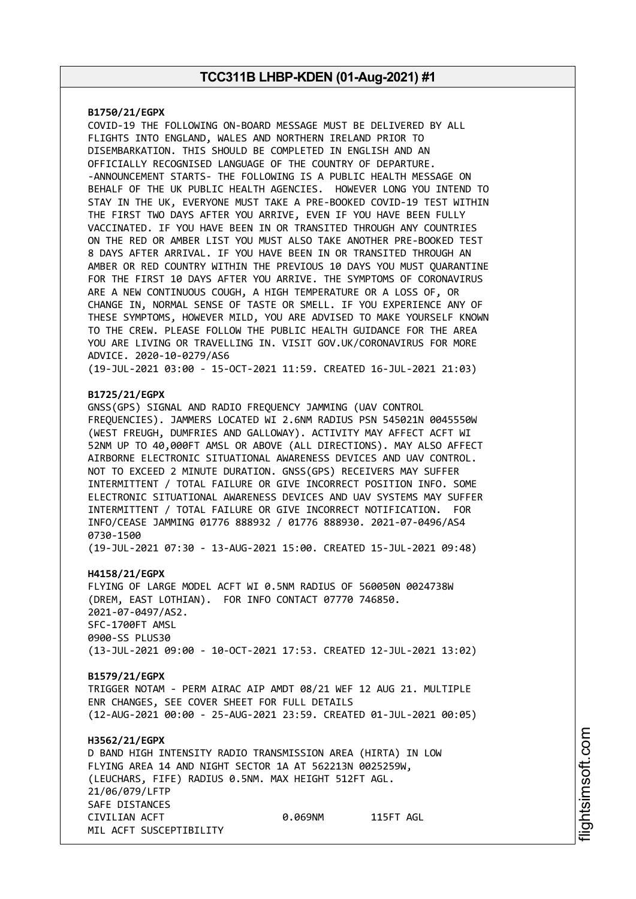**B1750/21/EGPX**
COVID-19 THE FOLLOWING ON-BOARD MESSAGE MUST BE DELIVERED BY ALL FLIGHTS INTO ENGLAND, WALES AND NORTHERN IRELAND PRIOR TO DISEMBARKATION. THIS SHOULD BE COMPLETED IN ENGLISH AND AN OFFICIALLY RECOGNISED LANGUAGE OF THE COUNTRY OF DEPARTURE. -ANNOUNCEMENT STARTS- THE FOLLOWING IS A PUBLIC HEALTH MESSAGE ON BEHALF OF THE UK PUBLIC HEALTH AGENCIES. HOWEVER LONG YOU INTEND TO STAY IN THE UK, EVERYONE MUST TAKE A PRE-BOOKED COVID-19 TEST WITHIN THE FIRST TWO DAYS AFTER YOU ARRIVE, EVEN IF YOU HAVE BEEN FULLY VACCINATED. IF YOU HAVE BEEN IN OR TRANSITED THROUGH ANY COUNTRIES ON THE RED OR AMBER LIST YOU MUST ALSO TAKE ANOTHER PRE-BOOKED TEST 8 DAYS AFTER ARRIVAL. IF YOU HAVE BEEN IN OR TRANSITED THROUGH AN AMBER OR RED COUNTRY WITHIN THE PREVIOUS 10 DAYS YOU MUST QUARANTINE FOR THE FIRST 10 DAYS AFTER YOU ARRIVE. THE SYMPTOMS OF CORONAVIRUS ARE A NEW CONTINUOUS COUGH, A HIGH TEMPERATURE OR A LOSS OF, OR CHANGE IN, NORMAL SENSE OF TASTE OR SMELL. IF YOU EXPERIENCE ANY OF THESE SYMPTOMS, HOWEVER MILD, YOU ARE ADVISED TO MAKE YOURSELF KNOWN TO THE CREW. PLEASE FOLLOW THE PUBLIC HEALTH GUIDANCE FOR THE AREA YOU ARE LIVING OR TRAVELLING IN. VISIT GOV.UK/CORONAVIRUS FOR MORE ADVICE. 2020-10-0279/AS6
(19-JUL-2021 03:00 - 15-OCT-2021 11:59. CREATED 16-JUL-2021 21:03)

**B1725/21/EGPX**
GNSS(GPS) SIGNAL AND RADIO FREQUENCY JAMMING (UAV CONTROL FREQUENCIES). JAMMERS LOCATED WI 2.6NM RADIUS PSN 545021N 0045550W (WEST FREUGH, DUMFRIES AND GALLOWAY). ACTIVITY MAY AFFECT ACFT WI 52NM UP TO 40,000FT AMSL OR ABOVE (ALL DIRECTIONS). MAY ALSO AFFECT AIRBORNE ELECTRONIC SITUATIONAL AWARENESS DEVICES AND UAV CONTROL. NOT TO EXCEED 2 MINUTE DURATION. GNSS(GPS) RECEIVERS MAY SUFFER INTERMITTENT / TOTAL FAILURE OR GIVE INCORRECT POSITION INFO. SOME ELECTRONIC SITUATIONAL AWARENESS DEVICES AND UAV SYSTEMS MAY SUFFER INTERMITTENT / TOTAL FAILURE OR GIVE INCORRECT NOTIFICATION. FOR INFO/CEASE JAMMING 01776 888932 / 01776 888930. 2021-07-0496/AS4
0730-1500
(19-JUL-2021 07:30 - 13-AUG-2021 15:00. CREATED 15-JUL-2021 09:48)

**H4158/21/EGPX**
FLYING OF LARGE MODEL ACFT WI 0.5NM RADIUS OF 560050N 0024738W (DREM, EAST LOTHIAN). FOR INFO CONTACT 07770 746850.
2021-07-0497/AS2.
SFC-1700FT AMSL
0900-SS PLUS30
(13-JUL-2021 09:00 - 10-OCT-2021 17:53. CREATED 12-JUL-2021 13:02)

**B1579/21/EGPX**
TRIGGER NOTAM - PERM AIRAC AIP AMDT 08/21 WEF 12 AUG 21. MULTIPLE ENR CHANGES, SEE COVER SHEET FOR FULL DETAILS
(12-AUG-2021 00:00 - 25-AUG-2021 23:59. CREATED 01-JUL-2021 00:05)

**H3562/21/EGPX**
D BAND HIGH INTENSITY RADIO TRANSMISSION AREA (HIRTA) IN LOW FLYING AREA 14 AND NIGHT SECTOR 1A AT 562213N 0025259W, (LEUCHARS, FIFE) RADIUS 0.5NM. MAX HEIGHT 512FT AGL.
21/06/079/LFTP
SAFE DISTANCES
CIVILIAN ACFT 0.069NM 115FT AGL
MIL ACFT SUSCEPTIBILITY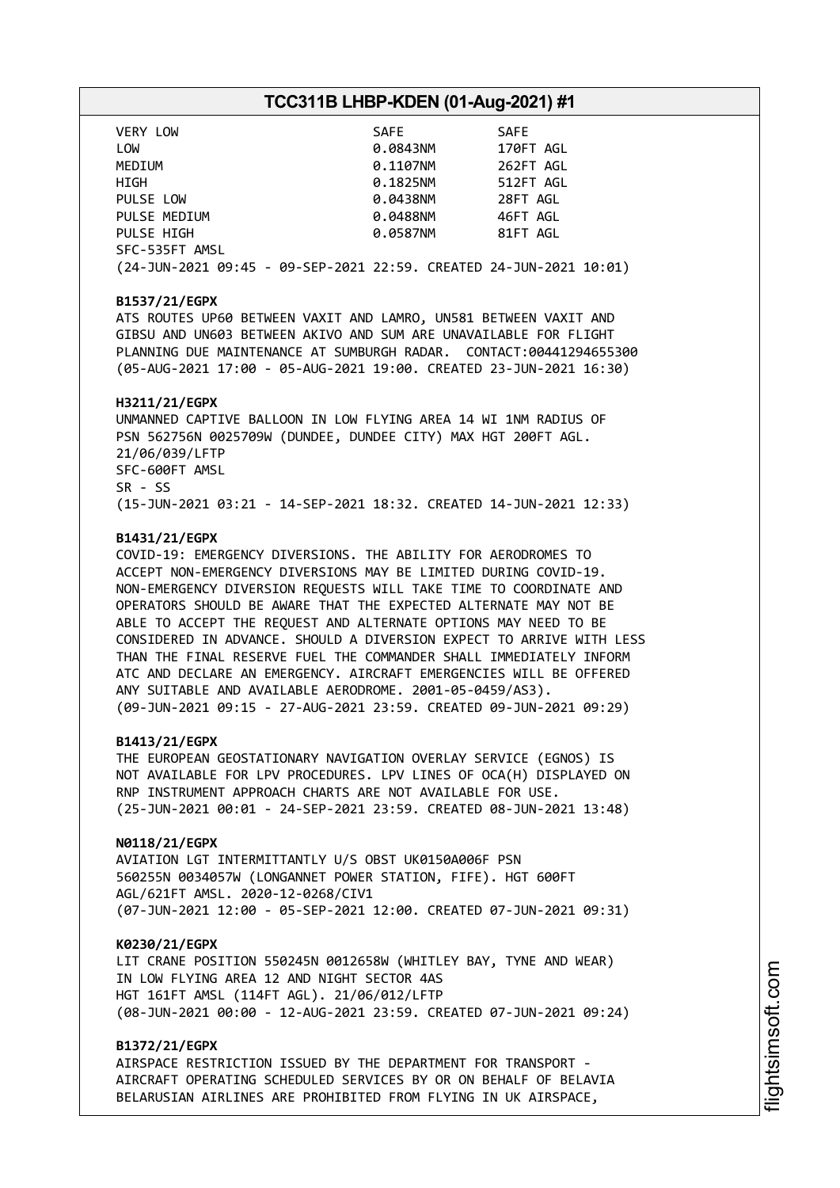| | | |
|---|---|---|
| VERY LOW | SAFE | SAFE |
| LOW | 0.0843NM | 170FT AGL |
| MEDIUM | 0.1107NM | 262FT AGL |
| HIGH | 0.1825NM | 512FT AGL |
| PULSE LOW | 0.0438NM | 28FT AGL |
| PULSE MEDIUM | 0.0488NM | 46FT AGL |
| PULSE HIGH | 0.0587NM | 81FT AGL |

SFC-535FT AMSL
(24-JUN-2021 09:45 - 09-SEP-2021 22:59. CREATED 24-JUN-2021 10:01)

**B1537/21/EGPX**
ATS ROUTES UP60 BETWEEN VAXIT AND LAMRO, UN581 BETWEEN VAXIT AND GIBSU AND UN603 BETWEEN AKIVO AND SUM ARE UNAVAILABLE FOR FLIGHT PLANNING DUE MAINTENANCE AT SUMBURGH RADAR. CONTACT:00441294655300
(05-AUG-2021 17:00 - 05-AUG-2021 19:00. CREATED 23-JUN-2021 16:30)

**H3211/21/EGPX**
UNMANNED CAPTIVE BALLOON IN LOW FLYING AREA 14 WI 1NM RADIUS OF PSN 562756N 0025709W (DUNDEE, DUNDEE CITY) MAX HGT 200FT AGL.
21/06/039/LFTP
SFC-600FT AMSL
SR - SS
(15-JUN-2021 03:21 - 14-SEP-2021 18:32. CREATED 14-JUN-2021 12:33)

**B1431/21/EGPX**
COVID-19: EMERGENCY DIVERSIONS. THE ABILITY FOR AERODROMES TO ACCEPT NON-EMERGENCY DIVERSIONS MAY BE LIMITED DURING COVID-19. NON-EMERGENCY DIVERSION REQUESTS WILL TAKE TIME TO COORDINATE AND OPERATORS SHOULD BE AWARE THAT THE EXPECTED ALTERNATE MAY NOT BE ABLE TO ACCEPT THE REQUEST AND ALTERNATE OPTIONS MAY NEED TO BE CONSIDERED IN ADVANCE. SHOULD A DIVERSION EXPECT TO ARRIVE WITH LESS THAN THE FINAL RESERVE FUEL THE COMMANDER SHALL IMMEDIATELY INFORM ATC AND DECLARE AN EMERGENCY. AIRCRAFT EMERGENCIES WILL BE OFFERED ANY SUITABLE AND AVAILABLE AERODROME. 2001-05-0459/AS3).
(09-JUN-2021 09:15 - 27-AUG-2021 23:59. CREATED 09-JUN-2021 09:29)

**B1413/21/EGPX**
THE EUROPEAN GEOSTATIONARY NAVIGATION OVERLAY SERVICE (EGNOS) IS NOT AVAILABLE FOR LPV PROCEDURES. LPV LINES OF OCA(H) DISPLAYED ON RNP INSTRUMENT APPROACH CHARTS ARE NOT AVAILABLE FOR USE.
(25-JUN-2021 00:01 - 24-SEP-2021 23:59. CREATED 08-JUN-2021 13:48)

**N0118/21/EGPX**
AVIATION LGT INTERMITTANTLY U/S OBST UK0150A006F PSN 560255N 0034057W (LONGANNET POWER STATION, FIFE). HGT 600FT AGL/621FT AMSL. 2020-12-0268/CIV1
(07-JUN-2021 12:00 - 05-SEP-2021 12:00. CREATED 07-JUN-2021 09:31)

**K0230/21/EGPX**
LIT CRANE POSITION 550245N 0012658W (WHITLEY BAY, TYNE AND WEAR) IN LOW FLYING AREA 12 AND NIGHT SECTOR 4AS
HGT 161FT AMSL (114FT AGL). 21/06/012/LFTP
(08-JUN-2021 00:00 - 12-AUG-2021 23:59. CREATED 07-JUN-2021 09:24)

**B1372/21/EGPX**
AIRSPACE RESTRICTION ISSUED BY THE DEPARTMENT FOR TRANSPORT - AIRCRAFT OPERATING SCHEDULED SERVICES BY OR ON BEHALF OF BELAVIA BELARUSIAN AIRLINES ARE PROHIBITED FROM FLYING IN UK AIRSPACE,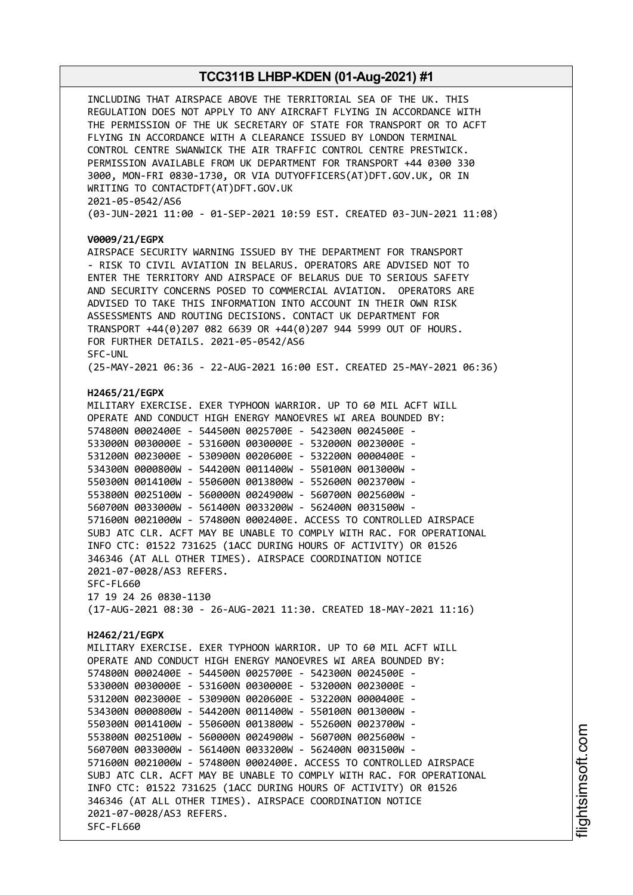INCLUDING THAT AIRSPACE ABOVE THE TERRITORIAL SEA OF THE UK. THIS REGULATION DOES NOT APPLY TO ANY AIRCRAFT FLYING IN ACCORDANCE WITH THE PERMISSION OF THE UK SECRETARY OF STATE FOR TRANSPORT OR TO ACFT FLYING IN ACCORDANCE WITH A CLEARANCE ISSUED BY LONDON TERMINAL CONTROL CENTRE SWANWICK THE AIR TRAFFIC CONTROL CENTRE PRESTWICK. PERMISSION AVAILABLE FROM UK DEPARTMENT FOR TRANSPORT +44 0300 330 3000, MON-FRI 0830-1730, OR VIA DUTYOFFICERS(AT)DFT.GOV.UK, OR IN WRITING TO CONTACTDFT(AT)DFT.GOV.UK
2021-05-0542/AS6
(03-JUN-2021 11:00 - 01-SEP-2021 10:59 EST. CREATED 03-JUN-2021 11:08)

**V0009/21/EGPX**
AIRSPACE SECURITY WARNING ISSUED BY THE DEPARTMENT FOR TRANSPORT - RISK TO CIVIL AVIATION IN BELARUS. OPERATORS ARE ADVISED NOT TO ENTER THE TERRITORY AND AIRSPACE OF BELARUS DUE TO SERIOUS SAFETY AND SECURITY CONCERNS POSED TO COMMERCIAL AVIATION. OPERATORS ARE ADVISED TO TAKE THIS INFORMATION INTO ACCOUNT IN THEIR OWN RISK ASSESSMENTS AND ROUTING DECISIONS. CONTACT UK DEPARTMENT FOR TRANSPORT +44(0)207 082 6639 OR +44(0)207 944 5999 OUT OF HOURS. FOR FURTHER DETAILS. 2021-05-0542/AS6
SFC-UNL
(25-MAY-2021 06:36 - 22-AUG-2021 16:00 EST. CREATED 25-MAY-2021 06:36)

**H2465/21/EGPX**
MILITARY EXERCISE. EXER TYPHOON WARRIOR. UP TO 60 MIL ACFT WILL OPERATE AND CONDUCT HIGH ENERGY MANOEVRES WI AREA BOUNDED BY:
574800N 0002400E - 544500N 0025700E - 542300N 0024500E - 533000N 0030000E - 531600N 0030000E - 532000N 0023000E - 531200N 0023000E - 530900N 0020600E - 532200N 0000400E - 534300N 0000800W - 544200N 0011400W - 550100N 0013000W - 550300N 0014100W - 550600N 0013800W - 552600N 0023700W - 553800N 0025100W - 560000N 0024900W - 560700N 0025600W - 560700N 0033000W - 561400N 0033200W - 562400N 0031500W - 571600N 0021000W - 574800N 0002400E. ACCESS TO CONTROLLED AIRSPACE SUBJ ATC CLR. ACFT MAY BE UNABLE TO COMPLY WITH RAC. FOR OPERATIONAL INFO CTC: 01522 731625 (1ACC DURING HOURS OF ACTIVITY) OR 01526 346346 (AT ALL OTHER TIMES). AIRSPACE COORDINATION NOTICE 2021-07-0028/AS3 REFERS.
SFC-FL660
17 19 24 26 0830-1130
(17-AUG-2021 08:30 - 26-AUG-2021 11:30. CREATED 18-MAY-2021 11:16)

**H2462/21/EGPX**
MILITARY EXERCISE. EXER TYPHOON WARRIOR. UP TO 60 MIL ACFT WILL OPERATE AND CONDUCT HIGH ENERGY MANOEVRES WI AREA BOUNDED BY:
574800N 0002400E - 544500N 0025700E - 542300N 0024500E - 533000N 0030000E - 531600N 0030000E - 532000N 0023000E - 531200N 0023000E - 530900N 0020600E - 532200N 0000400E - 534300N 0000800W - 544200N 0011400W - 550100N 0013000W - 550300N 0014100W - 550600N 0013800W - 552600N 0023700W - 553800N 0025100W - 560000N 0024900W - 560700N 0025600W - 560700N 0033000W - 561400N 0033200W - 562400N 0031500W - 571600N 0021000W - 574800N 0002400E. ACCESS TO CONTROLLED AIRSPACE SUBJ ATC CLR. ACFT MAY BE UNABLE TO COMPLY WITH RAC. FOR OPERATIONAL INFO CTC: 01522 731625 (1ACC DURING HOURS OF ACTIVITY) OR 01526 346346 (AT ALL OTHER TIMES). AIRSPACE COORDINATION NOTICE 2021-07-0028/AS3 REFERS.
SFC-FL660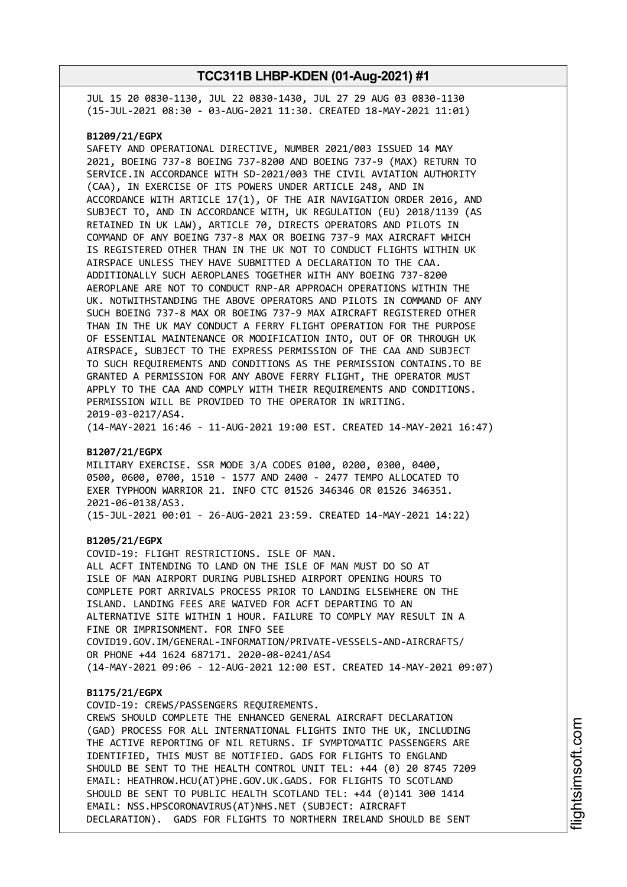JUL 15 20 0830-1130, JUL 22 0830-1430, JUL 27 29 AUG 03 0830-1130
(15-JUL-2021 08:30 - 03-AUG-2021 11:30. CREATED 18-MAY-2021 11:01)

**B1209/21/EGPX**
SAFETY AND OPERATIONAL DIRECTIVE, NUMBER 2021/003 ISSUED 14 MAY 2021, BOEING 737-8 BOEING 737-8200 AND BOEING 737-9 (MAX) RETURN TO SERVICE.IN ACCORDANCE WITH SD-2021/003 THE CIVIL AVIATION AUTHORITY (CAA), IN EXERCISE OF ITS POWERS UNDER ARTICLE 248, AND IN ACCORDANCE WITH ARTICLE 17(1), OF THE AIR NAVIGATION ORDER 2016, AND SUBJECT TO, AND IN ACCORDANCE WITH, UK REGULATION (EU) 2018/1139 (AS RETAINED IN UK LAW), ARTICLE 70, DIRECTS OPERATORS AND PILOTS IN COMMAND OF ANY BOEING 737-8 MAX OR BOEING 737-9 MAX AIRCRAFT WHICH IS REGISTERED OTHER THAN IN THE UK NOT TO CONDUCT FLIGHTS WITHIN UK AIRSPACE UNLESS THEY HAVE SUBMITTED A DECLARATION TO THE CAA. ADDITIONALLY SUCH AEROPLANES TOGETHER WITH ANY BOEING 737-8200 AEROPLANE ARE NOT TO CONDUCT RNP-AR APPROACH OPERATIONS WITHIN THE UK. NOTWITHSTANDING THE ABOVE OPERATORS AND PILOTS IN COMMAND OF ANY SUCH BOEING 737-8 MAX OR BOEING 737-9 MAX AIRCRAFT REGISTERED OTHER THAN IN THE UK MAY CONDUCT A FERRY FLIGHT OPERATION FOR THE PURPOSE OF ESSENTIAL MAINTENANCE OR MODIFICATION INTO, OUT OF OR THROUGH UK AIRSPACE, SUBJECT TO THE EXPRESS PERMISSION OF THE CAA AND SUBJECT TO SUCH REQUIREMENTS AND CONDITIONS AS THE PERMISSION CONTAINS.TO BE GRANTED A PERMISSION FOR ANY ABOVE FERRY FLIGHT, THE OPERATOR MUST APPLY TO THE CAA AND COMPLY WITH THEIR REQUIREMENTS AND CONDITIONS. PERMISSION WILL BE PROVIDED TO THE OPERATOR IN WRITING.
2019-03-0217/AS4.
(14-MAY-2021 16:46 - 11-AUG-2021 19:00 EST. CREATED 14-MAY-2021 16:47)

**B1207/21/EGPX**
MILITARY EXERCISE. SSR MODE 3/A CODES 0100, 0200, 0300, 0400, 0500, 0600, 0700, 1510 - 1577 AND 2400 - 2477 TEMPO ALLOCATED TO EXER TYPHOON WARRIOR 21. INFO CTC 01526 346346 OR 01526 346351.
2021-06-0138/AS3.
(15-JUL-2021 00:01 - 26-AUG-2021 23:59. CREATED 14-MAY-2021 14:22)

**B1205/21/EGPX**
COVID-19: FLIGHT RESTRICTIONS. ISLE OF MAN.
ALL ACFT INTENDING TO LAND ON THE ISLE OF MAN MUST DO SO AT ISLE OF MAN AIRPORT DURING PUBLISHED AIRPORT OPENING HOURS TO COMPLETE PORT ARRIVALS PROCESS PRIOR TO LANDING ELSEWHERE ON THE ISLAND. LANDING FEES ARE WAIVED FOR ACFT DEPARTING TO AN ALTERNATIVE SITE WITHIN 1 HOUR. FAILURE TO COMPLY MAY RESULT IN A FINE OR IMPRISONMENT. FOR INFO SEE
COVID19.GOV.IM/GENERAL-INFORMATION/PRIVATE-VESSELS-AND-AIRCRAFTS/ OR PHONE +44 1624 687171. 2020-08-0241/AS4
(14-MAY-2021 09:06 - 12-AUG-2021 12:00 EST. CREATED 14-MAY-2021 09:07)

**B1175/21/EGPX**
COVID-19: CREWS/PASSENGERS REQUIREMENTS.
CREWS SHOULD COMPLETE THE ENHANCED GENERAL AIRCRAFT DECLARATION (GAD) PROCESS FOR ALL INTERNATIONAL FLIGHTS INTO THE UK, INCLUDING THE ACTIVE REPORTING OF NIL RETURNS. IF SYMPTOMATIC PASSENGERS ARE IDENTIFIED, THIS MUST BE NOTIFIED. GADS FOR FLIGHTS TO ENGLAND SHOULD BE SENT TO THE HEALTH CONTROL UNIT TEL: +44 (0) 20 8745 7209 EMAIL: HEATHROW.HCU(AT)PHE.GOV.UK.GADS. FOR FLIGHTS TO SCOTLAND SHOULD BE SENT TO PUBLIC HEALTH SCOTLAND TEL: +44 (0)141 300 1414 EMAIL: NSS.HPSCORONAVIRUS(AT)NHS.NET (SUBJECT: AIRCRAFT DECLARATION). GADS FOR FLIGHTS TO NORTHERN IRELAND SHOULD BE SENT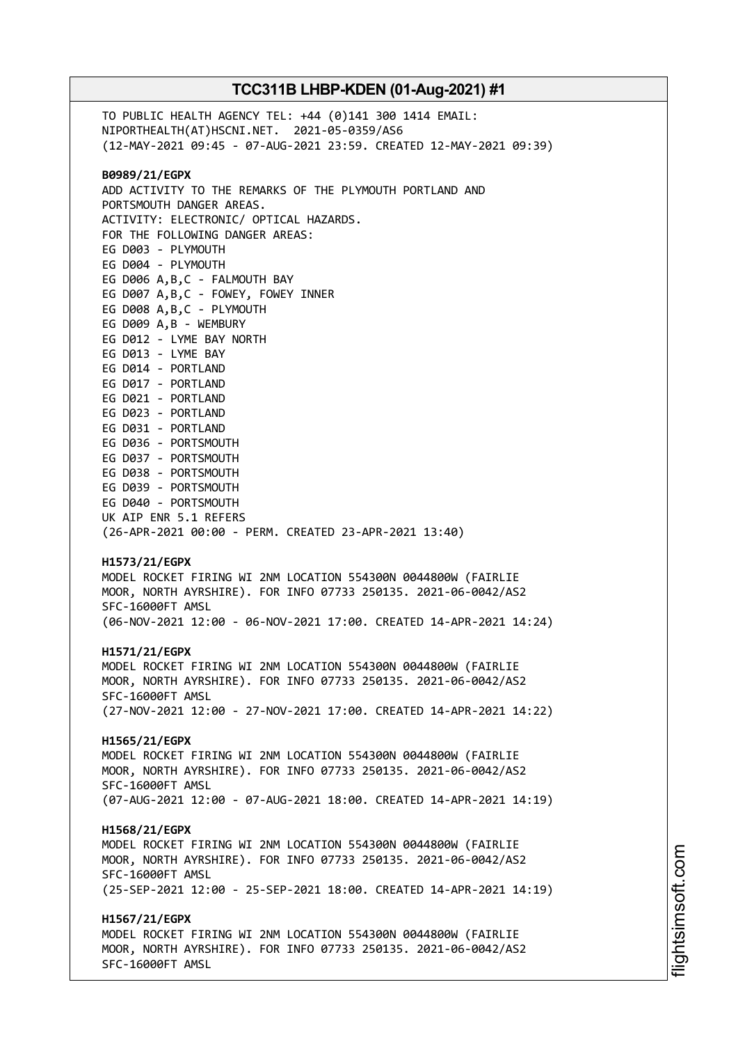TO PUBLIC HEALTH AGENCY TEL: +44 (0)141 300 1414 EMAIL: NIPORTHEALTH(AT)HSCNI.NET. 2021-05-0359/AS6
(12-MAY-2021 09:45 - 07-AUG-2021 23:59. CREATED 12-MAY-2021 09:39)

**B0989/21/EGPX**
ADD ACTIVITY TO THE REMARKS OF THE PLYMOUTH PORTLAND AND PORTSMOUTH DANGER AREAS.
ACTIVITY: ELECTRONIC/ OPTICAL HAZARDS.
FOR THE FOLLOWING DANGER AREAS:
EG D003 - PLYMOUTH
EG D004 - PLYMOUTH
EG D006 A,B,C - FALMOUTH BAY
EG D007 A,B,C - FOWEY, FOWEY INNER
EG D008 A,B,C - PLYMOUTH
EG D009 A,B - WEMBURY
EG D012 - LYME BAY NORTH
EG D013 - LYME BAY
EG D014 - PORTLAND
EG D017 - PORTLAND
EG D021 - PORTLAND
EG D023 - PORTLAND
EG D031 - PORTLAND
EG D036 - PORTSMOUTH
EG D037 - PORTSMOUTH
EG D038 - PORTSMOUTH
EG D039 - PORTSMOUTH
EG D040 - PORTSMOUTH
UK AIP ENR 5.1 REFERS
(26-APR-2021 00:00 - PERM. CREATED 23-APR-2021 13:40)

**H1573/21/EGPX**
MODEL ROCKET FIRING WI 2NM LOCATION 554300N 0044800W (FAIRLIE MOOR, NORTH AYRSHIRE). FOR INFO 07733 250135. 2021-06-0042/AS2
SFC-16000FT AMSL
(06-NOV-2021 12:00 - 06-NOV-2021 17:00. CREATED 14-APR-2021 14:24)

**H1571/21/EGPX**
MODEL ROCKET FIRING WI 2NM LOCATION 554300N 0044800W (FAIRLIE MOOR, NORTH AYRSHIRE). FOR INFO 07733 250135. 2021-06-0042/AS2
SFC-16000FT AMSL
(27-NOV-2021 12:00 - 27-NOV-2021 17:00. CREATED 14-APR-2021 14:22)

**H1565/21/EGPX**
MODEL ROCKET FIRING WI 2NM LOCATION 554300N 0044800W (FAIRLIE MOOR, NORTH AYRSHIRE). FOR INFO 07733 250135. 2021-06-0042/AS2
SFC-16000FT AMSL
(07-AUG-2021 12:00 - 07-AUG-2021 18:00. CREATED 14-APR-2021 14:19)

**H1568/21/EGPX**
MODEL ROCKET FIRING WI 2NM LOCATION 554300N 0044800W (FAIRLIE MOOR, NORTH AYRSHIRE). FOR INFO 07733 250135. 2021-06-0042/AS2
SFC-16000FT AMSL
(25-SEP-2021 12:00 - 25-SEP-2021 18:00. CREATED 14-APR-2021 14:19)

**H1567/21/EGPX**
MODEL ROCKET FIRING WI 2NM LOCATION 554300N 0044800W (FAIRLIE MOOR, NORTH AYRSHIRE). FOR INFO 07733 250135. 2021-06-0042/AS2
SFC-16000FT AMSL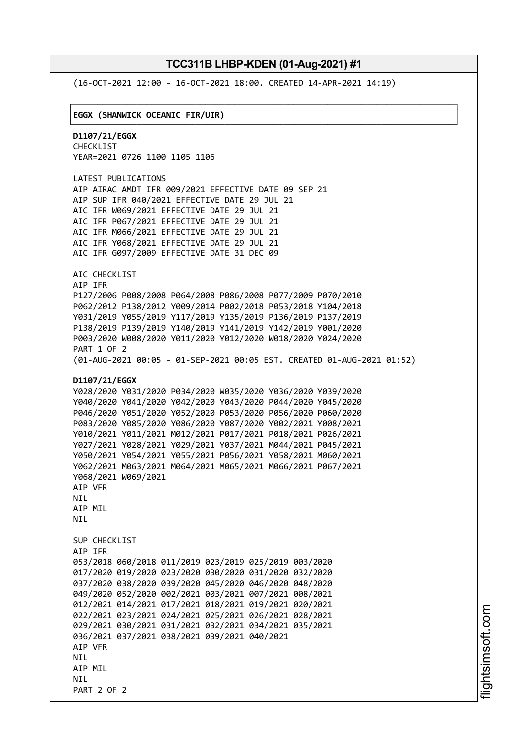(16-OCT-2021 12:00 - 16-OCT-2021 18:00. CREATED 14-APR-2021 14:19)

**EGGX (SHANWICK OCEANIC FIR/UIR)**

**D1107/21/EGGX**
CHECKLIST
YEAR=2021 0726 1100 1105 1106

LATEST PUBLICATIONS
AIP AIRAC AMDT IFR 009/2021 EFFECTIVE DATE 09 SEP 21
AIP SUP IFR 040/2021 EFFECTIVE DATE 29 JUL 21
AIC IFR W069/2021 EFFECTIVE DATE 29 JUL 21
AIC IFR P067/2021 EFFECTIVE DATE 29 JUL 21
AIC IFR M066/2021 EFFECTIVE DATE 29 JUL 21
AIC IFR Y068/2021 EFFECTIVE DATE 29 JUL 21
AIC IFR G097/2009 EFFECTIVE DATE 31 DEC 09

AIC CHECKLIST
AIP IFR
P127/2006 P008/2008 P064/2008 P086/2008 P077/2009 P070/2010
P062/2012 P138/2012 Y009/2014 P002/2018 P053/2018 Y104/2018
Y031/2019 Y055/2019 Y117/2019 Y135/2019 P136/2019 P137/2019
P138/2019 P139/2019 Y140/2019 Y141/2019 Y142/2019 Y001/2020
P003/2020 W008/2020 Y011/2020 Y012/2020 W018/2020 Y024/2020
PART 1 OF 2
(01-AUG-2021 00:05 - 01-SEP-2021 00:05 EST. CREATED 01-AUG-2021 01:52)

**D1107/21/EGGX**
Y028/2020 Y031/2020 P034/2020 W035/2020 Y036/2020 Y039/2020
Y040/2020 Y041/2020 Y042/2020 Y043/2020 P044/2020 Y045/2020
P046/2020 Y051/2020 Y052/2020 P053/2020 P056/2020 P060/2020
P083/2020 Y085/2020 Y086/2020 Y087/2020 Y002/2021 Y008/2021
Y010/2021 Y011/2021 M012/2021 P017/2021 P018/2021 P026/2021
Y027/2021 Y028/2021 Y029/2021 Y037/2021 M044/2021 P045/2021
Y050/2021 Y054/2021 Y055/2021 P056/2021 Y058/2021 M060/2021
Y062/2021 M063/2021 M064/2021 M065/2021 M066/2021 P067/2021
Y068/2021 W069/2021
AIP VFR
NIL
AIP MIL
NIL

SUP CHECKLIST
AIP IFR
053/2018 060/2018 011/2019 023/2019 025/2019 003/2020
017/2020 019/2020 023/2020 030/2020 031/2020 032/2020
037/2020 038/2020 039/2020 045/2020 046/2020 048/2020
049/2020 052/2020 002/2021 003/2021 007/2021 008/2021
012/2021 014/2021 017/2021 018/2021 019/2021 020/2021
022/2021 023/2021 024/2021 025/2021 026/2021 028/2021
029/2021 030/2021 031/2021 032/2021 034/2021 035/2021
036/2021 037/2021 038/2021 039/2021 040/2021
AIP VFR
NIL
AIP MIL
NIL
PART 2 OF 2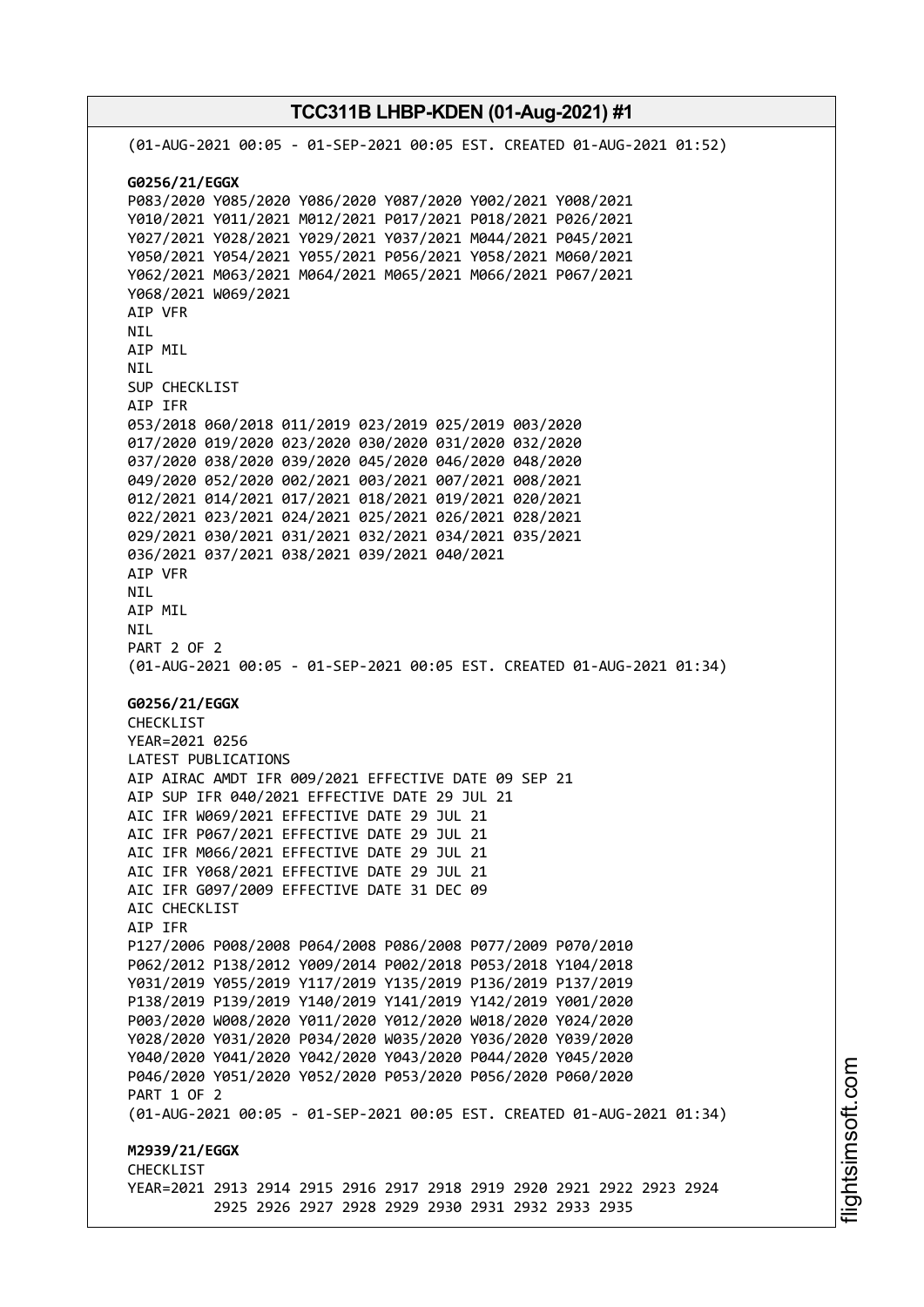(01-AUG-2021 00:05 - 01-SEP-2021 00:05 EST. CREATED 01-AUG-2021 01:52)

**G0256/21/EGGX**
P083/2020 Y085/2020 Y086/2020 Y087/2020 Y002/2021 Y008/2021
Y010/2021 Y011/2021 M012/2021 P017/2021 P018/2021 P026/2021
Y027/2021 Y028/2021 Y029/2021 Y037/2021 M044/2021 P045/2021
Y050/2021 Y054/2021 Y055/2021 P056/2021 Y058/2021 M060/2021
Y062/2021 M063/2021 M064/2021 M065/2021 M066/2021 P067/2021
Y068/2021 W069/2021
AIP VFR
NIL
AIP MIL
NIL
SUP CHECKLIST
AIP IFR
053/2018 060/2018 011/2019 023/2019 025/2019 003/2020
017/2020 019/2020 023/2020 030/2020 031/2020 032/2020
037/2020 038/2020 039/2020 045/2020 046/2020 048/2020
049/2020 052/2020 002/2021 003/2021 007/2021 008/2021
012/2021 014/2021 017/2021 018/2021 019/2021 020/2021
022/2021 023/2021 024/2021 025/2021 026/2021 028/2021
029/2021 030/2021 031/2021 032/2021 034/2021 035/2021
036/2021 037/2021 038/2021 039/2021 040/2021
AIP VFR
NIL
AIP MIL
NIL
PART 2 OF 2
(01-AUG-2021 00:05 - 01-SEP-2021 00:05 EST. CREATED 01-AUG-2021 01:34)

**G0256/21/EGGX**
CHECKLIST
YEAR=2021 0256
LATEST PUBLICATIONS
AIP AIRAC AMDT IFR 009/2021 EFFECTIVE DATE 09 SEP 21
AIP SUP IFR 040/2021 EFFECTIVE DATE 29 JUL 21
AIC IFR W069/2021 EFFECTIVE DATE 29 JUL 21
AIC IFR P067/2021 EFFECTIVE DATE 29 JUL 21
AIC IFR M066/2021 EFFECTIVE DATE 29 JUL 21
AIC IFR Y068/2021 EFFECTIVE DATE 29 JUL 21
AIC IFR G097/2009 EFFECTIVE DATE 31 DEC 09
AIC CHECKLIST
AIP IFR
P127/2006 P008/2008 P064/2008 P086/2008 P077/2009 P070/2010
P062/2012 P138/2012 Y009/2014 P002/2018 P053/2018 Y104/2018
Y031/2019 Y055/2019 Y117/2019 Y135/2019 P136/2019 P137/2019
P138/2019 P139/2019 Y140/2019 Y141/2019 Y142/2019 Y001/2020
P003/2020 W008/2020 Y011/2020 Y012/2020 W018/2020 Y024/2020
Y028/2020 Y031/2020 P034/2020 W035/2020 Y036/2020 Y039/2020
Y040/2020 Y041/2020 Y042/2020 Y043/2020 P044/2020 Y045/2020
P046/2020 Y051/2020 Y052/2020 P053/2020 P056/2020 P060/2020
PART 1 OF 2
(01-AUG-2021 00:05 - 01-SEP-2021 00:05 EST. CREATED 01-AUG-2021 01:34)

**M2939/21/EGGX**
CHECKLIST
YEAR=2021 2913 2914 2915 2916 2917 2918 2919 2920 2921 2922 2923 2924
2925 2926 2927 2928 2929 2930 2931 2932 2933 2935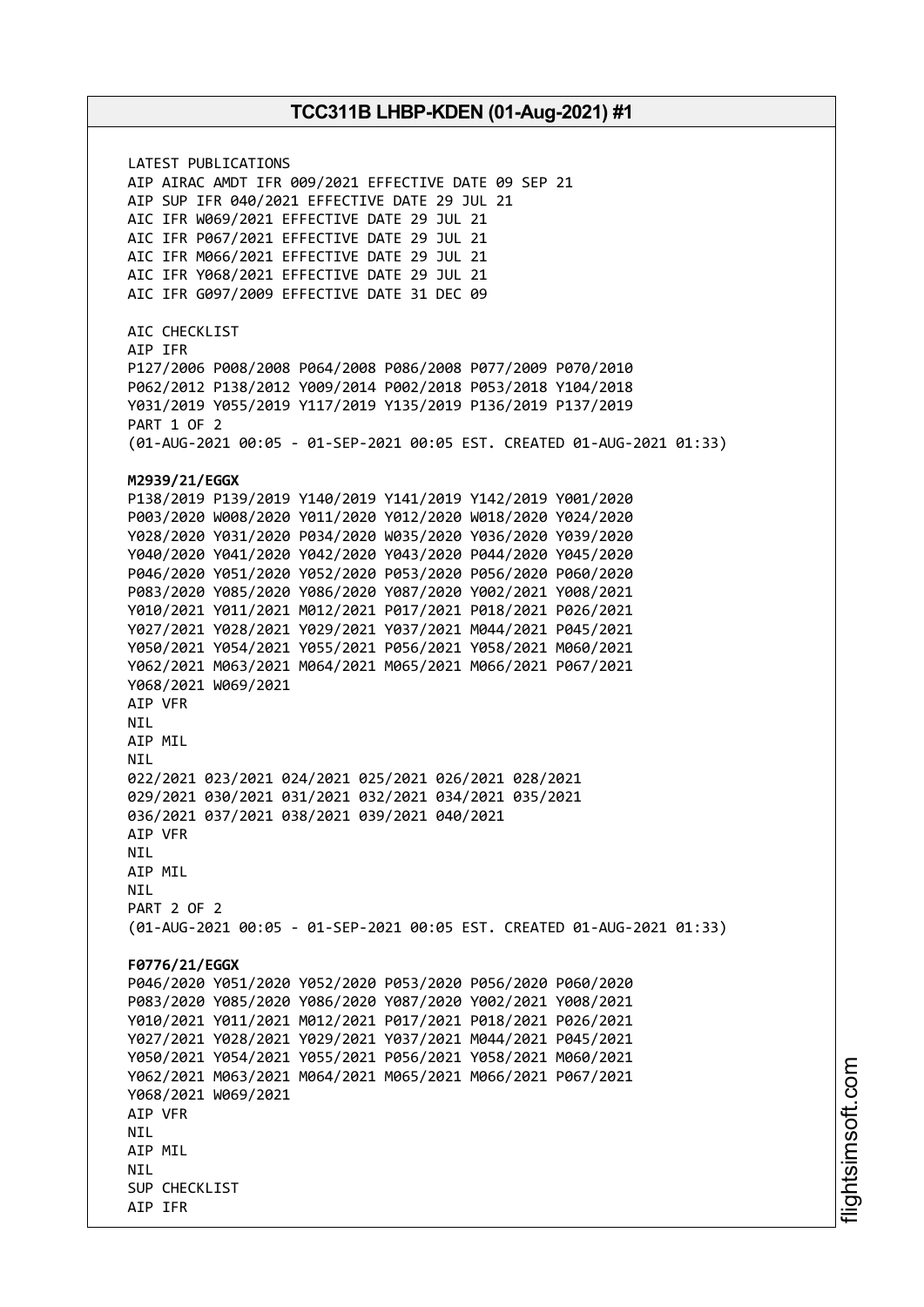LATEST PUBLICATIONS
AIP AIRAC AMDT IFR 009/2021 EFFECTIVE DATE 09 SEP 21
AIP SUP IFR 040/2021 EFFECTIVE DATE 29 JUL 21
AIC IFR W069/2021 EFFECTIVE DATE 29 JUL 21
AIC IFR P067/2021 EFFECTIVE DATE 29 JUL 21
AIC IFR M066/2021 EFFECTIVE DATE 29 JUL 21
AIC IFR Y068/2021 EFFECTIVE DATE 29 JUL 21
AIC IFR G097/2009 EFFECTIVE DATE 31 DEC 09

AIC CHECKLIST
AIP IFR
P127/2006 P008/2008 P064/2008 P086/2008 P077/2009 P070/2010
P062/2012 P138/2012 Y009/2014 P002/2018 P053/2018 Y104/2018
Y031/2019 Y055/2019 Y117/2019 Y135/2019 P136/2019 P137/2019
PART 1 OF 2
(01-AUG-2021 00:05 - 01-SEP-2021 00:05 EST. CREATED 01-AUG-2021 01:33)

**M2939/21/EGGX**
P138/2019 P139/2019 Y140/2019 Y141/2019 Y142/2019 Y001/2020
P003/2020 W008/2020 Y011/2020 Y012/2020 W018/2020 Y024/2020
Y028/2020 Y031/2020 P034/2020 W035/2020 Y036/2020 Y039/2020
Y040/2020 Y041/2020 Y042/2020 Y043/2020 P044/2020 Y045/2020
P046/2020 Y051/2020 Y052/2020 P053/2020 P056/2020 P060/2020
P083/2020 Y085/2020 Y086/2020 Y087/2020 Y002/2021 Y008/2021
Y010/2021 Y011/2021 M012/2021 P017/2021 P018/2021 P026/2021
Y027/2021 Y028/2021 Y029/2021 Y037/2021 M044/2021 P045/2021
Y050/2021 Y054/2021 Y055/2021 P056/2021 Y058/2021 M060/2021
Y062/2021 M063/2021 M064/2021 M065/2021 M066/2021 P067/2021
Y068/2021 W069/2021
AIP VFR
NIL
AIP MIL
NIL
022/2021 023/2021 024/2021 025/2021 026/2021 028/2021
029/2021 030/2021 031/2021 032/2021 034/2021 035/2021
036/2021 037/2021 038/2021 039/2021 040/2021
AIP VFR
NIL
AIP MIL
NIL
PART 2 OF 2
(01-AUG-2021 00:05 - 01-SEP-2021 00:05 EST. CREATED 01-AUG-2021 01:33)

**F0776/21/EGGX**
P046/2020 Y051/2020 Y052/2020 P053/2020 P056/2020 P060/2020
P083/2020 Y085/2020 Y086/2020 Y087/2020 Y002/2021 Y008/2021
Y010/2021 Y011/2021 M012/2021 P017/2021 P018/2021 P026/2021
Y027/2021 Y028/2021 Y029/2021 Y037/2021 M044/2021 P045/2021
Y050/2021 Y054/2021 Y055/2021 P056/2021 Y058/2021 M060/2021
Y062/2021 M063/2021 M064/2021 M065/2021 M066/2021 P067/2021
Y068/2021 W069/2021
AIP VFR
NIL
AIP MIL
NIL
SUP CHECKLIST
AIP IFR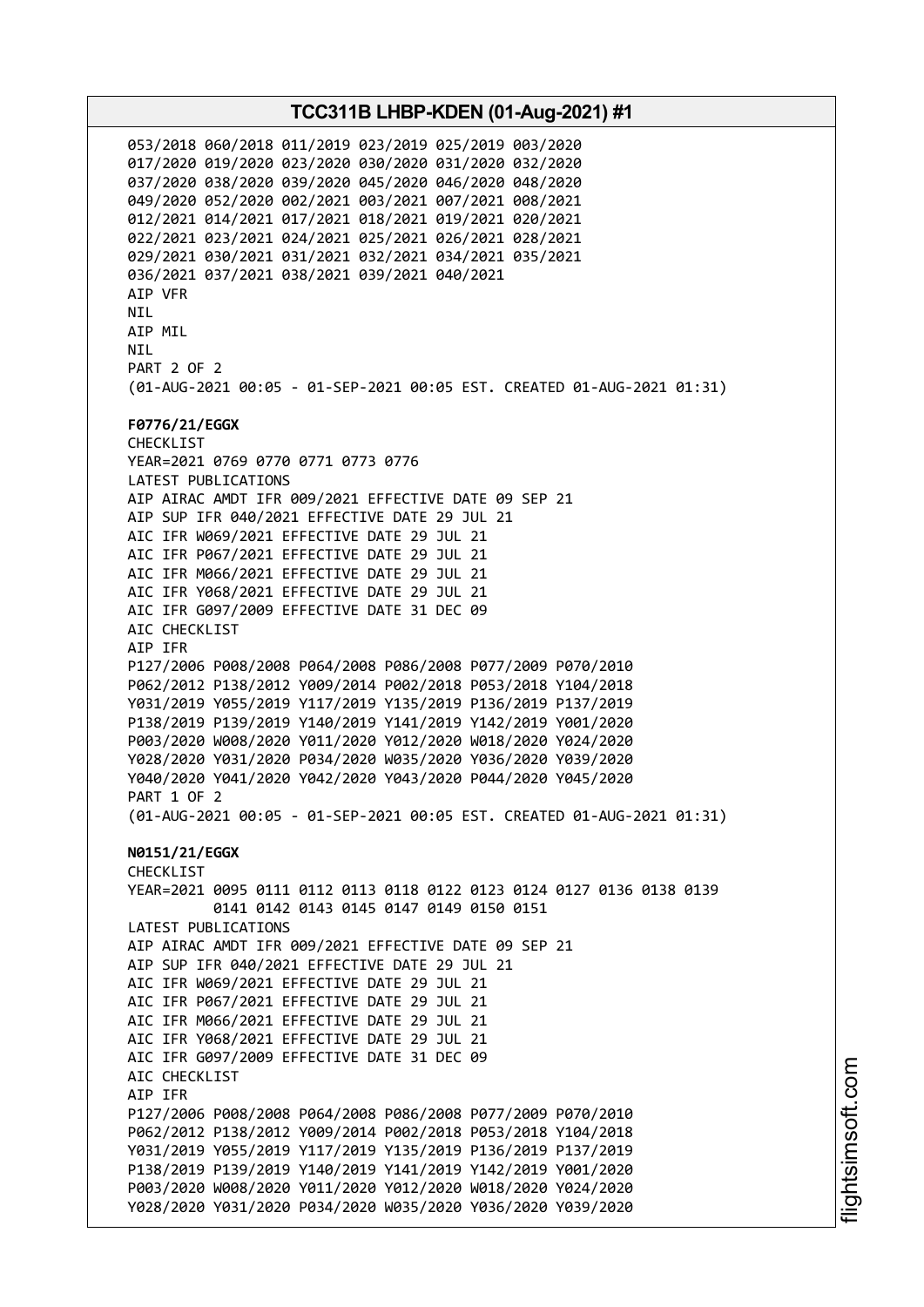053/2018 060/2018 011/2019 023/2019 025/2019 003/2020
017/2020 019/2020 023/2020 030/2020 031/2020 032/2020
037/2020 038/2020 039/2020 045/2020 046/2020 048/2020
049/2020 052/2020 002/2021 003/2021 007/2021 008/2021
012/2021 014/2021 017/2021 018/2021 019/2021 020/2021
022/2021 023/2021 024/2021 025/2021 026/2021 028/2021
029/2021 030/2021 031/2021 032/2021 034/2021 035/2021
036/2021 037/2021 038/2021 039/2021 040/2021
AIP VFR
NIL
AIP MIL
NIL
PART 2 OF 2
(01-AUG-2021 00:05 - 01-SEP-2021 00:05 EST. CREATED 01-AUG-2021 01:31)

**F0776/21/EGGX**
CHECKLIST
YEAR=2021 0769 0770 0771 0773 0776
LATEST PUBLICATIONS
AIP AIRAC AMDT IFR 009/2021 EFFECTIVE DATE 09 SEP 21
AIP SUP IFR 040/2021 EFFECTIVE DATE 29 JUL 21
AIC IFR W069/2021 EFFECTIVE DATE 29 JUL 21
AIC IFR P067/2021 EFFECTIVE DATE 29 JUL 21
AIC IFR M066/2021 EFFECTIVE DATE 29 JUL 21
AIC IFR Y068/2021 EFFECTIVE DATE 29 JUL 21
AIC IFR G097/2009 EFFECTIVE DATE 31 DEC 09
AIC CHECKLIST
AIP IFR
P127/2006 P008/2008 P064/2008 P086/2008 P077/2009 P070/2010
P062/2012 P138/2012 Y009/2014 P002/2018 P053/2018 Y104/2018
Y031/2019 Y055/2019 Y117/2019 Y135/2019 P136/2019 P137/2019
P138/2019 P139/2019 Y140/2019 Y141/2019 Y142/2019 Y001/2020
P003/2020 W008/2020 Y011/2020 Y012/2020 W018/2020 Y024/2020
Y028/2020 Y031/2020 P034/2020 W035/2020 Y036/2020 Y039/2020
Y040/2020 Y041/2020 Y042/2020 Y043/2020 P044/2020 Y045/2020
PART 1 OF 2
(01-AUG-2021 00:05 - 01-SEP-2021 00:05 EST. CREATED 01-AUG-2021 01:31)

**N0151/21/EGGX**
CHECKLIST
YEAR=2021 0095 0111 0112 0113 0118 0122 0123 0124 0127 0136 0138 0139
0141 0142 0143 0145 0147 0149 0150 0151
LATEST PUBLICATIONS
AIP AIRAC AMDT IFR 009/2021 EFFECTIVE DATE 09 SEP 21
AIP SUP IFR 040/2021 EFFECTIVE DATE 29 JUL 21
AIC IFR W069/2021 EFFECTIVE DATE 29 JUL 21
AIC IFR P067/2021 EFFECTIVE DATE 29 JUL 21
AIC IFR M066/2021 EFFECTIVE DATE 29 JUL 21
AIC IFR Y068/2021 EFFECTIVE DATE 29 JUL 21
AIC IFR G097/2009 EFFECTIVE DATE 31 DEC 09
AIC CHECKLIST
AIP IFR
P127/2006 P008/2008 P064/2008 P086/2008 P077/2009 P070/2010
P062/2012 P138/2012 Y009/2014 P002/2018 P053/2018 Y104/2018
Y031/2019 Y055/2019 Y117/2019 Y135/2019 P136/2019 P137/2019
P138/2019 P139/2019 Y140/2019 Y141/2019 Y142/2019 Y001/2020
P003/2020 W008/2020 Y011/2020 Y012/2020 W018/2020 Y024/2020
Y028/2020 Y031/2020 P034/2020 W035/2020 Y036/2020 Y039/2020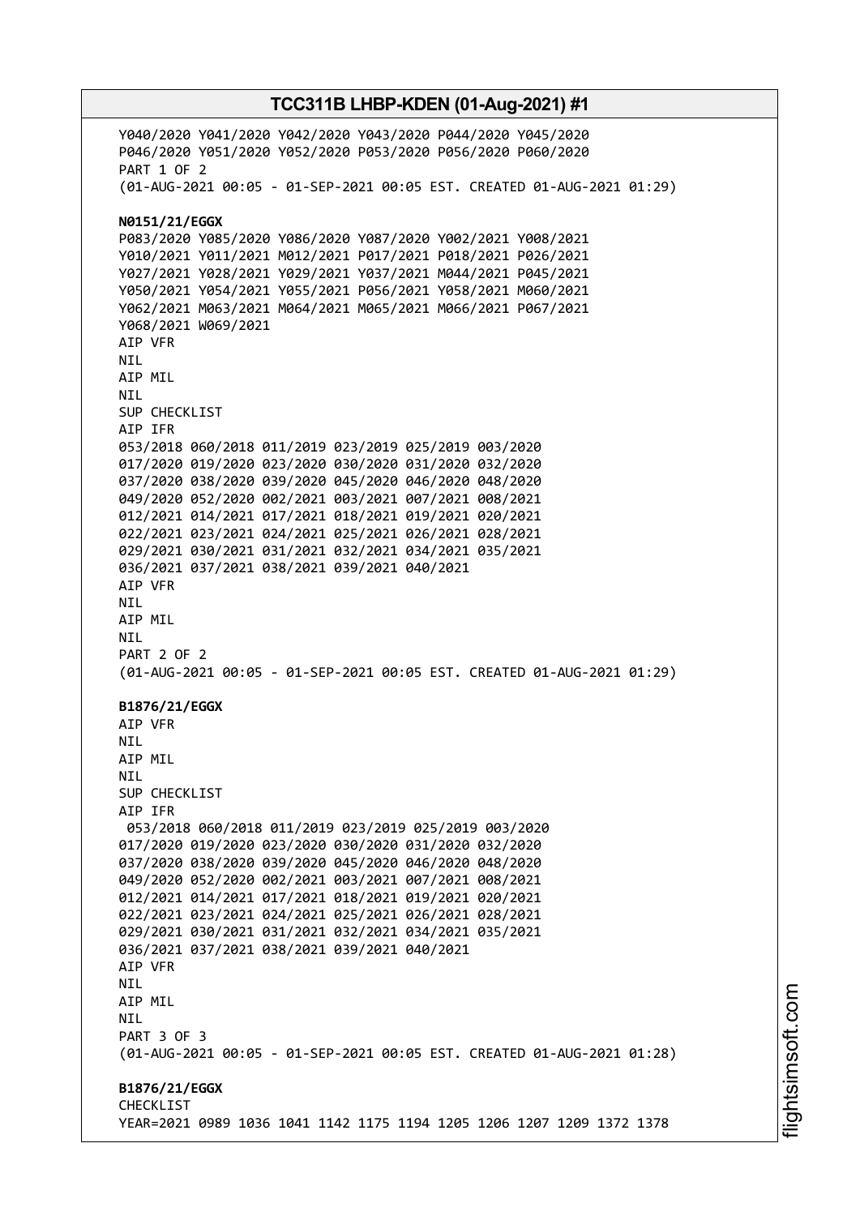Y040/2020 Y041/2020 Y042/2020 Y043/2020 P044/2020 Y045/2020
P046/2020 Y051/2020 Y052/2020 P053/2020 P056/2020 P060/2020
PART 1 OF 2
(01-AUG-2021 00:05 - 01-SEP-2021 00:05 EST. CREATED 01-AUG-2021 01:29)

**N0151/21/EGGX**
P083/2020 Y085/2020 Y086/2020 Y087/2020 Y002/2021 Y008/2021
Y010/2021 Y011/2021 M012/2021 P017/2021 P018/2021 P026/2021
Y027/2021 Y028/2021 Y029/2021 Y037/2021 M044/2021 P045/2021
Y050/2021 Y054/2021 Y055/2021 P056/2021 Y058/2021 M060/2021
Y062/2021 M063/2021 M064/2021 M065/2021 M066/2021 P067/2021
Y068/2021 W069/2021
AIP VFR
NIL
AIP MIL
NIL
SUP CHECKLIST
AIP IFR
053/2018 060/2018 011/2019 023/2019 025/2019 003/2020
017/2020 019/2020 023/2020 030/2020 031/2020 032/2020
037/2020 038/2020 039/2020 045/2020 046/2020 048/2020
049/2020 052/2020 002/2021 003/2021 007/2021 008/2021
012/2021 014/2021 017/2021 018/2021 019/2021 020/2021
022/2021 023/2021 024/2021 025/2021 026/2021 028/2021
029/2021 030/2021 031/2021 032/2021 034/2021 035/2021
036/2021 037/2021 038/2021 039/2021 040/2021
AIP VFR
NIL
AIP MIL
NIL
PART 2 OF 2
(01-AUG-2021 00:05 - 01-SEP-2021 00:05 EST. CREATED 01-AUG-2021 01:29)

**B1876/21/EGGX**
AIP VFR
NIL
AIP MIL
NIL
SUP CHECKLIST
AIP IFR
053/2018 060/2018 011/2019 023/2019 025/2019 003/2020
017/2020 019/2020 023/2020 030/2020 031/2020 032/2020
037/2020 038/2020 039/2020 045/2020 046/2020 048/2020
049/2020 052/2020 002/2021 003/2021 007/2021 008/2021
012/2021 014/2021 017/2021 018/2021 019/2021 020/2021
022/2021 023/2021 024/2021 025/2021 026/2021 028/2021
029/2021 030/2021 031/2021 032/2021 034/2021 035/2021
036/2021 037/2021 038/2021 039/2021 040/2021
AIP VFR
NIL
AIP MIL
NIL
PART 3 OF 3
(01-AUG-2021 00:05 - 01-SEP-2021 00:05 EST. CREATED 01-AUG-2021 01:28)

**B1876/21/EGGX**
CHECKLIST
YEAR=2021 0989 1036 1041 1142 1175 1194 1205 1206 1207 1209 1372 1378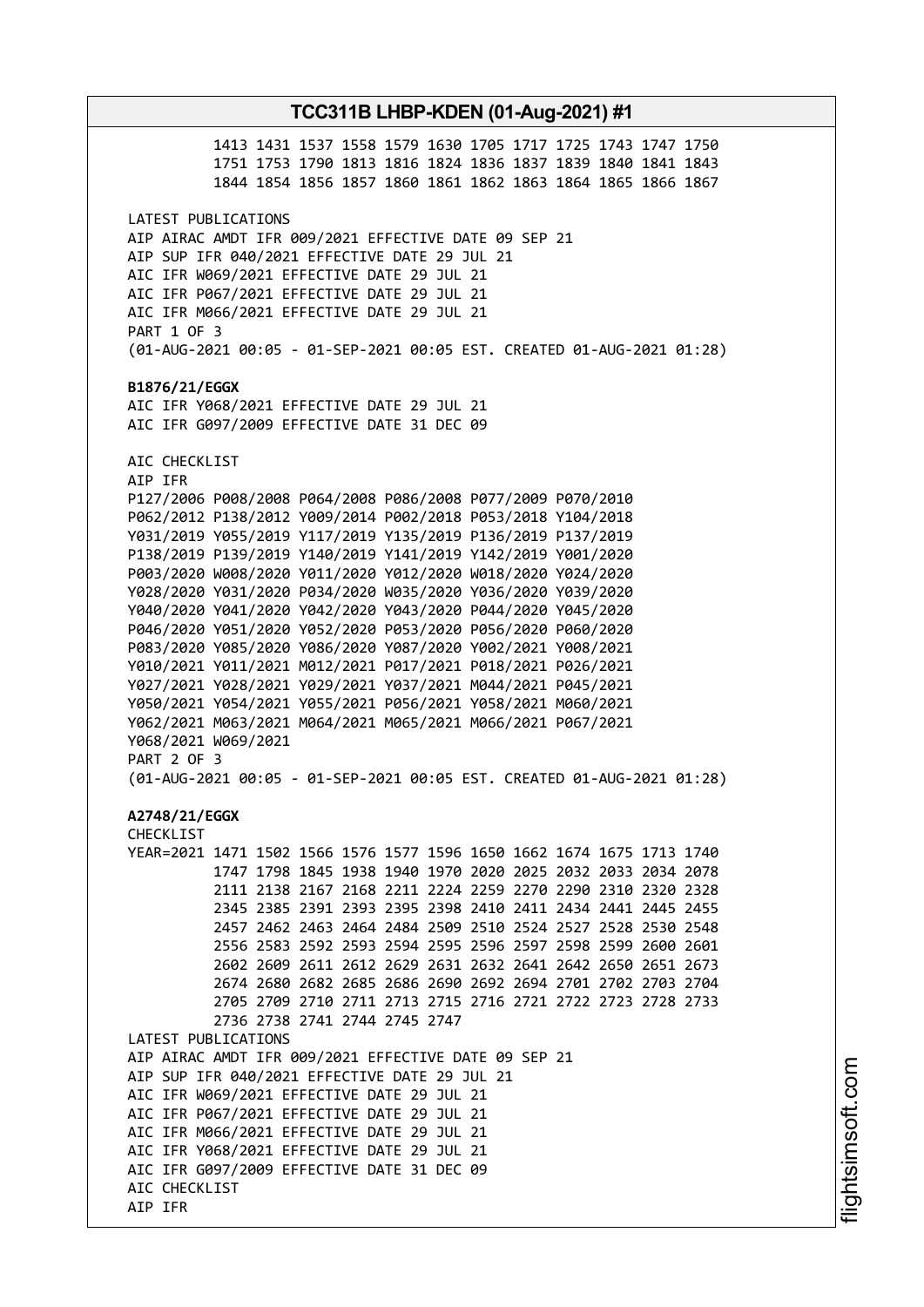1413 1431 1537 1558 1579 1630 1705 1717 1725 1743 1747 1750
1751 1753 1790 1813 1816 1824 1836 1837 1839 1840 1841 1843
1844 1854 1856 1857 1860 1861 1862 1863 1864 1865 1866 1867

LATEST PUBLICATIONS
AIP AIRAC AMDT IFR 009/2021 EFFECTIVE DATE 09 SEP 21
AIP SUP IFR 040/2021 EFFECTIVE DATE 29 JUL 21
AIC IFR W069/2021 EFFECTIVE DATE 29 JUL 21
AIC IFR P067/2021 EFFECTIVE DATE 29 JUL 21
AIC IFR M066/2021 EFFECTIVE DATE 29 JUL 21
PART 1 OF 3
(01-AUG-2021 00:05 - 01-SEP-2021 00:05 EST. CREATED 01-AUG-2021 01:28)

**B1876/21/EGGX**
AIC IFR Y068/2021 EFFECTIVE DATE 29 JUL 21
AIC IFR G097/2009 EFFECTIVE DATE 31 DEC 09

AIC CHECKLIST
AIP IFR
P127/2006 P008/2008 P064/2008 P086/2008 P077/2009 P070/2010
P062/2012 P138/2012 Y009/2014 P002/2018 P053/2018 Y104/2018
Y031/2019 Y055/2019 Y117/2019 Y135/2019 P136/2019 P137/2019
P138/2019 P139/2019 Y140/2019 Y141/2019 Y142/2019 Y001/2020
P003/2020 W008/2020 Y011/2020 Y012/2020 W018/2020 Y024/2020
Y028/2020 Y031/2020 P034/2020 W035/2020 Y036/2020 Y039/2020
Y040/2020 Y041/2020 Y042/2020 Y043/2020 P044/2020 Y045/2020
P046/2020 Y051/2020 Y052/2020 P053/2020 P056/2020 P060/2020
P083/2020 Y085/2020 Y086/2020 Y087/2020 Y002/2021 Y008/2021
Y010/2021 Y011/2021 M012/2021 P017/2021 P018/2021 P026/2021
Y027/2021 Y028/2021 Y029/2021 Y037/2021 M044/2021 P045/2021
Y050/2021 Y054/2021 Y055/2021 P056/2021 Y058/2021 M060/2021
Y062/2021 M063/2021 M064/2021 M065/2021 M066/2021 P067/2021
Y068/2021 W069/2021
PART 2 OF 3
(01-AUG-2021 00:05 - 01-SEP-2021 00:05 EST. CREATED 01-AUG-2021 01:28)

**A2748/21/EGGX**
CHECKLIST
YEAR=2021 1471 1502 1566 1576 1577 1596 1650 1662 1674 1675 1713 1740
1747 1798 1845 1938 1940 1970 2020 2025 2032 2033 2034 2078
2111 2138 2167 2168 2211 2224 2259 2270 2290 2310 2320 2328
2345 2385 2391 2393 2395 2398 2410 2411 2434 2441 2445 2455
2457 2462 2463 2464 2484 2509 2510 2524 2527 2528 2530 2548
2556 2583 2592 2593 2594 2595 2596 2597 2598 2599 2600 2601
2602 2609 2611 2612 2629 2631 2632 2641 2642 2650 2651 2673
2674 2680 2682 2685 2686 2690 2692 2694 2701 2702 2703 2704
2705 2709 2710 2711 2713 2715 2716 2721 2722 2723 2728 2733
2736 2738 2741 2744 2745 2747
LATEST PUBLICATIONS
AIP AIRAC AMDT IFR 009/2021 EFFECTIVE DATE 09 SEP 21
AIP SUP IFR 040/2021 EFFECTIVE DATE 29 JUL 21
AIC IFR W069/2021 EFFECTIVE DATE 29 JUL 21
AIC IFR P067/2021 EFFECTIVE DATE 29 JUL 21
AIC IFR M066/2021 EFFECTIVE DATE 29 JUL 21
AIC IFR Y068/2021 EFFECTIVE DATE 29 JUL 21
AIC IFR G097/2009 EFFECTIVE DATE 31 DEC 09
AIC CHECKLIST
AIP IFR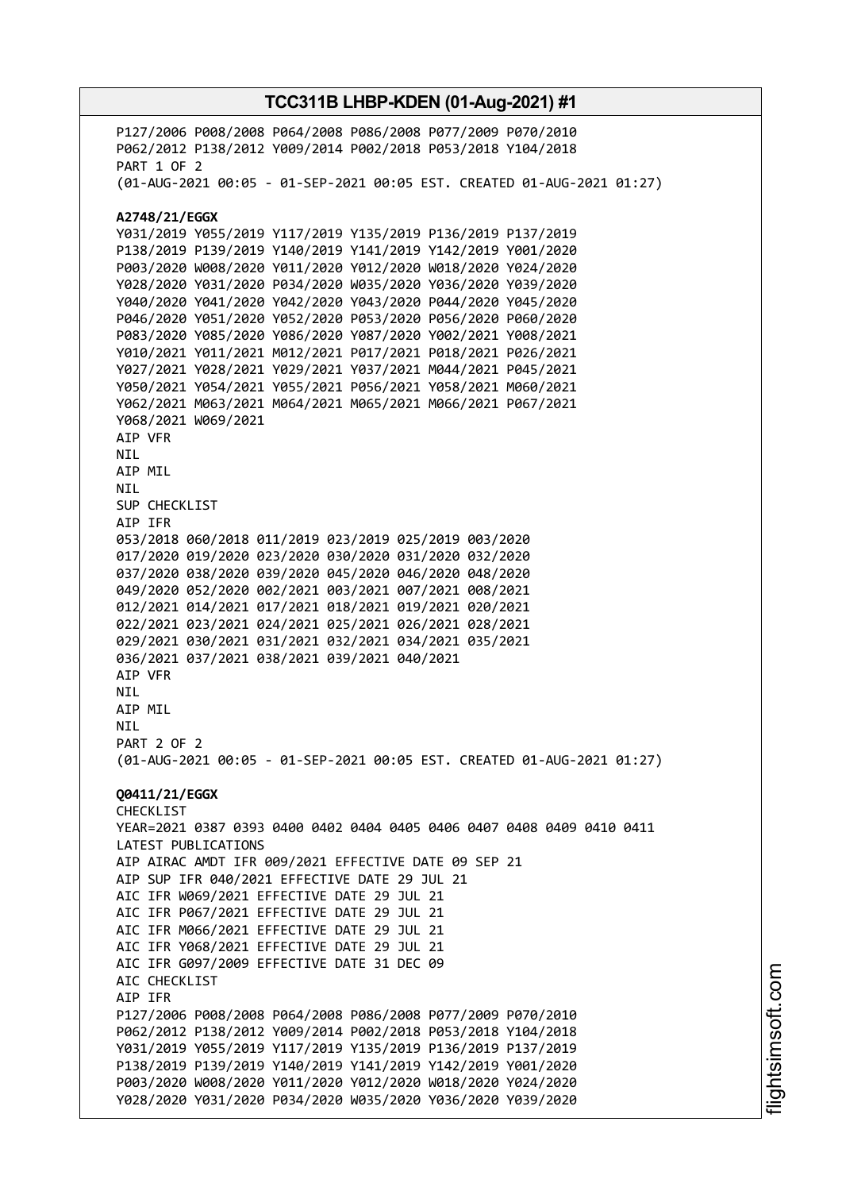P127/2006 P008/2008 P064/2008 P086/2008 P077/2009 P070/2010
P062/2012 P138/2012 Y009/2014 P002/2018 P053/2018 Y104/2018
PART 1 OF 2
(01-AUG-2021 00:05 - 01-SEP-2021 00:05 EST. CREATED 01-AUG-2021 01:27)

**A2748/21/EGGX**
Y031/2019 Y055/2019 Y117/2019 Y135/2019 P136/2019 P137/2019
P138/2019 P139/2019 Y140/2019 Y141/2019 Y142/2019 Y001/2020
P003/2020 W008/2020 Y011/2020 Y012/2020 W018/2020 Y024/2020
Y028/2020 Y031/2020 P034/2020 W035/2020 Y036/2020 Y039/2020
Y040/2020 Y041/2020 Y042/2020 Y043/2020 P044/2020 Y045/2020
P046/2020 Y051/2020 Y052/2020 P053/2020 P056/2020 P060/2020
P083/2020 Y085/2020 Y086/2020 Y087/2020 Y002/2021 Y008/2021
Y010/2021 Y011/2021 M012/2021 P017/2021 P018/2021 P026/2021
Y027/2021 Y028/2021 Y029/2021 Y037/2021 M044/2021 P045/2021
Y050/2021 Y054/2021 Y055/2021 P056/2021 Y058/2021 M060/2021
Y062/2021 M063/2021 M064/2021 M065/2021 M066/2021 P067/2021
Y068/2021 W069/2021
AIP VFR
NIL
AIP MIL
NIL
SUP CHECKLIST
AIP IFR
053/2018 060/2018 011/2019 023/2019 025/2019 003/2020
017/2020 019/2020 023/2020 030/2020 031/2020 032/2020
037/2020 038/2020 039/2020 045/2020 046/2020 048/2020
049/2020 052/2020 002/2021 003/2021 007/2021 008/2021
012/2021 014/2021 017/2021 018/2021 019/2021 020/2021
022/2021 023/2021 024/2021 025/2021 026/2021 028/2021
029/2021 030/2021 031/2021 032/2021 034/2021 035/2021
036/2021 037/2021 038/2021 039/2021 040/2021
AIP VFR
NIL
AIP MIL
NIL
PART 2 OF 2
(01-AUG-2021 00:05 - 01-SEP-2021 00:05 EST. CREATED 01-AUG-2021 01:27)

**Q0411/21/EGGX**
CHECKLIST
YEAR=2021 0387 0393 0400 0402 0404 0405 0406 0407 0408 0409 0410 0411
LATEST PUBLICATIONS
AIP AIRAC AMDT IFR 009/2021 EFFECTIVE DATE 09 SEP 21
AIP SUP IFR 040/2021 EFFECTIVE DATE 29 JUL 21
AIC IFR W069/2021 EFFECTIVE DATE 29 JUL 21
AIC IFR P067/2021 EFFECTIVE DATE 29 JUL 21
AIC IFR M066/2021 EFFECTIVE DATE 29 JUL 21
AIC IFR Y068/2021 EFFECTIVE DATE 29 JUL 21
AIC IFR G097/2009 EFFECTIVE DATE 31 DEC 09
AIC CHECKLIST
AIP IFR
P127/2006 P008/2008 P064/2008 P086/2008 P077/2009 P070/2010
P062/2012 P138/2012 Y009/2014 P002/2018 P053/2018 Y104/2018
Y031/2019 Y055/2019 Y117/2019 Y135/2019 P136/2019 P137/2019
P138/2019 P139/2019 Y140/2019 Y141/2019 Y142/2019 Y001/2020
P003/2020 W008/2020 Y011/2020 Y012/2020 W018/2020 Y024/2020
Y028/2020 Y031/2020 P034/2020 W035/2020 Y036/2020 Y039/2020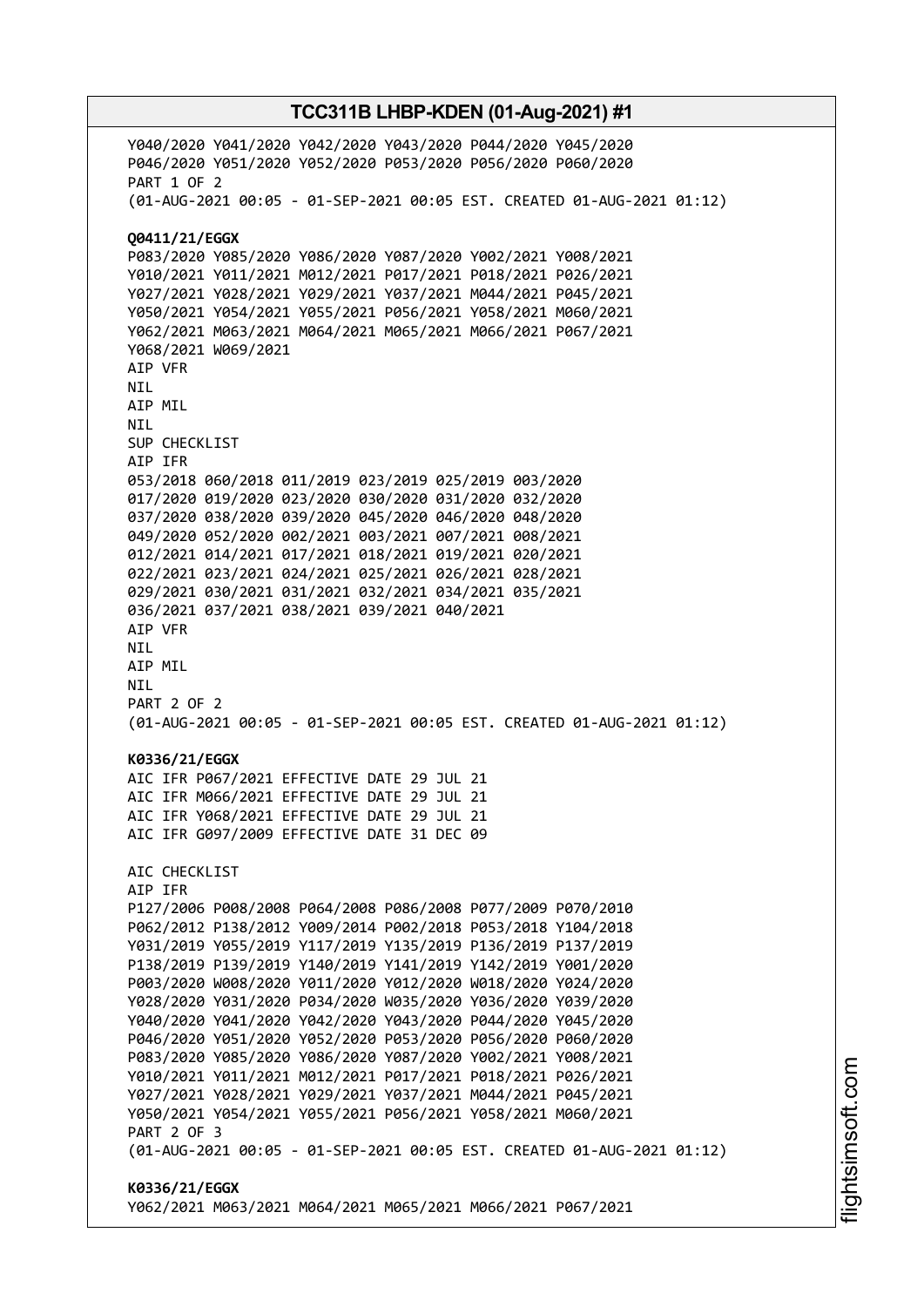Y040/2020 Y041/2020 Y042/2020 Y043/2020 P044/2020 Y045/2020
P046/2020 Y051/2020 Y052/2020 P053/2020 P056/2020 P060/2020
PART 1 OF 2
(01-AUG-2021 00:05 - 01-SEP-2021 00:05 EST. CREATED 01-AUG-2021 01:12)

**Q0411/21/EGGX**
P083/2020 Y085/2020 Y086/2020 Y087/2020 Y002/2021 Y008/2021
Y010/2021 Y011/2021 M012/2021 P017/2021 P018/2021 P026/2021
Y027/2021 Y028/2021 Y029/2021 Y037/2021 M044/2021 P045/2021
Y050/2021 Y054/2021 Y055/2021 P056/2021 Y058/2021 M060/2021
Y062/2021 M063/2021 M064/2021 M065/2021 M066/2021 P067/2021
Y068/2021 W069/2021
AIP VFR
NIL
AIP MIL
NIL
SUP CHECKLIST
AIP IFR
053/2018 060/2018 011/2019 023/2019 025/2019 003/2020
017/2020 019/2020 023/2020 030/2020 031/2020 032/2020
037/2020 038/2020 039/2020 045/2020 046/2020 048/2020
049/2020 052/2020 002/2021 003/2021 007/2021 008/2021
012/2021 014/2021 017/2021 018/2021 019/2021 020/2021
022/2021 023/2021 024/2021 025/2021 026/2021 028/2021
029/2021 030/2021 031/2021 032/2021 034/2021 035/2021
036/2021 037/2021 038/2021 039/2021 040/2021
AIP VFR
NIL
AIP MIL
NIL
PART 2 OF 2
(01-AUG-2021 00:05 - 01-SEP-2021 00:05 EST. CREATED 01-AUG-2021 01:12)

**K0336/21/EGGX**
AIC IFR P067/2021 EFFECTIVE DATE 29 JUL 21
AIC IFR M066/2021 EFFECTIVE DATE 29 JUL 21
AIC IFR Y068/2021 EFFECTIVE DATE 29 JUL 21
AIC IFR G097/2009 EFFECTIVE DATE 31 DEC 09

AIC CHECKLIST
AIP IFR
P127/2006 P008/2008 P064/2008 P086/2008 P077/2009 P070/2010
P062/2012 P138/2012 Y009/2014 P002/2018 P053/2018 Y104/2018
Y031/2019 Y055/2019 Y117/2019 Y135/2019 P136/2019 P137/2019
P138/2019 P139/2019 Y140/2019 Y141/2019 Y142/2019 Y001/2020
P003/2020 W008/2020 Y011/2020 Y012/2020 W018/2020 Y024/2020
Y028/2020 Y031/2020 P034/2020 W035/2020 Y036/2020 Y039/2020
Y040/2020 Y041/2020 Y042/2020 Y043/2020 P044/2020 Y045/2020
P046/2020 Y051/2020 Y052/2020 P053/2020 P056/2020 P060/2020
P083/2020 Y085/2020 Y086/2020 Y087/2020 Y002/2021 Y008/2021
Y010/2021 Y011/2021 M012/2021 P017/2021 P018/2021 P026/2021
Y027/2021 Y028/2021 Y029/2021 Y037/2021 M044/2021 P045/2021
Y050/2021 Y054/2021 Y055/2021 P056/2021 Y058/2021 M060/2021
PART 2 OF 3
(01-AUG-2021 00:05 - 01-SEP-2021 00:05 EST. CREATED 01-AUG-2021 01:12)

**K0336/21/EGGX**
Y062/2021 M063/2021 M064/2021 M065/2021 M066/2021 P067/2021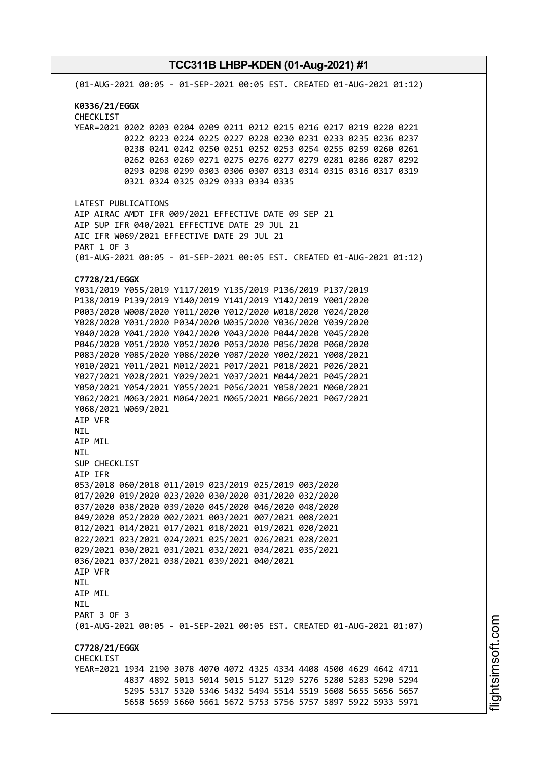(01-AUG-2021 00:05 - 01-SEP-2021 00:05 EST. CREATED 01-AUG-2021 01:12)

**K0336/21/EGGX**
CHECKLIST
YEAR=2021 0202 0203 0204 0209 0211 0212 0215 0216 0217 0219 0220 0221
0222 0223 0224 0225 0227 0228 0230 0231 0233 0235 0236 0237
0238 0241 0242 0250 0251 0252 0253 0254 0255 0259 0260 0261
0262 0263 0269 0271 0275 0276 0277 0279 0281 0286 0287 0292
0293 0298 0299 0303 0306 0307 0313 0314 0315 0316 0317 0319
0321 0324 0325 0329 0333 0334 0335

LATEST PUBLICATIONS
AIP AIRAC AMDT IFR 009/2021 EFFECTIVE DATE 09 SEP 21
AIP SUP IFR 040/2021 EFFECTIVE DATE 29 JUL 21
AIC IFR W069/2021 EFFECTIVE DATE 29 JUL 21
PART 1 OF 3
(01-AUG-2021 00:05 - 01-SEP-2021 00:05 EST. CREATED 01-AUG-2021 01:12)

**C7728/21/EGGX**
Y031/2019 Y055/2019 Y117/2019 Y135/2019 P136/2019 P137/2019
P138/2019 P139/2019 Y140/2019 Y141/2019 Y142/2019 Y001/2020
P003/2020 W008/2020 Y011/2020 Y012/2020 W018/2020 Y024/2020
Y028/2020 Y031/2020 P034/2020 W035/2020 Y036/2020 Y039/2020
Y040/2020 Y041/2020 Y042/2020 Y043/2020 P044/2020 Y045/2020
P046/2020 Y051/2020 Y052/2020 P053/2020 P056/2020 P060/2020
P083/2020 Y085/2020 Y086/2020 Y087/2020 Y002/2021 Y008/2021
Y010/2021 Y011/2021 M012/2021 P017/2021 P018/2021 P026/2021
Y027/2021 Y028/2021 Y029/2021 Y037/2021 M044/2021 P045/2021
Y050/2021 Y054/2021 Y055/2021 P056/2021 Y058/2021 M060/2021
Y062/2021 M063/2021 M064/2021 M065/2021 M066/2021 P067/2021
Y068/2021 W069/2021
AIP VFR
NIL
AIP MIL
NIL
SUP CHECKLIST
AIP IFR
053/2018 060/2018 011/2019 023/2019 025/2019 003/2020
017/2020 019/2020 023/2020 030/2020 031/2020 032/2020
037/2020 038/2020 039/2020 045/2020 046/2020 048/2020
049/2020 052/2020 002/2021 003/2021 007/2021 008/2021
012/2021 014/2021 017/2021 018/2021 019/2021 020/2021
022/2021 023/2021 024/2021 025/2021 026/2021 028/2021
029/2021 030/2021 031/2021 032/2021 034/2021 035/2021
036/2021 037/2021 038/2021 039/2021 040/2021
AIP VFR
NIL
AIP MIL
NIL
PART 3 OF 3
(01-AUG-2021 00:05 - 01-SEP-2021 00:05 EST. CREATED 01-AUG-2021 01:07)

**C7728/21/EGGX**
CHECKLIST
YEAR=2021 1934 2190 3078 4070 4072 4325 4334 4408 4500 4629 4642 4711
4837 4892 5013 5014 5015 5127 5129 5276 5280 5283 5290 5294
5295 5317 5320 5346 5432 5494 5514 5519 5608 5655 5656 5657
5658 5659 5660 5661 5672 5753 5756 5757 5897 5922 5933 5971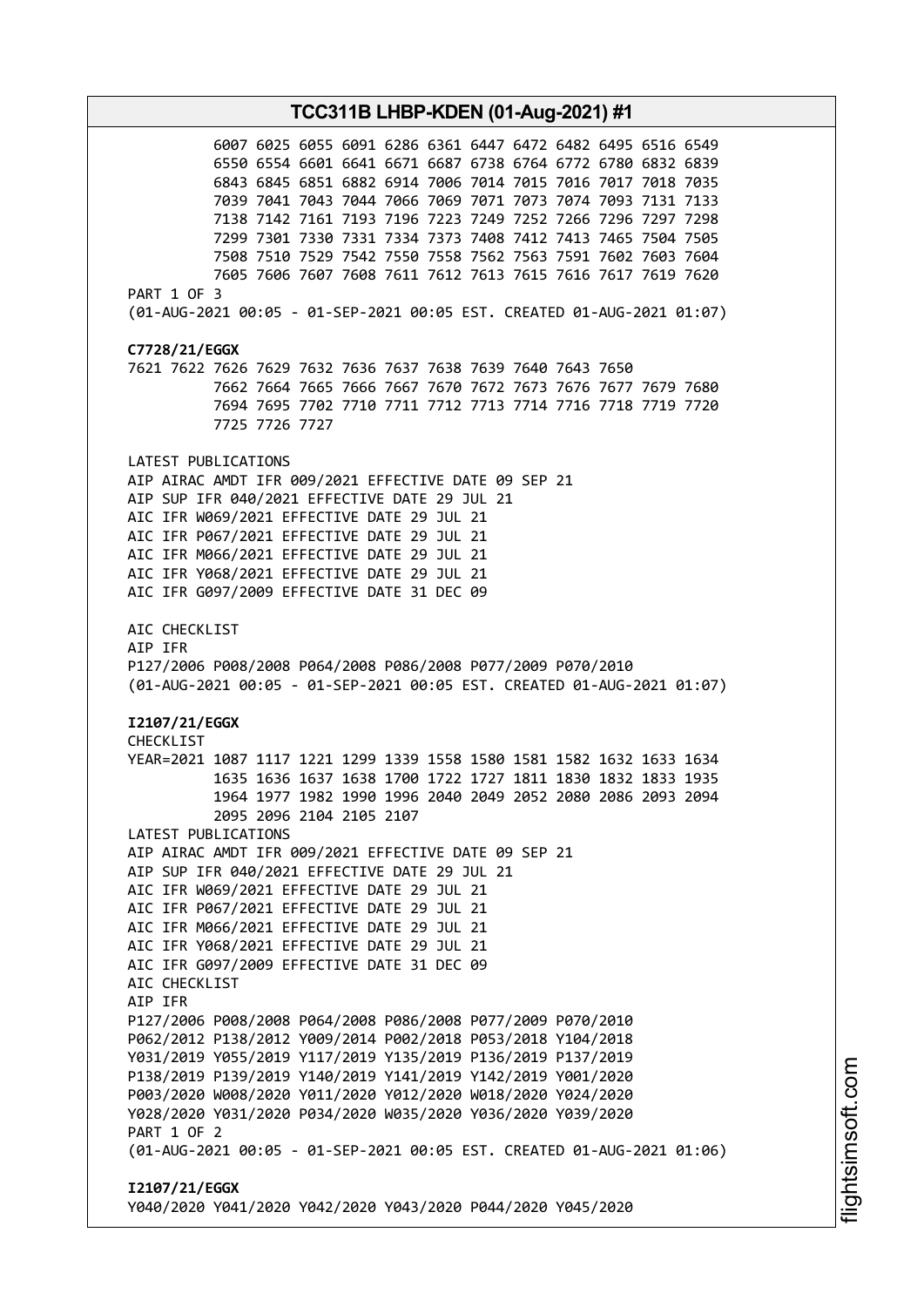6007 6025 6055 6091 6286 6361 6447 6472 6482 6495 6516 6549
6550 6554 6601 6641 6671 6687 6738 6764 6772 6780 6832 6839
6843 6845 6851 6882 6914 7006 7014 7015 7016 7017 7018 7035
7039 7041 7043 7044 7066 7069 7071 7073 7074 7093 7131 7133
7138 7142 7161 7193 7196 7223 7249 7252 7266 7296 7297 7298
7299 7301 7330 7331 7334 7373 7408 7412 7413 7465 7504 7505
7508 7510 7529 7542 7550 7558 7562 7563 7591 7602 7603 7604
7605 7606 7607 7608 7611 7612 7613 7615 7616 7617 7619 7620
PART 1 OF 3
(01-AUG-2021 00:05 - 01-SEP-2021 00:05 EST. CREATED 01-AUG-2021 01:07)

**C7728/21/EGGX**
7621 7622 7626 7629 7632 7636 7637 7638 7639 7640 7643 7650
7662 7664 7665 7666 7667 7670 7672 7673 7676 7677 7679 7680
7694 7695 7702 7710 7711 7712 7713 7714 7716 7718 7719 7720
7725 7726 7727

LATEST PUBLICATIONS
AIP AIRAC AMDT IFR 009/2021 EFFECTIVE DATE 09 SEP 21
AIP SUP IFR 040/2021 EFFECTIVE DATE 29 JUL 21
AIC IFR W069/2021 EFFECTIVE DATE 29 JUL 21
AIC IFR P067/2021 EFFECTIVE DATE 29 JUL 21
AIC IFR M066/2021 EFFECTIVE DATE 29 JUL 21
AIC IFR Y068/2021 EFFECTIVE DATE 29 JUL 21
AIC IFR G097/2009 EFFECTIVE DATE 31 DEC 09

AIC CHECKLIST
AIP IFR
P127/2006 P008/2008 P064/2008 P086/2008 P077/2009 P070/2010
(01-AUG-2021 00:05 - 01-SEP-2021 00:05 EST. CREATED 01-AUG-2021 01:07)

**I2107/21/EGGX**
CHECKLIST
YEAR=2021 1087 1117 1221 1299 1339 1558 1580 1581 1582 1632 1633 1634
1635 1636 1637 1638 1700 1722 1727 1811 1830 1832 1833 1935
1964 1977 1982 1990 1996 2040 2049 2052 2080 2086 2093 2094
2095 2096 2104 2105 2107
LATEST PUBLICATIONS
AIP AIRAC AMDT IFR 009/2021 EFFECTIVE DATE 09 SEP 21
AIP SUP IFR 040/2021 EFFECTIVE DATE 29 JUL 21
AIC IFR W069/2021 EFFECTIVE DATE 29 JUL 21
AIC IFR P067/2021 EFFECTIVE DATE 29 JUL 21
AIC IFR M066/2021 EFFECTIVE DATE 29 JUL 21
AIC IFR Y068/2021 EFFECTIVE DATE 29 JUL 21
AIC IFR G097/2009 EFFECTIVE DATE 31 DEC 09
AIC CHECKLIST
AIP IFR
P127/2006 P008/2008 P064/2008 P086/2008 P077/2009 P070/2010
P062/2012 P138/2012 Y009/2014 P002/2018 P053/2018 Y104/2018
Y031/2019 Y055/2019 Y117/2019 Y135/2019 P136/2019 P137/2019
P138/2019 P139/2019 Y140/2019 Y141/2019 Y142/2019 Y001/2020
P003/2020 W008/2020 Y011/2020 Y012/2020 W018/2020 Y024/2020
Y028/2020 Y031/2020 P034/2020 W035/2020 Y036/2020 Y039/2020
PART 1 OF 2
(01-AUG-2021 00:05 - 01-SEP-2021 00:05 EST. CREATED 01-AUG-2021 01:06)

**I2107/21/EGGX**
Y040/2020 Y041/2020 Y042/2020 Y043/2020 P044/2020 Y045/2020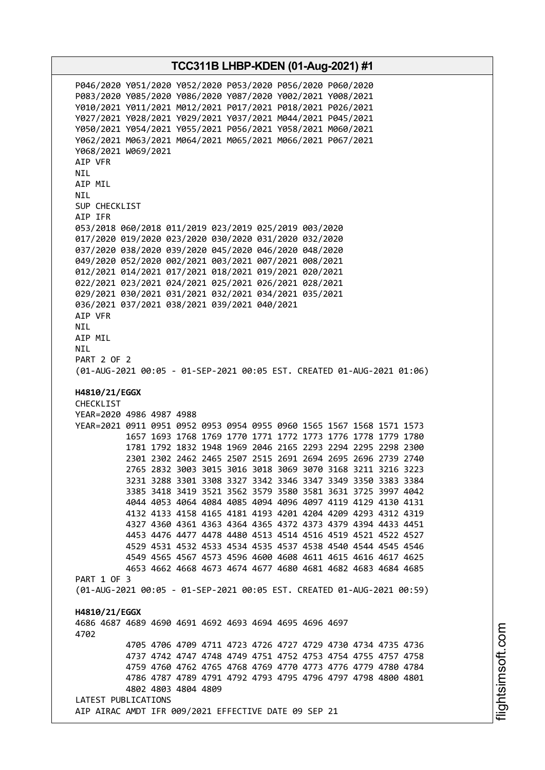P046/2020 Y051/2020 Y052/2020 P053/2020 P056/2020 P060/2020
P083/2020 Y085/2020 Y086/2020 Y087/2020 Y002/2021 Y008/2021
Y010/2021 Y011/2021 M012/2021 P017/2021 P018/2021 P026/2021
Y027/2021 Y028/2021 Y029/2021 Y037/2021 M044/2021 P045/2021
Y050/2021 Y054/2021 Y055/2021 P056/2021 Y058/2021 M060/2021
Y062/2021 M063/2021 M064/2021 M065/2021 M066/2021 P067/2021
Y068/2021 W069/2021
AIP VFR
NIL
AIP MIL
NIL
SUP CHECKLIST
AIP IFR
053/2018 060/2018 011/2019 023/2019 025/2019 003/2020
017/2020 019/2020 023/2020 030/2020 031/2020 032/2020
037/2020 038/2020 039/2020 045/2020 046/2020 048/2020
049/2020 052/2020 002/2021 003/2021 007/2021 008/2021
012/2021 014/2021 017/2021 018/2021 019/2021 020/2021
022/2021 023/2021 024/2021 025/2021 026/2021 028/2021
029/2021 030/2021 031/2021 032/2021 034/2021 035/2021
036/2021 037/2021 038/2021 039/2021 040/2021
AIP VFR
NIL
AIP MIL
NIL
PART 2 OF 2
(01-AUG-2021 00:05 - 01-SEP-2021 00:05 EST. CREATED 01-AUG-2021 01:06)

**H4810/21/EGGX**
CHECKLIST
YEAR=2020 4986 4987 4988
YEAR=2021 0911 0951 0952 0953 0954 0955 0960 1565 1567 1568 1571 1573
1657 1693 1768 1769 1770 1771 1772 1773 1776 1778 1779 1780
1781 1792 1832 1948 1969 2046 2165 2293 2294 2295 2298 2300
2301 2302 2462 2465 2507 2515 2691 2694 2695 2696 2739 2740
2765 2832 3003 3015 3016 3018 3069 3070 3168 3211 3216 3223
3231 3288 3301 3308 3327 3342 3346 3347 3349 3350 3383 3384
3385 3418 3419 3521 3562 3579 3580 3581 3631 3725 3997 4042
4044 4053 4064 4084 4085 4094 4096 4097 4119 4129 4130 4131
4132 4133 4158 4165 4181 4193 4201 4204 4209 4293 4312 4319
4327 4360 4361 4363 4364 4365 4372 4373 4379 4394 4433 4451
4453 4476 4477 4478 4480 4513 4514 4516 4519 4521 4522 4527
4529 4531 4532 4533 4534 4535 4537 4538 4540 4544 4545 4546
4549 4565 4567 4573 4596 4600 4608 4611 4615 4616 4617 4625
4653 4662 4668 4673 4674 4677 4680 4681 4682 4683 4684 4685
PART 1 OF 3
(01-AUG-2021 00:05 - 01-SEP-2021 00:05 EST. CREATED 01-AUG-2021 00:59)

**H4810/21/EGGX**
4686 4687 4689 4690 4691 4692 4693 4694 4695 4696 4697
4702
4705 4706 4709 4711 4723 4726 4727 4729 4730 4734 4735 4736
4737 4742 4747 4748 4749 4751 4752 4753 4754 4755 4757 4758
4759 4760 4762 4765 4768 4769 4770 4773 4776 4779 4780 4784
4786 4787 4789 4791 4792 4793 4795 4796 4797 4798 4800 4801
4802 4803 4804 4809
LATEST PUBLICATIONS
AIP AIRAC AMDT IFR 009/2021 EFFECTIVE DATE 09 SEP 21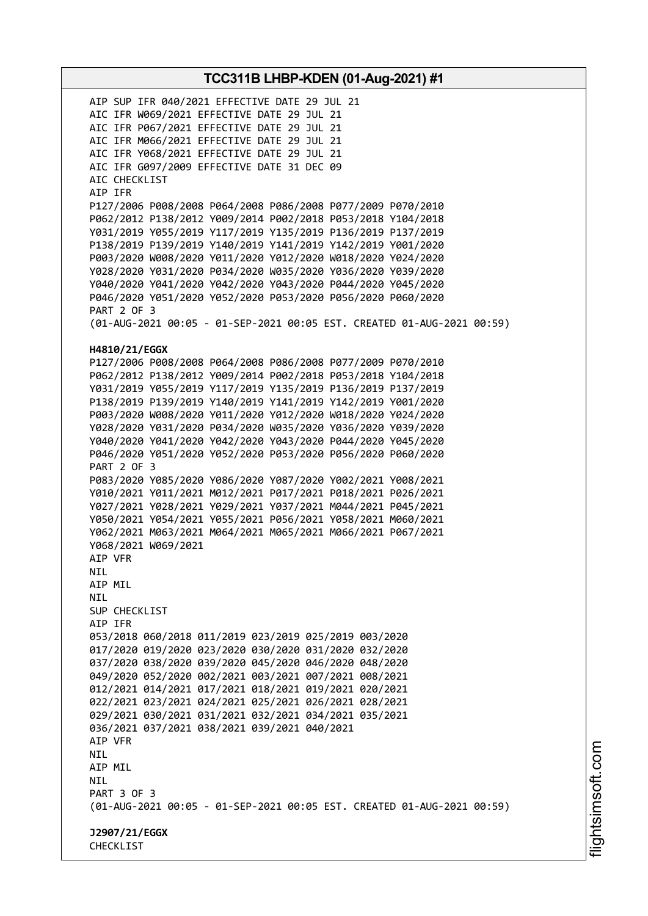AIP SUP IFR 040/2021 EFFECTIVE DATE 29 JUL 21
AIC IFR W069/2021 EFFECTIVE DATE 29 JUL 21
AIC IFR P067/2021 EFFECTIVE DATE 29 JUL 21
AIC IFR M066/2021 EFFECTIVE DATE 29 JUL 21
AIC IFR Y068/2021 EFFECTIVE DATE 29 JUL 21
AIC IFR G097/2009 EFFECTIVE DATE 31 DEC 09
AIC CHECKLIST
AIP IFR
P127/2006 P008/2008 P064/2008 P086/2008 P077/2009 P070/2010
P062/2012 P138/2012 Y009/2014 P002/2018 P053/2018 Y104/2018
Y031/2019 Y055/2019 Y117/2019 Y135/2019 P136/2019 P137/2019
P138/2019 P139/2019 Y140/2019 Y141/2019 Y142/2019 Y001/2020
P003/2020 W008/2020 Y011/2020 Y012/2020 W018/2020 Y024/2020
Y028/2020 Y031/2020 P034/2020 W035/2020 Y036/2020 Y039/2020
Y040/2020 Y041/2020 Y042/2020 Y043/2020 P044/2020 Y045/2020
P046/2020 Y051/2020 Y052/2020 P053/2020 P056/2020 P060/2020
PART 2 OF 3
(01-AUG-2021 00:05 - 01-SEP-2021 00:05 EST. CREATED 01-AUG-2021 00:59)

**H4810/21/EGGX**
P127/2006 P008/2008 P064/2008 P086/2008 P077/2009 P070/2010
P062/2012 P138/2012 Y009/2014 P002/2018 P053/2018 Y104/2018
Y031/2019 Y055/2019 Y117/2019 Y135/2019 P136/2019 P137/2019
P138/2019 P139/2019 Y140/2019 Y141/2019 Y142/2019 Y001/2020
P003/2020 W008/2020 Y011/2020 Y012/2020 W018/2020 Y024/2020
Y028/2020 Y031/2020 P034/2020 W035/2020 Y036/2020 Y039/2020
Y040/2020 Y041/2020 Y042/2020 Y043/2020 P044/2020 Y045/2020
P046/2020 Y051/2020 Y052/2020 P053/2020 P056/2020 P060/2020
PART 2 OF 3
P083/2020 Y085/2020 Y086/2020 Y087/2020 Y002/2021 Y008/2021
Y010/2021 Y011/2021 M012/2021 P017/2021 P018/2021 P026/2021
Y027/2021 Y028/2021 Y029/2021 Y037/2021 M044/2021 P045/2021
Y050/2021 Y054/2021 Y055/2021 P056/2021 Y058/2021 M060/2021
Y062/2021 M063/2021 M064/2021 M065/2021 M066/2021 P067/2021
Y068/2021 W069/2021
AIP VFR
NIL
AIP MIL
NIL
SUP CHECKLIST
AIP IFR
053/2018 060/2018 011/2019 023/2019 025/2019 003/2020
017/2020 019/2020 023/2020 030/2020 031/2020 032/2020
037/2020 038/2020 039/2020 045/2020 046/2020 048/2020
049/2020 052/2020 002/2021 003/2021 007/2021 008/2021
012/2021 014/2021 017/2021 018/2021 019/2021 020/2021
022/2021 023/2021 024/2021 025/2021 026/2021 028/2021
029/2021 030/2021 031/2021 032/2021 034/2021 035/2021
036/2021 037/2021 038/2021 039/2021 040/2021
AIP VFR
NIL
AIP MIL
NIL
PART 3 OF 3
(01-AUG-2021 00:05 - 01-SEP-2021 00:05 EST. CREATED 01-AUG-2021 00:59)

**J2907/21/EGGX**
CHECKLIST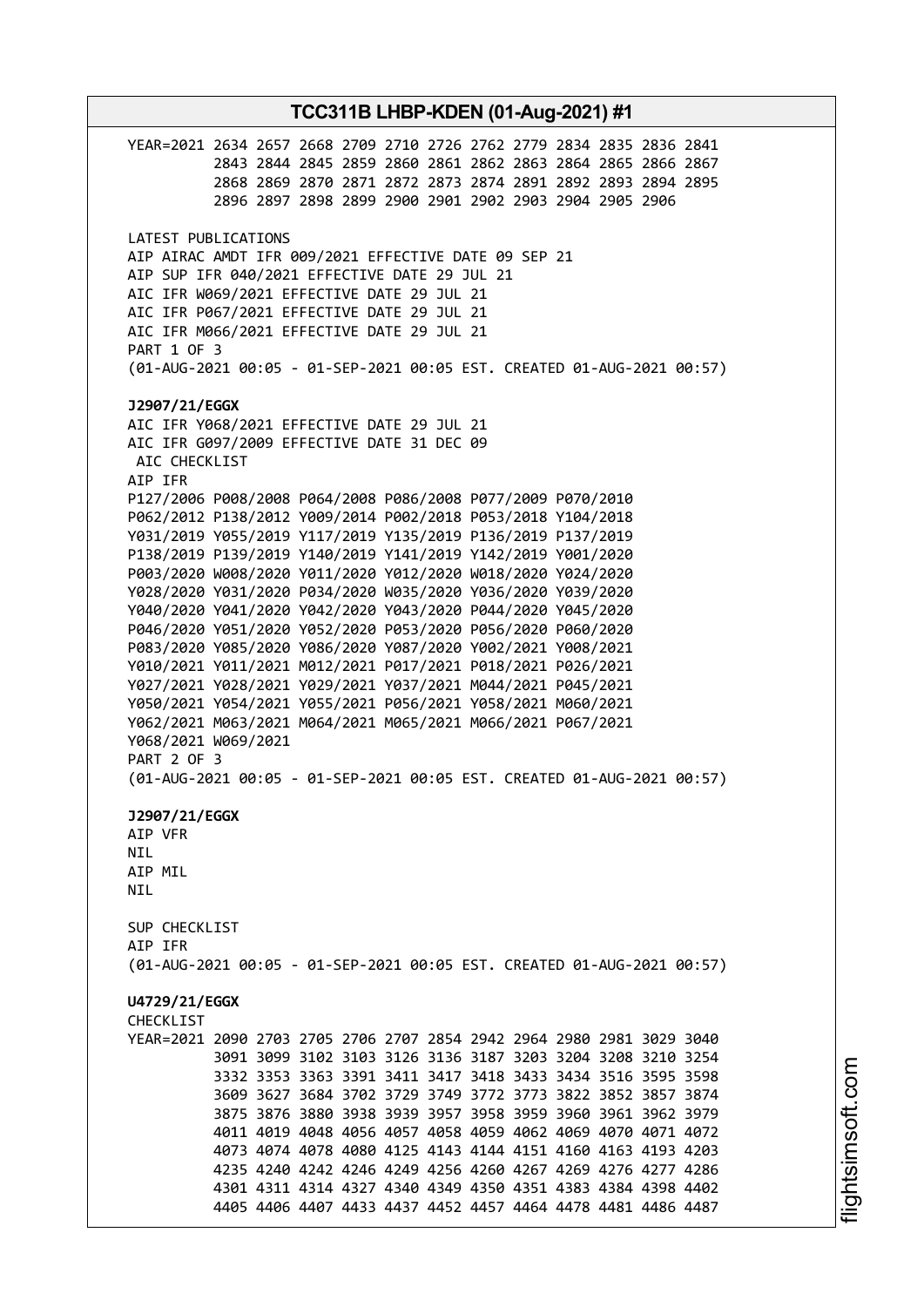```
YEAR=2021 2634 2657 2668 2709 2710 2726 2762 2779 2834 2835 2836 2841
          2843 2844 2845 2859 2860 2861 2862 2863 2864 2865 2866 2867
          2868 2869 2870 2871 2872 2873 2874 2891 2892 2893 2894 2895
          2896 2897 2898 2899 2900 2901 2902 2903 2904 2905 2906
```

LATEST PUBLICATIONS
AIP AIRAC AMDT IFR 009/2021 EFFECTIVE DATE 09 SEP 21
AIP SUP IFR 040/2021 EFFECTIVE DATE 29 JUL 21
AIC IFR W069/2021 EFFECTIVE DATE 29 JUL 21
AIC IFR P067/2021 EFFECTIVE DATE 29 JUL 21
AIC IFR M066/2021 EFFECTIVE DATE 29 JUL 21
PART 1 OF 3
(01-AUG-2021 00:05 - 01-SEP-2021 00:05 EST. CREATED 01-AUG-2021 00:57)

**J2907/21/EGGX**
AIC IFR Y068/2021 EFFECTIVE DATE 29 JUL 21
AIC IFR G097/2009 EFFECTIVE DATE 31 DEC 09
AIC CHECKLIST
AIP IFR
P127/2006 P008/2008 P064/2008 P086/2008 P077/2009 P070/2010
P062/2012 P138/2012 Y009/2014 P002/2018 P053/2018 Y104/2018
Y031/2019 Y055/2019 Y117/2019 Y135/2019 P136/2019 P137/2019
P138/2019 P139/2019 Y140/2019 Y141/2019 Y142/2019 Y001/2020
P003/2020 W008/2020 Y011/2020 Y012/2020 W018/2020 Y024/2020
Y028/2020 Y031/2020 P034/2020 W035/2020 Y036/2020 Y039/2020
Y040/2020 Y041/2020 Y042/2020 Y043/2020 P044/2020 Y045/2020
P046/2020 Y051/2020 Y052/2020 P053/2020 P056/2020 P060/2020
P083/2020 Y085/2020 Y086/2020 Y087/2020 Y002/2021 Y008/2021
Y010/2021 Y011/2021 M012/2021 P017/2021 P018/2021 P026/2021
Y027/2021 Y028/2021 Y029/2021 Y037/2021 M044/2021 P045/2021
Y050/2021 Y054/2021 Y055/2021 P056/2021 Y058/2021 M060/2021
Y062/2021 M063/2021 M064/2021 M065/2021 M066/2021 P067/2021
Y068/2021 W069/2021
PART 2 OF 3
(01-AUG-2021 00:05 - 01-SEP-2021 00:05 EST. CREATED 01-AUG-2021 00:57)

**J2907/21/EGGX**
AIP VFR
NIL
AIP MIL
NIL

SUP CHECKLIST
AIP IFR
(01-AUG-2021 00:05 - 01-SEP-2021 00:05 EST. CREATED 01-AUG-2021 00:57)

**U4729/21/EGGX**
CHECKLIST

```
YEAR=2021 2090 2703 2705 2706 2707 2854 2942 2964 2980 2981 3029 3040
          3091 3099 3102 3103 3126 3136 3187 3203 3204 3208 3210 3254
          3332 3353 3363 3391 3411 3417 3418 3433 3434 3516 3595 3598
          3609 3627 3684 3702 3729 3749 3772 3773 3822 3852 3857 3874
          3875 3876 3880 3938 3939 3957 3958 3959 3960 3961 3962 3979
          4011 4019 4048 4056 4057 4058 4059 4062 4069 4070 4071 4072
          4073 4074 4078 4080 4125 4143 4144 4151 4160 4163 4193 4203
          4235 4240 4242 4246 4249 4256 4260 4267 4269 4276 4277 4286
          4301 4311 4314 4327 4340 4349 4350 4351 4383 4384 4398 4402
          4405 4406 4407 4433 4437 4452 4457 4464 4478 4481 4486 4487
```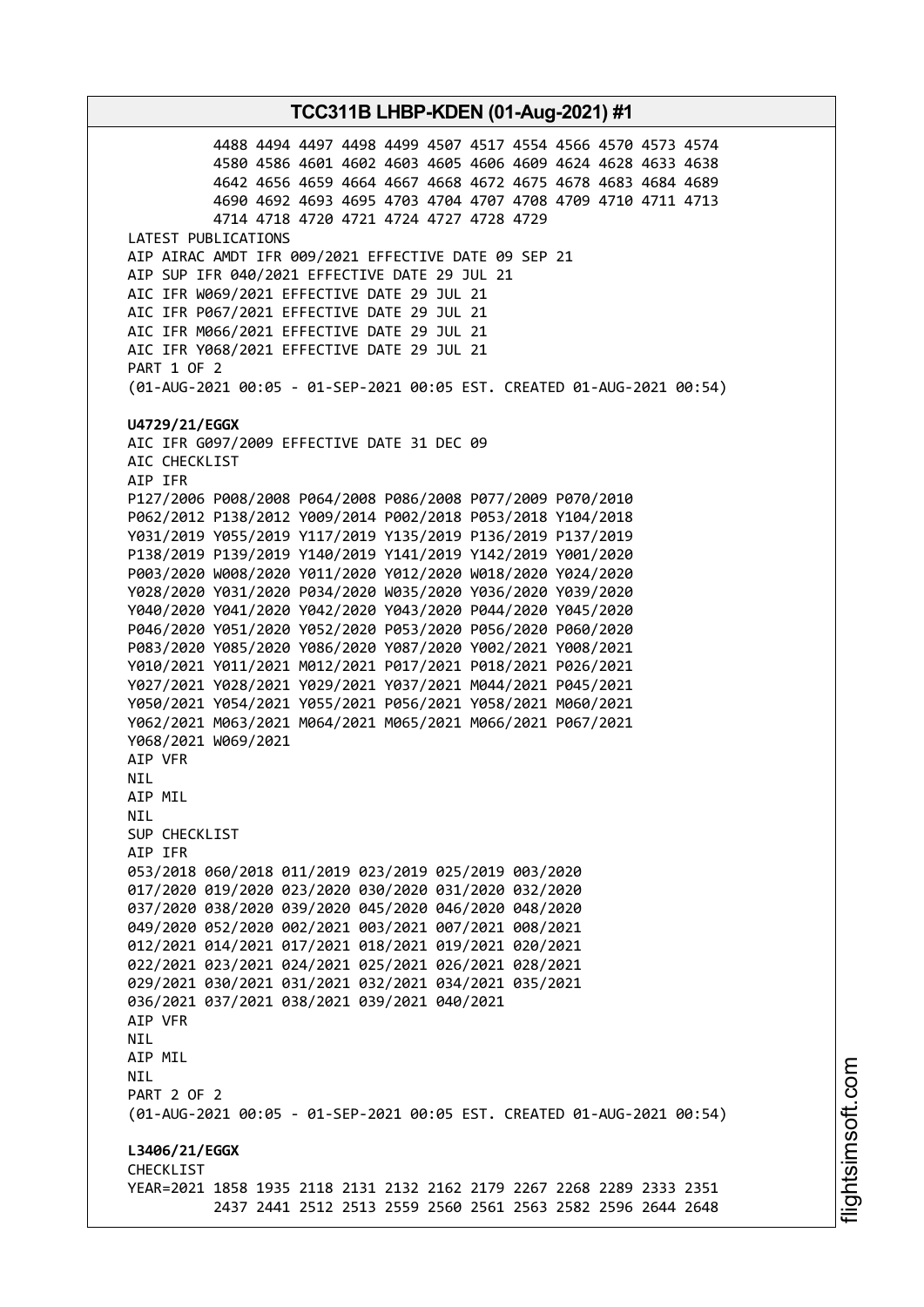4488 4494 4497 4498 4499 4507 4517 4554 4566 4570 4573 4574
4580 4586 4601 4602 4603 4605 4606 4609 4624 4628 4633 4638
4642 4656 4659 4664 4667 4668 4672 4675 4678 4683 4684 4689
4690 4692 4693 4695 4703 4704 4707 4708 4709 4710 4711 4713
4714 4718 4720 4721 4724 4727 4728 4729

LATEST PUBLICATIONS
AIP AIRAC AMDT IFR 009/2021 EFFECTIVE DATE 09 SEP 21
AIP SUP IFR 040/2021 EFFECTIVE DATE 29 JUL 21
AIC IFR W069/2021 EFFECTIVE DATE 29 JUL 21
AIC IFR P067/2021 EFFECTIVE DATE 29 JUL 21
AIC IFR M066/2021 EFFECTIVE DATE 29 JUL 21
AIC IFR Y068/2021 EFFECTIVE DATE 29 JUL 21
PART 1 OF 2
(01-AUG-2021 00:05 - 01-SEP-2021 00:05 EST. CREATED 01-AUG-2021 00:54)

**U4729/21/EGGX**
AIC IFR G097/2009 EFFECTIVE DATE 31 DEC 09
AIC CHECKLIST
AIP IFR
P127/2006 P008/2008 P064/2008 P086/2008 P077/2009 P070/2010
P062/2012 P138/2012 Y009/2014 P002/2018 P053/2018 Y104/2018
Y031/2019 Y055/2019 Y117/2019 Y135/2019 P136/2019 P137/2019
P138/2019 P139/2019 Y140/2019 Y141/2019 Y142/2019 Y001/2020
P003/2020 W008/2020 Y011/2020 Y012/2020 W018/2020 Y024/2020
Y028/2020 Y031/2020 P034/2020 W035/2020 Y036/2020 Y039/2020
Y040/2020 Y041/2020 Y042/2020 Y043/2020 P044/2020 Y045/2020
P046/2020 Y051/2020 Y052/2020 P053/2020 P056/2020 P060/2020
P083/2020 Y085/2020 Y086/2020 Y087/2020 Y002/2021 Y008/2021
Y010/2021 Y011/2021 M012/2021 P017/2021 P018/2021 P026/2021
Y027/2021 Y028/2021 Y029/2021 Y037/2021 M044/2021 P045/2021
Y050/2021 Y054/2021 Y055/2021 P056/2021 Y058/2021 M060/2021
Y062/2021 M063/2021 M064/2021 M065/2021 M066/2021 P067/2021
Y068/2021 W069/2021
AIP VFR
NIL
AIP MIL
NIL
SUP CHECKLIST
AIP IFR
053/2018 060/2018 011/2019 023/2019 025/2019 003/2020
017/2020 019/2020 023/2020 030/2020 031/2020 032/2020
037/2020 038/2020 039/2020 045/2020 046/2020 048/2020
049/2020 052/2020 002/2021 003/2021 007/2021 008/2021
012/2021 014/2021 017/2021 018/2021 019/2021 020/2021
022/2021 023/2021 024/2021 025/2021 026/2021 028/2021
029/2021 030/2021 031/2021 032/2021 034/2021 035/2021
036/2021 037/2021 038/2021 039/2021 040/2021
AIP VFR
NIL
AIP MIL
NIL
PART 2 OF 2
(01-AUG-2021 00:05 - 01-SEP-2021 00:05 EST. CREATED 01-AUG-2021 00:54)

**L3406/21/EGGX**
CHECKLIST
YEAR=2021 1858 1935 2118 2131 2132 2162 2179 2267 2268 2289 2333 2351
2437 2441 2512 2513 2559 2560 2561 2563 2582 2596 2644 2648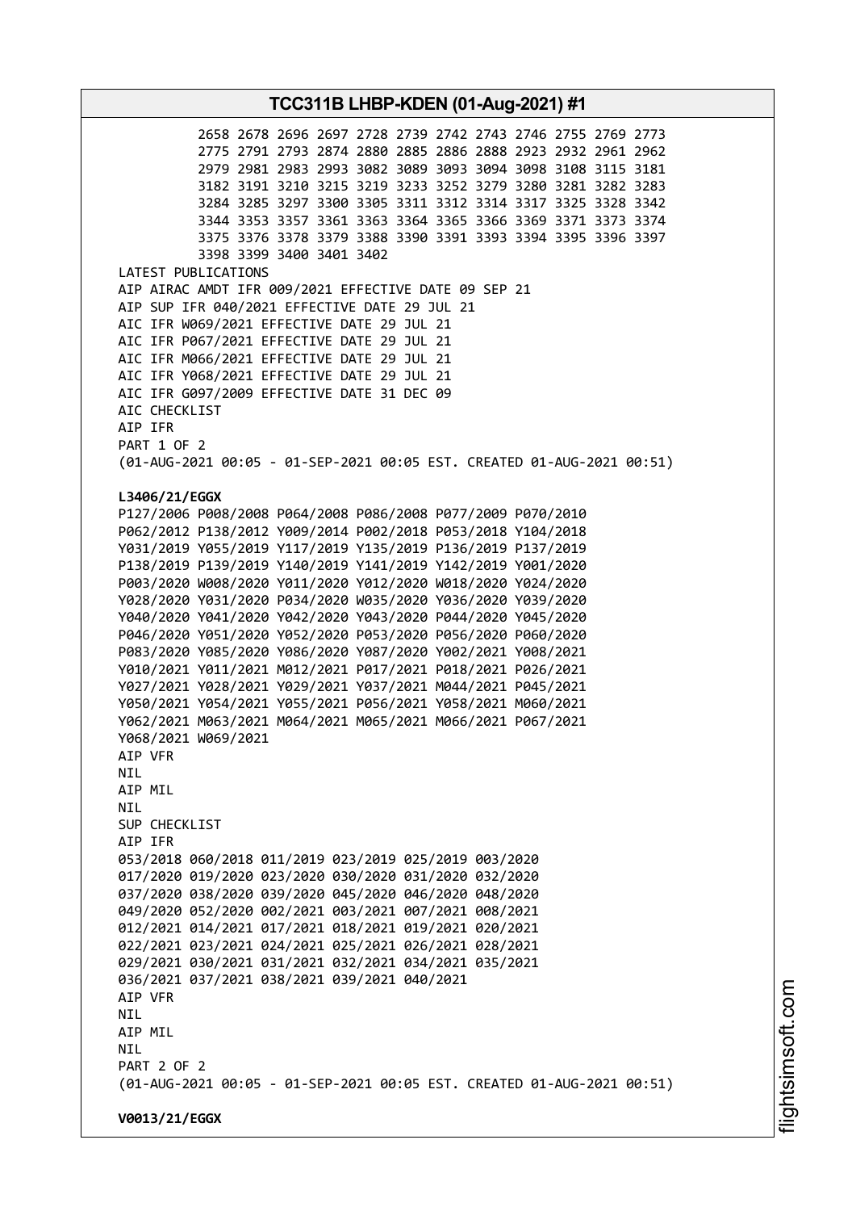2658 2678 2696 2697 2728 2739 2742 2743 2746 2755 2769 2773
2775 2791 2793 2874 2880 2885 2886 2888 2923 2932 2961 2962
2979 2981 2983 2993 3082 3089 3093 3094 3098 3108 3115 3181
3182 3191 3210 3215 3219 3233 3252 3279 3280 3281 3282 3283
3284 3285 3297 3300 3305 3311 3312 3314 3317 3325 3328 3342
3344 3353 3357 3361 3363 3364 3365 3366 3369 3371 3373 3374
3375 3376 3378 3379 3388 3390 3391 3393 3394 3395 3396 3397
3398 3399 3400 3401 3402

LATEST PUBLICATIONS
AIP AIRAC AMDT IFR 009/2021 EFFECTIVE DATE 09 SEP 21
AIP SUP IFR 040/2021 EFFECTIVE DATE 29 JUL 21
AIC IFR W069/2021 EFFECTIVE DATE 29 JUL 21
AIC IFR P067/2021 EFFECTIVE DATE 29 JUL 21
AIC IFR M066/2021 EFFECTIVE DATE 29 JUL 21
AIC IFR Y068/2021 EFFECTIVE DATE 29 JUL 21
AIC IFR G097/2009 EFFECTIVE DATE 31 DEC 09
AIC CHECKLIST
AIP IFR
PART 1 OF 2
(01-AUG-2021 00:05 - 01-SEP-2021 00:05 EST. CREATED 01-AUG-2021 00:51)

**L3406/21/EGGX**
P127/2006 P008/2008 P064/2008 P086/2008 P077/2009 P070/2010
P062/2012 P138/2012 Y009/2014 P002/2018 P053/2018 Y104/2018
Y031/2019 Y055/2019 Y117/2019 Y135/2019 P136/2019 P137/2019
P138/2019 P139/2019 Y140/2019 Y141/2019 Y142/2019 Y001/2020
P003/2020 W008/2020 Y011/2020 Y012/2020 W018/2020 Y024/2020
Y028/2020 Y031/2020 P034/2020 W035/2020 Y036/2020 Y039/2020
Y040/2020 Y041/2020 Y042/2020 Y043/2020 P044/2020 Y045/2020
P046/2020 Y051/2020 Y052/2020 P053/2020 P056/2020 P060/2020
P083/2020 Y085/2020 Y086/2020 Y087/2020 Y002/2021 Y008/2021
Y010/2021 Y011/2021 M012/2021 P017/2021 P018/2021 P026/2021
Y027/2021 Y028/2021 Y029/2021 Y037/2021 M044/2021 P045/2021
Y050/2021 Y054/2021 Y055/2021 P056/2021 Y058/2021 M060/2021
Y062/2021 M063/2021 M064/2021 M065/2021 M066/2021 P067/2021
Y068/2021 W069/2021
AIP VFR
NIL
AIP MIL
NIL
SUP CHECKLIST
AIP IFR
053/2018 060/2018 011/2019 023/2019 025/2019 003/2020
017/2020 019/2020 023/2020 030/2020 031/2020 032/2020
037/2020 038/2020 039/2020 045/2020 046/2020 048/2020
049/2020 052/2020 002/2021 003/2021 007/2021 008/2021
012/2021 014/2021 017/2021 018/2021 019/2021 020/2021
022/2021 023/2021 024/2021 025/2021 026/2021 028/2021
029/2021 030/2021 031/2021 032/2021 034/2021 035/2021
036/2021 037/2021 038/2021 039/2021 040/2021
AIP VFR
NIL
AIP MIL
NIL
PART 2 OF 2
(01-AUG-2021 00:05 - 01-SEP-2021 00:05 EST. CREATED 01-AUG-2021 00:51)

**V0013/21/EGGX**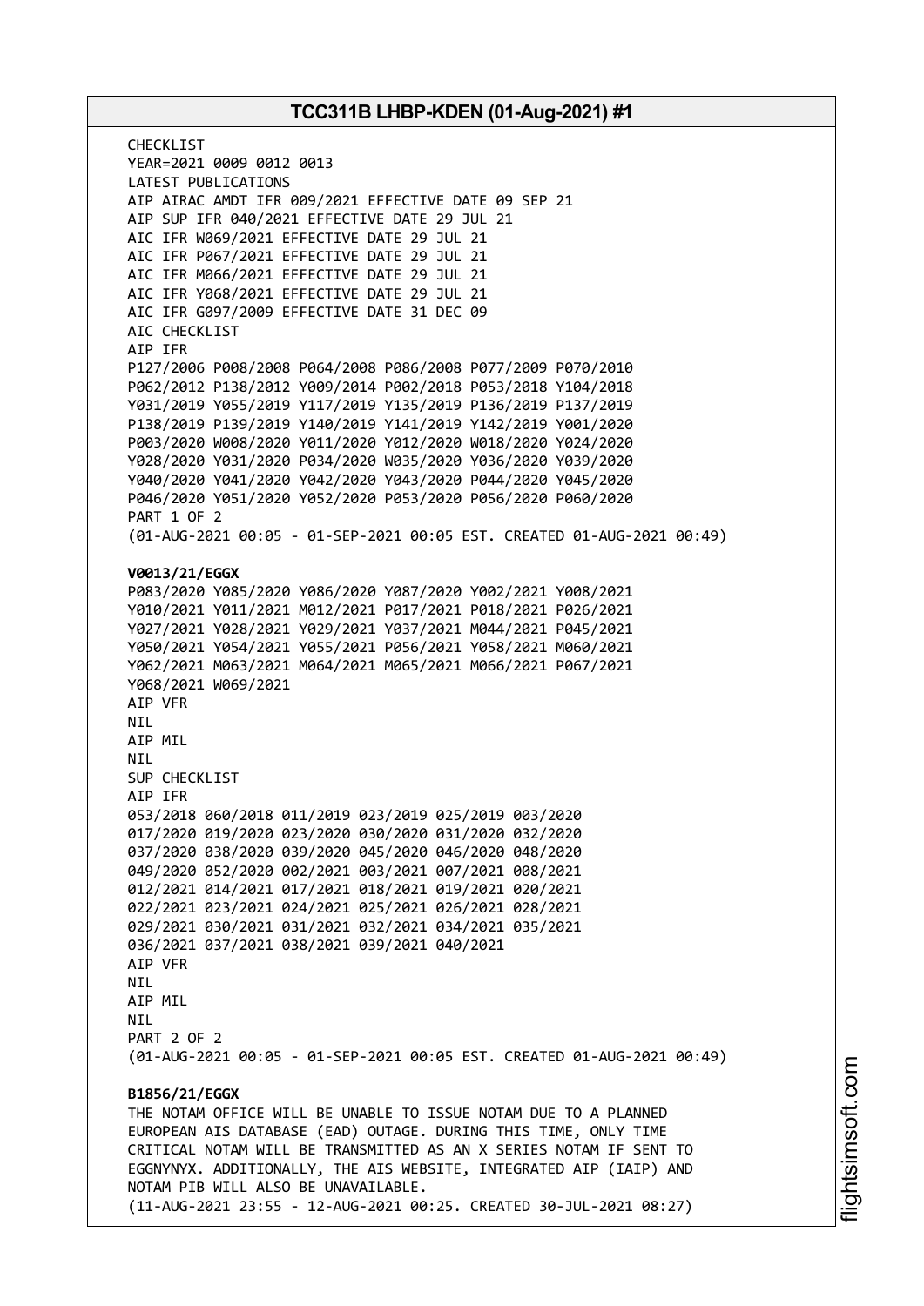CHECKLIST
YEAR=2021 0009 0012 0013
LATEST PUBLICATIONS
AIP AIRAC AMDT IFR 009/2021 EFFECTIVE DATE 09 SEP 21
AIP SUP IFR 040/2021 EFFECTIVE DATE 29 JUL 21
AIC IFR W069/2021 EFFECTIVE DATE 29 JUL 21
AIC IFR P067/2021 EFFECTIVE DATE 29 JUL 21
AIC IFR M066/2021 EFFECTIVE DATE 29 JUL 21
AIC IFR Y068/2021 EFFECTIVE DATE 29 JUL 21
AIC IFR G097/2009 EFFECTIVE DATE 31 DEC 09
AIC CHECKLIST
AIP IFR
P127/2006 P008/2008 P064/2008 P086/2008 P077/2009 P070/2010
P062/2012 P138/2012 Y009/2014 P002/2018 P053/2018 Y104/2018
Y031/2019 Y055/2019 Y117/2019 Y135/2019 P136/2019 P137/2019
P138/2019 P139/2019 Y140/2019 Y141/2019 Y142/2019 Y001/2020
P003/2020 W008/2020 Y011/2020 Y012/2020 W018/2020 Y024/2020
Y028/2020 Y031/2020 P034/2020 W035/2020 Y036/2020 Y039/2020
Y040/2020 Y041/2020 Y042/2020 Y043/2020 P044/2020 Y045/2020
P046/2020 Y051/2020 Y052/2020 P053/2020 P056/2020 P060/2020
PART 1 OF 2
(01-AUG-2021 00:05 - 01-SEP-2021 00:05 EST. CREATED 01-AUG-2021 00:49)

**V0013/21/EGGX**
P083/2020 Y085/2020 Y086/2020 Y087/2020 Y002/2021 Y008/2021
Y010/2021 Y011/2021 M012/2021 P017/2021 P018/2021 P026/2021
Y027/2021 Y028/2021 Y029/2021 Y037/2021 M044/2021 P045/2021
Y050/2021 Y054/2021 Y055/2021 P056/2021 Y058/2021 M060/2021
Y062/2021 M063/2021 M064/2021 M065/2021 M066/2021 P067/2021
Y068/2021 W069/2021
AIP VFR
NIL
AIP MIL
NIL
SUP CHECKLIST
AIP IFR
053/2018 060/2018 011/2019 023/2019 025/2019 003/2020
017/2020 019/2020 023/2020 030/2020 031/2020 032/2020
037/2020 038/2020 039/2020 045/2020 046/2020 048/2020
049/2020 052/2020 002/2021 003/2021 007/2021 008/2021
012/2021 014/2021 017/2021 018/2021 019/2021 020/2021
022/2021 023/2021 024/2021 025/2021 026/2021 028/2021
029/2021 030/2021 031/2021 032/2021 034/2021 035/2021
036/2021 037/2021 038/2021 039/2021 040/2021
AIP VFR
NIL
AIP MIL
NIL
PART 2 OF 2
(01-AUG-2021 00:05 - 01-SEP-2021 00:05 EST. CREATED 01-AUG-2021 00:49)

**B1856/21/EGGX**
THE NOTAM OFFICE WILL BE UNABLE TO ISSUE NOTAM DUE TO A PLANNED
EUROPEAN AIS DATABASE (EAD) OUTAGE. DURING THIS TIME, ONLY TIME
CRITICAL NOTAM WILL BE TRANSMITTED AS AN X SERIES NOTAM IF SENT TO
EGGNYNYX. ADDITIONALLY, THE AIS WEBSITE, INTEGRATED AIP (IAIP) AND
NOTAM PIB WILL ALSO BE UNAVAILABLE.
(11-AUG-2021 23:55 - 12-AUG-2021 00:25. CREATED 30-JUL-2021 08:27)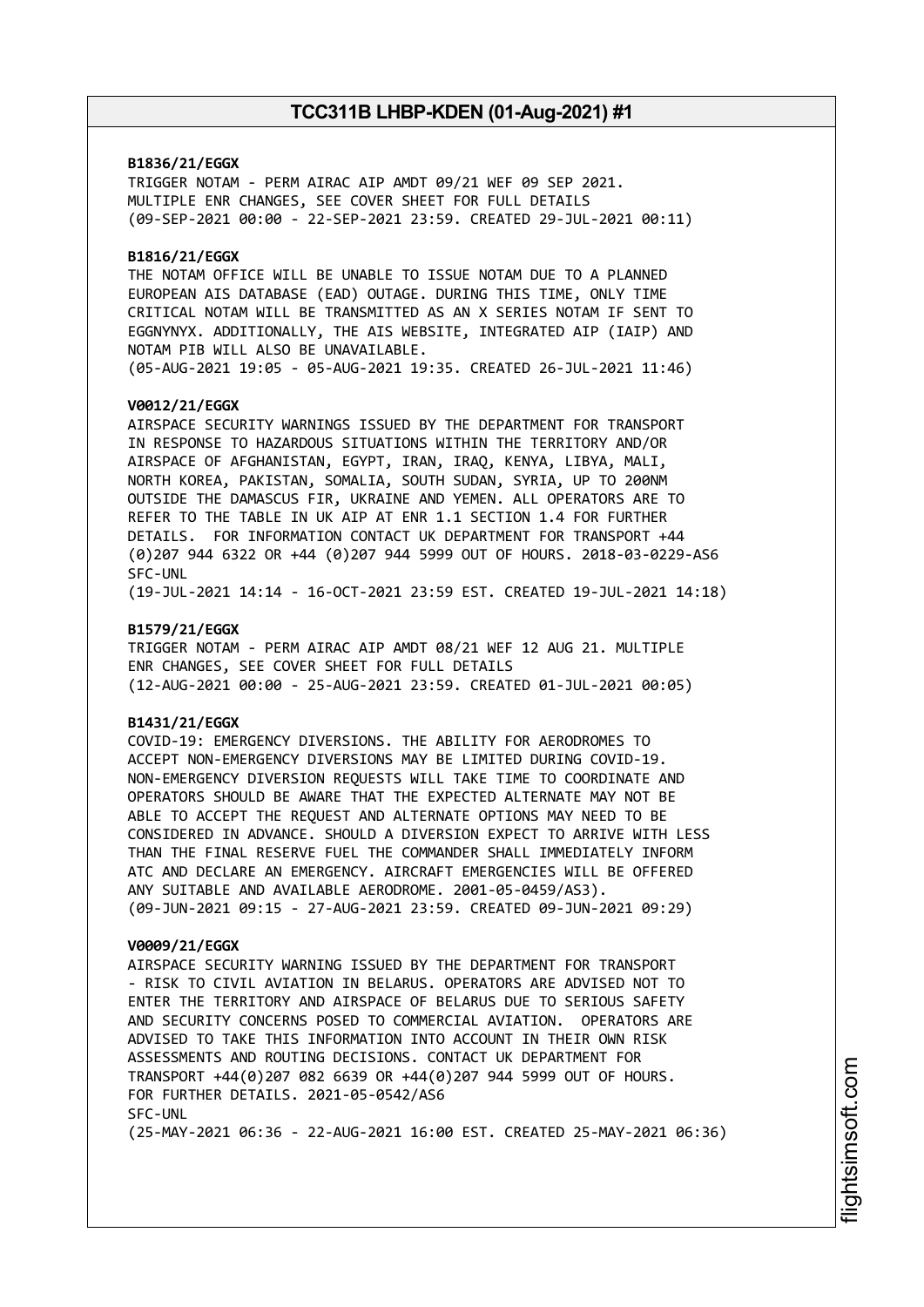**B1836/21/EGGX**
TRIGGER NOTAM - PERM AIRAC AIP AMDT 09/21 WEF 09 SEP 2021.
MULTIPLE ENR CHANGES, SEE COVER SHEET FOR FULL DETAILS
(09-SEP-2021 00:00 - 22-SEP-2021 23:59. CREATED 29-JUL-2021 00:11)

**B1816/21/EGGX**
THE NOTAM OFFICE WILL BE UNABLE TO ISSUE NOTAM DUE TO A PLANNED
EUROPEAN AIS DATABASE (EAD) OUTAGE. DURING THIS TIME, ONLY TIME
CRITICAL NOTAM WILL BE TRANSMITTED AS AN X SERIES NOTAM IF SENT TO
EGGNYNYX. ADDITIONALLY, THE AIS WEBSITE, INTEGRATED AIP (IAIP) AND
NOTAM PIB WILL ALSO BE UNAVAILABLE.
(05-AUG-2021 19:05 - 05-AUG-2021 19:35. CREATED 26-JUL-2021 11:46)

**V0012/21/EGGX**
AIRSPACE SECURITY WARNINGS ISSUED BY THE DEPARTMENT FOR TRANSPORT
IN RESPONSE TO HAZARDOUS SITUATIONS WITHIN THE TERRITORY AND/OR
AIRSPACE OF AFGHANISTAN, EGYPT, IRAN, IRAQ, KENYA, LIBYA, MALI,
NORTH KOREA, PAKISTAN, SOMALIA, SOUTH SUDAN, SYRIA, UP TO 200NM
OUTSIDE THE DAMASCUS FIR, UKRAINE AND YEMEN. ALL OPERATORS ARE TO
REFER TO THE TABLE IN UK AIP AT ENR 1.1 SECTION 1.4 FOR FURTHER
DETAILS. FOR INFORMATION CONTACT UK DEPARTMENT FOR TRANSPORT +44
(0)207 944 6322 OR +44 (0)207 944 5999 OUT OF HOURS. 2018-03-0229-AS6
SFC-UNL
(19-JUL-2021 14:14 - 16-OCT-2021 23:59 EST. CREATED 19-JUL-2021 14:18)

**B1579/21/EGGX**
TRIGGER NOTAM - PERM AIRAC AIP AMDT 08/21 WEF 12 AUG 21. MULTIPLE
ENR CHANGES, SEE COVER SHEET FOR FULL DETAILS
(12-AUG-2021 00:00 - 25-AUG-2021 23:59. CREATED 01-JUL-2021 00:05)

**B1431/21/EGGX**
COVID-19: EMERGENCY DIVERSIONS. THE ABILITY FOR AERODROMES TO
ACCEPT NON-EMERGENCY DIVERSIONS MAY BE LIMITED DURING COVID-19.
NON-EMERGENCY DIVERSION REQUESTS WILL TAKE TIME TO COORDINATE AND
OPERATORS SHOULD BE AWARE THAT THE EXPECTED ALTERNATE MAY NOT BE
ABLE TO ACCEPT THE REQUEST AND ALTERNATE OPTIONS MAY NEED TO BE
CONSIDERED IN ADVANCE. SHOULD A DIVERSION EXPECT TO ARRIVE WITH LESS
THAN THE FINAL RESERVE FUEL THE COMMANDER SHALL IMMEDIATELY INFORM
ATC AND DECLARE AN EMERGENCY. AIRCRAFT EMERGENCIES WILL BE OFFERED
ANY SUITABLE AND AVAILABLE AERODROME. 2001-05-0459/AS3).
(09-JUN-2021 09:15 - 27-AUG-2021 23:59. CREATED 09-JUN-2021 09:29)

**V0009/21/EGGX**
AIRSPACE SECURITY WARNING ISSUED BY THE DEPARTMENT FOR TRANSPORT
- RISK TO CIVIL AVIATION IN BELARUS. OPERATORS ARE ADVISED NOT TO
ENTER THE TERRITORY AND AIRSPACE OF BELARUS DUE TO SERIOUS SAFETY
AND SECURITY CONCERNS POSED TO COMMERCIAL AVIATION. OPERATORS ARE
ADVISED TO TAKE THIS INFORMATION INTO ACCOUNT IN THEIR OWN RISK
ASSESSMENTS AND ROUTING DECISIONS. CONTACT UK DEPARTMENT FOR
TRANSPORT +44(0)207 082 6639 OR +44(0)207 944 5999 OUT OF HOURS.
FOR FURTHER DETAILS. 2021-05-0542/AS6
SFC-UNL
(25-MAY-2021 06:36 - 22-AUG-2021 16:00 EST. CREATED 25-MAY-2021 06:36)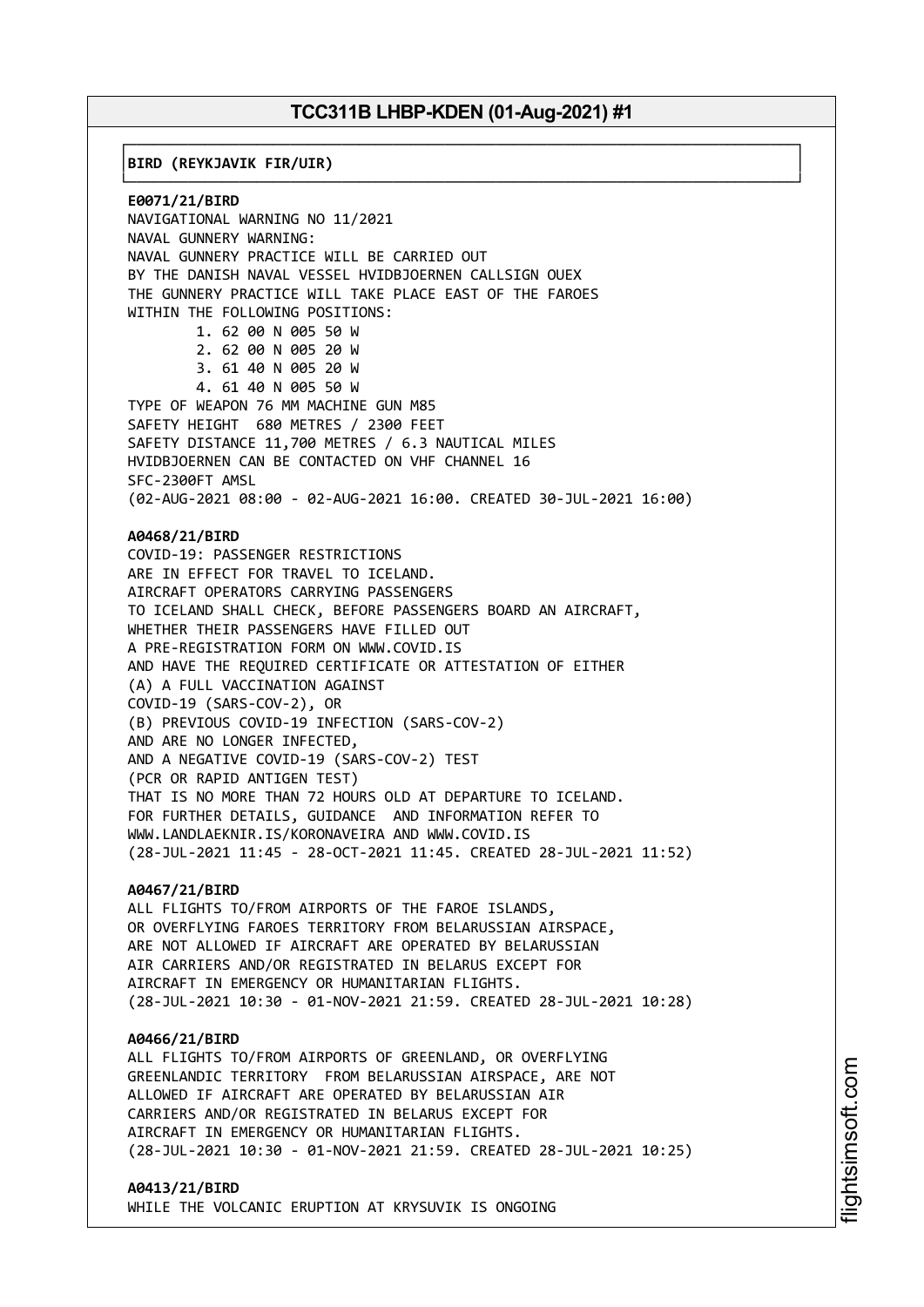**BIRD (REYKJAVIK FIR/UIR)**

**E0071/21/BIRD**
NAVIGATIONAL WARNING NO 11/2021
NAVAL GUNNERY WARNING:
NAVAL GUNNERY PRACTICE WILL BE CARRIED OUT
BY THE DANISH NAVAL VESSEL HVIDBJOERNEN CALLSIGN OUEX
THE GUNNERY PRACTICE WILL TAKE PLACE EAST OF THE FAROES
WITHIN THE FOLLOWING POSITIONS:

1. 62 00 N 005 50 W
2. 62 00 N 005 20 W
3. 61 40 N 005 20 W
4. 61 40 N 005 50 W

TYPE OF WEAPON 76 MM MACHINE GUN M85
SAFETY HEIGHT 680 METRES / 2300 FEET
SAFETY DISTANCE 11,700 METRES / 6.3 NAUTICAL MILES
HVIDBJOERNEN CAN BE CONTACTED ON VHF CHANNEL 16
SFC-2300FT AMSL
(02-AUG-2021 08:00 - 02-AUG-2021 16:00. CREATED 30-JUL-2021 16:00)

**A0468/21/BIRD**
COVID-19: PASSENGER RESTRICTIONS
ARE IN EFFECT FOR TRAVEL TO ICELAND.
AIRCRAFT OPERATORS CARRYING PASSENGERS
TO ICELAND SHALL CHECK, BEFORE PASSENGERS BOARD AN AIRCRAFT,
WHETHER THEIR PASSENGERS HAVE FILLED OUT
A PRE-REGISTRATION FORM ON WWW.COVID.IS
AND HAVE THE REQUIRED CERTIFICATE OR ATTESTATION OF EITHER
(A) A FULL VACCINATION AGAINST
COVID-19 (SARS-COV-2), OR
(B) PREVIOUS COVID-19 INFECTION (SARS-COV-2)
AND ARE NO LONGER INFECTED,
AND A NEGATIVE COVID-19 (SARS-COV-2) TEST
(PCR OR RAPID ANTIGEN TEST)
THAT IS NO MORE THAN 72 HOURS OLD AT DEPARTURE TO ICELAND.
FOR FURTHER DETAILS, GUIDANCE AND INFORMATION REFER TO
WWW.LANDLAEKNIR.IS/KORONAVEIRA AND WWW.COVID.IS
(28-JUL-2021 11:45 - 28-OCT-2021 11:45. CREATED 28-JUL-2021 11:52)

**A0467/21/BIRD**
ALL FLIGHTS TO/FROM AIRPORTS OF THE FAROE ISLANDS,
OR OVERFLYING FAROES TERRITORY FROM BELARUSSIAN AIRSPACE,
ARE NOT ALLOWED IF AIRCRAFT ARE OPERATED BY BELARUSSIAN
AIR CARRIERS AND/OR REGISTRATED IN BELARUS EXCEPT FOR
AIRCRAFT IN EMERGENCY OR HUMANITARIAN FLIGHTS.
(28-JUL-2021 10:30 - 01-NOV-2021 21:59. CREATED 28-JUL-2021 10:28)

**A0466/21/BIRD**
ALL FLIGHTS TO/FROM AIRPORTS OF GREENLAND, OR OVERFLYING
GREENLANDIC TERRITORY FROM BELARUSSIAN AIRSPACE, ARE NOT
ALLOWED IF AIRCRAFT ARE OPERATED BY BELARUSSIAN AIR
CARRIERS AND/OR REGISTRATED IN BELARUS EXCEPT FOR
AIRCRAFT IN EMERGENCY OR HUMANITARIAN FLIGHTS.
(28-JUL-2021 10:30 - 01-NOV-2021 21:59. CREATED 28-JUL-2021 10:25)

**A0413/21/BIRD**
WHILE THE VOLCANIC ERUPTION AT KRYSUVIK IS ONGOING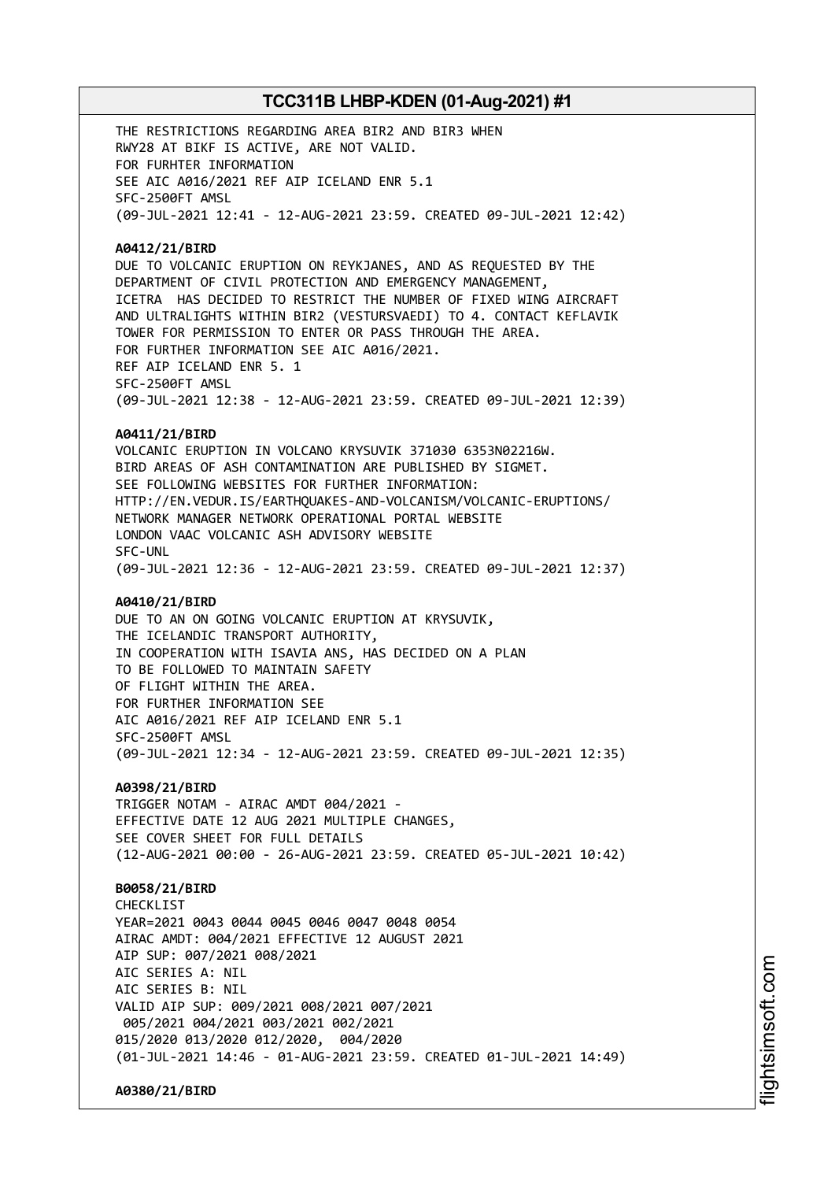THE RESTRICTIONS REGARDING AREA BIR2 AND BIR3 WHEN
RWY28 AT BIKF IS ACTIVE, ARE NOT VALID.
FOR FURHTER INFORMATION
SEE AIC A016/2021 REF AIP ICELAND ENR 5.1
SFC-2500FT AMSL
(09-JUL-2021 12:41 - 12-AUG-2021 23:59. CREATED 09-JUL-2021 12:42)

**A0412/21/BIRD**
DUE TO VOLCANIC ERUPTION ON REYKJANES, AND AS REQUESTED BY THE
DEPARTMENT OF CIVIL PROTECTION AND EMERGENCY MANAGEMENT,
ICETRA HAS DECIDED TO RESTRICT THE NUMBER OF FIXED WING AIRCRAFT
AND ULTRALIGHTS WITHIN BIR2 (VESTURSVAEDI) TO 4. CONTACT KEFLAVIK
TOWER FOR PERMISSION TO ENTER OR PASS THROUGH THE AREA.
FOR FURTHER INFORMATION SEE AIC A016/2021.
REF AIP ICELAND ENR 5. 1
SFC-2500FT AMSL
(09-JUL-2021 12:38 - 12-AUG-2021 23:59. CREATED 09-JUL-2021 12:39)

**A0411/21/BIRD**
VOLCANIC ERUPTION IN VOLCANO KRYSUVIK 371030 6353N02216W.
BIRD AREAS OF ASH CONTAMINATION ARE PUBLISHED BY SIGMET.
SEE FOLLOWING WEBSITES FOR FURTHER INFORMATION:
HTTP://EN.VEDUR.IS/EARTHQUAKES-AND-VOLCANISM/VOLCANIC-ERUPTIONS/
NETWORK MANAGER NETWORK OPERATIONAL PORTAL WEBSITE
LONDON VAAC VOLCANIC ASH ADVISORY WEBSITE
SFC-UNL
(09-JUL-2021 12:36 - 12-AUG-2021 23:59. CREATED 09-JUL-2021 12:37)

**A0410/21/BIRD**
DUE TO AN ON GOING VOLCANIC ERUPTION AT KRYSUVIK,
THE ICELANDIC TRANSPORT AUTHORITY,
IN COOPERATION WITH ISAVIA ANS, HAS DECIDED ON A PLAN
TO BE FOLLOWED TO MAINTAIN SAFETY
OF FLIGHT WITHIN THE AREA.
FOR FURTHER INFORMATION SEE
AIC A016/2021 REF AIP ICELAND ENR 5.1
SFC-2500FT AMSL
(09-JUL-2021 12:34 - 12-AUG-2021 23:59. CREATED 09-JUL-2021 12:35)

**A0398/21/BIRD**
TRIGGER NOTAM - AIRAC AMDT 004/2021 -
EFFECTIVE DATE 12 AUG 2021 MULTIPLE CHANGES,
SEE COVER SHEET FOR FULL DETAILS
(12-AUG-2021 00:00 - 26-AUG-2021 23:59. CREATED 05-JUL-2021 10:42)

**B0058/21/BIRD**
CHECKLIST
YEAR=2021 0043 0044 0045 0046 0047 0048 0054
AIRAC AMDT: 004/2021 EFFECTIVE 12 AUGUST 2021
AIP SUP: 007/2021 008/2021
AIC SERIES A: NIL
AIC SERIES B: NIL
VALID AIP SUP: 009/2021 008/2021 007/2021
005/2021 004/2021 003/2021 002/2021
015/2020 013/2020 012/2020, 004/2020
(01-JUL-2021 14:46 - 01-AUG-2021 23:59. CREATED 01-JUL-2021 14:49)

**A0380/21/BIRD**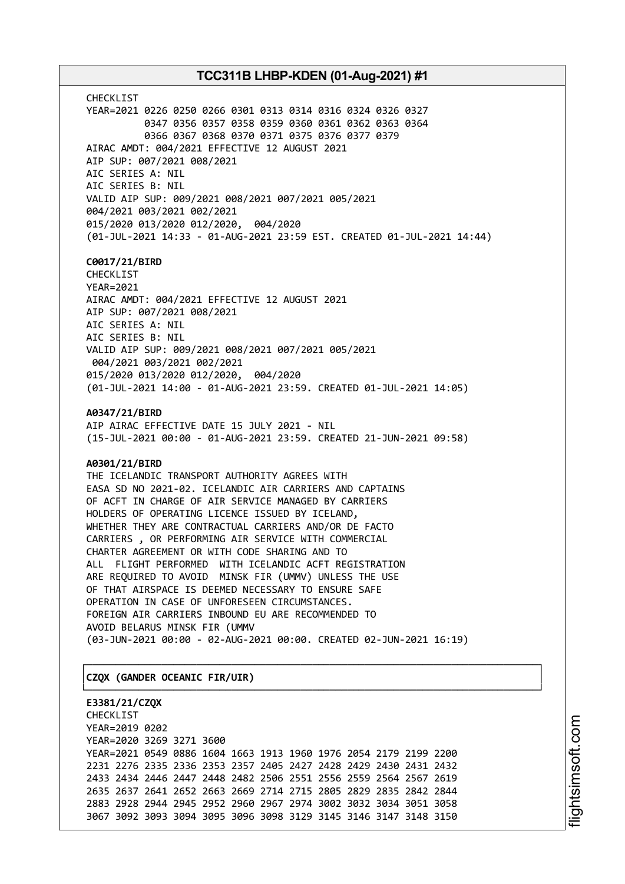CHECKLIST
YEAR=2021 0226 0250 0266 0301 0313 0314 0316 0324 0326 0327
0347 0356 0357 0358 0359 0360 0361 0362 0363 0364
0366 0367 0368 0370 0371 0375 0376 0377 0379
AIRAC AMDT: 004/2021 EFFECTIVE 12 AUGUST 2021
AIP SUP: 007/2021 008/2021
AIC SERIES A: NIL
AIC SERIES B: NIL
VALID AIP SUP: 009/2021 008/2021 007/2021 005/2021
004/2021 003/2021 002/2021
015/2020 013/2020 012/2020, 004/2020
(01-JUL-2021 14:33 - 01-AUG-2021 23:59 EST. CREATED 01-JUL-2021 14:44)

**C0017/21/BIRD**
CHECKLIST
YEAR=2021
AIRAC AMDT: 004/2021 EFFECTIVE 12 AUGUST 2021
AIP SUP: 007/2021 008/2021
AIC SERIES A: NIL
AIC SERIES B: NIL
VALID AIP SUP: 009/2021 008/2021 007/2021 005/2021
004/2021 003/2021 002/2021
015/2020 013/2020 012/2020, 004/2020
(01-JUL-2021 14:00 - 01-AUG-2021 23:59. CREATED 01-JUL-2021 14:05)

**A0347/21/BIRD**
AIP AIRAC EFFECTIVE DATE 15 JULY 2021 - NIL
(15-JUL-2021 00:00 - 01-AUG-2021 23:59. CREATED 21-JUN-2021 09:58)

**A0301/21/BIRD**
THE ICELANDIC TRANSPORT AUTHORITY AGREES WITH
EASA SD NO 2021-02. ICELANDIC AIR CARRIERS AND CAPTAINS
OF ACFT IN CHARGE OF AIR SERVICE MANAGED BY CARRIERS
HOLDERS OF OPERATING LICENCE ISSUED BY ICELAND,
WHETHER THEY ARE CONTRACTUAL CARRIERS AND/OR DE FACTO
CARRIERS , OR PERFORMING AIR SERVICE WITH COMMERCIAL
CHARTER AGREEMENT OR WITH CODE SHARING AND TO
ALL FLIGHT PERFORMED WITH ICELANDIC ACFT REGISTRATION
ARE REQUIRED TO AVOID MINSK FIR (UMMV) UNLESS THE USE
OF THAT AIRSPACE IS DEEMED NECESSARY TO ENSURE SAFE
OPERATION IN CASE OF UNFORESEEN CIRCUMSTANCES.
FOREIGN AIR CARRIERS INBOUND EU ARE RECOMMENDED TO
AVOID BELARUS MINSK FIR (UMMV
(03-JUN-2021 00:00 - 02-AUG-2021 00:00. CREATED 02-JUN-2021 16:19)

**CZQX (GANDER OCEANIC FIR/UIR)**

**E3381/21/CZQX**
CHECKLIST
YEAR=2019 0202
YEAR=2020 3269 3271 3600
YEAR=2021 0549 0886 1604 1663 1913 1960 1976 2054 2179 2199 2200
2231 2276 2335 2336 2353 2357 2405 2427 2428 2429 2430 2431 2432
2433 2434 2446 2447 2448 2482 2506 2551 2556 2559 2564 2567 2619
2635 2637 2641 2652 2663 2669 2714 2715 2805 2829 2835 2842 2844
2883 2928 2944 2945 2952 2960 2967 2974 3002 3032 3034 3051 3058
3067 3092 3093 3094 3095 3096 3098 3129 3145 3146 3147 3148 3150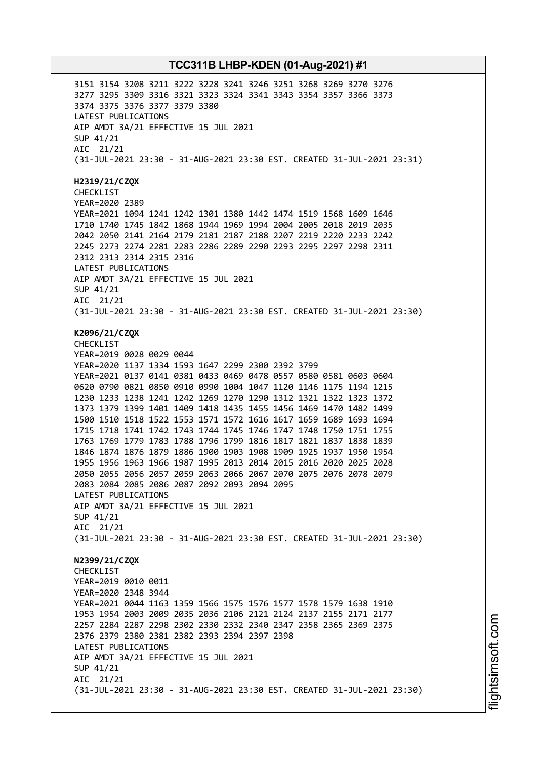3151 3154 3208 3211 3222 3228 3241 3246 3251 3268 3269 3270 3276
3277 3295 3309 3316 3321 3323 3324 3341 3343 3354 3357 3366 3373
3374 3375 3376 3377 3379 3380
LATEST PUBLICATIONS
AIP AMDT 3A/21 EFFECTIVE 15 JUL 2021
SUP 41/21
AIC 21/21
(31-JUL-2021 23:30 - 31-AUG-2021 23:30 EST. CREATED 31-JUL-2021 23:31)

**H2319/21/CZQX**
CHECKLIST
YEAR=2020 2389
YEAR=2021 1094 1241 1242 1301 1380 1442 1474 1519 1568 1609 1646
1710 1740 1745 1842 1868 1944 1969 1994 2004 2005 2018 2019 2035
2042 2050 2141 2164 2179 2181 2187 2188 2207 2219 2220 2233 2242
2245 2273 2274 2281 2283 2286 2289 2290 2293 2295 2297 2298 2311
2312 2313 2314 2315 2316
LATEST PUBLICATIONS
AIP AMDT 3A/21 EFFECTIVE 15 JUL 2021
SUP 41/21
AIC 21/21
(31-JUL-2021 23:30 - 31-AUG-2021 23:30 EST. CREATED 31-JUL-2021 23:30)

**K2096/21/CZQX**
CHECKLIST
YEAR=2019 0028 0029 0044
YEAR=2020 1137 1334 1593 1647 2299 2300 2392 3799
YEAR=2021 0137 0141 0381 0433 0469 0478 0557 0580 0581 0603 0604
0620 0790 0821 0850 0910 0990 1004 1047 1120 1146 1175 1194 1215
1230 1233 1238 1241 1242 1269 1270 1290 1312 1321 1322 1323 1372
1373 1379 1399 1401 1409 1418 1435 1455 1456 1469 1470 1482 1499
1500 1510 1518 1522 1553 1571 1572 1616 1617 1659 1689 1693 1694
1715 1718 1741 1742 1743 1744 1745 1746 1747 1748 1750 1751 1755
1763 1769 1779 1783 1788 1796 1799 1816 1817 1821 1837 1838 1839
1846 1874 1876 1879 1886 1900 1903 1908 1909 1925 1937 1950 1954
1955 1956 1963 1966 1987 1995 2013 2014 2015 2016 2020 2025 2028
2050 2055 2056 2057 2059 2063 2066 2067 2070 2075 2076 2078 2079
2083 2084 2085 2086 2087 2092 2093 2094 2095
LATEST PUBLICATIONS
AIP AMDT 3A/21 EFFECTIVE 15 JUL 2021
SUP 41/21
AIC 21/21
(31-JUL-2021 23:30 - 31-AUG-2021 23:30 EST. CREATED 31-JUL-2021 23:30)

**N2399/21/CZQX**
CHECKLIST
YEAR=2019 0010 0011
YEAR=2020 2348 3944
YEAR=2021 0044 1163 1359 1566 1575 1576 1577 1578 1579 1638 1910
1953 1954 2003 2009 2035 2036 2106 2121 2124 2137 2155 2171 2177
2257 2284 2287 2298 2302 2330 2332 2340 2347 2358 2365 2369 2375
2376 2379 2380 2381 2382 2393 2394 2397 2398
LATEST PUBLICATIONS
AIP AMDT 3A/21 EFFECTIVE 15 JUL 2021
SUP 41/21
AIC 21/21
(31-JUL-2021 23:30 - 31-AUG-2021 23:30 EST. CREATED 31-JUL-2021 23:30)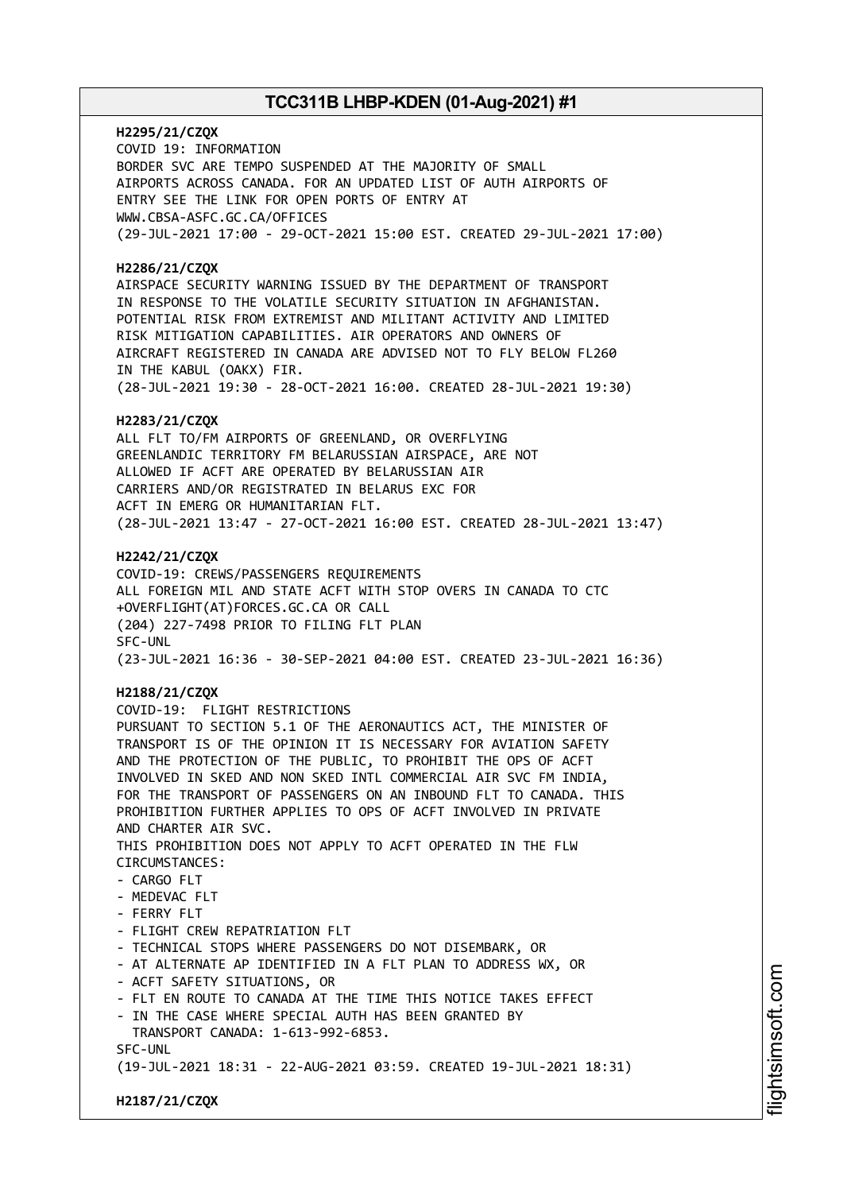**H2295/21/CZQX**
COVID 19: INFORMATION
BORDER SVC ARE TEMPO SUSPENDED AT THE MAJORITY OF SMALL
AIRPORTS ACROSS CANADA. FOR AN UPDATED LIST OF AUTH AIRPORTS OF
ENTRY SEE THE LINK FOR OPEN PORTS OF ENTRY AT
WWW.CBSA-ASFC.GC.CA/OFFICES
(29-JUL-2021 17:00 - 29-OCT-2021 15:00 EST. CREATED 29-JUL-2021 17:00)

**H2286/21/CZQX**
AIRSPACE SECURITY WARNING ISSUED BY THE DEPARTMENT OF TRANSPORT
IN RESPONSE TO THE VOLATILE SECURITY SITUATION IN AFGHANISTAN.
POTENTIAL RISK FROM EXTREMIST AND MILITANT ACTIVITY AND LIMITED
RISK MITIGATION CAPABILITIES. AIR OPERATORS AND OWNERS OF
AIRCRAFT REGISTERED IN CANADA ARE ADVISED NOT TO FLY BELOW FL260
IN THE KABUL (OAKX) FIR.
(28-JUL-2021 19:30 - 28-OCT-2021 16:00. CREATED 28-JUL-2021 19:30)

**H2283/21/CZQX**
ALL FLT TO/FM AIRPORTS OF GREENLAND, OR OVERFLYING
GREENLANDIC TERRITORY FM BELARUSSIAN AIRSPACE, ARE NOT
ALLOWED IF ACFT ARE OPERATED BY BELARUSSIAN AIR
CARRIERS AND/OR REGISTRATED IN BELARUS EXC FOR
ACFT IN EMERG OR HUMANITARIAN FLT.
(28-JUL-2021 13:47 - 27-OCT-2021 16:00 EST. CREATED 28-JUL-2021 13:47)

**H2242/21/CZQX**
COVID-19: CREWS/PASSENGERS REQUIREMENTS
ALL FOREIGN MIL AND STATE ACFT WITH STOP OVERS IN CANADA TO CTC
+OVERFLIGHT(AT)FORCES.GC.CA OR CALL
(204) 227-7498 PRIOR TO FILING FLT PLAN
SFC-UNL
(23-JUL-2021 16:36 - 30-SEP-2021 04:00 EST. CREATED 23-JUL-2021 16:36)

**H2188/21/CZQX**
COVID-19: FLIGHT RESTRICTIONS
PURSUANT TO SECTION 5.1 OF THE AERONAUTICS ACT, THE MINISTER OF
TRANSPORT IS OF THE OPINION IT IS NECESSARY FOR AVIATION SAFETY
AND THE PROTECTION OF THE PUBLIC, TO PROHIBIT THE OPS OF ACFT
INVOLVED IN SKED AND NON SKED INTL COMMERCIAL AIR SVC FM INDIA,
FOR THE TRANSPORT OF PASSENGERS ON AN INBOUND FLT TO CANADA. THIS
PROHIBITION FURTHER APPLIES TO OPS OF ACFT INVOLVED IN PRIVATE
AND CHARTER AIR SVC.
THIS PROHIBITION DOES NOT APPLY TO ACFT OPERATED IN THE FLW
CIRCUMSTANCES:
- CARGO FLT
- MEDEVAC FLT
- FERRY FLT
- FLIGHT CREW REPATRIATION FLT
- TECHNICAL STOPS WHERE PASSENGERS DO NOT DISEMBARK, OR
- AT ALTERNATE AP IDENTIFIED IN A FLT PLAN TO ADDRESS WX, OR
- ACFT SAFETY SITUATIONS, OR
- FLT EN ROUTE TO CANADA AT THE TIME THIS NOTICE TAKES EFFECT
- IN THE CASE WHERE SPECIAL AUTH HAS BEEN GRANTED BY
  TRANSPORT CANADA: 1-613-992-6853.

SFC-UNL
(19-JUL-2021 18:31 - 22-AUG-2021 03:59. CREATED 19-JUL-2021 18:31)

**H2187/21/CZQX**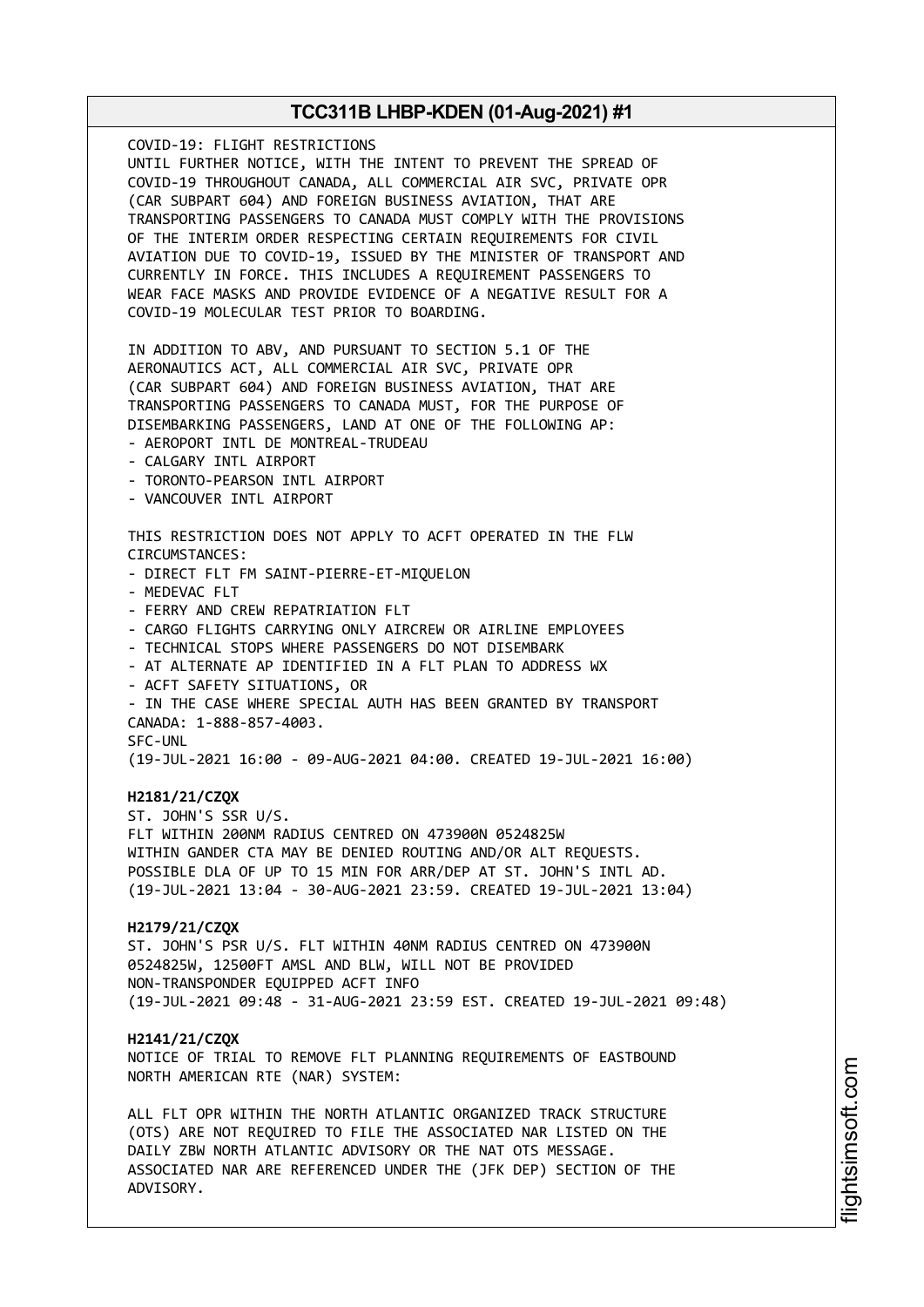COVID-19: FLIGHT RESTRICTIONS
UNTIL FURTHER NOTICE, WITH THE INTENT TO PREVENT THE SPREAD OF COVID-19 THROUGHOUT CANADA, ALL COMMERCIAL AIR SVC, PRIVATE OPR (CAR SUBPART 604) AND FOREIGN BUSINESS AVIATION, THAT ARE TRANSPORTING PASSENGERS TO CANADA MUST COMPLY WITH THE PROVISIONS OF THE INTERIM ORDER RESPECTING CERTAIN REQUIREMENTS FOR CIVIL AVIATION DUE TO COVID-19, ISSUED BY THE MINISTER OF TRANSPORT AND CURRENTLY IN FORCE. THIS INCLUDES A REQUIREMENT PASSENGERS TO WEAR FACE MASKS AND PROVIDE EVIDENCE OF A NEGATIVE RESULT FOR A COVID-19 MOLECULAR TEST PRIOR TO BOARDING.

IN ADDITION TO ABV, AND PURSUANT TO SECTION 5.1 OF THE AERONAUTICS ACT, ALL COMMERCIAL AIR SVC, PRIVATE OPR (CAR SUBPART 604) AND FOREIGN BUSINESS AVIATION, THAT ARE TRANSPORTING PASSENGERS TO CANADA MUST, FOR THE PURPOSE OF DISEMBARKING PASSENGERS, LAND AT ONE OF THE FOLLOWING AP:
- AEROPORT INTL DE MONTREAL-TRUDEAU
- CALGARY INTL AIRPORT
- TORONTO-PEARSON INTL AIRPORT
- VANCOUVER INTL AIRPORT

THIS RESTRICTION DOES NOT APPLY TO ACFT OPERATED IN THE FLW CIRCUMSTANCES:
- DIRECT FLT FM SAINT-PIERRE-ET-MIQUELON
- MEDEVAC FLT
- FERRY AND CREW REPATRIATION FLT
- CARGO FLIGHTS CARRYING ONLY AIRCREW OR AIRLINE EMPLOYEES
- TECHNICAL STOPS WHERE PASSENGERS DO NOT DISEMBARK
- AT ALTERNATE AP IDENTIFIED IN A FLT PLAN TO ADDRESS WX
- ACFT SAFETY SITUATIONS, OR
- IN THE CASE WHERE SPECIAL AUTH HAS BEEN GRANTED BY TRANSPORT CANADA: 1-888-857-4003.
SFC-UNL
(19-JUL-2021 16:00 - 09-AUG-2021 04:00. CREATED 19-JUL-2021 16:00)

**H2181/21/CZQX**
ST. JOHN'S SSR U/S.
FLT WITHIN 200NM RADIUS CENTRED ON 473900N 0524825W WITHIN GANDER CTA MAY BE DENIED ROUTING AND/OR ALT REQUESTS.
POSSIBLE DLA OF UP TO 15 MIN FOR ARR/DEP AT ST. JOHN'S INTL AD.
(19-JUL-2021 13:04 - 30-AUG-2021 23:59. CREATED 19-JUL-2021 13:04)

**H2179/21/CZQX**
ST. JOHN'S PSR U/S. FLT WITHIN 40NM RADIUS CENTRED ON 473900N 0524825W, 12500FT AMSL AND BLW, WILL NOT BE PROVIDED NON-TRANSPONDER EQUIPPED ACFT INFO
(19-JUL-2021 09:48 - 31-AUG-2021 23:59 EST. CREATED 19-JUL-2021 09:48)

**H2141/21/CZQX**
NOTICE OF TRIAL TO REMOVE FLT PLANNING REQUIREMENTS OF EASTBOUND NORTH AMERICAN RTE (NAR) SYSTEM:

ALL FLT OPR WITHIN THE NORTH ATLANTIC ORGANIZED TRACK STRUCTURE (OTS) ARE NOT REQUIRED TO FILE THE ASSOCIATED NAR LISTED ON THE DAILY ZBW NORTH ATLANTIC ADVISORY OR THE NAT OTS MESSAGE. ASSOCIATED NAR ARE REFERENCED UNDER THE (JFK DEP) SECTION OF THE ADVISORY.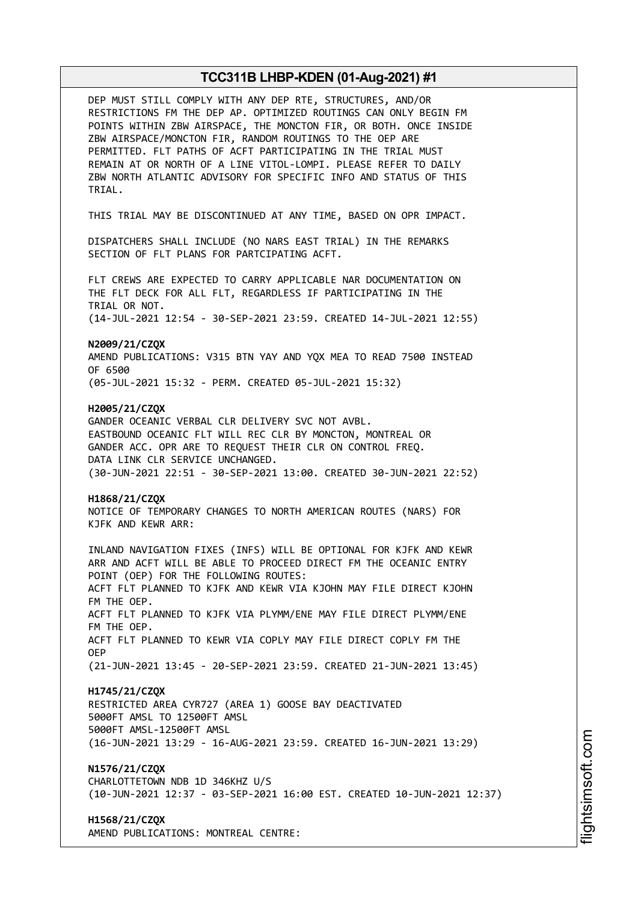DEP MUST STILL COMPLY WITH ANY DEP RTE, STRUCTURES, AND/OR RESTRICTIONS FM THE DEP AP. OPTIMIZED ROUTINGS CAN ONLY BEGIN FM POINTS WITHIN ZBW AIRSPACE, THE MONCTON FIR, OR BOTH. ONCE INSIDE ZBW AIRSPACE/MONCTON FIR, RANDOM ROUTINGS TO THE OEP ARE PERMITTED. FLT PATHS OF ACFT PARTICIPATING IN THE TRIAL MUST REMAIN AT OR NORTH OF A LINE VITOL-LOMPI. PLEASE REFER TO DAILY ZBW NORTH ATLANTIC ADVISORY FOR SPECIFIC INFO AND STATUS OF THIS TRIAL.

THIS TRIAL MAY BE DISCONTINUED AT ANY TIME, BASED ON OPR IMPACT.

DISPATCHERS SHALL INCLUDE (NO NARS EAST TRIAL) IN THE REMARKS SECTION OF FLT PLANS FOR PARTCIPATING ACFT.

FLT CREWS ARE EXPECTED TO CARRY APPLICABLE NAR DOCUMENTATION ON THE FLT DECK FOR ALL FLT, REGARDLESS IF PARTICIPATING IN THE TRIAL OR NOT.
(14-JUL-2021 12:54 - 30-SEP-2021 23:59. CREATED 14-JUL-2021 12:55)

**N2009/21/CZQX**
AMEND PUBLICATIONS: V315 BTN YAY AND YQX MEA TO READ 7500 INSTEAD OF 6500
(05-JUL-2021 15:32 - PERM. CREATED 05-JUL-2021 15:32)

**H2005/21/CZQX**
GANDER OCEANIC VERBAL CLR DELIVERY SVC NOT AVBL.
EASTBOUND OCEANIC FLT WILL REC CLR BY MONCTON, MONTREAL OR GANDER ACC. OPR ARE TO REQUEST THEIR CLR ON CONTROL FREQ.
DATA LINK CLR SERVICE UNCHANGED.
(30-JUN-2021 22:51 - 30-SEP-2021 13:00. CREATED 30-JUN-2021 22:52)

**H1868/21/CZQX**
NOTICE OF TEMPORARY CHANGES TO NORTH AMERICAN ROUTES (NARS) FOR KJFK AND KEWR ARR:

INLAND NAVIGATION FIXES (INFS) WILL BE OPTIONAL FOR KJFK AND KEWR ARR AND ACFT WILL BE ABLE TO PROCEED DIRECT FM THE OCEANIC ENTRY POINT (OEP) FOR THE FOLLOWING ROUTES:
ACFT FLT PLANNED TO KJFK AND KEWR VIA KJOHN MAY FILE DIRECT KJOHN FM THE OEP.
ACFT FLT PLANNED TO KJFK VIA PLYMM/ENE MAY FILE DIRECT PLYMM/ENE FM THE OEP.
ACFT FLT PLANNED TO KEWR VIA COPLY MAY FILE DIRECT COPLY FM THE OEP
(21-JUN-2021 13:45 - 20-SEP-2021 23:59. CREATED 21-JUN-2021 13:45)

**H1745/21/CZQX**
RESTRICTED AREA CYR727 (AREA 1) GOOSE BAY DEACTIVATED
5000FT AMSL TO 12500FT AMSL
5000FT AMSL-12500FT AMSL
(16-JUN-2021 13:29 - 16-AUG-2021 23:59. CREATED 16-JUN-2021 13:29)

**N1576/21/CZQX**
CHARLOTTETOWN NDB 1D 346KHZ U/S
(10-JUN-2021 12:37 - 03-SEP-2021 16:00 EST. CREATED 10-JUN-2021 12:37)

**H1568/21/CZQX**
AMEND PUBLICATIONS: MONTREAL CENTRE: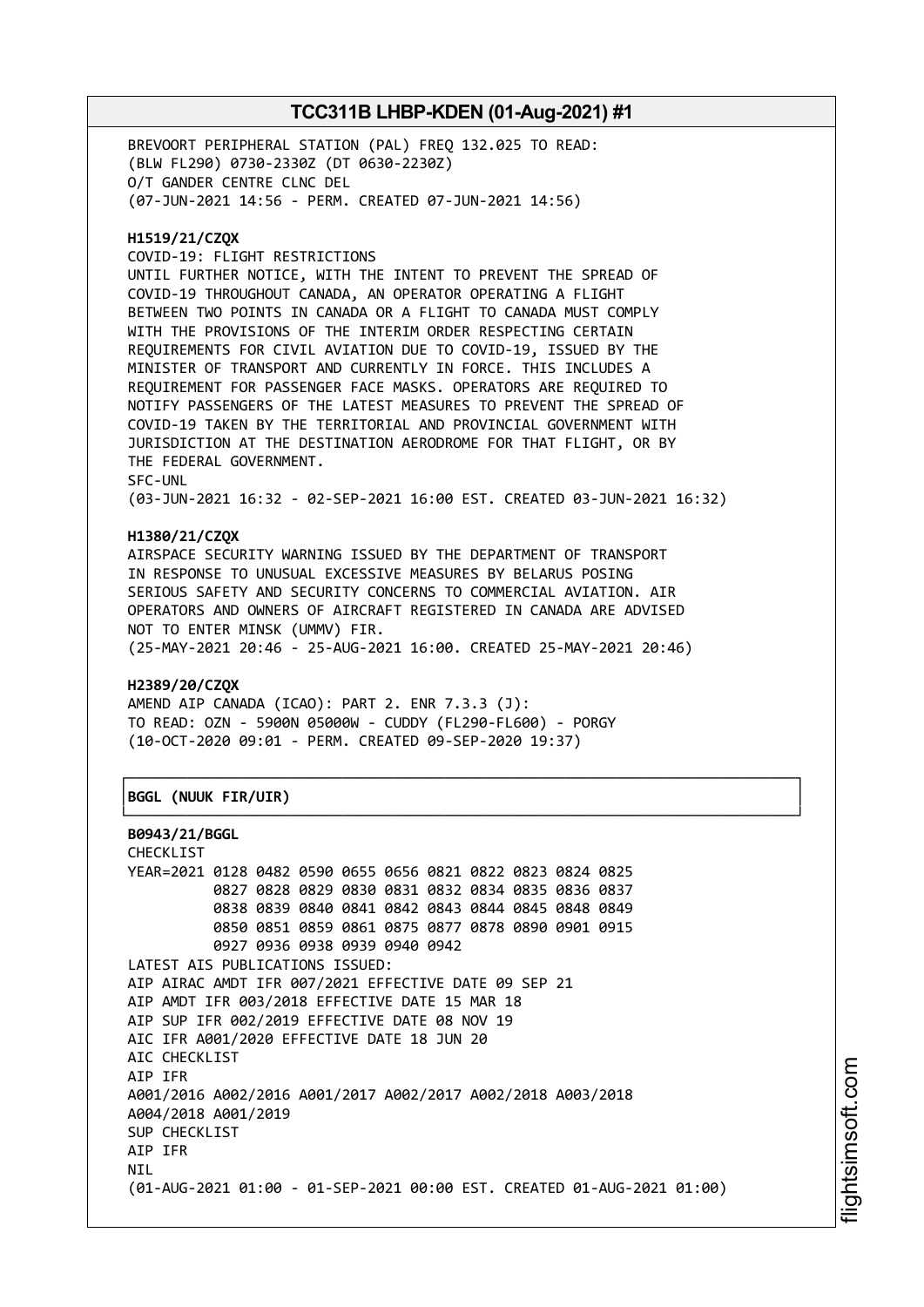BREVOORT PERIPHERAL STATION (PAL) FREQ 132.025 TO READ:
(BLW FL290) 0730-2330Z (DT 0630-2230Z)
O/T GANDER CENTRE CLNC DEL
(07-JUN-2021 14:56 - PERM. CREATED 07-JUN-2021 14:56)

**H1519/21/CZQX**
COVID-19: FLIGHT RESTRICTIONS
UNTIL FURTHER NOTICE, WITH THE INTENT TO PREVENT THE SPREAD OF COVID-19 THROUGHOUT CANADA, AN OPERATOR OPERATING A FLIGHT BETWEEN TWO POINTS IN CANADA OR A FLIGHT TO CANADA MUST COMPLY WITH THE PROVISIONS OF THE INTERIM ORDER RESPECTING CERTAIN REQUIREMENTS FOR CIVIL AVIATION DUE TO COVID-19, ISSUED BY THE MINISTER OF TRANSPORT AND CURRENTLY IN FORCE. THIS INCLUDES A REQUIREMENT FOR PASSENGER FACE MASKS. OPERATORS ARE REQUIRED TO NOTIFY PASSENGERS OF THE LATEST MEASURES TO PREVENT THE SPREAD OF COVID-19 TAKEN BY THE TERRITORIAL AND PROVINCIAL GOVERNMENT WITH JURISDICTION AT THE DESTINATION AERODROME FOR THAT FLIGHT, OR BY THE FEDERAL GOVERNMENT.
SFC-UNL
(03-JUN-2021 16:32 - 02-SEP-2021 16:00 EST. CREATED 03-JUN-2021 16:32)

**H1380/21/CZQX**
AIRSPACE SECURITY WARNING ISSUED BY THE DEPARTMENT OF TRANSPORT IN RESPONSE TO UNUSUAL EXCESSIVE MEASURES BY BELARUS POSING SERIOUS SAFETY AND SECURITY CONCERNS TO COMMERCIAL AVIATION. AIR OPERATORS AND OWNERS OF AIRCRAFT REGISTERED IN CANADA ARE ADVISED NOT TO ENTER MINSK (UMMV) FIR.
(25-MAY-2021 20:46 - 25-AUG-2021 16:00. CREATED 25-MAY-2021 20:46)

**H2389/20/CZQX**
AMEND AIP CANADA (ICAO): PART 2. ENR 7.3.3 (J):
TO READ: OZN - 5900N 05000W - CUDDY (FL290-FL600) - PORGY
(10-OCT-2020 09:01 - PERM. CREATED 09-SEP-2020 19:37)

**BGGL (NUUK FIR/UIR)**

**B0943/21/BGGL**
CHECKLIST
```
YEAR=2021 0128 0482 0590 0655 0656 0821 0822 0823 0824 0825
          0827 0828 0829 0830 0831 0832 0834 0835 0836 0837
          0838 0839 0840 0841 0842 0843 0844 0845 0848 0849
          0850 0851 0859 0861 0875 0877 0878 0890 0901 0915
          0927 0936 0938 0939 0940 0942
```
LATEST AIS PUBLICATIONS ISSUED:
AIP AIRAC AMDT IFR 007/2021 EFFECTIVE DATE 09 SEP 21
AIP AMDT IFR 003/2018 EFFECTIVE DATE 15 MAR 18
AIP SUP IFR 002/2019 EFFECTIVE DATE 08 NOV 19
AIC IFR A001/2020 EFFECTIVE DATE 18 JUN 20
AIC CHECKLIST
AIP IFR
A001/2016 A002/2016 A001/2017 A002/2017 A002/2018 A003/2018
A004/2018 A001/2019
SUP CHECKLIST
AIP IFR
NIL
(01-AUG-2021 01:00 - 01-SEP-2021 00:00 EST. CREATED 01-AUG-2021 01:00)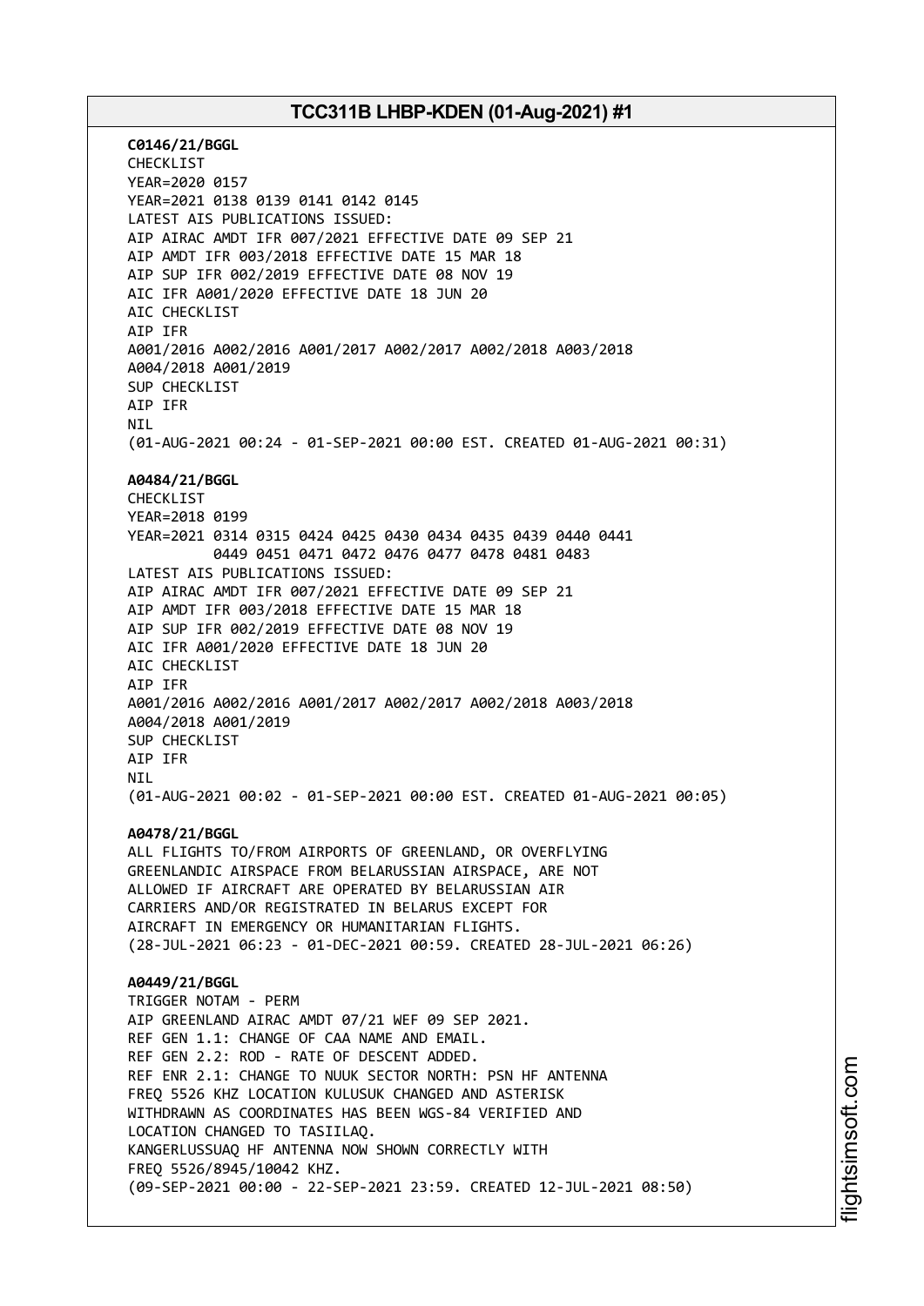**C0146/21/BGGL**
CHECKLIST
YEAR=2020 0157
YEAR=2021 0138 0139 0141 0142 0145
LATEST AIS PUBLICATIONS ISSUED:
AIP AIRAC AMDT IFR 007/2021 EFFECTIVE DATE 09 SEP 21
AIP AMDT IFR 003/2018 EFFECTIVE DATE 15 MAR 18
AIP SUP IFR 002/2019 EFFECTIVE DATE 08 NOV 19
AIC IFR A001/2020 EFFECTIVE DATE 18 JUN 20
AIC CHECKLIST
AIP IFR
A001/2016 A002/2016 A001/2017 A002/2017 A002/2018 A003/2018
A004/2018 A001/2019
SUP CHECKLIST
AIP IFR
NIL
(01-AUG-2021 00:24 - 01-SEP-2021 00:00 EST. CREATED 01-AUG-2021 00:31)

**A0484/21/BGGL**
CHECKLIST
YEAR=2018 0199
YEAR=2021 0314 0315 0424 0425 0430 0434 0435 0439 0440 0441
0449 0451 0471 0472 0476 0477 0478 0481 0483
LATEST AIS PUBLICATIONS ISSUED:
AIP AIRAC AMDT IFR 007/2021 EFFECTIVE DATE 09 SEP 21
AIP AMDT IFR 003/2018 EFFECTIVE DATE 15 MAR 18
AIP SUP IFR 002/2019 EFFECTIVE DATE 08 NOV 19
AIC IFR A001/2020 EFFECTIVE DATE 18 JUN 20
AIC CHECKLIST
AIP IFR
A001/2016 A002/2016 A001/2017 A002/2017 A002/2018 A003/2018
A004/2018 A001/2019
SUP CHECKLIST
AIP IFR
NIL
(01-AUG-2021 00:02 - 01-SEP-2021 00:00 EST. CREATED 01-AUG-2021 00:05)

**A0478/21/BGGL**
ALL FLIGHTS TO/FROM AIRPORTS OF GREENLAND, OR OVERFLYING
GREENLANDIC AIRSPACE FROM BELARUSSIAN AIRSPACE, ARE NOT
ALLOWED IF AIRCRAFT ARE OPERATED BY BELARUSSIAN AIR
CARRIERS AND/OR REGISTRATED IN BELARUS EXCEPT FOR
AIRCRAFT IN EMERGENCY OR HUMANITARIAN FLIGHTS.
(28-JUL-2021 06:23 - 01-DEC-2021 00:59. CREATED 28-JUL-2021 06:26)

**A0449/21/BGGL**
TRIGGER NOTAM - PERM
AIP GREENLAND AIRAC AMDT 07/21 WEF 09 SEP 2021.
REF GEN 1.1: CHANGE OF CAA NAME AND EMAIL.
REF GEN 2.2: ROD - RATE OF DESCENT ADDED.
REF ENR 2.1: CHANGE TO NUUK SECTOR NORTH: PSN HF ANTENNA
FREQ 5526 KHZ LOCATION KULUSUK CHANGED AND ASTERISK
WITHDRAWN AS COORDINATES HAS BEEN WGS-84 VERIFIED AND
LOCATION CHANGED TO TASIILAQ.
KANGERLUSSUAQ HF ANTENNA NOW SHOWN CORRECTLY WITH
FREQ 5526/8945/10042 KHZ.
(09-SEP-2021 00:00 - 22-SEP-2021 23:59. CREATED 12-JUL-2021 08:50)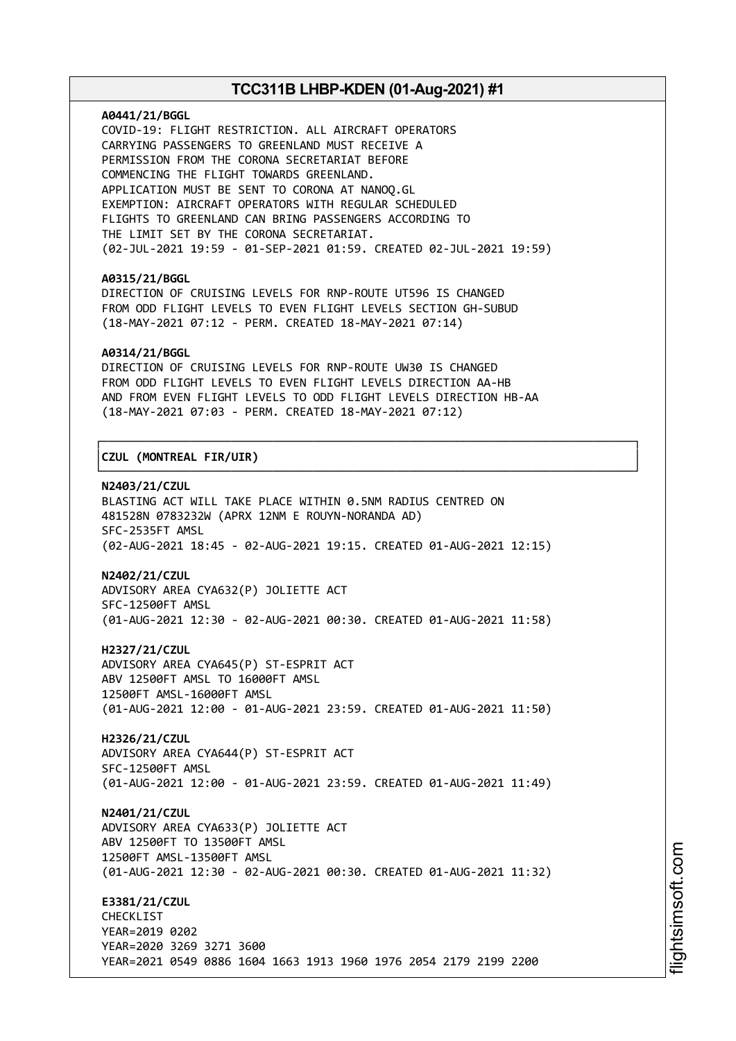**A0441/21/BGGL**
COVID-19: FLIGHT RESTRICTION. ALL AIRCRAFT OPERATORS CARRYING PASSENGERS TO GREENLAND MUST RECEIVE A PERMISSION FROM THE CORONA SECRETARIAT BEFORE COMMENCING THE FLIGHT TOWARDS GREENLAND.
APPLICATION MUST BE SENT TO CORONA AT NANOQ.GL
EXEMPTION: AIRCRAFT OPERATORS WITH REGULAR SCHEDULED FLIGHTS TO GREENLAND CAN BRING PASSENGERS ACCORDING TO THE LIMIT SET BY THE CORONA SECRETARIAT.
(02-JUL-2021 19:59 - 01-SEP-2021 01:59. CREATED 02-JUL-2021 19:59)

**A0315/21/BGGL**
DIRECTION OF CRUISING LEVELS FOR RNP-ROUTE UT596 IS CHANGED FROM ODD FLIGHT LEVELS TO EVEN FLIGHT LEVELS SECTION GH-SUBUD
(18-MAY-2021 07:12 - PERM. CREATED 18-MAY-2021 07:14)

**A0314/21/BGGL**
DIRECTION OF CRUISING LEVELS FOR RNP-ROUTE UW30 IS CHANGED FROM ODD FLIGHT LEVELS TO EVEN FLIGHT LEVELS DIRECTION AA-HB AND FROM EVEN FLIGHT LEVELS TO ODD FLIGHT LEVELS DIRECTION HB-AA
(18-MAY-2021 07:03 - PERM. CREATED 18-MAY-2021 07:12)

## CZUL (MONTREAL FIR/UIR)

**N2403/21/CZUL**
BLASTING ACT WILL TAKE PLACE WITHIN 0.5NM RADIUS CENTRED ON 481528N 0783232W (APRX 12NM E ROUYN-NORANDA AD)
SFC-2535FT AMSL
(02-AUG-2021 18:45 - 02-AUG-2021 19:15. CREATED 01-AUG-2021 12:15)

**N2402/21/CZUL**
ADVISORY AREA CYA632(P) JOLIETTE ACT
SFC-12500FT AMSL
(01-AUG-2021 12:30 - 02-AUG-2021 00:30. CREATED 01-AUG-2021 11:58)

**H2327/21/CZUL**
ADVISORY AREA CYA645(P) ST-ESPRIT ACT
ABV 12500FT AMSL TO 16000FT AMSL
12500FT AMSL-16000FT AMSL
(01-AUG-2021 12:00 - 01-AUG-2021 23:59. CREATED 01-AUG-2021 11:50)

**H2326/21/CZUL**
ADVISORY AREA CYA644(P) ST-ESPRIT ACT
SFC-12500FT AMSL
(01-AUG-2021 12:00 - 01-AUG-2021 23:59. CREATED 01-AUG-2021 11:49)

**N2401/21/CZUL**
ADVISORY AREA CYA633(P) JOLIETTE ACT
ABV 12500FT TO 13500FT AMSL
12500FT AMSL-13500FT AMSL
(01-AUG-2021 12:30 - 02-AUG-2021 00:30. CREATED 01-AUG-2021 11:32)

**E3381/21/CZUL**
CHECKLIST
YEAR=2019 0202
YEAR=2020 3269 3271 3600
YEAR=2021 0549 0886 1604 1663 1913 1960 1976 2054 2179 2199 2200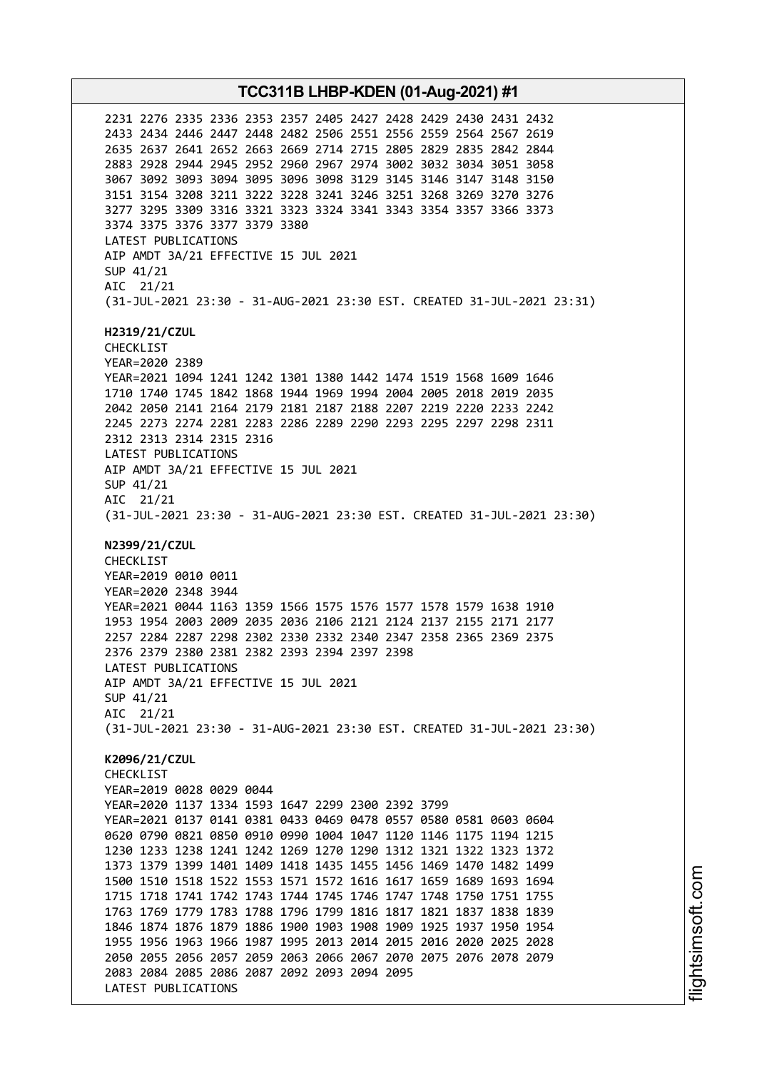2231 2276 2335 2336 2353 2357 2405 2427 2428 2429 2430 2431 2432
2433 2434 2446 2447 2448 2482 2506 2551 2556 2559 2564 2567 2619
2635 2637 2641 2652 2663 2669 2714 2715 2805 2829 2835 2842 2844
2883 2928 2944 2945 2952 2960 2967 2974 3002 3032 3034 3051 3058
3067 3092 3093 3094 3095 3096 3098 3129 3145 3146 3147 3148 3150
3151 3154 3208 3211 3222 3228 3241 3246 3251 3268 3269 3270 3276
3277 3295 3309 3316 3321 3323 3324 3341 3343 3354 3357 3366 3373
3374 3375 3376 3377 3379 3380
LATEST PUBLICATIONS
AIP AMDT 3A/21 EFFECTIVE 15 JUL 2021
SUP 41/21
AIC 21/21
(31-JUL-2021 23:30 - 31-AUG-2021 23:30 EST. CREATED 31-JUL-2021 23:31)

**H2319/21/CZUL**
CHECKLIST
YEAR=2020 2389
YEAR=2021 1094 1241 1242 1301 1380 1442 1474 1519 1568 1609 1646
1710 1740 1745 1842 1868 1944 1969 1994 2004 2005 2018 2019 2035
2042 2050 2141 2164 2179 2181 2187 2188 2207 2219 2220 2233 2242
2245 2273 2274 2281 2283 2286 2289 2290 2293 2295 2297 2298 2311
2312 2313 2314 2315 2316
LATEST PUBLICATIONS
AIP AMDT 3A/21 EFFECTIVE 15 JUL 2021
SUP 41/21
AIC 21/21
(31-JUL-2021 23:30 - 31-AUG-2021 23:30 EST. CREATED 31-JUL-2021 23:30)

**N2399/21/CZUL**
CHECKLIST
YEAR=2019 0010 0011
YEAR=2020 2348 3944
YEAR=2021 0044 1163 1359 1566 1575 1576 1577 1578 1579 1638 1910
1953 1954 2003 2009 2035 2036 2106 2121 2124 2137 2155 2171 2177
2257 2284 2287 2298 2302 2330 2332 2340 2347 2358 2365 2369 2375
2376 2379 2380 2381 2382 2393 2394 2397 2398
LATEST PUBLICATIONS
AIP AMDT 3A/21 EFFECTIVE 15 JUL 2021
SUP 41/21
AIC 21/21
(31-JUL-2021 23:30 - 31-AUG-2021 23:30 EST. CREATED 31-JUL-2021 23:30)

**K2096/21/CZUL**
CHECKLIST
YEAR=2019 0028 0029 0044
YEAR=2020 1137 1334 1593 1647 2299 2300 2392 3799
YEAR=2021 0137 0141 0381 0433 0469 0478 0557 0580 0581 0603 0604
0620 0790 0821 0850 0910 0990 1004 1047 1120 1146 1175 1194 1215
1230 1233 1238 1241 1242 1269 1270 1290 1312 1321 1322 1323 1372
1373 1379 1399 1401 1409 1418 1435 1455 1456 1469 1470 1482 1499
1500 1510 1518 1522 1553 1571 1572 1616 1617 1659 1689 1693 1694
1715 1718 1741 1742 1743 1744 1745 1746 1747 1748 1750 1751 1755
1763 1769 1779 1783 1788 1796 1799 1816 1817 1821 1837 1838 1839
1846 1874 1876 1879 1886 1900 1903 1908 1909 1925 1937 1950 1954
1955 1956 1963 1966 1987 1995 2013 2014 2015 2016 2020 2025 2028
2050 2055 2056 2057 2059 2063 2066 2067 2070 2075 2076 2078 2079
2083 2084 2085 2086 2087 2092 2093 2094 2095
LATEST PUBLICATIONS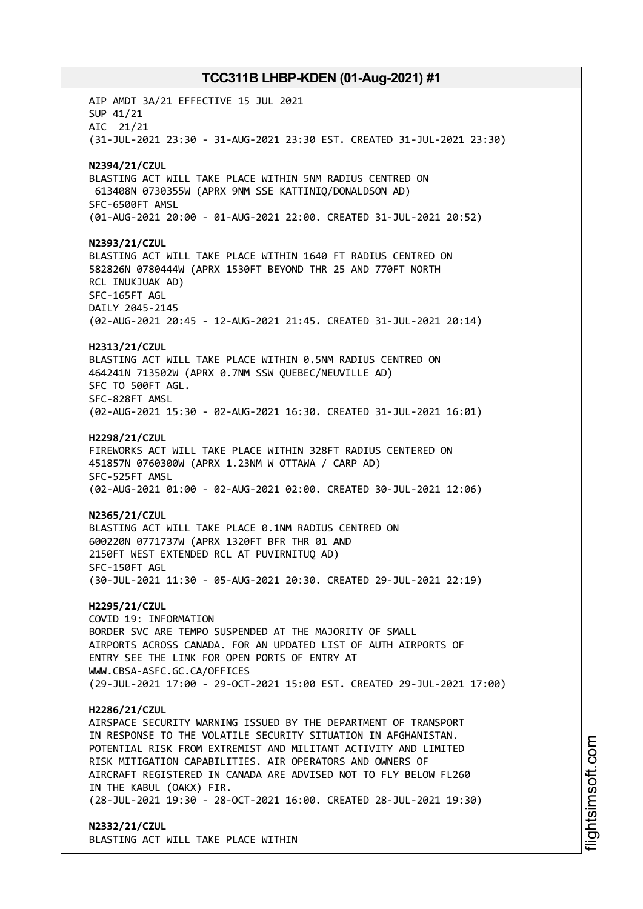AIP AMDT 3A/21 EFFECTIVE 15 JUL 2021
SUP 41/21
AIC 21/21
(31-JUL-2021 23:30 - 31-AUG-2021 23:30 EST. CREATED 31-JUL-2021 23:30)

**N2394/21/CZUL**
BLASTING ACT WILL TAKE PLACE WITHIN 5NM RADIUS CENTRED ON
613408N 0730355W (APRX 9NM SSE KATTINIQ/DONALDSON AD)
SFC-6500FT AMSL
(01-AUG-2021 20:00 - 01-AUG-2021 22:00. CREATED 31-JUL-2021 20:52)

**N2393/21/CZUL**
BLASTING ACT WILL TAKE PLACE WITHIN 1640 FT RADIUS CENTRED ON
582826N 0780444W (APRX 1530FT BEYOND THR 25 AND 770FT NORTH
RCL INUKJUAK AD)
SFC-165FT AGL
DAILY 2045-2145
(02-AUG-2021 20:45 - 12-AUG-2021 21:45. CREATED 31-JUL-2021 20:14)

**H2313/21/CZUL**
BLASTING ACT WILL TAKE PLACE WITHIN 0.5NM RADIUS CENTRED ON
464241N 713502W (APRX 0.7NM SSW QUEBEC/NEUVILLE AD)
SFC TO 500FT AGL.
SFC-828FT AMSL
(02-AUG-2021 15:30 - 02-AUG-2021 16:30. CREATED 31-JUL-2021 16:01)

**H2298/21/CZUL**
FIREWORKS ACT WILL TAKE PLACE WITHIN 328FT RADIUS CENTERED ON
451857N 0760300W (APRX 1.23NM W OTTAWA / CARP AD)
SFC-525FT AMSL
(02-AUG-2021 01:00 - 02-AUG-2021 02:00. CREATED 30-JUL-2021 12:06)

**N2365/21/CZUL**
BLASTING ACT WILL TAKE PLACE 0.1NM RADIUS CENTRED ON
600220N 0771737W (APRX 1320FT BFR THR 01 AND
2150FT WEST EXTENDED RCL AT PUVIRNITUQ AD)
SFC-150FT AGL
(30-JUL-2021 11:30 - 05-AUG-2021 20:30. CREATED 29-JUL-2021 22:19)

**H2295/21/CZUL**
COVID 19: INFORMATION
BORDER SVC ARE TEMPO SUSPENDED AT THE MAJORITY OF SMALL
AIRPORTS ACROSS CANADA. FOR AN UPDATED LIST OF AUTH AIRPORTS OF
ENTRY SEE THE LINK FOR OPEN PORTS OF ENTRY AT
WWW.CBSA-ASFC.GC.CA/OFFICES
(29-JUL-2021 17:00 - 29-OCT-2021 15:00 EST. CREATED 29-JUL-2021 17:00)

**H2286/21/CZUL**
AIRSPACE SECURITY WARNING ISSUED BY THE DEPARTMENT OF TRANSPORT
IN RESPONSE TO THE VOLATILE SECURITY SITUATION IN AFGHANISTAN.
POTENTIAL RISK FROM EXTREMIST AND MILITANT ACTIVITY AND LIMITED
RISK MITIGATION CAPABILITIES. AIR OPERATORS AND OWNERS OF
AIRCRAFT REGISTERED IN CANADA ARE ADVISED NOT TO FLY BELOW FL260
IN THE KABUL (OAKX) FIR.
(28-JUL-2021 19:30 - 28-OCT-2021 16:00. CREATED 28-JUL-2021 19:30)

**N2332/21/CZUL**
BLASTING ACT WILL TAKE PLACE WITHIN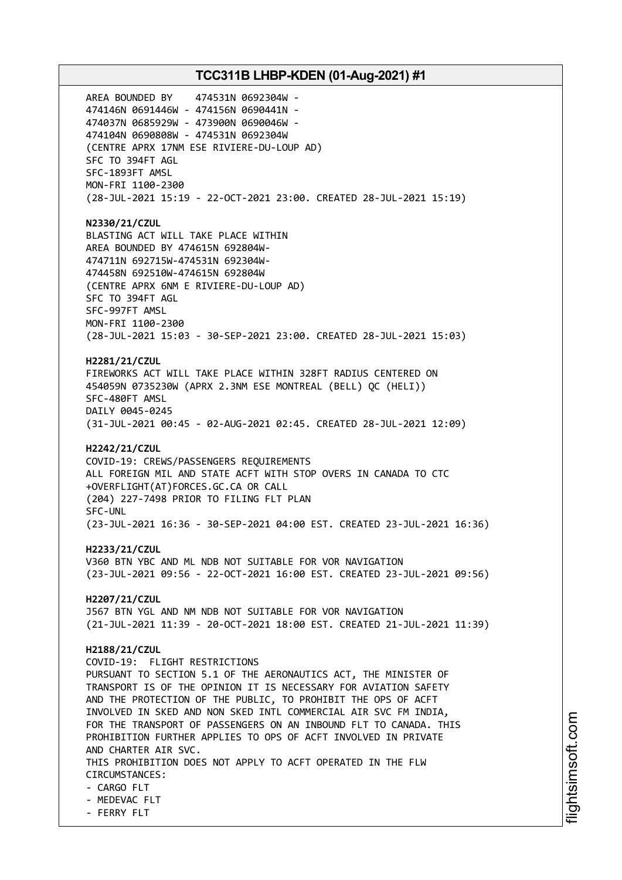AREA BOUNDED BY 474531N 0692304W -
474146N 0691446W - 474156N 0690441N -
474037N 0685929W - 473900N 0690046W -
474104N 0690808W - 474531N 0692304W
(CENTRE APRX 17NM ESE RIVIERE-DU-LOUP AD)
SFC TO 394FT AGL
SFC-1893FT AMSL
MON-FRI 1100-2300
(28-JUL-2021 15:19 - 22-OCT-2021 23:00. CREATED 28-JUL-2021 15:19)

**N2330/21/CZUL**
BLASTING ACT WILL TAKE PLACE WITHIN
AREA BOUNDED BY 474615N 692804W-
474711N 692715W-474531N 692304W-
474458N 692510W-474615N 692804W
(CENTRE APRX 6NM E RIVIERE-DU-LOUP AD)
SFC TO 394FT AGL
SFC-997FT AMSL
MON-FRI 1100-2300
(28-JUL-2021 15:03 - 30-SEP-2021 23:00. CREATED 28-JUL-2021 15:03)

**H2281/21/CZUL**
FIREWORKS ACT WILL TAKE PLACE WITHIN 328FT RADIUS CENTERED ON
454059N 0735230W (APRX 2.3NM ESE MONTREAL (BELL) QC (HELI))
SFC-480FT AMSL
DAILY 0045-0245
(31-JUL-2021 00:45 - 02-AUG-2021 02:45. CREATED 28-JUL-2021 12:09)

**H2242/21/CZUL**
COVID-19: CREWS/PASSENGERS REQUIREMENTS
ALL FOREIGN MIL AND STATE ACFT WITH STOP OVERS IN CANADA TO CTC
+OVERFLIGHT(AT)FORCES.GC.CA OR CALL
(204) 227-7498 PRIOR TO FILING FLT PLAN
SFC-UNL
(23-JUL-2021 16:36 - 30-SEP-2021 04:00 EST. CREATED 23-JUL-2021 16:36)

**H2233/21/CZUL**
V360 BTN YBC AND ML NDB NOT SUITABLE FOR VOR NAVIGATION
(23-JUL-2021 09:56 - 22-OCT-2021 16:00 EST. CREATED 23-JUL-2021 09:56)

**H2207/21/CZUL**
J567 BTN YGL AND NM NDB NOT SUITABLE FOR VOR NAVIGATION
(21-JUL-2021 11:39 - 20-OCT-2021 18:00 EST. CREATED 21-JUL-2021 11:39)

**H2188/21/CZUL**
COVID-19: FLIGHT RESTRICTIONS
PURSUANT TO SECTION 5.1 OF THE AERONAUTICS ACT, THE MINISTER OF
TRANSPORT IS OF THE OPINION IT IS NECESSARY FOR AVIATION SAFETY
AND THE PROTECTION OF THE PUBLIC, TO PROHIBIT THE OPS OF ACFT
INVOLVED IN SKED AND NON SKED INTL COMMERCIAL AIR SVC FM INDIA,
FOR THE TRANSPORT OF PASSENGERS ON AN INBOUND FLT TO CANADA. THIS
PROHIBITION FURTHER APPLIES TO OPS OF ACFT INVOLVED IN PRIVATE
AND CHARTER AIR SVC.
THIS PROHIBITION DOES NOT APPLY TO ACFT OPERATED IN THE FLW
CIRCUMSTANCES:
- CARGO FLT
- MEDEVAC FLT
- FERRY FLT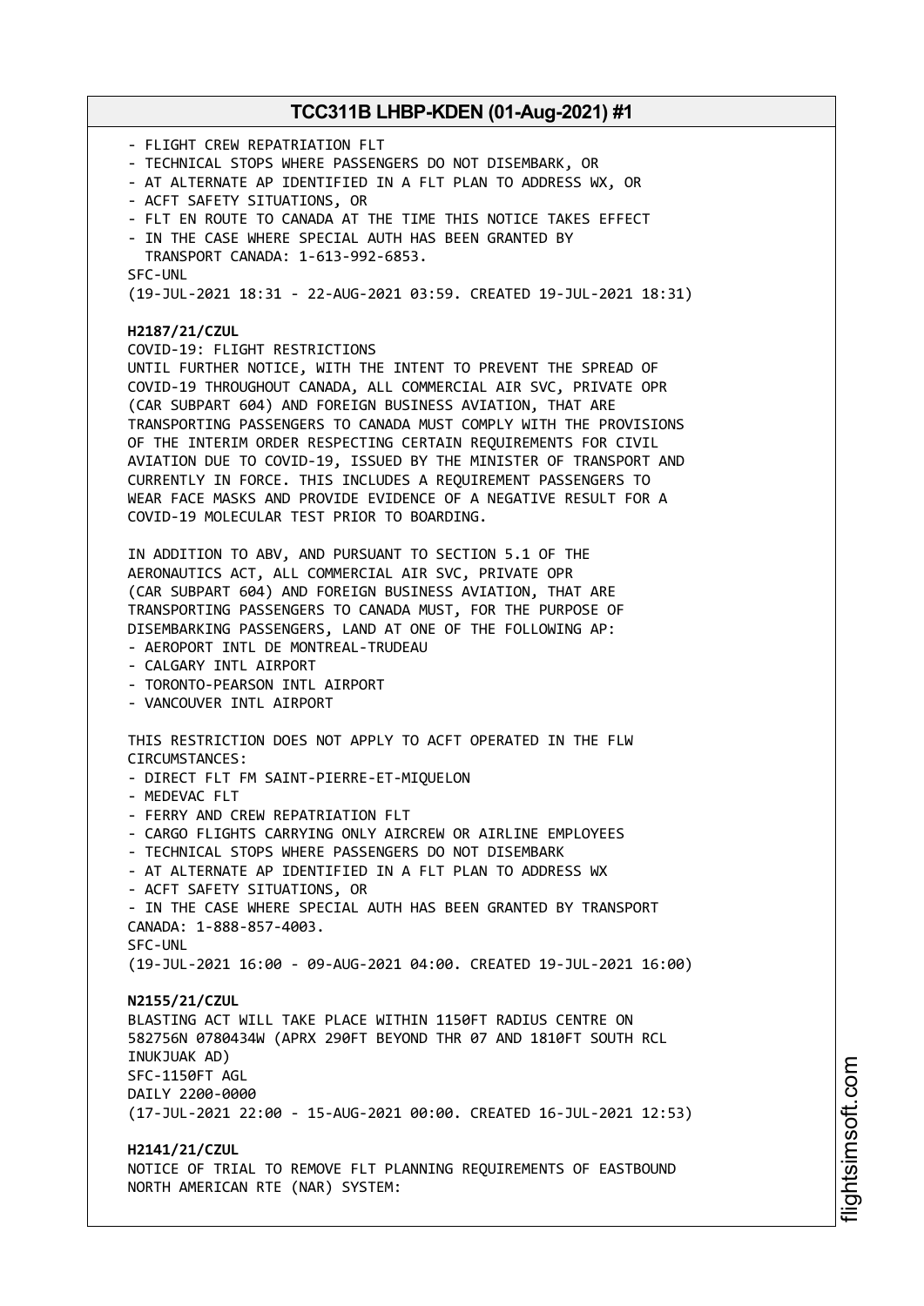- FLIGHT CREW REPATRIATION FLT
- TECHNICAL STOPS WHERE PASSENGERS DO NOT DISEMBARK, OR
- AT ALTERNATE AP IDENTIFIED IN A FLT PLAN TO ADDRESS WX, OR
- ACFT SAFETY SITUATIONS, OR
- FLT EN ROUTE TO CANADA AT THE TIME THIS NOTICE TAKES EFFECT
- IN THE CASE WHERE SPECIAL AUTH HAS BEEN GRANTED BY TRANSPORT CANADA: 1-613-992-6853.

SFC-UNL
(19-JUL-2021 18:31 - 22-AUG-2021 03:59. CREATED 19-JUL-2021 18:31)

**H2187/21/CZUL**
COVID-19: FLIGHT RESTRICTIONS
UNTIL FURTHER NOTICE, WITH THE INTENT TO PREVENT THE SPREAD OF COVID-19 THROUGHOUT CANADA, ALL COMMERCIAL AIR SVC, PRIVATE OPR (CAR SUBPART 604) AND FOREIGN BUSINESS AVIATION, THAT ARE TRANSPORTING PASSENGERS TO CANADA MUST COMPLY WITH THE PROVISIONS OF THE INTERIM ORDER RESPECTING CERTAIN REQUIREMENTS FOR CIVIL AVIATION DUE TO COVID-19, ISSUED BY THE MINISTER OF TRANSPORT AND CURRENTLY IN FORCE. THIS INCLUDES A REQUIREMENT PASSENGERS TO WEAR FACE MASKS AND PROVIDE EVIDENCE OF A NEGATIVE RESULT FOR A COVID-19 MOLECULAR TEST PRIOR TO BOARDING.

IN ADDITION TO ABV, AND PURSUANT TO SECTION 5.1 OF THE AERONAUTICS ACT, ALL COMMERCIAL AIR SVC, PRIVATE OPR (CAR SUBPART 604) AND FOREIGN BUSINESS AVIATION, THAT ARE TRANSPORTING PASSENGERS TO CANADA MUST, FOR THE PURPOSE OF DISEMBARKING PASSENGERS, LAND AT ONE OF THE FOLLOWING AP:
- AEROPORT INTL DE MONTREAL-TRUDEAU
- CALGARY INTL AIRPORT
- TORONTO-PEARSON INTL AIRPORT
- VANCOUVER INTL AIRPORT

THIS RESTRICTION DOES NOT APPLY TO ACFT OPERATED IN THE FLW CIRCUMSTANCES:
- DIRECT FLT FM SAINT-PIERRE-ET-MIQUELON
- MEDEVAC FLT
- FERRY AND CREW REPATRIATION FLT
- CARGO FLIGHTS CARRYING ONLY AIRCREW OR AIRLINE EMPLOYEES
- TECHNICAL STOPS WHERE PASSENGERS DO NOT DISEMBARK
- AT ALTERNATE AP IDENTIFIED IN A FLT PLAN TO ADDRESS WX
- ACFT SAFETY SITUATIONS, OR
- IN THE CASE WHERE SPECIAL AUTH HAS BEEN GRANTED BY TRANSPORT CANADA: 1-888-857-4003.

SFC-UNL
(19-JUL-2021 16:00 - 09-AUG-2021 04:00. CREATED 19-JUL-2021 16:00)

**N2155/21/CZUL**
BLASTING ACT WILL TAKE PLACE WITHIN 1150FT RADIUS CENTRE ON 582756N 0780434W (APRX 290FT BEYOND THR 07 AND 1810FT SOUTH RCL INUKJUAK AD)
SFC-1150FT AGL
DAILY 2200-0000
(17-JUL-2021 22:00 - 15-AUG-2021 00:00. CREATED 16-JUL-2021 12:53)

**H2141/21/CZUL**
NOTICE OF TRIAL TO REMOVE FLT PLANNING REQUIREMENTS OF EASTBOUND NORTH AMERICAN RTE (NAR) SYSTEM: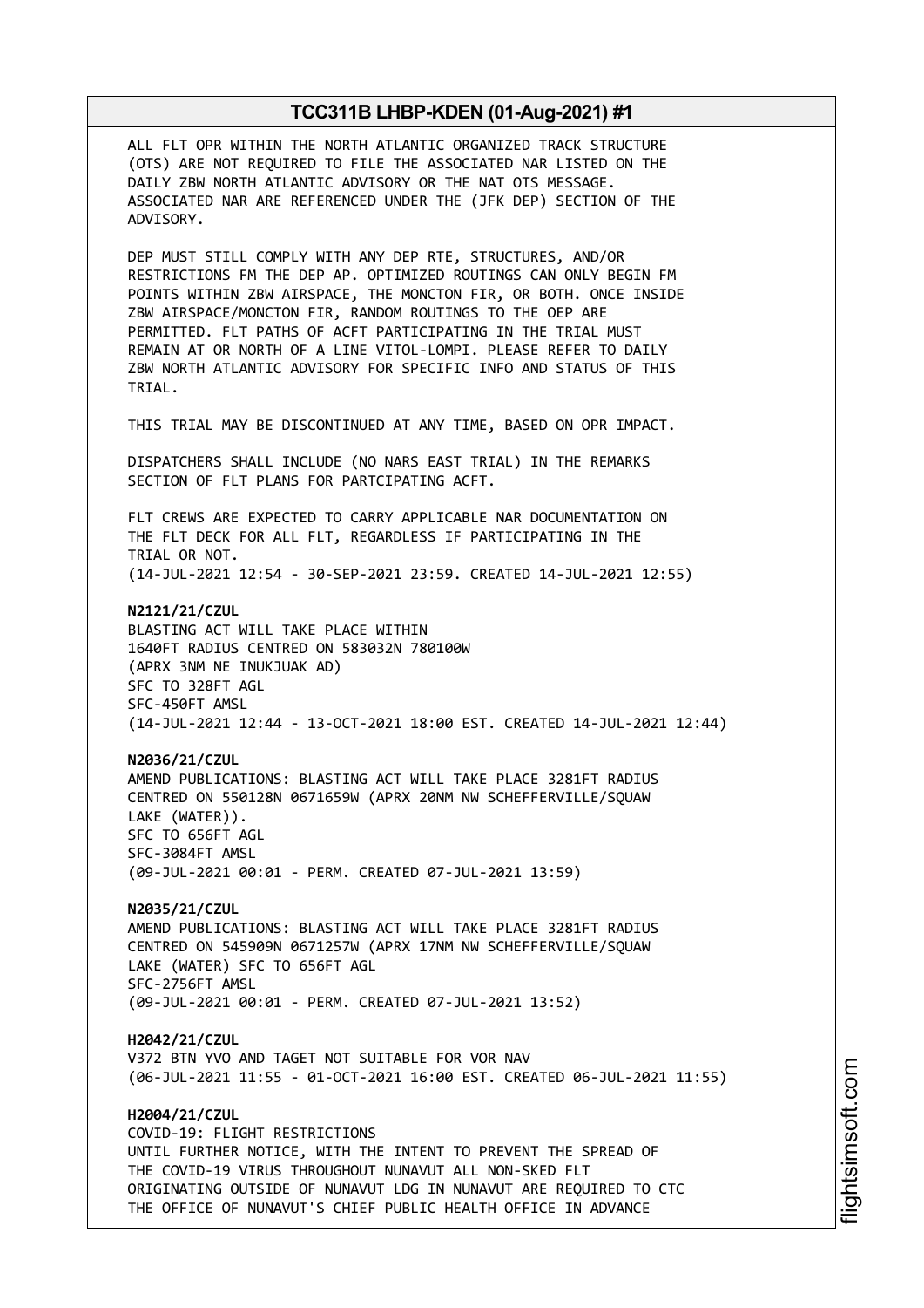ALL FLT OPR WITHIN THE NORTH ATLANTIC ORGANIZED TRACK STRUCTURE (OTS) ARE NOT REQUIRED TO FILE THE ASSOCIATED NAR LISTED ON THE DAILY ZBW NORTH ATLANTIC ADVISORY OR THE NAT OTS MESSAGE. ASSOCIATED NAR ARE REFERENCED UNDER THE (JFK DEP) SECTION OF THE ADVISORY.

DEP MUST STILL COMPLY WITH ANY DEP RTE, STRUCTURES, AND/OR RESTRICTIONS FM THE DEP AP. OPTIMIZED ROUTINGS CAN ONLY BEGIN FM POINTS WITHIN ZBW AIRSPACE, THE MONCTON FIR, OR BOTH. ONCE INSIDE ZBW AIRSPACE/MONCTON FIR, RANDOM ROUTINGS TO THE OEP ARE PERMITTED. FLT PATHS OF ACFT PARTICIPATING IN THE TRIAL MUST REMAIN AT OR NORTH OF A LINE VITOL-LOMPI. PLEASE REFER TO DAILY ZBW NORTH ATLANTIC ADVISORY FOR SPECIFIC INFO AND STATUS OF THIS TRIAL.

THIS TRIAL MAY BE DISCONTINUED AT ANY TIME, BASED ON OPR IMPACT.

DISPATCHERS SHALL INCLUDE (NO NARS EAST TRIAL) IN THE REMARKS SECTION OF FLT PLANS FOR PARTCIPATING ACFT.

FLT CREWS ARE EXPECTED TO CARRY APPLICABLE NAR DOCUMENTATION ON THE FLT DECK FOR ALL FLT, REGARDLESS IF PARTICIPATING IN THE TRIAL OR NOT.
(14-JUL-2021 12:54 - 30-SEP-2021 23:59. CREATED 14-JUL-2021 12:55)

**N2121/21/CZUL**
BLASTING ACT WILL TAKE PLACE WITHIN
1640FT RADIUS CENTRED ON 583032N 780100W
(APRX 3NM NE INUKJUAK AD)
SFC TO 328FT AGL
SFC-450FT AMSL
(14-JUL-2021 12:44 - 13-OCT-2021 18:00 EST. CREATED 14-JUL-2021 12:44)

**N2036/21/CZUL**
AMEND PUBLICATIONS: BLASTING ACT WILL TAKE PLACE 3281FT RADIUS CENTRED ON 550128N 0671659W (APRX 20NM NW SCHEFFERVILLE/SQUAW LAKE (WATER)).
SFC TO 656FT AGL
SFC-3084FT AMSL
(09-JUL-2021 00:01 - PERM. CREATED 07-JUL-2021 13:59)

**N2035/21/CZUL**
AMEND PUBLICATIONS: BLASTING ACT WILL TAKE PLACE 3281FT RADIUS CENTRED ON 545909N 0671257W (APRX 17NM NW SCHEFFERVILLE/SQUAW LAKE (WATER) SFC TO 656FT AGL
SFC-2756FT AMSL
(09-JUL-2021 00:01 - PERM. CREATED 07-JUL-2021 13:52)

**H2042/21/CZUL**
V372 BTN YVO AND TAGET NOT SUITABLE FOR VOR NAV
(06-JUL-2021 11:55 - 01-OCT-2021 16:00 EST. CREATED 06-JUL-2021 11:55)

**H2004/21/CZUL**
COVID-19: FLIGHT RESTRICTIONS
UNTIL FURTHER NOTICE, WITH THE INTENT TO PREVENT THE SPREAD OF THE COVID-19 VIRUS THROUGHOUT NUNAVUT ALL NON-SKED FLT ORIGINATING OUTSIDE OF NUNAVUT LDG IN NUNAVUT ARE REQUIRED TO CTC THE OFFICE OF NUNAVUT'S CHIEF PUBLIC HEALTH OFFICE IN ADVANCE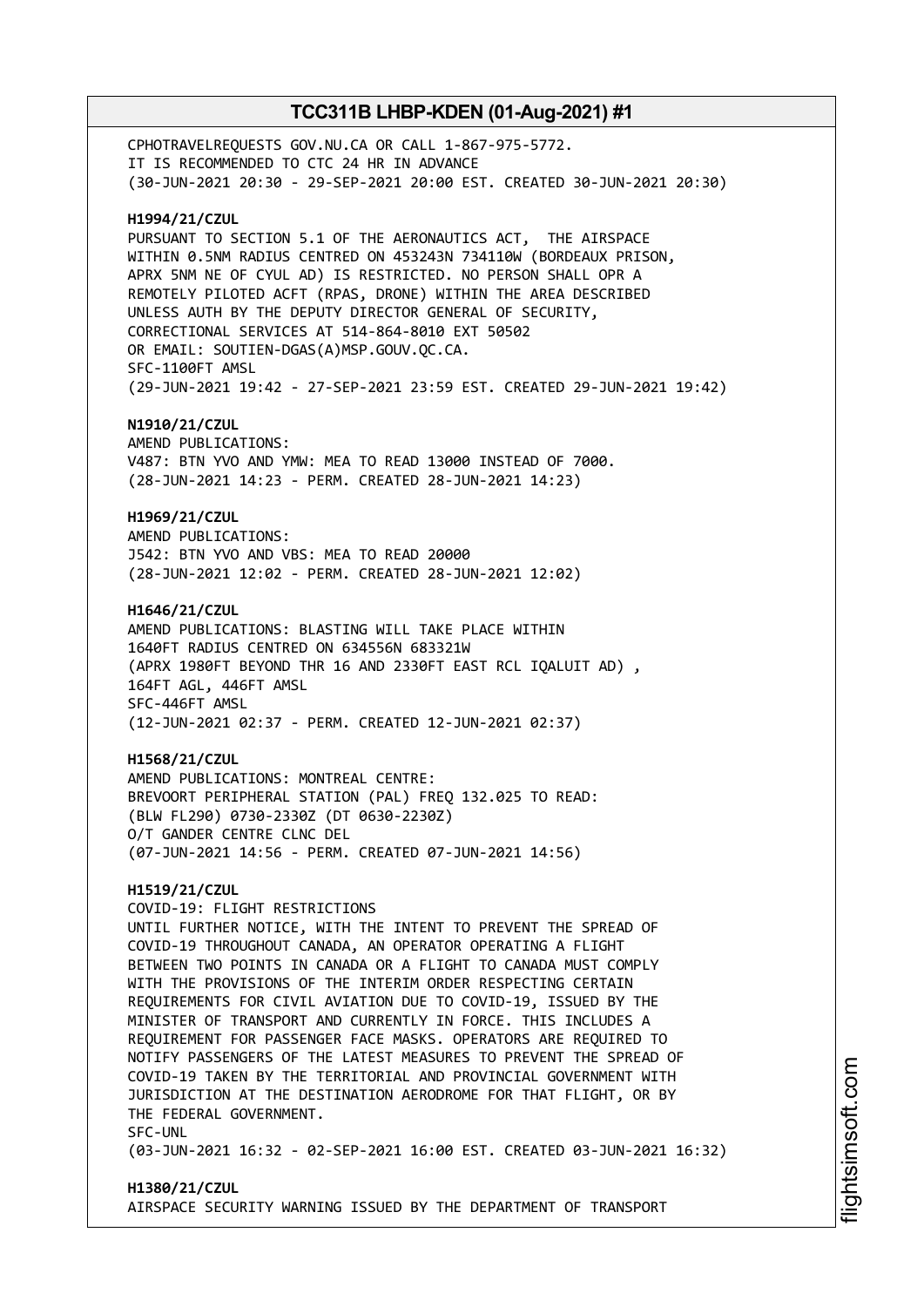CPHOTRAVELREQUESTS GOV.NU.CA OR CALL 1-867-975-5772.
IT IS RECOMMENDED TO CTC 24 HR IN ADVANCE
(30-JUN-2021 20:30 - 29-SEP-2021 20:00 EST. CREATED 30-JUN-2021 20:30)

**H1994/21/CZUL**
PURSUANT TO SECTION 5.1 OF THE AERONAUTICS ACT, THE AIRSPACE
WITHIN 0.5NM RADIUS CENTRED ON 453243N 734110W (BORDEAUX PRISON,
APRX 5NM NE OF CYUL AD) IS RESTRICTED. NO PERSON SHALL OPR A
REMOTELY PILOTED ACFT (RPAS, DRONE) WITHIN THE AREA DESCRIBED
UNLESS AUTH BY THE DEPUTY DIRECTOR GENERAL OF SECURITY,
CORRECTIONAL SERVICES AT 514-864-8010 EXT 50502
OR EMAIL: SOUTIEN-DGAS(A)MSP.GOUV.QC.CA.
SFC-1100FT AMSL
(29-JUN-2021 19:42 - 27-SEP-2021 23:59 EST. CREATED 29-JUN-2021 19:42)

**N1910/21/CZUL**
AMEND PUBLICATIONS:
V487: BTN YVO AND YMW: MEA TO READ 13000 INSTEAD OF 7000.
(28-JUN-2021 14:23 - PERM. CREATED 28-JUN-2021 14:23)

**H1969/21/CZUL**
AMEND PUBLICATIONS:
J542: BTN YVO AND VBS: MEA TO READ 20000
(28-JUN-2021 12:02 - PERM. CREATED 28-JUN-2021 12:02)

**H1646/21/CZUL**
AMEND PUBLICATIONS: BLASTING WILL TAKE PLACE WITHIN
1640FT RADIUS CENTRED ON 634556N 683321W
(APRX 1980FT BEYOND THR 16 AND 2330FT EAST RCL IQALUIT AD) ,
164FT AGL, 446FT AMSL
SFC-446FT AMSL
(12-JUN-2021 02:37 - PERM. CREATED 12-JUN-2021 02:37)

**H1568/21/CZUL**
AMEND PUBLICATIONS: MONTREAL CENTRE:
BREVOORT PERIPHERAL STATION (PAL) FREQ 132.025 TO READ:
(BLW FL290) 0730-2330Z (DT 0630-2230Z)
O/T GANDER CENTRE CLNC DEL
(07-JUN-2021 14:56 - PERM. CREATED 07-JUN-2021 14:56)

**H1519/21/CZUL**
COVID-19: FLIGHT RESTRICTIONS
UNTIL FURTHER NOTICE, WITH THE INTENT TO PREVENT THE SPREAD OF
COVID-19 THROUGHOUT CANADA, AN OPERATOR OPERATING A FLIGHT
BETWEEN TWO POINTS IN CANADA OR A FLIGHT TO CANADA MUST COMPLY
WITH THE PROVISIONS OF THE INTERIM ORDER RESPECTING CERTAIN
REQUIREMENTS FOR CIVIL AVIATION DUE TO COVID-19, ISSUED BY THE
MINISTER OF TRANSPORT AND CURRENTLY IN FORCE. THIS INCLUDES A
REQUIREMENT FOR PASSENGER FACE MASKS. OPERATORS ARE REQUIRED TO
NOTIFY PASSENGERS OF THE LATEST MEASURES TO PREVENT THE SPREAD OF
COVID-19 TAKEN BY THE TERRITORIAL AND PROVINCIAL GOVERNMENT WITH
JURISDICTION AT THE DESTINATION AERODROME FOR THAT FLIGHT, OR BY
THE FEDERAL GOVERNMENT.
SFC-UNL
(03-JUN-2021 16:32 - 02-SEP-2021 16:00 EST. CREATED 03-JUN-2021 16:32)

**H1380/21/CZUL**
AIRSPACE SECURITY WARNING ISSUED BY THE DEPARTMENT OF TRANSPORT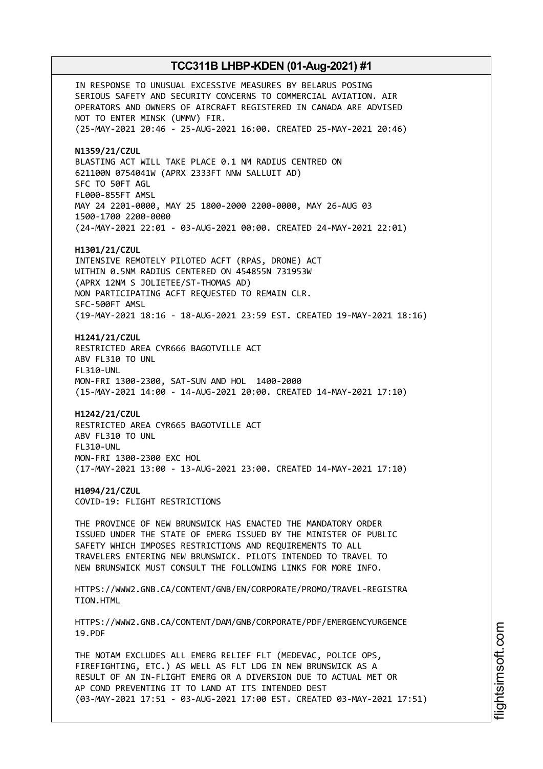IN RESPONSE TO UNUSUAL EXCESSIVE MEASURES BY BELARUS POSING SERIOUS SAFETY AND SECURITY CONCERNS TO COMMERCIAL AVIATION. AIR OPERATORS AND OWNERS OF AIRCRAFT REGISTERED IN CANADA ARE ADVISED NOT TO ENTER MINSK (UMMV) FIR.
(25-MAY-2021 20:46 - 25-AUG-2021 16:00. CREATED 25-MAY-2021 20:46)

**N1359/21/CZUL**
BLASTING ACT WILL TAKE PLACE 0.1 NM RADIUS CENTRED ON 621100N 0754041W (APRX 2333FT NNW SALLUIT AD)
SFC TO 50FT AGL
FL000-855FT AMSL
MAY 24 2201-0000, MAY 25 1800-2000 2200-0000, MAY 26-AUG 03 1500-1700 2200-0000
(24-MAY-2021 22:01 - 03-AUG-2021 00:00. CREATED 24-MAY-2021 22:01)

**H1301/21/CZUL**
INTENSIVE REMOTELY PILOTED ACFT (RPAS, DRONE) ACT WITHIN 0.5NM RADIUS CENTERED ON 454855N 731953W (APRX 12NM S JOLIETEE/ST-THOMAS AD)
NON PARTICIPATING ACFT REQUESTED TO REMAIN CLR.
SFC-500FT AMSL
(19-MAY-2021 18:16 - 18-AUG-2021 23:59 EST. CREATED 19-MAY-2021 18:16)

**H1241/21/CZUL**
RESTRICTED AREA CYR666 BAGOTVILLE ACT
ABV FL310 TO UNL
FL310-UNL
MON-FRI 1300-2300, SAT-SUN AND HOL 1400-2000
(15-MAY-2021 14:00 - 14-AUG-2021 20:00. CREATED 14-MAY-2021 17:10)

**H1242/21/CZUL**
RESTRICTED AREA CYR665 BAGOTVILLE ACT
ABV FL310 TO UNL
FL310-UNL
MON-FRI 1300-2300 EXC HOL
(17-MAY-2021 13:00 - 13-AUG-2021 23:00. CREATED 14-MAY-2021 17:10)

**H1094/21/CZUL**
COVID-19: FLIGHT RESTRICTIONS

THE PROVINCE OF NEW BRUNSWICK HAS ENACTED THE MANDATORY ORDER ISSUED UNDER THE STATE OF EMERG ISSUED BY THE MINISTER OF PUBLIC SAFETY WHICH IMPOSES RESTRICTIONS AND REQUIREMENTS TO ALL TRAVELERS ENTERING NEW BRUNSWICK. PILOTS INTENDED TO TRAVEL TO NEW BRUNSWICK MUST CONSULT THE FOLLOWING LINKS FOR MORE INFO.

HTTPS://WWW2.GNB.CA/CONTENT/GNB/EN/CORPORATE/PROMO/TRAVEL-REGISTRATION.HTML

HTTPS://WWW2.GNB.CA/CONTENT/DAM/GNB/CORPORATE/PDF/EMERGENCYURGENCE19.PDF

THE NOTAM EXCLUDES ALL EMERG RELIEF FLT (MEDEVAC, POLICE OPS, FIREFIGHTING, ETC.) AS WELL AS FLT LDG IN NEW BRUNSWICK AS A RESULT OF AN IN-FLIGHT EMERG OR A DIVERSION DUE TO ACTUAL MET OR AP COND PREVENTING IT TO LAND AT ITS INTENDED DEST
(03-MAY-2021 17:51 - 03-AUG-2021 17:00 EST. CREATED 03-MAY-2021 17:51)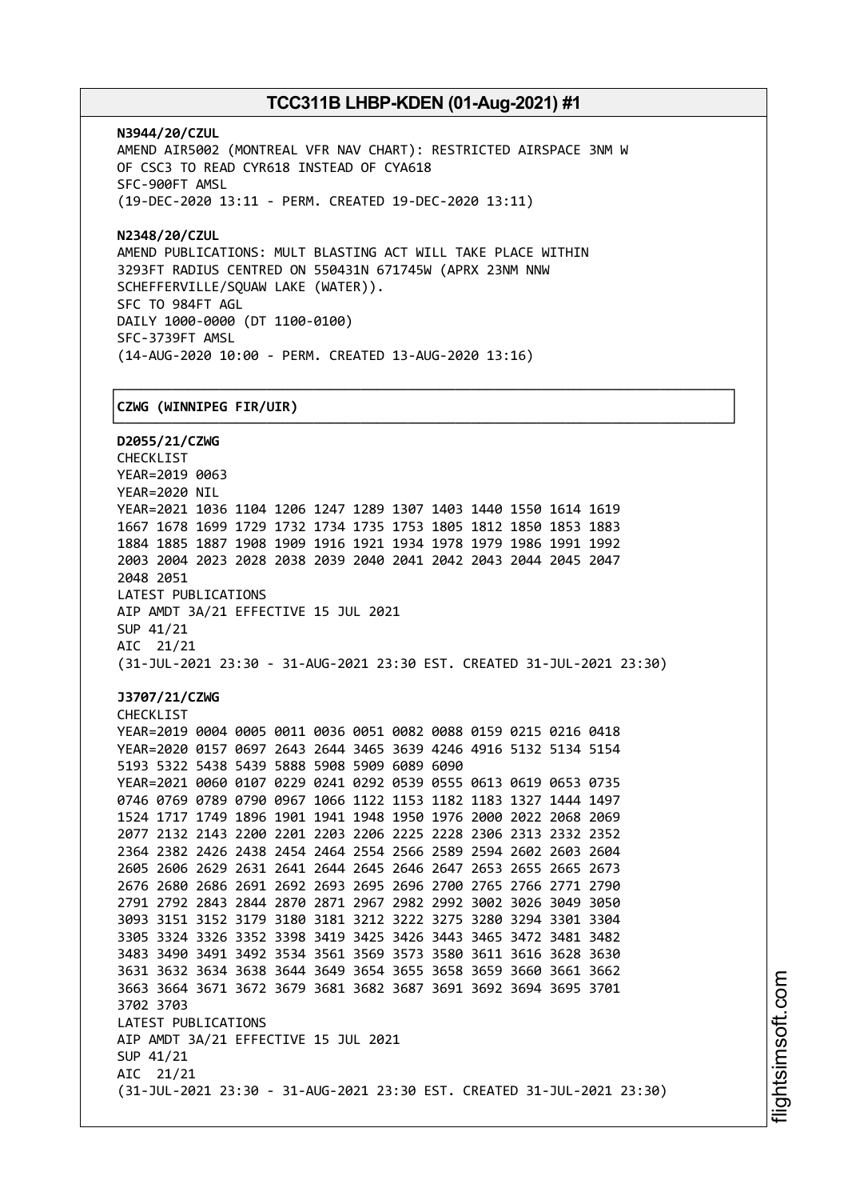**N3944/20/CZUL**
AMEND AIR5002 (MONTREAL VFR NAV CHART): RESTRICTED AIRSPACE 3NM W
OF CSC3 TO READ CYR618 INSTEAD OF CYA618
SFC-900FT AMSL
(19-DEC-2020 13:11 - PERM. CREATED 19-DEC-2020 13:11)

**N2348/20/CZUL**
AMEND PUBLICATIONS: MULT BLASTING ACT WILL TAKE PLACE WITHIN
3293FT RADIUS CENTRED ON 550431N 671745W (APRX 23NM NNW
SCHEFFERVILLE/SQUAW LAKE (WATER)).
SFC TO 984FT AGL
DAILY 1000-0000 (DT 1100-0100)
SFC-3739FT AMSL
(14-AUG-2020 10:00 - PERM. CREATED 13-AUG-2020 13:16)

## CZWG (WINNIPEG FIR/UIR)

**D2055/21/CZWG**
CHECKLIST
YEAR=2019 0063
YEAR=2020 NIL
YEAR=2021 1036 1104 1206 1247 1289 1307 1403 1440 1550 1614 1619
1667 1678 1699 1729 1732 1734 1735 1753 1805 1812 1850 1853 1883
1884 1885 1887 1908 1909 1916 1921 1934 1978 1979 1986 1991 1992
2003 2004 2023 2028 2038 2039 2040 2041 2042 2043 2044 2045 2047
2048 2051
LATEST PUBLICATIONS
AIP AMDT 3A/21 EFFECTIVE 15 JUL 2021
SUP 41/21
AIC 21/21
(31-JUL-2021 23:30 - 31-AUG-2021 23:30 EST. CREATED 31-JUL-2021 23:30)

**J3707/21/CZWG**
CHECKLIST
YEAR=2019 0004 0005 0011 0036 0051 0082 0088 0159 0215 0216 0418
YEAR=2020 0157 0697 2643 2644 3465 3639 4246 4916 5132 5134 5154
5193 5322 5438 5439 5888 5908 5909 6089 6090
YEAR=2021 0060 0107 0229 0241 0292 0539 0555 0613 0619 0653 0735
0746 0769 0789 0790 0967 1066 1122 1153 1182 1183 1327 1444 1497
1524 1717 1749 1896 1901 1941 1948 1950 1976 2000 2022 2068 2069
2077 2132 2143 2200 2201 2203 2206 2225 2228 2306 2313 2332 2352
2364 2382 2426 2438 2454 2464 2554 2566 2589 2594 2602 2603 2604
2605 2606 2629 2631 2641 2644 2645 2646 2647 2653 2655 2665 2673
2676 2680 2686 2691 2692 2693 2695 2696 2700 2765 2766 2771 2790
2791 2792 2843 2844 2870 2871 2967 2982 2992 3002 3026 3049 3050
3093 3151 3152 3179 3180 3181 3212 3222 3275 3280 3294 3301 3304
3305 3324 3326 3352 3398 3419 3425 3426 3443 3465 3472 3481 3482
3483 3490 3491 3492 3534 3561 3569 3573 3580 3611 3616 3628 3630
3631 3632 3634 3638 3644 3649 3654 3655 3658 3659 3660 3661 3662
3663 3664 3671 3672 3679 3681 3682 3687 3691 3692 3694 3695 3701
3702 3703
LATEST PUBLICATIONS
AIP AMDT 3A/21 EFFECTIVE 15 JUL 2021
SUP 41/21
AIC 21/21
(31-JUL-2021 23:30 - 31-AUG-2021 23:30 EST. CREATED 31-JUL-2021 23:30)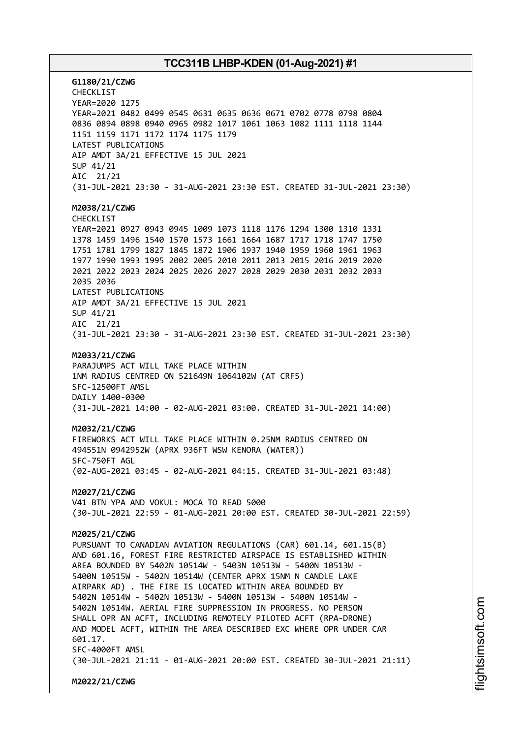**G1180/21/CZWG**
CHECKLIST
YEAR=2020 1275
YEAR=2021 0482 0499 0545 0631 0635 0636 0671 0702 0778 0798 0804
0836 0894 0898 0940 0965 0982 1017 1061 1063 1082 1111 1118 1144
1151 1159 1171 1172 1174 1175 1179
LATEST PUBLICATIONS
AIP AMDT 3A/21 EFFECTIVE 15 JUL 2021
SUP 41/21
AIC 21/21
(31-JUL-2021 23:30 - 31-AUG-2021 23:30 EST. CREATED 31-JUL-2021 23:30)

**M2038/21/CZWG**
CHECKLIST
YEAR=2021 0927 0943 0945 1009 1073 1118 1176 1294 1300 1310 1331
1378 1459 1496 1540 1570 1573 1661 1664 1687 1717 1718 1747 1750
1751 1781 1799 1827 1845 1872 1906 1937 1940 1959 1960 1961 1963
1977 1990 1993 1995 2002 2005 2010 2011 2013 2015 2016 2019 2020
2021 2022 2023 2024 2025 2026 2027 2028 2029 2030 2031 2032 2033
2035 2036
LATEST PUBLICATIONS
AIP AMDT 3A/21 EFFECTIVE 15 JUL 2021
SUP 41/21
AIC 21/21
(31-JUL-2021 23:30 - 31-AUG-2021 23:30 EST. CREATED 31-JUL-2021 23:30)

**M2033/21/CZWG**
PARAJUMPS ACT WILL TAKE PLACE WITHIN
1NM RADIUS CENTRED ON 521649N 1064102W (AT CRF5)
SFC-12500FT AMSL
DAILY 1400-0300
(31-JUL-2021 14:00 - 02-AUG-2021 03:00. CREATED 31-JUL-2021 14:00)

**M2032/21/CZWG**
FIREWORKS ACT WILL TAKE PLACE WITHIN 0.25NM RADIUS CENTRED ON
494551N 0942952W (APRX 936FT WSW KENORA (WATER))
SFC-750FT AGL
(02-AUG-2021 03:45 - 02-AUG-2021 04:15. CREATED 31-JUL-2021 03:48)

**M2027/21/CZWG**
V41 BTN YPA AND VOKUL: MOCA TO READ 5000
(30-JUL-2021 22:59 - 01-AUG-2021 20:00 EST. CREATED 30-JUL-2021 22:59)

**M2025/21/CZWG**
PURSUANT TO CANADIAN AVIATION REGULATIONS (CAR) 601.14, 601.15(B)
AND 601.16, FOREST FIRE RESTRICTED AIRSPACE IS ESTABLISHED WITHIN
AREA BOUNDED BY 5402N 10514W - 5403N 10513W - 5400N 10513W -
5400N 10515W - 5402N 10514W (CENTER APRX 15NM N CANDLE LAKE
AIRPARK AD) . THE FIRE IS LOCATED WITHIN AREA BOUNDED BY
5402N 10514W - 5402N 10513W - 5400N 10513W - 5400N 10514W -
5402N 10514W. AERIAL FIRE SUPPRESSION IN PROGRESS. NO PERSON
SHALL OPR AN ACFT, INCLUDING REMOTELY PILOTED ACFT (RPA-DRONE)
AND MODEL ACFT, WITHIN THE AREA DESCRIBED EXC WHERE OPR UNDER CAR
601.17.
SFC-4000FT AMSL
(30-JUL-2021 21:11 - 01-AUG-2021 20:00 EST. CREATED 30-JUL-2021 21:11)

**M2022/21/CZWG**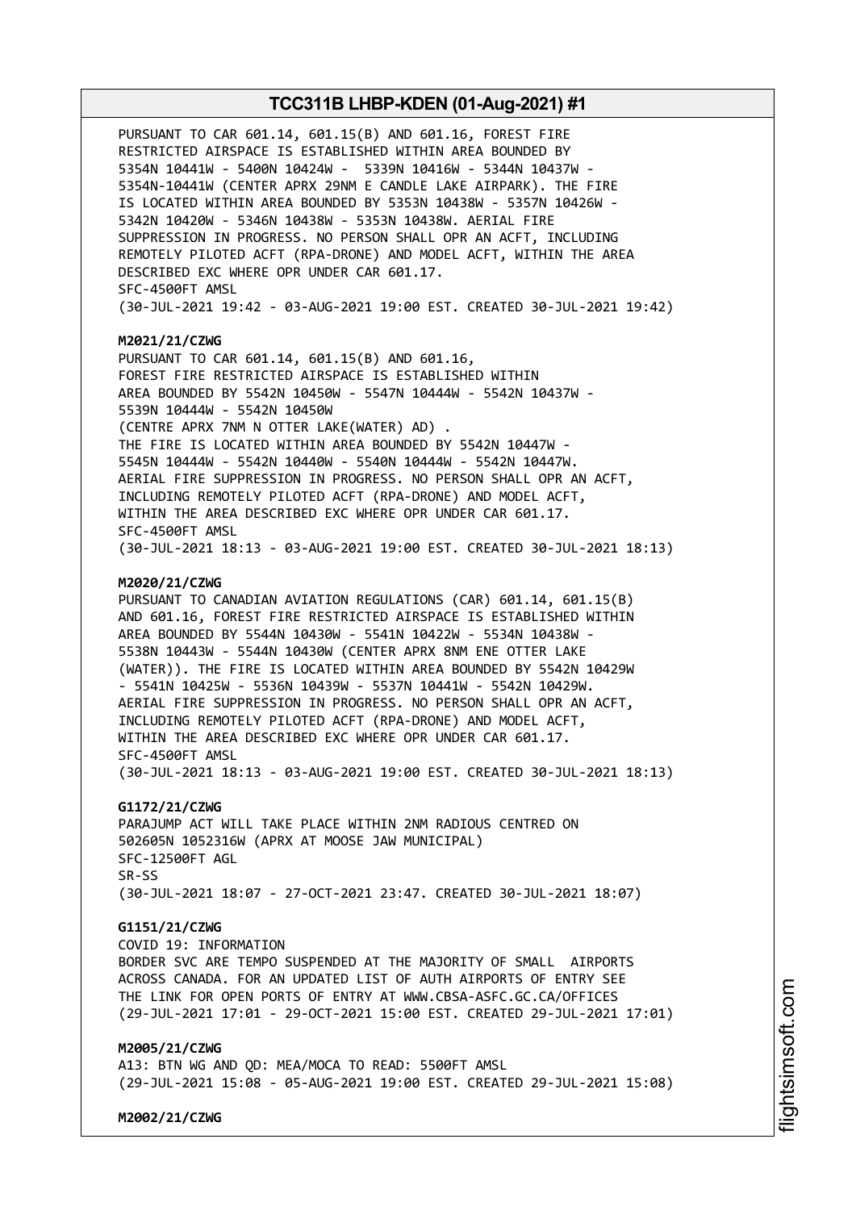PURSUANT TO CAR 601.14, 601.15(B) AND 601.16, FOREST FIRE RESTRICTED AIRSPACE IS ESTABLISHED WITHIN AREA BOUNDED BY 5354N 10441W - 5400N 10424W - 5339N 10416W - 5344N 10437W - 5354N-10441W (CENTER APRX 29NM E CANDLE LAKE AIRPARK). THE FIRE IS LOCATED WITHIN AREA BOUNDED BY 5353N 10438W - 5357N 10426W - 5342N 10420W - 5346N 10438W - 5353N 10438W. AERIAL FIRE SUPPRESSION IN PROGRESS. NO PERSON SHALL OPR AN ACFT, INCLUDING REMOTELY PILOTED ACFT (RPA-DRONE) AND MODEL ACFT, WITHIN THE AREA DESCRIBED EXC WHERE OPR UNDER CAR 601.17.
SFC-4500FT AMSL
(30-JUL-2021 19:42 - 03-AUG-2021 19:00 EST. CREATED 30-JUL-2021 19:42)

**M2021/21/CZWG**
PURSUANT TO CAR 601.14, 601.15(B) AND 601.16, FOREST FIRE RESTRICTED AIRSPACE IS ESTABLISHED WITHIN AREA BOUNDED BY 5542N 10450W - 5547N 10444W - 5542N 10437W - 5539N 10444W - 5542N 10450W
(CENTRE APRX 7NM N OTTER LAKE(WATER) AD) .
THE FIRE IS LOCATED WITHIN AREA BOUNDED BY 5542N 10447W - 5545N 10444W - 5542N 10440W - 5540N 10444W - 5542N 10447W.
AERIAL FIRE SUPPRESSION IN PROGRESS. NO PERSON SHALL OPR AN ACFT, INCLUDING REMOTELY PILOTED ACFT (RPA-DRONE) AND MODEL ACFT, WITHIN THE AREA DESCRIBED EXC WHERE OPR UNDER CAR 601.17.
SFC-4500FT AMSL
(30-JUL-2021 18:13 - 03-AUG-2021 19:00 EST. CREATED 30-JUL-2021 18:13)

**M2020/21/CZWG**
PURSUANT TO CANADIAN AVIATION REGULATIONS (CAR) 601.14, 601.15(B) AND 601.16, FOREST FIRE RESTRICTED AIRSPACE IS ESTABLISHED WITHIN AREA BOUNDED BY 5544N 10430W - 5541N 10422W - 5534N 10438W - 5538N 10443W - 5544N 10430W (CENTER APRX 8NM ENE OTTER LAKE (WATER)). THE FIRE IS LOCATED WITHIN AREA BOUNDED BY 5542N 10429W - 5541N 10425W - 5536N 10439W - 5537N 10441W - 5542N 10429W.
AERIAL FIRE SUPPRESSION IN PROGRESS. NO PERSON SHALL OPR AN ACFT, INCLUDING REMOTELY PILOTED ACFT (RPA-DRONE) AND MODEL ACFT, WITHIN THE AREA DESCRIBED EXC WHERE OPR UNDER CAR 601.17.
SFC-4500FT AMSL
(30-JUL-2021 18:13 - 03-AUG-2021 19:00 EST. CREATED 30-JUL-2021 18:13)

**G1172/21/CZWG**
PARAJUMP ACT WILL TAKE PLACE WITHIN 2NM RADIOUS CENTRED ON 502605N 1052316W (APRX AT MOOSE JAW MUNICIPAL)
SFC-12500FT AGL
SR-SS
(30-JUL-2021 18:07 - 27-OCT-2021 23:47. CREATED 30-JUL-2021 18:07)

**G1151/21/CZWG**
COVID 19: INFORMATION
BORDER SVC ARE TEMPO SUSPENDED AT THE MAJORITY OF SMALL AIRPORTS ACROSS CANADA. FOR AN UPDATED LIST OF AUTH AIRPORTS OF ENTRY SEE THE LINK FOR OPEN PORTS OF ENTRY AT WWW.CBSA-ASFC.GC.CA/OFFICES
(29-JUL-2021 17:01 - 29-OCT-2021 15:00 EST. CREATED 29-JUL-2021 17:01)

**M2005/21/CZWG**
A13: BTN WG AND QD: MEA/MOCA TO READ: 5500FT AMSL
(29-JUL-2021 15:08 - 05-AUG-2021 19:00 EST. CREATED 29-JUL-2021 15:08)

**M2002/21/CZWG**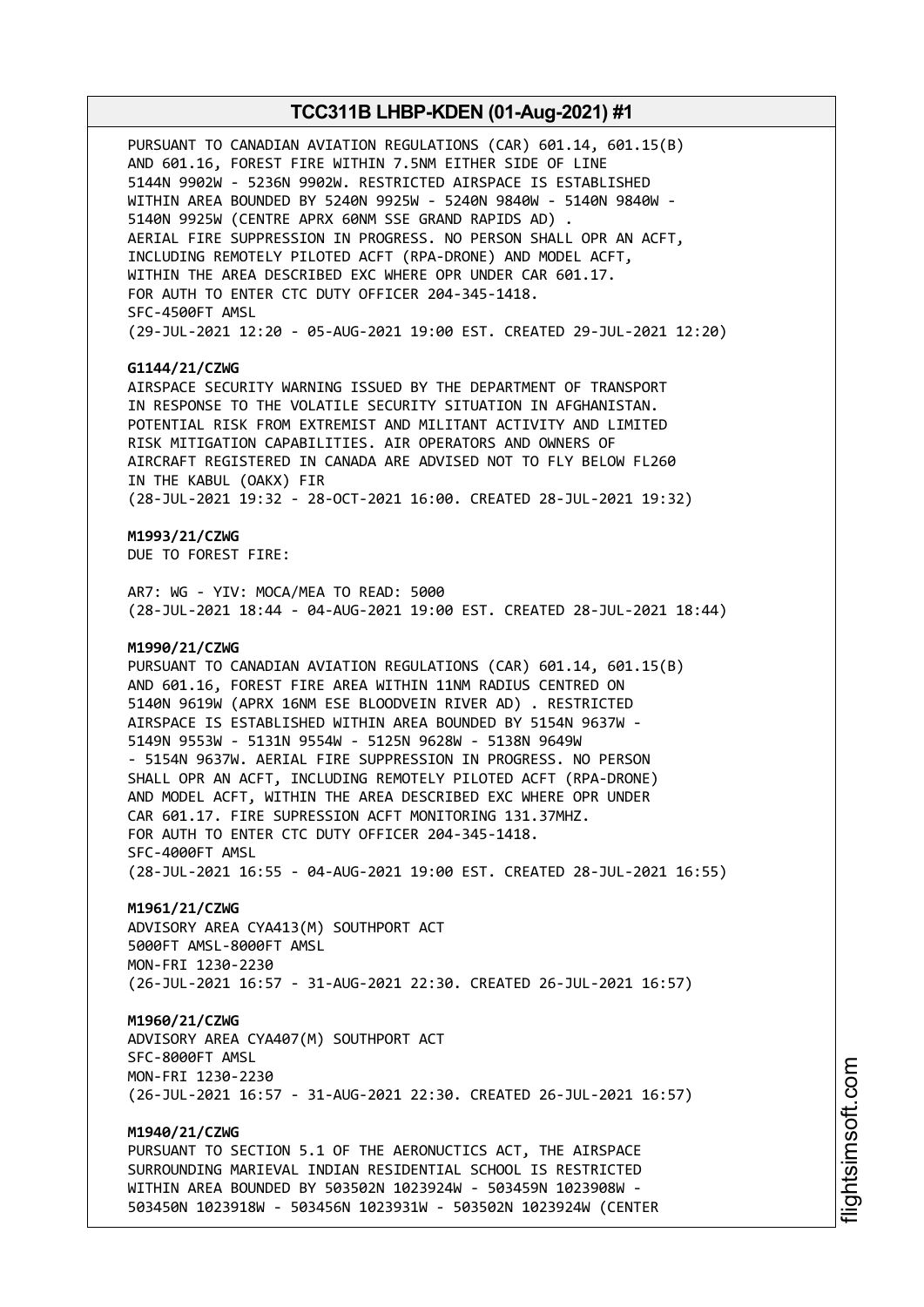PURSUANT TO CANADIAN AVIATION REGULATIONS (CAR) 601.14, 601.15(B)
AND 601.16, FOREST FIRE WITHIN 7.5NM EITHER SIDE OF LINE
5144N 9902W - 5236N 9902W. RESTRICTED AIRSPACE IS ESTABLISHED
WITHIN AREA BOUNDED BY 5240N 9925W - 5240N 9840W - 5140N 9840W -
5140N 9925W (CENTRE APRX 60NM SSE GRAND RAPIDS AD) .
AERIAL FIRE SUPPRESSION IN PROGRESS. NO PERSON SHALL OPR AN ACFT,
INCLUDING REMOTELY PILOTED ACFT (RPA-DRONE) AND MODEL ACFT,
WITHIN THE AREA DESCRIBED EXC WHERE OPR UNDER CAR 601.17.
FOR AUTH TO ENTER CTC DUTY OFFICER 204-345-1418.
SFC-4500FT AMSL
(29-JUL-2021 12:20 - 05-AUG-2021 19:00 EST. CREATED 29-JUL-2021 12:20)

**G1144/21/CZWG**
AIRSPACE SECURITY WARNING ISSUED BY THE DEPARTMENT OF TRANSPORT
IN RESPONSE TO THE VOLATILE SECURITY SITUATION IN AFGHANISTAN.
POTENTIAL RISK FROM EXTREMIST AND MILITANT ACTIVITY AND LIMITED
RISK MITIGATION CAPABILITIES. AIR OPERATORS AND OWNERS OF
AIRCRAFT REGISTERED IN CANADA ARE ADVISED NOT TO FLY BELOW FL260
IN THE KABUL (OAKX) FIR
(28-JUL-2021 19:32 - 28-OCT-2021 16:00. CREATED 28-JUL-2021 19:32)

**M1993/21/CZWG**
DUE TO FOREST FIRE:

AR7: WG - YIV: MOCA/MEA TO READ: 5000
(28-JUL-2021 18:44 - 04-AUG-2021 19:00 EST. CREATED 28-JUL-2021 18:44)

**M1990/21/CZWG**
PURSUANT TO CANADIAN AVIATION REGULATIONS (CAR) 601.14, 601.15(B)
AND 601.16, FOREST FIRE AREA WITHIN 11NM RADIUS CENTRED ON
5140N 9619W (APRX 16NM ESE BLOODVEIN RIVER AD) . RESTRICTED
AIRSPACE IS ESTABLISHED WITHIN AREA BOUNDED BY 5154N 9637W -
5149N 9553W - 5131N 9554W - 5125N 9628W - 5138N 9649W
- 5154N 9637W. AERIAL FIRE SUPPRESSION IN PROGRESS. NO PERSON
SHALL OPR AN ACFT, INCLUDING REMOTELY PILOTED ACFT (RPA-DRONE)
AND MODEL ACFT, WITHIN THE AREA DESCRIBED EXC WHERE OPR UNDER
CAR 601.17. FIRE SUPRESSION ACFT MONITORING 131.37MHZ.
FOR AUTH TO ENTER CTC DUTY OFFICER 204-345-1418.
SFC-4000FT AMSL
(28-JUL-2021 16:55 - 04-AUG-2021 19:00 EST. CREATED 28-JUL-2021 16:55)

**M1961/21/CZWG**
ADVISORY AREA CYA413(M) SOUTHPORT ACT
5000FT AMSL-8000FT AMSL
MON-FRI 1230-2230
(26-JUL-2021 16:57 - 31-AUG-2021 22:30. CREATED 26-JUL-2021 16:57)

**M1960/21/CZWG**
ADVISORY AREA CYA407(M) SOUTHPORT ACT
SFC-8000FT AMSL
MON-FRI 1230-2230
(26-JUL-2021 16:57 - 31-AUG-2021 22:30. CREATED 26-JUL-2021 16:57)

**M1940/21/CZWG**
PURSUANT TO SECTION 5.1 OF THE AERONUCTICS ACT, THE AIRSPACE
SURROUNDING MARIEVAL INDIAN RESIDENTIAL SCHOOL IS RESTRICTED
WITHIN AREA BOUNDED BY 503502N 1023924W - 503459N 1023908W -
503450N 1023918W - 503456N 1023931W - 503502N 1023924W (CENTER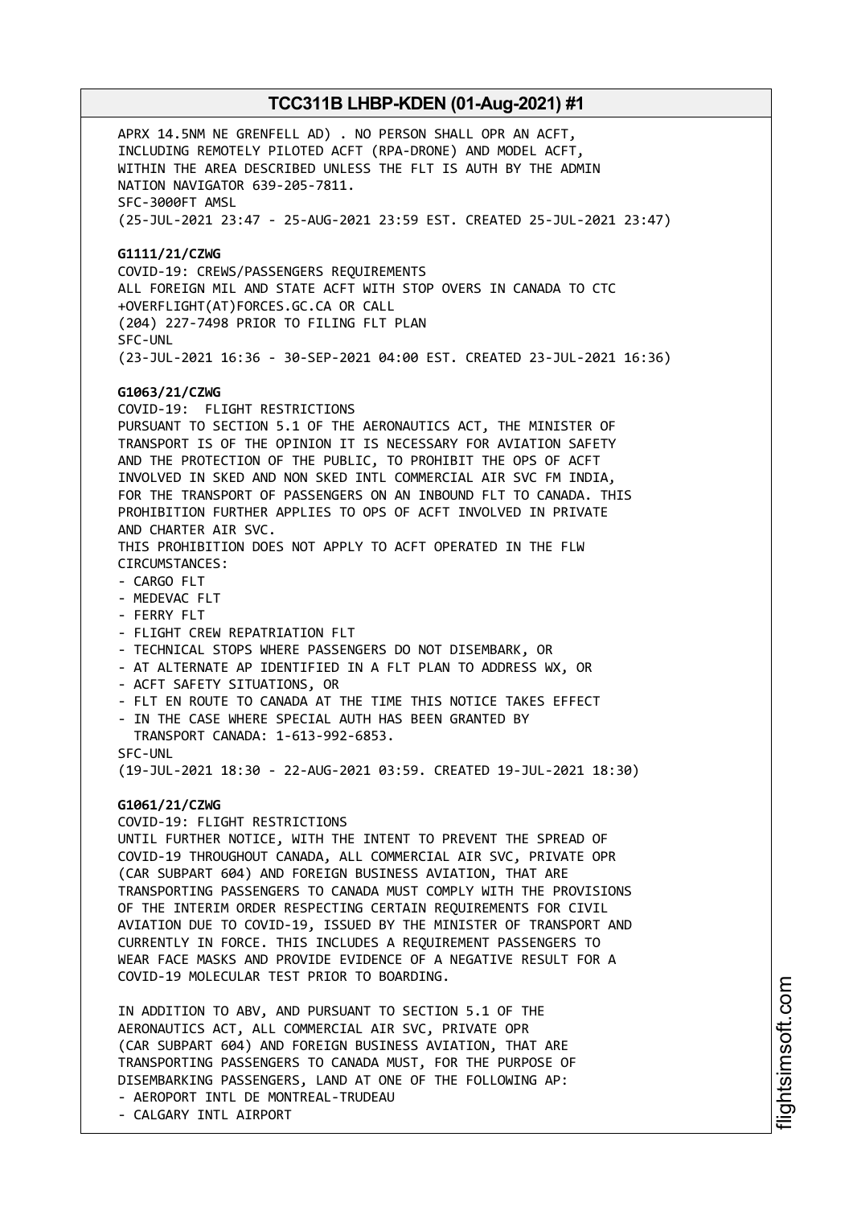APRX 14.5NM NE GRENFELL AD) . NO PERSON SHALL OPR AN ACFT, INCLUDING REMOTELY PILOTED ACFT (RPA-DRONE) AND MODEL ACFT, WITHIN THE AREA DESCRIBED UNLESS THE FLT IS AUTH BY THE ADMIN NATION NAVIGATOR 639-205-7811.
SFC-3000FT AMSL
(25-JUL-2021 23:47 - 25-AUG-2021 23:59 EST. CREATED 25-JUL-2021 23:47)

**G1111/21/CZWG**
COVID-19: CREWS/PASSENGERS REQUIREMENTS
ALL FOREIGN MIL AND STATE ACFT WITH STOP OVERS IN CANADA TO CTC +OVERFLIGHT(AT)FORCES.GC.CA OR CALL
(204) 227-7498 PRIOR TO FILING FLT PLAN
SFC-UNL
(23-JUL-2021 16:36 - 30-SEP-2021 04:00 EST. CREATED 23-JUL-2021 16:36)

**G1063/21/CZWG**
COVID-19: FLIGHT RESTRICTIONS
PURSUANT TO SECTION 5.1 OF THE AERONAUTICS ACT, THE MINISTER OF TRANSPORT IS OF THE OPINION IT IS NECESSARY FOR AVIATION SAFETY AND THE PROTECTION OF THE PUBLIC, TO PROHIBIT THE OPS OF ACFT INVOLVED IN SKED AND NON SKED INTL COMMERCIAL AIR SVC FM INDIA, FOR THE TRANSPORT OF PASSENGERS ON AN INBOUND FLT TO CANADA. THIS PROHIBITION FURTHER APPLIES TO OPS OF ACFT INVOLVED IN PRIVATE AND CHARTER AIR SVC.
THIS PROHIBITION DOES NOT APPLY TO ACFT OPERATED IN THE FLW CIRCUMSTANCES:
- CARGO FLT
- MEDEVAC FLT
- FERRY FLT
- FLIGHT CREW REPATRIATION FLT
- TECHNICAL STOPS WHERE PASSENGERS DO NOT DISEMBARK, OR
- AT ALTERNATE AP IDENTIFIED IN A FLT PLAN TO ADDRESS WX, OR
- ACFT SAFETY SITUATIONS, OR
- FLT EN ROUTE TO CANADA AT THE TIME THIS NOTICE TAKES EFFECT
- IN THE CASE WHERE SPECIAL AUTH HAS BEEN GRANTED BY TRANSPORT CANADA: 1-613-992-6853.

SFC-UNL
(19-JUL-2021 18:30 - 22-AUG-2021 03:59. CREATED 19-JUL-2021 18:30)

**G1061/21/CZWG**
COVID-19: FLIGHT RESTRICTIONS
UNTIL FURTHER NOTICE, WITH THE INTENT TO PREVENT THE SPREAD OF COVID-19 THROUGHOUT CANADA, ALL COMMERCIAL AIR SVC, PRIVATE OPR (CAR SUBPART 604) AND FOREIGN BUSINESS AVIATION, THAT ARE TRANSPORTING PASSENGERS TO CANADA MUST COMPLY WITH THE PROVISIONS OF THE INTERIM ORDER RESPECTING CERTAIN REQUIREMENTS FOR CIVIL AVIATION DUE TO COVID-19, ISSUED BY THE MINISTER OF TRANSPORT AND CURRENTLY IN FORCE. THIS INCLUDES A REQUIREMENT PASSENGERS TO WEAR FACE MASKS AND PROVIDE EVIDENCE OF A NEGATIVE RESULT FOR A COVID-19 MOLECULAR TEST PRIOR TO BOARDING.

IN ADDITION TO ABV, AND PURSUANT TO SECTION 5.1 OF THE AERONAUTICS ACT, ALL COMMERCIAL AIR SVC, PRIVATE OPR (CAR SUBPART 604) AND FOREIGN BUSINESS AVIATION, THAT ARE TRANSPORTING PASSENGERS TO CANADA MUST, FOR THE PURPOSE OF DISEMBARKING PASSENGERS, LAND AT ONE OF THE FOLLOWING AP:
- AEROPORT INTL DE MONTREAL-TRUDEAU
- CALGARY INTL AIRPORT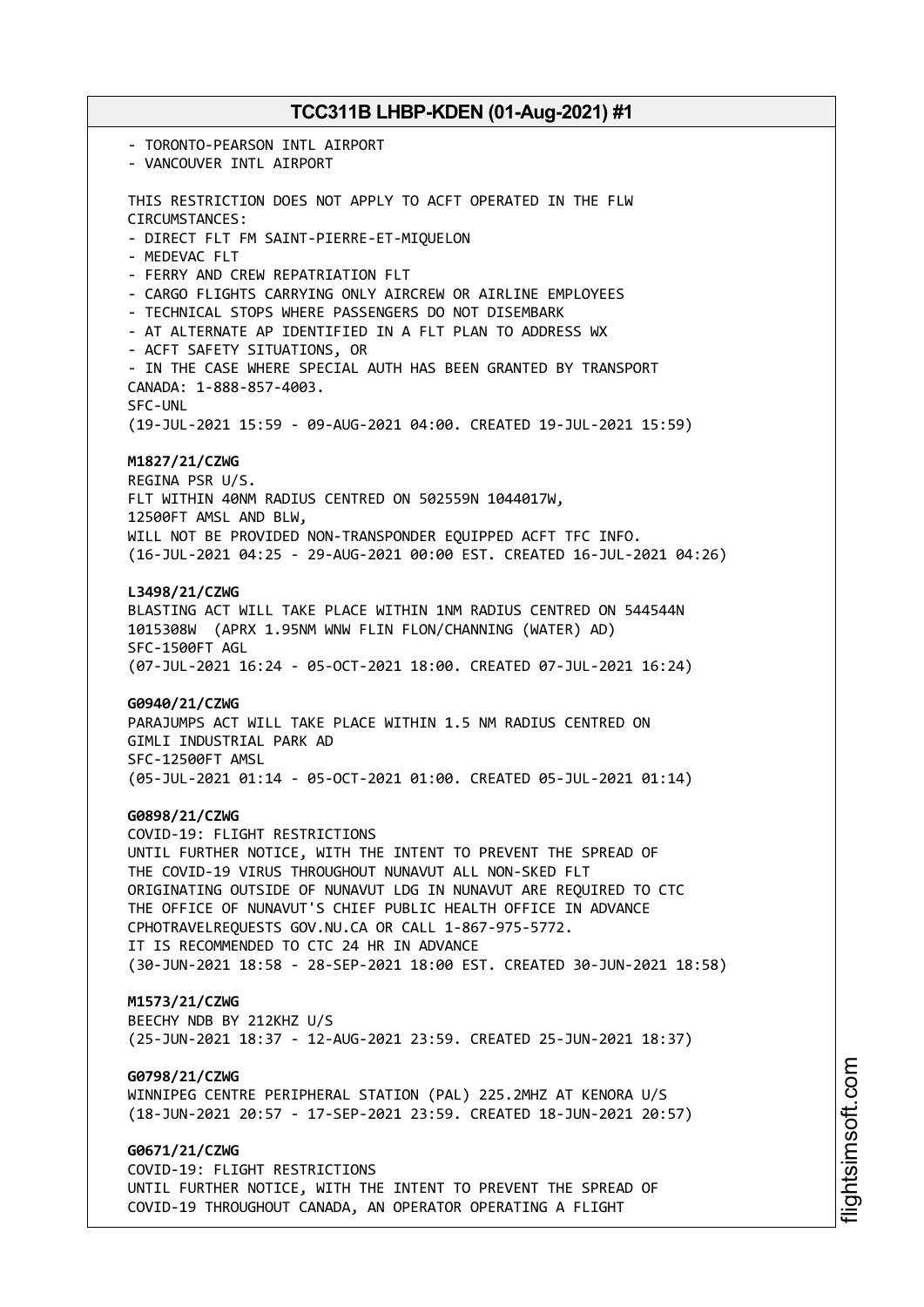- TORONTO-PEARSON INTL AIRPORT
- VANCOUVER INTL AIRPORT

THIS RESTRICTION DOES NOT APPLY TO ACFT OPERATED IN THE FLW CIRCUMSTANCES:
- DIRECT FLT FM SAINT-PIERRE-ET-MIQUELON
- MEDEVAC FLT
- FERRY AND CREW REPATRIATION FLT
- CARGO FLIGHTS CARRYING ONLY AIRCREW OR AIRLINE EMPLOYEES
- TECHNICAL STOPS WHERE PASSENGERS DO NOT DISEMBARK
- AT ALTERNATE AP IDENTIFIED IN A FLT PLAN TO ADDRESS WX
- ACFT SAFETY SITUATIONS, OR
- IN THE CASE WHERE SPECIAL AUTH HAS BEEN GRANTED BY TRANSPORT CANADA: 1-888-857-4003.

SFC-UNL
(19-JUL-2021 15:59 - 09-AUG-2021 04:00. CREATED 19-JUL-2021 15:59)

**M1827/21/CZWG**
REGINA PSR U/S.
FLT WITHIN 40NM RADIUS CENTRED ON 502559N 1044017W,
12500FT AMSL AND BLW,
WILL NOT BE PROVIDED NON-TRANSPONDER EQUIPPED ACFT TFC INFO.
(16-JUL-2021 04:25 - 29-AUG-2021 00:00 EST. CREATED 16-JUL-2021 04:26)

**L3498/21/CZWG**
BLASTING ACT WILL TAKE PLACE WITHIN 1NM RADIUS CENTRED ON 544544N 1015308W (APRX 1.95NM WNW FLIN FLON/CHANNING (WATER) AD)
SFC-1500FT AGL
(07-JUL-2021 16:24 - 05-OCT-2021 18:00. CREATED 07-JUL-2021 16:24)

**G0940/21/CZWG**
PARAJUMPS ACT WILL TAKE PLACE WITHIN 1.5 NM RADIUS CENTRED ON GIMLI INDUSTRIAL PARK AD
SFC-12500FT AMSL
(05-JUL-2021 01:14 - 05-OCT-2021 01:00. CREATED 05-JUL-2021 01:14)

**G0898/21/CZWG**
COVID-19: FLIGHT RESTRICTIONS
UNTIL FURTHER NOTICE, WITH THE INTENT TO PREVENT THE SPREAD OF THE COVID-19 VIRUS THROUGHOUT NUNAVUT ALL NON-SKED FLT ORIGINATING OUTSIDE OF NUNAVUT LDG IN NUNAVUT ARE REQUIRED TO CTC THE OFFICE OF NUNAVUT'S CHIEF PUBLIC HEALTH OFFICE IN ADVANCE CPHOTRAVELREQUESTS GOV.NU.CA OR CALL 1-867-975-5772.
IT IS RECOMMENDED TO CTC 24 HR IN ADVANCE
(30-JUN-2021 18:58 - 28-SEP-2021 18:00 EST. CREATED 30-JUN-2021 18:58)

**M1573/21/CZWG**
BEECHY NDB BY 212KHZ U/S
(25-JUN-2021 18:37 - 12-AUG-2021 23:59. CREATED 25-JUN-2021 18:37)

**G0798/21/CZWG**
WINNIPEG CENTRE PERIPHERAL STATION (PAL) 225.2MHZ AT KENORA U/S
(18-JUN-2021 20:57 - 17-SEP-2021 23:59. CREATED 18-JUN-2021 20:57)

**G0671/21/CZWG**
COVID-19: FLIGHT RESTRICTIONS
UNTIL FURTHER NOTICE, WITH THE INTENT TO PREVENT THE SPREAD OF COVID-19 THROUGHOUT CANADA, AN OPERATOR OPERATING A FLIGHT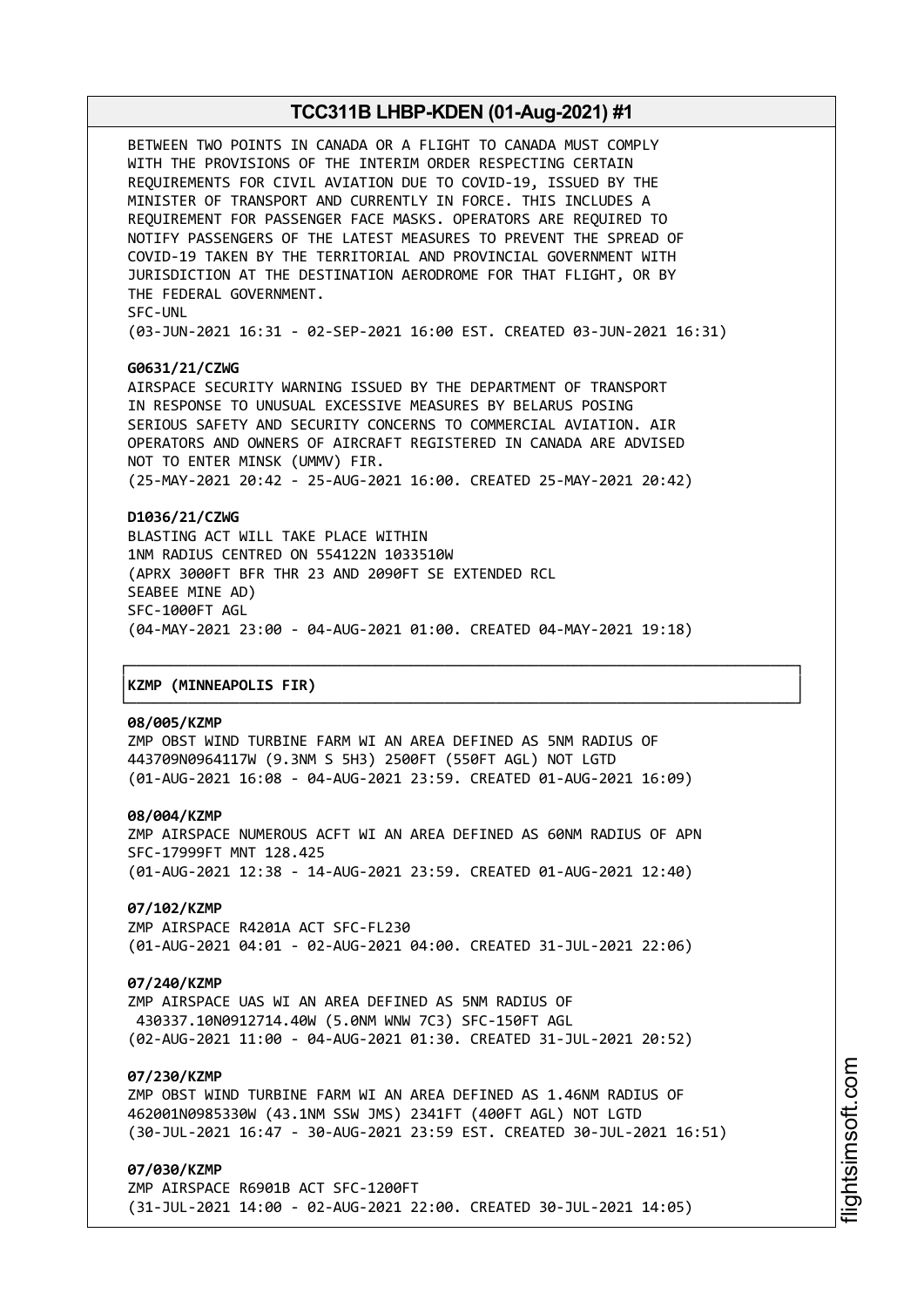BETWEEN TWO POINTS IN CANADA OR A FLIGHT TO CANADA MUST COMPLY WITH THE PROVISIONS OF THE INTERIM ORDER RESPECTING CERTAIN REQUIREMENTS FOR CIVIL AVIATION DUE TO COVID-19, ISSUED BY THE MINISTER OF TRANSPORT AND CURRENTLY IN FORCE. THIS INCLUDES A REQUIREMENT FOR PASSENGER FACE MASKS. OPERATORS ARE REQUIRED TO NOTIFY PASSENGERS OF THE LATEST MEASURES TO PREVENT THE SPREAD OF COVID-19 TAKEN BY THE TERRITORIAL AND PROVINCIAL GOVERNMENT WITH JURISDICTION AT THE DESTINATION AERODROME FOR THAT FLIGHT, OR BY THE FEDERAL GOVERNMENT.
SFC-UNL
(03-JUN-2021 16:31 - 02-SEP-2021 16:00 EST. CREATED 03-JUN-2021 16:31)

**G0631/21/CZWG**
AIRSPACE SECURITY WARNING ISSUED BY THE DEPARTMENT OF TRANSPORT IN RESPONSE TO UNUSUAL EXCESSIVE MEASURES BY BELARUS POSING SERIOUS SAFETY AND SECURITY CONCERNS TO COMMERCIAL AVIATION. AIR OPERATORS AND OWNERS OF AIRCRAFT REGISTERED IN CANADA ARE ADVISED NOT TO ENTER MINSK (UMMV) FIR.
(25-MAY-2021 20:42 - 25-AUG-2021 16:00. CREATED 25-MAY-2021 20:42)

**D1036/21/CZWG**
BLASTING ACT WILL TAKE PLACE WITHIN
1NM RADIUS CENTRED ON 554122N 1033510W
(APRX 3000FT BFR THR 23 AND 2090FT SE EXTENDED RCL
SEABEE MINE AD)
SFC-1000FT AGL
(04-MAY-2021 23:00 - 04-AUG-2021 01:00. CREATED 04-MAY-2021 19:18)

**KZMP (MINNEAPOLIS FIR)**

**08/005/KZMP**
ZMP OBST WIND TURBINE FARM WI AN AREA DEFINED AS 5NM RADIUS OF 443709N0964117W (9.3NM S 5H3) 2500FT (550FT AGL) NOT LGTD
(01-AUG-2021 16:08 - 04-AUG-2021 23:59. CREATED 01-AUG-2021 16:09)

**08/004/KZMP**
ZMP AIRSPACE NUMEROUS ACFT WI AN AREA DEFINED AS 60NM RADIUS OF APN SFC-17999FT MNT 128.425
(01-AUG-2021 12:38 - 14-AUG-2021 23:59. CREATED 01-AUG-2021 12:40)

**07/102/KZMP**
ZMP AIRSPACE R4201A ACT SFC-FL230
(01-AUG-2021 04:01 - 02-AUG-2021 04:00. CREATED 31-JUL-2021 22:06)

**07/240/KZMP**
ZMP AIRSPACE UAS WI AN AREA DEFINED AS 5NM RADIUS OF 430337.10N0912714.40W (5.0NM WNW 7C3) SFC-150FT AGL
(02-AUG-2021 11:00 - 04-AUG-2021 01:30. CREATED 31-JUL-2021 20:52)

**07/230/KZMP**
ZMP OBST WIND TURBINE FARM WI AN AREA DEFINED AS 1.46NM RADIUS OF 462001N0985330W (43.1NM SSW JMS) 2341FT (400FT AGL) NOT LGTD
(30-JUL-2021 16:47 - 30-AUG-2021 23:59 EST. CREATED 30-JUL-2021 16:51)

**07/030/KZMP**
ZMP AIRSPACE R6901B ACT SFC-1200FT
(31-JUL-2021 14:00 - 02-AUG-2021 22:00. CREATED 30-JUL-2021 14:05)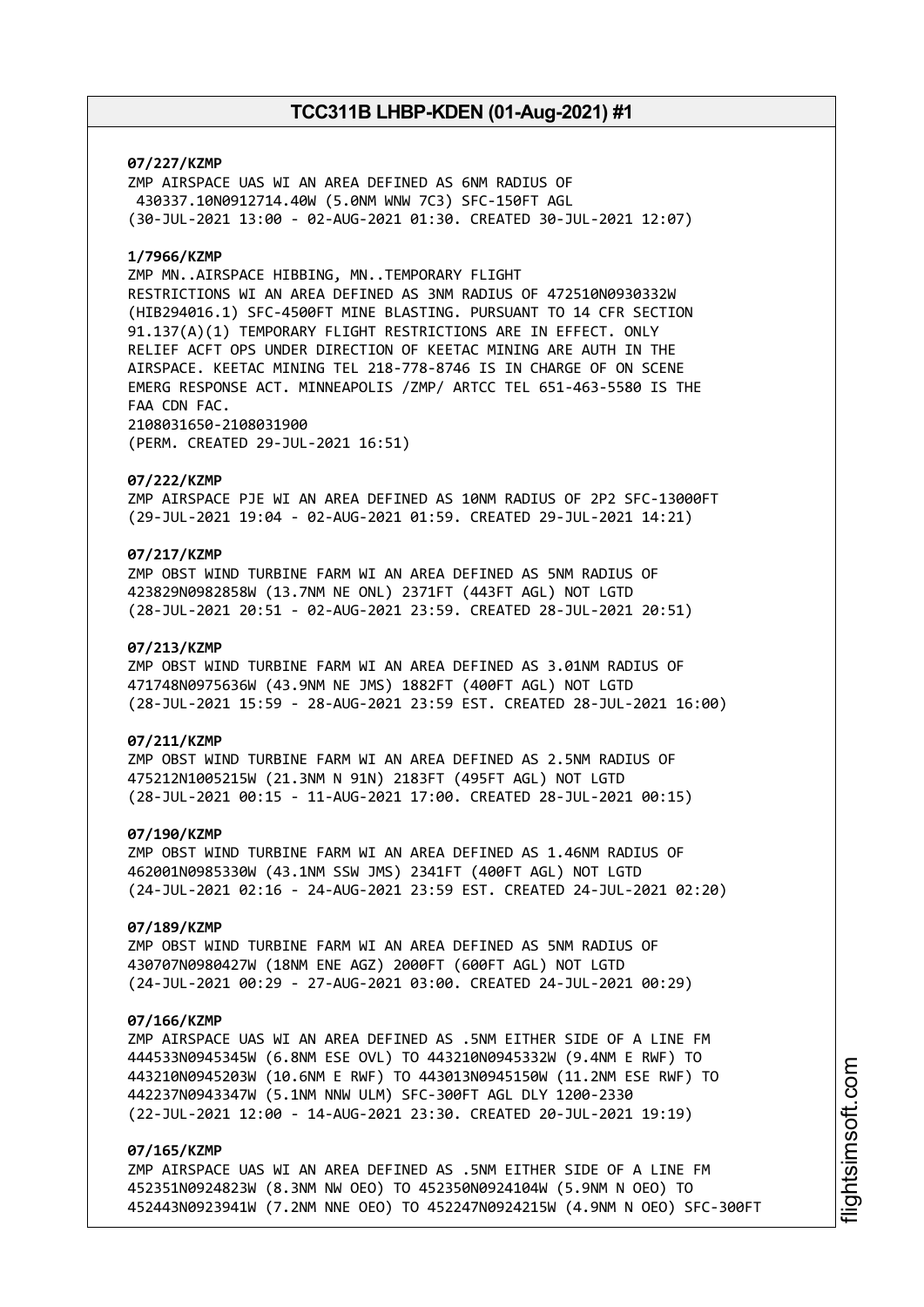**07/227/KZMP**
ZMP AIRSPACE UAS WI AN AREA DEFINED AS 6NM RADIUS OF 430337.10N0912714.40W (5.0NM WNW 7C3) SFC-150FT AGL
(30-JUL-2021 13:00 - 02-AUG-2021 01:30. CREATED 30-JUL-2021 12:07)

**1/7966/KZMP**
ZMP MN..AIRSPACE HIBBING, MN..TEMPORARY FLIGHT RESTRICTIONS WI AN AREA DEFINED AS 3NM RADIUS OF 472510N0930332W (HIB294016.1) SFC-4500FT MINE BLASTING. PURSUANT TO 14 CFR SECTION 91.137(A)(1) TEMPORARY FLIGHT RESTRICTIONS ARE IN EFFECT. ONLY RELIEF ACFT OPS UNDER DIRECTION OF KEETAC MINING ARE AUTH IN THE AIRSPACE. KEETAC MINING TEL 218-778-8746 IS IN CHARGE OF ON SCENE EMERG RESPONSE ACT. MINNEAPOLIS /ZMP/ ARTCC TEL 651-463-5580 IS THE FAA CDN FAC.
2108031650-2108031900
(PERM. CREATED 29-JUL-2021 16:51)

**07/222/KZMP**
ZMP AIRSPACE PJE WI AN AREA DEFINED AS 10NM RADIUS OF 2P2 SFC-13000FT
(29-JUL-2021 19:04 - 02-AUG-2021 01:59. CREATED 29-JUL-2021 14:21)

**07/217/KZMP**
ZMP OBST WIND TURBINE FARM WI AN AREA DEFINED AS 5NM RADIUS OF 423829N0982858W (13.7NM NE ONL) 2371FT (443FT AGL) NOT LGTD
(28-JUL-2021 20:51 - 02-AUG-2021 23:59. CREATED 28-JUL-2021 20:51)

**07/213/KZMP**
ZMP OBST WIND TURBINE FARM WI AN AREA DEFINED AS 3.01NM RADIUS OF 471748N0975636W (43.9NM NE JMS) 1882FT (400FT AGL) NOT LGTD
(28-JUL-2021 15:59 - 28-AUG-2021 23:59 EST. CREATED 28-JUL-2021 16:00)

**07/211/KZMP**
ZMP OBST WIND TURBINE FARM WI AN AREA DEFINED AS 2.5NM RADIUS OF 475212N1005215W (21.3NM N 91N) 2183FT (495FT AGL) NOT LGTD
(28-JUL-2021 00:15 - 11-AUG-2021 17:00. CREATED 28-JUL-2021 00:15)

**07/190/KZMP**
ZMP OBST WIND TURBINE FARM WI AN AREA DEFINED AS 1.46NM RADIUS OF 462001N0985330W (43.1NM SSW JMS) 2341FT (400FT AGL) NOT LGTD
(24-JUL-2021 02:16 - 24-AUG-2021 23:59 EST. CREATED 24-JUL-2021 02:20)

**07/189/KZMP**
ZMP OBST WIND TURBINE FARM WI AN AREA DEFINED AS 5NM RADIUS OF 430707N0980427W (18NM ENE AGZ) 2000FT (600FT AGL) NOT LGTD
(24-JUL-2021 00:29 - 27-AUG-2021 03:00. CREATED 24-JUL-2021 00:29)

**07/166/KZMP**
ZMP AIRSPACE UAS WI AN AREA DEFINED AS .5NM EITHER SIDE OF A LINE FM 444533N0945345W (6.8NM ESE OVL) TO 443210N0945332W (9.4NM E RWF) TO 443210N0945203W (10.6NM E RWF) TO 443013N0945150W (11.2NM ESE RWF) TO 442237N0943347W (5.1NM NNW ULM) SFC-300FT AGL DLY 1200-2330
(22-JUL-2021 12:00 - 14-AUG-2021 23:30. CREATED 20-JUL-2021 19:19)

**07/165/KZMP**
ZMP AIRSPACE UAS WI AN AREA DEFINED AS .5NM EITHER SIDE OF A LINE FM 452351N0924823W (8.3NM NW OEO) TO 452350N0924104W (5.9NM N OEO) TO 452443N0923941W (7.2NM NNE OEO) TO 452247N0924215W (4.9NM N OEO) SFC-300FT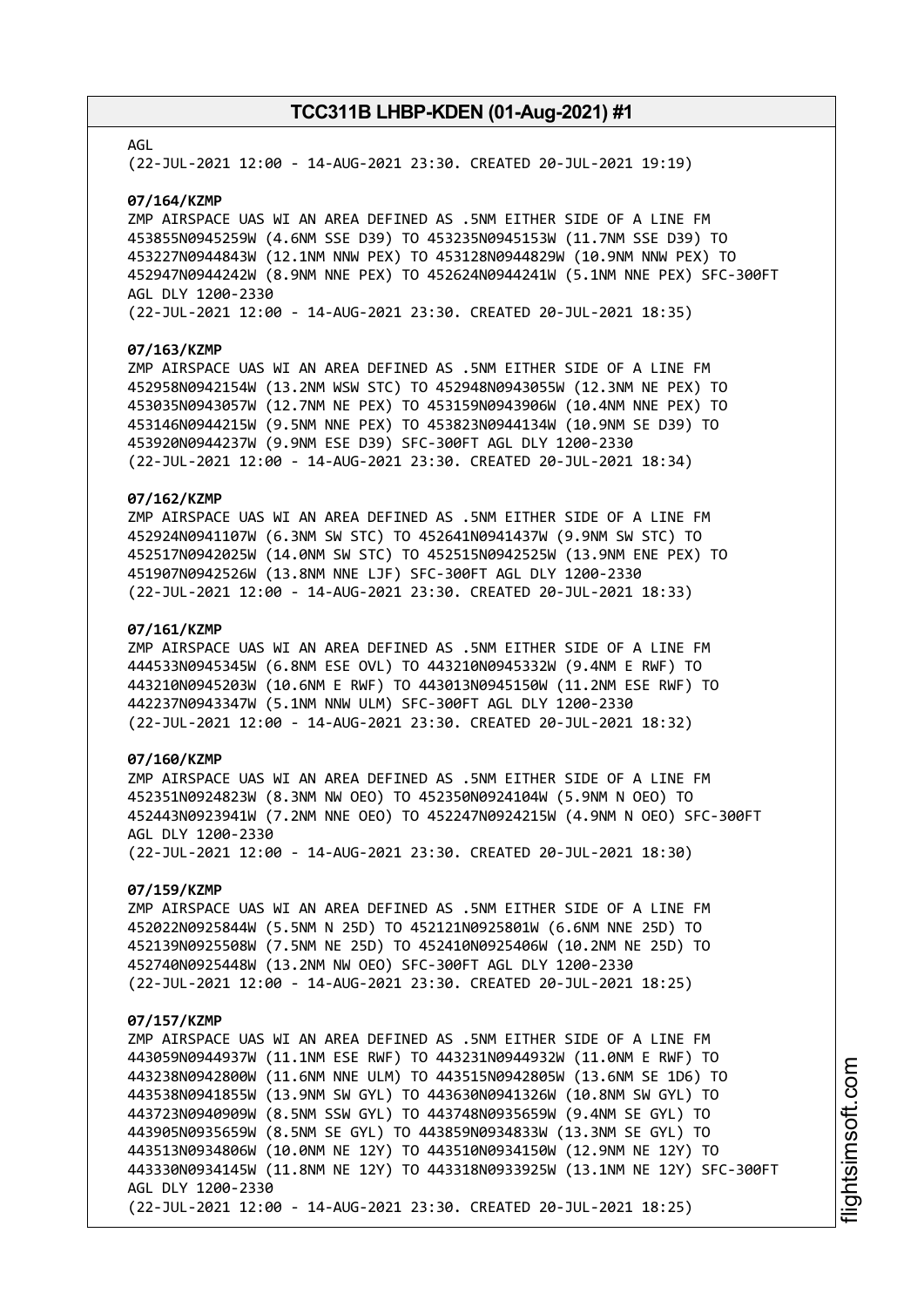AGL
(22-JUL-2021 12:00 - 14-AUG-2021 23:30. CREATED 20-JUL-2021 19:19)

**07/164/KZMP**
ZMP AIRSPACE UAS WI AN AREA DEFINED AS .5NM EITHER SIDE OF A LINE FM 453855N0945259W (4.6NM SSE D39) TO 453235N0945153W (11.7NM SSE D39) TO 453227N0944843W (12.1NM NNW PEX) TO 453128N0944829W (10.9NM NNW PEX) TO 452947N0944242W (8.9NM NNE PEX) TO 452624N0944241W (5.1NM NNE PEX) SFC-300FT AGL DLY 1200-2330
(22-JUL-2021 12:00 - 14-AUG-2021 23:30. CREATED 20-JUL-2021 18:35)

**07/163/KZMP**
ZMP AIRSPACE UAS WI AN AREA DEFINED AS .5NM EITHER SIDE OF A LINE FM 452958N0942154W (13.2NM WSW STC) TO 452948N0943055W (12.3NM NE PEX) TO 453035N0943057W (12.7NM NE PEX) TO 453159N0943906W (10.4NM NNE PEX) TO 453146N0944215W (9.5NM NNE PEX) TO 453823N0944134W (10.9NM SE D39) TO 453920N0944237W (9.9NM ESE D39) SFC-300FT AGL DLY 1200-2330
(22-JUL-2021 12:00 - 14-AUG-2021 23:30. CREATED 20-JUL-2021 18:34)

**07/162/KZMP**
ZMP AIRSPACE UAS WI AN AREA DEFINED AS .5NM EITHER SIDE OF A LINE FM 452924N0941107W (6.3NM SW STC) TO 452641N0941437W (9.9NM SW STC) TO 452517N0942025W (14.0NM SW STC) TO 452515N0942525W (13.9NM ENE PEX) TO 451907N0942526W (13.8NM NNE LJF) SFC-300FT AGL DLY 1200-2330
(22-JUL-2021 12:00 - 14-AUG-2021 23:30. CREATED 20-JUL-2021 18:33)

**07/161/KZMP**
ZMP AIRSPACE UAS WI AN AREA DEFINED AS .5NM EITHER SIDE OF A LINE FM 444533N0945345W (6.8NM ESE OVL) TO 443210N0945332W (9.4NM E RWF) TO 443210N0945203W (10.6NM E RWF) TO 443013N0945150W (11.2NM ESE RWF) TO 442237N0943347W (5.1NM NNW ULM) SFC-300FT AGL DLY 1200-2330
(22-JUL-2021 12:00 - 14-AUG-2021 23:30. CREATED 20-JUL-2021 18:32)

**07/160/KZMP**
ZMP AIRSPACE UAS WI AN AREA DEFINED AS .5NM EITHER SIDE OF A LINE FM 452351N0924823W (8.3NM NW OEO) TO 452350N0924104W (5.9NM N OEO) TO 452443N0923941W (7.2NM NNE OEO) TO 452247N0924215W (4.9NM N OEO) SFC-300FT AGL DLY 1200-2330
(22-JUL-2021 12:00 - 14-AUG-2021 23:30. CREATED 20-JUL-2021 18:30)

**07/159/KZMP**
ZMP AIRSPACE UAS WI AN AREA DEFINED AS .5NM EITHER SIDE OF A LINE FM 452022N0925844W (5.5NM N 25D) TO 452121N0925801W (6.6NM NNE 25D) TO 452139N0925508W (7.5NM NE 25D) TO 452410N0925406W (10.2NM NE 25D) TO 452740N0925448W (13.2NM NW OEO) SFC-300FT AGL DLY 1200-2330
(22-JUL-2021 12:00 - 14-AUG-2021 23:30. CREATED 20-JUL-2021 18:25)

**07/157/KZMP**
ZMP AIRSPACE UAS WI AN AREA DEFINED AS .5NM EITHER SIDE OF A LINE FM 443059N0944937W (11.1NM ESE RWF) TO 443231N0944932W (11.0NM E RWF) TO 443238N0942800W (11.6NM NNE ULM) TO 443515N0942805W (13.6NM SE 1D6) TO 443538N0941855W (13.9NM SW GYL) TO 443630N0941326W (10.8NM SW GYL) TO 443723N0940909W (8.5NM SSW GYL) TO 443748N0935659W (9.4NM SE GYL) TO 443905N0935659W (8.5NM SE GYL) TO 443859N0934833W (13.3NM SE GYL) TO 443513N0934806W (10.0NM NE 12Y) TO 443510N0934150W (12.9NM NE 12Y) TO 443330N0934145W (11.8NM NE 12Y) TO 443318N0933925W (13.1NM NE 12Y) SFC-300FT AGL DLY 1200-2330
(22-JUL-2021 12:00 - 14-AUG-2021 23:30. CREATED 20-JUL-2021 18:25)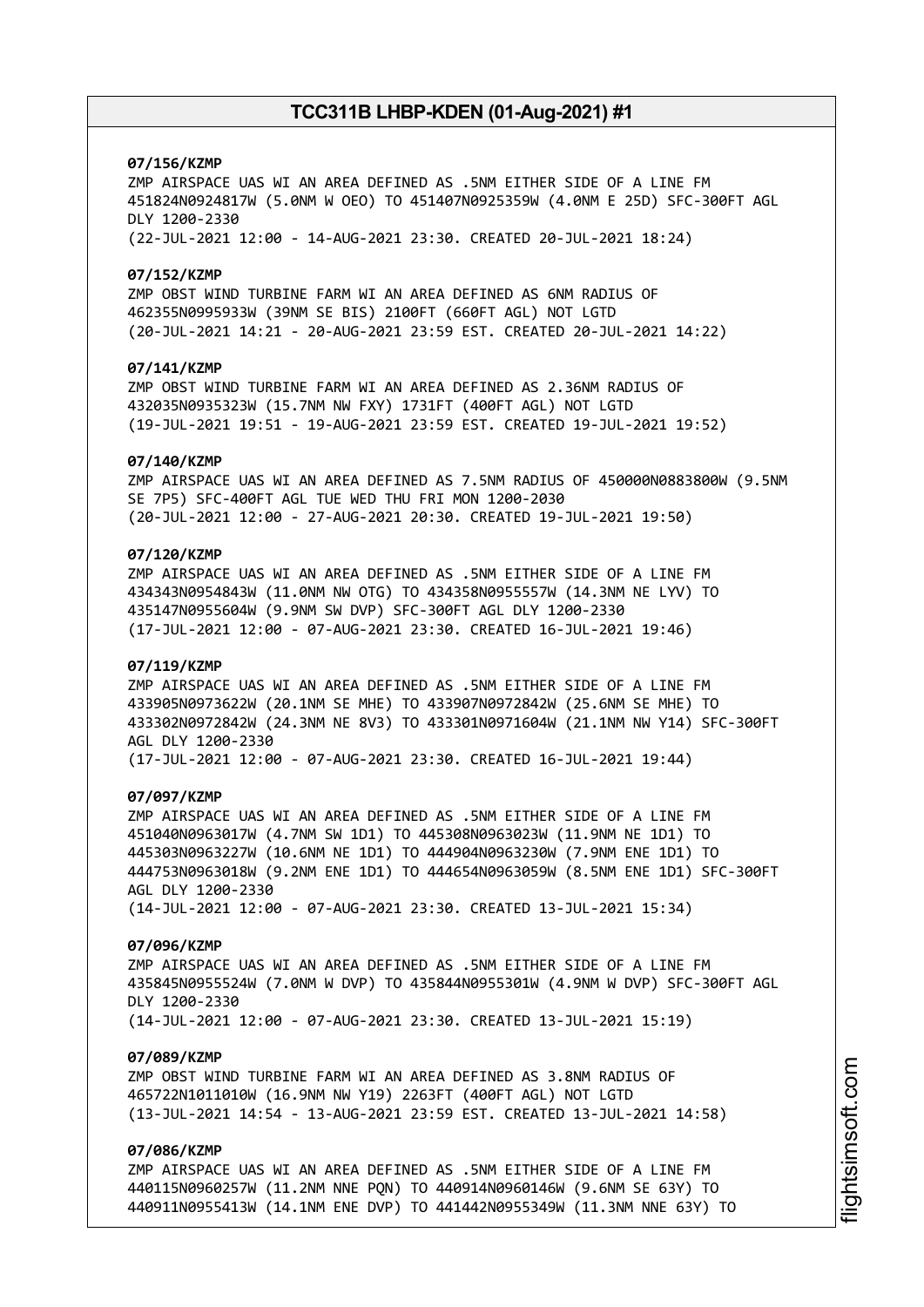**07/156/KZMP**
ZMP AIRSPACE UAS WI AN AREA DEFINED AS .5NM EITHER SIDE OF A LINE FM 451824N0924817W (5.0NM W OEO) TO 451407N0925359W (4.0NM E 25D) SFC-300FT AGL DLY 1200-2330
(22-JUL-2021 12:00 - 14-AUG-2021 23:30. CREATED 20-JUL-2021 18:24)

**07/152/KZMP**
ZMP OBST WIND TURBINE FARM WI AN AREA DEFINED AS 6NM RADIUS OF 462355N0995933W (39NM SE BIS) 2100FT (660FT AGL) NOT LGTD
(20-JUL-2021 14:21 - 20-AUG-2021 23:59 EST. CREATED 20-JUL-2021 14:22)

**07/141/KZMP**
ZMP OBST WIND TURBINE FARM WI AN AREA DEFINED AS 2.36NM RADIUS OF 432035N0935323W (15.7NM NW FXY) 1731FT (400FT AGL) NOT LGTD
(19-JUL-2021 19:51 - 19-AUG-2021 23:59 EST. CREATED 19-JUL-2021 19:52)

**07/140/KZMP**
ZMP AIRSPACE UAS WI AN AREA DEFINED AS 7.5NM RADIUS OF 450000N0883800W (9.5NM SE 7P5) SFC-400FT AGL TUE WED THU FRI MON 1200-2030
(20-JUL-2021 12:00 - 27-AUG-2021 20:30. CREATED 19-JUL-2021 19:50)

**07/120/KZMP**
ZMP AIRSPACE UAS WI AN AREA DEFINED AS .5NM EITHER SIDE OF A LINE FM 434343N0954843W (11.0NM NW OTG) TO 434358N0955557W (14.3NM NE LYV) TO 435147N0955604W (9.9NM SW DVP) SFC-300FT AGL DLY 1200-2330
(17-JUL-2021 12:00 - 07-AUG-2021 23:30. CREATED 16-JUL-2021 19:46)

**07/119/KZMP**
ZMP AIRSPACE UAS WI AN AREA DEFINED AS .5NM EITHER SIDE OF A LINE FM 433905N0973622W (20.1NM SE MHE) TO 433907N0972842W (25.6NM SE MHE) TO 433302N0972842W (24.3NM NE 8V3) TO 433301N0971604W (21.1NM NW Y14) SFC-300FT AGL DLY 1200-2330
(17-JUL-2021 12:00 - 07-AUG-2021 23:30. CREATED 16-JUL-2021 19:44)

**07/097/KZMP**
ZMP AIRSPACE UAS WI AN AREA DEFINED AS .5NM EITHER SIDE OF A LINE FM 451040N0963017W (4.7NM SW 1D1) TO 445308N0963023W (11.9NM NE 1D1) TO 445303N0963227W (10.6NM NE 1D1) TO 444904N0963230W (7.9NM ENE 1D1) TO 444753N0963018W (9.2NM ENE 1D1) TO 444654N0963059W (8.5NM ENE 1D1) SFC-300FT AGL DLY 1200-2330
(14-JUL-2021 12:00 - 07-AUG-2021 23:30. CREATED 13-JUL-2021 15:34)

**07/096/KZMP**
ZMP AIRSPACE UAS WI AN AREA DEFINED AS .5NM EITHER SIDE OF A LINE FM 435845N0955524W (7.0NM W DVP) TO 435844N0955301W (4.9NM W DVP) SFC-300FT AGL DLY 1200-2330
(14-JUL-2021 12:00 - 07-AUG-2021 23:30. CREATED 13-JUL-2021 15:19)

**07/089/KZMP**
ZMP OBST WIND TURBINE FARM WI AN AREA DEFINED AS 3.8NM RADIUS OF 465722N1011010W (16.9NM NW Y19) 2263FT (400FT AGL) NOT LGTD
(13-JUL-2021 14:54 - 13-AUG-2021 23:59 EST. CREATED 13-JUL-2021 14:58)

**07/086/KZMP**
ZMP AIRSPACE UAS WI AN AREA DEFINED AS .5NM EITHER SIDE OF A LINE FM 440115N0960257W (11.2NM NNE PQN) TO 440914N0960146W (9.6NM SE 63Y) TO 440911N0955413W (14.1NM ENE DVP) TO 441442N0955349W (11.3NM NNE 63Y) TO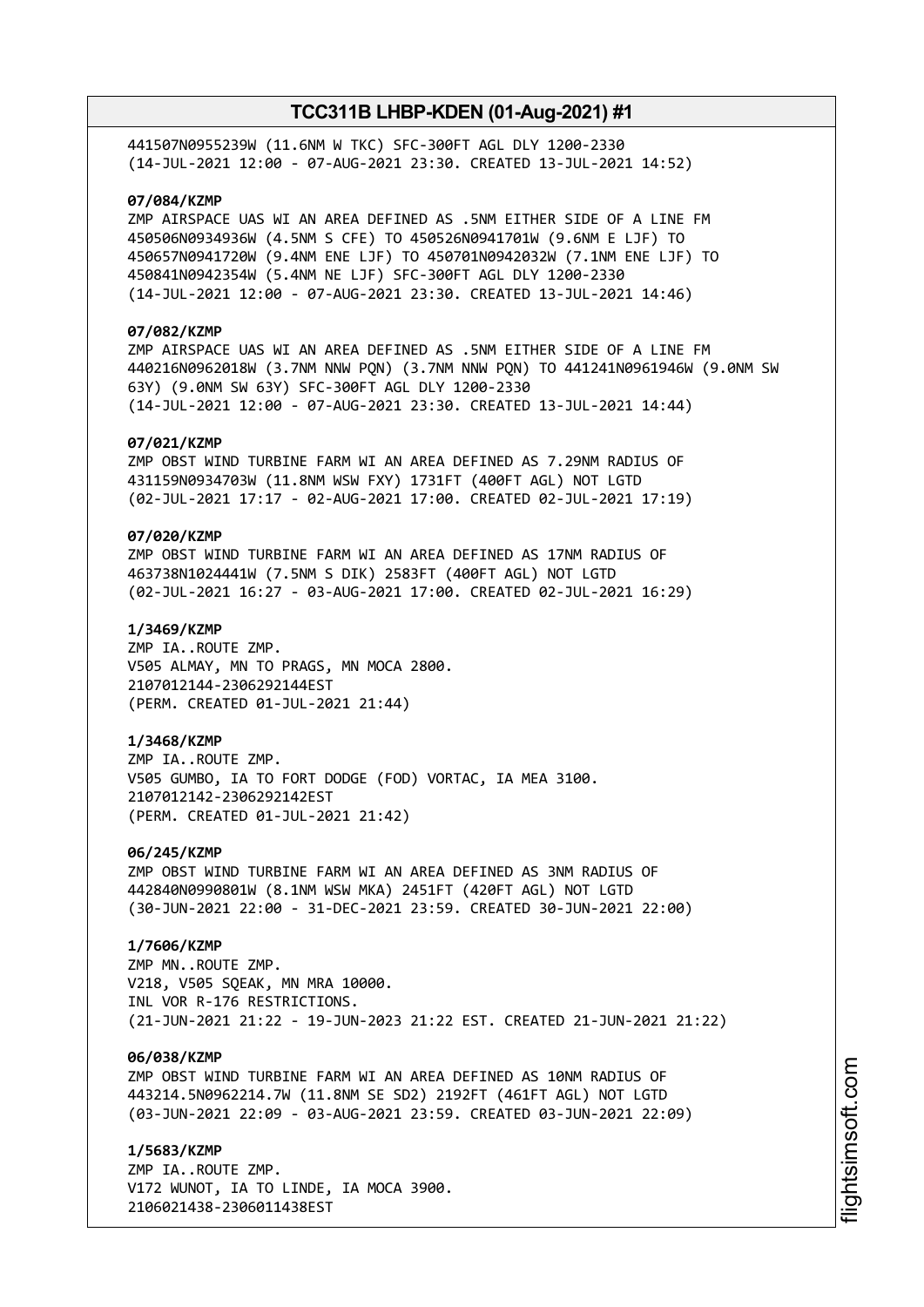441507N0955239W (11.6NM W TKC) SFC-300FT AGL DLY 1200-2330
(14-JUL-2021 12:00 - 07-AUG-2021 23:30. CREATED 13-JUL-2021 14:52)

**07/084/KZMP**
ZMP AIRSPACE UAS WI AN AREA DEFINED AS .5NM EITHER SIDE OF A LINE FM
450506N0934936W (4.5NM S CFE) TO 450526N0941701W (9.6NM E LJF) TO
450657N0941720W (9.4NM ENE LJF) TO 450701N0942032W (7.1NM ENE LJF) TO
450841N0942354W (5.4NM NE LJF) SFC-300FT AGL DLY 1200-2330
(14-JUL-2021 12:00 - 07-AUG-2021 23:30. CREATED 13-JUL-2021 14:46)

**07/082/KZMP**
ZMP AIRSPACE UAS WI AN AREA DEFINED AS .5NM EITHER SIDE OF A LINE FM
440216N0962018W (3.7NM NNW PQN) (3.7NM NNW PQN) TO 441241N0961946W (9.0NM SW
63Y) (9.0NM SW 63Y) SFC-300FT AGL DLY 1200-2330
(14-JUL-2021 12:00 - 07-AUG-2021 23:30. CREATED 13-JUL-2021 14:44)

**07/021/KZMP**
ZMP OBST WIND TURBINE FARM WI AN AREA DEFINED AS 7.29NM RADIUS OF
431159N0934703W (11.8NM WSW FXY) 1731FT (400FT AGL) NOT LGTD
(02-JUL-2021 17:17 - 02-AUG-2021 17:00. CREATED 02-JUL-2021 17:19)

**07/020/KZMP**
ZMP OBST WIND TURBINE FARM WI AN AREA DEFINED AS 17NM RADIUS OF
463738N1024441W (7.5NM S DIK) 2583FT (400FT AGL) NOT LGTD
(02-JUL-2021 16:27 - 03-AUG-2021 17:00. CREATED 02-JUL-2021 16:29)

**1/3469/KZMP**
ZMP IA..ROUTE ZMP.
V505 ALMAY, MN TO PRAGS, MN MOCA 2800.
2107012144-2306292144EST
(PERM. CREATED 01-JUL-2021 21:44)

**1/3468/KZMP**
ZMP IA..ROUTE ZMP.
V505 GUMBO, IA TO FORT DODGE (FOD) VORTAC, IA MEA 3100.
2107012142-2306292142EST
(PERM. CREATED 01-JUL-2021 21:42)

**06/245/KZMP**
ZMP OBST WIND TURBINE FARM WI AN AREA DEFINED AS 3NM RADIUS OF
442840N0990801W (8.1NM WSW MKA) 2451FT (420FT AGL) NOT LGTD
(30-JUN-2021 22:00 - 31-DEC-2021 23:59. CREATED 30-JUN-2021 22:00)

**1/7606/KZMP**
ZMP MN..ROUTE ZMP.
V218, V505 SQEAK, MN MRA 10000.
INL VOR R-176 RESTRICTIONS.
(21-JUN-2021 21:22 - 19-JUN-2023 21:22 EST. CREATED 21-JUN-2021 21:22)

**06/038/KZMP**
ZMP OBST WIND TURBINE FARM WI AN AREA DEFINED AS 10NM RADIUS OF
443214.5N0962214.7W (11.8NM SE SD2) 2192FT (461FT AGL) NOT LGTD
(03-JUN-2021 22:09 - 03-AUG-2021 23:59. CREATED 03-JUN-2021 22:09)

**1/5683/KZMP**
ZMP IA..ROUTE ZMP.
V172 WUNOT, IA TO LINDE, IA MOCA 3900.
2106021438-2306011438EST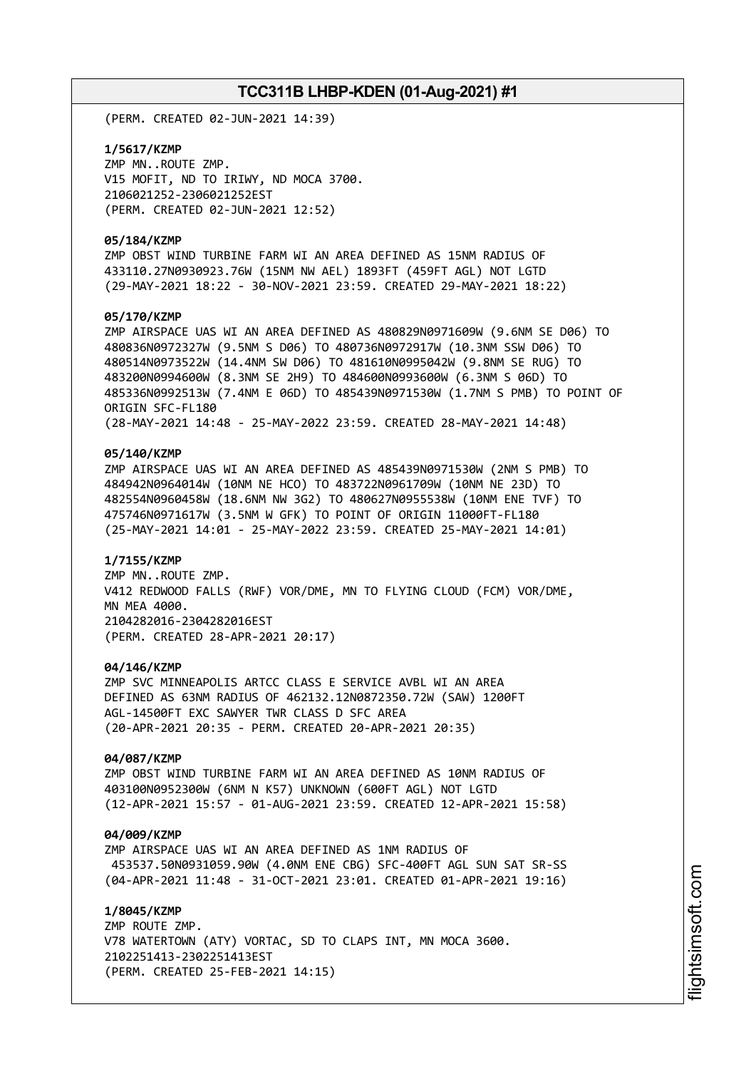(PERM. CREATED 02-JUN-2021 14:39)

**1/5617/KZMP**
ZMP MN..ROUTE ZMP.
V15 MOFIT, ND TO IRIWY, ND MOCA 3700.
2106021252-2306021252EST
(PERM. CREATED 02-JUN-2021 12:52)

**05/184/KZMP**
ZMP OBST WIND TURBINE FARM WI AN AREA DEFINED AS 15NM RADIUS OF
433110.27N0930923.76W (15NM NW AEL) 1893FT (459FT AGL) NOT LGTD
(29-MAY-2021 18:22 - 30-NOV-2021 23:59. CREATED 29-MAY-2021 18:22)

**05/170/KZMP**
ZMP AIRSPACE UAS WI AN AREA DEFINED AS 480829N0971609W (9.6NM SE D06) TO
480836N0972327W (9.5NM S D06) TO 480736N0972917W (10.3NM SSW D06) TO
480514N0973522W (14.4NM SW D06) TO 481610N0995042W (9.8NM SE RUG) TO
483200N0994600W (8.3NM SE 2H9) TO 484600N0993600W (6.3NM S 06D) TO
485336N0992513W (7.4NM E 06D) TO 485439N0971530W (1.7NM S PMB) TO POINT OF
ORIGIN SFC-FL180
(28-MAY-2021 14:48 - 25-MAY-2022 23:59. CREATED 28-MAY-2021 14:48)

**05/140/KZMP**
ZMP AIRSPACE UAS WI AN AREA DEFINED AS 485439N0971530W (2NM S PMB) TO
484942N0964014W (10NM NE HCO) TO 483722N0961709W (10NM NE 23D) TO
482554N0960458W (18.6NM NW 3G2) TO 480627N0955538W (10NM ENE TVF) TO
475746N0971617W (3.5NM W GFK) TO POINT OF ORIGIN 11000FT-FL180
(25-MAY-2021 14:01 - 25-MAY-2022 23:59. CREATED 25-MAY-2021 14:01)

**1/7155/KZMP**
ZMP MN..ROUTE ZMP.
V412 REDWOOD FALLS (RWF) VOR/DME, MN TO FLYING CLOUD (FCM) VOR/DME,
MN MEA 4000.
2104282016-2304282016EST
(PERM. CREATED 28-APR-2021 20:17)

**04/146/KZMP**
ZMP SVC MINNEAPOLIS ARTCC CLASS E SERVICE AVBL WI AN AREA
DEFINED AS 63NM RADIUS OF 462132.12N0872350.72W (SAW) 1200FT
AGL-14500FT EXC SAWYER TWR CLASS D SFC AREA
(20-APR-2021 20:35 - PERM. CREATED 20-APR-2021 20:35)

**04/087/KZMP**
ZMP OBST WIND TURBINE FARM WI AN AREA DEFINED AS 10NM RADIUS OF
403100N0952300W (6NM N K57) UNKNOWN (600FT AGL) NOT LGTD
(12-APR-2021 15:57 - 01-AUG-2021 23:59. CREATED 12-APR-2021 15:58)

**04/009/KZMP**
ZMP AIRSPACE UAS WI AN AREA DEFINED AS 1NM RADIUS OF
453537.50N0931059.90W (4.0NM ENE CBG) SFC-400FT AGL SUN SAT SR-SS
(04-APR-2021 11:48 - 31-OCT-2021 23:01. CREATED 01-APR-2021 19:16)

**1/8045/KZMP**
ZMP ROUTE ZMP.
V78 WATERTOWN (ATY) VORTAC, SD TO CLAPS INT, MN MOCA 3600.
2102251413-2302251413EST
(PERM. CREATED 25-FEB-2021 14:15)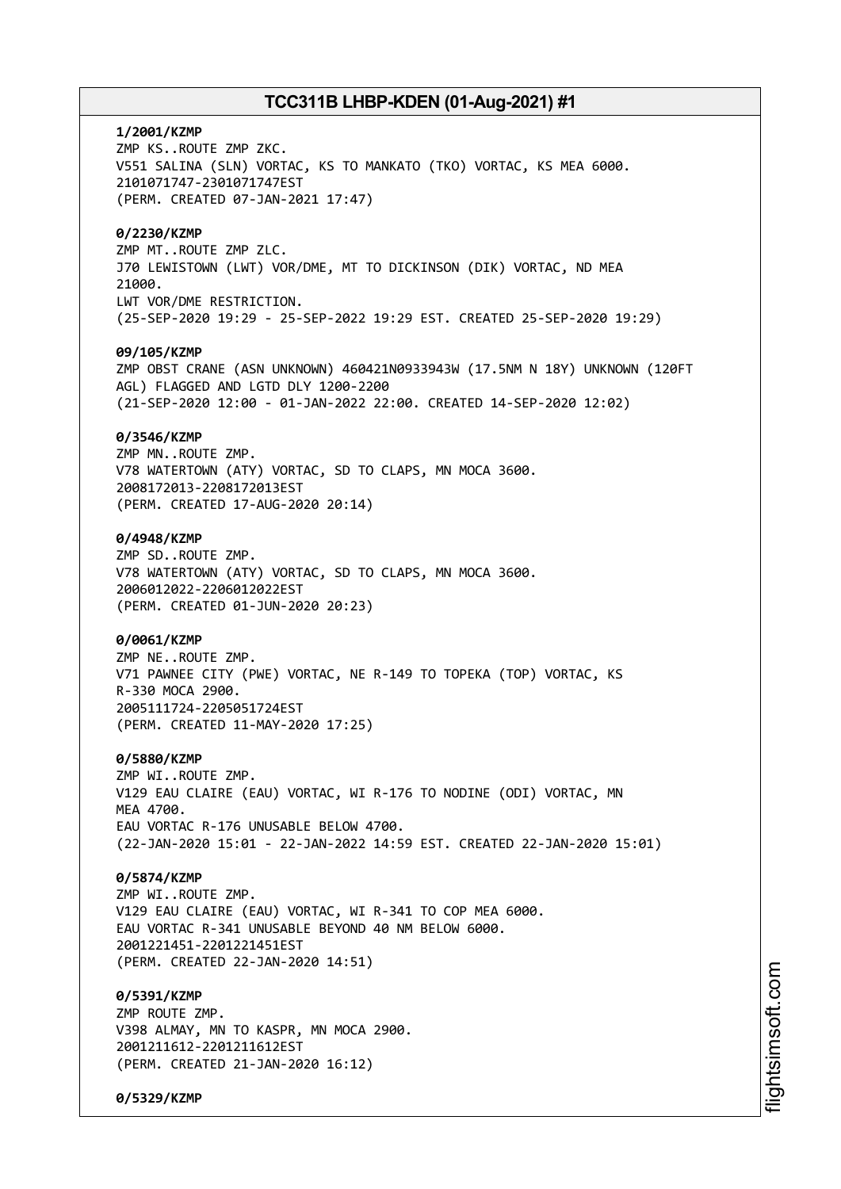**1/2001/KZMP**
ZMP KS..ROUTE ZMP ZKC.
V551 SALINA (SLN) VORTAC, KS TO MANKATO (TKO) VORTAC, KS MEA 6000.
2101071747-2301071747EST
(PERM. CREATED 07-JAN-2021 17:47)

**0/2230/KZMP**
ZMP MT..ROUTE ZMP ZLC.
J70 LEWISTOWN (LWT) VOR/DME, MT TO DICKINSON (DIK) VORTAC, ND MEA
21000.
LWT VOR/DME RESTRICTION.
(25-SEP-2020 19:29 - 25-SEP-2022 19:29 EST. CREATED 25-SEP-2020 19:29)

**09/105/KZMP**
ZMP OBST CRANE (ASN UNKNOWN) 460421N0933943W (17.5NM N 18Y) UNKNOWN (120FT
AGL) FLAGGED AND LGTD DLY 1200-2200
(21-SEP-2020 12:00 - 01-JAN-2022 22:00. CREATED 14-SEP-2020 12:02)

**0/3546/KZMP**
ZMP MN..ROUTE ZMP.
V78 WATERTOWN (ATY) VORTAC, SD TO CLAPS, MN MOCA 3600.
2008172013-2208172013EST
(PERM. CREATED 17-AUG-2020 20:14)

**0/4948/KZMP**
ZMP SD..ROUTE ZMP.
V78 WATERTOWN (ATY) VORTAC, SD TO CLAPS, MN MOCA 3600.
2006012022-2206012022EST
(PERM. CREATED 01-JUN-2020 20:23)

**0/0061/KZMP**
ZMP NE..ROUTE ZMP.
V71 PAWNEE CITY (PWE) VORTAC, NE R-149 TO TOPEKA (TOP) VORTAC, KS
R-330 MOCA 2900.
2005111724-2205051724EST
(PERM. CREATED 11-MAY-2020 17:25)

**0/5880/KZMP**
ZMP WI..ROUTE ZMP.
V129 EAU CLAIRE (EAU) VORTAC, WI R-176 TO NODINE (ODI) VORTAC, MN
MEA 4700.
EAU VORTAC R-176 UNUSABLE BELOW 4700.
(22-JAN-2020 15:01 - 22-JAN-2022 14:59 EST. CREATED 22-JAN-2020 15:01)

**0/5874/KZMP**
ZMP WI..ROUTE ZMP.
V129 EAU CLAIRE (EAU) VORTAC, WI R-341 TO COP MEA 6000.
EAU VORTAC R-341 UNUSABLE BEYOND 40 NM BELOW 6000.
2001221451-2201221451EST
(PERM. CREATED 22-JAN-2020 14:51)

**0/5391/KZMP**
ZMP ROUTE ZMP.
V398 ALMAY, MN TO KASPR, MN MOCA 2900.
2001211612-2201211612EST
(PERM. CREATED 21-JAN-2020 16:12)

**0/5329/KZMP**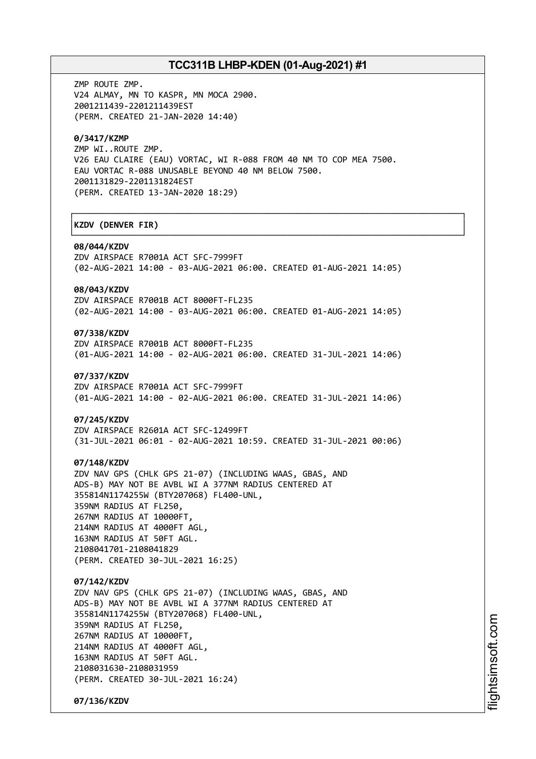ZMP ROUTE ZMP.
V24 ALMAY, MN TO KASPR, MN MOCA 2900.
2001211439-2201211439EST
(PERM. CREATED 21-JAN-2020 14:40)

**0/3417/KZMP**
ZMP WI..ROUTE ZMP.
V26 EAU CLAIRE (EAU) VORTAC, WI R-088 FROM 40 NM TO COP MEA 7500.
EAU VORTAC R-088 UNUSABLE BEYOND 40 NM BELOW 7500.
2001131829-2201131824EST
(PERM. CREATED 13-JAN-2020 18:29)

## KZDV (DENVER FIR)

**08/044/KZDV**
ZDV AIRSPACE R7001A ACT SFC-7999FT
(02-AUG-2021 14:00 - 03-AUG-2021 06:00. CREATED 01-AUG-2021 14:05)

**08/043/KZDV**
ZDV AIRSPACE R7001B ACT 8000FT-FL235
(02-AUG-2021 14:00 - 03-AUG-2021 06:00. CREATED 01-AUG-2021 14:05)

**07/338/KZDV**
ZDV AIRSPACE R7001B ACT 8000FT-FL235
(01-AUG-2021 14:00 - 02-AUG-2021 06:00. CREATED 31-JUL-2021 14:06)

**07/337/KZDV**
ZDV AIRSPACE R7001A ACT SFC-7999FT
(01-AUG-2021 14:00 - 02-AUG-2021 06:00. CREATED 31-JUL-2021 14:06)

**07/245/KZDV**
ZDV AIRSPACE R2601A ACT SFC-12499FT
(31-JUL-2021 06:01 - 02-AUG-2021 10:59. CREATED 31-JUL-2021 00:06)

**07/148/KZDV**
ZDV NAV GPS (CHLK GPS 21-07) (INCLUDING WAAS, GBAS, AND
ADS-B) MAY NOT BE AVBL WI A 377NM RADIUS CENTERED AT
355814N1174255W (BTY207068) FL400-UNL,
359NM RADIUS AT FL250,
267NM RADIUS AT 10000FT,
214NM RADIUS AT 4000FT AGL,
163NM RADIUS AT 50FT AGL.
2108041701-2108041829
(PERM. CREATED 30-JUL-2021 16:25)

**07/142/KZDV**
ZDV NAV GPS (CHLK GPS 21-07) (INCLUDING WAAS, GBAS, AND
ADS-B) MAY NOT BE AVBL WI A 377NM RADIUS CENTERED AT
355814N1174255W (BTY207068) FL400-UNL,
359NM RADIUS AT FL250,
267NM RADIUS AT 10000FT,
214NM RADIUS AT 4000FT AGL,
163NM RADIUS AT 50FT AGL.
2108031630-2108031959
(PERM. CREATED 30-JUL-2021 16:24)

**07/136/KZDV**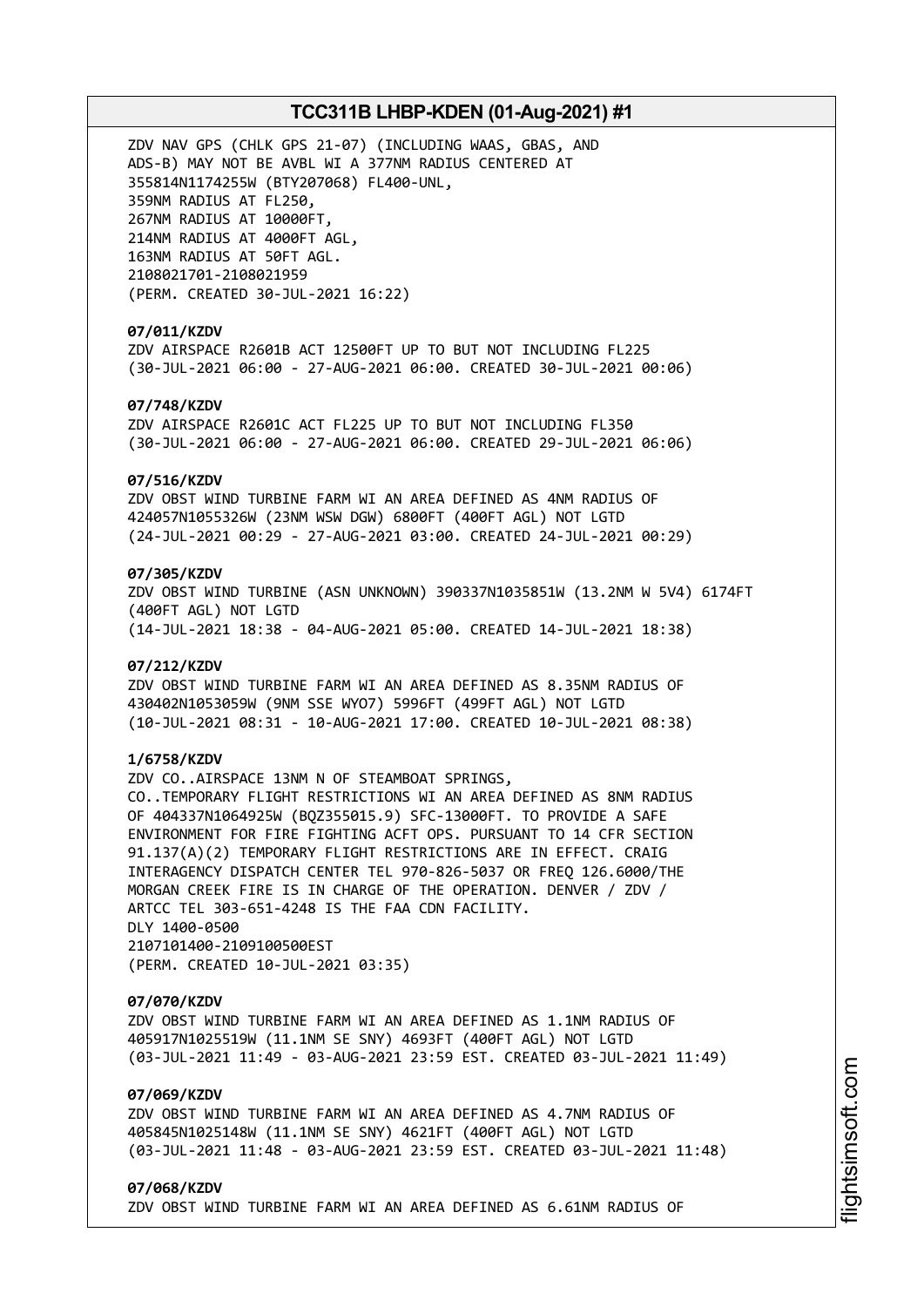ZDV NAV GPS (CHLK GPS 21-07) (INCLUDING WAAS, GBAS, AND ADS-B) MAY NOT BE AVBL WI A 377NM RADIUS CENTERED AT 355814N1174255W (BTY207068) FL400-UNL,
359NM RADIUS AT FL250,
267NM RADIUS AT 10000FT,
214NM RADIUS AT 4000FT AGL,
163NM RADIUS AT 50FT AGL.
2108021701-2108021959
(PERM. CREATED 30-JUL-2021 16:22)

**07/011/KZDV**
ZDV AIRSPACE R2601B ACT 12500FT UP TO BUT NOT INCLUDING FL225
(30-JUL-2021 06:00 - 27-AUG-2021 06:00. CREATED 30-JUL-2021 00:06)

**07/748/KZDV**
ZDV AIRSPACE R2601C ACT FL225 UP TO BUT NOT INCLUDING FL350
(30-JUL-2021 06:00 - 27-AUG-2021 06:00. CREATED 29-JUL-2021 06:06)

**07/516/KZDV**
ZDV OBST WIND TURBINE FARM WI AN AREA DEFINED AS 4NM RADIUS OF 424057N1055326W (23NM WSW DGW) 6800FT (400FT AGL) NOT LGTD
(24-JUL-2021 00:29 - 27-AUG-2021 03:00. CREATED 24-JUL-2021 00:29)

**07/305/KZDV**
ZDV OBST WIND TURBINE (ASN UNKNOWN) 390337N1035851W (13.2NM W 5V4) 6174FT (400FT AGL) NOT LGTD
(14-JUL-2021 18:38 - 04-AUG-2021 05:00. CREATED 14-JUL-2021 18:38)

**07/212/KZDV**
ZDV OBST WIND TURBINE FARM WI AN AREA DEFINED AS 8.35NM RADIUS OF 430402N1053059W (9NM SSE WYO7) 5996FT (499FT AGL) NOT LGTD
(10-JUL-2021 08:31 - 10-AUG-2021 17:00. CREATED 10-JUL-2021 08:38)

**1/6758/KZDV**
ZDV CO..AIRSPACE 13NM N OF STEAMBOAT SPRINGS, CO..TEMPORARY FLIGHT RESTRICTIONS WI AN AREA DEFINED AS 8NM RADIUS OF 404337N1064925W (BQZ355015.9) SFC-13000FT. TO PROVIDE A SAFE ENVIRONMENT FOR FIRE FIGHTING ACFT OPS. PURSUANT TO 14 CFR SECTION 91.137(A)(2) TEMPORARY FLIGHT RESTRICTIONS ARE IN EFFECT. CRAIG INTERAGENCY DISPATCH CENTER TEL 970-826-5037 OR FREQ 126.6000/THE MORGAN CREEK FIRE IS IN CHARGE OF THE OPERATION. DENVER / ZDV / ARTCC TEL 303-651-4248 IS THE FAA CDN FACILITY.
DLY 1400-0500
2107101400-2109100500EST
(PERM. CREATED 10-JUL-2021 03:35)

**07/070/KZDV**
ZDV OBST WIND TURBINE FARM WI AN AREA DEFINED AS 1.1NM RADIUS OF 405917N1025519W (11.1NM SE SNY) 4693FT (400FT AGL) NOT LGTD
(03-JUL-2021 11:49 - 03-AUG-2021 23:59 EST. CREATED 03-JUL-2021 11:49)

**07/069/KZDV**
ZDV OBST WIND TURBINE FARM WI AN AREA DEFINED AS 4.7NM RADIUS OF 405845N1025148W (11.1NM SE SNY) 4621FT (400FT AGL) NOT LGTD
(03-JUL-2021 11:48 - 03-AUG-2021 23:59 EST. CREATED 03-JUL-2021 11:48)

**07/068/KZDV**
ZDV OBST WIND TURBINE FARM WI AN AREA DEFINED AS 6.61NM RADIUS OF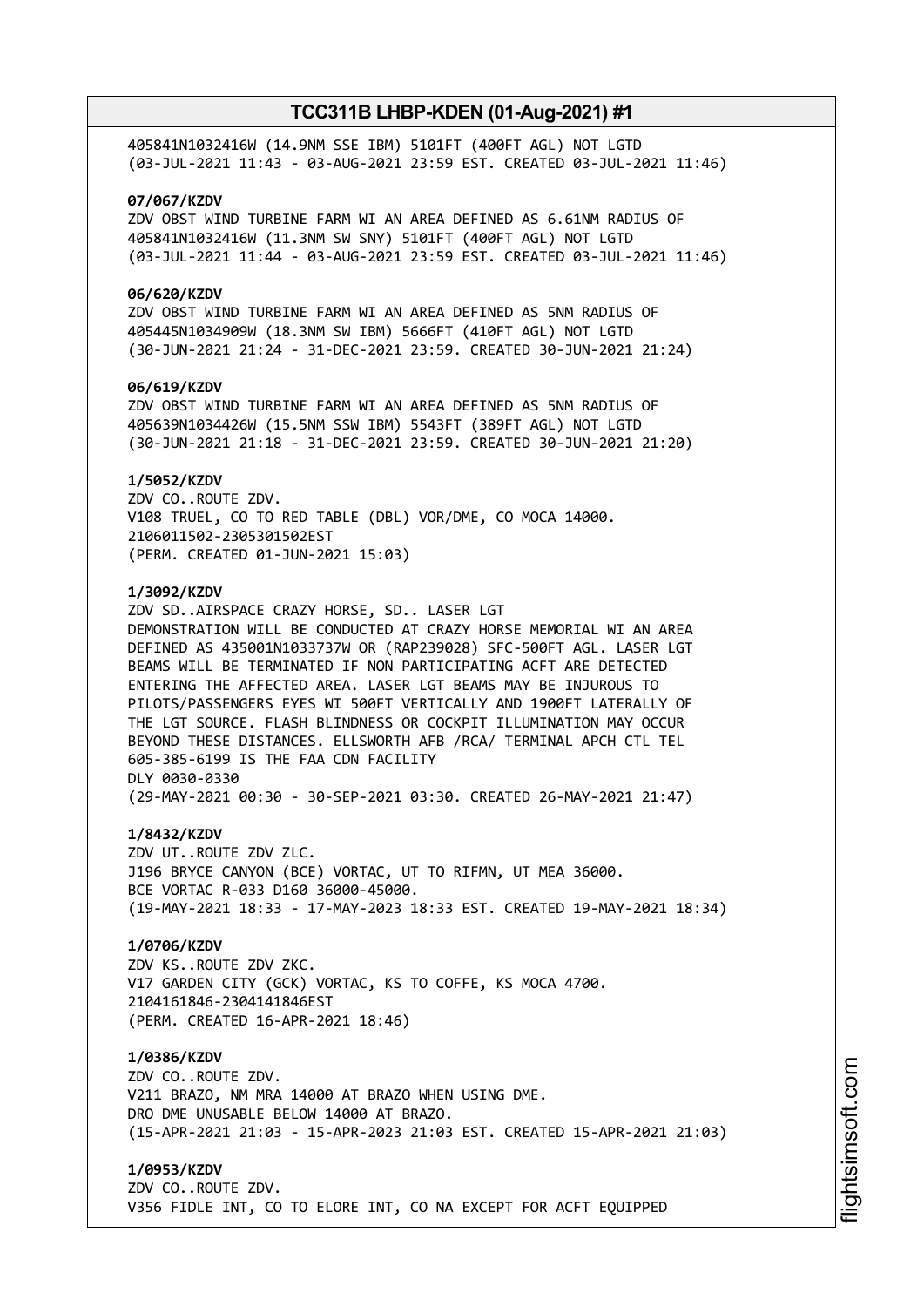405841N1032416W (14.9NM SSE IBM) 5101FT (400FT AGL) NOT LGTD
(03-JUL-2021 11:43 - 03-AUG-2021 23:59 EST. CREATED 03-JUL-2021 11:46)

**07/067/KZDV**
ZDV OBST WIND TURBINE FARM WI AN AREA DEFINED AS 6.61NM RADIUS OF
405841N1032416W (11.3NM SW SNY) 5101FT (400FT AGL) NOT LGTD
(03-JUL-2021 11:44 - 03-AUG-2021 23:59 EST. CREATED 03-JUL-2021 11:46)

**06/620/KZDV**
ZDV OBST WIND TURBINE FARM WI AN AREA DEFINED AS 5NM RADIUS OF
405445N1034909W (18.3NM SW IBM) 5666FT (410FT AGL) NOT LGTD
(30-JUN-2021 21:24 - 31-DEC-2021 23:59. CREATED 30-JUN-2021 21:24)

**06/619/KZDV**
ZDV OBST WIND TURBINE FARM WI AN AREA DEFINED AS 5NM RADIUS OF
405639N1034426W (15.5NM SSW IBM) 5543FT (389FT AGL) NOT LGTD
(30-JUN-2021 21:18 - 31-DEC-2021 23:59. CREATED 30-JUN-2021 21:20)

**1/5052/KZDV**
ZDV CO..ROUTE ZDV.
V108 TRUEL, CO TO RED TABLE (DBL) VOR/DME, CO MOCA 14000.
2106011502-2305301502EST
(PERM. CREATED 01-JUN-2021 15:03)

**1/3092/KZDV**
ZDV SD..AIRSPACE CRAZY HORSE, SD.. LASER LGT
DEMONSTRATION WILL BE CONDUCTED AT CRAZY HORSE MEMORIAL WI AN AREA
DEFINED AS 435001N1033737W OR (RAP239028) SFC-500FT AGL. LASER LGT
BEAMS WILL BE TERMINATED IF NON PARTICIPATING ACFT ARE DETECTED
ENTERING THE AFFECTED AREA. LASER LGT BEAMS MAY BE INJUROUS TO
PILOTS/PASSENGERS EYES WI 500FT VERTICALLY AND 1900FT LATERALLY OF
THE LGT SOURCE. FLASH BLINDNESS OR COCKPIT ILLUMINATION MAY OCCUR
BEYOND THESE DISTANCES. ELLSWORTH AFB /RCA/ TERMINAL APCH CTL TEL
605-385-6199 IS THE FAA CDN FACILITY
DLY 0030-0330
(29-MAY-2021 00:30 - 30-SEP-2021 03:30. CREATED 26-MAY-2021 21:47)

**1/8432/KZDV**
ZDV UT..ROUTE ZDV ZLC.
J196 BRYCE CANYON (BCE) VORTAC, UT TO RIFMN, UT MEA 36000.
BCE VORTAC R-033 D160 36000-45000.
(19-MAY-2021 18:33 - 17-MAY-2023 18:33 EST. CREATED 19-MAY-2021 18:34)

**1/0706/KZDV**
ZDV KS..ROUTE ZDV ZKC.
V17 GARDEN CITY (GCK) VORTAC, KS TO COFFE, KS MOCA 4700.
2104161846-2304141846EST
(PERM. CREATED 16-APR-2021 18:46)

**1/0386/KZDV**
ZDV CO..ROUTE ZDV.
V211 BRAZO, NM MRA 14000 AT BRAZO WHEN USING DME.
DRO DME UNUSABLE BELOW 14000 AT BRAZO.
(15-APR-2021 21:03 - 15-APR-2023 21:03 EST. CREATED 15-APR-2021 21:03)

**1/0953/KZDV**
ZDV CO..ROUTE ZDV.
V356 FIDLE INT, CO TO ELORE INT, CO NA EXCEPT FOR ACFT EQUIPPED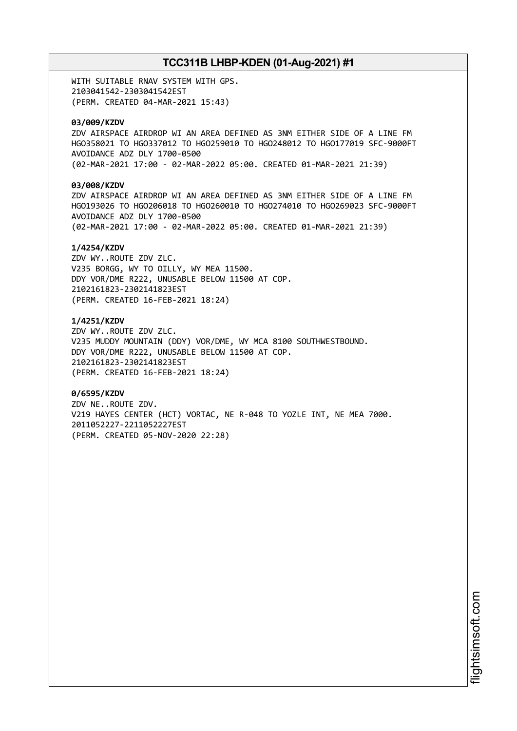WITH SUITABLE RNAV SYSTEM WITH GPS.
2103041542-2303041542EST
(PERM. CREATED 04-MAR-2021 15:43)

**03/009/KZDV**
ZDV AIRSPACE AIRDROP WI AN AREA DEFINED AS 3NM EITHER SIDE OF A LINE FM HGO358021 TO HGO337012 TO HGO259010 TO HGO248012 TO HGO177019 SFC-9000FT AVOIDANCE ADZ DLY 1700-0500
(02-MAR-2021 17:00 - 02-MAR-2022 05:00. CREATED 01-MAR-2021 21:39)

**03/008/KZDV**
ZDV AIRSPACE AIRDROP WI AN AREA DEFINED AS 3NM EITHER SIDE OF A LINE FM HGO193026 TO HGO206018 TO HGO260010 TO HGO274010 TO HGO269023 SFC-9000FT AVOIDANCE ADZ DLY 1700-0500
(02-MAR-2021 17:00 - 02-MAR-2022 05:00. CREATED 01-MAR-2021 21:39)

**1/4254/KZDV**
ZDV WY..ROUTE ZDV ZLC.
V235 BORGG, WY TO OILLY, WY MEA 11500.
DDY VOR/DME R222, UNUSABLE BELOW 11500 AT COP.
2102161823-2302141823EST
(PERM. CREATED 16-FEB-2021 18:24)

**1/4251/KZDV**
ZDV WY..ROUTE ZDV ZLC.
V235 MUDDY MOUNTAIN (DDY) VOR/DME, WY MCA 8100 SOUTHWESTBOUND.
DDY VOR/DME R222, UNUSABLE BELOW 11500 AT COP.
2102161823-2302141823EST
(PERM. CREATED 16-FEB-2021 18:24)

**0/6595/KZDV**
ZDV NE..ROUTE ZDV.
V219 HAYES CENTER (HCT) VORTAC, NE R-048 TO YOZLE INT, NE MEA 7000.
2011052227-2211052227EST
(PERM. CREATED 05-NOV-2020 22:28)